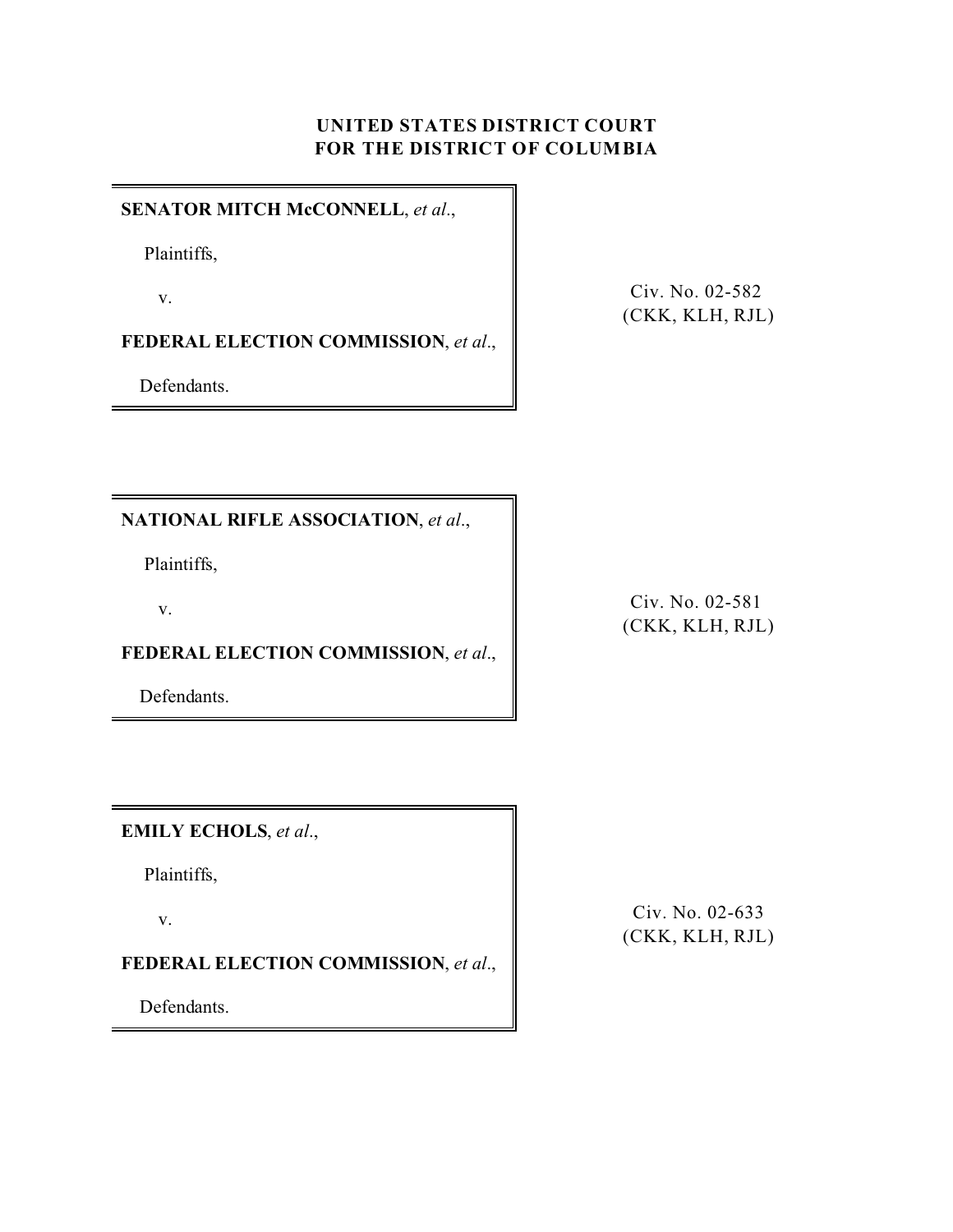**UNITED STATES DISTRICT COURT**
**FOR THE DISTRICT OF COLUMBIA**

**SENATOR MITCH McCONNELL**, *et al*.,

Plaintiffs,

v.

**FEDERAL ELECTION COMMISSION**, *et al*.,

Defendants.

Civ. No. 02-582
(CKK, KLH, RJL)

**NATIONAL RIFLE ASSOCIATION**, *et al*.,

Plaintiffs,

v.

**FEDERAL ELECTION COMMISSION**, *et al*.,

Defendants.

Civ. No. 02-581
(CKK, KLH, RJL)

**EMILY ECHOLS**, *et al*.,

Plaintiffs,

v.

**FEDERAL ELECTION COMMISSION**, *et al*.,

Defendants.

Civ. No. 02-633
(CKK, KLH, RJL)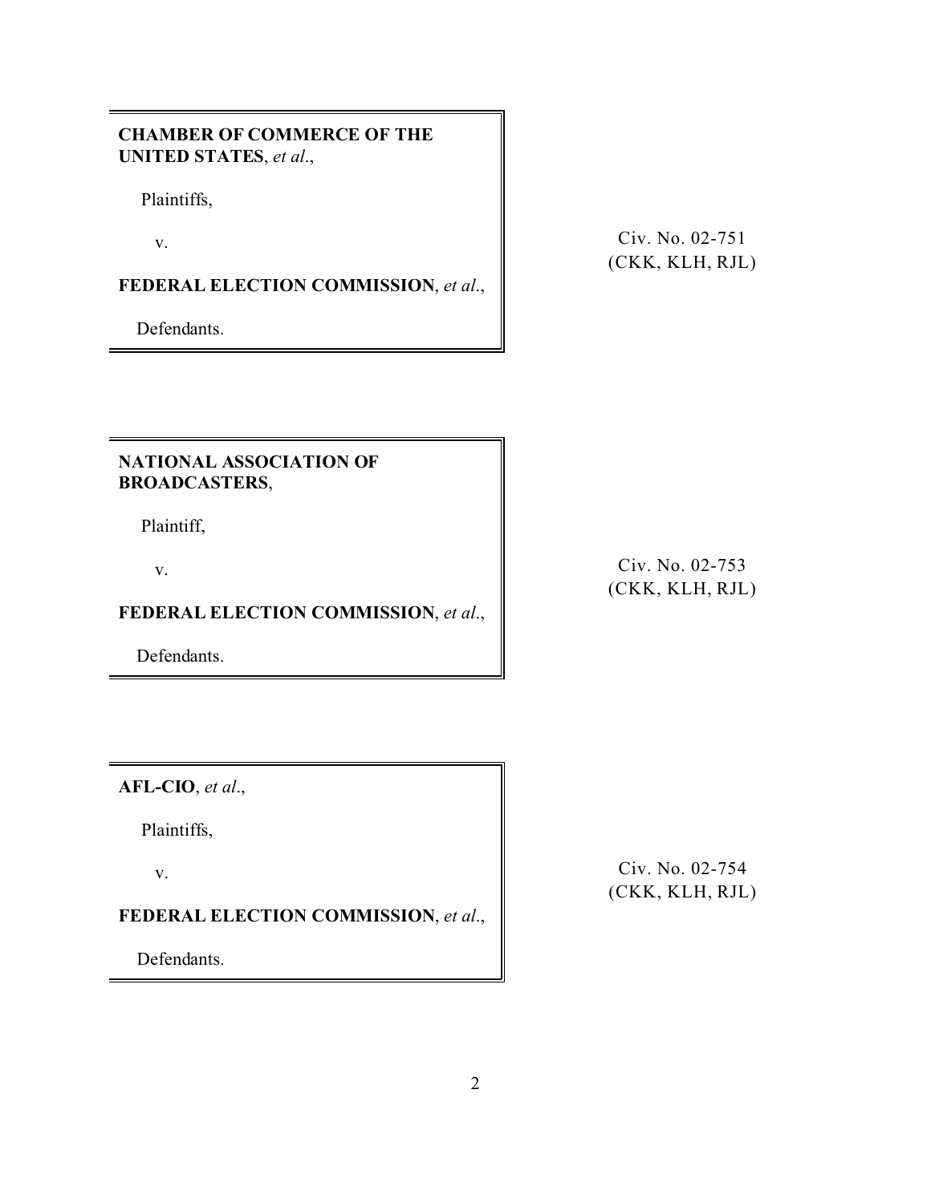**CHAMBER OF COMMERCE OF THE UNITED STATES**, *et al*.,

Plaintiffs,

v.

**FEDERAL ELECTION COMMISSION**, *et al*.,

Defendants.

Civ. No. 02-751 (CKK, KLH, RJL)

---

**NATIONAL ASSOCIATION OF BROADCASTERS**,

Plaintiff,

v.

**FEDERAL ELECTION COMMISSION**, *et al*.,

Defendants.

Civ. No. 02-753 (CKK, KLH, RJL)

---

**AFL-CIO**, *et al*.,

Plaintiffs,

v.

**FEDERAL ELECTION COMMISSION**, *et al*.,

Defendants.

Civ. No. 02-754 (CKK, KLH, RJL)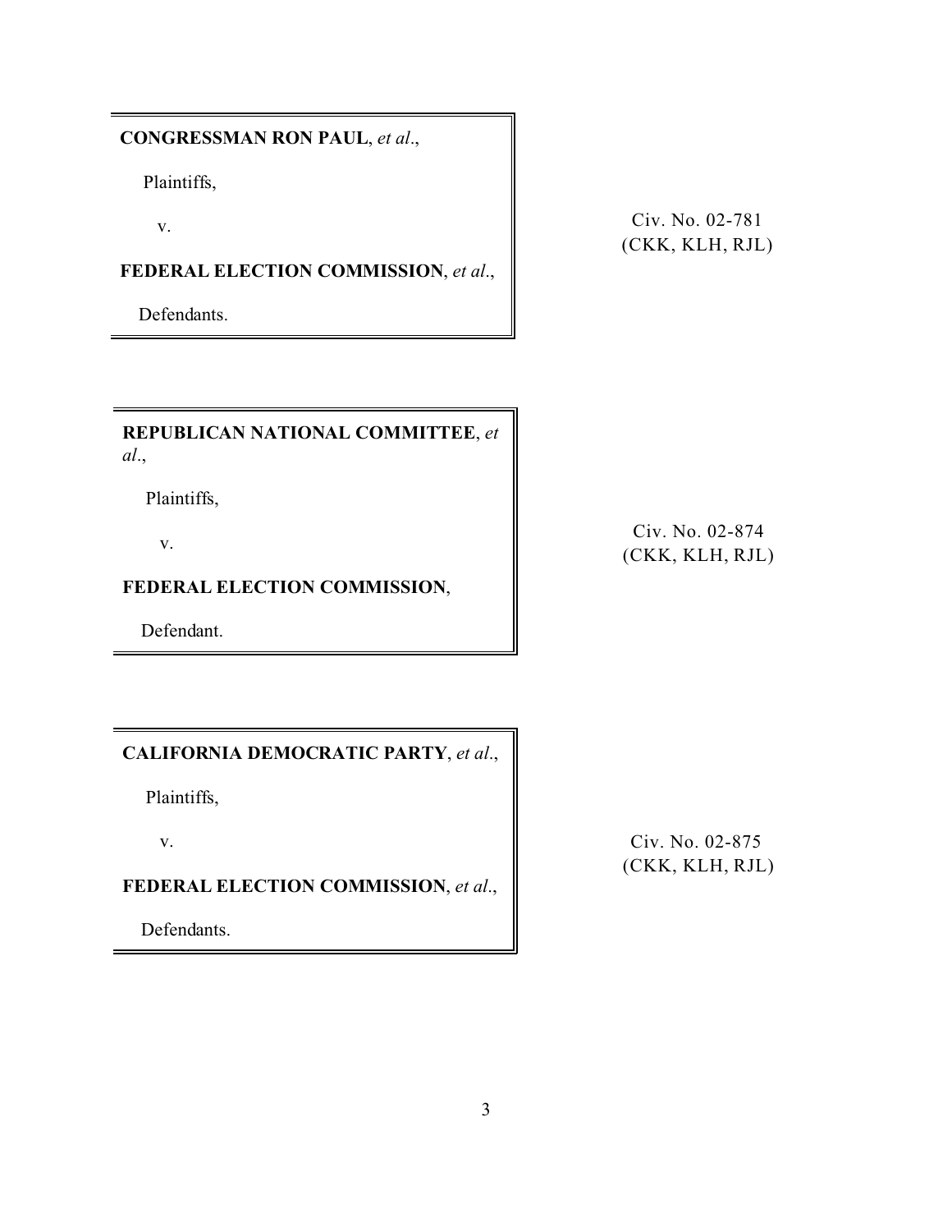**CONGRESSMAN RON PAUL**, *et al*.,

Plaintiffs,

v.

**FEDERAL ELECTION COMMISSION**, *et al*.,

Defendants.

Civ. No. 02-781
(CKK, KLH, RJL)

---

**REPUBLICAN NATIONAL COMMITTEE**, *et al*.,

Plaintiffs,

v.

**FEDERAL ELECTION COMMISSION**,

Defendant.

Civ. No. 02-874
(CKK, KLH, RJL)

---

**CALIFORNIA DEMOCRATIC PARTY**, *et al*.,

Plaintiffs,

v.

**FEDERAL ELECTION COMMISSION**, *et al*.,

Defendants.

Civ. No. 02-875
(CKK, KLH, RJL)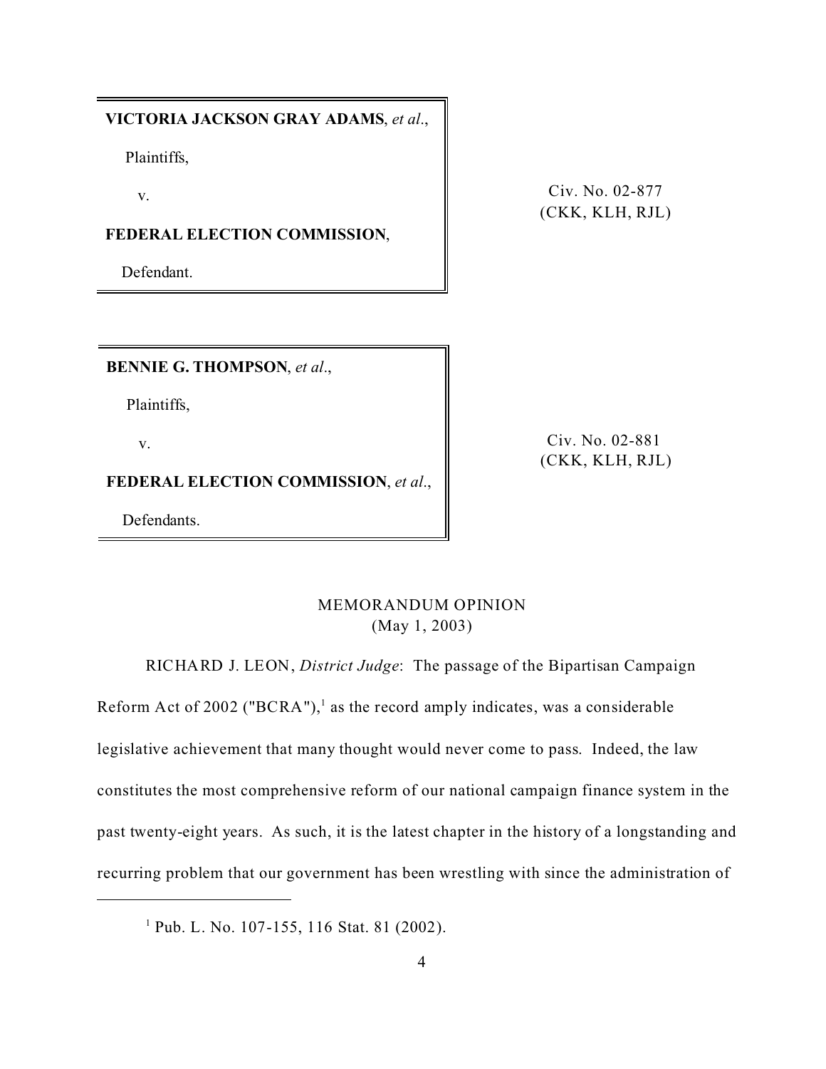**VICTORIA JACKSON GRAY ADAMS**, *et al*.,

Plaintiffs,

v.

**FEDERAL ELECTION COMMISSION**,

Defendant.

Civ. No. 02-877
(CKK, KLH, RJL)

**BENNIE G. THOMPSON**, *et al*.,

Plaintiffs,

v.

**FEDERAL ELECTION COMMISSION**, *et al*.,

Defendants.

Civ. No. 02-881
(CKK, KLH, RJL)

MEMORANDUM OPINION
(May 1, 2003)

RICHARD J. LEON, *District Judge*: The passage of the Bipartisan Campaign Reform Act of 2002 ("BCRA"),[1] as the record amply indicates, was a considerable legislative achievement that many thought would never come to pass. Indeed, the law constitutes the most comprehensive reform of our national campaign finance system in the past twenty-eight years. As such, it is the latest chapter in the history of a longstanding and recurring problem that our government has been wrestling with since the administration of

---

[1] Pub. L. No. 107-155, 116 Stat. 81 (2002).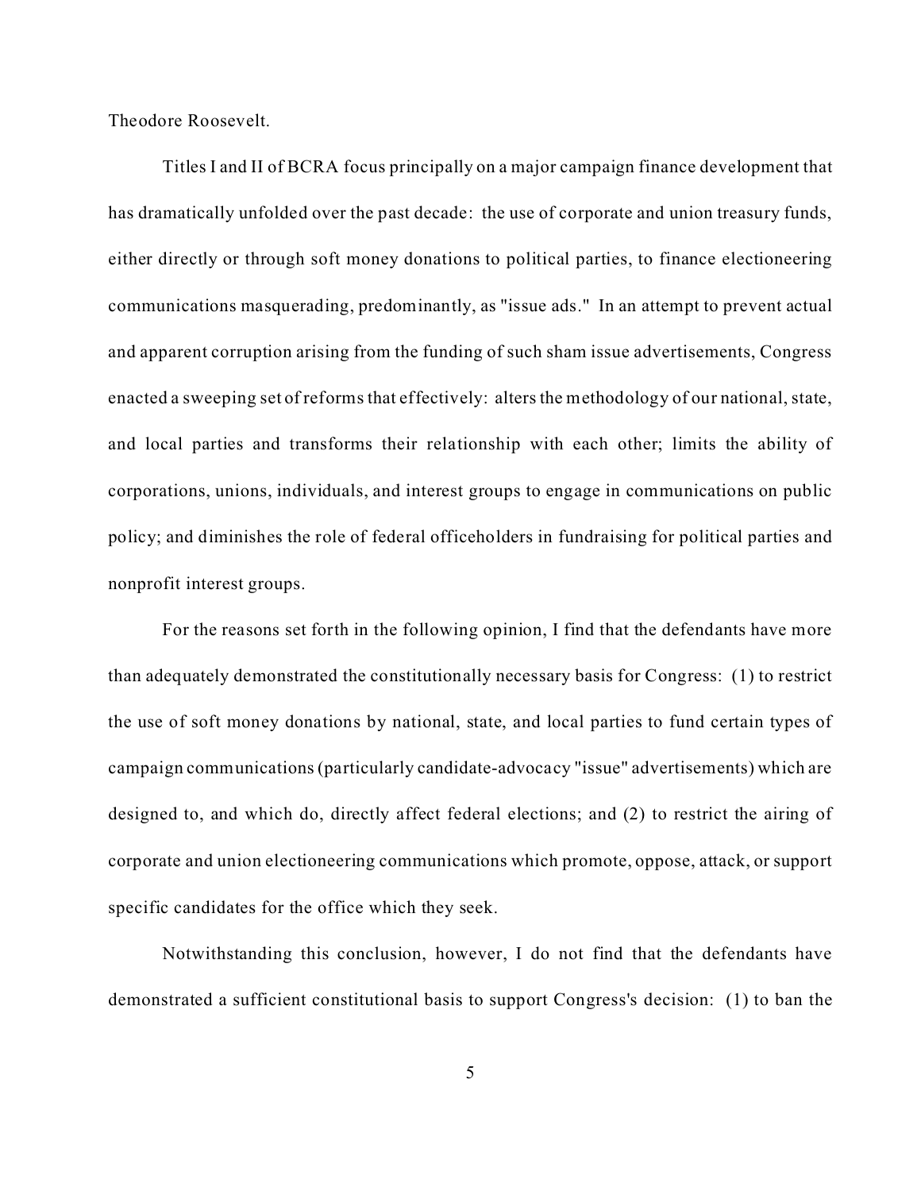Theodore Roosevelt.

Titles I and II of BCRA focus principally on a major campaign finance development that has dramatically unfolded over the past decade: the use of corporate and union treasury funds, either directly or through soft money donations to political parties, to finance electioneering communications masquerading, predominantly, as "issue ads." In an attempt to prevent actual and apparent corruption arising from the funding of such sham issue advertisements, Congress enacted a sweeping set of reforms that effectively: alters the methodology of our national, state, and local parties and transforms their relationship with each other; limits the ability of corporations, unions, individuals, and interest groups to engage in communications on public policy; and diminishes the role of federal officeholders in fundraising for political parties and nonprofit interest groups.

For the reasons set forth in the following opinion, I find that the defendants have more than adequately demonstrated the constitutionally necessary basis for Congress: (1) to restrict the use of soft money donations by national, state, and local parties to fund certain types of campaign communications (particularly candidate-advocacy "issue" advertisements) which are designed to, and which do, directly affect federal elections; and (2) to restrict the airing of corporate and union electioneering communications which promote, oppose, attack, or support specific candidates for the office which they seek.

Notwithstanding this conclusion, however, I do not find that the defendants have demonstrated a sufficient constitutional basis to support Congress's decision: (1) to ban the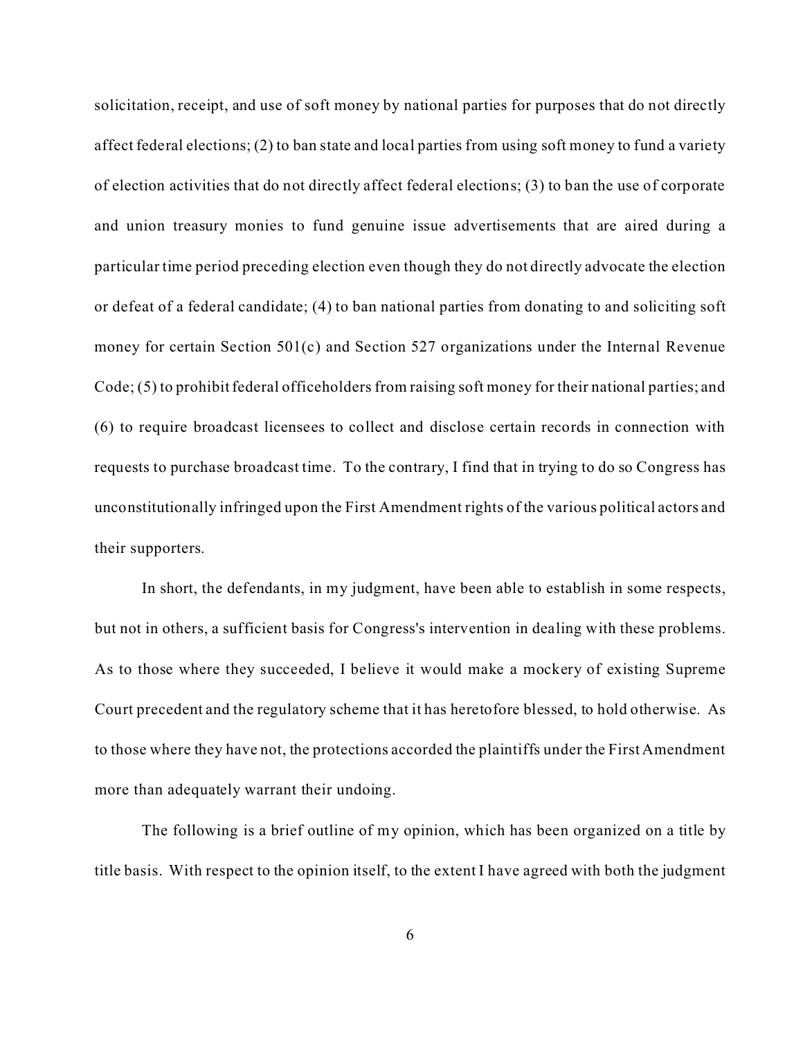solicitation, receipt, and use of soft money by national parties for purposes that do not directly affect federal elections; (2) to ban state and local parties from using soft money to fund a variety of election activities that do not directly affect federal elections; (3) to ban the use of corporate and union treasury monies to fund genuine issue advertisements that are aired during a particular time period preceding election even though they do not directly advocate the election or defeat of a federal candidate; (4) to ban national parties from donating to and soliciting soft money for certain Section 501(c) and Section 527 organizations under the Internal Revenue Code; (5) to prohibit federal officeholders from raising soft money for their national parties; and (6) to require broadcast licensees to collect and disclose certain records in connection with requests to purchase broadcast time. To the contrary, I find that in trying to do so Congress has unconstitutionally infringed upon the First Amendment rights of the various political actors and their supporters.

In short, the defendants, in my judgment, have been able to establish in some respects, but not in others, a sufficient basis for Congress's intervention in dealing with these problems. As to those where they succeeded, I believe it would make a mockery of existing Supreme Court precedent and the regulatory scheme that it has heretofore blessed, to hold otherwise. As to those where they have not, the protections accorded the plaintiffs under the First Amendment more than adequately warrant their undoing.

The following is a brief outline of my opinion, which has been organized on a title by title basis. With respect to the opinion itself, to the extent I have agreed with both the judgment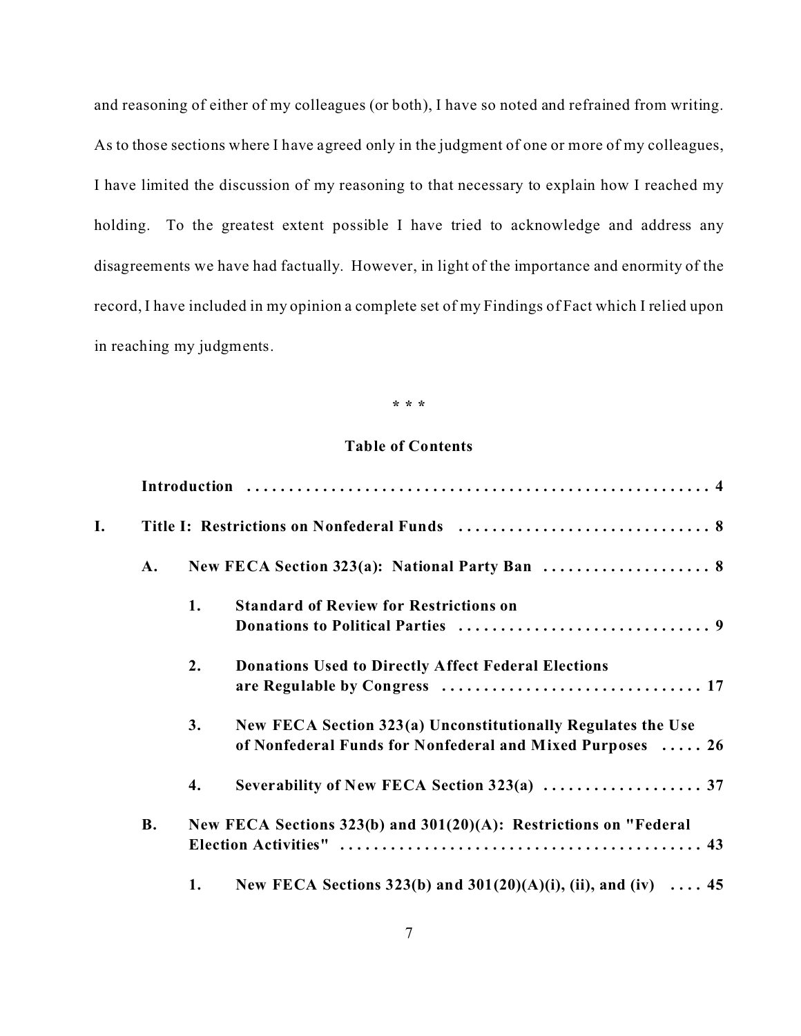and reasoning of either of my colleagues (or both), I have so noted and refrained from writing. As to those sections where I have agreed only in the judgment of one or more of my colleagues, I have limited the discussion of my reasoning to that necessary to explain how I reached my holding. To the greatest extent possible I have tried to acknowledge and address any disagreements we have had factually. However, in light of the importance and enormity of the record, I have included in my opinion a complete set of my Findings of Fact which I relied upon in reaching my judgments.

\* \* \*

**Table of Contents**

**Introduction** . . . . . . . . . . . . . . . . . . . . . . . . . . . . . . . . . . . . . . . . . . . . . . . . . . . . 4

**I. Title I: Restrictions on Nonfederal Funds** . . . . . . . . . . . . . . . . . . . . . . . . . . . . . . 8

- **A. New FECA Section 323(a): National Party Ban** . . . . . . . . . . . . . . . . . . . . 8
  - **1. Standard of Review for Restrictions on Donations to Political Parties** . . . . . . . . . . . . . . . . . . . . . . . . . . . . . . 9
  - **2. Donations Used to Directly Affect Federal Elections are Regulable by Congress** . . . . . . . . . . . . . . . . . . . . . . . . . . . . . . . 17
  - **3. New FECA Section 323(a) Unconstitutionally Regulates the Use of Nonfederal Funds for Nonfederal and Mixed Purposes** . . . . . 26
  - **4. Severability of New FECA Section 323(a)** . . . . . . . . . . . . . . . . . . . 37
- **B. New FECA Sections 323(b) and 301(20)(A): Restrictions on "Federal Election Activities"** . . . . . . . . . . . . . . . . . . . . . . . . . . . . . . . . . . . . . . . . . . . 43
  - **1. New FECA Sections 323(b) and 301(20)(A)(i), (ii), and (iv)** . . . . 45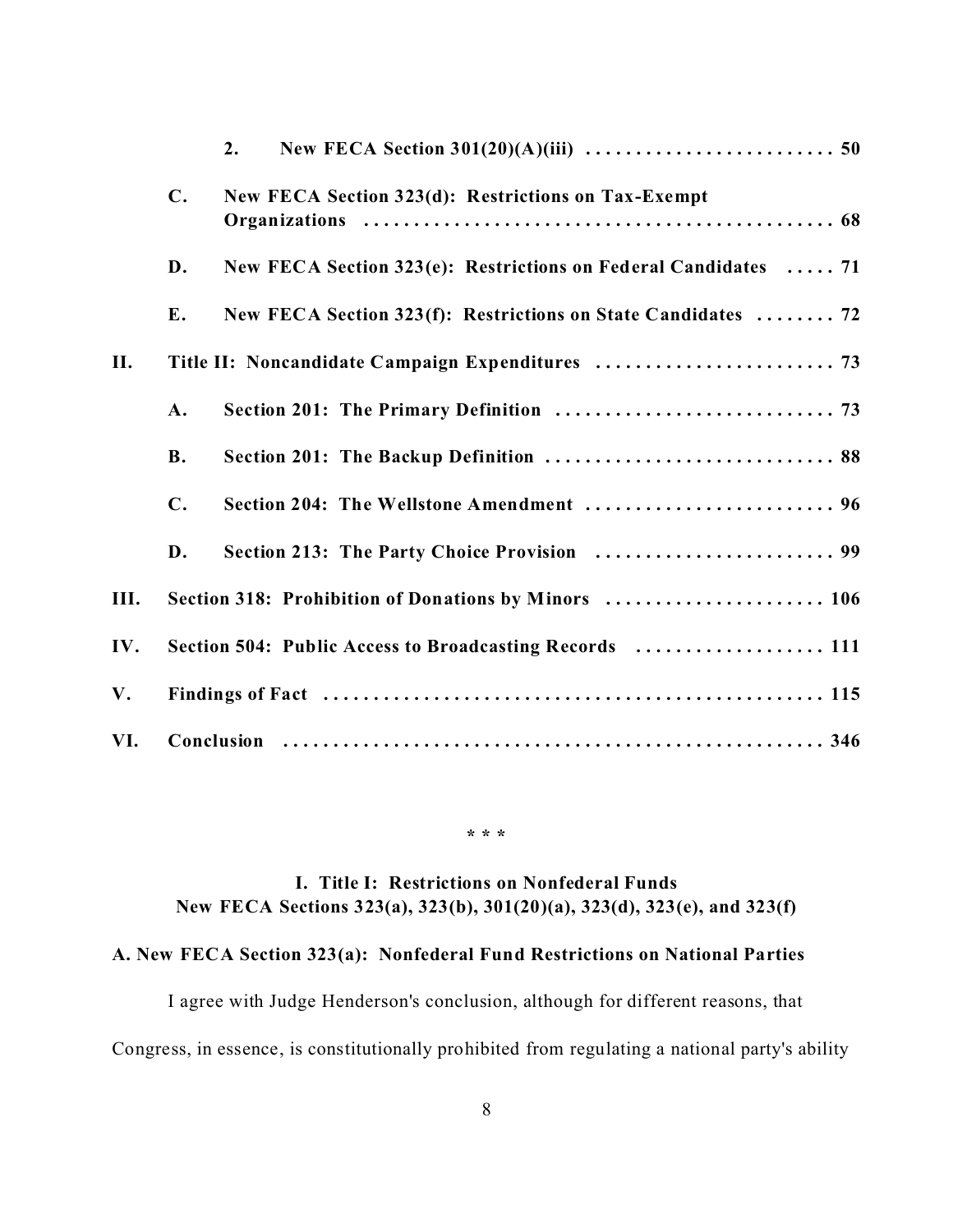**2. New FECA Section 301(20)(A)(iii) . . . . . . . . . . . . . . . . . . . . . . . . . 50**

**C. New FECA Section 323(d): Restrictions on Tax-Exempt Organizations . . . . . . . . . . . . . . . . . . . . . . . . . . . . . . . . . . . . . . . . . . . . . . . 68**

**D. New FECA Section 323(e): Restrictions on Federal Candidates . . . . . 71**

**E. New FECA Section 323(f): Restrictions on State Candidates . . . . . . . . 72**

**II. Title II: Noncandidate Campaign Expenditures . . . . . . . . . . . . . . . . . . . . . . . . 73**

**A. Section 201: The Primary Definition . . . . . . . . . . . . . . . . . . . . . . . . . . . . 73**

**B. Section 201: The Backup Definition . . . . . . . . . . . . . . . . . . . . . . . . . . . . . 88**

**C. Section 204: The Wellstone Amendment . . . . . . . . . . . . . . . . . . . . . . . . . 96**

**D. Section 213: The Party Choice Provision . . . . . . . . . . . . . . . . . . . . . . . . 99**

**III. Section 318: Prohibition of Donations by Minors . . . . . . . . . . . . . . . . . . . . . . 106**

**IV. Section 504: Public Access to Broadcasting Records . . . . . . . . . . . . . . . . . . . 111**

**V. Findings of Fact . . . . . . . . . . . . . . . . . . . . . . . . . . . . . . . . . . . . . . . . . . . . . . . . . 115**

**VI. Conclusion . . . . . . . . . . . . . . . . . . . . . . . . . . . . . . . . . . . . . . . . . . . . . . . . . . . . . 346**

\* \* \*

## I. Title I: Restrictions on Nonfederal Funds
## New FECA Sections 323(a), 323(b), 301(20)(a), 323(d), 323(e), and 323(f)

### A. New FECA Section 323(a): Nonfederal Fund Restrictions on National Parties

I agree with Judge Henderson's conclusion, although for different reasons, that Congress, in essence, is constitutionally prohibited from regulating a national party's ability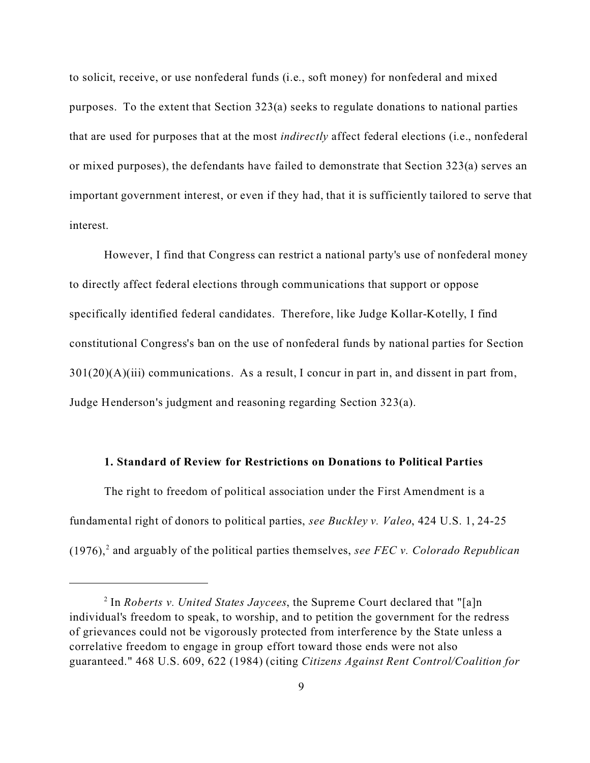to solicit, receive, or use nonfederal funds (i.e., soft money) for nonfederal and mixed purposes. To the extent that Section 323(a) seeks to regulate donations to national parties that are used for purposes that at the most *indirectly* affect federal elections (i.e., nonfederal or mixed purposes), the defendants have failed to demonstrate that Section 323(a) serves an important government interest, or even if they had, that it is sufficiently tailored to serve that interest.

However, I find that Congress can restrict a national party's use of nonfederal money to directly affect federal elections through communications that support or oppose specifically identified federal candidates. Therefore, like Judge Kollar-Kotelly, I find constitutional Congress's ban on the use of nonfederal funds by national parties for Section 301(20)(A)(iii) communications. As a result, I concur in part in, and dissent in part from, Judge Henderson's judgment and reasoning regarding Section 323(a).

**1. Standard of Review for Restrictions on Donations to Political Parties**

The right to freedom of political association under the First Amendment is a fundamental right of donors to political parties, *see Buckley v. Valeo*, 424 U.S. 1, 24-25 (1976),[2] and arguably of the political parties themselves, *see FEC v. Colorado Republican*

[2] In *Roberts v. United States Jaycees*, the Supreme Court declared that "[a]n individual's freedom to speak, to worship, and to petition the government for the redress of grievances could not be vigorously protected from interference by the State unless a correlative freedom to engage in group effort toward those ends were not also guaranteed." 468 U.S. 609, 622 (1984) (citing *Citizens Against Rent Control/Coalition for*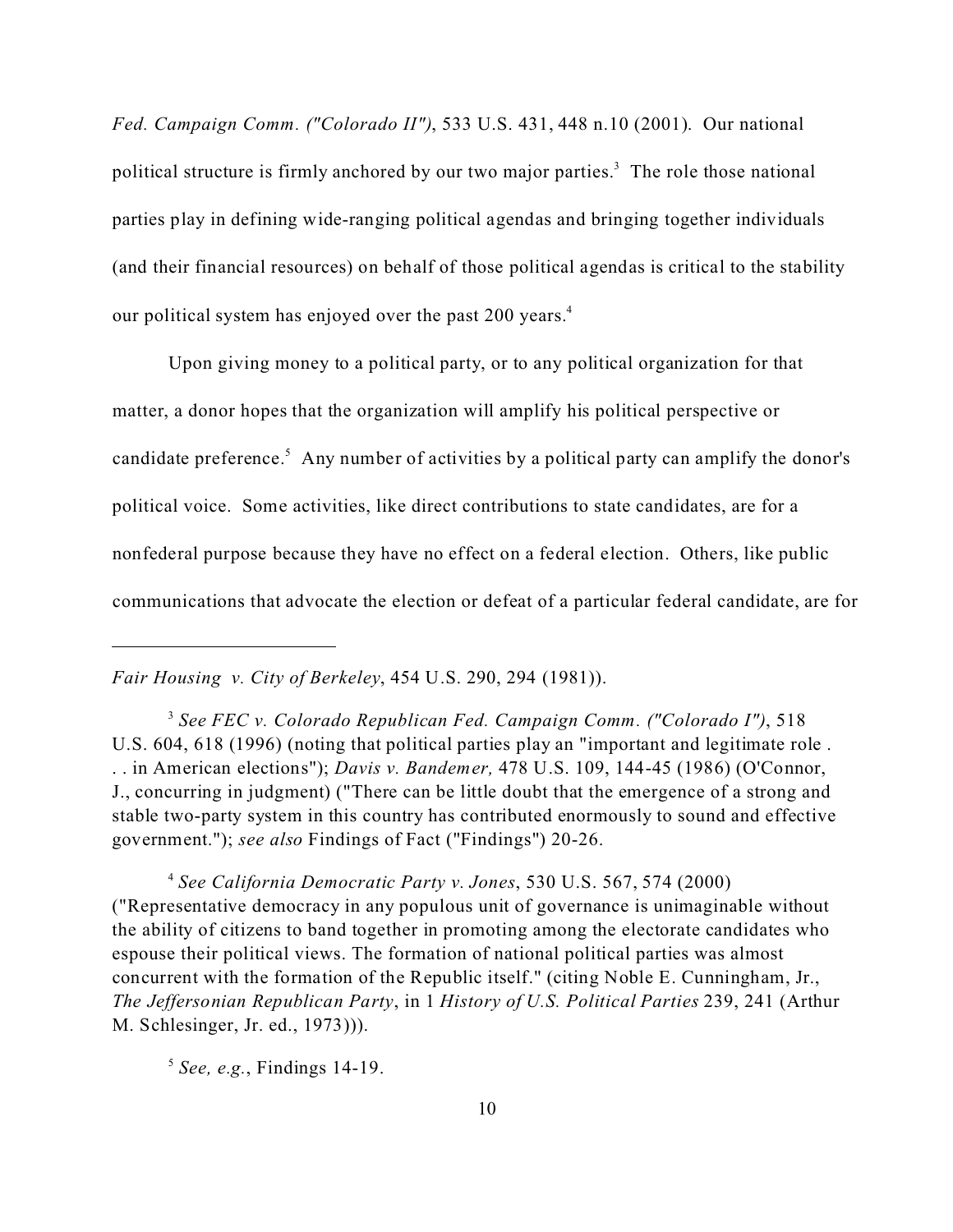*Fed. Campaign Comm. ("Colorado II")*, 533 U.S. 431, 448 n.10 (2001). Our national political structure is firmly anchored by our two major parties.[3] The role those national parties play in defining wide-ranging political agendas and bringing together individuals (and their financial resources) on behalf of those political agendas is critical to the stability our political system has enjoyed over the past 200 years.[4]

Upon giving money to a political party, or to any political organization for that matter, a donor hopes that the organization will amplify his political perspective or candidate preference.[5] Any number of activities by a political party can amplify the donor's political voice. Some activities, like direct contributions to state candidates, are for a nonfederal purpose because they have no effect on a federal election. Others, like public communications that advocate the election or defeat of a particular federal candidate, are for

---

*Fair Housing v. City of Berkeley*, 454 U.S. 290, 294 (1981)).

[3] *See FEC v. Colorado Republican Fed. Campaign Comm. ("Colorado I")*, 518 U.S. 604, 618 (1996) (noting that political parties play an "important and legitimate role . . . in American elections"); *Davis v. Bandemer,* 478 U.S. 109, 144-45 (1986) (O'Connor, J., concurring in judgment) ("There can be little doubt that the emergence of a strong and stable two-party system in this country has contributed enormously to sound and effective government."); *see also* Findings of Fact ("Findings") 20-26.

[4] *See California Democratic Party v. Jones*, 530 U.S. 567, 574 (2000) ("Representative democracy in any populous unit of governance is unimaginable without the ability of citizens to band together in promoting among the electorate candidates who espouse their political views. The formation of national political parties was almost concurrent with the formation of the Republic itself." (citing Noble E. Cunningham, Jr., *The Jeffersonian Republican Party*, in 1 *History of U.S. Political Parties* 239, 241 (Arthur M. Schlesinger, Jr. ed., 1973))).

[5] *See, e.g.*, Findings 14-19.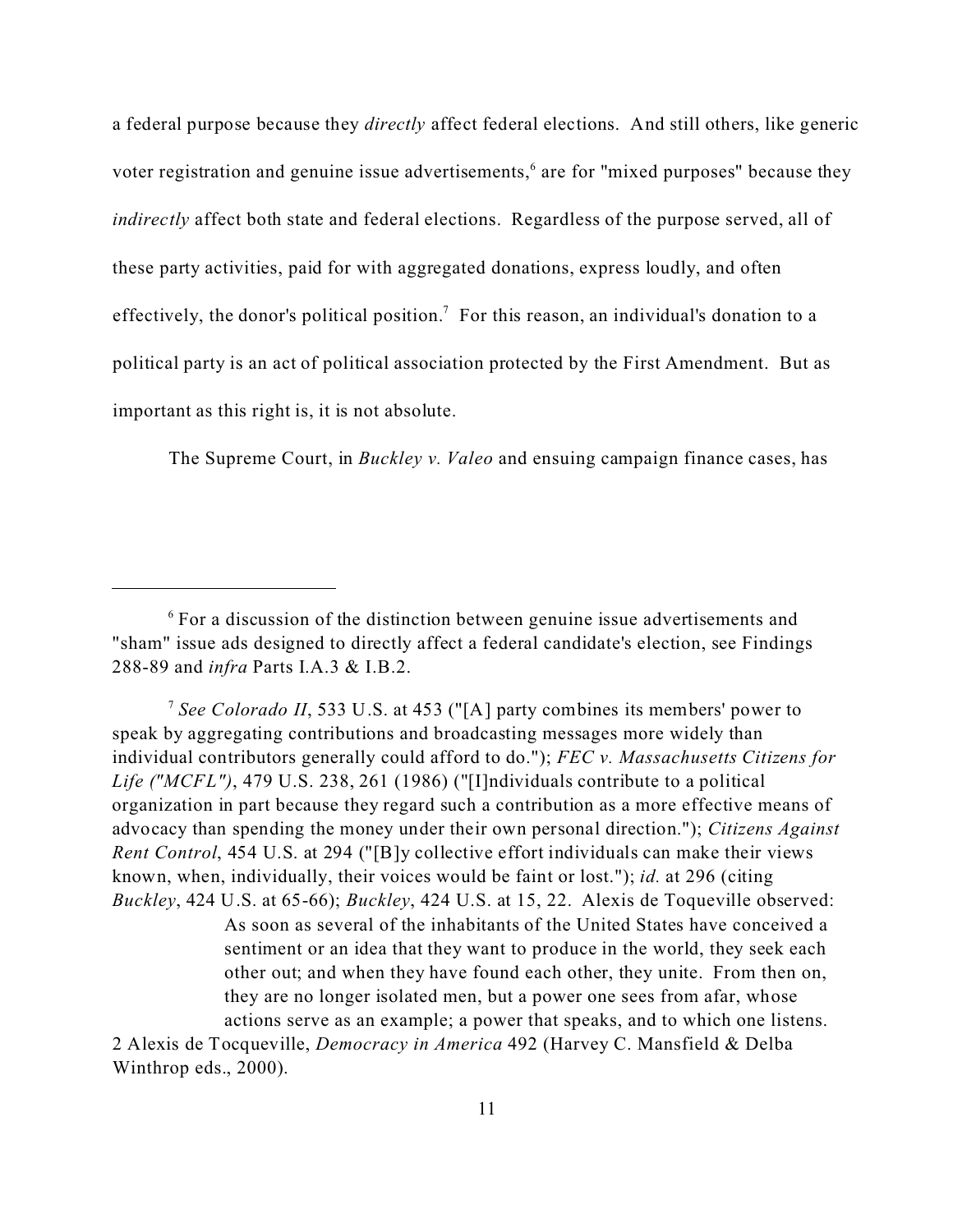a federal purpose because they *directly* affect federal elections. And still others, like generic voter registration and genuine issue advertisements,[6] are for "mixed purposes" because they *indirectly* affect both state and federal elections. Regardless of the purpose served, all of these party activities, paid for with aggregated donations, express loudly, and often effectively, the donor's political position.[7] For this reason, an individual's donation to a political party is an act of political association protected by the First Amendment. But as important as this right is, it is not absolute.

The Supreme Court, in *Buckley v. Valeo* and ensuing campaign finance cases, has

---

[6] For a discussion of the distinction between genuine issue advertisements and "sham" issue ads designed to directly affect a federal candidate's election, see Findings 288-89 and *infra* Parts I.A.3 & I.B.2.

[7] *See Colorado II*, 533 U.S. at 453 ("[A] party combines its members' power to speak by aggregating contributions and broadcasting messages more widely than individual contributors generally could afford to do."); *FEC v. Massachusetts Citizens for Life ("MCFL")*, 479 U.S. 238, 261 (1986) ("[I]ndividuals contribute to a political organization in part because they regard such a contribution as a more effective means of advocacy than spending the money under their own personal direction."); *Citizens Against Rent Control*, 454 U.S. at 294 ("[B]y collective effort individuals can make their views known, when, individually, their voices would be faint or lost."); *id.* at 296 (citing *Buckley*, 424 U.S. at 65-66); *Buckley*, 424 U.S. at 15, 22. Alexis de Toqueville observed:

> As soon as several of the inhabitants of the United States have conceived a sentiment or an idea that they want to produce in the world, they seek each other out; and when they have found each other, they unite. From then on, they are no longer isolated men, but a power one sees from afar, whose actions serve as an example; a power that speaks, and to which one listens.

2 Alexis de Tocqueville, *Democracy in America* 492 (Harvey C. Mansfield & Delba Winthrop eds., 2000).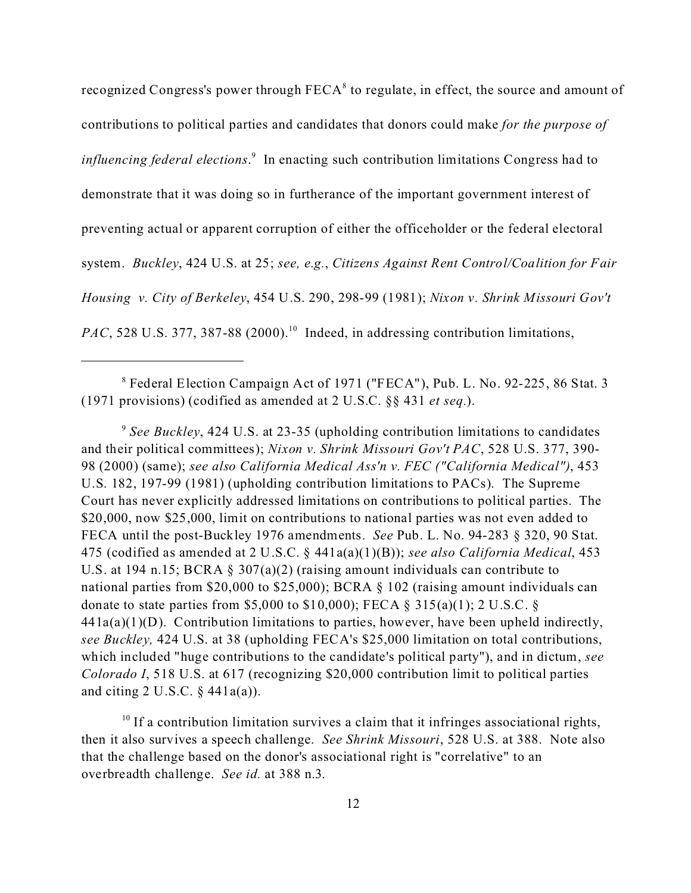recognized Congress's power through FECA[8] to regulate, in effect, the source and amount of contributions to political parties and candidates that donors could make *for the purpose of influencing federal elections*.[9] In enacting such contribution limitations Congress had to demonstrate that it was doing so in furtherance of the important government interest of preventing actual or apparent corruption of either the officeholder or the federal electoral system. *Buckley*, 424 U.S. at 25; *see, e.g.*, *Citizens Against Rent Control/Coalition for Fair Housing v. City of Berkeley*, 454 U.S. 290, 298-99 (1981); *Nixon v. Shrink Missouri Gov't PAC*, 528 U.S. 377, 387-88 (2000).[10] Indeed, in addressing contribution limitations,

---

[8] Federal Election Campaign Act of 1971 ("FECA"), Pub. L. No. 92-225, 86 Stat. 3 (1971 provisions) (codified as amended at 2 U.S.C. §§ 431 *et seq.*).

[9] *See Buckley*, 424 U.S. at 23-35 (upholding contribution limitations to candidates and their political committees); *Nixon v. Shrink Missouri Gov't PAC*, 528 U.S. 377, 390-98 (2000) (same); *see also California Medical Ass'n v. FEC ("California Medical")*, 453 U.S. 182, 197-99 (1981) (upholding contribution limitations to PACs). The Supreme Court has never explicitly addressed limitations on contributions to political parties. The $20,000, now $25,000, limit on contributions to national parties was not even added to FECA until the post-Buckley 1976 amendments. *See* Pub. L. No. 94-283 § 320, 90 Stat. 475 (codified as amended at 2 U.S.C. § 441a(a)(1)(B)); *see also California Medical*, 453 U.S. at 194 n.15; BCRA § 307(a)(2) (raising amount individuals can contribute to national parties from $20,000 to $25,000); BCRA § 102 (raising amount individuals can donate to state parties from $5,000 to $10,000); FECA § 315(a)(1); 2 U.S.C. § 441a(a)(1)(D). Contribution limitations to parties, however, have been upheld indirectly, *see Buckley,* 424 U.S. at 38 (upholding FECA's $25,000 limitation on total contributions, which included "huge contributions to the candidate's political party"), and in dictum, *see Colorado I*, 518 U.S. at 617 (recognizing $20,000 contribution limit to political parties and citing 2 U.S.C. § 441a(a)).

[10] If a contribution limitation survives a claim that it infringes associational rights, then it also survives a speech challenge. *See Shrink Missouri*, 528 U.S. at 388. Note also that the challenge based on the donor's associational right is "correlative" to an overbreadth challenge. *See id.* at 388 n.3.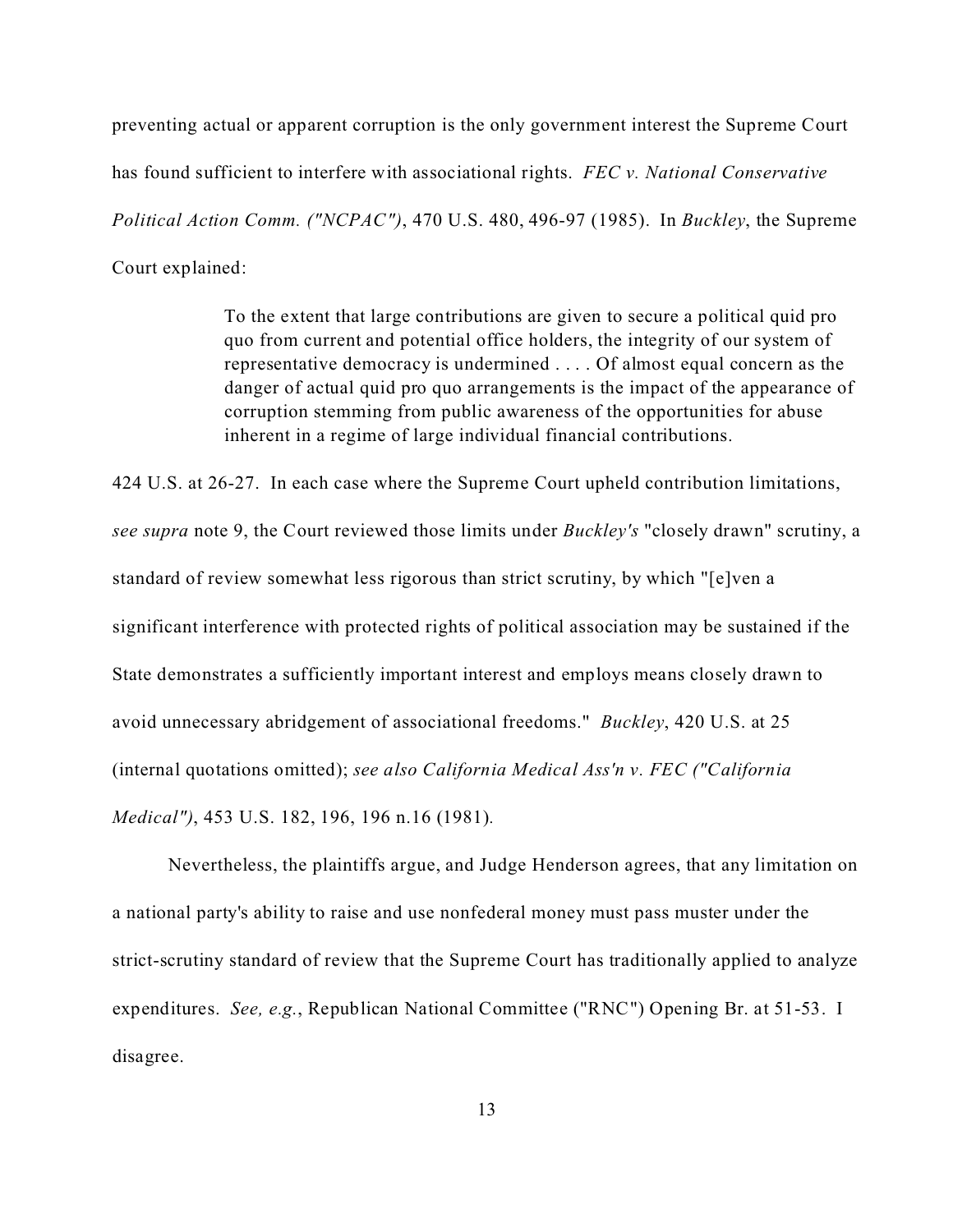preventing actual or apparent corruption is the only government interest the Supreme Court has found sufficient to interfere with associational rights. *FEC v. National Conservative Political Action Comm. ("NCPAC")*, 470 U.S. 480, 496-97 (1985). In *Buckley*, the Supreme Court explained:

> To the extent that large contributions are given to secure a political quid pro quo from current and potential office holders, the integrity of our system of representative democracy is undermined . . . . Of almost equal concern as the danger of actual quid pro quo arrangements is the impact of the appearance of corruption stemming from public awareness of the opportunities for abuse inherent in a regime of large individual financial contributions.

424 U.S. at 26-27. In each case where the Supreme Court upheld contribution limitations, *see supra* note 9, the Court reviewed those limits under *Buckley's* "closely drawn" scrutiny, a standard of review somewhat less rigorous than strict scrutiny, by which "[e]ven a significant interference with protected rights of political association may be sustained if the State demonstrates a sufficiently important interest and employs means closely drawn to avoid unnecessary abridgement of associational freedoms." *Buckley*, 420 U.S. at 25 (internal quotations omitted); *see also California Medical Ass'n v. FEC ("California Medical")*, 453 U.S. 182, 196, 196 n.16 (1981).

Nevertheless, the plaintiffs argue, and Judge Henderson agrees, that any limitation on a national party's ability to raise and use nonfederal money must pass muster under the strict-scrutiny standard of review that the Supreme Court has traditionally applied to analyze expenditures. *See, e.g.*, Republican National Committee ("RNC") Opening Br. at 51-53. I disagree.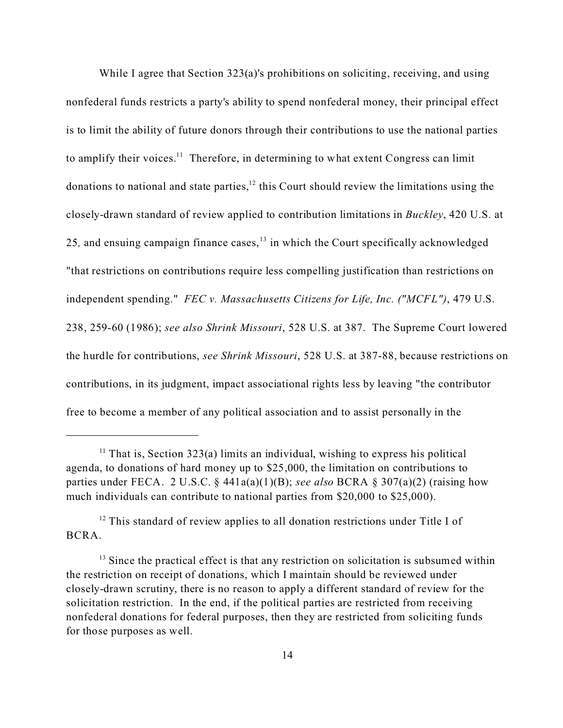While I agree that Section 323(a)'s prohibitions on soliciting, receiving, and using nonfederal funds restricts a party's ability to spend nonfederal money, their principal effect is to limit the ability of future donors through their contributions to use the national parties to amplify their voices.[11] Therefore, in determining to what extent Congress can limit donations to national and state parties,[12] this Court should review the limitations using the closely-drawn standard of review applied to contribution limitations in *Buckley*, 420 U.S. at 25, and ensuing campaign finance cases,[13] in which the Court specifically acknowledged "that restrictions on contributions require less compelling justification than restrictions on independent spending." *FEC v. Massachusetts Citizens for Life, Inc. ("MCFL")*, 479 U.S. 238, 259-60 (1986); *see also Shrink Missouri*, 528 U.S. at 387. The Supreme Court lowered the hurdle for contributions, *see Shrink Missouri*, 528 U.S. at 387-88, because restrictions on contributions, in its judgment, impact associational rights less by leaving "the contributor free to become a member of any political association and to assist personally in the

---

[11] That is, Section 323(a) limits an individual, wishing to express his political agenda, to donations of hard money up to $25,000, the limitation on contributions to parties under FECA. 2 U.S.C. § 441a(a)(1)(B); *see also* BCRA § 307(a)(2) (raising how much individuals can contribute to national parties from $20,000 to $25,000).

[12] This standard of review applies to all donation restrictions under Title I of BCRA.

[13] Since the practical effect is that any restriction on solicitation is subsumed within the restriction on receipt of donations, which I maintain should be reviewed under closely-drawn scrutiny, there is no reason to apply a different standard of review for the solicitation restriction. In the end, if the political parties are restricted from receiving nonfederal donations for federal purposes, then they are restricted from soliciting funds for those purposes as well.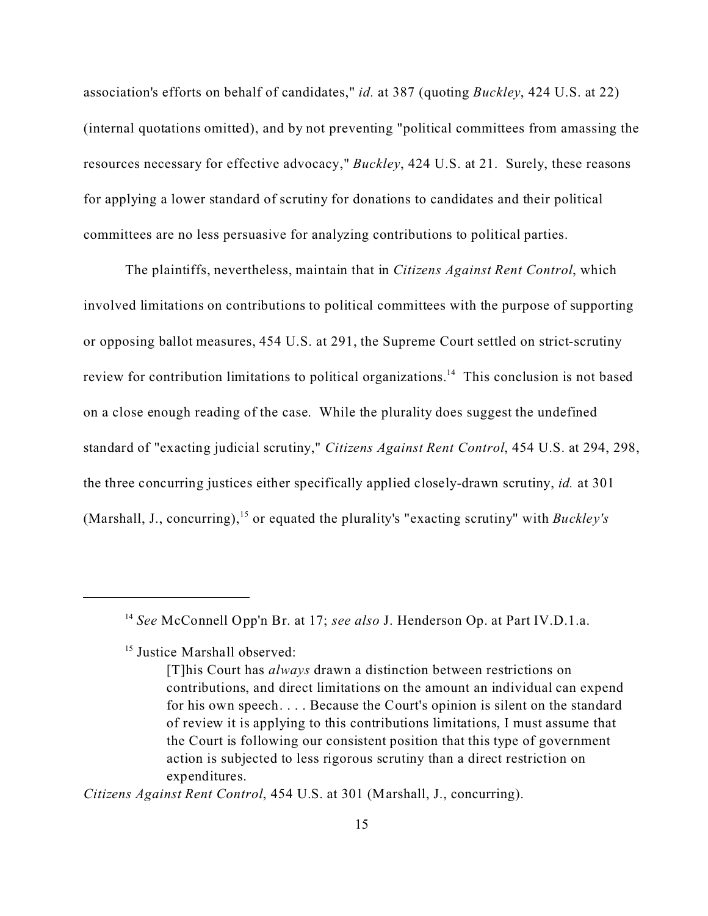association's efforts on behalf of candidates," *id.* at 387 (quoting *Buckley*, 424 U.S. at 22) (internal quotations omitted), and by not preventing "political committees from amassing the resources necessary for effective advocacy," *Buckley*, 424 U.S. at 21. Surely, these reasons for applying a lower standard of scrutiny for donations to candidates and their political committees are no less persuasive for analyzing contributions to political parties.

The plaintiffs, nevertheless, maintain that in *Citizens Against Rent Control*, which involved limitations on contributions to political committees with the purpose of supporting or opposing ballot measures, 454 U.S. at 291, the Supreme Court settled on strict-scrutiny review for contribution limitations to political organizations.[14] This conclusion is not based on a close enough reading of the case. While the plurality does suggest the undefined standard of "exacting judicial scrutiny," *Citizens Against Rent Control*, 454 U.S. at 294, 298, the three concurring justices either specifically applied closely-drawn scrutiny, *id.* at 301 (Marshall, J., concurring),[15] or equated the plurality's "exacting scrutiny" with *Buckley's*

---

[14] *See* McConnell Opp'n Br. at 17; *see also* J. Henderson Op. at Part IV.D.1.a.

[15] Justice Marshall observed:

> [T]his Court has *always* drawn a distinction between restrictions on contributions, and direct limitations on the amount an individual can expend for his own speech. . . . Because the Court's opinion is silent on the standard of review it is applying to this contributions limitations, I must assume that the Court is following our consistent position that this type of government action is subjected to less rigorous scrutiny than a direct restriction on expenditures.

*Citizens Against Rent Control*, 454 U.S. at 301 (Marshall, J., concurring).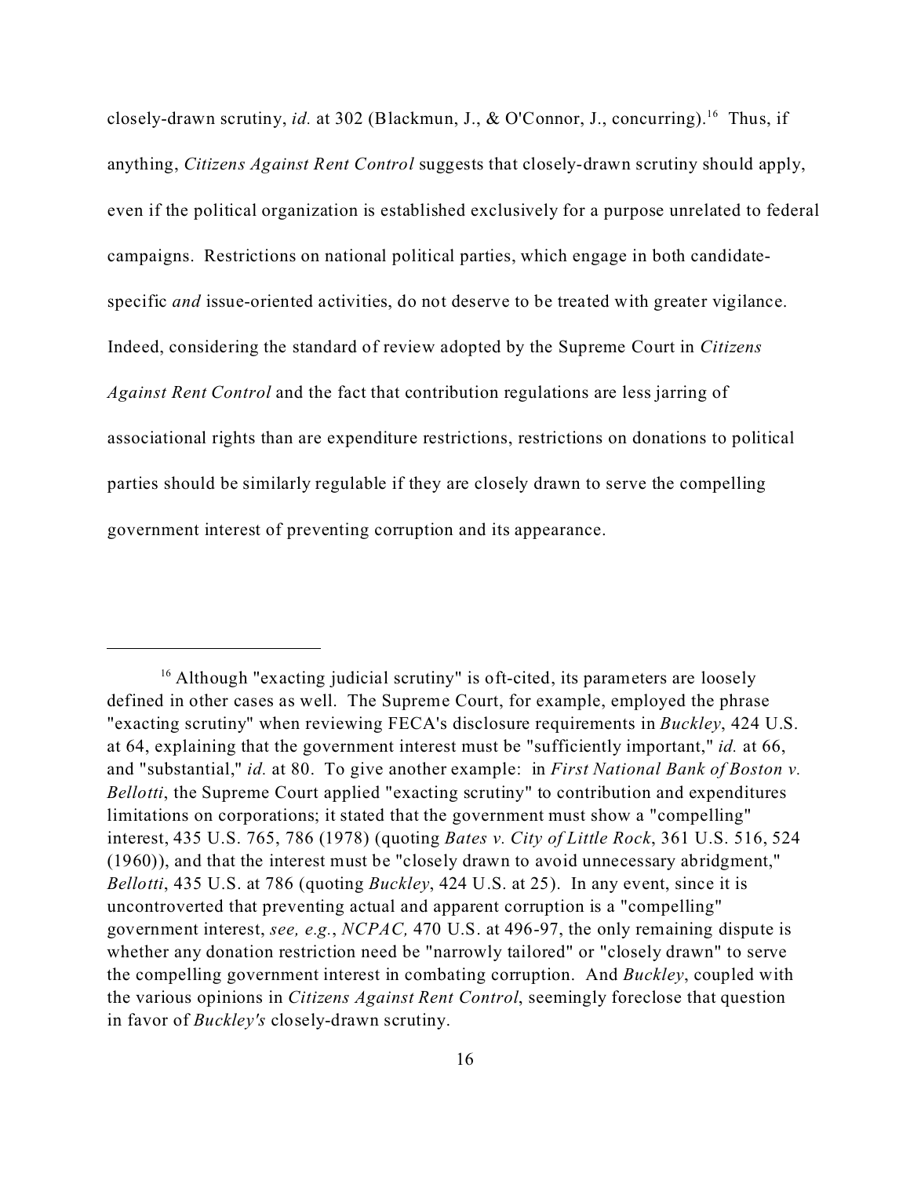closely-drawn scrutiny, *id.* at 302 (Blackmun, J., & O'Connor, J., concurring).[16] Thus, if anything, *Citizens Against Rent Control* suggests that closely-drawn scrutiny should apply, even if the political organization is established exclusively for a purpose unrelated to federal campaigns. Restrictions on national political parties, which engage in both candidate-specific *and* issue-oriented activities, do not deserve to be treated with greater vigilance. Indeed, considering the standard of review adopted by the Supreme Court in *Citizens Against Rent Control* and the fact that contribution regulations are less jarring of associational rights than are expenditure restrictions, restrictions on donations to political parties should be similarly regulable if they are closely drawn to serve the compelling government interest of preventing corruption and its appearance.

---

[16] Although "exacting judicial scrutiny" is oft-cited, its parameters are loosely defined in other cases as well. The Supreme Court, for example, employed the phrase "exacting scrutiny" when reviewing FECA's disclosure requirements in *Buckley*, 424 U.S. at 64, explaining that the government interest must be "sufficiently important," *id.* at 66, and "substantial," *id.* at 80. To give another example: in *First National Bank of Boston v. Bellotti*, the Supreme Court applied "exacting scrutiny" to contribution and expenditures limitations on corporations; it stated that the government must show a "compelling" interest, 435 U.S. 765, 786 (1978) (quoting *Bates v. City of Little Rock*, 361 U.S. 516, 524 (1960)), and that the interest must be "closely drawn to avoid unnecessary abridgment," *Bellotti*, 435 U.S. at 786 (quoting *Buckley*, 424 U.S. at 25). In any event, since it is uncontroverted that preventing actual and apparent corruption is a "compelling" government interest, *see, e.g.*, *NCPAC,* 470 U.S. at 496-97, the only remaining dispute is whether any donation restriction need be "narrowly tailored" or "closely drawn" to serve the compelling government interest in combating corruption. And *Buckley*, coupled with the various opinions in *Citizens Against Rent Control*, seemingly foreclose that question in favor of *Buckley's* closely-drawn scrutiny.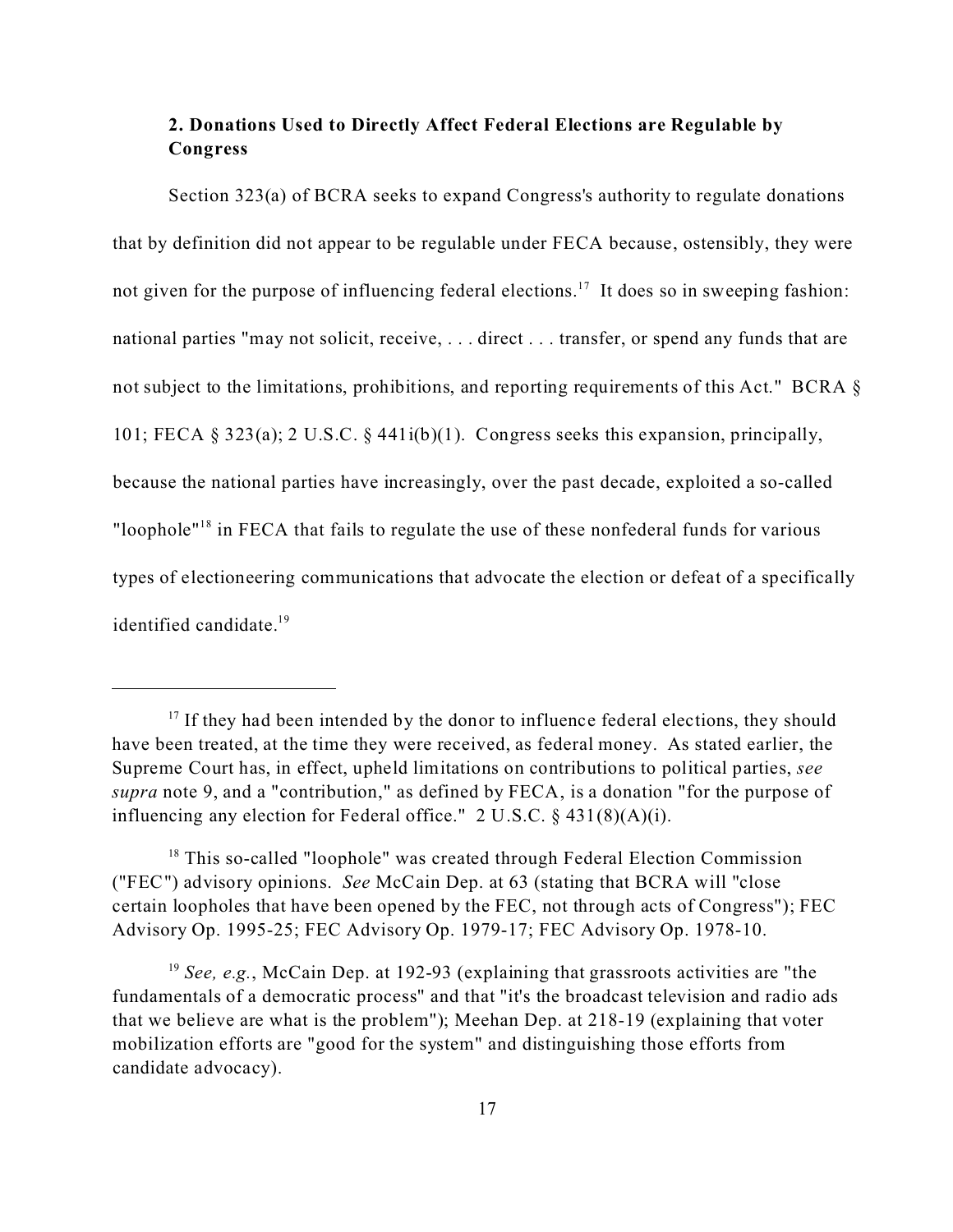### 2. Donations Used to Directly Affect Federal Elections are Regulable by Congress

Section 323(a) of BCRA seeks to expand Congress's authority to regulate donations that by definition did not appear to be regulable under FECA because, ostensibly, they were not given for the purpose of influencing federal elections.[17] It does so in sweeping fashion: national parties "may not solicit, receive, . . . direct . . . transfer, or spend any funds that are not subject to the limitations, prohibitions, and reporting requirements of this Act." BCRA § 101; FECA § 323(a); 2 U.S.C. § 441i(b)(1). Congress seeks this expansion, principally, because the national parties have increasingly, over the past decade, exploited a so-called "loophole"[18] in FECA that fails to regulate the use of these nonfederal funds for various types of electioneering communications that advocate the election or defeat of a specifically identified candidate.[19]

---

[17] If they had been intended by the donor to influence federal elections, they should have been treated, at the time they were received, as federal money. As stated earlier, the Supreme Court has, in effect, upheld limitations on contributions to political parties, *see supra* note 9, and a "contribution," as defined by FECA, is a donation "for the purpose of influencing any election for Federal office." 2 U.S.C. § 431(8)(A)(i).

[18] This so-called "loophole" was created through Federal Election Commission ("FEC") advisory opinions. *See* McCain Dep. at 63 (stating that BCRA will "close certain loopholes that have been opened by the FEC, not through acts of Congress"); FEC Advisory Op. 1995-25; FEC Advisory Op. 1979-17; FEC Advisory Op. 1978-10.

[19] *See, e.g.*, McCain Dep. at 192-93 (explaining that grassroots activities are "the fundamentals of a democratic process" and that "it's the broadcast television and radio ads that we believe are what is the problem"); Meehan Dep. at 218-19 (explaining that voter mobilization efforts are "good for the system" and distinguishing those efforts from candidate advocacy).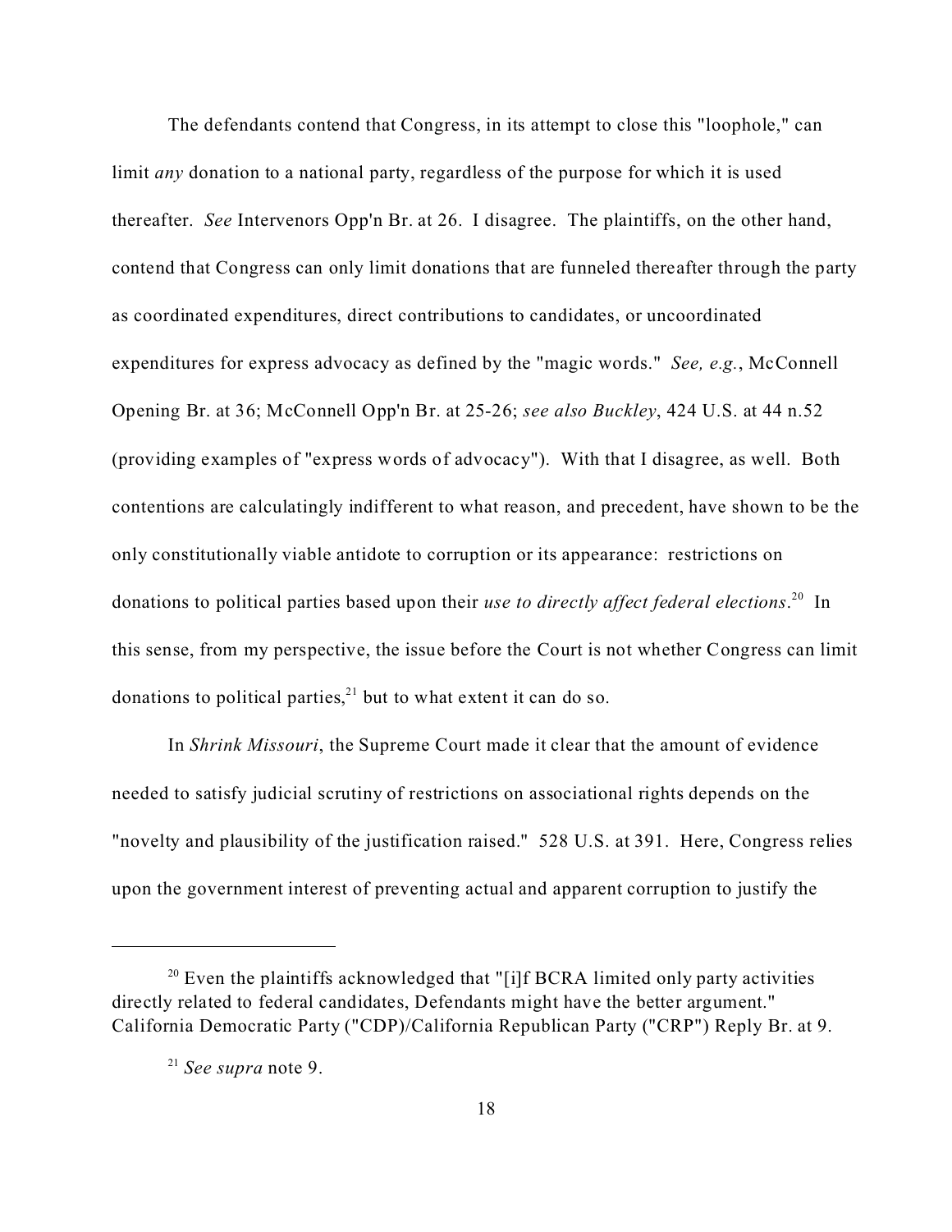The defendants contend that Congress, in its attempt to close this "loophole," can limit *any* donation to a national party, regardless of the purpose for which it is used thereafter. *See* Intervenors Opp'n Br. at 26. I disagree. The plaintiffs, on the other hand, contend that Congress can only limit donations that are funneled thereafter through the party as coordinated expenditures, direct contributions to candidates, or uncoordinated expenditures for express advocacy as defined by the "magic words." *See, e.g.*, McConnell Opening Br. at 36; McConnell Opp'n Br. at 25-26; *see also Buckley*, 424 U.S. at 44 n.52 (providing examples of "express words of advocacy"). With that I disagree, as well. Both contentions are calculatingly indifferent to what reason, and precedent, have shown to be the only constitutionally viable antidote to corruption or its appearance: restrictions on donations to political parties based upon their *use to directly affect federal elections*.[20] In this sense, from my perspective, the issue before the Court is not whether Congress can limit donations to political parties,[21] but to what extent it can do so.

In *Shrink Missouri*, the Supreme Court made it clear that the amount of evidence needed to satisfy judicial scrutiny of restrictions on associational rights depends on the "novelty and plausibility of the justification raised." 528 U.S. at 391. Here, Congress relies upon the government interest of preventing actual and apparent corruption to justify the

---

[20] Even the plaintiffs acknowledged that "[i]f BCRA limited only party activities directly related to federal candidates, Defendants might have the better argument." California Democratic Party ("CDP)/California Republican Party ("CRP") Reply Br. at 9.

[21] *See supra* note 9.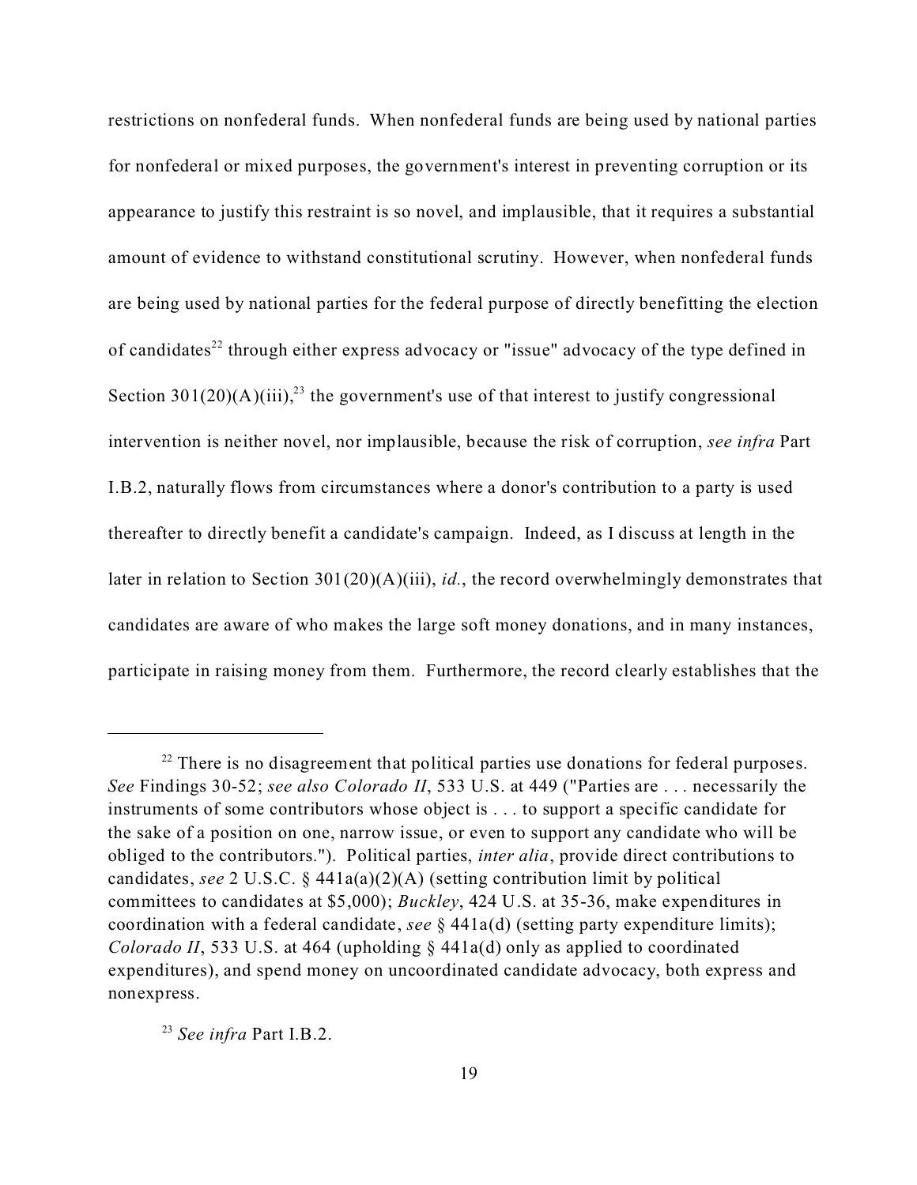restrictions on nonfederal funds. When nonfederal funds are being used by national parties for nonfederal or mixed purposes, the government's interest in preventing corruption or its appearance to justify this restraint is so novel, and implausible, that it requires a substantial amount of evidence to withstand constitutional scrutiny. However, when nonfederal funds are being used by national parties for the federal purpose of directly benefitting the election of candidates[22] through either express advocacy or "issue" advocacy of the type defined in Section 301(20)(A)(iii),[23] the government's use of that interest to justify congressional intervention is neither novel, nor implausible, because the risk of corruption, *see infra* Part I.B.2, naturally flows from circumstances where a donor's contribution to a party is used thereafter to directly benefit a candidate's campaign. Indeed, as I discuss at length in the later in relation to Section 301(20)(A)(iii), *id.*, the record overwhelmingly demonstrates that candidates are aware of who makes the large soft money donations, and in many instances, participate in raising money from them. Furthermore, the record clearly establishes that the

---

[22] There is no disagreement that political parties use donations for federal purposes. *See* Findings 30-52; *see also Colorado II*, 533 U.S. at 449 ("Parties are . . . necessarily the instruments of some contributors whose object is . . . to support a specific candidate for the sake of a position on one, narrow issue, or even to support any candidate who will be obliged to the contributors."). Political parties, *inter alia*, provide direct contributions to candidates, *see* 2 U.S.C. § 441a(a)(2)(A) (setting contribution limit by political committees to candidates at $5,000); *Buckley*, 424 U.S. at 35-36, make expenditures in coordination with a federal candidate, *see* § 441a(d) (setting party expenditure limits); *Colorado II*, 533 U.S. at 464 (upholding § 441a(d) only as applied to coordinated expenditures), and spend money on uncoordinated candidate advocacy, both express and nonexpress.

[23] *See infra* Part I.B.2.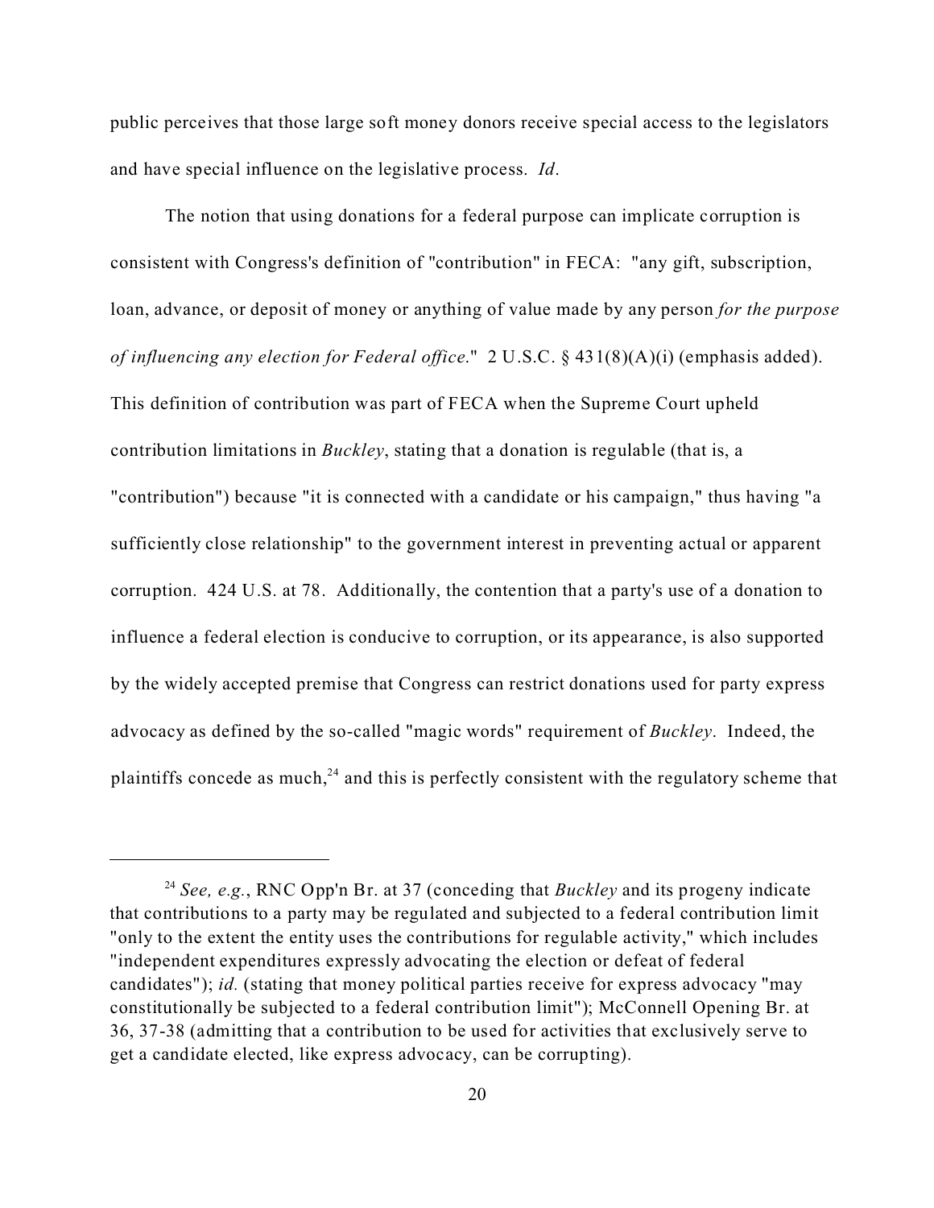public perceives that those large soft money donors receive special access to the legislators and have special influence on the legislative process. *Id*.

The notion that using donations for a federal purpose can implicate corruption is consistent with Congress's definition of "contribution" in FECA: "any gift, subscription, loan, advance, or deposit of money or anything of value made by any person *for the purpose of influencing any election for Federal office*." 2 U.S.C. § 431(8)(A)(i) (emphasis added). This definition of contribution was part of FECA when the Supreme Court upheld contribution limitations in *Buckley*, stating that a donation is regulable (that is, a "contribution") because "it is connected with a candidate or his campaign," thus having "a sufficiently close relationship" to the government interest in preventing actual or apparent corruption. 424 U.S. at 78. Additionally, the contention that a party's use of a donation to influence a federal election is conducive to corruption, or its appearance, is also supported by the widely accepted premise that Congress can restrict donations used for party express advocacy as defined by the so-called "magic words" requirement of *Buckley*. Indeed, the plaintiffs concede as much,[24] and this is perfectly consistent with the regulatory scheme that

---

[24] *See, e.g.*, RNC Opp'n Br. at 37 (conceding that *Buckley* and its progeny indicate that contributions to a party may be regulated and subjected to a federal contribution limit "only to the extent the entity uses the contributions for regulable activity," which includes "independent expenditures expressly advocating the election or defeat of federal candidates"); *id.* (stating that money political parties receive for express advocacy "may constitutionally be subjected to a federal contribution limit"); McConnell Opening Br. at 36, 37-38 (admitting that a contribution to be used for activities that exclusively serve to get a candidate elected, like express advocacy, can be corrupting).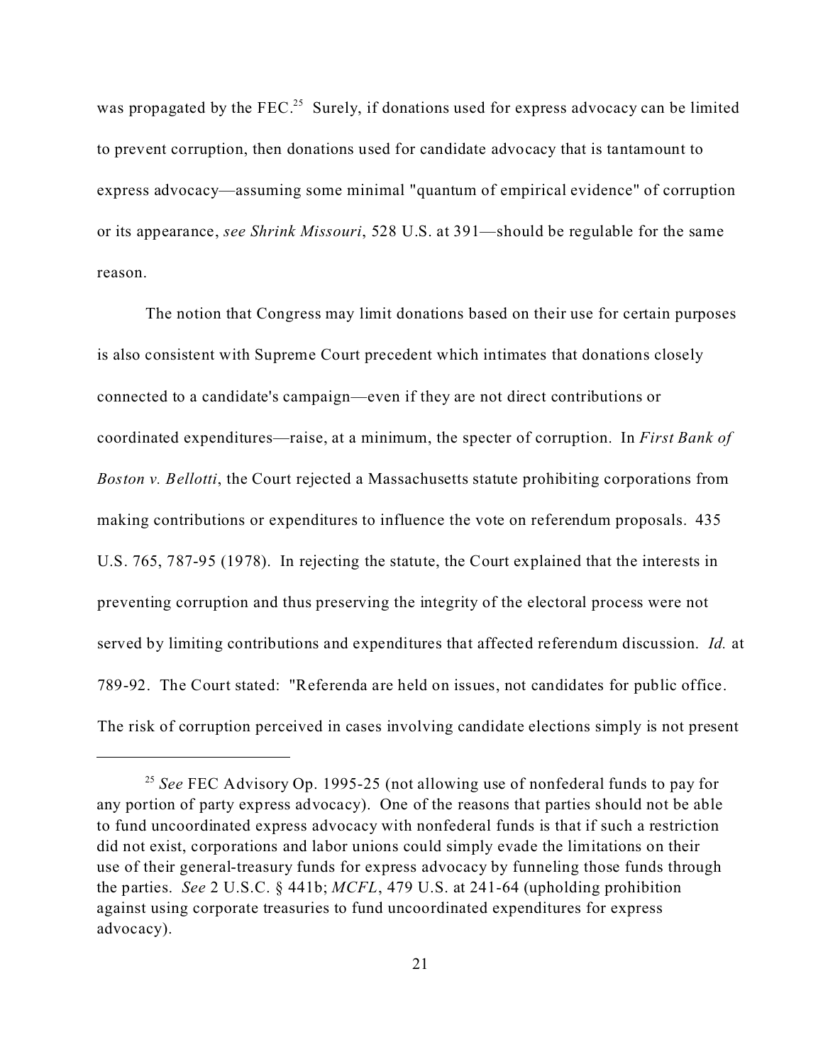was propagated by the FEC.[25] Surely, if donations used for express advocacy can be limited to prevent corruption, then donations used for candidate advocacy that is tantamount to express advocacy—assuming some minimal "quantum of empirical evidence" of corruption or its appearance, *see Shrink Missouri*, 528 U.S. at 391—should be regulable for the same reason.

The notion that Congress may limit donations based on their use for certain purposes is also consistent with Supreme Court precedent which intimates that donations closely connected to a candidate's campaign—even if they are not direct contributions or coordinated expenditures—raise, at a minimum, the specter of corruption. In *First Bank of Boston v. Bellotti*, the Court rejected a Massachusetts statute prohibiting corporations from making contributions or expenditures to influence the vote on referendum proposals. 435 U.S. 765, 787-95 (1978). In rejecting the statute, the Court explained that the interests in preventing corruption and thus preserving the integrity of the electoral process were not served by limiting contributions and expenditures that affected referendum discussion. *Id.* at 789-92. The Court stated: "Referenda are held on issues, not candidates for public office. The risk of corruption perceived in cases involving candidate elections simply is not present

---

[25] *See* FEC Advisory Op. 1995-25 (not allowing use of nonfederal funds to pay for any portion of party express advocacy). One of the reasons that parties should not be able to fund uncoordinated express advocacy with nonfederal funds is that if such a restriction did not exist, corporations and labor unions could simply evade the limitations on their use of their general-treasury funds for express advocacy by funneling those funds through the parties. *See* 2 U.S.C. § 441b; *MCFL*, 479 U.S. at 241-64 (upholding prohibition against using corporate treasuries to fund uncoordinated expenditures for express advocacy).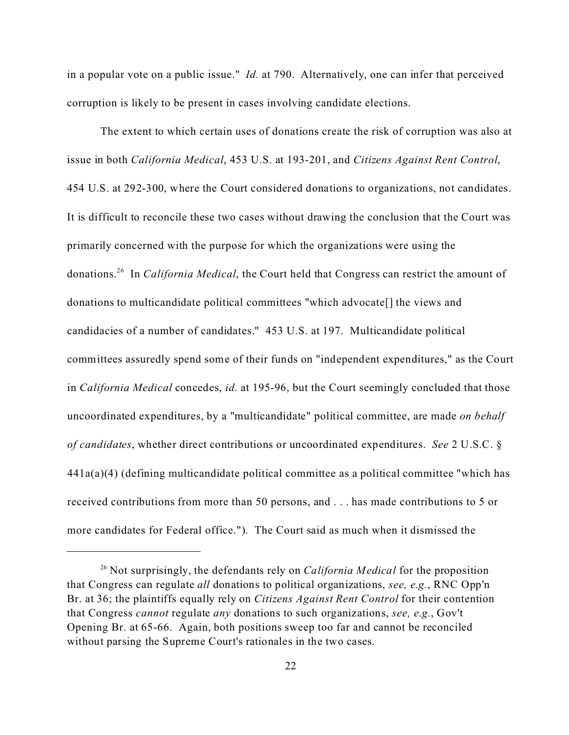in a popular vote on a public issue." *Id.* at 790. Alternatively, one can infer that perceived corruption is likely to be present in cases involving candidate elections.

The extent to which certain uses of donations create the risk of corruption was also at issue in both *California Medical*, 453 U.S. at 193-201, and *Citizens Against Rent Control*, 454 U.S. at 292-300, where the Court considered donations to organizations, not candidates. It is difficult to reconcile these two cases without drawing the conclusion that the Court was primarily concerned with the purpose for which the organizations were using the donations.[26] In *California Medical*, the Court held that Congress can restrict the amount of donations to multicandidate political committees "which advocate[] the views and candidacies of a number of candidates." 453 U.S. at 197. Multicandidate political committees assuredly spend some of their funds on "independent expenditures," as the Court in *California Medical* concedes, *id.* at 195-96, but the Court seemingly concluded that those uncoordinated expenditures, by a "multicandidate" political committee, are made *on behalf of candidates*, whether direct contributions or uncoordinated expenditures. *See* 2 U.S.C. § 441a(a)(4) (defining multicandidate political committee as a political committee "which has received contributions from more than 50 persons, and . . . has made contributions to 5 or more candidates for Federal office."). The Court said as much when it dismissed the

---

[26] Not surprisingly, the defendants rely on *California Medical* for the proposition that Congress can regulate *all* donations to political organizations, *see, e.g.*, RNC Opp'n Br. at 36; the plaintiffs equally rely on *Citizens Against Rent Control* for their contention that Congress *cannot* regulate *any* donations to such organizations, *see, e.g.*, Gov't Opening Br. at 65-66. Again, both positions sweep too far and cannot be reconciled without parsing the Supreme Court's rationales in the two cases.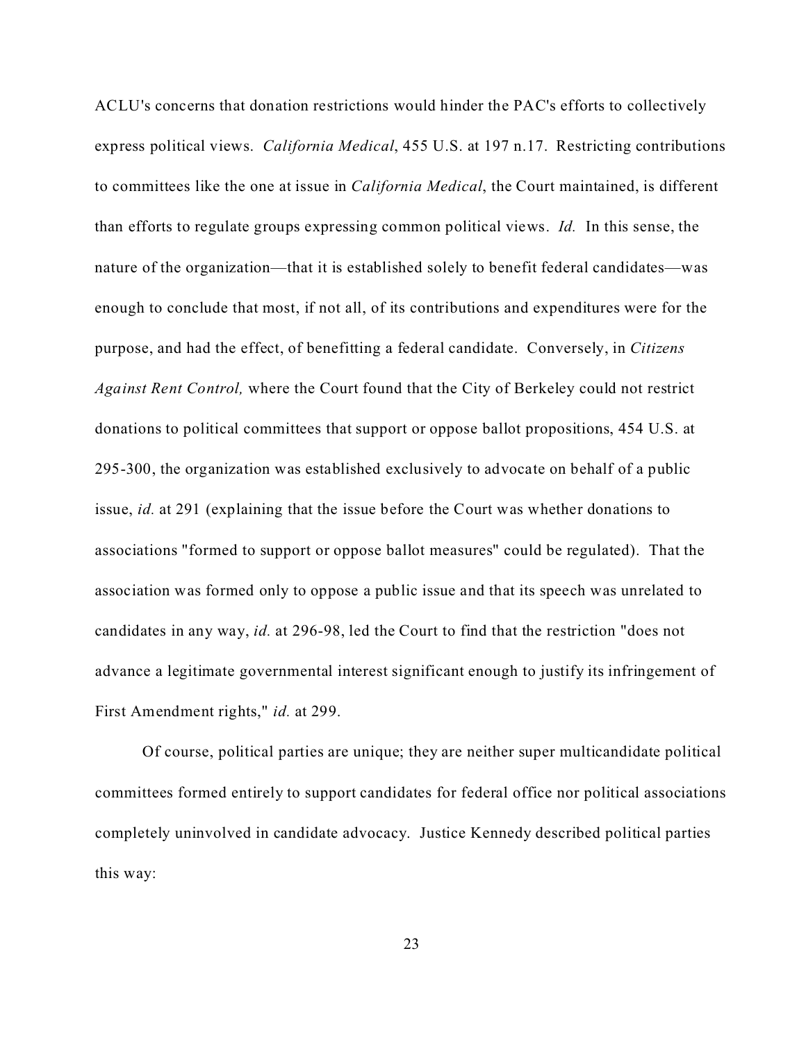ACLU's concerns that donation restrictions would hinder the PAC's efforts to collectively express political views. *California Medical*, 455 U.S. at 197 n.17. Restricting contributions to committees like the one at issue in *California Medical*, the Court maintained, is different than efforts to regulate groups expressing common political views. *Id.* In this sense, the nature of the organization—that it is established solely to benefit federal candidates—was enough to conclude that most, if not all, of its contributions and expenditures were for the purpose, and had the effect, of benefitting a federal candidate. Conversely, in *Citizens Against Rent Control,* where the Court found that the City of Berkeley could not restrict donations to political committees that support or oppose ballot propositions, 454 U.S. at 295-300, the organization was established exclusively to advocate on behalf of a public issue, *id.* at 291 (explaining that the issue before the Court was whether donations to associations "formed to support or oppose ballot measures" could be regulated). That the association was formed only to oppose a public issue and that its speech was unrelated to candidates in any way, *id.* at 296-98, led the Court to find that the restriction "does not advance a legitimate governmental interest significant enough to justify its infringement of First Amendment rights," *id.* at 299.

Of course, political parties are unique; they are neither super multicandidate political committees formed entirely to support candidates for federal office nor political associations completely uninvolved in candidate advocacy. Justice Kennedy described political parties this way: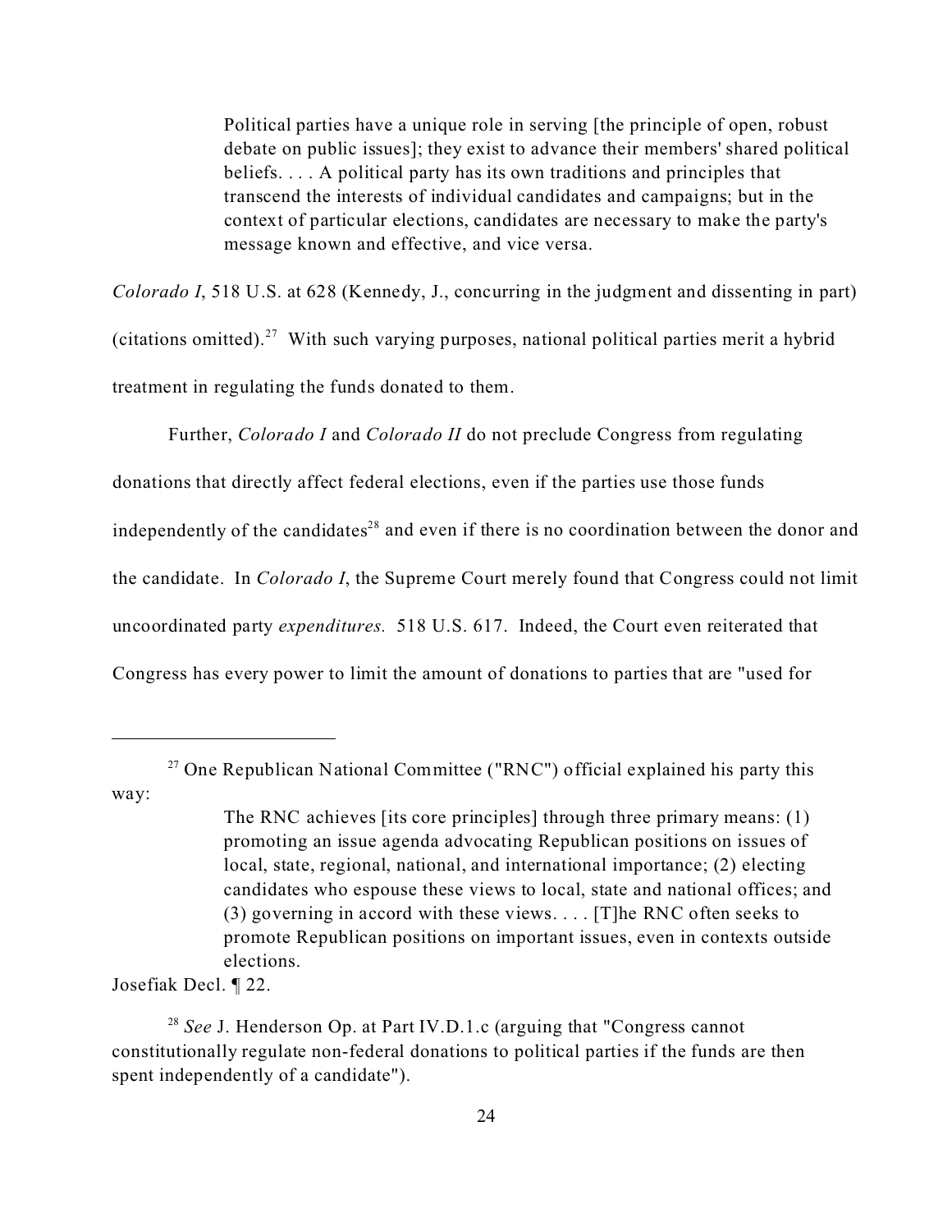> Political parties have a unique role in serving [the principle of open, robust debate on public issues]; they exist to advance their members' shared political beliefs. . . . A political party has its own traditions and principles that transcend the interests of individual candidates and campaigns; but in the context of particular elections, candidates are necessary to make the party's message known and effective, and vice versa.

*Colorado I*, 518 U.S. at 628 (Kennedy, J., concurring in the judgment and dissenting in part) (citations omitted).[27] With such varying purposes, national political parties merit a hybrid treatment in regulating the funds donated to them.

Further, *Colorado I* and *Colorado II* do not preclude Congress from regulating donations that directly affect federal elections, even if the parties use those funds independently of the candidates[28] and even if there is no coordination between the donor and the candidate. In *Colorado I*, the Supreme Court merely found that Congress could not limit uncoordinated party *expenditures.* 518 U.S. 617. Indeed, the Court even reiterated that Congress has every power to limit the amount of donations to parties that are "used for

---

[27] One Republican National Committee ("RNC") official explained his party this way:

> The RNC achieves [its core principles] through three primary means: (1) promoting an issue agenda advocating Republican positions on issues of local, state, regional, national, and international importance; (2) electing candidates who espouse these views to local, state and national offices; and (3) governing in accord with these views. . . . [T]he RNC often seeks to promote Republican positions on important issues, even in contexts outside elections.

Josefiak Decl. ¶ 22.

[28] *See* J. Henderson Op. at Part IV.D.1.c (arguing that "Congress cannot constitutionally regulate non-federal donations to political parties if the funds are then spent independently of a candidate").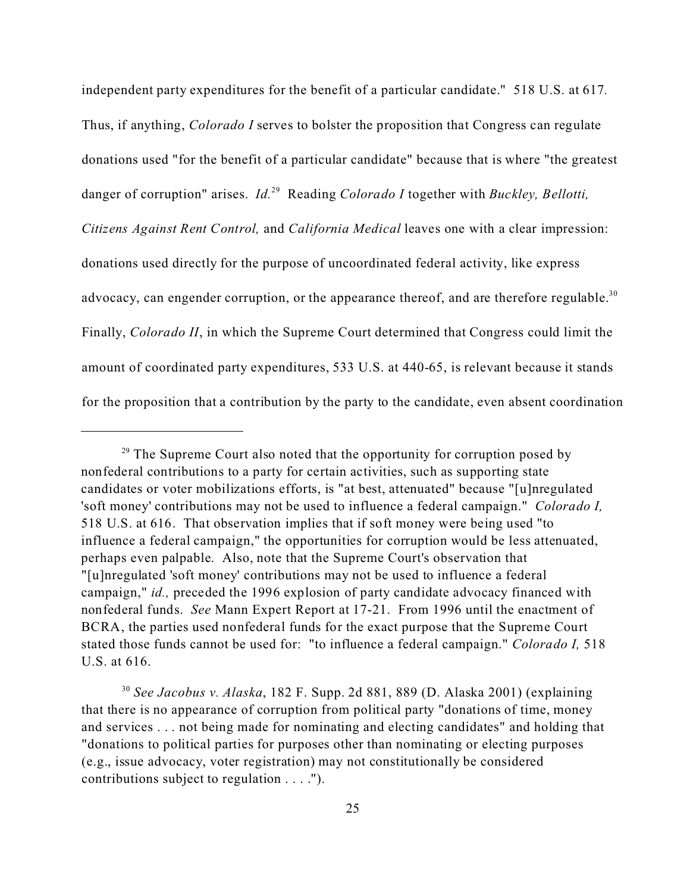independent party expenditures for the benefit of a particular candidate." 518 U.S. at 617. Thus, if anything, *Colorado I* serves to bolster the proposition that Congress can regulate donations used "for the benefit of a particular candidate" because that is where "the greatest danger of corruption" arises. *Id.*[29] Reading *Colorado I* together with *Buckley, Bellotti, Citizens Against Rent Control,* and *California Medical* leaves one with a clear impression: donations used directly for the purpose of uncoordinated federal activity, like express advocacy, can engender corruption, or the appearance thereof, and are therefore regulable.[30] Finally, *Colorado II*, in which the Supreme Court determined that Congress could limit the amount of coordinated party expenditures, 533 U.S. at 440-65, is relevant because it stands for the proposition that a contribution by the party to the candidate, even absent coordination

---

[29] The Supreme Court also noted that the opportunity for corruption posed by nonfederal contributions to a party for certain activities, such as supporting state candidates or voter mobilizations efforts, is "at best, attenuated" because "[u]nregulated 'soft money' contributions may not be used to influence a federal campaign." *Colorado I,* 518 U.S. at 616. That observation implies that if soft money were being used "to influence a federal campaign," the opportunities for corruption would be less attenuated, perhaps even palpable. Also, note that the Supreme Court's observation that "[u]nregulated 'soft money' contributions may not be used to influence a federal campaign," *id.,* preceded the 1996 explosion of party candidate advocacy financed with nonfederal funds. *See* Mann Expert Report at 17-21. From 1996 until the enactment of BCRA, the parties used nonfederal funds for the exact purpose that the Supreme Court stated those funds cannot be used for: "to influence a federal campaign." *Colorado I,* 518 U.S. at 616.

[30] *See Jacobus v. Alaska*, 182 F. Supp. 2d 881, 889 (D. Alaska 2001) (explaining that there is no appearance of corruption from political party "donations of time, money and services . . . not being made for nominating and electing candidates" and holding that "donations to political parties for purposes other than nominating or electing purposes (e.g., issue advocacy, voter registration) may not constitutionally be considered contributions subject to regulation . . . .").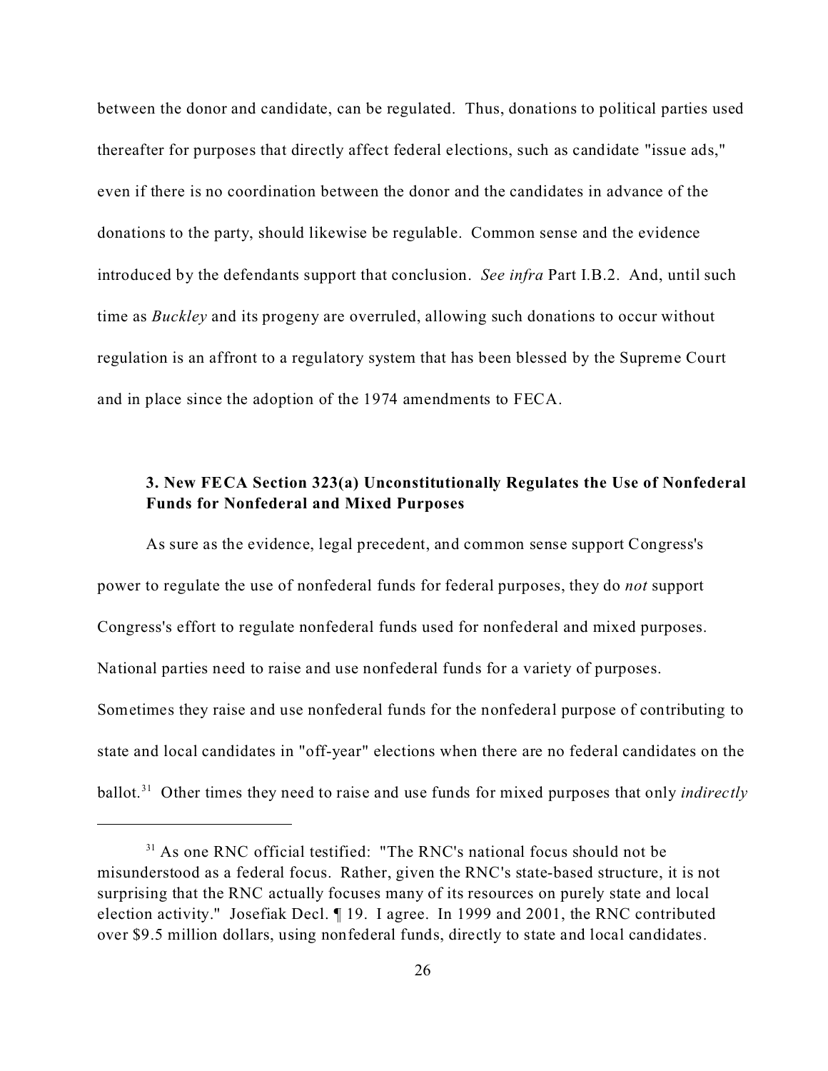between the donor and candidate, can be regulated. Thus, donations to political parties used thereafter for purposes that directly affect federal elections, such as candidate "issue ads," even if there is no coordination between the donor and the candidates in advance of the donations to the party, should likewise be regulable. Common sense and the evidence introduced by the defendants support that conclusion. *See infra* Part I.B.2. And, until such time as *Buckley* and its progeny are overruled, allowing such donations to occur without regulation is an affront to a regulatory system that has been blessed by the Supreme Court and in place since the adoption of the 1974 amendments to FECA.

### 3. New FECA Section 323(a) Unconstitutionally Regulates the Use of Nonfederal Funds for Nonfederal and Mixed Purposes

As sure as the evidence, legal precedent, and common sense support Congress's power to regulate the use of nonfederal funds for federal purposes, they do *not* support Congress's effort to regulate nonfederal funds used for nonfederal and mixed purposes. National parties need to raise and use nonfederal funds for a variety of purposes. Sometimes they raise and use nonfederal funds for the nonfederal purpose of contributing to state and local candidates in "off-year" elections when there are no federal candidates on the ballot.[31] Other times they need to raise and use funds for mixed purposes that only *indirectly*

---

[31] As one RNC official testified: "The RNC's national focus should not be misunderstood as a federal focus. Rather, given the RNC's state-based structure, it is not surprising that the RNC actually focuses many of its resources on purely state and local election activity." Josefiak Decl. ¶ 19. I agree. In 1999 and 2001, the RNC contributed over $9.5 million dollars, using nonfederal funds, directly to state and local candidates.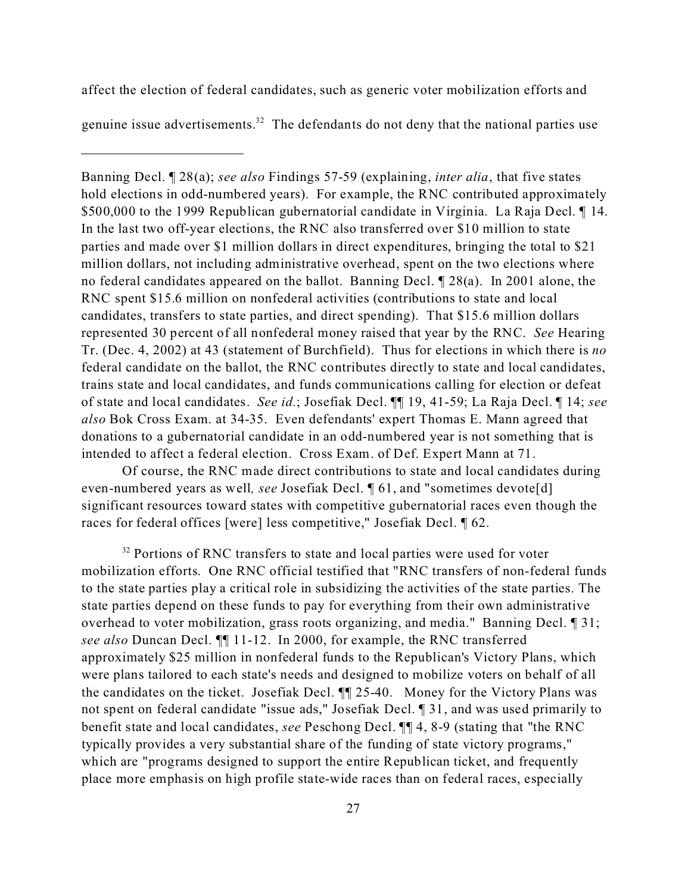affect the election of federal candidates, such as generic voter mobilization efforts and genuine issue advertisements.[32] The defendants do not deny that the national parties use

---

Banning Decl. ¶ 28(a); *see also* Findings 57-59 (explaining, *inter alia*, that five states hold elections in odd-numbered years). For example, the RNC contributed approximately $500,000 to the 1999 Republican gubernatorial candidate in Virginia. La Raja Decl. ¶ 14. In the last two off-year elections, the RNC also transferred over $10 million to state parties and made over $1 million dollars in direct expenditures, bringing the total to $21 million dollars, not including administrative overhead, spent on the two elections where no federal candidates appeared on the ballot. Banning Decl. ¶ 28(a). In 2001 alone, the RNC spent $15.6 million on nonfederal activities (contributions to state and local candidates, transfers to state parties, and direct spending). That $15.6 million dollars represented 30 percent of all nonfederal money raised that year by the RNC. *See* Hearing Tr. (Dec. 4, 2002) at 43 (statement of Burchfield). Thus for elections in which there is *no* federal candidate on the ballot, the RNC contributes directly to state and local candidates, trains state and local candidates, and funds communications calling for election or defeat of state and local candidates. *See id.*; Josefiak Decl. ¶¶ 19, 41-59; La Raja Decl. ¶ 14; *see also* Bok Cross Exam. at 34-35. Even defendants' expert Thomas E. Mann agreed that donations to a gubernatorial candidate in an odd-numbered year is not something that is intended to affect a federal election. Cross Exam. of Def. Expert Mann at 71.

Of course, the RNC made direct contributions to state and local candidates during even-numbered years as well*, see* Josefiak Decl. ¶ 61, and "sometimes devote[d] significant resources toward states with competitive gubernatorial races even though the races for federal offices [were] less competitive," Josefiak Decl. ¶ 62.

[32] Portions of RNC transfers to state and local parties were used for voter mobilization efforts. One RNC official testified that "RNC transfers of non-federal funds to the state parties play a critical role in subsidizing the activities of the state parties. The state parties depend on these funds to pay for everything from their own administrative overhead to voter mobilization, grass roots organizing, and media." Banning Decl. ¶ 31; *see also* Duncan Decl. ¶¶ 11-12. In 2000, for example, the RNC transferred approximately $25 million in nonfederal funds to the Republican's Victory Plans, which were plans tailored to each state's needs and designed to mobilize voters on behalf of all the candidates on the ticket. Josefiak Decl. ¶¶ 25-40. Money for the Victory Plans was not spent on federal candidate "issue ads," Josefiak Decl. ¶ 31, and was used primarily to benefit state and local candidates, *see* Peschong Decl. ¶¶ 4, 8-9 (stating that "the RNC typically provides a very substantial share of the funding of state victory programs," which are "programs designed to support the entire Republican ticket, and frequently place more emphasis on high profile state-wide races than on federal races, especially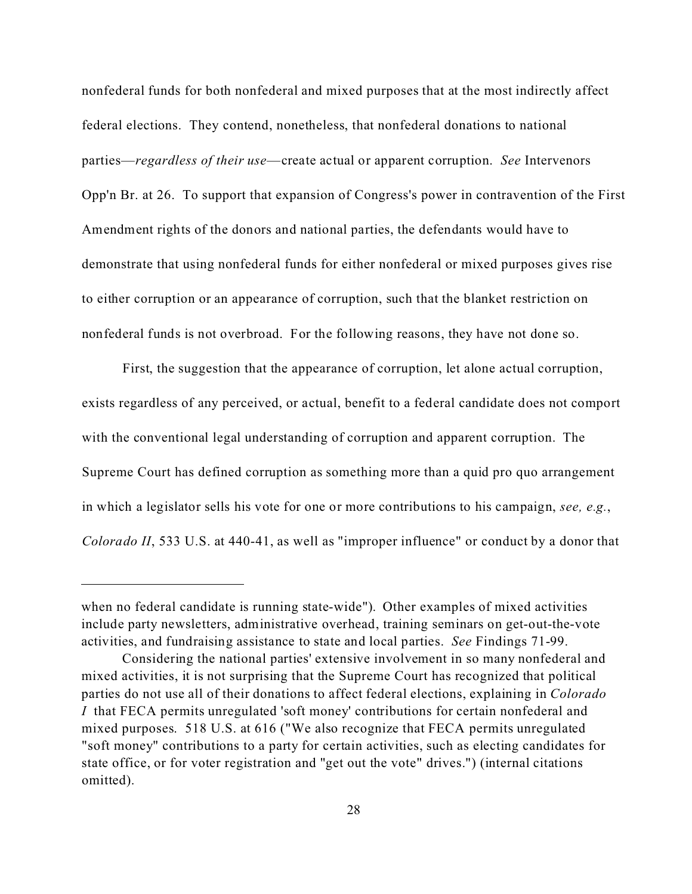nonfederal funds for both nonfederal and mixed purposes that at the most indirectly affect federal elections. They contend, nonetheless, that nonfederal donations to national parties—*regardless of their use*—create actual or apparent corruption. *See* Intervenors Opp'n Br. at 26. To support that expansion of Congress's power in contravention of the First Amendment rights of the donors and national parties, the defendants would have to demonstrate that using nonfederal funds for either nonfederal or mixed purposes gives rise to either corruption or an appearance of corruption, such that the blanket restriction on nonfederal funds is not overbroad. For the following reasons, they have not done so.

First, the suggestion that the appearance of corruption, let alone actual corruption, exists regardless of any perceived, or actual, benefit to a federal candidate does not comport with the conventional legal understanding of corruption and apparent corruption. The Supreme Court has defined corruption as something more than a quid pro quo arrangement in which a legislator sells his vote for one or more contributions to his campaign, *see, e.g.*, *Colorado II*, 533 U.S. at 440-41, as well as "improper influence" or conduct by a donor that

---

when no federal candidate is running state-wide"). Other examples of mixed activities include party newsletters, administrative overhead, training seminars on get-out-the-vote activities, and fundraising assistance to state and local parties. *See* Findings 71-99.

Considering the national parties' extensive involvement in so many nonfederal and mixed activities, it is not surprising that the Supreme Court has recognized that political parties do not use all of their donations to affect federal elections, explaining in *Colorado I* that FECA permits unregulated 'soft money' contributions for certain nonfederal and mixed purposes. 518 U.S. at 616 ("We also recognize that FECA permits unregulated "soft money" contributions to a party for certain activities, such as electing candidates for state office, or for voter registration and "get out the vote" drives.") (internal citations omitted).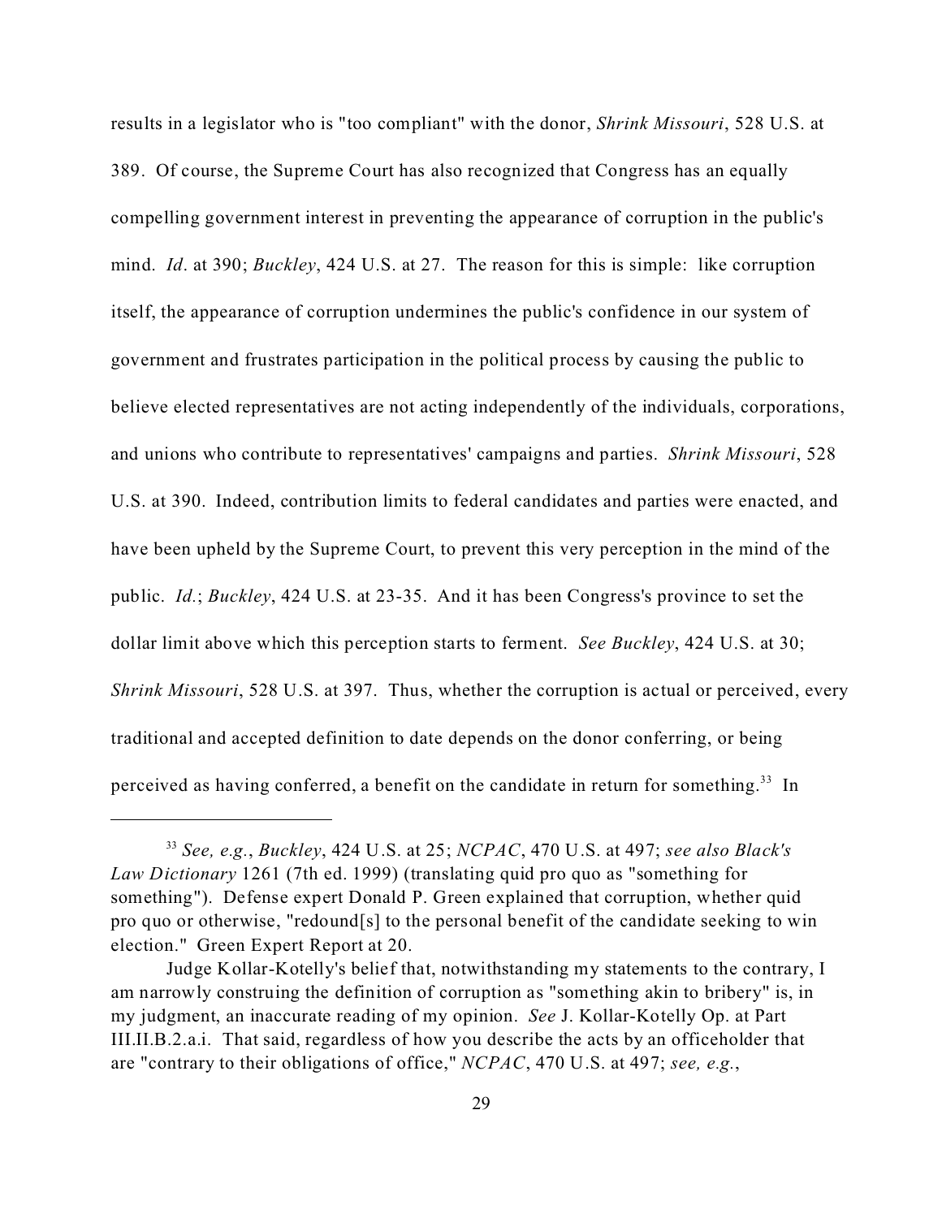results in a legislator who is "too compliant" with the donor, *Shrink Missouri*, 528 U.S. at 389. Of course, the Supreme Court has also recognized that Congress has an equally compelling government interest in preventing the appearance of corruption in the public's mind. *Id*. at 390; *Buckley*, 424 U.S. at 27. The reason for this is simple: like corruption itself, the appearance of corruption undermines the public's confidence in our system of government and frustrates participation in the political process by causing the public to believe elected representatives are not acting independently of the individuals, corporations, and unions who contribute to representatives' campaigns and parties. *Shrink Missouri*, 528 U.S. at 390. Indeed, contribution limits to federal candidates and parties were enacted, and have been upheld by the Supreme Court, to prevent this very perception in the mind of the public. *Id.*; *Buckley*, 424 U.S. at 23-35. And it has been Congress's province to set the dollar limit above which this perception starts to ferment. *See Buckley*, 424 U.S. at 30; *Shrink Missouri*, 528 U.S. at 397. Thus, whether the corruption is actual or perceived, every traditional and accepted definition to date depends on the donor conferring, or being perceived as having conferred, a benefit on the candidate in return for something.[33] In

---

[33] *See, e.g.*, *Buckley*, 424 U.S. at 25; *NCPAC*, 470 U.S. at 497; *see also Black's Law Dictionary* 1261 (7th ed. 1999) (translating quid pro quo as "something for something"). Defense expert Donald P. Green explained that corruption, whether quid pro quo or otherwise, "redound[s] to the personal benefit of the candidate seeking to win election." Green Expert Report at 20.

Judge Kollar-Kotelly's belief that, notwithstanding my statements to the contrary, I am narrowly construing the definition of corruption as "something akin to bribery" is, in my judgment, an inaccurate reading of my opinion. *See* J. Kollar-Kotelly Op. at Part III.II.B.2.a.i. That said, regardless of how you describe the acts by an officeholder that are "contrary to their obligations of office," *NCPAC*, 470 U.S. at 497; *see, e.g.*,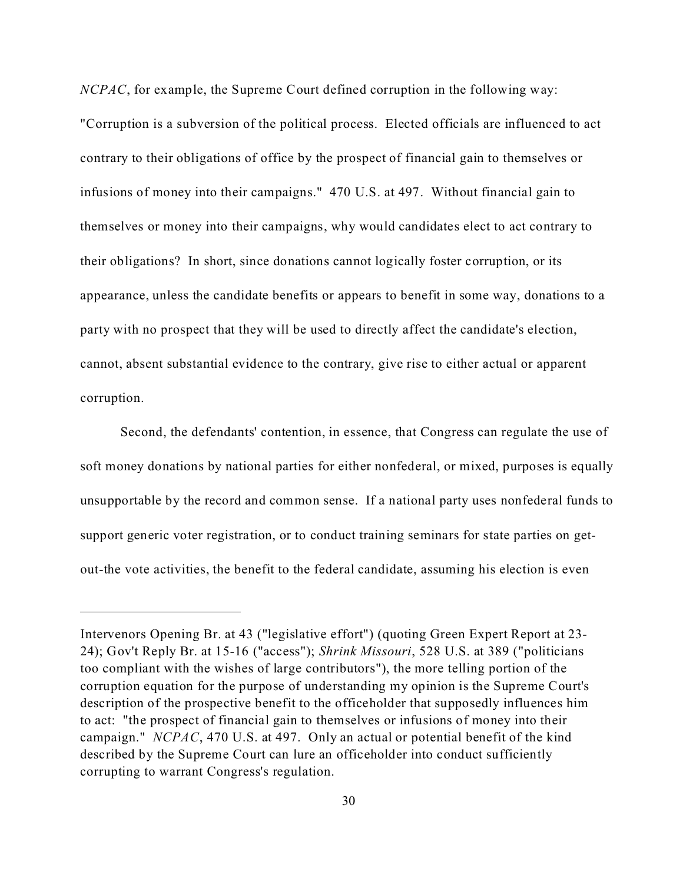*NCPAC*, for example, the Supreme Court defined corruption in the following way: "Corruption is a subversion of the political process. Elected officials are influenced to act contrary to their obligations of office by the prospect of financial gain to themselves or infusions of money into their campaigns." 470 U.S. at 497. Without financial gain to themselves or money into their campaigns, why would candidates elect to act contrary to their obligations? In short, since donations cannot logically foster corruption, or its appearance, unless the candidate benefits or appears to benefit in some way, donations to a party with no prospect that they will be used to directly affect the candidate's election, cannot, absent substantial evidence to the contrary, give rise to either actual or apparent corruption.

Second, the defendants' contention, in essence, that Congress can regulate the use of soft money donations by national parties for either nonfederal, or mixed, purposes is equally unsupportable by the record and common sense. If a national party uses nonfederal funds to support generic voter registration, or to conduct training seminars for state parties on get-out-the vote activities, the benefit to the federal candidate, assuming his election is even

---

Intervenors Opening Br. at 43 ("legislative effort") (quoting Green Expert Report at 23-24); Gov't Reply Br. at 15-16 ("access"); *Shrink Missouri*, 528 U.S. at 389 ("politicians too compliant with the wishes of large contributors"), the more telling portion of the corruption equation for the purpose of understanding my opinion is the Supreme Court's description of the prospective benefit to the officeholder that supposedly influences him to act: "the prospect of financial gain to themselves or infusions of money into their campaign." *NCPAC*, 470 U.S. at 497. Only an actual or potential benefit of the kind described by the Supreme Court can lure an officeholder into conduct sufficiently corrupting to warrant Congress's regulation.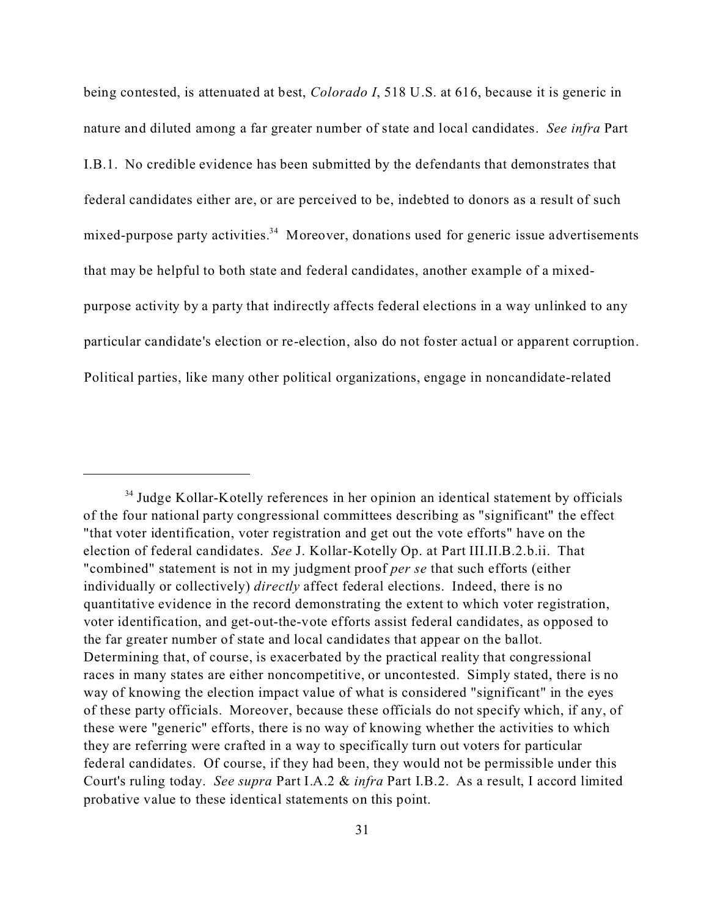being contested, is attenuated at best, *Colorado I*, 518 U.S. at 616, because it is generic in nature and diluted among a far greater number of state and local candidates. *See infra* Part I.B.1. No credible evidence has been submitted by the defendants that demonstrates that federal candidates either are, or are perceived to be, indebted to donors as a result of such mixed-purpose party activities.[34] Moreover, donations used for generic issue advertisements that may be helpful to both state and federal candidates, another example of a mixed-purpose activity by a party that indirectly affects federal elections in a way unlinked to any particular candidate's election or re-election, also do not foster actual or apparent corruption. Political parties, like many other political organizations, engage in noncandidate-related

---

[34] Judge Kollar-Kotelly references in her opinion an identical statement by officials of the four national party congressional committees describing as "significant" the effect "that voter identification, voter registration and get out the vote efforts" have on the election of federal candidates. *See* J. Kollar-Kotelly Op. at Part III.II.B.2.b.ii. That "combined" statement is not in my judgment proof *per se* that such efforts (either individually or collectively) *directly* affect federal elections. Indeed, there is no quantitative evidence in the record demonstrating the extent to which voter registration, voter identification, and get-out-the-vote efforts assist federal candidates, as opposed to the far greater number of state and local candidates that appear on the ballot. Determining that, of course, is exacerbated by the practical reality that congressional races in many states are either noncompetitive, or uncontested. Simply stated, there is no way of knowing the election impact value of what is considered "significant" in the eyes of these party officials. Moreover, because these officials do not specify which, if any, of these were "generic" efforts, there is no way of knowing whether the activities to which they are referring were crafted in a way to specifically turn out voters for particular federal candidates. Of course, if they had been, they would not be permissible under this Court's ruling today. *See supra* Part I.A.2 & *infra* Part I.B.2. As a result, I accord limited probative value to these identical statements on this point.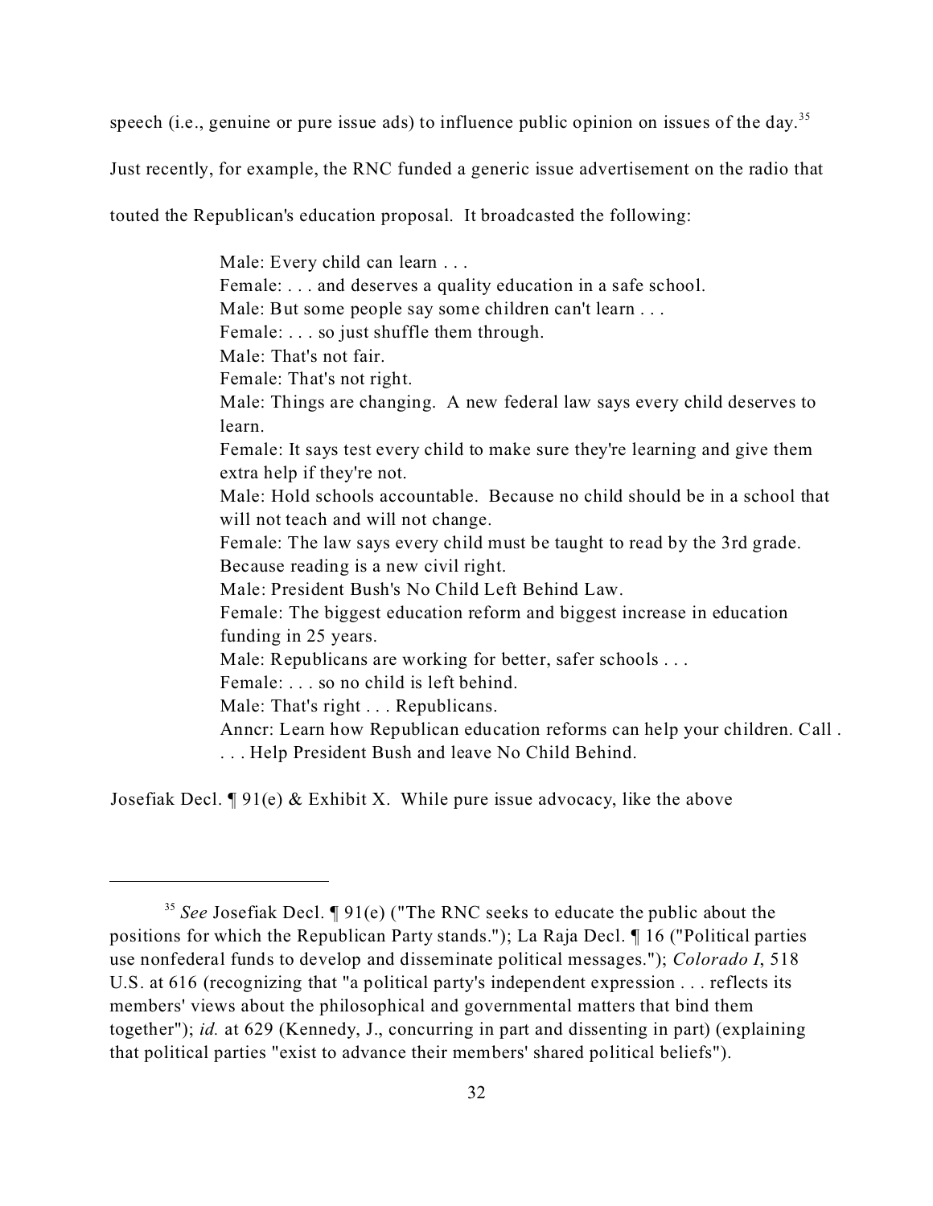speech (i.e., genuine or pure issue ads) to influence public opinion on issues of the day.[35]

Just recently, for example, the RNC funded a generic issue advertisement on the radio that touted the Republican's education proposal. It broadcasted the following:

> Male: Every child can learn . . .
> Female: . . . and deserves a quality education in a safe school.
> Male: But some people say some children can't learn . . .
> Female: . . . so just shuffle them through.
> Male: That's not fair.
> Female: That's not right.
> Male: Things are changing. A new federal law says every child deserves to learn.
> Female: It says test every child to make sure they're learning and give them extra help if they're not.
> Male: Hold schools accountable. Because no child should be in a school that will not teach and will not change.
> Female: The law says every child must be taught to read by the 3rd grade. Because reading is a new civil right.
> Male: President Bush's No Child Left Behind Law.
> Female: The biggest education reform and biggest increase in education funding in 25 years.
> Male: Republicans are working for better, safer schools . . .
> Female: . . . so no child is left behind.
> Male: That's right . . . Republicans.
> Anncr: Learn how Republican education reforms can help your children. Call . . . . Help President Bush and leave No Child Behind.

Josefiak Decl. ¶ 91(e) & Exhibit X. While pure issue advocacy, like the above

---

[35] *See* Josefiak Decl. ¶ 91(e) ("The RNC seeks to educate the public about the positions for which the Republican Party stands."); La Raja Decl. ¶ 16 ("Political parties use nonfederal funds to develop and disseminate political messages."); *Colorado I*, 518 U.S. at 616 (recognizing that "a political party's independent expression . . . reflects its members' views about the philosophical and governmental matters that bind them together"); *id.* at 629 (Kennedy, J., concurring in part and dissenting in part) (explaining that political parties "exist to advance their members' shared political beliefs").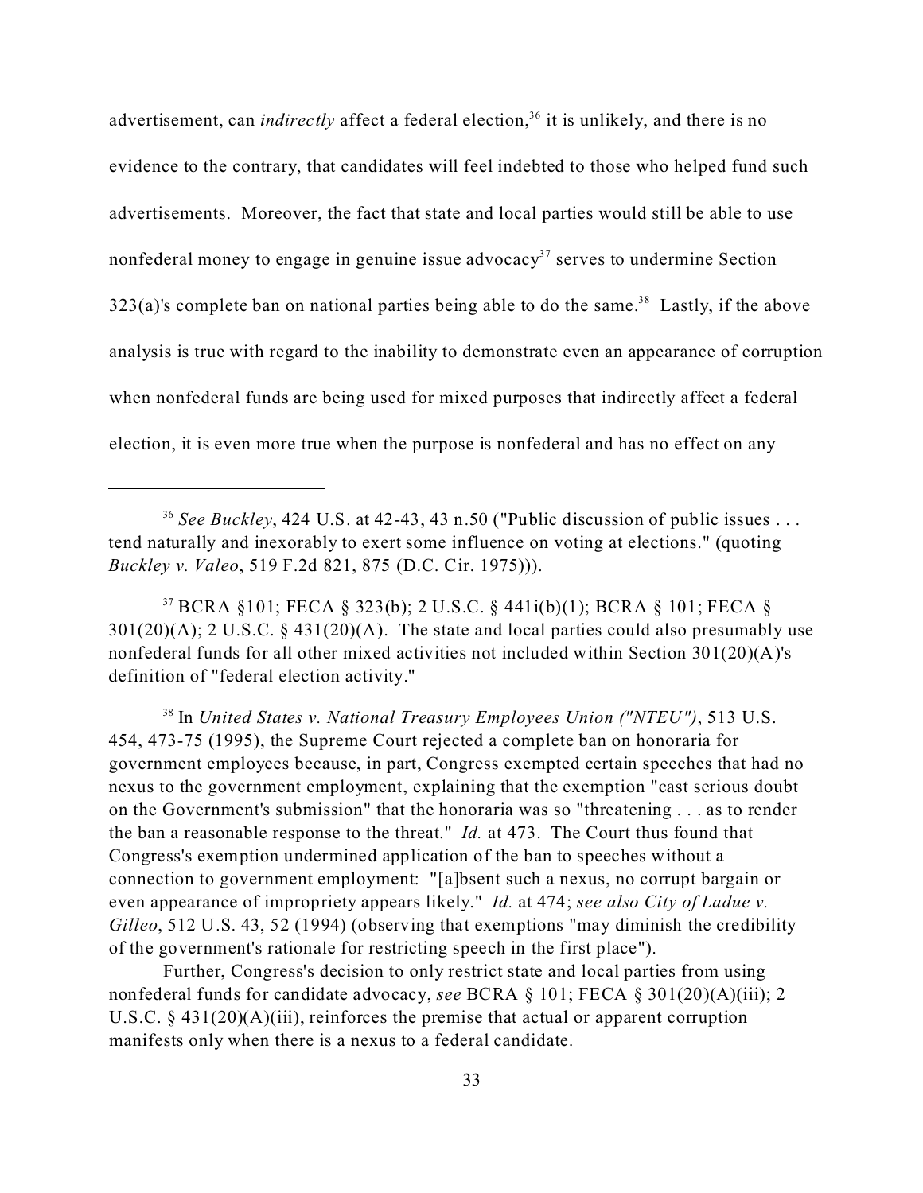advertisement, can *indirectly* affect a federal election,[36] it is unlikely, and there is no evidence to the contrary, that candidates will feel indebted to those who helped fund such advertisements. Moreover, the fact that state and local parties would still be able to use nonfederal money to engage in genuine issue advocacy[37] serves to undermine Section 323(a)'s complete ban on national parties being able to do the same.[38] Lastly, if the above analysis is true with regard to the inability to demonstrate even an appearance of corruption when nonfederal funds are being used for mixed purposes that indirectly affect a federal election, it is even more true when the purpose is nonfederal and has no effect on any

---

[36] *See Buckley*, 424 U.S. at 42-43, 43 n.50 ("Public discussion of public issues . . . tend naturally and inexorably to exert some influence on voting at elections." (quoting *Buckley v. Valeo*, 519 F.2d 821, 875 (D.C. Cir. 1975))).

[37] BCRA §101; FECA § 323(b); 2 U.S.C. § 441i(b)(1); BCRA § 101; FECA § 301(20)(A); 2 U.S.C. § 431(20)(A). The state and local parties could also presumably use nonfederal funds for all other mixed activities not included within Section 301(20)(A)'s definition of "federal election activity."

[38] In *United States v. National Treasury Employees Union ("NTEU")*, 513 U.S. 454, 473-75 (1995), the Supreme Court rejected a complete ban on honoraria for government employees because, in part, Congress exempted certain speeches that had no nexus to the government employment, explaining that the exemption "cast serious doubt on the Government's submission" that the honoraria was so "threatening . . . as to render the ban a reasonable response to the threat." *Id.* at 473. The Court thus found that Congress's exemption undermined application of the ban to speeches without a connection to government employment: "[a]bsent such a nexus, no corrupt bargain or even appearance of impropriety appears likely." *Id.* at 474; *see also City of Ladue v. Gilleo*, 512 U.S. 43, 52 (1994) (observing that exemptions "may diminish the credibility of the government's rationale for restricting speech in the first place").

Further, Congress's decision to only restrict state and local parties from using nonfederal funds for candidate advocacy, *see* BCRA § 101; FECA § 301(20)(A)(iii); 2 U.S.C. § 431(20)(A)(iii), reinforces the premise that actual or apparent corruption manifests only when there is a nexus to a federal candidate.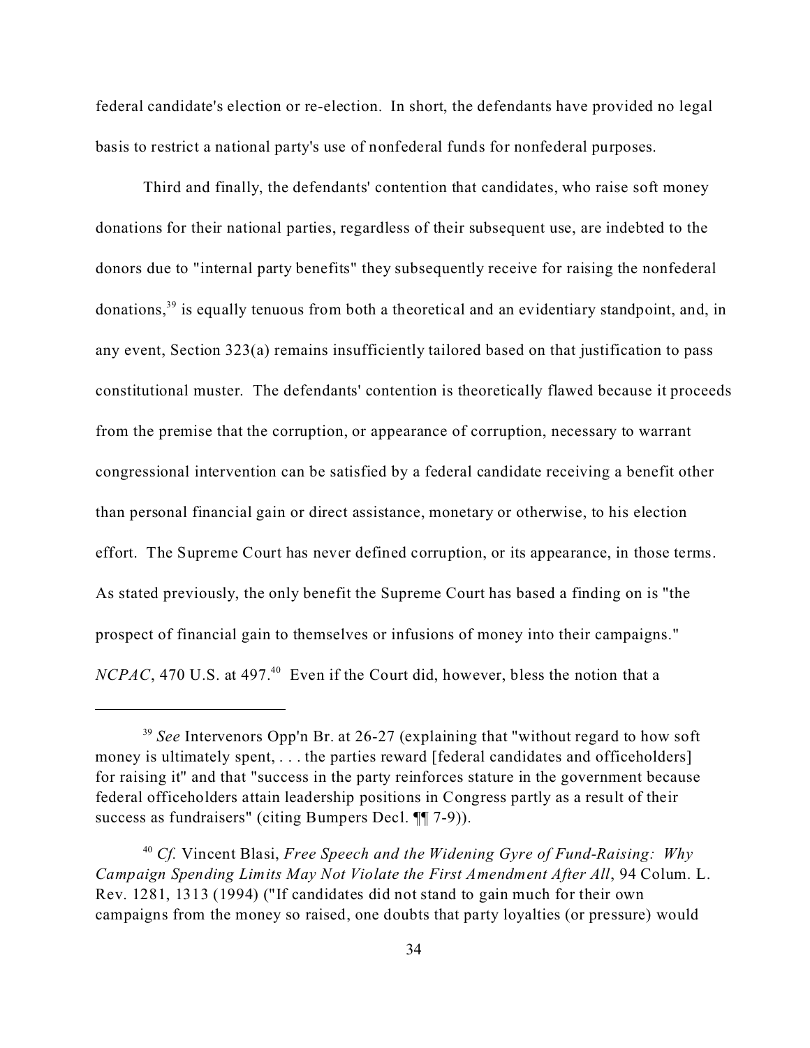federal candidate's election or re-election. In short, the defendants have provided no legal basis to restrict a national party's use of nonfederal funds for nonfederal purposes.

Third and finally, the defendants' contention that candidates, who raise soft money donations for their national parties, regardless of their subsequent use, are indebted to the donors due to "internal party benefits" they subsequently receive for raising the nonfederal donations,[39] is equally tenuous from both a theoretical and an evidentiary standpoint, and, in any event, Section 323(a) remains insufficiently tailored based on that justification to pass constitutional muster. The defendants' contention is theoretically flawed because it proceeds from the premise that the corruption, or appearance of corruption, necessary to warrant congressional intervention can be satisfied by a federal candidate receiving a benefit other than personal financial gain or direct assistance, monetary or otherwise, to his election effort. The Supreme Court has never defined corruption, or its appearance, in those terms. As stated previously, the only benefit the Supreme Court has based a finding on is "the prospect of financial gain to themselves or infusions of money into their campaigns." *NCPAC*, 470 U.S. at 497.[40] Even if the Court did, however, bless the notion that a

---

[39] *See* Intervenors Opp'n Br. at 26-27 (explaining that "without regard to how soft money is ultimately spent, . . . the parties reward [federal candidates and officeholders] for raising it" and that "success in the party reinforces stature in the government because federal officeholders attain leadership positions in Congress partly as a result of their success as fundraisers" (citing Bumpers Decl. ¶¶ 7-9)).

[40] *Cf.* Vincent Blasi, *Free Speech and the Widening Gyre of Fund-Raising: Why Campaign Spending Limits May Not Violate the First Amendment After All*, 94 Colum. L. Rev. 1281, 1313 (1994) ("If candidates did not stand to gain much for their own campaigns from the money so raised, one doubts that party loyalties (or pressure) would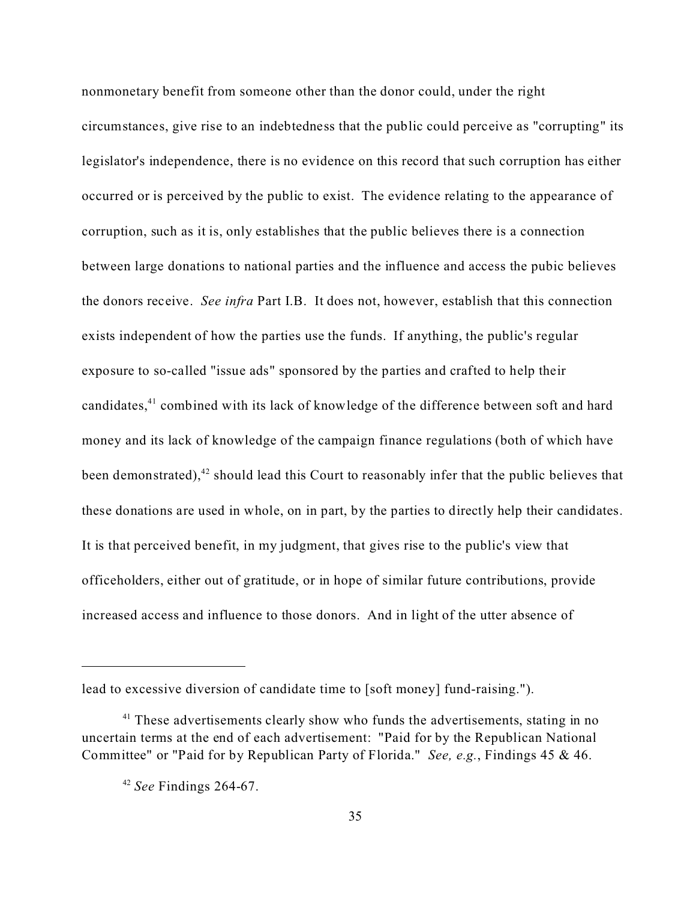nonmonetary benefit from someone other than the donor could, under the right circumstances, give rise to an indebtedness that the public could perceive as "corrupting" its legislator's independence, there is no evidence on this record that such corruption has either occurred or is perceived by the public to exist. The evidence relating to the appearance of corruption, such as it is, only establishes that the public believes there is a connection between large donations to national parties and the influence and access the pubic believes the donors receive. *See infra* Part I.B. It does not, however, establish that this connection exists independent of how the parties use the funds. If anything, the public's regular exposure to so-called "issue ads" sponsored by the parties and crafted to help their candidates,[41] combined with its lack of knowledge of the difference between soft and hard money and its lack of knowledge of the campaign finance regulations (both of which have been demonstrated),[42] should lead this Court to reasonably infer that the public believes that these donations are used in whole, on in part, by the parties to directly help their candidates. It is that perceived benefit, in my judgment, that gives rise to the public's view that officeholders, either out of gratitude, or in hope of similar future contributions, provide increased access and influence to those donors. And in light of the utter absence of

---

lead to excessive diversion of candidate time to [soft money] fund-raising.").

[41] These advertisements clearly show who funds the advertisements, stating in no uncertain terms at the end of each advertisement: "Paid for by the Republican National Committee" or "Paid for by Republican Party of Florida." *See, e.g.*, Findings 45 & 46.

[42] *See* Findings 264-67.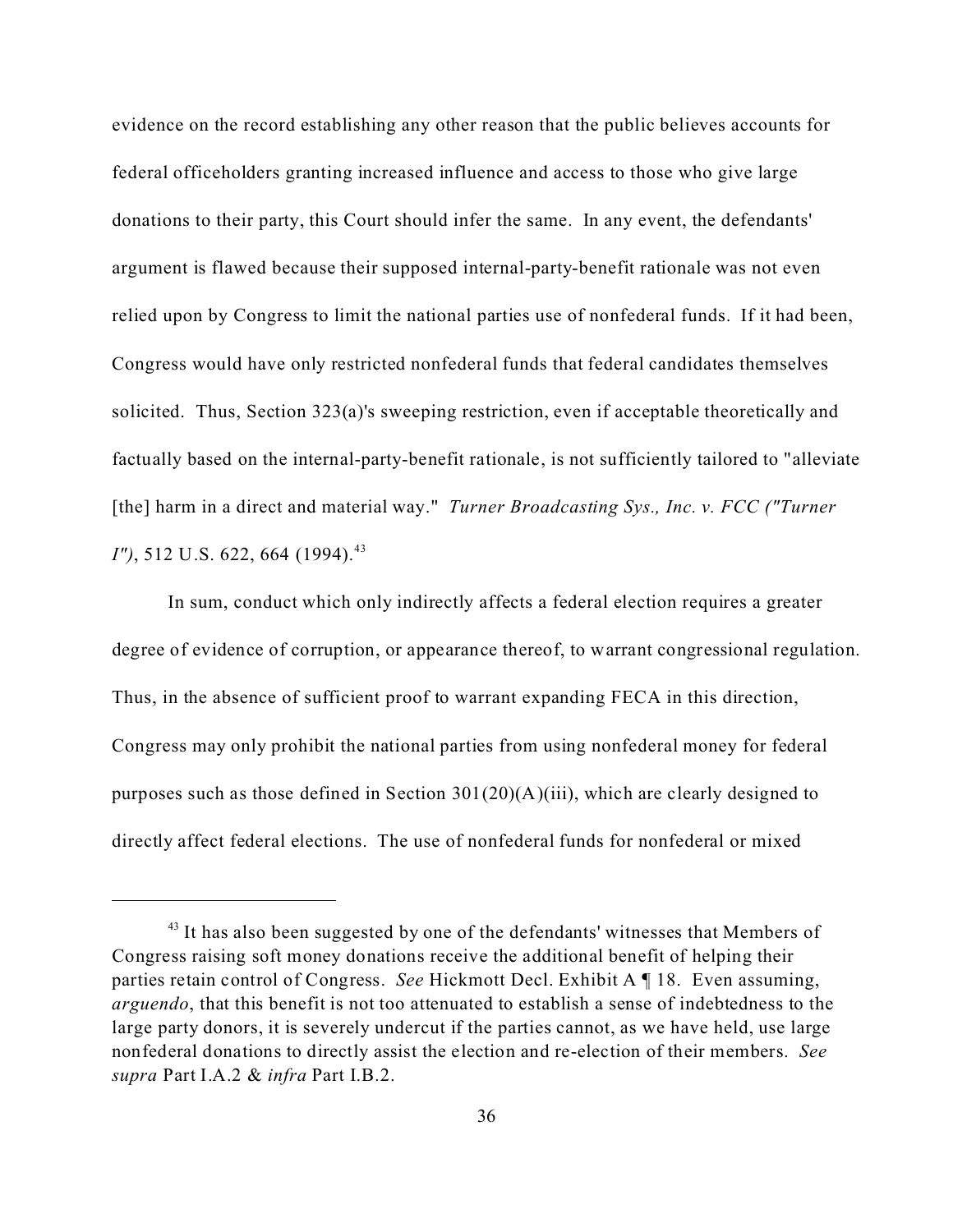evidence on the record establishing any other reason that the public believes accounts for federal officeholders granting increased influence and access to those who give large donations to their party, this Court should infer the same. In any event, the defendants' argument is flawed because their supposed internal-party-benefit rationale was not even relied upon by Congress to limit the national parties use of nonfederal funds. If it had been, Congress would have only restricted nonfederal funds that federal candidates themselves solicited. Thus, Section 323(a)'s sweeping restriction, even if acceptable theoretically and factually based on the internal-party-benefit rationale, is not sufficiently tailored to "alleviate [the] harm in a direct and material way." *Turner Broadcasting Sys., Inc. v. FCC ("Turner I")*, 512 U.S. 622, 664 (1994).[43]

In sum, conduct which only indirectly affects a federal election requires a greater degree of evidence of corruption, or appearance thereof, to warrant congressional regulation. Thus, in the absence of sufficient proof to warrant expanding FECA in this direction, Congress may only prohibit the national parties from using nonfederal money for federal purposes such as those defined in Section 301(20)(A)(iii), which are clearly designed to directly affect federal elections. The use of nonfederal funds for nonfederal or mixed

---

[43] It has also been suggested by one of the defendants' witnesses that Members of Congress raising soft money donations receive the additional benefit of helping their parties retain control of Congress. *See* Hickmott Decl. Exhibit A ¶ 18. Even assuming, *arguendo*, that this benefit is not too attenuated to establish a sense of indebtedness to the large party donors, it is severely undercut if the parties cannot, as we have held, use large nonfederal donations to directly assist the election and re-election of their members. *See supra* Part I.A.2 & *infra* Part I.B.2.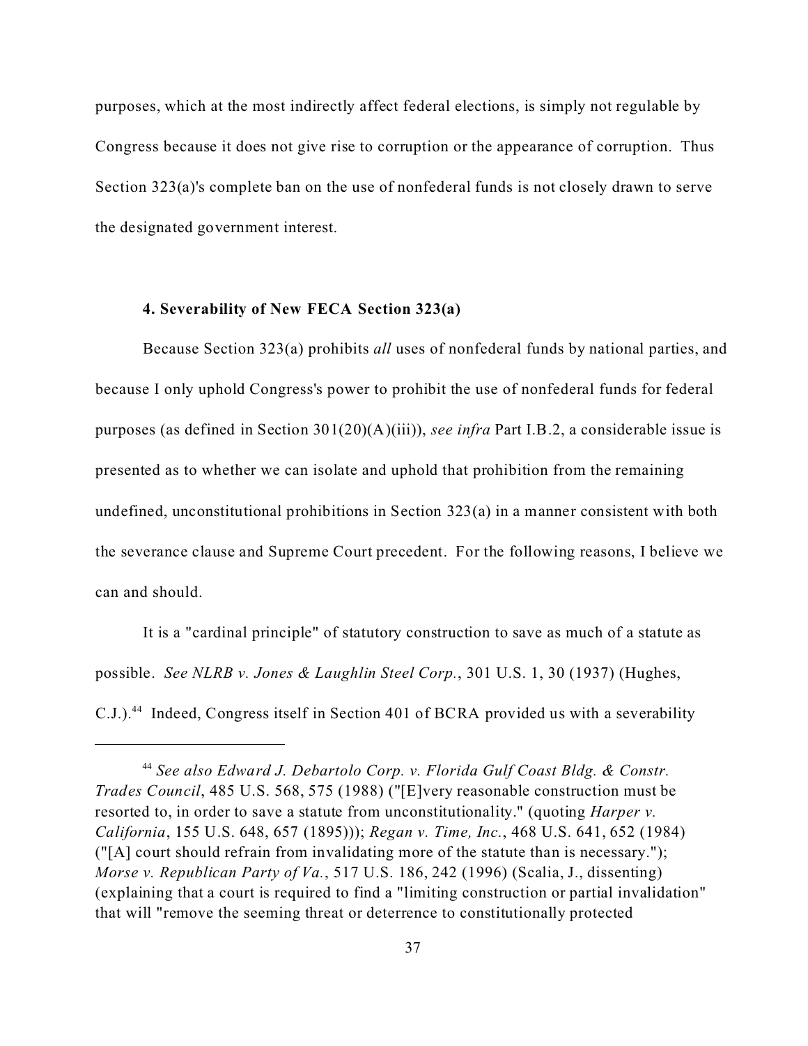purposes, which at the most indirectly affect federal elections, is simply not regulable by Congress because it does not give rise to corruption or the appearance of corruption. Thus Section 323(a)'s complete ban on the use of nonfederal funds is not closely drawn to serve the designated government interest.

#### 4. Severability of New FECA Section 323(a)

Because Section 323(a) prohibits *all* uses of nonfederal funds by national parties, and because I only uphold Congress's power to prohibit the use of nonfederal funds for federal purposes (as defined in Section 301(20)(A)(iii)), *see infra* Part I.B.2, a considerable issue is presented as to whether we can isolate and uphold that prohibition from the remaining undefined, unconstitutional prohibitions in Section 323(a) in a manner consistent with both the severance clause and Supreme Court precedent. For the following reasons, I believe we can and should.

It is a "cardinal principle" of statutory construction to save as much of a statute as possible. *See NLRB v. Jones & Laughlin Steel Corp.*, 301 U.S. 1, 30 (1937) (Hughes, C.J.).[44] Indeed, Congress itself in Section 401 of BCRA provided us with a severability

---

[44] *See also Edward J. Debartolo Corp. v. Florida Gulf Coast Bldg. & Constr. Trades Council*, 485 U.S. 568, 575 (1988) ("[E]very reasonable construction must be resorted to, in order to save a statute from unconstitutionality." (quoting *Harper v. California*, 155 U.S. 648, 657 (1895))); *Regan v. Time, Inc.*, 468 U.S. 641, 652 (1984) ("[A] court should refrain from invalidating more of the statute than is necessary."); *Morse v. Republican Party of Va.*, 517 U.S. 186, 242 (1996) (Scalia, J., dissenting) (explaining that a court is required to find a "limiting construction or partial invalidation" that will "remove the seeming threat or deterrence to constitutionally protected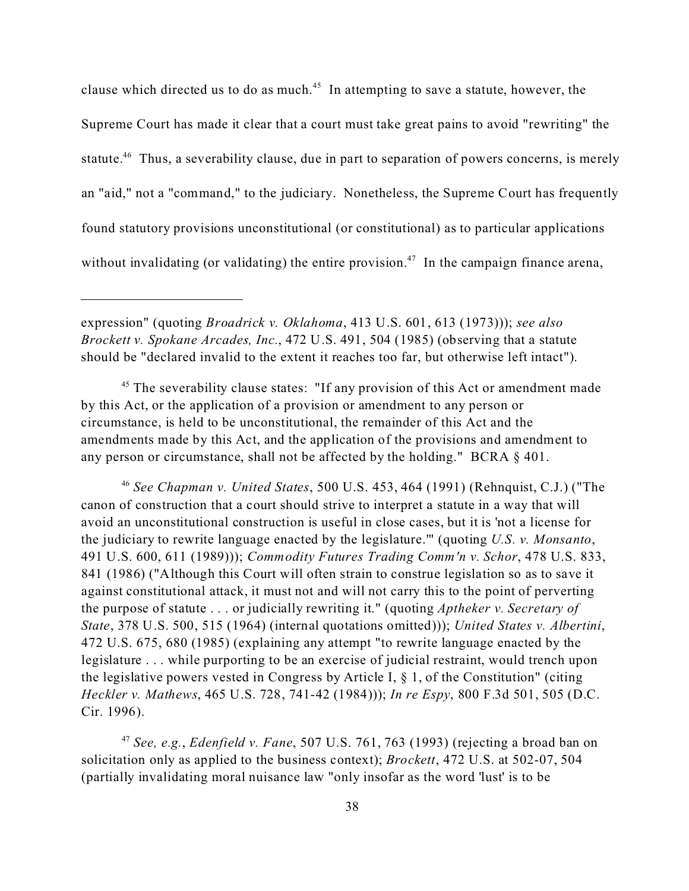clause which directed us to do as much.[45] In attempting to save a statute, however, the Supreme Court has made it clear that a court must take great pains to avoid "rewriting" the statute.[46] Thus, a severability clause, due in part to separation of powers concerns, is merely an "aid," not a "command," to the judiciary. Nonetheless, the Supreme Court has frequently found statutory provisions unconstitutional (or constitutional) as to particular applications without invalidating (or validating) the entire provision.[47] In the campaign finance arena,

---

expression" (quoting *Broadrick v. Oklahoma*, 413 U.S. 601, 613 (1973))); *see also Brockett v. Spokane Arcades, Inc.*, 472 U.S. 491, 504 (1985) (observing that a statute should be "declared invalid to the extent it reaches too far, but otherwise left intact").

[45] The severability clause states: "If any provision of this Act or amendment made by this Act, or the application of a provision or amendment to any person or circumstance, is held to be unconstitutional, the remainder of this Act and the amendments made by this Act, and the application of the provisions and amendment to any person or circumstance, shall not be affected by the holding." BCRA § 401.

[46] *See Chapman v. United States*, 500 U.S. 453, 464 (1991) (Rehnquist, C.J.) ("The canon of construction that a court should strive to interpret a statute in a way that will avoid an unconstitutional construction is useful in close cases, but it is 'not a license for the judiciary to rewrite language enacted by the legislature.'" (quoting *U.S. v. Monsanto*, 491 U.S. 600, 611 (1989))); *Commodity Futures Trading Comm'n v. Schor*, 478 U.S. 833, 841 (1986) ("Although this Court will often strain to construe legislation so as to save it against constitutional attack, it must not and will not carry this to the point of perverting the purpose of statute . . . or judicially rewriting it." (quoting *Aptheker v. Secretary of State*, 378 U.S. 500, 515 (1964) (internal quotations omitted))); *United States v. Albertini*, 472 U.S. 675, 680 (1985) (explaining any attempt "to rewrite language enacted by the legislature . . . while purporting to be an exercise of judicial restraint, would trench upon the legislative powers vested in Congress by Article I, § 1, of the Constitution" (citing *Heckler v. Mathews*, 465 U.S. 728, 741-42 (1984))); *In re Espy*, 800 F.3d 501, 505 (D.C. Cir. 1996).

[47] *See, e.g.*, *Edenfield v. Fane*, 507 U.S. 761, 763 (1993) (rejecting a broad ban on solicitation only as applied to the business context); *Brockett*, 472 U.S. at 502-07, 504 (partially invalidating moral nuisance law "only insofar as the word 'lust' is to be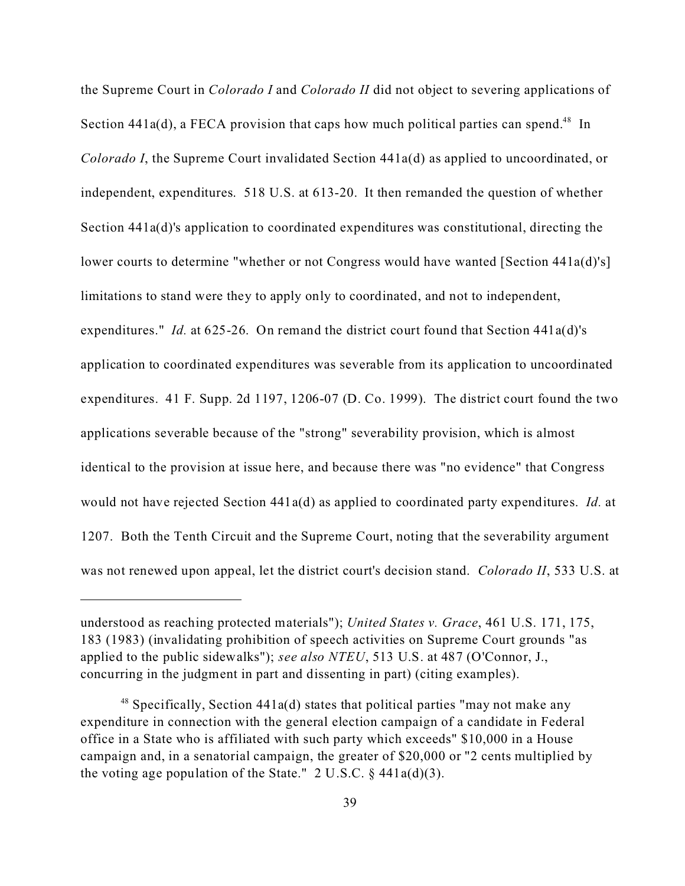the Supreme Court in *Colorado I* and *Colorado II* did not object to severing applications of Section 441a(d), a FECA provision that caps how much political parties can spend.[48] In *Colorado I*, the Supreme Court invalidated Section 441a(d) as applied to uncoordinated, or independent, expenditures. 518 U.S. at 613-20. It then remanded the question of whether Section 441a(d)'s application to coordinated expenditures was constitutional, directing the lower courts to determine "whether or not Congress would have wanted [Section 441a(d)'s] limitations to stand were they to apply only to coordinated, and not to independent, expenditures." *Id.* at 625-26. On remand the district court found that Section 441a(d)'s application to coordinated expenditures was severable from its application to uncoordinated expenditures. 41 F. Supp. 2d 1197, 1206-07 (D. Co. 1999). The district court found the two applications severable because of the "strong" severability provision, which is almost identical to the provision at issue here, and because there was "no evidence" that Congress would not have rejected Section 441a(d) as applied to coordinated party expenditures. *Id.* at 1207. Both the Tenth Circuit and the Supreme Court, noting that the severability argument was not renewed upon appeal, let the district court's decision stand. *Colorado II*, 533 U.S. at

---

understood as reaching protected materials"); *United States v. Grace*, 461 U.S. 171, 175, 183 (1983) (invalidating prohibition of speech activities on Supreme Court grounds "as applied to the public sidewalks"); *see also NTEU*, 513 U.S. at 487 (O'Connor, J., concurring in the judgment in part and dissenting in part) (citing examples).

[48] Specifically, Section 441a(d) states that political parties "may not make any expenditure in connection with the general election campaign of a candidate in Federal office in a State who is affiliated with such party which exceeds" $10,000 in a House campaign and, in a senatorial campaign, the greater of $20,000 or "2 cents multiplied by the voting age population of the State." 2 U.S.C. § 441a(d)(3).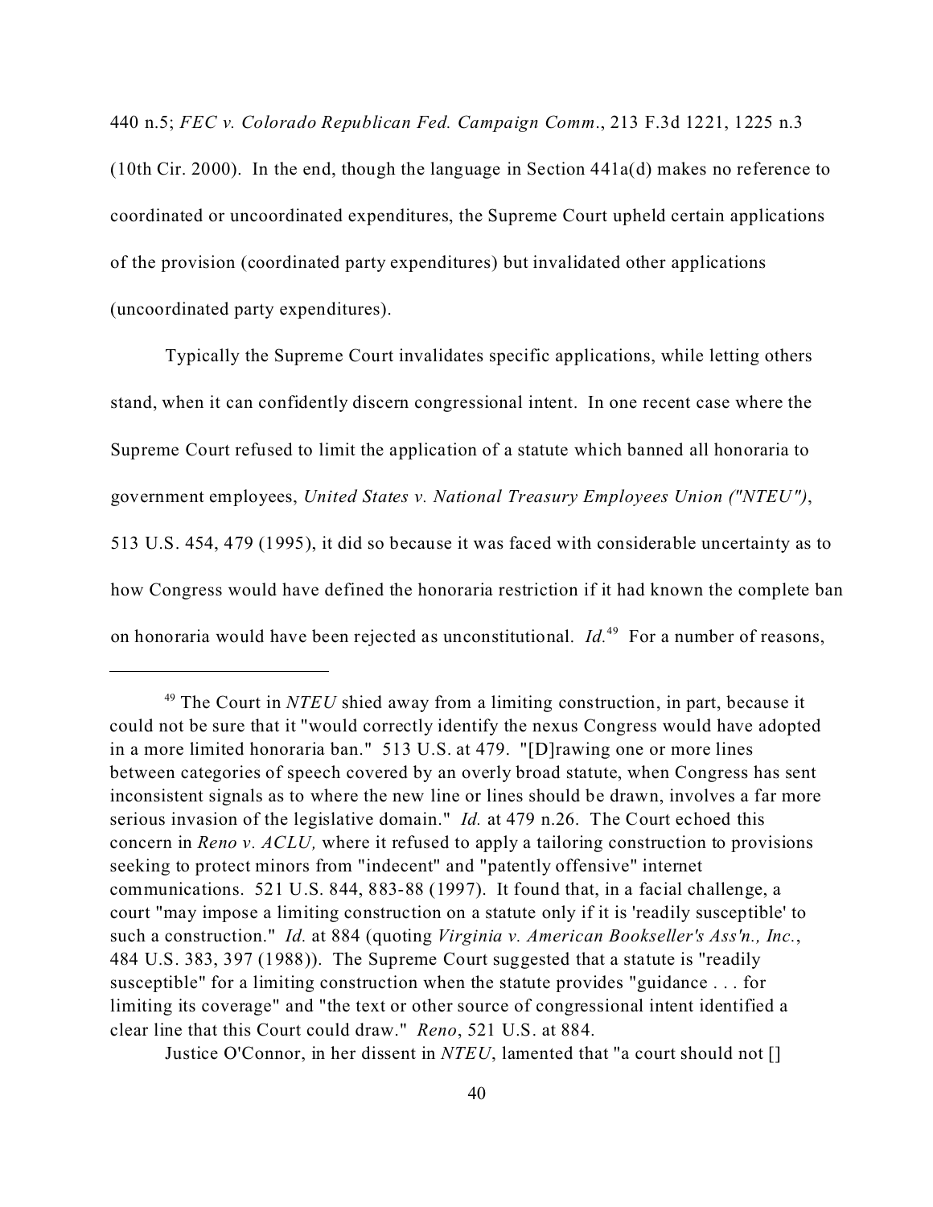440 n.5; *FEC v. Colorado Republican Fed. Campaign Comm*., 213 F.3d 1221, 1225 n.3 (10th Cir. 2000). In the end, though the language in Section 441a(d) makes no reference to coordinated or uncoordinated expenditures, the Supreme Court upheld certain applications of the provision (coordinated party expenditures) but invalidated other applications (uncoordinated party expenditures).

Typically the Supreme Court invalidates specific applications, while letting others stand, when it can confidently discern congressional intent. In one recent case where the Supreme Court refused to limit the application of a statute which banned all honoraria to government employees, *United States v. National Treasury Employees Union ("NTEU")*, 513 U.S. 454, 479 (1995), it did so because it was faced with considerable uncertainty as to how Congress would have defined the honoraria restriction if it had known the complete ban on honoraria would have been rejected as unconstitutional. *Id.*[49] For a number of reasons,

---

[49] The Court in *NTEU* shied away from a limiting construction, in part, because it could not be sure that it "would correctly identify the nexus Congress would have adopted in a more limited honoraria ban." 513 U.S. at 479. "[D]rawing one or more lines between categories of speech covered by an overly broad statute, when Congress has sent inconsistent signals as to where the new line or lines should be drawn, involves a far more serious invasion of the legislative domain." *Id.* at 479 n.26. The Court echoed this concern in *Reno v. ACLU,* where it refused to apply a tailoring construction to provisions seeking to protect minors from "indecent" and "patently offensive" internet communications. 521 U.S. 844, 883-88 (1997). It found that, in a facial challenge, a court "may impose a limiting construction on a statute only if it is 'readily susceptible' to such a construction." *Id.* at 884 (quoting *Virginia v. American Bookseller's Ass'n., Inc.*, 484 U.S. 383, 397 (1988)). The Supreme Court suggested that a statute is "readily susceptible" for a limiting construction when the statute provides "guidance . . . for limiting its coverage" and "the text or other source of congressional intent identified a clear line that this Court could draw." *Reno*, 521 U.S. at 884.

Justice O'Connor, in her dissent in *NTEU*, lamented that "a court should not []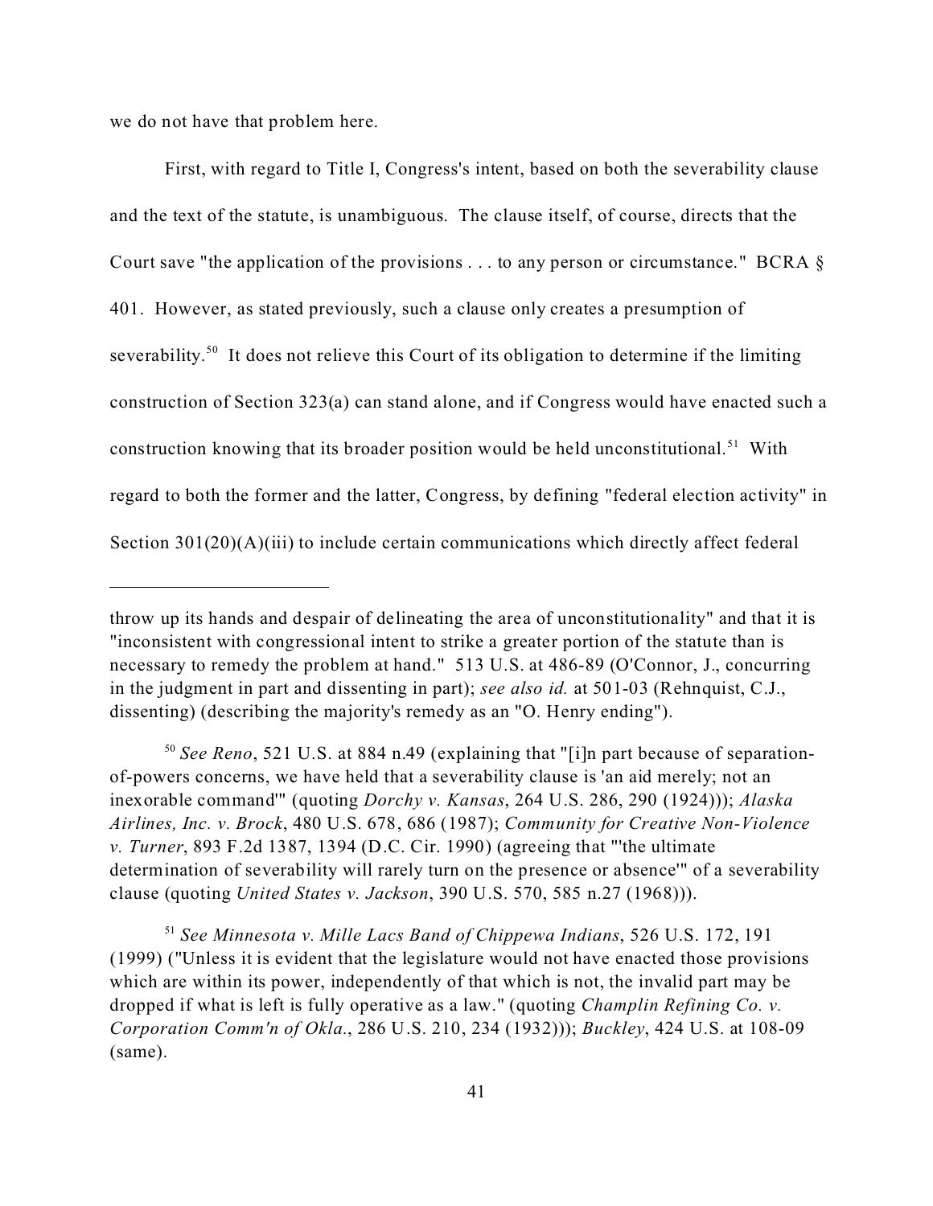we do not have that problem here.

First, with regard to Title I, Congress's intent, based on both the severability clause and the text of the statute, is unambiguous. The clause itself, of course, directs that the Court save "the application of the provisions . . . to any person or circumstance." BCRA § 401. However, as stated previously, such a clause only creates a presumption of severability.[50] It does not relieve this Court of its obligation to determine if the limiting construction of Section 323(a) can stand alone, and if Congress would have enacted such a construction knowing that its broader position would be held unconstitutional.[51] With regard to both the former and the latter, Congress, by defining "federal election activity" in Section 301(20)(A)(iii) to include certain communications which directly affect federal

---

throw up its hands and despair of delineating the area of unconstitutionality" and that it is "inconsistent with congressional intent to strike a greater portion of the statute than is necessary to remedy the problem at hand." 513 U.S. at 486-89 (O'Connor, J., concurring in the judgment in part and dissenting in part); *see also id.* at 501-03 (Rehnquist, C.J., dissenting) (describing the majority's remedy as an "O. Henry ending").

[50] *See Reno*, 521 U.S. at 884 n.49 (explaining that "[i]n part because of separation-of-powers concerns, we have held that a severability clause is 'an aid merely; not an inexorable command'" (quoting *Dorchy v. Kansas*, 264 U.S. 286, 290 (1924))); *Alaska Airlines, Inc. v. Brock*, 480 U.S. 678, 686 (1987); *Community for Creative Non-Violence v. Turner*, 893 F.2d 1387, 1394 (D.C. Cir. 1990) (agreeing that "'the ultimate determination of severability will rarely turn on the presence or absence'" of a severability clause (quoting *United States v. Jackson*, 390 U.S. 570, 585 n.27 (1968))).

[51] *See Minnesota v. Mille Lacs Band of Chippewa Indians*, 526 U.S. 172, 191 (1999) ("Unless it is evident that the legislature would not have enacted those provisions which are within its power, independently of that which is not, the invalid part may be dropped if what is left is fully operative as a law." (quoting *Champlin Refining Co. v. Corporation Comm'n of Okla.*, 286 U.S. 210, 234 (1932))); *Buckley*, 424 U.S. at 108-09 (same).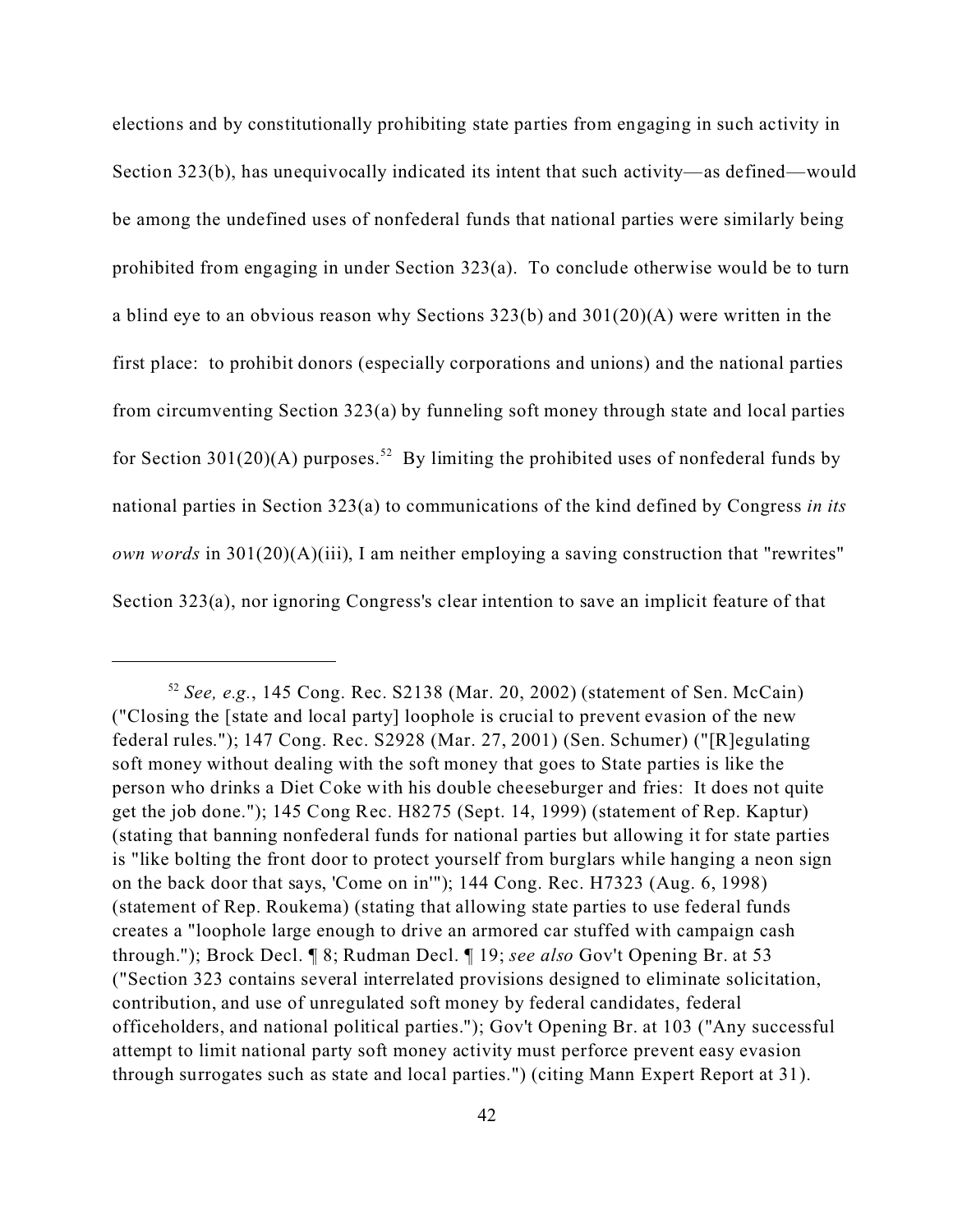elections and by constitutionally prohibiting state parties from engaging in such activity in Section 323(b), has unequivocally indicated its intent that such activity—as defined—would be among the undefined uses of nonfederal funds that national parties were similarly being prohibited from engaging in under Section 323(a). To conclude otherwise would be to turn a blind eye to an obvious reason why Sections 323(b) and 301(20)(A) were written in the first place: to prohibit donors (especially corporations and unions) and the national parties from circumventing Section 323(a) by funneling soft money through state and local parties for Section 301(20)(A) purposes.[52] By limiting the prohibited uses of nonfederal funds by national parties in Section 323(a) to communications of the kind defined by Congress *in its own words* in 301(20)(A)(iii), I am neither employing a saving construction that "rewrites" Section 323(a), nor ignoring Congress's clear intention to save an implicit feature of that

---

[52] *See, e.g.*, 145 Cong. Rec. S2138 (Mar. 20, 2002) (statement of Sen. McCain) ("Closing the [state and local party] loophole is crucial to prevent evasion of the new federal rules."); 147 Cong. Rec. S2928 (Mar. 27, 2001) (Sen. Schumer) ("[R]egulating soft money without dealing with the soft money that goes to State parties is like the person who drinks a Diet Coke with his double cheeseburger and fries: It does not quite get the job done."); 145 Cong Rec. H8275 (Sept. 14, 1999) (statement of Rep. Kaptur) (stating that banning nonfederal funds for national parties but allowing it for state parties is "like bolting the front door to protect yourself from burglars while hanging a neon sign on the back door that says, 'Come on in'"); 144 Cong. Rec. H7323 (Aug. 6, 1998) (statement of Rep. Roukema) (stating that allowing state parties to use federal funds creates a "loophole large enough to drive an armored car stuffed with campaign cash through."); Brock Decl. ¶ 8; Rudman Decl. ¶ 19; *see also* Gov't Opening Br. at 53 ("Section 323 contains several interrelated provisions designed to eliminate solicitation, contribution, and use of unregulated soft money by federal candidates, federal officeholders, and national political parties."); Gov't Opening Br. at 103 ("Any successful attempt to limit national party soft money activity must perforce prevent easy evasion through surrogates such as state and local parties.") (citing Mann Expert Report at 31).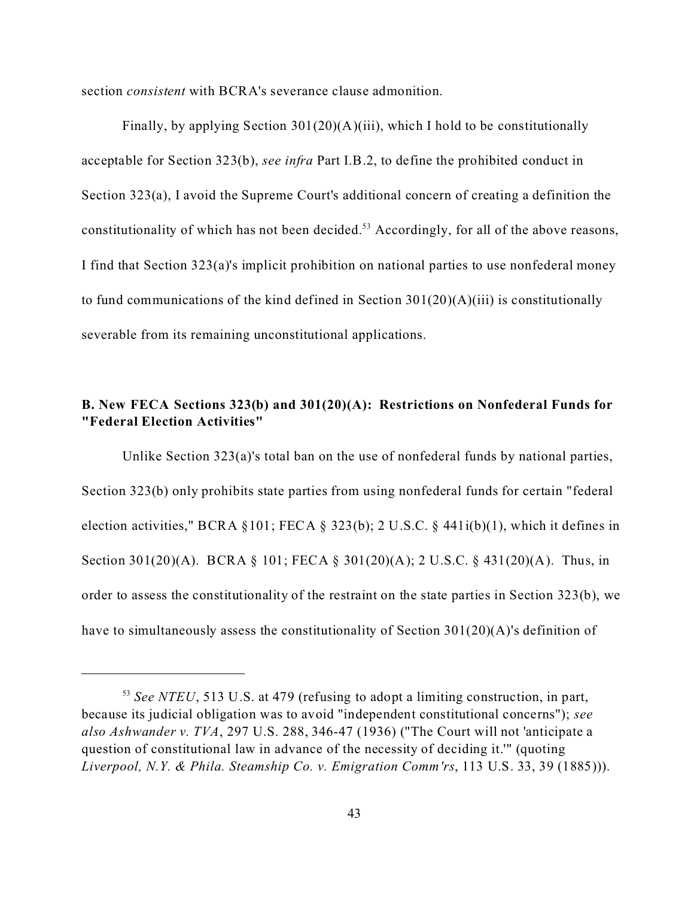section *consistent* with BCRA's severance clause admonition.

Finally, by applying Section 301(20)(A)(iii), which I hold to be constitutionally acceptable for Section 323(b), *see infra* Part I.B.2, to define the prohibited conduct in Section 323(a), I avoid the Supreme Court's additional concern of creating a definition the constitutionality of which has not been decided.[53] Accordingly, for all of the above reasons, I find that Section 323(a)'s implicit prohibition on national parties to use nonfederal money to fund communications of the kind defined in Section 301(20)(A)(iii) is constitutionally severable from its remaining unconstitutional applications.

**B. New FECA Sections 323(b) and 301(20)(A): Restrictions on Nonfederal Funds for "Federal Election Activities"**

Unlike Section 323(a)'s total ban on the use of nonfederal funds by national parties, Section 323(b) only prohibits state parties from using nonfederal funds for certain "federal election activities," BCRA §101; FECA § 323(b); 2 U.S.C. § 441i(b)(1), which it defines in Section 301(20)(A). BCRA § 101; FECA § 301(20)(A); 2 U.S.C. § 431(20)(A). Thus, in order to assess the constitutionality of the restraint on the state parties in Section 323(b), we have to simultaneously assess the constitutionality of Section 301(20)(A)'s definition of

---

[53] *See NTEU*, 513 U.S. at 479 (refusing to adopt a limiting construction, in part, because its judicial obligation was to avoid "independent constitutional concerns"); *see also Ashwander v. TVA*, 297 U.S. 288, 346-47 (1936) ("The Court will not 'anticipate a question of constitutional law in advance of the necessity of deciding it.'" (quoting *Liverpool, N.Y. & Phila. Steamship Co. v. Emigration Comm'rs*, 113 U.S. 33, 39 (1885))).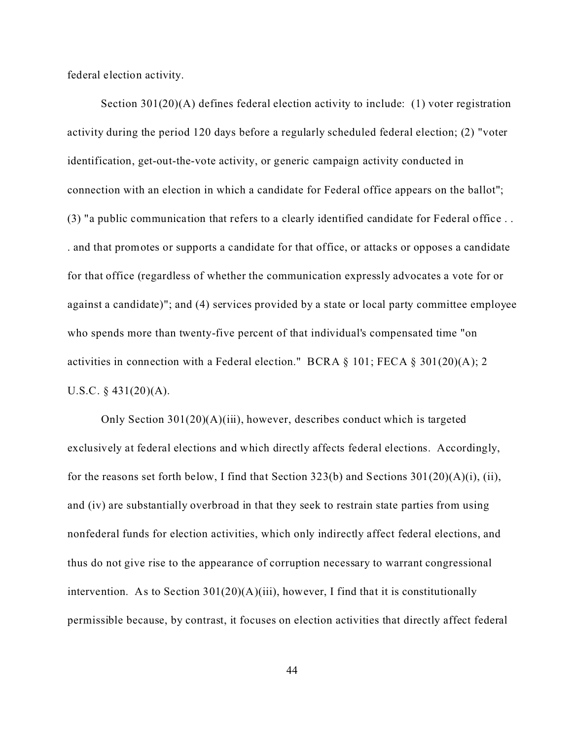federal election activity.

Section 301(20)(A) defines federal election activity to include: (1) voter registration activity during the period 120 days before a regularly scheduled federal election; (2) "voter identification, get-out-the-vote activity, or generic campaign activity conducted in connection with an election in which a candidate for Federal office appears on the ballot"; (3) "a public communication that refers to a clearly identified candidate for Federal office . . . and that promotes or supports a candidate for that office, or attacks or opposes a candidate for that office (regardless of whether the communication expressly advocates a vote for or against a candidate)"; and (4) services provided by a state or local party committee employee who spends more than twenty-five percent of that individual's compensated time "on activities in connection with a Federal election." BCRA § 101; FECA § 301(20)(A); 2 U.S.C. § 431(20)(A).

Only Section 301(20)(A)(iii), however, describes conduct which is targeted exclusively at federal elections and which directly affects federal elections. Accordingly, for the reasons set forth below, I find that Section 323(b) and Sections 301(20)(A)(i), (ii), and (iv) are substantially overbroad in that they seek to restrain state parties from using nonfederal funds for election activities, which only indirectly affect federal elections, and thus do not give rise to the appearance of corruption necessary to warrant congressional intervention. As to Section 301(20)(A)(iii), however, I find that it is constitutionally permissible because, by contrast, it focuses on election activities that directly affect federal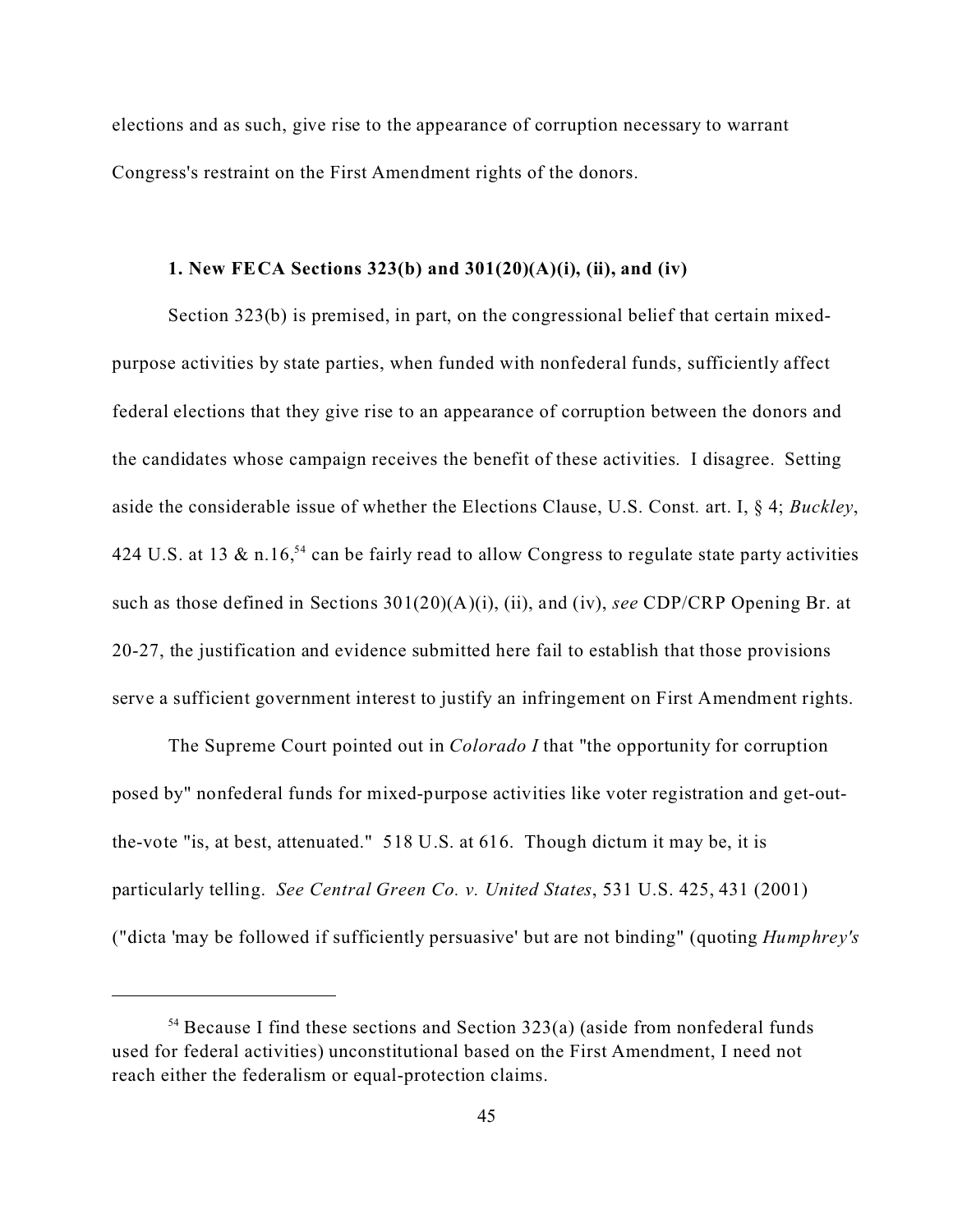elections and as such, give rise to the appearance of corruption necessary to warrant Congress's restraint on the First Amendment rights of the donors.

**1. New FECA Sections 323(b) and 301(20)(A)(i), (ii), and (iv)**

Section 323(b) is premised, in part, on the congressional belief that certain mixed-purpose activities by state parties, when funded with nonfederal funds, sufficiently affect federal elections that they give rise to an appearance of corruption between the donors and the candidates whose campaign receives the benefit of these activities. I disagree. Setting aside the considerable issue of whether the Elections Clause, U.S. Const. art. I, § 4; *Buckley*, 424 U.S. at 13 & n.16,[54] can be fairly read to allow Congress to regulate state party activities such as those defined in Sections 301(20)(A)(i), (ii), and (iv), *see* CDP/CRP Opening Br. at 20-27, the justification and evidence submitted here fail to establish that those provisions serve a sufficient government interest to justify an infringement on First Amendment rights.

The Supreme Court pointed out in *Colorado I* that "the opportunity for corruption posed by" nonfederal funds for mixed-purpose activities like voter registration and get-out-the-vote "is, at best, attenuated." 518 U.S. at 616. Though dictum it may be, it is particularly telling. *See Central Green Co. v. United States*, 531 U.S. 425, 431 (2001) ("dicta 'may be followed if sufficiently persuasive' but are not binding" (quoting *Humphrey's*

---

[54] Because I find these sections and Section 323(a) (aside from nonfederal funds used for federal activities) unconstitutional based on the First Amendment, I need not reach either the federalism or equal-protection claims.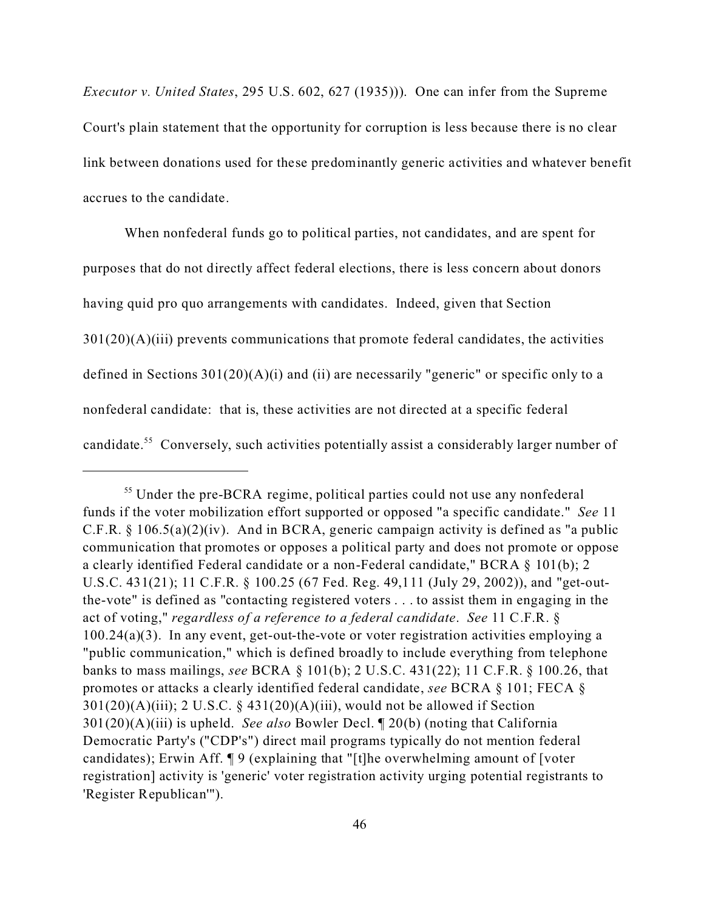*Executor v. United States*, 295 U.S. 602, 627 (1935))). One can infer from the Supreme Court's plain statement that the opportunity for corruption is less because there is no clear link between donations used for these predominantly generic activities and whatever benefit accrues to the candidate.

When nonfederal funds go to political parties, not candidates, and are spent for purposes that do not directly affect federal elections, there is less concern about donors having quid pro quo arrangements with candidates. Indeed, given that Section 301(20)(A)(iii) prevents communications that promote federal candidates, the activities defined in Sections 301(20)(A)(i) and (ii) are necessarily "generic" or specific only to a nonfederal candidate: that is, these activities are not directed at a specific federal candidate.[55] Conversely, such activities potentially assist a considerably larger number of

---

[55] Under the pre-BCRA regime, political parties could not use any nonfederal funds if the voter mobilization effort supported or opposed "a specific candidate." *See* 11 C.F.R. § 106.5(a)(2)(iv). And in BCRA, generic campaign activity is defined as "a public communication that promotes or opposes a political party and does not promote or oppose a clearly identified Federal candidate or a non-Federal candidate," BCRA § 101(b); 2 U.S.C. 431(21); 11 C.F.R. § 100.25 (67 Fed. Reg. 49,111 (July 29, 2002)), and "get-out-the-vote" is defined as "contacting registered voters . . . to assist them in engaging in the act of voting," *regardless of a reference to a federal candidate*. *See* 11 C.F.R. § 100.24(a)(3). In any event, get-out-the-vote or voter registration activities employing a "public communication," which is defined broadly to include everything from telephone banks to mass mailings, *see* BCRA § 101(b); 2 U.S.C. 431(22); 11 C.F.R. § 100.26, that promotes or attacks a clearly identified federal candidate, *see* BCRA § 101; FECA § 301(20)(A)(iii); 2 U.S.C. § 431(20)(A)(iii), would not be allowed if Section 301(20)(A)(iii) is upheld. *See also* Bowler Decl. ¶ 20(b) (noting that California Democratic Party's ("CDP's") direct mail programs typically do not mention federal candidates); Erwin Aff. ¶ 9 (explaining that "[t]he overwhelming amount of [voter registration] activity is 'generic' voter registration activity urging potential registrants to 'Register Republican'").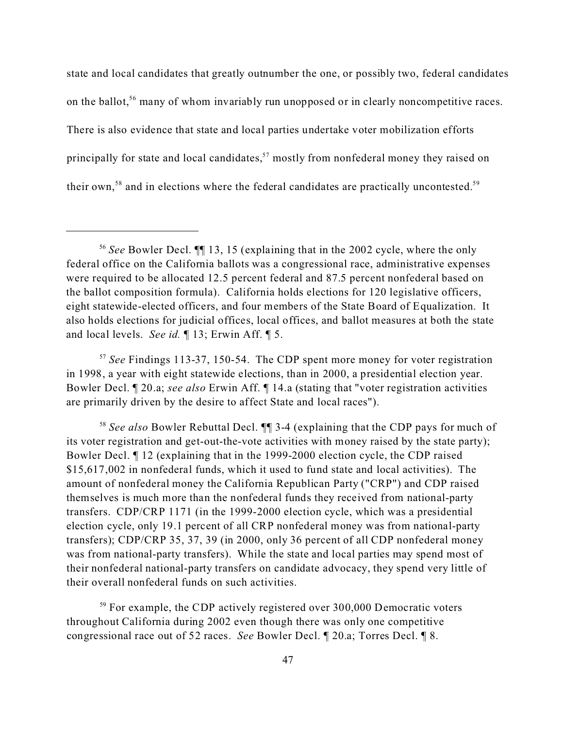state and local candidates that greatly outnumber the one, or possibly two, federal candidates on the ballot,[56] many of whom invariably run unopposed or in clearly noncompetitive races. There is also evidence that state and local parties undertake voter mobilization efforts principally for state and local candidates,[57] mostly from nonfederal money they raised on their own,[58] and in elections where the federal candidates are practically uncontested.[59]

---

[56] *See* Bowler Decl. ¶¶ 13, 15 (explaining that in the 2002 cycle, where the only federal office on the California ballots was a congressional race, administrative expenses were required to be allocated 12.5 percent federal and 87.5 percent nonfederal based on the ballot composition formula). California holds elections for 120 legislative officers, eight statewide-elected officers, and four members of the State Board of Equalization. It also holds elections for judicial offices, local offices, and ballot measures at both the state and local levels. *See id.* ¶ 13; Erwin Aff. ¶ 5.

[57] *See* Findings 113-37, 150-54. The CDP spent more money for voter registration in 1998, a year with eight statewide elections, than in 2000, a presidential election year. Bowler Decl. ¶ 20.a; *see also* Erwin Aff. ¶ 14.a (stating that "voter registration activities are primarily driven by the desire to affect State and local races").

[58] *See also* Bowler Rebuttal Decl. ¶¶ 3-4 (explaining that the CDP pays for much of its voter registration and get-out-the-vote activities with money raised by the state party); Bowler Decl. ¶ 12 (explaining that in the 1999-2000 election cycle, the CDP raised $15,617,002 in nonfederal funds, which it used to fund state and local activities). The amount of nonfederal money the California Republican Party ("CRP") and CDP raised themselves is much more than the nonfederal funds they received from national-party transfers. CDP/CRP 1171 (in the 1999-2000 election cycle, which was a presidential election cycle, only 19.1 percent of all CRP nonfederal money was from national-party transfers); CDP/CRP 35, 37, 39 (in 2000, only 36 percent of all CDP nonfederal money was from national-party transfers). While the state and local parties may spend most of their nonfederal national-party transfers on candidate advocacy, they spend very little of their overall nonfederal funds on such activities.

[59] For example, the CDP actively registered over 300,000 Democratic voters throughout California during 2002 even though there was only one competitive congressional race out of 52 races. *See* Bowler Decl. ¶ 20.a; Torres Decl. ¶ 8.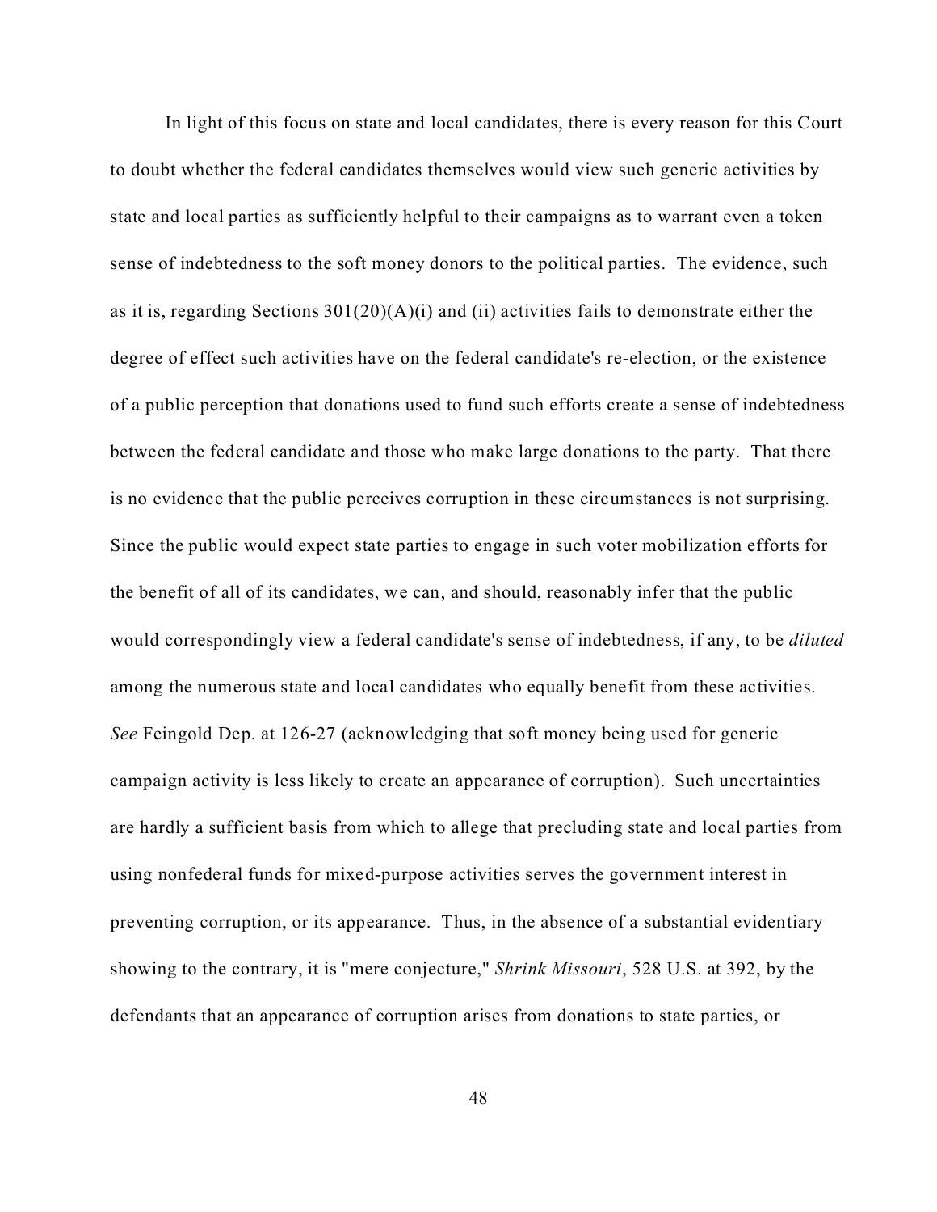In light of this focus on state and local candidates, there is every reason for this Court to doubt whether the federal candidates themselves would view such generic activities by state and local parties as sufficiently helpful to their campaigns as to warrant even a token sense of indebtedness to the soft money donors to the political parties. The evidence, such as it is, regarding Sections 301(20)(A)(i) and (ii) activities fails to demonstrate either the degree of effect such activities have on the federal candidate's re-election, or the existence of a public perception that donations used to fund such efforts create a sense of indebtedness between the federal candidate and those who make large donations to the party. That there is no evidence that the public perceives corruption in these circumstances is not surprising. Since the public would expect state parties to engage in such voter mobilization efforts for the benefit of all of its candidates, we can, and should, reasonably infer that the public would correspondingly view a federal candidate's sense of indebtedness, if any, to be *diluted* among the numerous state and local candidates who equally benefit from these activities. *See* Feingold Dep. at 126-27 (acknowledging that soft money being used for generic campaign activity is less likely to create an appearance of corruption). Such uncertainties are hardly a sufficient basis from which to allege that precluding state and local parties from using nonfederal funds for mixed-purpose activities serves the government interest in preventing corruption, or its appearance. Thus, in the absence of a substantial evidentiary showing to the contrary, it is "mere conjecture," *Shrink Missouri*, 528 U.S. at 392, by the defendants that an appearance of corruption arises from donations to state parties, or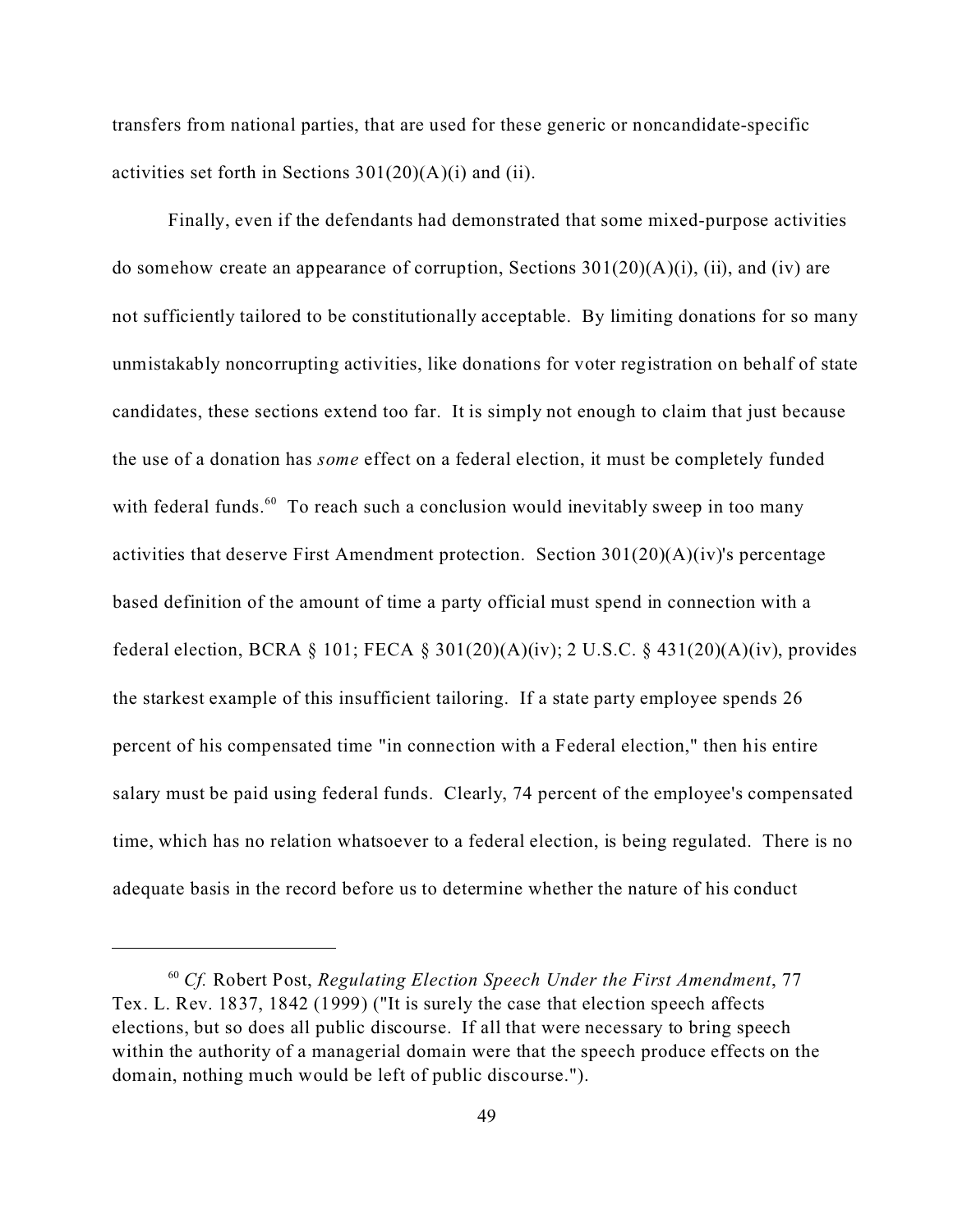transfers from national parties, that are used for these generic or noncandidate-specific activities set forth in Sections 301(20)(A)(i) and (ii).

Finally, even if the defendants had demonstrated that some mixed-purpose activities do somehow create an appearance of corruption, Sections 301(20)(A)(i), (ii), and (iv) are not sufficiently tailored to be constitutionally acceptable. By limiting donations for so many unmistakably noncorrupting activities, like donations for voter registration on behalf of state candidates, these sections extend too far. It is simply not enough to claim that just because the use of a donation has *some* effect on a federal election, it must be completely funded with federal funds.[60] To reach such a conclusion would inevitably sweep in too many activities that deserve First Amendment protection. Section 301(20)(A)(iv)'s percentage based definition of the amount of time a party official must spend in connection with a federal election, BCRA § 101; FECA § 301(20)(A)(iv); 2 U.S.C. § 431(20)(A)(iv), provides the starkest example of this insufficient tailoring. If a state party employee spends 26 percent of his compensated time "in connection with a Federal election," then his entire salary must be paid using federal funds. Clearly, 74 percent of the employee's compensated time, which has no relation whatsoever to a federal election, is being regulated. There is no adequate basis in the record before us to determine whether the nature of his conduct

---

[60] *Cf.* Robert Post, *Regulating Election Speech Under the First Amendment*, 77 Tex. L. Rev. 1837, 1842 (1999) ("It is surely the case that election speech affects elections, but so does all public discourse. If all that were necessary to bring speech within the authority of a managerial domain were that the speech produce effects on the domain, nothing much would be left of public discourse.").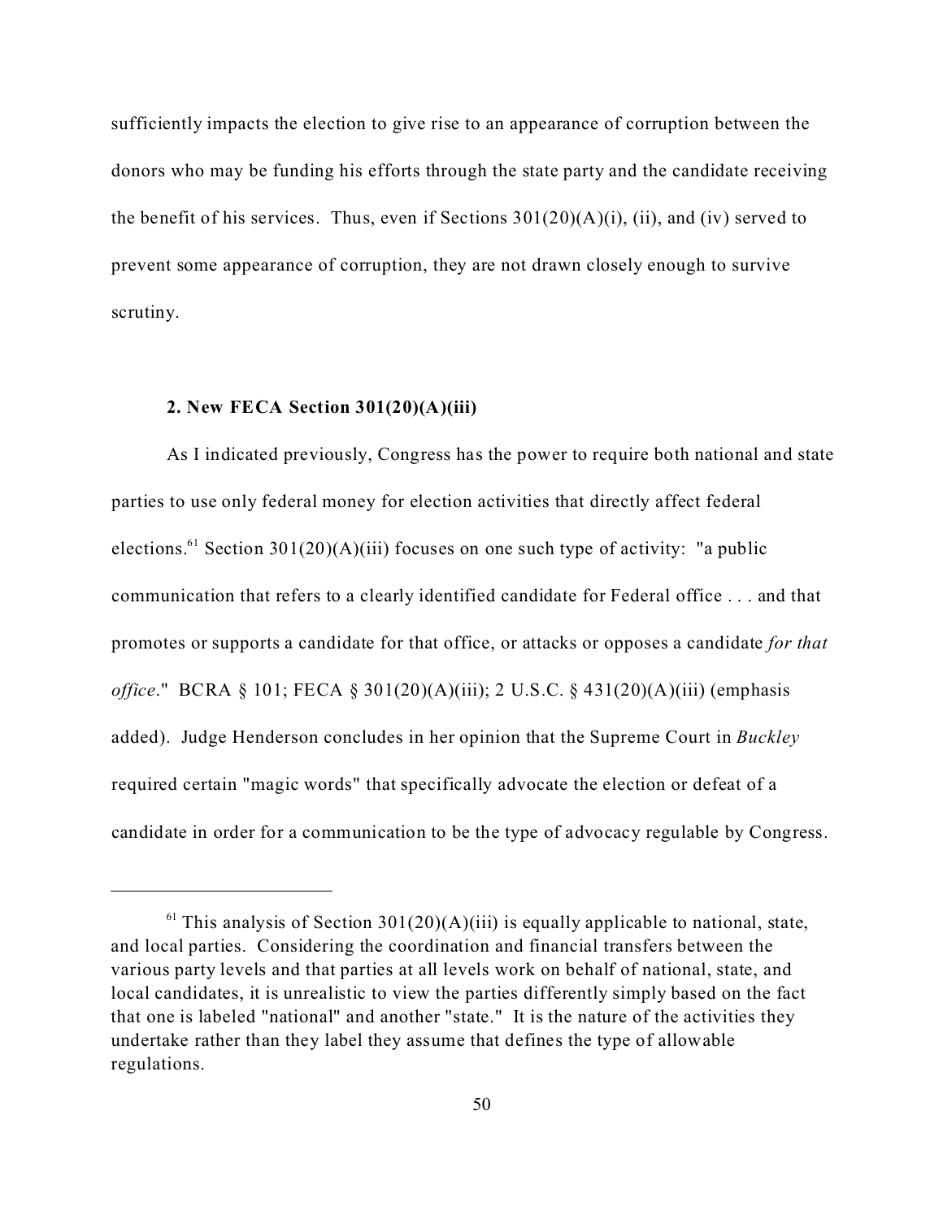sufficiently impacts the election to give rise to an appearance of corruption between the donors who may be funding his efforts through the state party and the candidate receiving the benefit of his services. Thus, even if Sections 301(20)(A)(i), (ii), and (iv) served to prevent some appearance of corruption, they are not drawn closely enough to survive scrutiny.

**2. New FECA Section 301(20)(A)(iii)**

As I indicated previously, Congress has the power to require both national and state parties to use only federal money for election activities that directly affect federal elections.[61] Section 301(20)(A)(iii) focuses on one such type of activity: "a public communication that refers to a clearly identified candidate for Federal office . . . and that promotes or supports a candidate for that office, or attacks or opposes a candidate *for that office*." BCRA § 101; FECA § 301(20)(A)(iii); 2 U.S.C. § 431(20)(A)(iii) (emphasis added). Judge Henderson concludes in her opinion that the Supreme Court in *Buckley* required certain "magic words" that specifically advocate the election or defeat of a candidate in order for a communication to be the type of advocacy regulable by Congress.

---

[61] This analysis of Section 301(20)(A)(iii) is equally applicable to national, state, and local parties. Considering the coordination and financial transfers between the various party levels and that parties at all levels work on behalf of national, state, and local candidates, it is unrealistic to view the parties differently simply based on the fact that one is labeled "national" and another "state." It is the nature of the activities they undertake rather than they label they assume that defines the type of allowable regulations.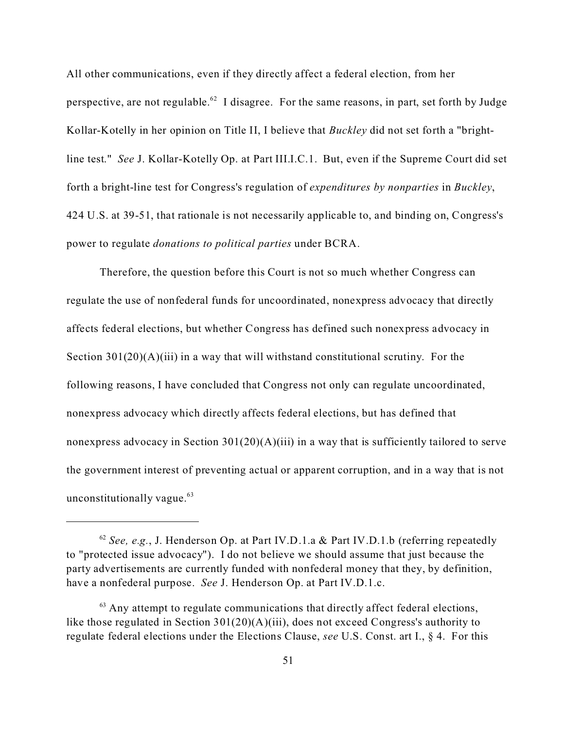All other communications, even if they directly affect a federal election, from her perspective, are not regulable.[62] I disagree. For the same reasons, in part, set forth by Judge Kollar-Kotelly in her opinion on Title II, I believe that *Buckley* did not set forth a "bright-line test." *See* J. Kollar-Kotelly Op. at Part III.I.C.1. But, even if the Supreme Court did set forth a bright-line test for Congress's regulation of *expenditures by nonparties* in *Buckley*, 424 U.S. at 39-51, that rationale is not necessarily applicable to, and binding on, Congress's power to regulate *donations to political parties* under BCRA.

Therefore, the question before this Court is not so much whether Congress can regulate the use of nonfederal funds for uncoordinated, nonexpress advocacy that directly affects federal elections, but whether Congress has defined such nonexpress advocacy in Section 301(20)(A)(iii) in a way that will withstand constitutional scrutiny. For the following reasons, I have concluded that Congress not only can regulate uncoordinated, nonexpress advocacy which directly affects federal elections, but has defined that nonexpress advocacy in Section 301(20)(A)(iii) in a way that is sufficiently tailored to serve the government interest of preventing actual or apparent corruption, and in a way that is not unconstitutionally vague.[63]

---

[62] *See, e.g.*, J. Henderson Op. at Part IV.D.1.a & Part IV.D.1.b (referring repeatedly to "protected issue advocacy"). I do not believe we should assume that just because the party advertisements are currently funded with nonfederal money that they, by definition, have a nonfederal purpose. *See* J. Henderson Op. at Part IV.D.1.c.

[63] Any attempt to regulate communications that directly affect federal elections, like those regulated in Section 301(20)(A)(iii), does not exceed Congress's authority to regulate federal elections under the Elections Clause, *see* U.S. Const. art I., § 4. For this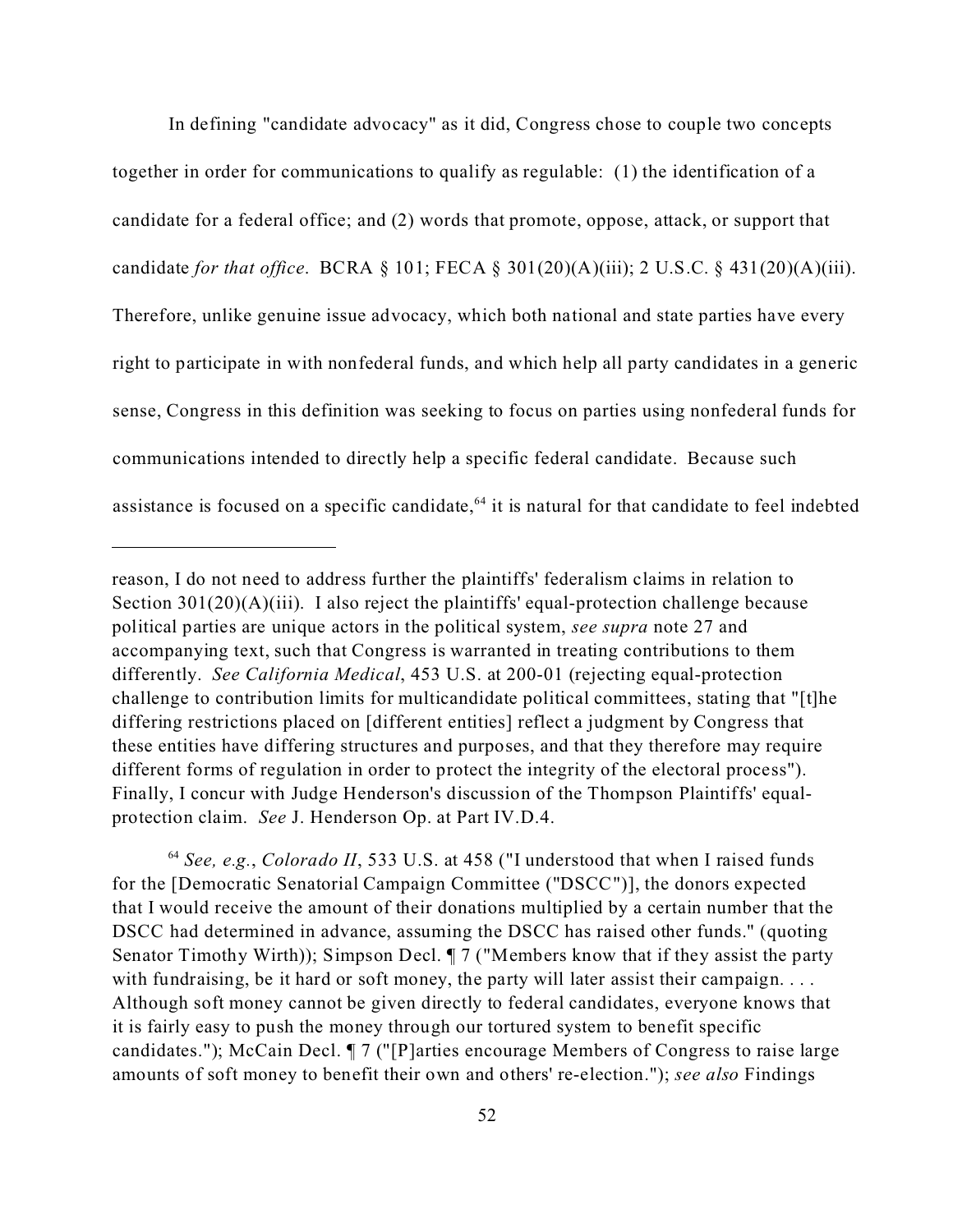In defining "candidate advocacy" as it did, Congress chose to couple two concepts together in order for communications to qualify as regulable: (1) the identification of a candidate for a federal office; and (2) words that promote, oppose, attack, or support that candidate *for that office*. BCRA § 101; FECA § 301(20)(A)(iii); 2 U.S.C. § 431(20)(A)(iii). Therefore, unlike genuine issue advocacy, which both national and state parties have every right to participate in with nonfederal funds, and which help all party candidates in a generic sense, Congress in this definition was seeking to focus on parties using nonfederal funds for communications intended to directly help a specific federal candidate. Because such assistance is focused on a specific candidate,[64] it is natural for that candidate to feel indebted

---

reason, I do not need to address further the plaintiffs' federalism claims in relation to Section 301(20)(A)(iii). I also reject the plaintiffs' equal-protection challenge because political parties are unique actors in the political system, *see supra* note 27 and accompanying text, such that Congress is warranted in treating contributions to them differently. *See California Medical*, 453 U.S. at 200-01 (rejecting equal-protection challenge to contribution limits for multicandidate political committees, stating that "[t]he differing restrictions placed on [different entities] reflect a judgment by Congress that these entities have differing structures and purposes, and that they therefore may require different forms of regulation in order to protect the integrity of the electoral process"). Finally, I concur with Judge Henderson's discussion of the Thompson Plaintiffs' equal-protection claim. *See* J. Henderson Op. at Part IV.D.4.

[64] *See, e.g.*, *Colorado II*, 533 U.S. at 458 ("I understood that when I raised funds for the [Democratic Senatorial Campaign Committee ("DSCC")], the donors expected that I would receive the amount of their donations multiplied by a certain number that the DSCC had determined in advance, assuming the DSCC has raised other funds." (quoting Senator Timothy Wirth)); Simpson Decl. ¶ 7 ("Members know that if they assist the party with fundraising, be it hard or soft money, the party will later assist their campaign. . . . Although soft money cannot be given directly to federal candidates, everyone knows that it is fairly easy to push the money through our tortured system to benefit specific candidates."); McCain Decl. ¶ 7 ("[P]arties encourage Members of Congress to raise large amounts of soft money to benefit their own and others' re-election."); *see also* Findings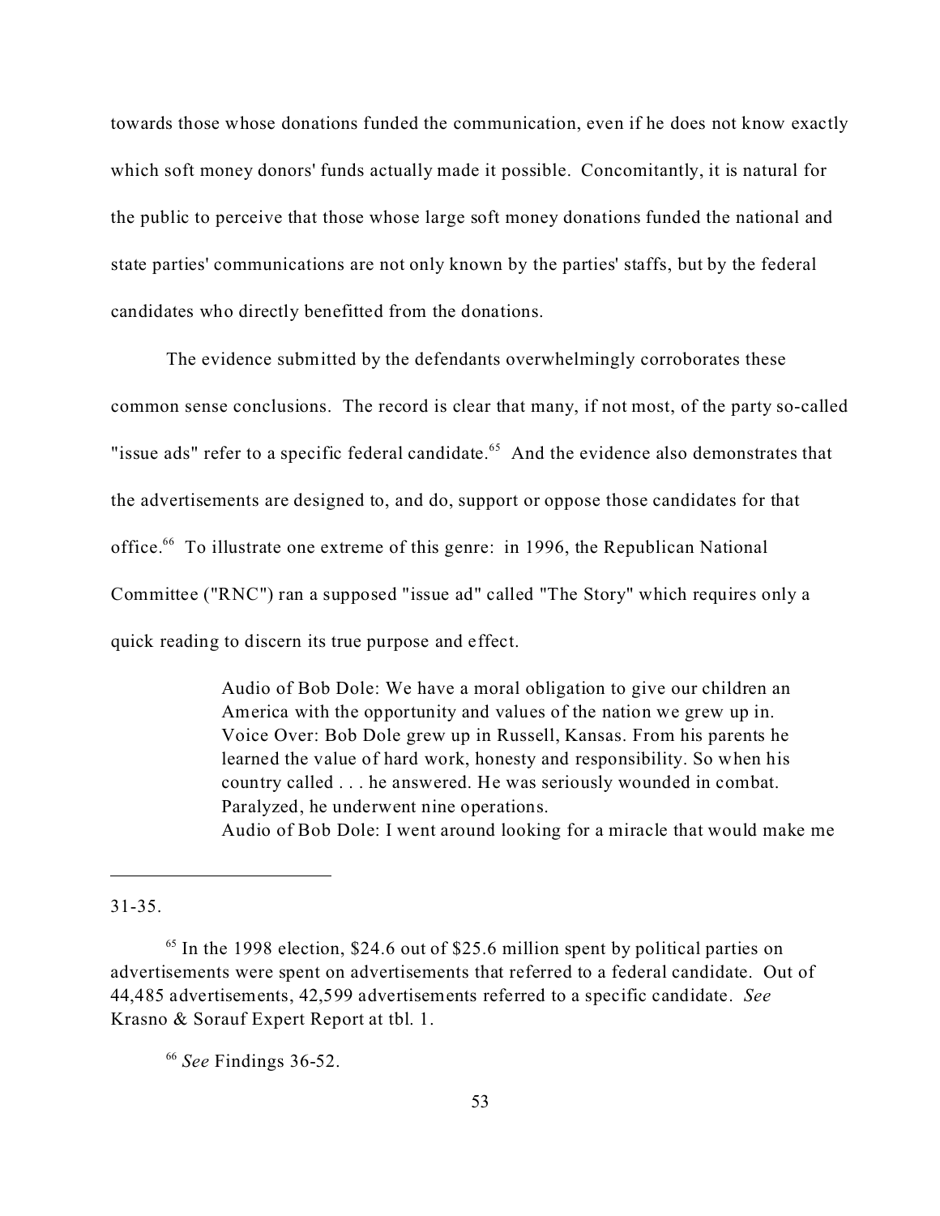towards those whose donations funded the communication, even if he does not know exactly which soft money donors' funds actually made it possible. Concomitantly, it is natural for the public to perceive that those whose large soft money donations funded the national and state parties' communications are not only known by the parties' staffs, but by the federal candidates who directly benefitted from the donations.

The evidence submitted by the defendants overwhelmingly corroborates these common sense conclusions. The record is clear that many, if not most, of the party so-called "issue ads" refer to a specific federal candidate.[65] And the evidence also demonstrates that the advertisements are designed to, and do, support or oppose those candidates for that office.[66] To illustrate one extreme of this genre: in 1996, the Republican National Committee ("RNC") ran a supposed "issue ad" called "The Story" which requires only a quick reading to discern its true purpose and effect.

> Audio of Bob Dole: We have a moral obligation to give our children an America with the opportunity and values of the nation we grew up in.
> Voice Over: Bob Dole grew up in Russell, Kansas. From his parents he learned the value of hard work, honesty and responsibility. So when his country called . . . he answered. He was seriously wounded in combat. Paralyzed, he underwent nine operations.
> Audio of Bob Dole: I went around looking for a miracle that would make me

---

31-35.

[65] In the 1998 election, \$24.6 out of \$25.6 million spent by political parties on advertisements were spent on advertisements that referred to a federal candidate. Out of 44,485 advertisements, 42,599 advertisements referred to a specific candidate. *See* Krasno & Sorauf Expert Report at tbl. 1.

[66] *See* Findings 36-52.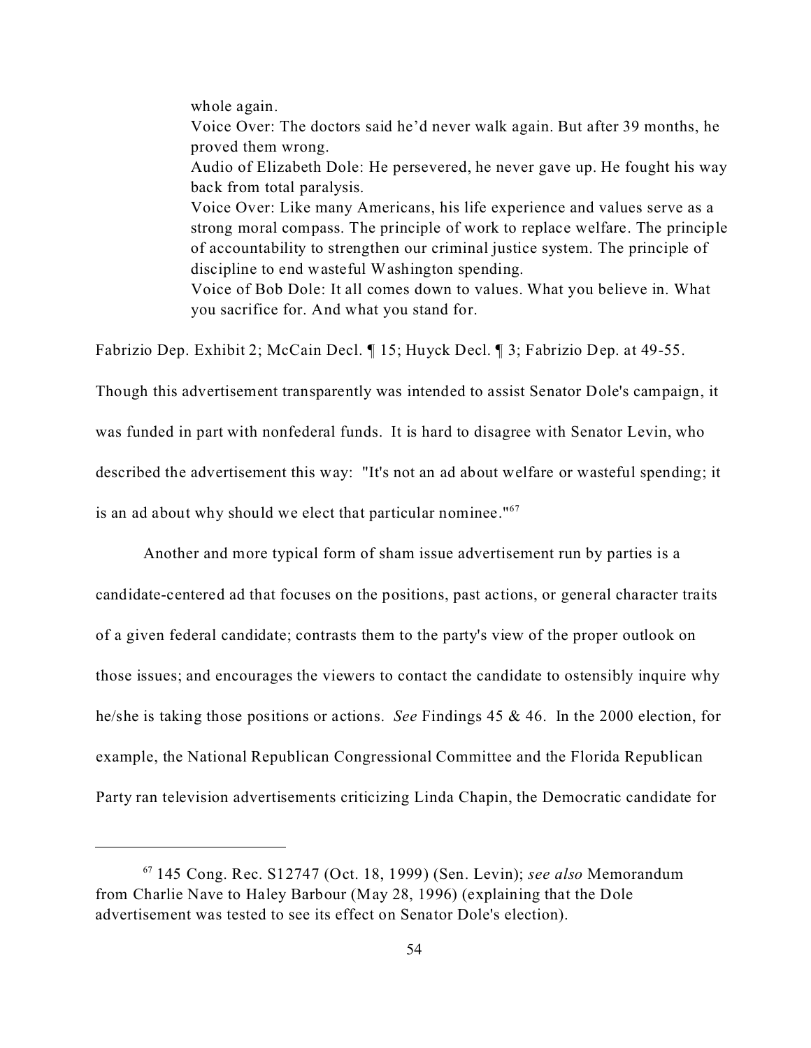> whole again.
> Voice Over: The doctors said he'd never walk again. But after 39 months, he proved them wrong.
> Audio of Elizabeth Dole: He persevered, he never gave up. He fought his way back from total paralysis.
> Voice Over: Like many Americans, his life experience and values serve as a strong moral compass. The principle of work to replace welfare. The principle of accountability to strengthen our criminal justice system. The principle of discipline to end wasteful Washington spending.
> Voice of Bob Dole: It all comes down to values. What you believe in. What you sacrifice for. And what you stand for.

Fabrizio Dep. Exhibit 2; McCain Decl. ¶ 15; Huyck Decl. ¶ 3; Fabrizio Dep. at 49-55. Though this advertisement transparently was intended to assist Senator Dole's campaign, it was funded in part with nonfederal funds. It is hard to disagree with Senator Levin, who described the advertisement this way: "It's not an ad about welfare or wasteful spending; it is an ad about why should we elect that particular nominee."[67]

Another and more typical form of sham issue advertisement run by parties is a candidate-centered ad that focuses on the positions, past actions, or general character traits of a given federal candidate; contrasts them to the party's view of the proper outlook on those issues; and encourages the viewers to contact the candidate to ostensibly inquire why he/she is taking those positions or actions. *See* Findings 45 & 46. In the 2000 election, for example, the National Republican Congressional Committee and the Florida Republican Party ran television advertisements criticizing Linda Chapin, the Democratic candidate for

---

[67] 145 Cong. Rec. S12747 (Oct. 18, 1999) (Sen. Levin); *see also* Memorandum from Charlie Nave to Haley Barbour (May 28, 1996) (explaining that the Dole advertisement was tested to see its effect on Senator Dole's election).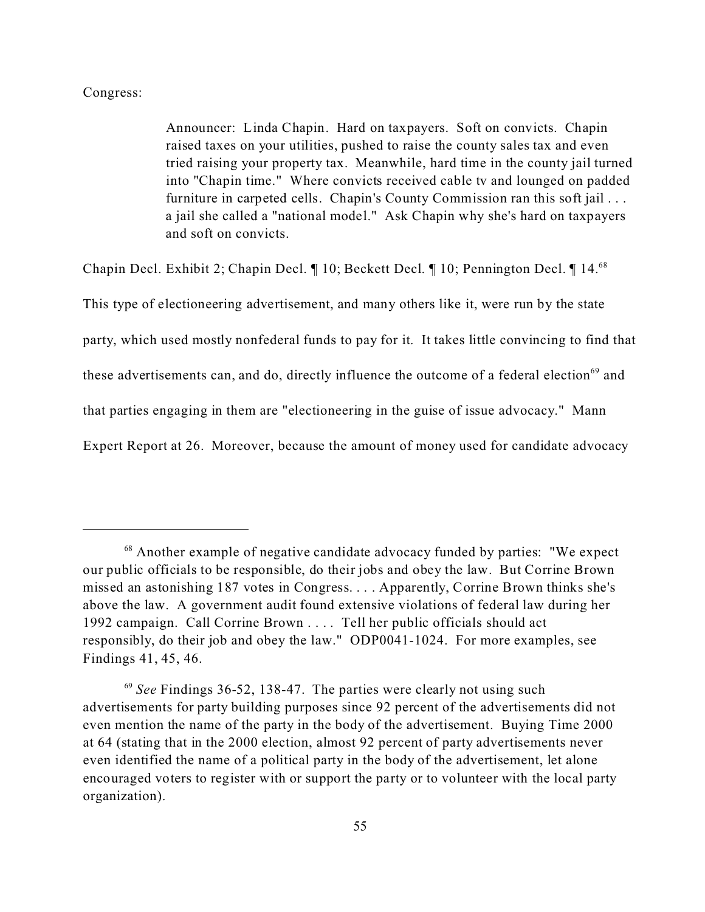Congress:

> Announcer: Linda Chapin. Hard on taxpayers. Soft on convicts. Chapin raised taxes on your utilities, pushed to raise the county sales tax and even tried raising your property tax. Meanwhile, hard time in the county jail turned into "Chapin time." Where convicts received cable tv and lounged on padded furniture in carpeted cells. Chapin's County Commission ran this soft jail . . . a jail she called a "national model." Ask Chapin why she's hard on taxpayers and soft on convicts.

Chapin Decl. Exhibit 2; Chapin Decl. ¶ 10; Beckett Decl. ¶ 10; Pennington Decl. ¶ 14.[68] This type of electioneering advertisement, and many others like it, were run by the state party, which used mostly nonfederal funds to pay for it. It takes little convincing to find that these advertisements can, and do, directly influence the outcome of a federal election[69] and that parties engaging in them are "electioneering in the guise of issue advocacy." Mann Expert Report at 26. Moreover, because the amount of money used for candidate advocacy

---

[68] Another example of negative candidate advocacy funded by parties: "We expect our public officials to be responsible, do their jobs and obey the law. But Corrine Brown missed an astonishing 187 votes in Congress. . . . Apparently, Corrine Brown thinks she's above the law. A government audit found extensive violations of federal law during her 1992 campaign. Call Corrine Brown . . . . Tell her public officials should act responsibly, do their job and obey the law." ODP0041-1024. For more examples, see Findings 41, 45, 46.

[69] *See* Findings 36-52, 138-47. The parties were clearly not using such advertisements for party building purposes since 92 percent of the advertisements did not even mention the name of the party in the body of the advertisement. Buying Time 2000 at 64 (stating that in the 2000 election, almost 92 percent of party advertisements never even identified the name of a political party in the body of the advertisement, let alone encouraged voters to register with or support the party or to volunteer with the local party organization).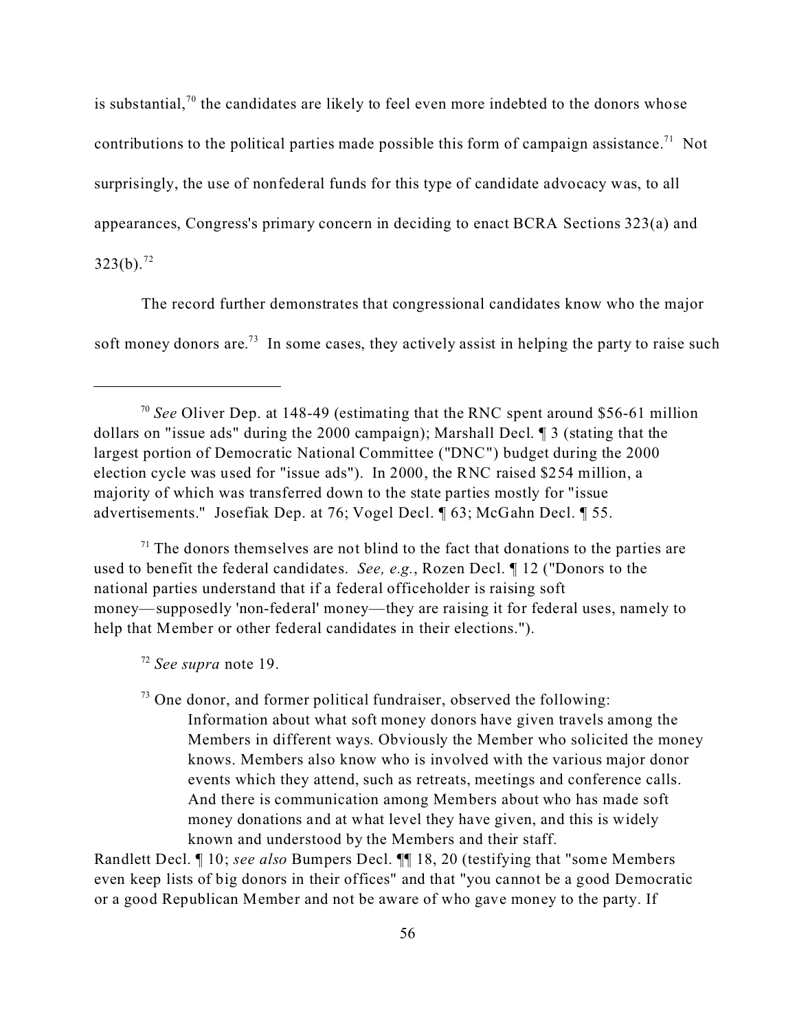is substantial,[70] the candidates are likely to feel even more indebted to the donors whose contributions to the political parties made possible this form of campaign assistance.[71] Not surprisingly, the use of nonfederal funds for this type of candidate advocacy was, to all appearances, Congress's primary concern in deciding to enact BCRA Sections 323(a) and 323(b).[72]

The record further demonstrates that congressional candidates know who the major soft money donors are.[73] In some cases, they actively assist in helping the party to raise such

---

[70] *See* Oliver Dep. at 148-49 (estimating that the RNC spent around $56-61 million dollars on "issue ads" during the 2000 campaign); Marshall Decl. ¶ 3 (stating that the largest portion of Democratic National Committee ("DNC") budget during the 2000 election cycle was used for "issue ads"). In 2000, the RNC raised $254 million, a majority of which was transferred down to the state parties mostly for "issue advertisements." Josefiak Dep. at 76; Vogel Decl. ¶ 63; McGahn Decl. ¶ 55.

[71] The donors themselves are not blind to the fact that donations to the parties are used to benefit the federal candidates. *See, e.g.*, Rozen Decl. ¶ 12 ("Donors to the national parties understand that if a federal officeholder is raising soft money—supposedly 'non-federal' money—they are raising it for federal uses, namely to help that Member or other federal candidates in their elections.").

[72] *See supra* note 19.

[73] One donor, and former political fundraiser, observed the following:

> Information about what soft money donors have given travels among the Members in different ways. Obviously the Member who solicited the money knows. Members also know who is involved with the various major donor events which they attend, such as retreats, meetings and conference calls. And there is communication among Members about who has made soft money donations and at what level they have given, and this is widely known and understood by the Members and their staff.

Randlett Decl. ¶ 10; *see also* Bumpers Decl. ¶¶ 18, 20 (testifying that "some Members even keep lists of big donors in their offices" and that "you cannot be a good Democratic or a good Republican Member and not be aware of who gave money to the party. If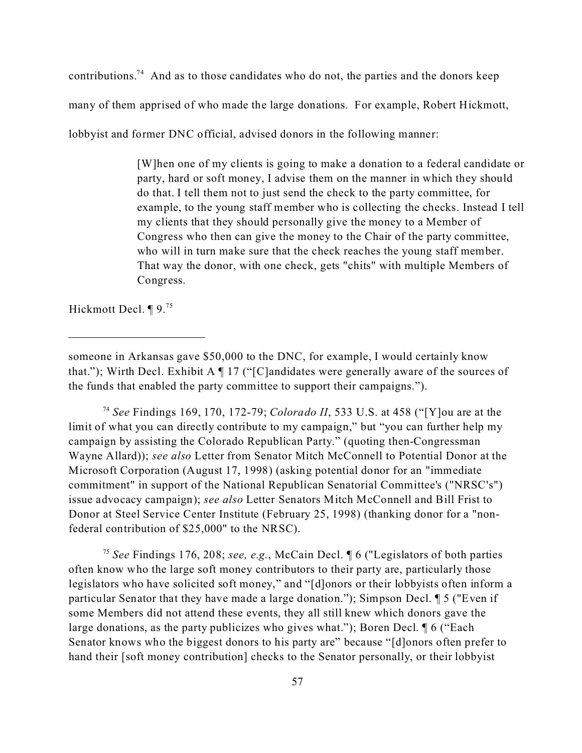contributions.[74] And as to those candidates who do not, the parties and the donors keep many of them apprised of who made the large donations. For example, Robert Hickmott, lobbyist and former DNC official, advised donors in the following manner:

> [W]hen one of my clients is going to make a donation to a federal candidate or party, hard or soft money, I advise them on the manner in which they should do that. I tell them not to just send the check to the party committee, for example, to the young staff member who is collecting the checks. Instead I tell my clients that they should personally give the money to a Member of Congress who then can give the money to the Chair of the party committee, who will in turn make sure that the check reaches the young staff member. That way the donor, with one check, gets "chits" with multiple Members of Congress.

Hickmott Decl. ¶ 9.[75]

---

someone in Arkansas gave $50,000 to the DNC, for example, I would certainly know that."); Wirth Decl. Exhibit A ¶ 17 ("[C]andidates were generally aware of the sources of the funds that enabled the party committee to support their campaigns.").

[74] *See* Findings 169, 170, 172-79; *Colorado II*, 533 U.S. at 458 ("[Y]ou are at the limit of what you can directly contribute to my campaign," but "you can further help my campaign by assisting the Colorado Republican Party." (quoting then-Congressman Wayne Allard)); *see also* Letter from Senator Mitch McConnell to Potential Donor at the Microsoft Corporation (August 17, 1998) (asking potential donor for an "immediate commitment" in support of the National Republican Senatorial Committee's ("NRSC's") issue advocacy campaign); *see also* Letter Senators Mitch McConnell and Bill Frist to Donor at Steel Service Center Institute (February 25, 1998) (thanking donor for a "non-federal contribution of $25,000" to the NRSC).

[75] *See* Findings 176, 208; *see, e.g.*, McCain Decl. ¶ 6 ("Legislators of both parties often know who the large soft money contributors to their party are, particularly those legislators who have solicited soft money," and "[d]onors or their lobbyists often inform a particular Senator that they have made a large donation."); Simpson Decl. ¶ 5 ("Even if some Members did not attend these events, they all still knew which donors gave the large donations, as the party publicizes who gives what."); Boren Decl. ¶ 6 ("Each Senator knows who the biggest donors to his party are" because "[d]onors often prefer to hand their [soft money contribution] checks to the Senator personally, or their lobbyist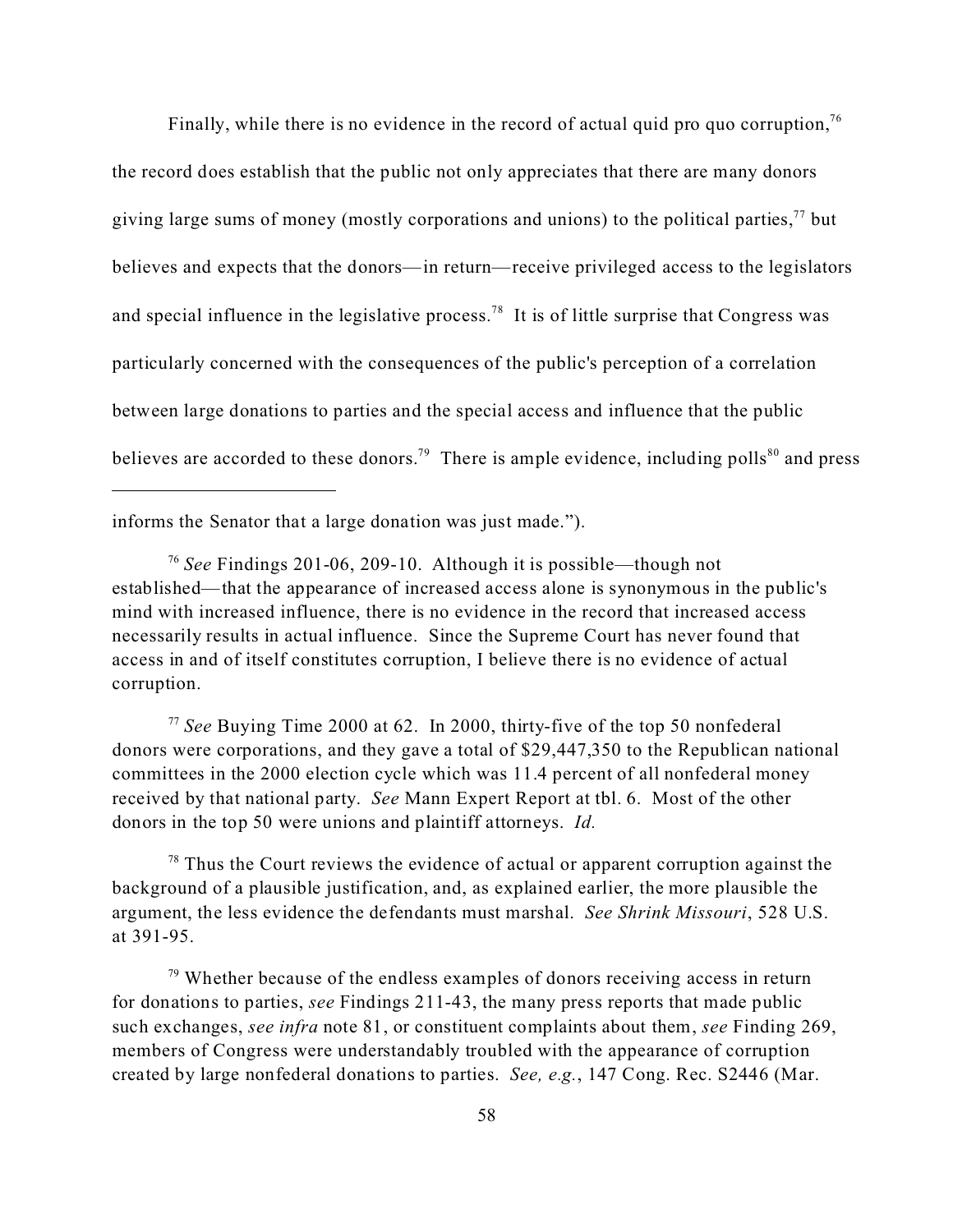Finally, while there is no evidence in the record of actual quid pro quo corruption,[76] the record does establish that the public not only appreciates that there are many donors giving large sums of money (mostly corporations and unions) to the political parties,[77] but believes and expects that the donors—in return—receive privileged access to the legislators and special influence in the legislative process.[78] It is of little surprise that Congress was particularly concerned with the consequences of the public's perception of a correlation between large donations to parties and the special access and influence that the public believes are accorded to these donors.[79] There is ample evidence, including polls[80] and press

---

informs the Senator that a large donation was just made.").

[76] *See* Findings 201-06, 209-10. Although it is possible—though not established—that the appearance of increased access alone is synonymous in the public's mind with increased influence, there is no evidence in the record that increased access necessarily results in actual influence. Since the Supreme Court has never found that access in and of itself constitutes corruption, I believe there is no evidence of actual corruption.

[77] *See* Buying Time 2000 at 62. In 2000, thirty-five of the top 50 nonfederal donors were corporations, and they gave a total of $29,447,350 to the Republican national committees in the 2000 election cycle which was 11.4 percent of all nonfederal money received by that national party. *See* Mann Expert Report at tbl. 6. Most of the other donors in the top 50 were unions and plaintiff attorneys. *Id.*

[78] Thus the Court reviews the evidence of actual or apparent corruption against the background of a plausible justification, and, as explained earlier, the more plausible the argument, the less evidence the defendants must marshal. *See Shrink Missouri*, 528 U.S. at 391-95.

[79] Whether because of the endless examples of donors receiving access in return for donations to parties, *see* Findings 211-43, the many press reports that made public such exchanges, *see infra* note 81, or constituent complaints about them, *see* Finding 269, members of Congress were understandably troubled with the appearance of corruption created by large nonfederal donations to parties. *See, e.g.*, 147 Cong. Rec. S2446 (Mar.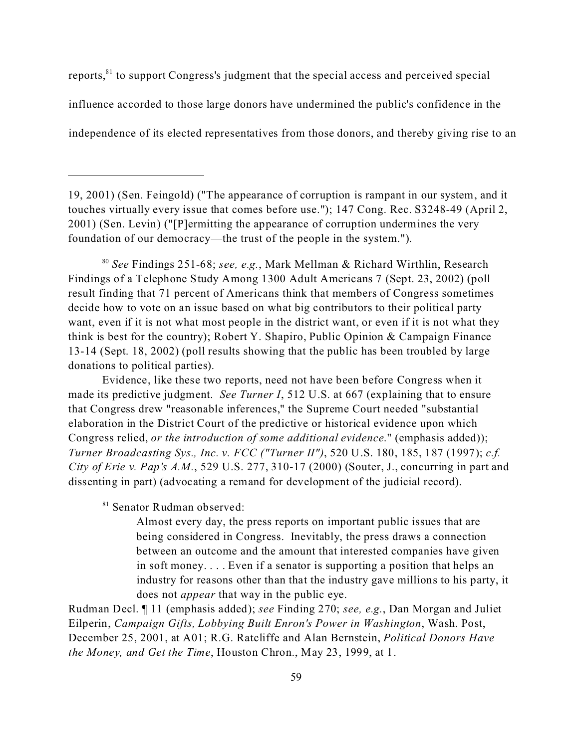reports,[81] to support Congress's judgment that the special access and perceived special influence accorded to those large donors have undermined the public's confidence in the independence of its elected representatives from those donors, and thereby giving rise to an

---

19, 2001) (Sen. Feingold) ("The appearance of corruption is rampant in our system, and it touches virtually every issue that comes before use."); 147 Cong. Rec. S3248-49 (April 2, 2001) (Sen. Levin) ("[P]ermitting the appearance of corruption undermines the very foundation of our democracy—the trust of the people in the system.").

[80] *See* Findings 251-68; *see, e.g.*, Mark Mellman & Richard Wirthlin, Research Findings of a Telephone Study Among 1300 Adult Americans 7 (Sept. 23, 2002) (poll result finding that 71 percent of Americans think that members of Congress sometimes decide how to vote on an issue based on what big contributors to their political party want, even if it is not what most people in the district want, or even if it is not what they think is best for the country); Robert Y. Shapiro, Public Opinion & Campaign Finance 13-14 (Sept. 18, 2002) (poll results showing that the public has been troubled by large donations to political parties).

Evidence, like these two reports, need not have been before Congress when it made its predictive judgment. *See Turner I*, 512 U.S. at 667 (explaining that to ensure that Congress drew "reasonable inferences," the Supreme Court needed "substantial elaboration in the District Court of the predictive or historical evidence upon which Congress relied, *or the introduction of some additional evidence*." (emphasis added)); *Turner Broadcasting Sys., Inc. v. FCC ("Turner II")*, 520 U.S. 180, 185, 187 (1997); *c.f. City of Erie v. Pap's A.M.*, 529 U.S. 277, 310-17 (2000) (Souter, J., concurring in part and dissenting in part) (advocating a remand for development of the judicial record).

[81] Senator Rudman observed:

> Almost every day, the press reports on important public issues that are being considered in Congress. Inevitably, the press draws a connection between an outcome and the amount that interested companies have given in soft money. . . . Even if a senator is supporting a position that helps an industry for reasons other than that the industry gave millions to his party, it does not *appear* that way in the public eye.

Rudman Decl. ¶ 11 (emphasis added); *see* Finding 270; *see, e.g.*, Dan Morgan and Juliet Eilperin, *Campaign Gifts, Lobbying Built Enron's Power in Washington*, Wash. Post, December 25, 2001, at A01; R.G. Ratcliffe and Alan Bernstein, *Political Donors Have the Money, and Get the Time*, Houston Chron., May 23, 1999, at 1.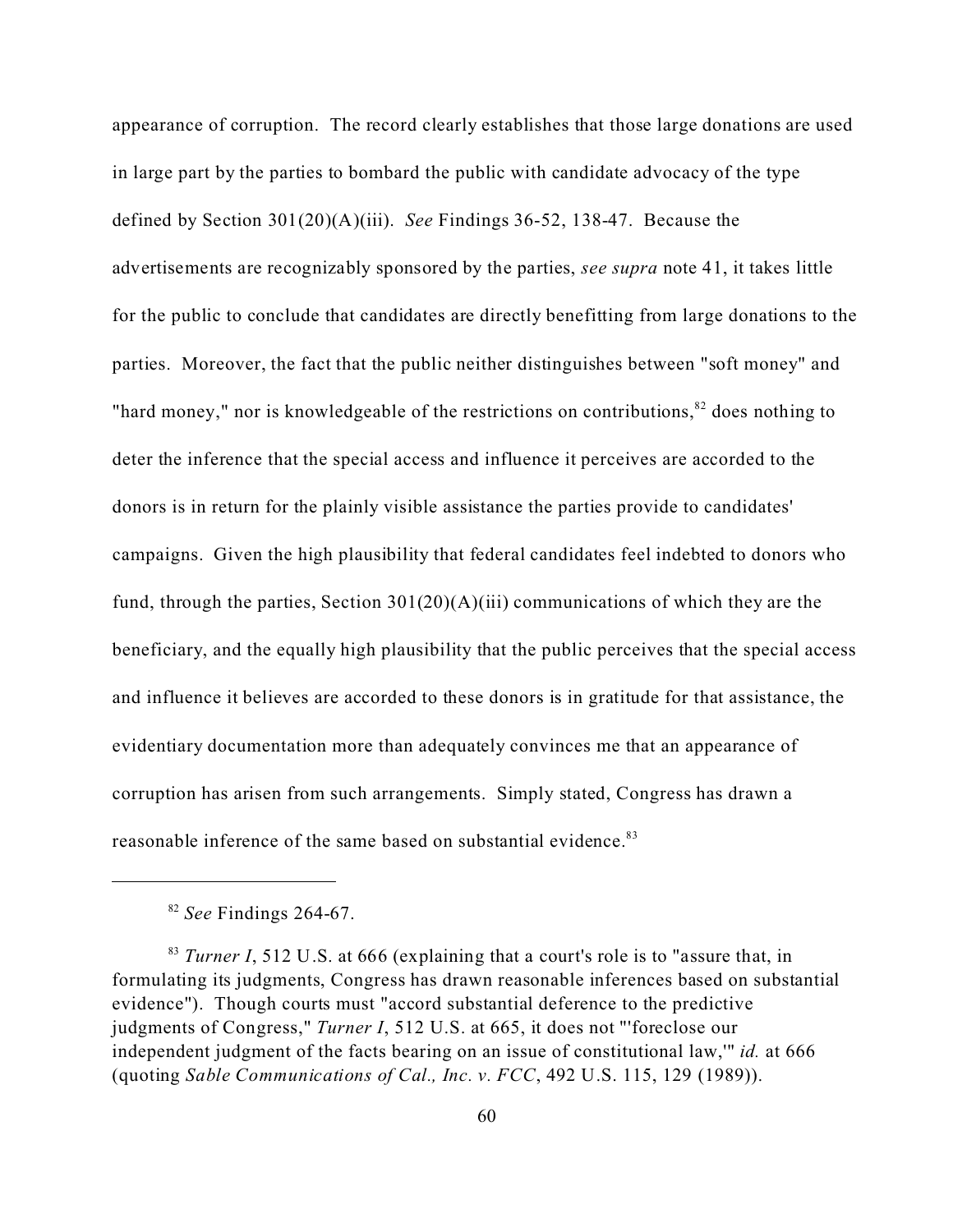appearance of corruption. The record clearly establishes that those large donations are used in large part by the parties to bombard the public with candidate advocacy of the type defined by Section 301(20)(A)(iii). *See* Findings 36-52, 138-47. Because the advertisements are recognizably sponsored by the parties, *see supra* note 41, it takes little for the public to conclude that candidates are directly benefitting from large donations to the parties. Moreover, the fact that the public neither distinguishes between "soft money" and "hard money," nor is knowledgeable of the restrictions on contributions,[82] does nothing to deter the inference that the special access and influence it perceives are accorded to the donors is in return for the plainly visible assistance the parties provide to candidates' campaigns. Given the high plausibility that federal candidates feel indebted to donors who fund, through the parties, Section 301(20)(A)(iii) communications of which they are the beneficiary, and the equally high plausibility that the public perceives that the special access and influence it believes are accorded to these donors is in gratitude for that assistance, the evidentiary documentation more than adequately convinces me that an appearance of corruption has arisen from such arrangements. Simply stated, Congress has drawn a reasonable inference of the same based on substantial evidence.[83]

---

[82] *See* Findings 264-67.

[83] *Turner I*, 512 U.S. at 666 (explaining that a court's role is to "assure that, in formulating its judgments, Congress has drawn reasonable inferences based on substantial evidence"). Though courts must "accord substantial deference to the predictive judgments of Congress," *Turner I*, 512 U.S. at 665, it does not "'foreclose our independent judgment of the facts bearing on an issue of constitutional law,'" *id.* at 666 (quoting *Sable Communications of Cal., Inc. v. FCC*, 492 U.S. 115, 129 (1989)).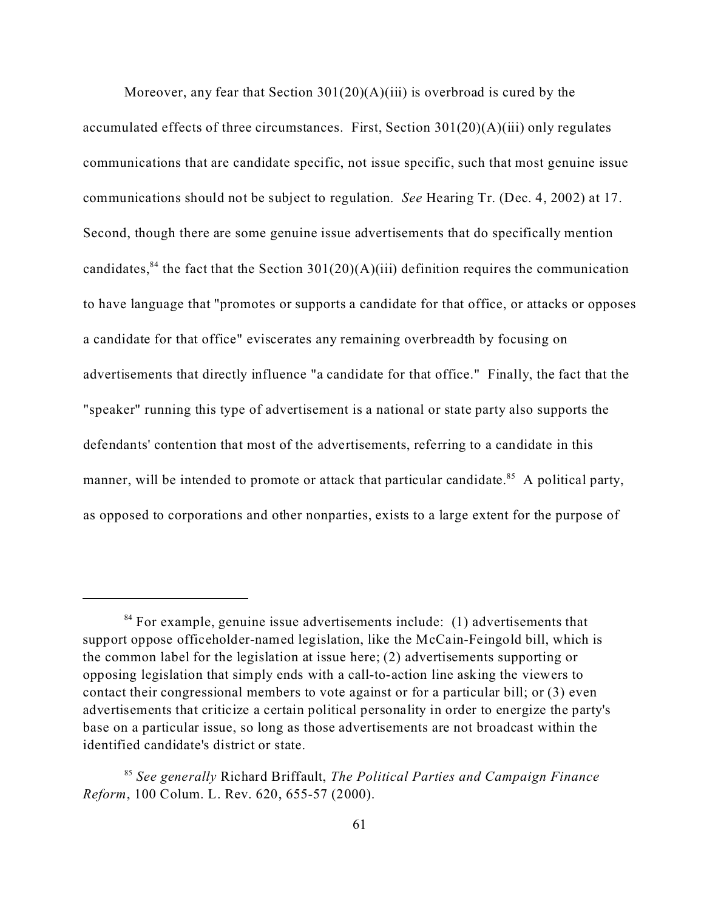Moreover, any fear that Section 301(20)(A)(iii) is overbroad is cured by the accumulated effects of three circumstances. First, Section 301(20)(A)(iii) only regulates communications that are candidate specific, not issue specific, such that most genuine issue communications should not be subject to regulation. *See* Hearing Tr. (Dec. 4, 2002) at 17. Second, though there are some genuine issue advertisements that do specifically mention candidates,[84] the fact that the Section 301(20)(A)(iii) definition requires the communication to have language that "promotes or supports a candidate for that office, or attacks or opposes a candidate for that office" eviscerates any remaining overbreadth by focusing on advertisements that directly influence "a candidate for that office." Finally, the fact that the "speaker" running this type of advertisement is a national or state party also supports the defendants' contention that most of the advertisements, referring to a candidate in this manner, will be intended to promote or attack that particular candidate.[85] A political party, as opposed to corporations and other nonparties, exists to a large extent for the purpose of

---

[84] For example, genuine issue advertisements include: (1) advertisements that support oppose officeholder-named legislation, like the McCain-Feingold bill, which is the common label for the legislation at issue here; (2) advertisements supporting or opposing legislation that simply ends with a call-to-action line asking the viewers to contact their congressional members to vote against or for a particular bill; or (3) even advertisements that criticize a certain political personality in order to energize the party's base on a particular issue, so long as those advertisements are not broadcast within the identified candidate's district or state.

[85] *See generally* Richard Briffault, *The Political Parties and Campaign Finance Reform*, 100 Colum. L. Rev. 620, 655-57 (2000).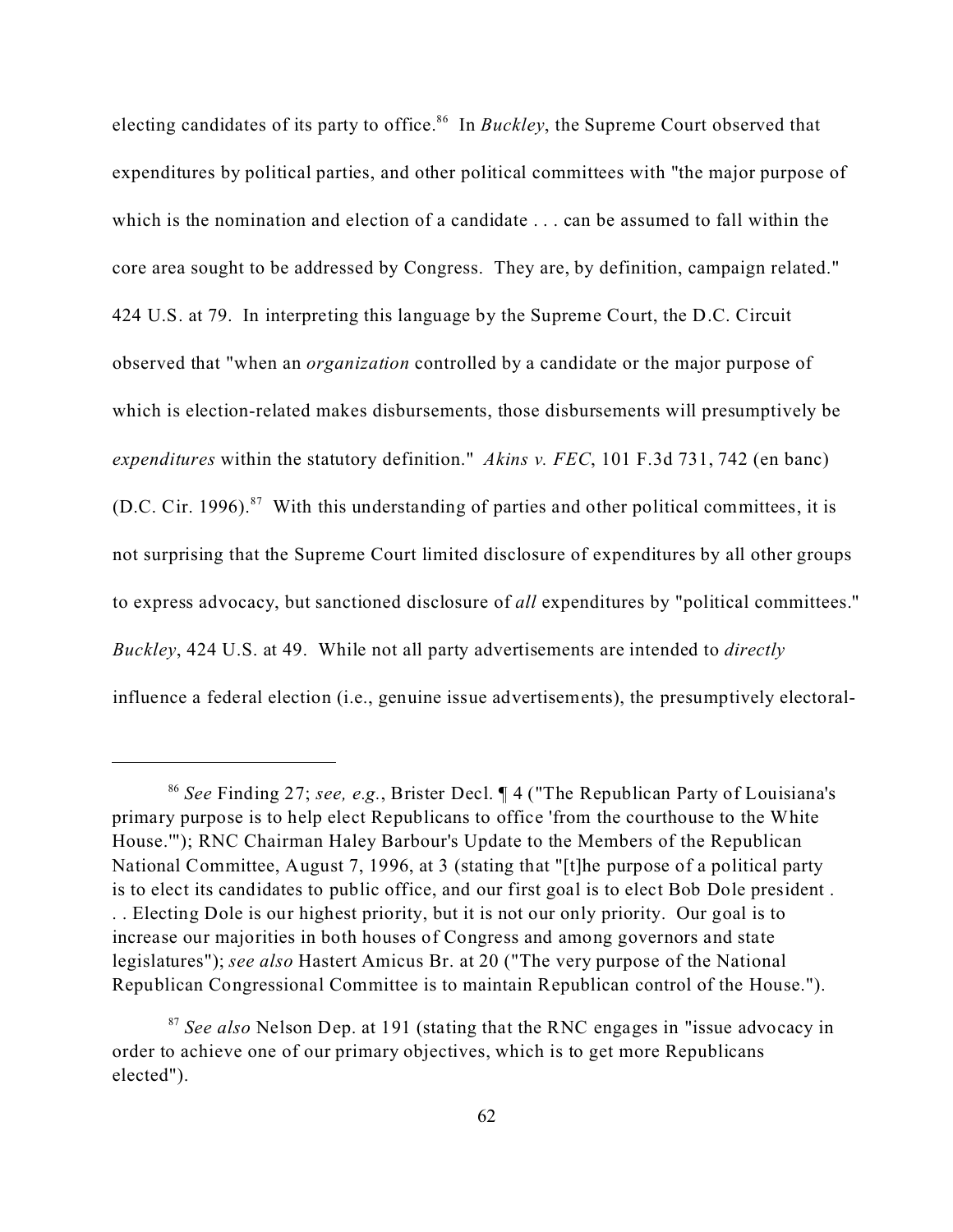electing candidates of its party to office.[86] In *Buckley*, the Supreme Court observed that expenditures by political parties, and other political committees with "the major purpose of which is the nomination and election of a candidate . . . can be assumed to fall within the core area sought to be addressed by Congress. They are, by definition, campaign related." 424 U.S. at 79. In interpreting this language by the Supreme Court, the D.C. Circuit observed that "when an *organization* controlled by a candidate or the major purpose of which is election-related makes disbursements, those disbursements will presumptively be *expenditures* within the statutory definition." *Akins v. FEC*, 101 F.3d 731, 742 (en banc) (D.C. Cir. 1996).[87] With this understanding of parties and other political committees, it is not surprising that the Supreme Court limited disclosure of expenditures by all other groups to express advocacy, but sanctioned disclosure of *all* expenditures by "political committees." *Buckley*, 424 U.S. at 49. While not all party advertisements are intended to *directly* influence a federal election (i.e., genuine issue advertisements), the presumptively electoral-

---

[86] *See* Finding 27; *see, e.g.*, Brister Decl. ¶ 4 ("The Republican Party of Louisiana's primary purpose is to help elect Republicans to office 'from the courthouse to the White House.'"); RNC Chairman Haley Barbour's Update to the Members of the Republican National Committee, August 7, 1996, at 3 (stating that "[t]he purpose of a political party is to elect its candidates to public office, and our first goal is to elect Bob Dole president . . . Electing Dole is our highest priority, but it is not our only priority. Our goal is to increase our majorities in both houses of Congress and among governors and state legislatures"); *see also* Hastert Amicus Br. at 20 ("The very purpose of the National Republican Congressional Committee is to maintain Republican control of the House.").

[87] *See also* Nelson Dep. at 191 (stating that the RNC engages in "issue advocacy in order to achieve one of our primary objectives, which is to get more Republicans elected").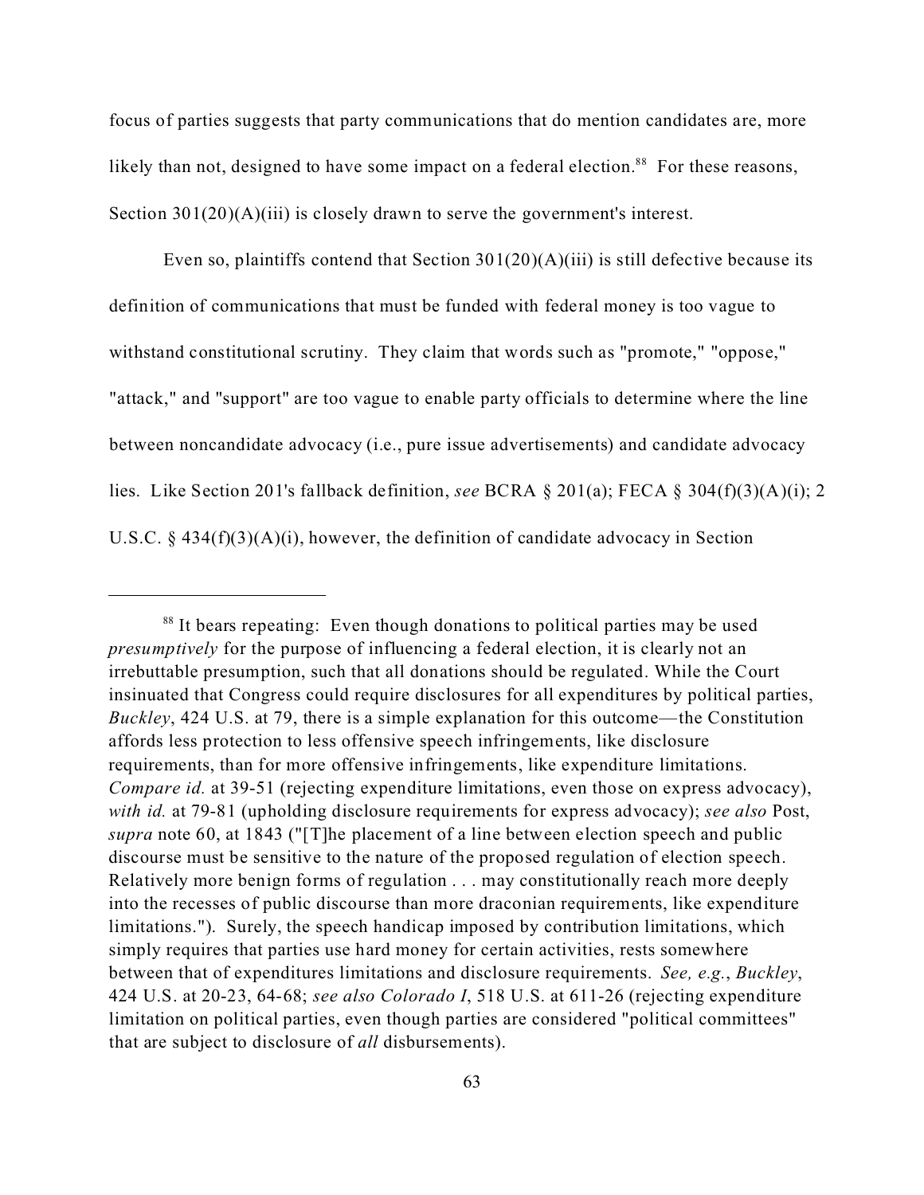focus of parties suggests that party communications that do mention candidates are, more likely than not, designed to have some impact on a federal election.[88] For these reasons, Section 301(20)(A)(iii) is closely drawn to serve the government's interest.

Even so, plaintiffs contend that Section 301(20)(A)(iii) is still defective because its definition of communications that must be funded with federal money is too vague to withstand constitutional scrutiny. They claim that words such as "promote," "oppose," "attack," and "support" are too vague to enable party officials to determine where the line between noncandidate advocacy (i.e., pure issue advertisements) and candidate advocacy lies. Like Section 201's fallback definition, *see* BCRA § 201(a); FECA § 304(f)(3)(A)(i); 2 U.S.C. § 434(f)(3)(A)(i), however, the definition of candidate advocacy in Section

---

[88] It bears repeating: Even though donations to political parties may be used *presumptively* for the purpose of influencing a federal election, it is clearly not an irrebuttable presumption, such that all donations should be regulated. While the Court insinuated that Congress could require disclosures for all expenditures by political parties, *Buckley*, 424 U.S. at 79, there is a simple explanation for this outcome—the Constitution affords less protection to less offensive speech infringements, like disclosure requirements, than for more offensive infringements, like expenditure limitations. *Compare id.* at 39-51 (rejecting expenditure limitations, even those on express advocacy), *with id.* at 79-81 (upholding disclosure requirements for express advocacy); *see also* Post, *supra* note 60, at 1843 ("[T]he placement of a line between election speech and public discourse must be sensitive to the nature of the proposed regulation of election speech. Relatively more benign forms of regulation . . . may constitutionally reach more deeply into the recesses of public discourse than more draconian requirements, like expenditure limitations."). Surely, the speech handicap imposed by contribution limitations, which simply requires that parties use hard money for certain activities, rests somewhere between that of expenditures limitations and disclosure requirements. *See, e.g.*, *Buckley*, 424 U.S. at 20-23, 64-68; *see also Colorado I*, 518 U.S. at 611-26 (rejecting expenditure limitation on political parties, even though parties are considered "political committees" that are subject to disclosure of *all* disbursements).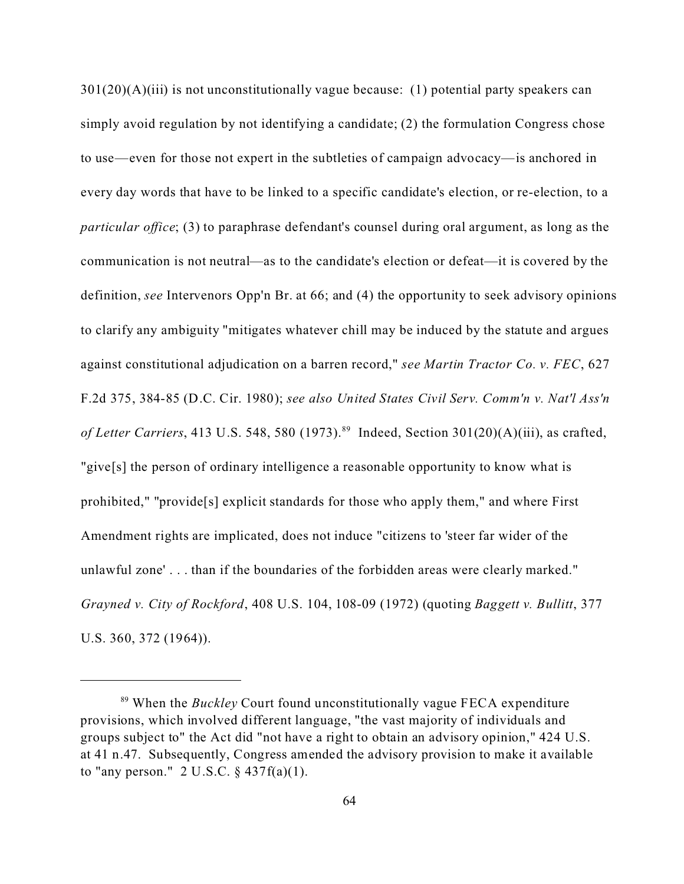301(20)(A)(iii) is not unconstitutionally vague because: (1) potential party speakers can simply avoid regulation by not identifying a candidate; (2) the formulation Congress chose to use—even for those not expert in the subtleties of campaign advocacy—is anchored in every day words that have to be linked to a specific candidate's election, or re-election, to a *particular office*; (3) to paraphrase defendant's counsel during oral argument, as long as the communication is not neutral—as to the candidate's election or defeat—it is covered by the definition, *see* Intervenors Opp'n Br. at 66; and (4) the opportunity to seek advisory opinions to clarify any ambiguity "mitigates whatever chill may be induced by the statute and argues against constitutional adjudication on a barren record," *see Martin Tractor Co. v. FEC*, 627 F.2d 375, 384-85 (D.C. Cir. 1980); *see also United States Civil Serv. Comm'n v. Nat'l Ass'n of Letter Carriers*, 413 U.S. 548, 580 (1973).[89] Indeed, Section 301(20)(A)(iii), as crafted, "give[s] the person of ordinary intelligence a reasonable opportunity to know what is prohibited," "provide[s] explicit standards for those who apply them," and where First Amendment rights are implicated, does not induce "citizens to 'steer far wider of the unlawful zone' . . . than if the boundaries of the forbidden areas were clearly marked." *Grayned v. City of Rockford*, 408 U.S. 104, 108-09 (1972) (quoting *Baggett v. Bullitt*, 377 U.S. 360, 372 (1964)).

---

[89] When the *Buckley* Court found unconstitutionally vague FECA expenditure provisions, which involved different language, "the vast majority of individuals and groups subject to" the Act did "not have a right to obtain an advisory opinion," 424 U.S. at 41 n.47. Subsequently, Congress amended the advisory provision to make it available to "any person." 2 U.S.C. § 437f(a)(1).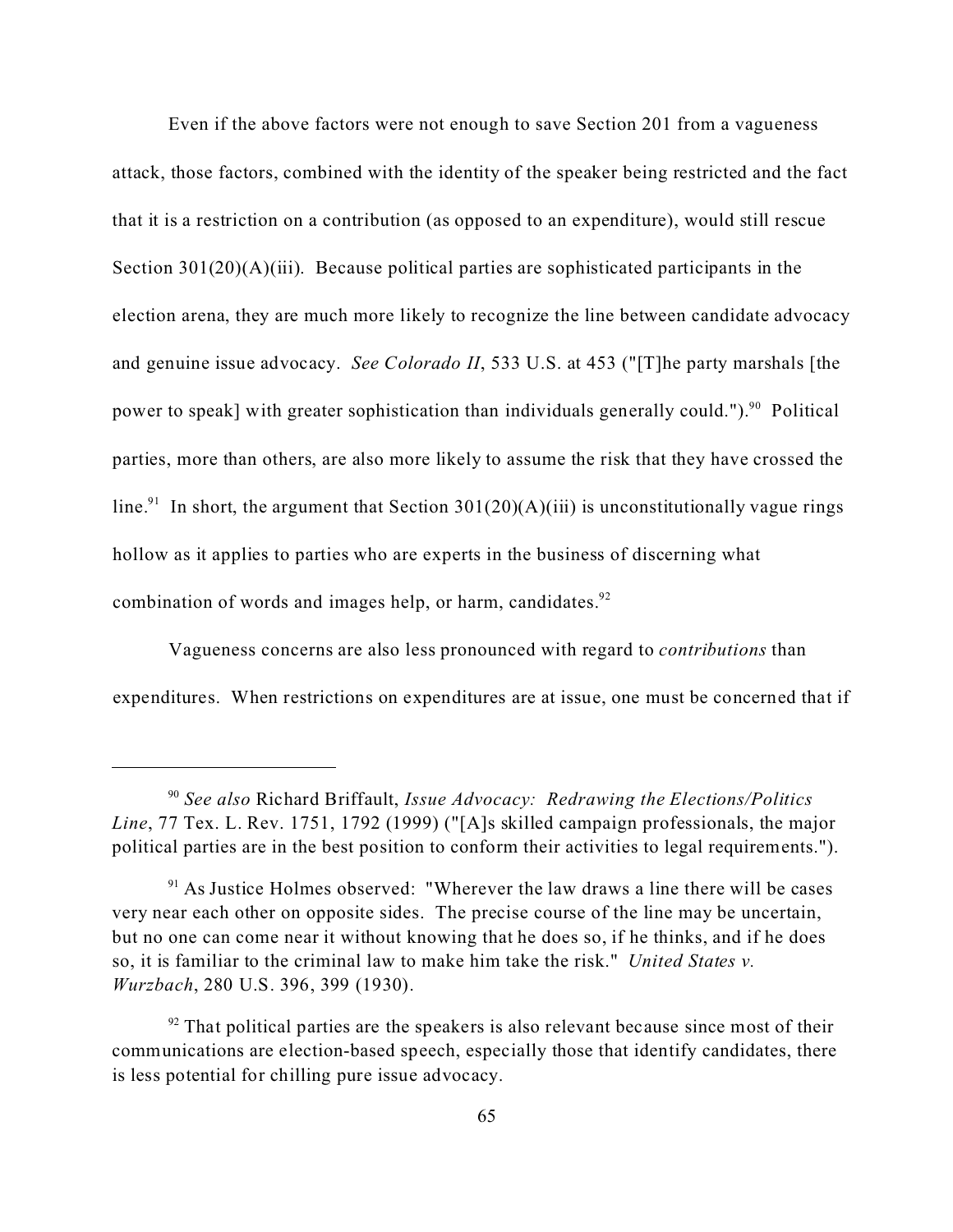Even if the above factors were not enough to save Section 201 from a vagueness attack, those factors, combined with the identity of the speaker being restricted and the fact that it is a restriction on a contribution (as opposed to an expenditure), would still rescue Section 301(20)(A)(iii). Because political parties are sophisticated participants in the election arena, they are much more likely to recognize the line between candidate advocacy and genuine issue advocacy. *See Colorado II*, 533 U.S. at 453 ("[T]he party marshals [the power to speak] with greater sophistication than individuals generally could.").[90] Political parties, more than others, are also more likely to assume the risk that they have crossed the line.[91] In short, the argument that Section 301(20)(A)(iii) is unconstitutionally vague rings hollow as it applies to parties who are experts in the business of discerning what combination of words and images help, or harm, candidates.[92]

Vagueness concerns are also less pronounced with regard to *contributions* than expenditures. When restrictions on expenditures are at issue, one must be concerned that if

---

[90] *See also* Richard Briffault, *Issue Advocacy: Redrawing the Elections/Politics Line*, 77 Tex. L. Rev. 1751, 1792 (1999) ("[A]s skilled campaign professionals, the major political parties are in the best position to conform their activities to legal requirements.").

[91] As Justice Holmes observed: "Wherever the law draws a line there will be cases very near each other on opposite sides. The precise course of the line may be uncertain, but no one can come near it without knowing that he does so, if he thinks, and if he does so, it is familiar to the criminal law to make him take the risk." *United States v. Wurzbach*, 280 U.S. 396, 399 (1930).

[92] That political parties are the speakers is also relevant because since most of their communications are election-based speech, especially those that identify candidates, there is less potential for chilling pure issue advocacy.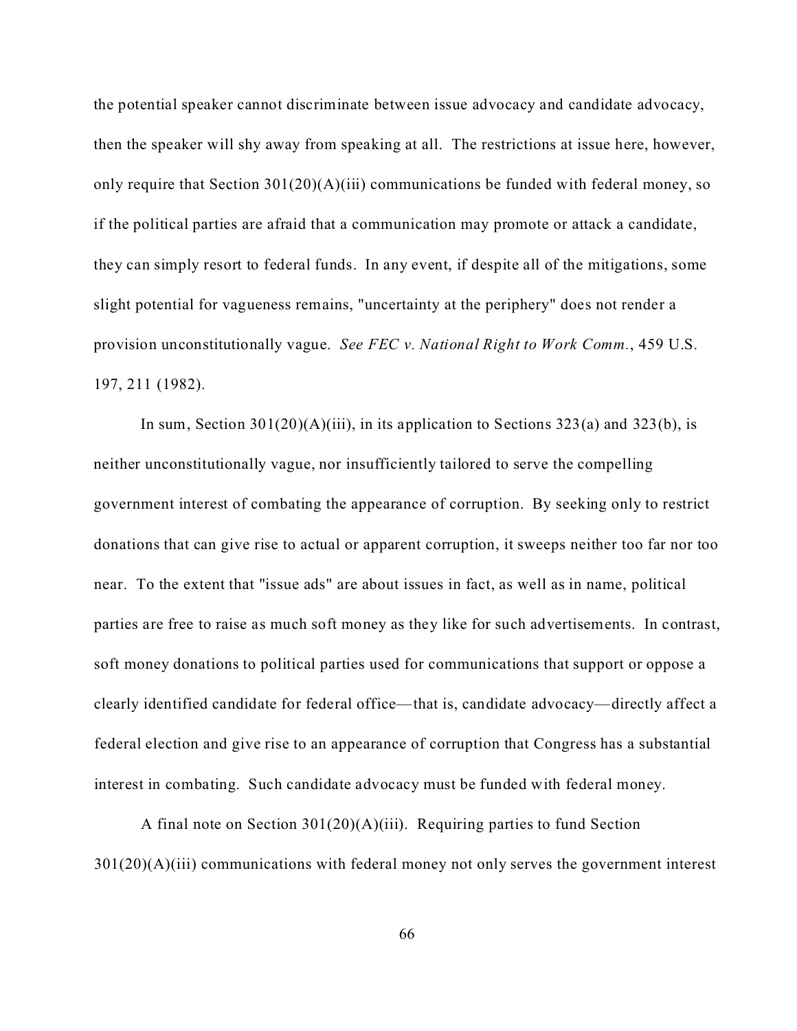the potential speaker cannot discriminate between issue advocacy and candidate advocacy, then the speaker will shy away from speaking at all. The restrictions at issue here, however, only require that Section 301(20)(A)(iii) communications be funded with federal money, so if the political parties are afraid that a communication may promote or attack a candidate, they can simply resort to federal funds. In any event, if despite all of the mitigations, some slight potential for vagueness remains, "uncertainty at the periphery" does not render a provision unconstitutionally vague. *See FEC v. National Right to Work Comm.*, 459 U.S. 197, 211 (1982).

In sum, Section 301(20)(A)(iii), in its application to Sections 323(a) and 323(b), is neither unconstitutionally vague, nor insufficiently tailored to serve the compelling government interest of combating the appearance of corruption. By seeking only to restrict donations that can give rise to actual or apparent corruption, it sweeps neither too far nor too near. To the extent that "issue ads" are about issues in fact, as well as in name, political parties are free to raise as much soft money as they like for such advertisements. In contrast, soft money donations to political parties used for communications that support or oppose a clearly identified candidate for federal office—that is, candidate advocacy—directly affect a federal election and give rise to an appearance of corruption that Congress has a substantial interest in combating. Such candidate advocacy must be funded with federal money.

A final note on Section 301(20)(A)(iii). Requiring parties to fund Section 301(20)(A)(iii) communications with federal money not only serves the government interest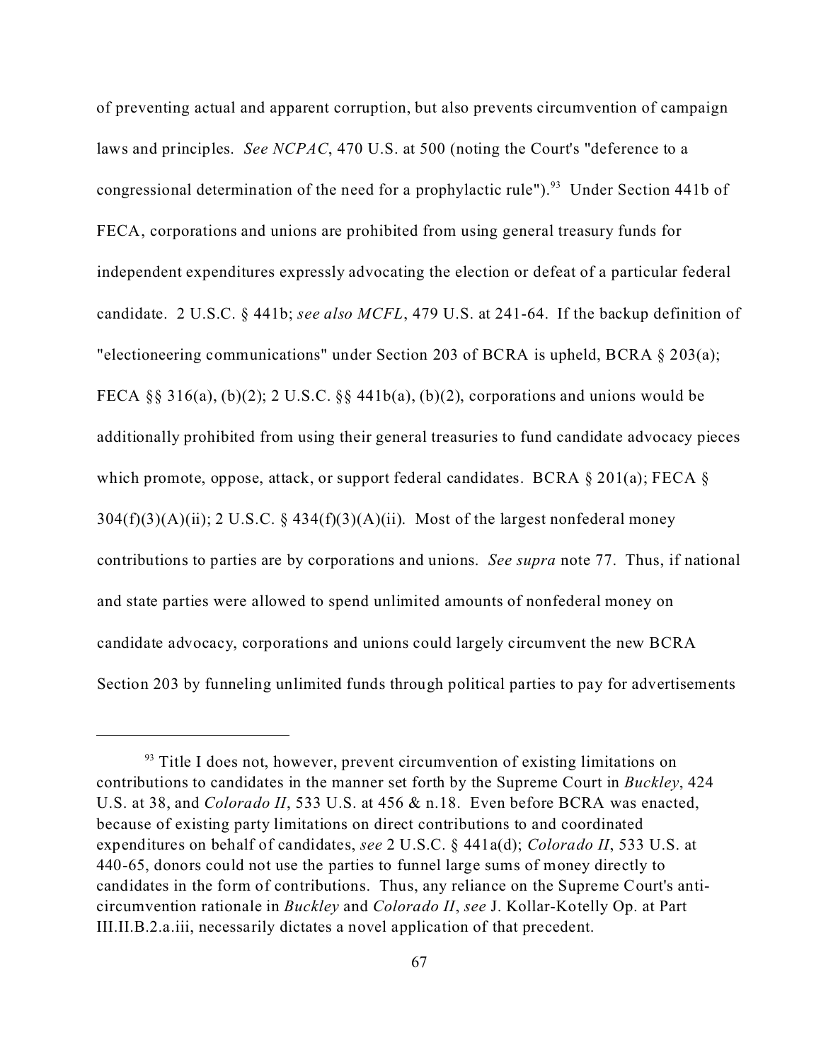of preventing actual and apparent corruption, but also prevents circumvention of campaign laws and principles. *See NCPAC*, 470 U.S. at 500 (noting the Court's "deference to a congressional determination of the need for a prophylactic rule").[93] Under Section 441b of FECA, corporations and unions are prohibited from using general treasury funds for independent expenditures expressly advocating the election or defeat of a particular federal candidate. 2 U.S.C. § 441b; *see also MCFL*, 479 U.S. at 241-64. If the backup definition of "electioneering communications" under Section 203 of BCRA is upheld, BCRA § 203(a); FECA §§ 316(a), (b)(2); 2 U.S.C. §§ 441b(a), (b)(2), corporations and unions would be additionally prohibited from using their general treasuries to fund candidate advocacy pieces which promote, oppose, attack, or support federal candidates. BCRA § 201(a); FECA § 304(f)(3)(A)(ii); 2 U.S.C. § 434(f)(3)(A)(ii). Most of the largest nonfederal money contributions to parties are by corporations and unions. *See supra* note 77. Thus, if national and state parties were allowed to spend unlimited amounts of nonfederal money on candidate advocacy, corporations and unions could largely circumvent the new BCRA Section 203 by funneling unlimited funds through political parties to pay for advertisements

---

[93] Title I does not, however, prevent circumvention of existing limitations on contributions to candidates in the manner set forth by the Supreme Court in *Buckley*, 424 U.S. at 38, and *Colorado II*, 533 U.S. at 456 & n.18. Even before BCRA was enacted, because of existing party limitations on direct contributions to and coordinated expenditures on behalf of candidates, *see* 2 U.S.C. § 441a(d); *Colorado II*, 533 U.S. at 440-65, donors could not use the parties to funnel large sums of money directly to candidates in the form of contributions. Thus, any reliance on the Supreme Court's anti-circumvention rationale in *Buckley* and *Colorado II*, *see* J. Kollar-Kotelly Op. at Part III.II.B.2.a.iii, necessarily dictates a novel application of that precedent.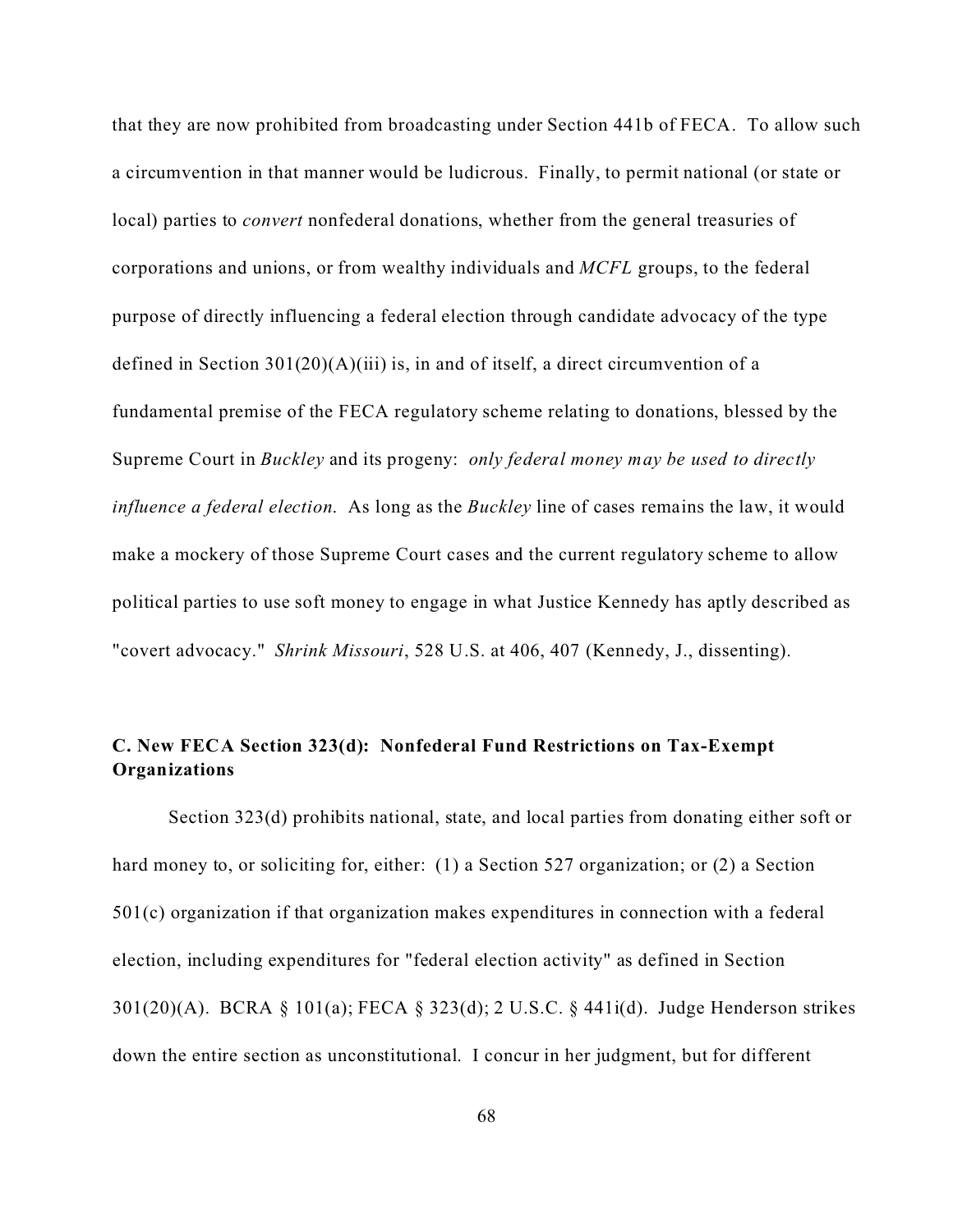that they are now prohibited from broadcasting under Section 441b of FECA. To allow such a circumvention in that manner would be ludicrous. Finally, to permit national (or state or local) parties to *convert* nonfederal donations, whether from the general treasuries of corporations and unions, or from wealthy individuals and *MCFL* groups, to the federal purpose of directly influencing a federal election through candidate advocacy of the type defined in Section 301(20)(A)(iii) is, in and of itself, a direct circumvention of a fundamental premise of the FECA regulatory scheme relating to donations, blessed by the Supreme Court in *Buckley* and its progeny: *only federal money may be used to directly influence a federal election.* As long as the *Buckley* line of cases remains the law, it would make a mockery of those Supreme Court cases and the current regulatory scheme to allow political parties to use soft money to engage in what Justice Kennedy has aptly described as "covert advocacy." *Shrink Missouri*, 528 U.S. at 406, 407 (Kennedy, J., dissenting).

### C. New FECA Section 323(d): Nonfederal Fund Restrictions on Tax-Exempt Organizations

Section 323(d) prohibits national, state, and local parties from donating either soft or hard money to, or soliciting for, either: (1) a Section 527 organization; or (2) a Section 501(c) organization if that organization makes expenditures in connection with a federal election, including expenditures for "federal election activity" as defined in Section 301(20)(A). BCRA § 101(a); FECA § 323(d); 2 U.S.C. § 441i(d). Judge Henderson strikes down the entire section as unconstitutional. I concur in her judgment, but for different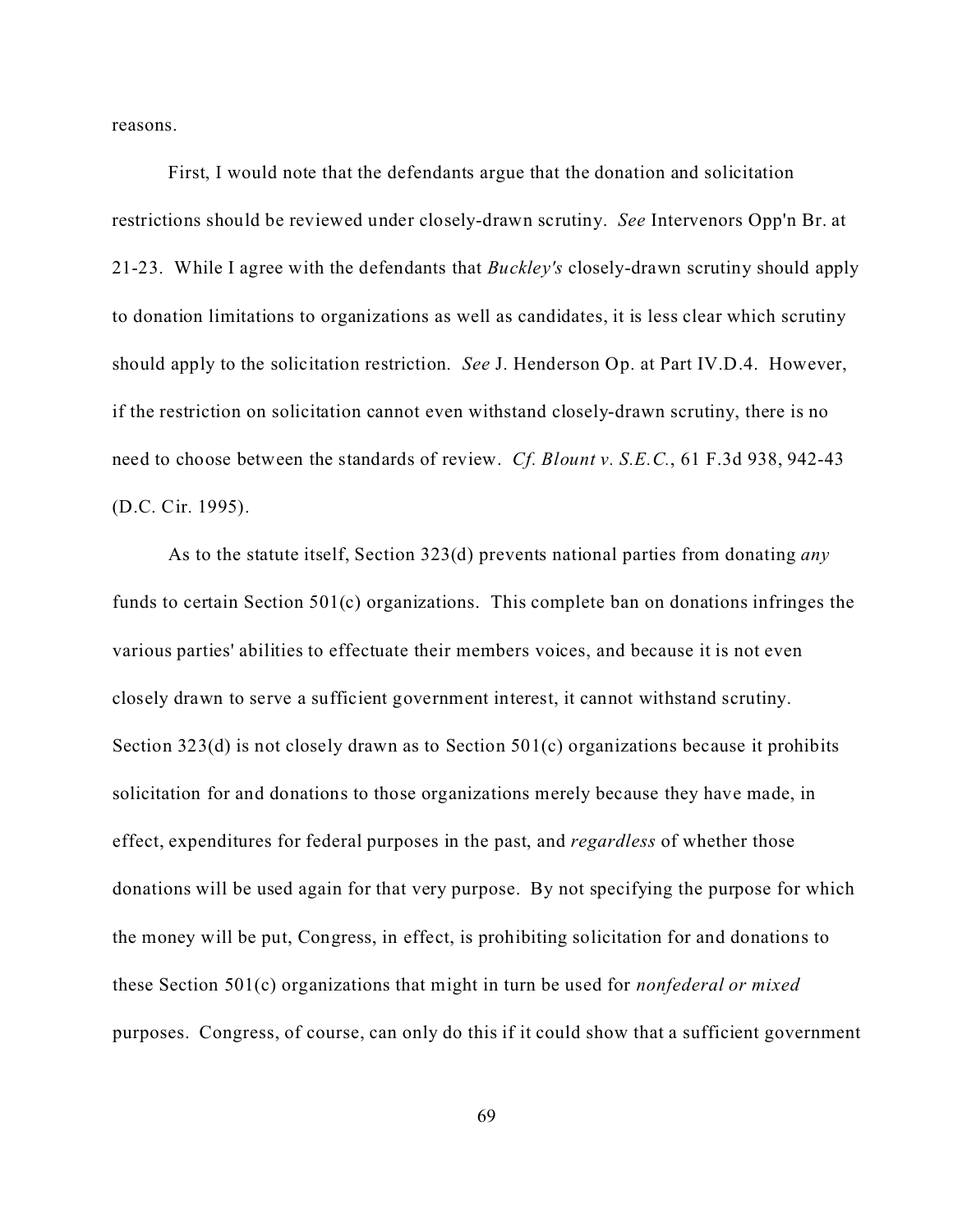reasons.

First, I would note that the defendants argue that the donation and solicitation restrictions should be reviewed under closely-drawn scrutiny. *See* Intervenors Opp'n Br. at 21-23. While I agree with the defendants that *Buckley's* closely-drawn scrutiny should apply to donation limitations to organizations as well as candidates, it is less clear which scrutiny should apply to the solicitation restriction. *See* J. Henderson Op. at Part IV.D.4. However, if the restriction on solicitation cannot even withstand closely-drawn scrutiny, there is no need to choose between the standards of review. *Cf. Blount v. S.E.C.*, 61 F.3d 938, 942-43 (D.C. Cir. 1995).

As to the statute itself, Section 323(d) prevents national parties from donating *any* funds to certain Section 501(c) organizations. This complete ban on donations infringes the various parties' abilities to effectuate their members voices, and because it is not even closely drawn to serve a sufficient government interest, it cannot withstand scrutiny. Section 323(d) is not closely drawn as to Section 501(c) organizations because it prohibits solicitation for and donations to those organizations merely because they have made, in effect, expenditures for federal purposes in the past, and *regardless* of whether those donations will be used again for that very purpose. By not specifying the purpose for which the money will be put, Congress, in effect, is prohibiting solicitation for and donations to these Section 501(c) organizations that might in turn be used for *nonfederal or mixed* purposes. Congress, of course, can only do this if it could show that a sufficient government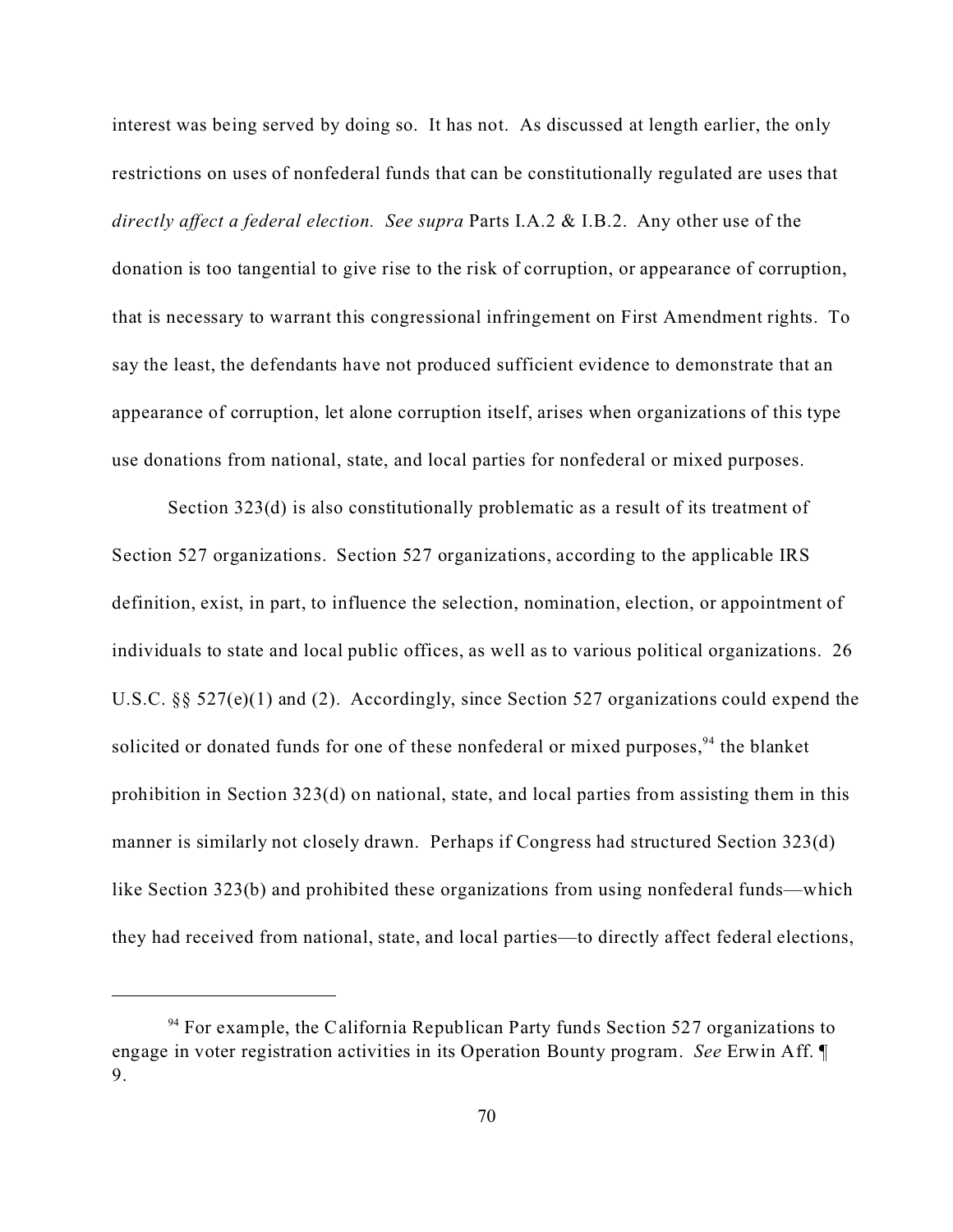interest was being served by doing so. It has not. As discussed at length earlier, the only restrictions on uses of nonfederal funds that can be constitutionally regulated are uses that *directly affect a federal election. See supra* Parts I.A.2 & I.B.2. Any other use of the donation is too tangential to give rise to the risk of corruption, or appearance of corruption, that is necessary to warrant this congressional infringement on First Amendment rights. To say the least, the defendants have not produced sufficient evidence to demonstrate that an appearance of corruption, let alone corruption itself, arises when organizations of this type use donations from national, state, and local parties for nonfederal or mixed purposes.

Section 323(d) is also constitutionally problematic as a result of its treatment of Section 527 organizations. Section 527 organizations, according to the applicable IRS definition, exist, in part, to influence the selection, nomination, election, or appointment of individuals to state and local public offices, as well as to various political organizations. 26 U.S.C. §§ 527(e)(1) and (2). Accordingly, since Section 527 organizations could expend the solicited or donated funds for one of these nonfederal or mixed purposes,[94] the blanket prohibition in Section 323(d) on national, state, and local parties from assisting them in this manner is similarly not closely drawn. Perhaps if Congress had structured Section 323(d) like Section 323(b) and prohibited these organizations from using nonfederal funds—which they had received from national, state, and local parties—to directly affect federal elections,

---

[94] For example, the California Republican Party funds Section 527 organizations to engage in voter registration activities in its Operation Bounty program. *See* Erwin Aff. ¶ 9.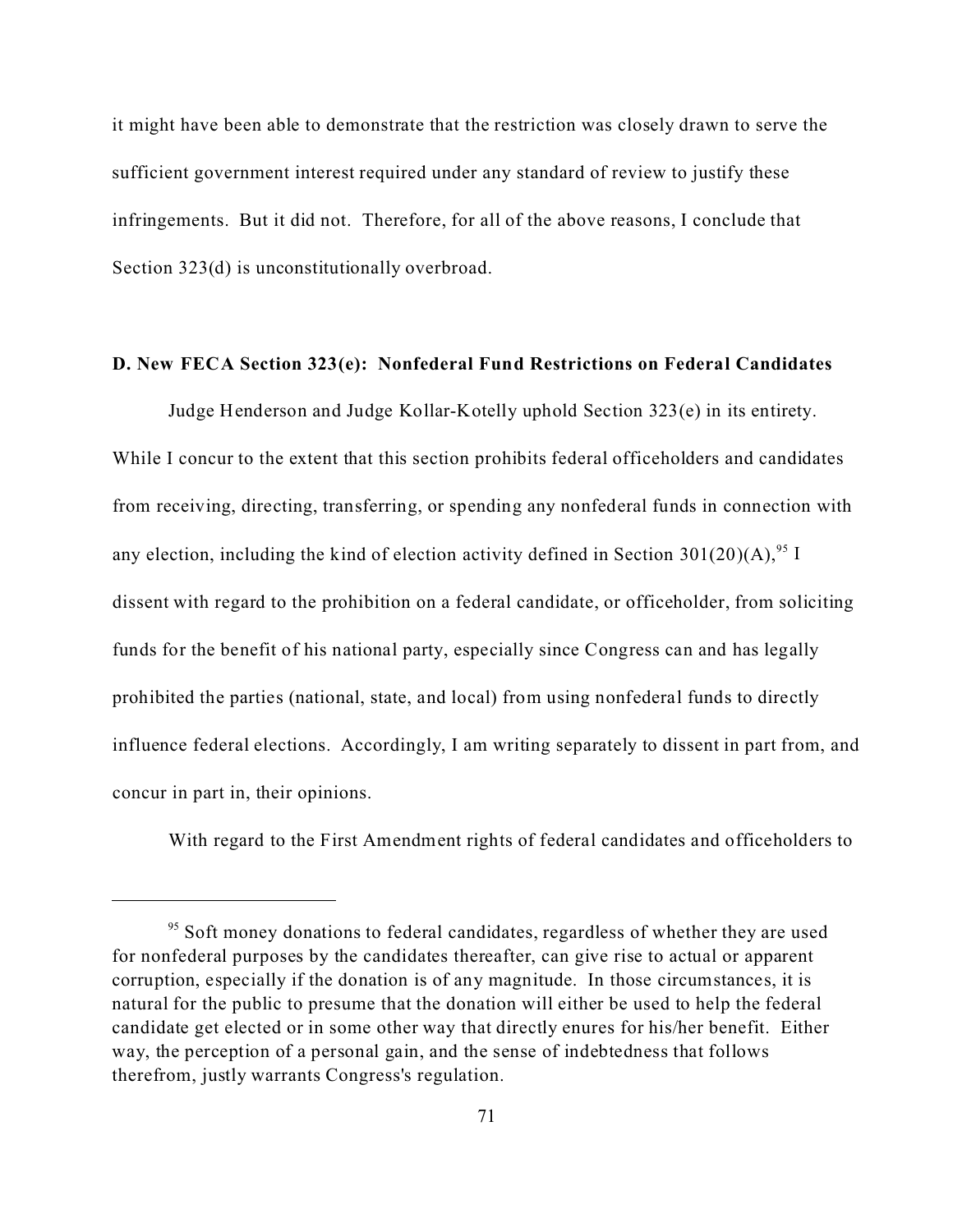it might have been able to demonstrate that the restriction was closely drawn to serve the sufficient government interest required under any standard of review to justify these infringements. But it did not. Therefore, for all of the above reasons, I conclude that Section 323(d) is unconstitutionally overbroad.

**D. New FECA Section 323(e): Nonfederal Fund Restrictions on Federal Candidates**

Judge Henderson and Judge Kollar-Kotelly uphold Section 323(e) in its entirety. While I concur to the extent that this section prohibits federal officeholders and candidates from receiving, directing, transferring, or spending any nonfederal funds in connection with any election, including the kind of election activity defined in Section 301(20)(A),[95] I dissent with regard to the prohibition on a federal candidate, or officeholder, from soliciting funds for the benefit of his national party, especially since Congress can and has legally prohibited the parties (national, state, and local) from using nonfederal funds to directly influence federal elections. Accordingly, I am writing separately to dissent in part from, and concur in part in, their opinions.

With regard to the First Amendment rights of federal candidates and officeholders to

---

[95] Soft money donations to federal candidates, regardless of whether they are used for nonfederal purposes by the candidates thereafter, can give rise to actual or apparent corruption, especially if the donation is of any magnitude. In those circumstances, it is natural for the public to presume that the donation will either be used to help the federal candidate get elected or in some other way that directly enures for his/her benefit. Either way, the perception of a personal gain, and the sense of indebtedness that follows therefrom, justly warrants Congress's regulation.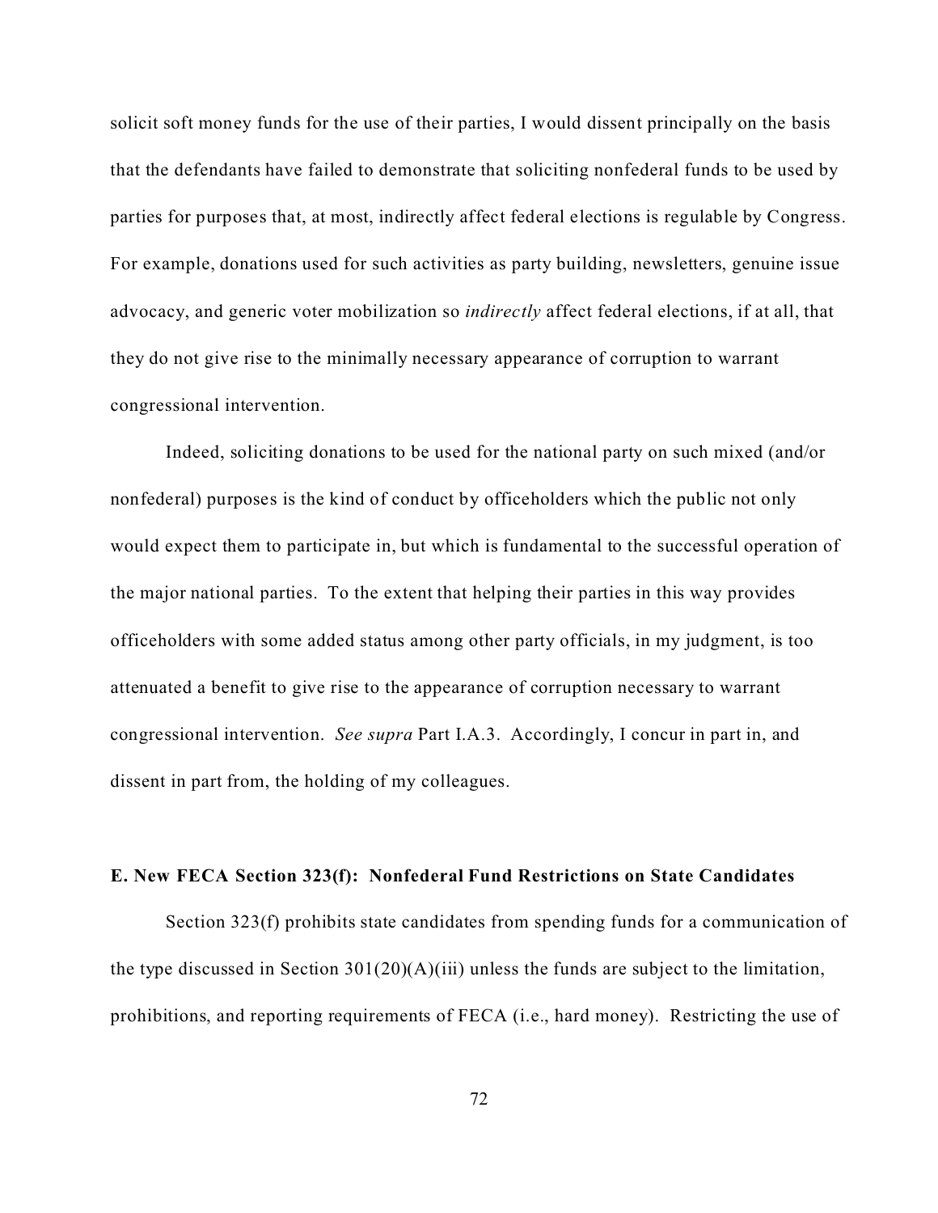solicit soft money funds for the use of their parties, I would dissent principally on the basis that the defendants have failed to demonstrate that soliciting nonfederal funds to be used by parties for purposes that, at most, indirectly affect federal elections is regulable by Congress. For example, donations used for such activities as party building, newsletters, genuine issue advocacy, and generic voter mobilization so *indirectly* affect federal elections, if at all, that they do not give rise to the minimally necessary appearance of corruption to warrant congressional intervention.

Indeed, soliciting donations to be used for the national party on such mixed (and/or nonfederal) purposes is the kind of conduct by officeholders which the public not only would expect them to participate in, but which is fundamental to the successful operation of the major national parties. To the extent that helping their parties in this way provides officeholders with some added status among other party officials, in my judgment, is too attenuated a benefit to give rise to the appearance of corruption necessary to warrant congressional intervention. *See supra* Part I.A.3. Accordingly, I concur in part in, and dissent in part from, the holding of my colleagues.

**E. New FECA Section 323(f): Nonfederal Fund Restrictions on State Candidates**

Section 323(f) prohibits state candidates from spending funds for a communication of the type discussed in Section 301(20)(A)(iii) unless the funds are subject to the limitation, prohibitions, and reporting requirements of FECA (i.e., hard money). Restricting the use of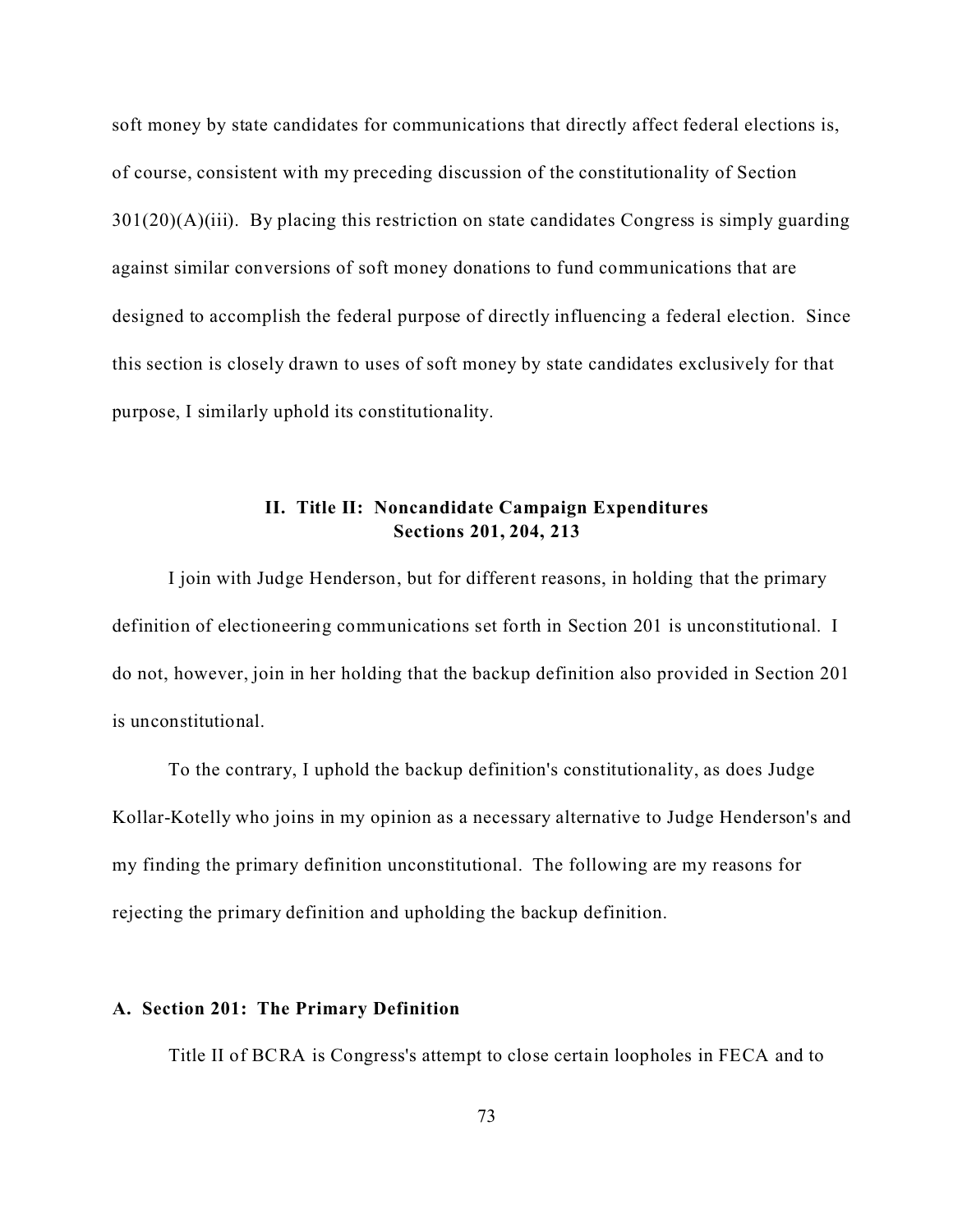soft money by state candidates for communications that directly affect federal elections is, of course, consistent with my preceding discussion of the constitutionality of Section 301(20)(A)(iii). By placing this restriction on state candidates Congress is simply guarding against similar conversions of soft money donations to fund communications that are designed to accomplish the federal purpose of directly influencing a federal election. Since this section is closely drawn to uses of soft money by state candidates exclusively for that purpose, I similarly uphold its constitutionality.

## II. Title II: Noncandidate Campaign Expenditures Sections 201, 204, 213

I join with Judge Henderson, but for different reasons, in holding that the primary definition of electioneering communications set forth in Section 201 is unconstitutional. I do not, however, join in her holding that the backup definition also provided in Section 201 is unconstitutional.

To the contrary, I uphold the backup definition's constitutionality, as does Judge Kollar-Kotelly who joins in my opinion as a necessary alternative to Judge Henderson's and my finding the primary definition unconstitutional. The following are my reasons for rejecting the primary definition and upholding the backup definition.

### A. Section 201: The Primary Definition

Title II of BCRA is Congress's attempt to close certain loopholes in FECA and to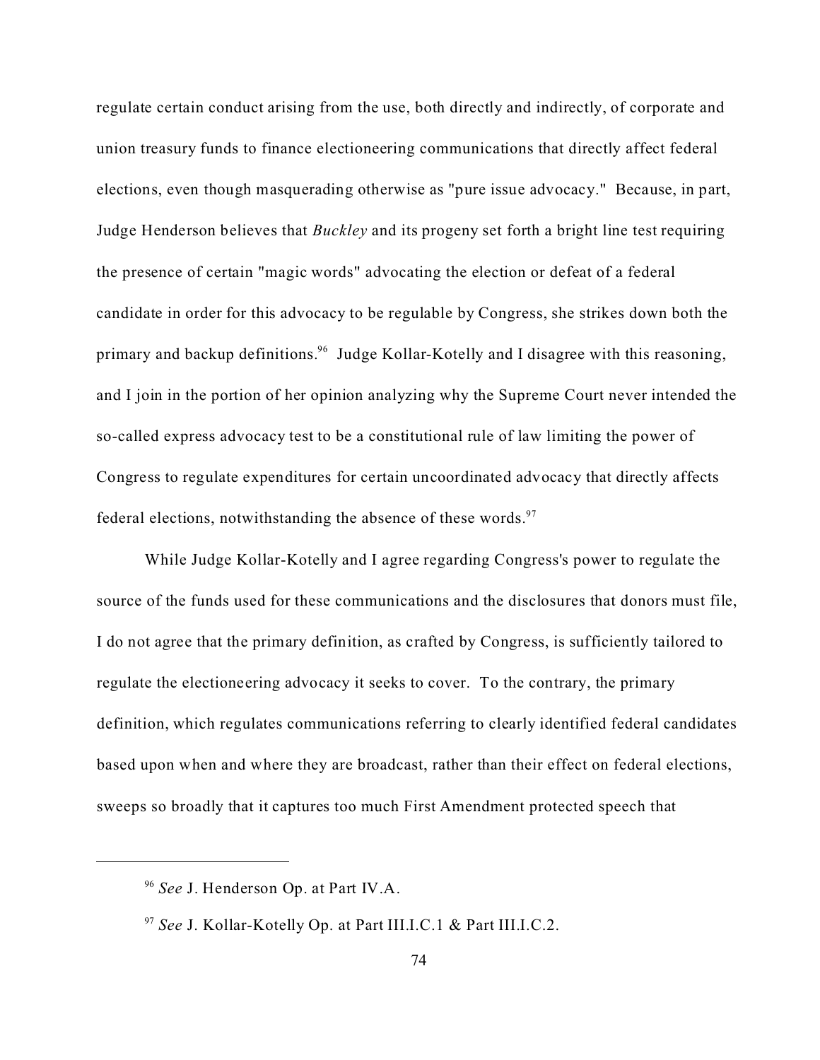regulate certain conduct arising from the use, both directly and indirectly, of corporate and union treasury funds to finance electioneering communications that directly affect federal elections, even though masquerading otherwise as "pure issue advocacy." Because, in part, Judge Henderson believes that *Buckley* and its progeny set forth a bright line test requiring the presence of certain "magic words" advocating the election or defeat of a federal candidate in order for this advocacy to be regulable by Congress, she strikes down both the primary and backup definitions.[96] Judge Kollar-Kotelly and I disagree with this reasoning, and I join in the portion of her opinion analyzing why the Supreme Court never intended the so-called express advocacy test to be a constitutional rule of law limiting the power of Congress to regulate expenditures for certain uncoordinated advocacy that directly affects federal elections, notwithstanding the absence of these words.[97]

While Judge Kollar-Kotelly and I agree regarding Congress's power to regulate the source of the funds used for these communications and the disclosures that donors must file, I do not agree that the primary definition, as crafted by Congress, is sufficiently tailored to regulate the electioneering advocacy it seeks to cover. To the contrary, the primary definition, which regulates communications referring to clearly identified federal candidates based upon when and where they are broadcast, rather than their effect on federal elections, sweeps so broadly that it captures too much First Amendment protected speech that

---

[96] *See* J. Henderson Op. at Part IV.A.

[97] *See* J. Kollar-Kotelly Op. at Part III.I.C.1 & Part III.I.C.2.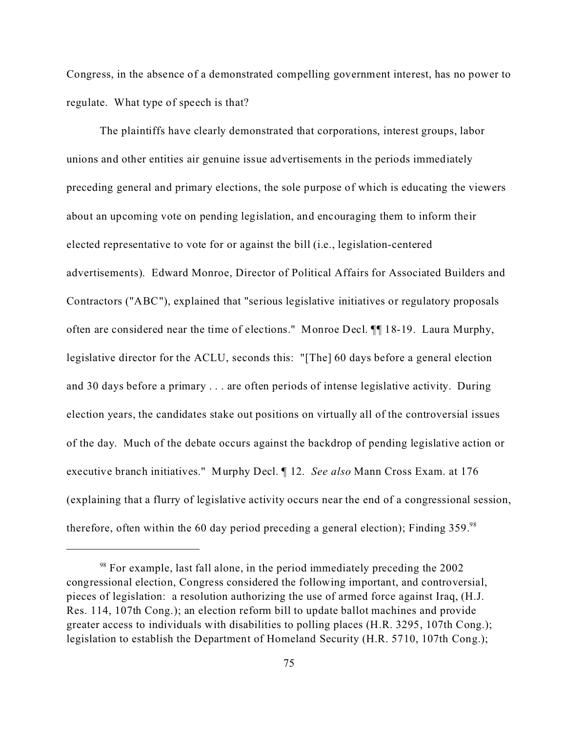Congress, in the absence of a demonstrated compelling government interest, has no power to regulate. What type of speech is that?

The plaintiffs have clearly demonstrated that corporations, interest groups, labor unions and other entities air genuine issue advertisements in the periods immediately preceding general and primary elections, the sole purpose of which is educating the viewers about an upcoming vote on pending legislation, and encouraging them to inform their elected representative to vote for or against the bill (i.e., legislation-centered advertisements). Edward Monroe, Director of Political Affairs for Associated Builders and Contractors ("ABC"), explained that "serious legislative initiatives or regulatory proposals often are considered near the time of elections." Monroe Decl. ¶¶ 18-19. Laura Murphy, legislative director for the ACLU, seconds this: "[The] 60 days before a general election and 30 days before a primary . . . are often periods of intense legislative activity. During election years, the candidates stake out positions on virtually all of the controversial issues of the day. Much of the debate occurs against the backdrop of pending legislative action or executive branch initiatives." Murphy Decl. ¶ 12. *See also* Mann Cross Exam. at 176 (explaining that a flurry of legislative activity occurs near the end of a congressional session, therefore, often within the 60 day period preceding a general election); Finding 359.[98]

---

[98] For example, last fall alone, in the period immediately preceding the 2002 congressional election, Congress considered the following important, and controversial, pieces of legislation: a resolution authorizing the use of armed force against Iraq, (H.J. Res. 114, 107th Cong.); an election reform bill to update ballot machines and provide greater access to individuals with disabilities to polling places (H.R. 3295, 107th Cong.); legislation to establish the Department of Homeland Security (H.R. 5710, 107th Cong.);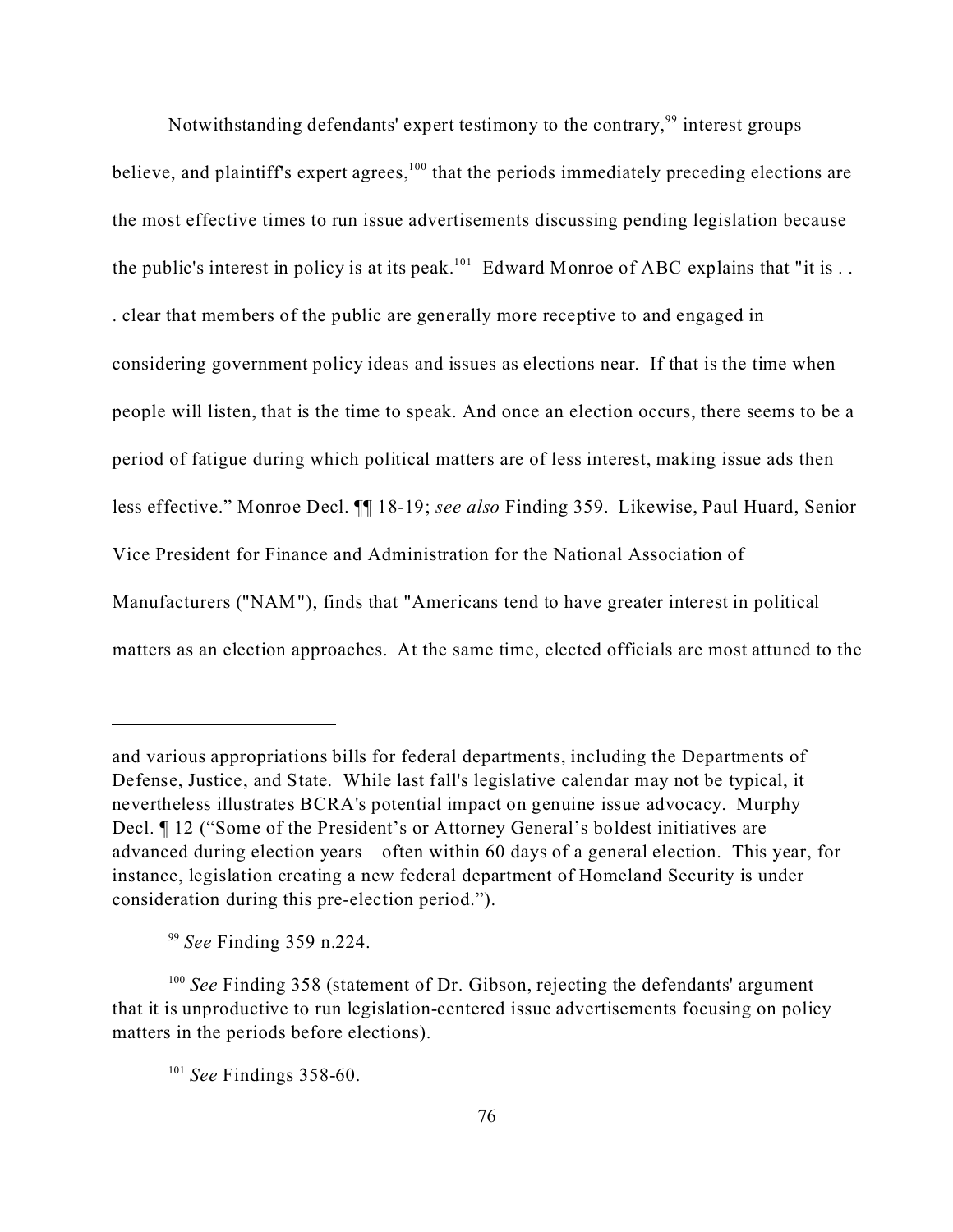Notwithstanding defendants' expert testimony to the contrary,[99] interest groups believe, and plaintiff's expert agrees,[100] that the periods immediately preceding elections are the most effective times to run issue advertisements discussing pending legislation because the public's interest in policy is at its peak.[101] Edward Monroe of ABC explains that "it is . . . clear that members of the public are generally more receptive to and engaged in considering government policy ideas and issues as elections near. If that is the time when people will listen, that is the time to speak. And once an election occurs, there seems to be a period of fatigue during which political matters are of less interest, making issue ads then less effective." Monroe Decl. ¶¶ 18-19; *see also* Finding 359. Likewise, Paul Huard, Senior Vice President for Finance and Administration for the National Association of Manufacturers ("NAM"), finds that "Americans tend to have greater interest in political matters as an election approaches. At the same time, elected officials are most attuned to the

---

and various appropriations bills for federal departments, including the Departments of Defense, Justice, and State. While last fall's legislative calendar may not be typical, it nevertheless illustrates BCRA's potential impact on genuine issue advocacy. Murphy Decl. ¶ 12 ("Some of the President's or Attorney General's boldest initiatives are advanced during election years—often within 60 days of a general election. This year, for instance, legislation creating a new federal department of Homeland Security is under consideration during this pre-election period.").

[99] *See* Finding 359 n.224.

[100] *See* Finding 358 (statement of Dr. Gibson, rejecting the defendants' argument that it is unproductive to run legislation-centered issue advertisements focusing on policy matters in the periods before elections).

[101] *See* Findings 358-60.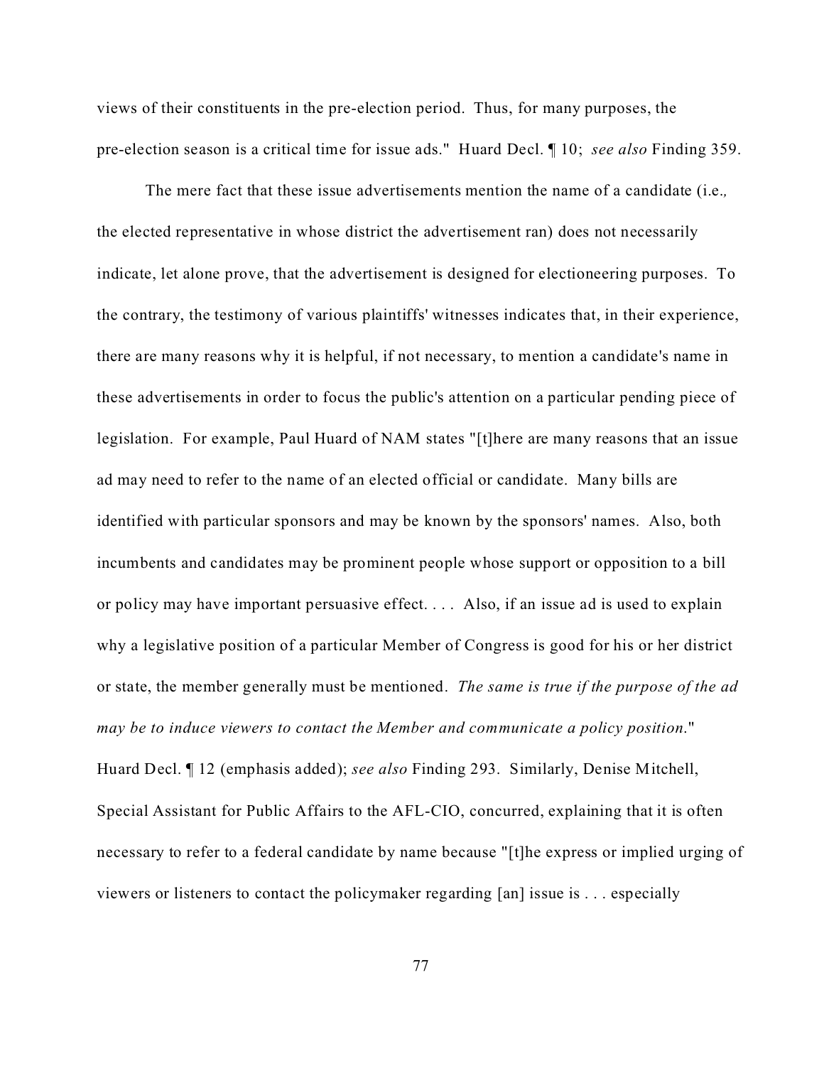views of their constituents in the pre-election period. Thus, for many purposes, the pre-election season is a critical time for issue ads." Huard Decl. ¶ 10; *see also* Finding 359.

The mere fact that these issue advertisements mention the name of a candidate (i.e., the elected representative in whose district the advertisement ran) does not necessarily indicate, let alone prove, that the advertisement is designed for electioneering purposes. To the contrary, the testimony of various plaintiffs' witnesses indicates that, in their experience, there are many reasons why it is helpful, if not necessary, to mention a candidate's name in these advertisements in order to focus the public's attention on a particular pending piece of legislation. For example, Paul Huard of NAM states "[t]here are many reasons that an issue ad may need to refer to the name of an elected official or candidate. Many bills are identified with particular sponsors and may be known by the sponsors' names. Also, both incumbents and candidates may be prominent people whose support or opposition to a bill or policy may have important persuasive effect. . . . Also, if an issue ad is used to explain why a legislative position of a particular Member of Congress is good for his or her district or state, the member generally must be mentioned. *The same is true if the purpose of the ad may be to induce viewers to contact the Member and communicate a policy position*." Huard Decl. ¶ 12 (emphasis added); *see also* Finding 293. Similarly, Denise Mitchell, Special Assistant for Public Affairs to the AFL-CIO, concurred, explaining that it is often necessary to refer to a federal candidate by name because "[t]he express or implied urging of viewers or listeners to contact the policymaker regarding [an] issue is . . . especially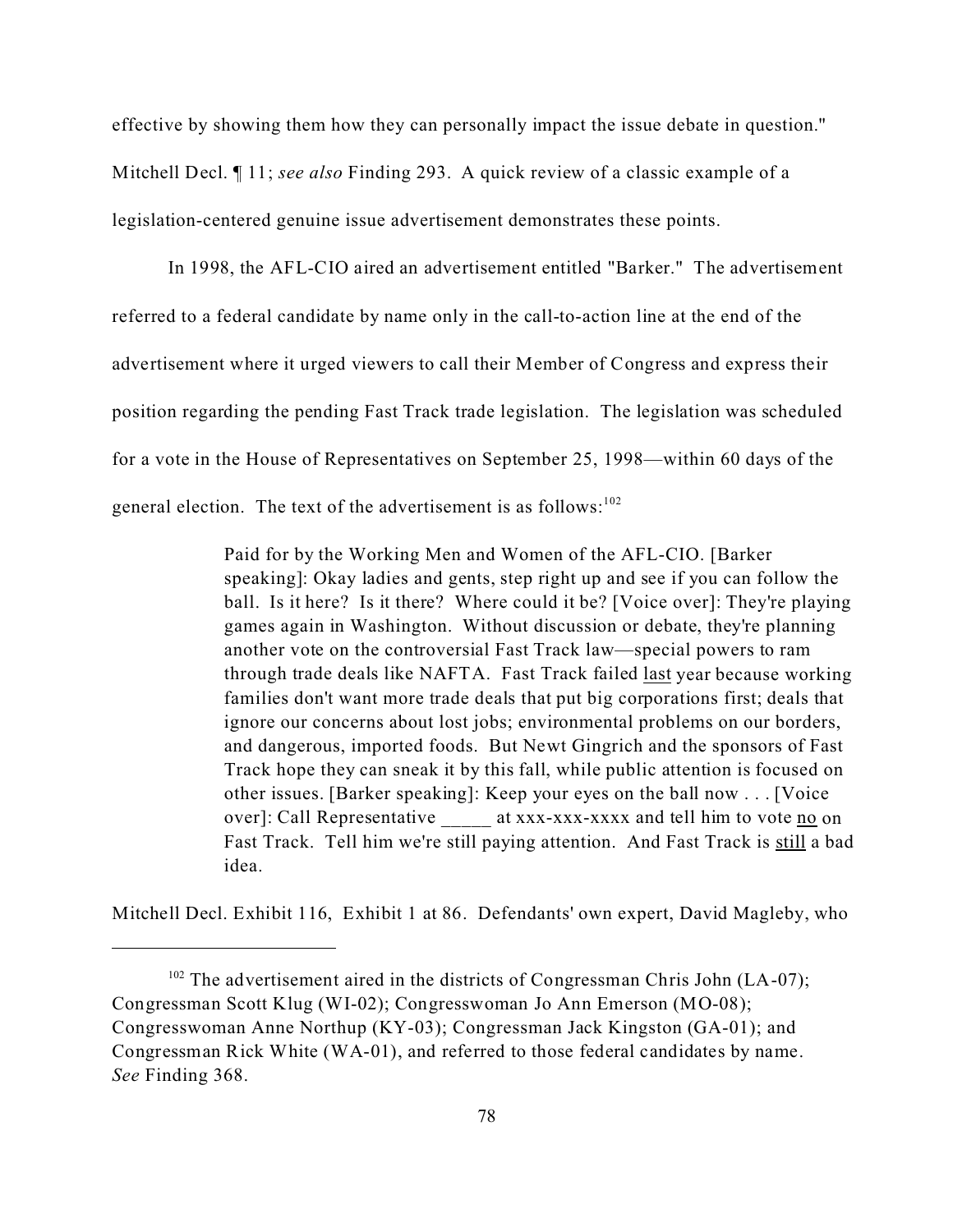effective by showing them how they can personally impact the issue debate in question." Mitchell Decl. ¶ 11; *see also* Finding 293. A quick review of a classic example of a legislation-centered genuine issue advertisement demonstrates these points.

In 1998, the AFL-CIO aired an advertisement entitled "Barker." The advertisement referred to a federal candidate by name only in the call-to-action line at the end of the advertisement where it urged viewers to call their Member of Congress and express their position regarding the pending Fast Track trade legislation. The legislation was scheduled for a vote in the House of Representatives on September 25, 1998—within 60 days of the general election. The text of the advertisement is as follows:[102]

> Paid for by the Working Men and Women of the AFL-CIO. [Barker speaking]: Okay ladies and gents, step right up and see if you can follow the ball. Is it here? Is it there? Where could it be? [Voice over]: They're playing games again in Washington. Without discussion or debate, they're planning another vote on the controversial Fast Track law—special powers to ram through trade deals like NAFTA. Fast Track failed <u>last</u> year because working families don't want more trade deals that put big corporations first; deals that ignore our concerns about lost jobs; environmental problems on our borders, and dangerous, imported foods. But Newt Gingrich and the sponsors of Fast Track hope they can sneak it by this fall, while public attention is focused on other issues. [Barker speaking]: Keep your eyes on the ball now . . . [Voice over]: Call Representative _____ at xxx-xxx-xxxx and tell him to vote <u>no</u> on Fast Track. Tell him we're still paying attention. And Fast Track is <u>still</u> a bad idea.

Mitchell Decl. Exhibit 116, Exhibit 1 at 86. Defendants' own expert, David Magleby, who

---

[102] The advertisement aired in the districts of Congressman Chris John (LA-07); Congressman Scott Klug (WI-02); Congresswoman Jo Ann Emerson (MO-08); Congresswoman Anne Northup (KY-03); Congressman Jack Kingston (GA-01); and Congressman Rick White (WA-01), and referred to those federal candidates by name. *See* Finding 368.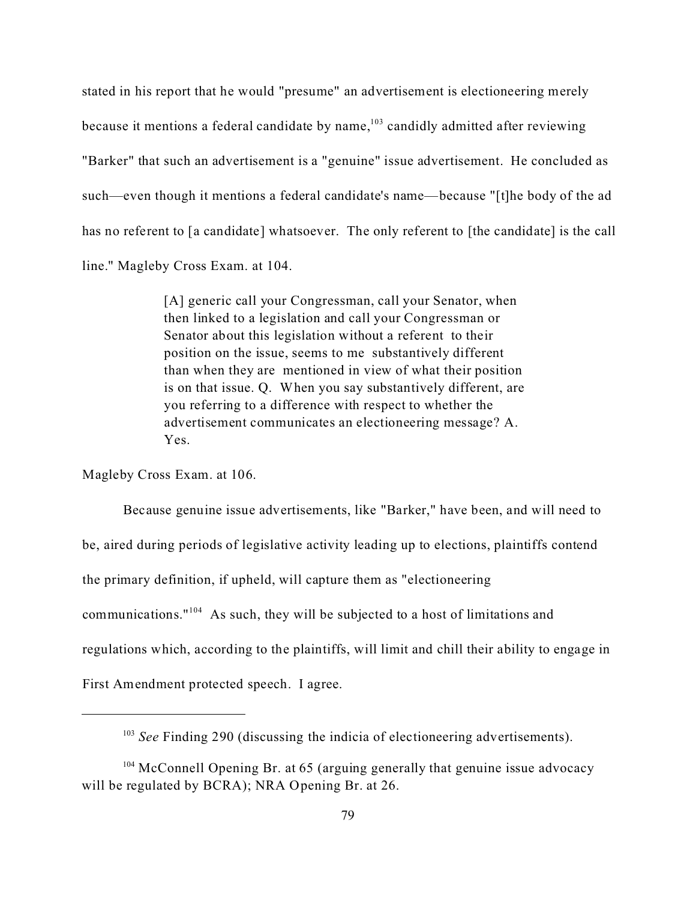stated in his report that he would "presume" an advertisement is electioneering merely because it mentions a federal candidate by name,[103] candidly admitted after reviewing "Barker" that such an advertisement is a "genuine" issue advertisement. He concluded as such—even though it mentions a federal candidate's name—because "[t]he body of the ad has no referent to [a candidate] whatsoever. The only referent to [the candidate] is the call line." Magleby Cross Exam. at 104.

> [A] generic call your Congressman, call your Senator, when then linked to a legislation and call your Congressman or Senator about this legislation without a referent to their position on the issue, seems to me substantively different than when they are mentioned in view of what their position is on that issue. Q. When you say substantively different, are you referring to a difference with respect to whether the advertisement communicates an electioneering message? A. Yes.

Magleby Cross Exam. at 106.

Because genuine issue advertisements, like "Barker," have been, and will need to be, aired during periods of legislative activity leading up to elections, plaintiffs contend the primary definition, if upheld, will capture them as "electioneering communications."[104] As such, they will be subjected to a host of limitations and regulations which, according to the plaintiffs, will limit and chill their ability to engage in First Amendment protected speech. I agree.

---

[103] *See* Finding 290 (discussing the indicia of electioneering advertisements).

[104] McConnell Opening Br. at 65 (arguing generally that genuine issue advocacy will be regulated by BCRA); NRA Opening Br. at 26.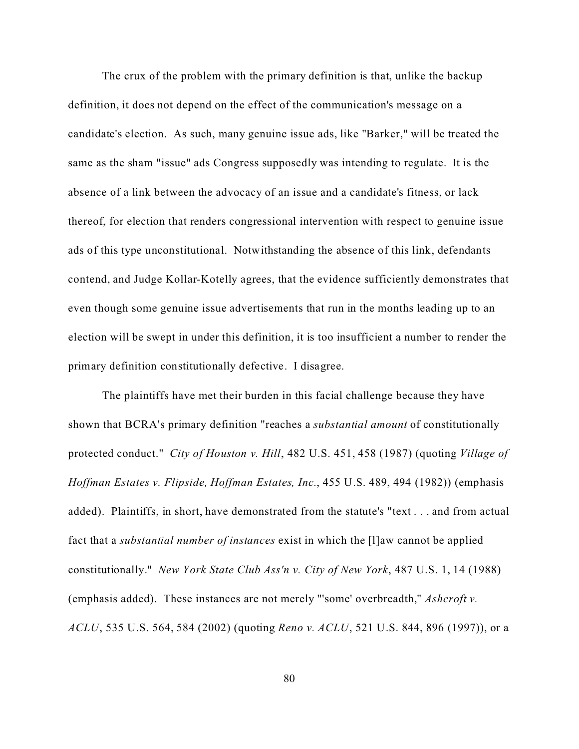The crux of the problem with the primary definition is that, unlike the backup definition, it does not depend on the effect of the communication's message on a candidate's election. As such, many genuine issue ads, like "Barker," will be treated the same as the sham "issue" ads Congress supposedly was intending to regulate. It is the absence of a link between the advocacy of an issue and a candidate's fitness, or lack thereof, for election that renders congressional intervention with respect to genuine issue ads of this type unconstitutional. Notwithstanding the absence of this link, defendants contend, and Judge Kollar-Kotelly agrees, that the evidence sufficiently demonstrates that even though some genuine issue advertisements that run in the months leading up to an election will be swept in under this definition, it is too insufficient a number to render the primary definition constitutionally defective. I disagree.

The plaintiffs have met their burden in this facial challenge because they have shown that BCRA's primary definition "reaches a *substantial amount* of constitutionally protected conduct." *City of Houston v. Hill*, 482 U.S. 451, 458 (1987) (quoting *Village of Hoffman Estates v. Flipside, Hoffman Estates, Inc.*, 455 U.S. 489, 494 (1982)) (emphasis added). Plaintiffs, in short, have demonstrated from the statute's "text . . . and from actual fact that a *substantial number of instances* exist in which the [l]aw cannot be applied constitutionally." *New York State Club Ass'n v. City of New York*, 487 U.S. 1, 14 (1988) (emphasis added). These instances are not merely "'some' overbreadth," *Ashcroft v. ACLU*, 535 U.S. 564, 584 (2002) (quoting *Reno v. ACLU*, 521 U.S. 844, 896 (1997)), or a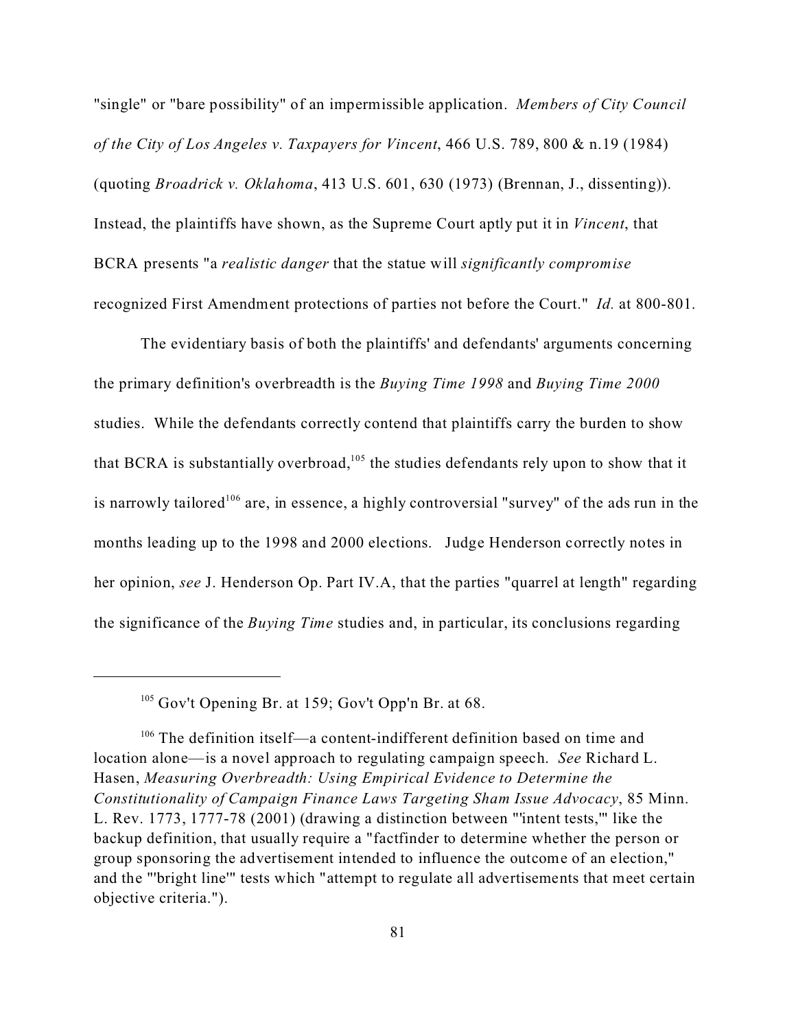"single" or "bare possibility" of an impermissible application. *Members of City Council of the City of Los Angeles v. Taxpayers for Vincent*, 466 U.S. 789, 800 & n.19 (1984) (quoting *Broadrick v. Oklahoma*, 413 U.S. 601, 630 (1973) (Brennan, J., dissenting)). Instead, the plaintiffs have shown, as the Supreme Court aptly put it in *Vincent*, that BCRA presents "a *realistic danger* that the statue will *significantly compromise* recognized First Amendment protections of parties not before the Court." *Id.* at 800-801.

The evidentiary basis of both the plaintiffs' and defendants' arguments concerning the primary definition's overbreadth is the *Buying Time 1998* and *Buying Time 2000* studies. While the defendants correctly contend that plaintiffs carry the burden to show that BCRA is substantially overbroad,[105] the studies defendants rely upon to show that it is narrowly tailored[106] are, in essence, a highly controversial "survey" of the ads run in the months leading up to the 1998 and 2000 elections. Judge Henderson correctly notes in her opinion, *see* J. Henderson Op. Part IV.A, that the parties "quarrel at length" regarding the significance of the *Buying Time* studies and, in particular, its conclusions regarding

---

[105] Gov't Opening Br. at 159; Gov't Opp'n Br. at 68.

[106] The definition itself—a content-indifferent definition based on time and location alone—is a novel approach to regulating campaign speech. *See* Richard L. Hasen, *Measuring Overbreadth: Using Empirical Evidence to Determine the Constitutionality of Campaign Finance Laws Targeting Sham Issue Advocacy*, 85 Minn. L. Rev. 1773, 1777-78 (2001) (drawing a distinction between "'intent tests,'" like the backup definition, that usually require a "factfinder to determine whether the person or group sponsoring the advertisement intended to influence the outcome of an election," and the "'bright line'" tests which "attempt to regulate all advertisements that meet certain objective criteria.").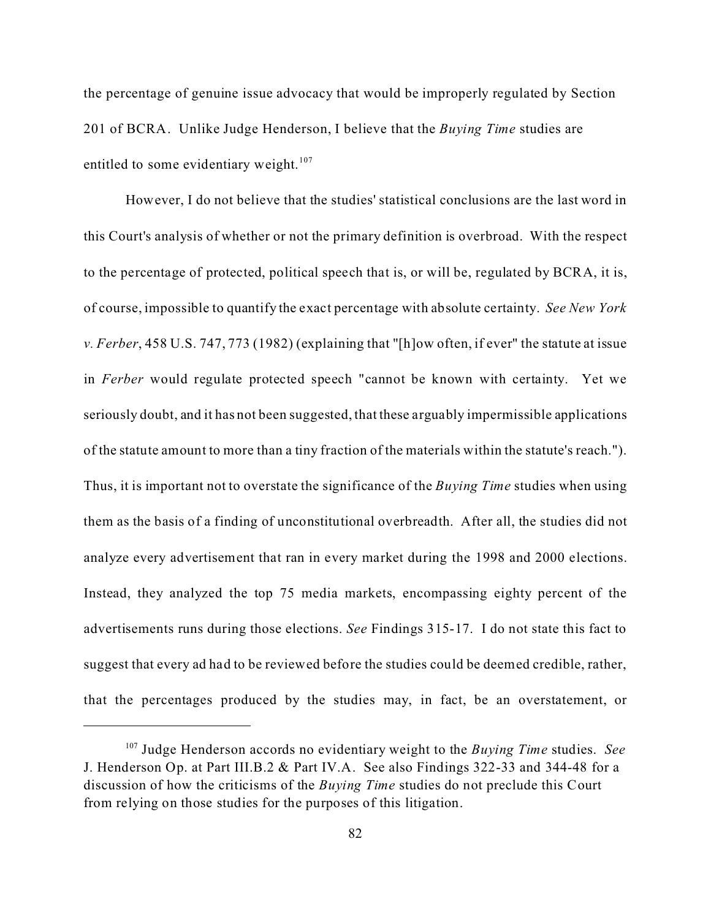the percentage of genuine issue advocacy that would be improperly regulated by Section 201 of BCRA. Unlike Judge Henderson, I believe that the *Buying Time* studies are entitled to some evidentiary weight.[107]

However, I do not believe that the studies' statistical conclusions are the last word in this Court's analysis of whether or not the primary definition is overbroad. With the respect to the percentage of protected, political speech that is, or will be, regulated by BCRA, it is, of course, impossible to quantify the exact percentage with absolute certainty. *See New York v. Ferber*, 458 U.S. 747, 773 (1982) (explaining that "[h]ow often, if ever" the statute at issue in *Ferber* would regulate protected speech "cannot be known with certainty. Yet we seriously doubt, and it has not been suggested, that these arguably impermissible applications of the statute amount to more than a tiny fraction of the materials within the statute's reach."). Thus, it is important not to overstate the significance of the *Buying Time* studies when using them as the basis of a finding of unconstitutional overbreadth. After all, the studies did not analyze every advertisement that ran in every market during the 1998 and 2000 elections. Instead, they analyzed the top 75 media markets, encompassing eighty percent of the advertisements runs during those elections. *See* Findings 315-17. I do not state this fact to suggest that every ad had to be reviewed before the studies could be deemed credible, rather, that the percentages produced by the studies may, in fact, be an overstatement, or

---

[107] Judge Henderson accords no evidentiary weight to the *Buying Time* studies. *See* J. Henderson Op. at Part III.B.2 & Part IV.A. See also Findings 322-33 and 344-48 for a discussion of how the criticisms of the *Buying Time* studies do not preclude this Court from relying on those studies for the purposes of this litigation.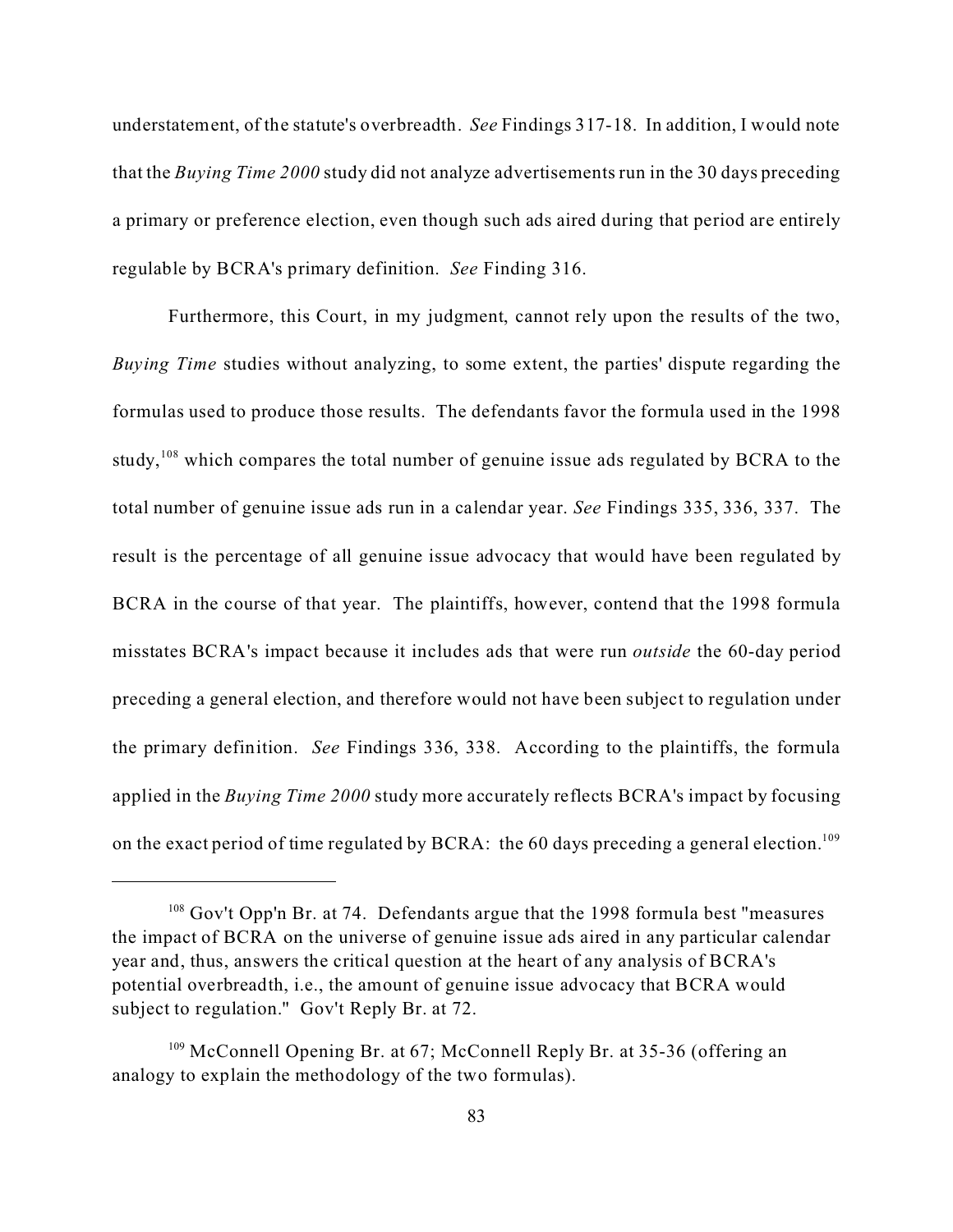understatement, of the statute's overbreadth. *See* Findings 317-18. In addition, I would note that the *Buying Time 2000* study did not analyze advertisements run in the 30 days preceding a primary or preference election, even though such ads aired during that period are entirely regulable by BCRA's primary definition. *See* Finding 316.

Furthermore, this Court, in my judgment, cannot rely upon the results of the two, *Buying Time* studies without analyzing, to some extent, the parties' dispute regarding the formulas used to produce those results. The defendants favor the formula used in the 1998 study,[108] which compares the total number of genuine issue ads regulated by BCRA to the total number of genuine issue ads run in a calendar year. *See* Findings 335, 336, 337. The result is the percentage of all genuine issue advocacy that would have been regulated by BCRA in the course of that year. The plaintiffs, however, contend that the 1998 formula misstates BCRA's impact because it includes ads that were run *outside* the 60-day period preceding a general election, and therefore would not have been subject to regulation under the primary definition. *See* Findings 336, 338. According to the plaintiffs, the formula applied in the *Buying Time 2000* study more accurately reflects BCRA's impact by focusing on the exact period of time regulated by BCRA: the 60 days preceding a general election.[109]

---

[108] Gov't Opp'n Br. at 74. Defendants argue that the 1998 formula best "measures the impact of BCRA on the universe of genuine issue ads aired in any particular calendar year and, thus, answers the critical question at the heart of any analysis of BCRA's potential overbreadth, i.e., the amount of genuine issue advocacy that BCRA would subject to regulation." Gov't Reply Br. at 72.

[109] McConnell Opening Br. at 67; McConnell Reply Br. at 35-36 (offering an analogy to explain the methodology of the two formulas).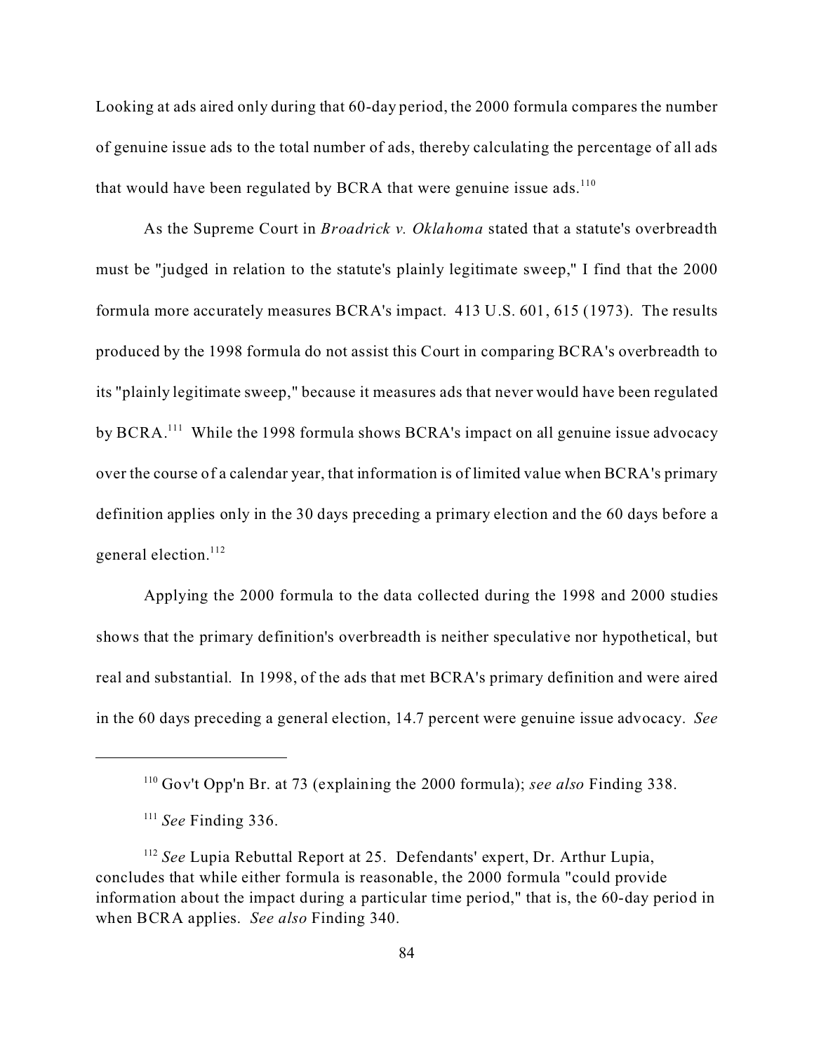Looking at ads aired only during that 60-day period, the 2000 formula compares the number of genuine issue ads to the total number of ads, thereby calculating the percentage of all ads that would have been regulated by BCRA that were genuine issue ads.[110]

As the Supreme Court in *Broadrick v. Oklahoma* stated that a statute's overbreadth must be "judged in relation to the statute's plainly legitimate sweep," I find that the 2000 formula more accurately measures BCRA's impact. 413 U.S. 601, 615 (1973). The results produced by the 1998 formula do not assist this Court in comparing BCRA's overbreadth to its "plainly legitimate sweep," because it measures ads that never would have been regulated by BCRA.[111] While the 1998 formula shows BCRA's impact on all genuine issue advocacy over the course of a calendar year, that information is of limited value when BCRA's primary definition applies only in the 30 days preceding a primary election and the 60 days before a general election.[112]

Applying the 2000 formula to the data collected during the 1998 and 2000 studies shows that the primary definition's overbreadth is neither speculative nor hypothetical, but real and substantial. In 1998, of the ads that met BCRA's primary definition and were aired in the 60 days preceding a general election, 14.7 percent were genuine issue advocacy. *See*

---

[110] Gov't Opp'n Br. at 73 (explaining the 2000 formula); *see also* Finding 338.

[111] *See* Finding 336.

[112] *See* Lupia Rebuttal Report at 25. Defendants' expert, Dr. Arthur Lupia, concludes that while either formula is reasonable, the 2000 formula "could provide information about the impact during a particular time period," that is, the 60-day period in when BCRA applies. *See also* Finding 340.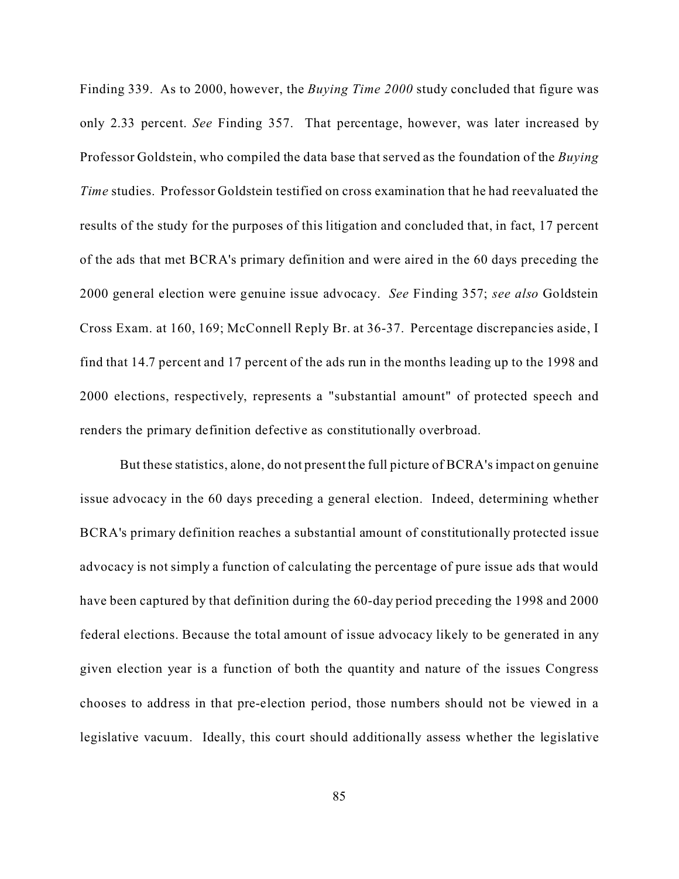Finding 339. As to 2000, however, the *Buying Time 2000* study concluded that figure was only 2.33 percent. *See* Finding 357. That percentage, however, was later increased by Professor Goldstein, who compiled the data base that served as the foundation of the *Buying Time* studies. Professor Goldstein testified on cross examination that he had reevaluated the results of the study for the purposes of this litigation and concluded that, in fact, 17 percent of the ads that met BCRA's primary definition and were aired in the 60 days preceding the 2000 general election were genuine issue advocacy. *See* Finding 357; *see also* Goldstein Cross Exam. at 160, 169; McConnell Reply Br. at 36-37. Percentage discrepancies aside, I find that 14.7 percent and 17 percent of the ads run in the months leading up to the 1998 and 2000 elections, respectively, represents a "substantial amount" of protected speech and renders the primary definition defective as constitutionally overbroad.

But these statistics, alone, do not present the full picture of BCRA's impact on genuine issue advocacy in the 60 days preceding a general election. Indeed, determining whether BCRA's primary definition reaches a substantial amount of constitutionally protected issue advocacy is not simply a function of calculating the percentage of pure issue ads that would have been captured by that definition during the 60-day period preceding the 1998 and 2000 federal elections. Because the total amount of issue advocacy likely to be generated in any given election year is a function of both the quantity and nature of the issues Congress chooses to address in that pre-election period, those numbers should not be viewed in a legislative vacuum. Ideally, this court should additionally assess whether the legislative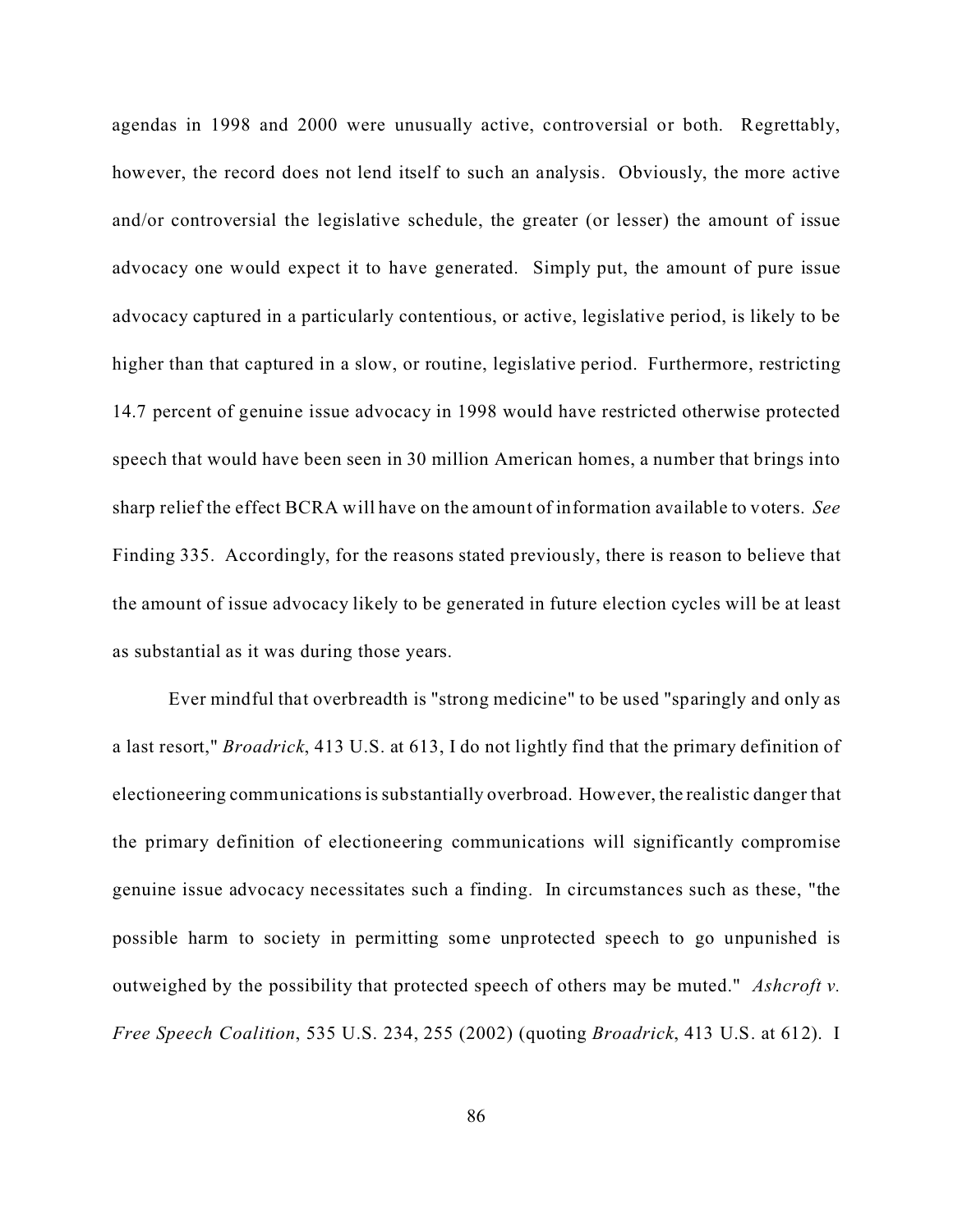agendas in 1998 and 2000 were unusually active, controversial or both. Regrettably, however, the record does not lend itself to such an analysis. Obviously, the more active and/or controversial the legislative schedule, the greater (or lesser) the amount of issue advocacy one would expect it to have generated. Simply put, the amount of pure issue advocacy captured in a particularly contentious, or active, legislative period, is likely to be higher than that captured in a slow, or routine, legislative period. Furthermore, restricting 14.7 percent of genuine issue advocacy in 1998 would have restricted otherwise protected speech that would have been seen in 30 million American homes, a number that brings into sharp relief the effect BCRA will have on the amount of information available to voters. *See* Finding 335. Accordingly, for the reasons stated previously, there is reason to believe that the amount of issue advocacy likely to be generated in future election cycles will be at least as substantial as it was during those years.

Ever mindful that overbreadth is "strong medicine" to be used "sparingly and only as a last resort," *Broadrick*, 413 U.S. at 613, I do not lightly find that the primary definition of electioneering communications is substantially overbroad. However, the realistic danger that the primary definition of electioneering communications will significantly compromise genuine issue advocacy necessitates such a finding. In circumstances such as these, "the possible harm to society in permitting some unprotected speech to go unpunished is outweighed by the possibility that protected speech of others may be muted." *Ashcroft v. Free Speech Coalition*, 535 U.S. 234, 255 (2002) (quoting *Broadrick*, 413 U.S. at 612). I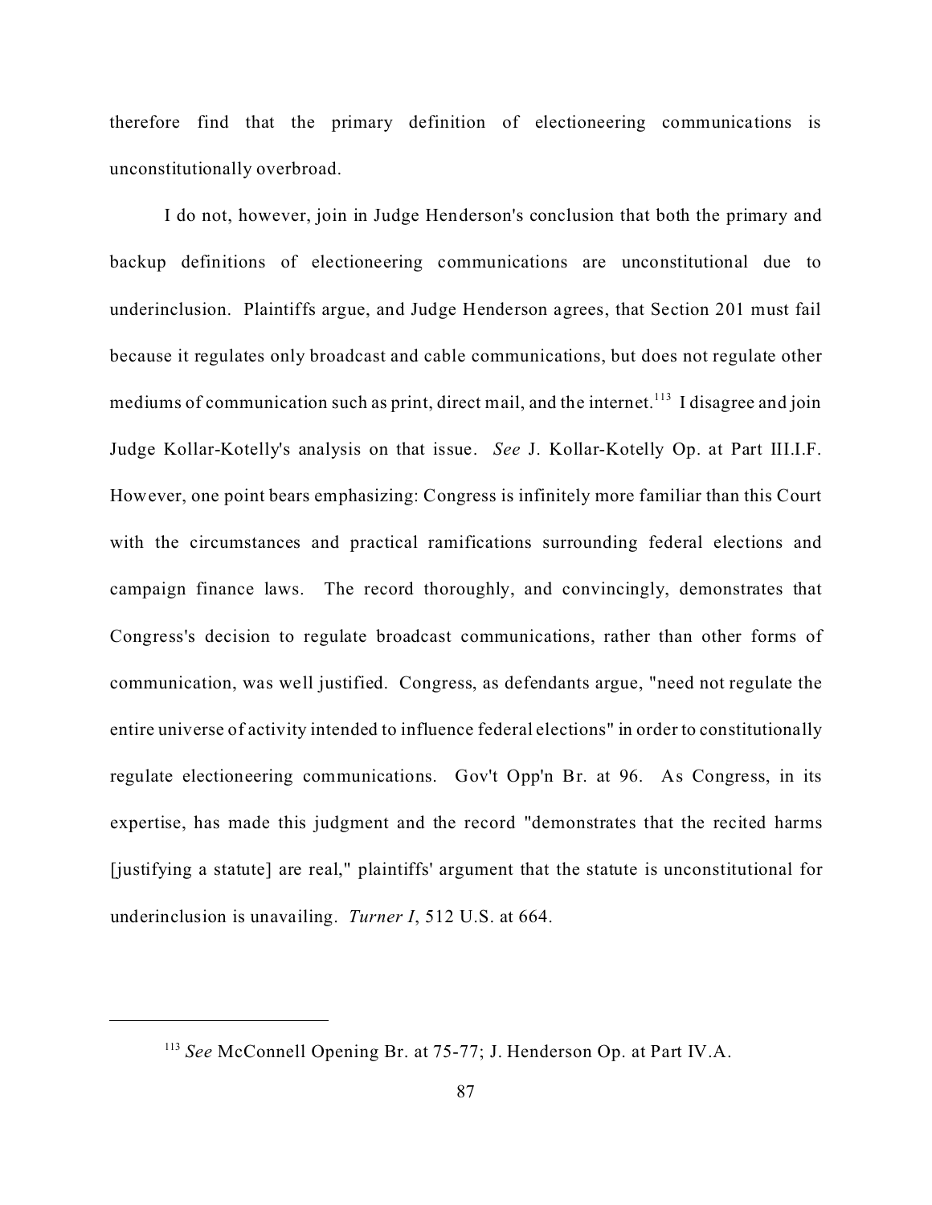therefore find that the primary definition of electioneering communications is unconstitutionally overbroad.

I do not, however, join in Judge Henderson's conclusion that both the primary and backup definitions of electioneering communications are unconstitutional due to underinclusion. Plaintiffs argue, and Judge Henderson agrees, that Section 201 must fail because it regulates only broadcast and cable communications, but does not regulate other mediums of communication such as print, direct mail, and the internet.[113] I disagree and join Judge Kollar-Kotelly's analysis on that issue. *See* J. Kollar-Kotelly Op. at Part III.I.F. However, one point bears emphasizing: Congress is infinitely more familiar than this Court with the circumstances and practical ramifications surrounding federal elections and campaign finance laws. The record thoroughly, and convincingly, demonstrates that Congress's decision to regulate broadcast communications, rather than other forms of communication, was well justified. Congress, as defendants argue, "need not regulate the entire universe of activity intended to influence federal elections" in order to constitutionally regulate electioneering communications. Gov't Opp'n Br. at 96. As Congress, in its expertise, has made this judgment and the record "demonstrates that the recited harms [justifying a statute] are real," plaintiffs' argument that the statute is unconstitutional for underinclusion is unavailing. *Turner I*, 512 U.S. at 664.

---

[113] *See* McConnell Opening Br. at 75-77; J. Henderson Op. at Part IV.A.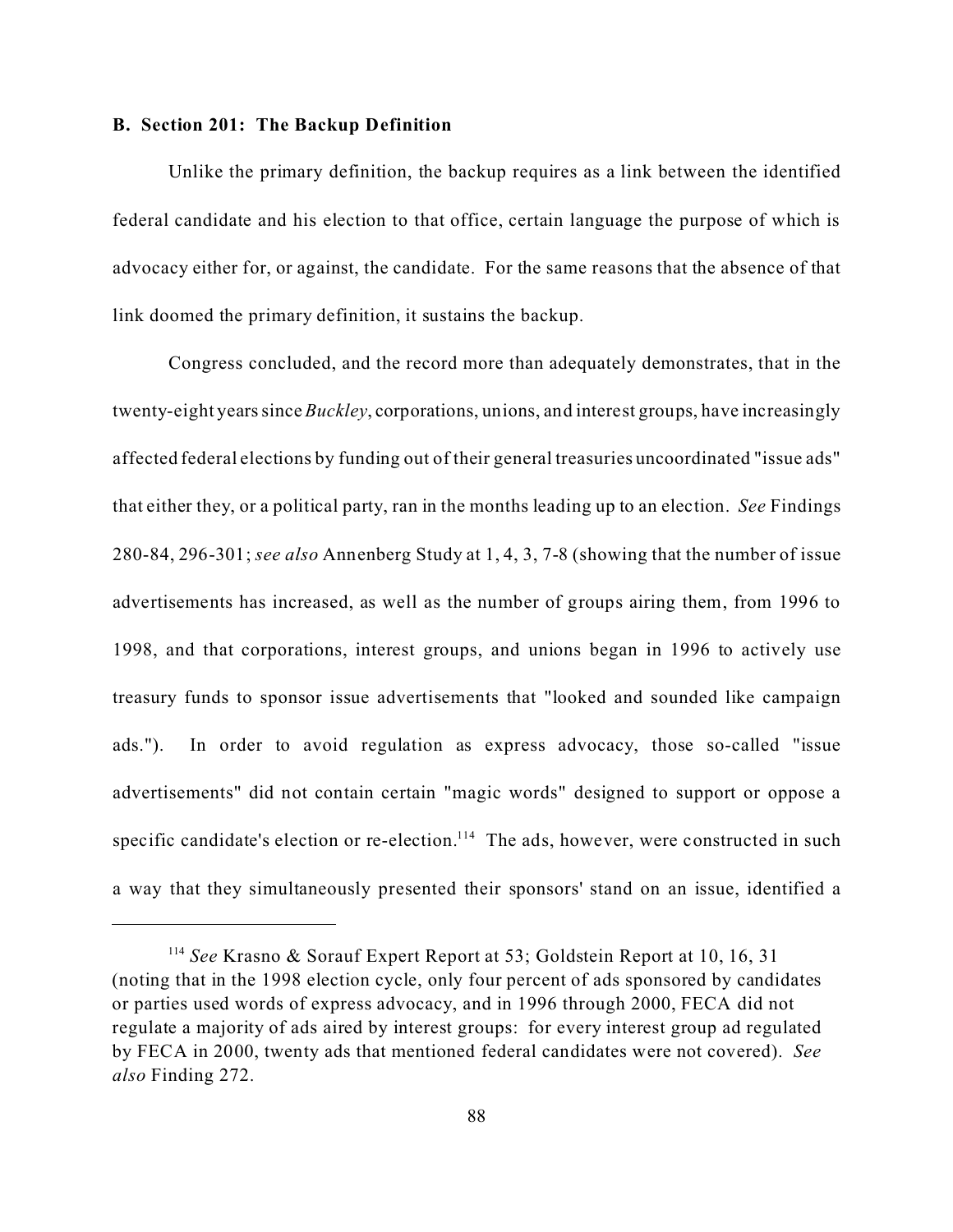**B. Section 201: The Backup Definition**

Unlike the primary definition, the backup requires as a link between the identified federal candidate and his election to that office, certain language the purpose of which is advocacy either for, or against, the candidate. For the same reasons that the absence of that link doomed the primary definition, it sustains the backup.

Congress concluded, and the record more than adequately demonstrates, that in the twenty-eight years since *Buckley*, corporations, unions, and interest groups, have increasingly affected federal elections by funding out of their general treasuries uncoordinated "issue ads" that either they, or a political party, ran in the months leading up to an election. *See* Findings 280-84, 296-301; *see also* Annenberg Study at 1, 4, 3, 7-8 (showing that the number of issue advertisements has increased, as well as the number of groups airing them, from 1996 to 1998, and that corporations, interest groups, and unions began in 1996 to actively use treasury funds to sponsor issue advertisements that "looked and sounded like campaign ads."). In order to avoid regulation as express advocacy, those so-called "issue advertisements" did not contain certain "magic words" designed to support or oppose a specific candidate's election or re-election.[114] The ads, however, were constructed in such a way that they simultaneously presented their sponsors' stand on an issue, identified a

[114] *See* Krasno & Sorauf Expert Report at 53; Goldstein Report at 10, 16, 31 (noting that in the 1998 election cycle, only four percent of ads sponsored by candidates or parties used words of express advocacy, and in 1996 through 2000, FECA did not regulate a majority of ads aired by interest groups: for every interest group ad regulated by FECA in 2000, twenty ads that mentioned federal candidates were not covered). *See also* Finding 272.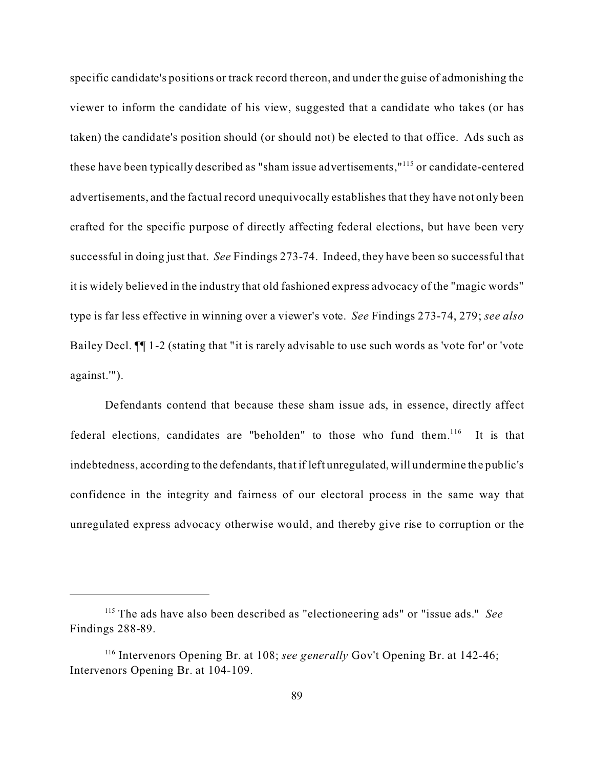specific candidate's positions or track record thereon, and under the guise of admonishing the viewer to inform the candidate of his view, suggested that a candidate who takes (or has taken) the candidate's position should (or should not) be elected to that office. Ads such as these have been typically described as "sham issue advertisements,"[115] or candidate-centered advertisements, and the factual record unequivocally establishes that they have not only been crafted for the specific purpose of directly affecting federal elections, but have been very successful in doing just that. *See* Findings 273-74. Indeed, they have been so successful that it is widely believed in the industry that old fashioned express advocacy of the "magic words" type is far less effective in winning over a viewer's vote. *See* Findings 273-74, 279; *see also* Bailey Decl. ¶¶ 1-2 (stating that "it is rarely advisable to use such words as 'vote for' or 'vote against.'").

Defendants contend that because these sham issue ads, in essence, directly affect federal elections, candidates are "beholden" to those who fund them.[116] It is that indebtedness, according to the defendants, that if left unregulated, will undermine the public's confidence in the integrity and fairness of our electoral process in the same way that unregulated express advocacy otherwise would, and thereby give rise to corruption or the

---

[115] The ads have also been described as "electioneering ads" or "issue ads." *See* Findings 288-89.

[116] Intervenors Opening Br. at 108; *see generally* Gov't Opening Br. at 142-46; Intervenors Opening Br. at 104-109.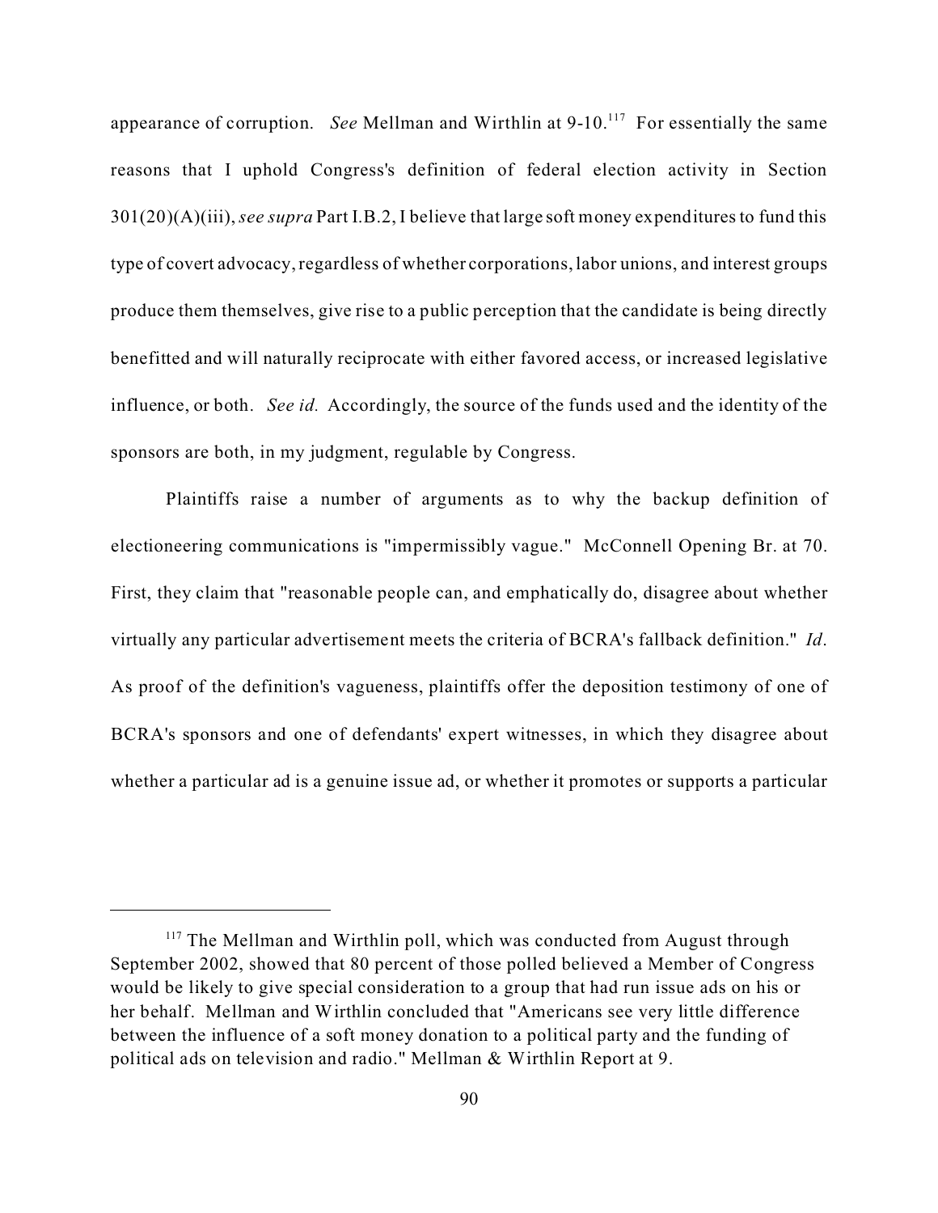appearance of corruption. *See* Mellman and Wirthlin at 9-10.[117] For essentially the same reasons that I uphold Congress's definition of federal election activity in Section 301(20)(A)(iii), *see supra* Part I.B.2, I believe that large soft money expenditures to fund this type of covert advocacy, regardless of whether corporations, labor unions, and interest groups produce them themselves, give rise to a public perception that the candidate is being directly benefitted and will naturally reciprocate with either favored access, or increased legislative influence, or both. *See id.* Accordingly, the source of the funds used and the identity of the sponsors are both, in my judgment, regulable by Congress.

Plaintiffs raise a number of arguments as to why the backup definition of electioneering communications is "impermissibly vague." McConnell Opening Br. at 70. First, they claim that "reasonable people can, and emphatically do, disagree about whether virtually any particular advertisement meets the criteria of BCRA's fallback definition." *Id*. As proof of the definition's vagueness, plaintiffs offer the deposition testimony of one of BCRA's sponsors and one of defendants' expert witnesses, in which they disagree about whether a particular ad is a genuine issue ad, or whether it promotes or supports a particular

---

[117] The Mellman and Wirthlin poll, which was conducted from August through September 2002, showed that 80 percent of those polled believed a Member of Congress would be likely to give special consideration to a group that had run issue ads on his or her behalf. Mellman and Wirthlin concluded that "Americans see very little difference between the influence of a soft money donation to a political party and the funding of political ads on television and radio." Mellman & Wirthlin Report at 9.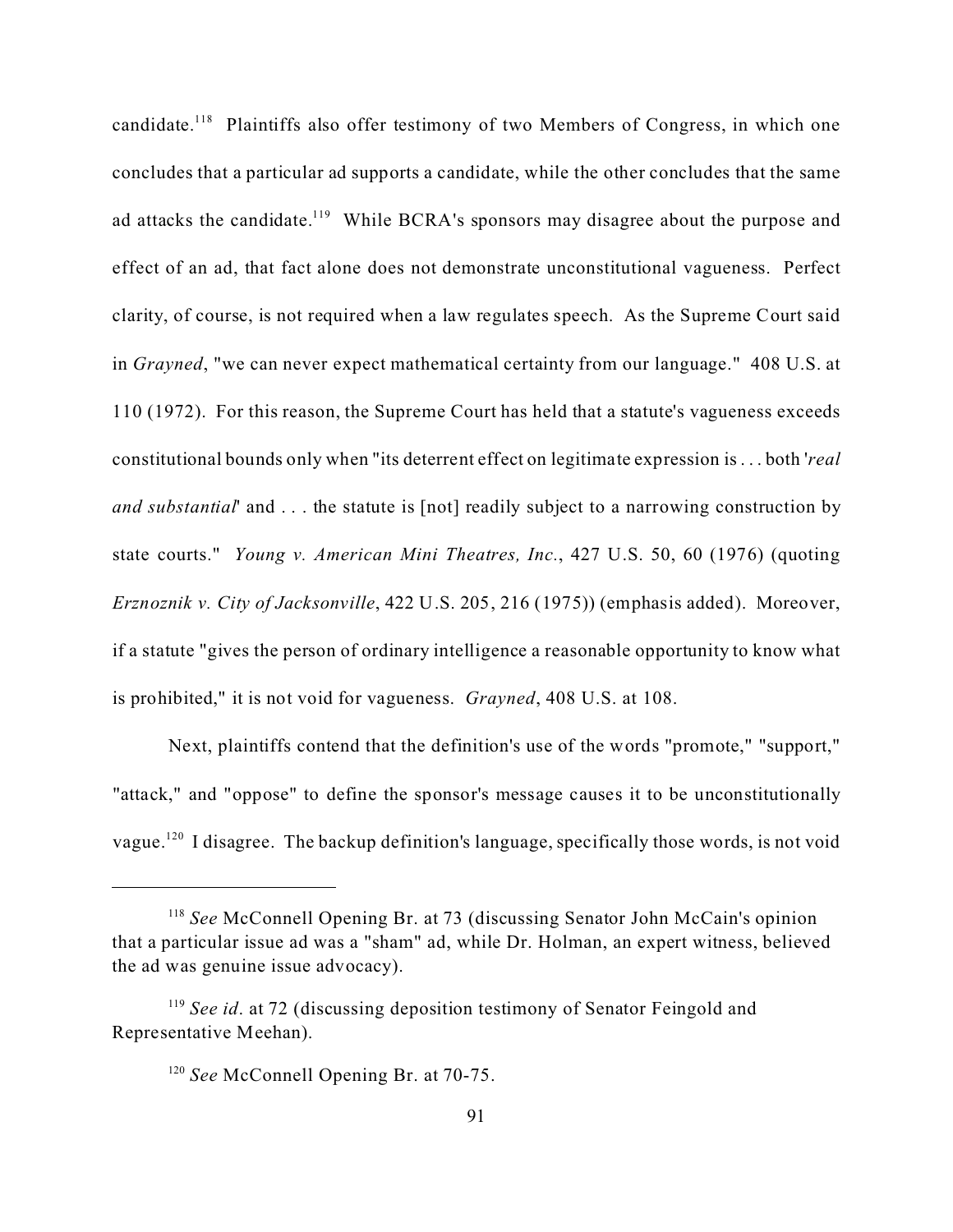candidate.[118] Plaintiffs also offer testimony of two Members of Congress, in which one concludes that a particular ad supports a candidate, while the other concludes that the same ad attacks the candidate.[119] While BCRA's sponsors may disagree about the purpose and effect of an ad, that fact alone does not demonstrate unconstitutional vagueness. Perfect clarity, of course, is not required when a law regulates speech. As the Supreme Court said in *Grayned*, "we can never expect mathematical certainty from our language." 408 U.S. at 110 (1972). For this reason, the Supreme Court has held that a statute's vagueness exceeds constitutional bounds only when "its deterrent effect on legitimate expression is . . . both '*real and substantial*' and . . . the statute is [not] readily subject to a narrowing construction by state courts." *Young v. American Mini Theatres, Inc.*, 427 U.S. 50, 60 (1976) (quoting *Erznoznik v. City of Jacksonville*, 422 U.S. 205, 216 (1975)) (emphasis added). Moreover, if a statute "gives the person of ordinary intelligence a reasonable opportunity to know what is prohibited," it is not void for vagueness. *Grayned*, 408 U.S. at 108.

Next, plaintiffs contend that the definition's use of the words "promote," "support," "attack," and "oppose" to define the sponsor's message causes it to be unconstitutionally vague.[120] I disagree. The backup definition's language, specifically those words, is not void

---

[118] *See* McConnell Opening Br. at 73 (discussing Senator John McCain's opinion that a particular issue ad was a "sham" ad, while Dr. Holman, an expert witness, believed the ad was genuine issue advocacy).

[119] *See id*. at 72 (discussing deposition testimony of Senator Feingold and Representative Meehan).

[120] *See* McConnell Opening Br. at 70-75.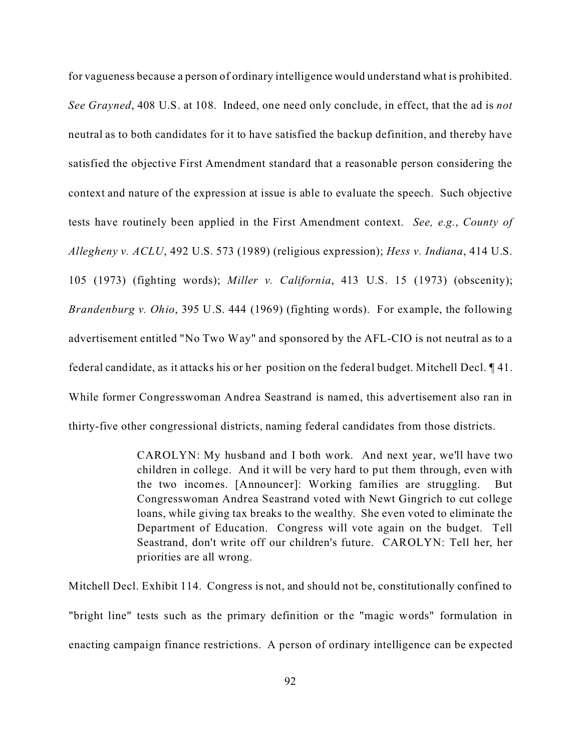for vagueness because a person of ordinary intelligence would understand what is prohibited. *See Grayned*, 408 U.S. at 108. Indeed, one need only conclude, in effect, that the ad is *not* neutral as to both candidates for it to have satisfied the backup definition, and thereby have satisfied the objective First Amendment standard that a reasonable person considering the context and nature of the expression at issue is able to evaluate the speech. Such objective tests have routinely been applied in the First Amendment context. *See, e.g.*, *County of Allegheny v. ACLU*, 492 U.S. 573 (1989) (religious expression); *Hess v. Indiana*, 414 U.S. 105 (1973) (fighting words); *Miller v. California*, 413 U.S. 15 (1973) (obscenity); *Brandenburg v. Ohio*, 395 U.S. 444 (1969) (fighting words). For example, the following advertisement entitled "No Two Way" and sponsored by the AFL-CIO is not neutral as to a federal candidate, as it attacks his or her position on the federal budget. Mitchell Decl. ¶ 41. While former Congresswoman Andrea Seastrand is named, this advertisement also ran in thirty-five other congressional districts, naming federal candidates from those districts.

> CAROLYN: My husband and I both work. And next year, we'll have two children in college. And it will be very hard to put them through, even with the two incomes. [Announcer]: Working families are struggling. But Congresswoman Andrea Seastrand voted with Newt Gingrich to cut college loans, while giving tax breaks to the wealthy. She even voted to eliminate the Department of Education. Congress will vote again on the budget. Tell Seastrand, don't write off our children's future. CAROLYN: Tell her, her priorities are all wrong.

Mitchell Decl. Exhibit 114. Congress is not, and should not be, constitutionally confined to "bright line" tests such as the primary definition or the "magic words" formulation in enacting campaign finance restrictions. A person of ordinary intelligence can be expected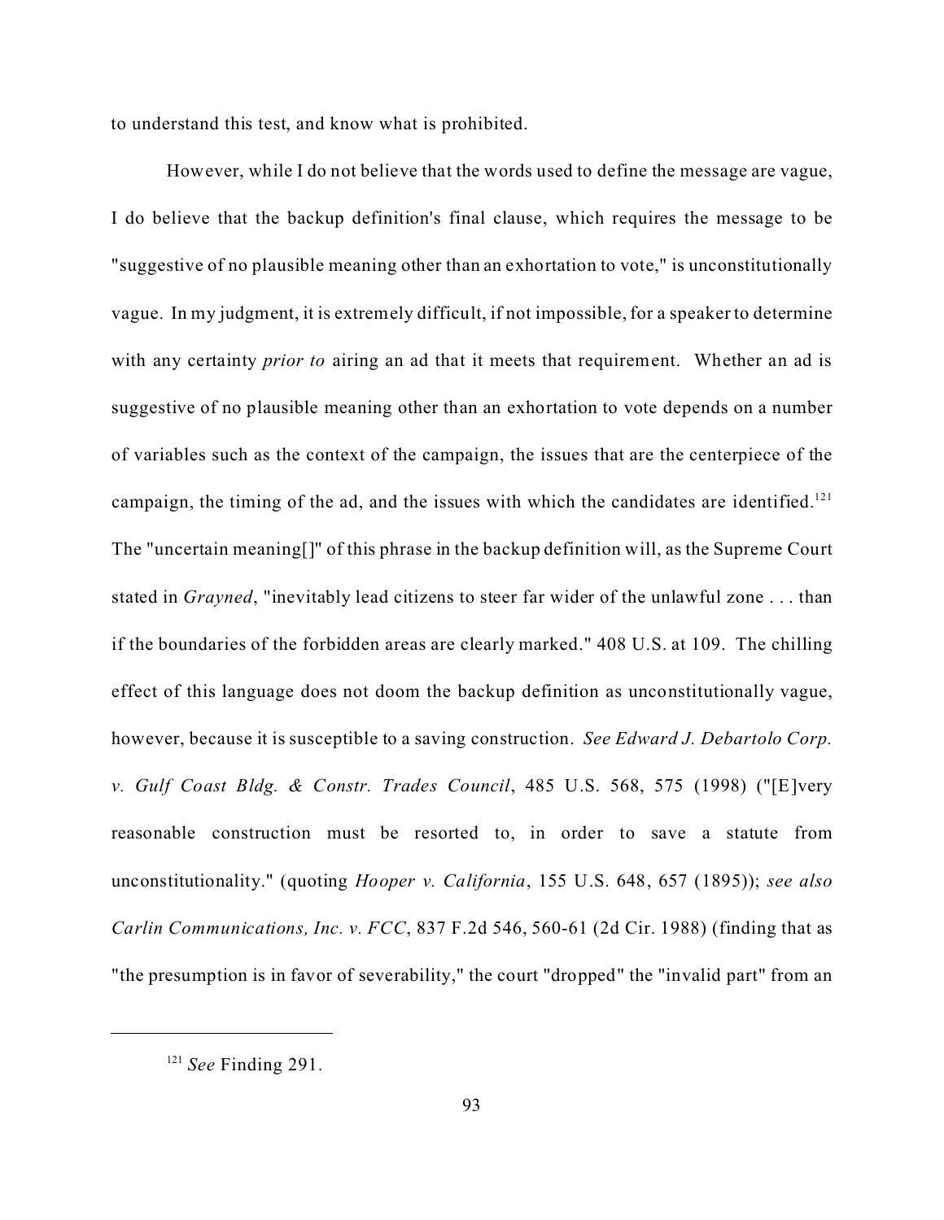to understand this test, and know what is prohibited.

However, while I do not believe that the words used to define the message are vague, I do believe that the backup definition's final clause, which requires the message to be "suggestive of no plausible meaning other than an exhortation to vote," is unconstitutionally vague. In my judgment, it is extremely difficult, if not impossible, for a speaker to determine with any certainty *prior to* airing an ad that it meets that requirement. Whether an ad is suggestive of no plausible meaning other than an exhortation to vote depends on a number of variables such as the context of the campaign, the issues that are the centerpiece of the campaign, the timing of the ad, and the issues with which the candidates are identified.[121] The "uncertain meaning[]" of this phrase in the backup definition will, as the Supreme Court stated in *Grayned*, "inevitably lead citizens to steer far wider of the unlawful zone . . . than if the boundaries of the forbidden areas are clearly marked." 408 U.S. at 109. The chilling effect of this language does not doom the backup definition as unconstitutionally vague, however, because it is susceptible to a saving construction. *See Edward J. Debartolo Corp. v. Gulf Coast Bldg. & Constr. Trades Council*, 485 U.S. 568, 575 (1998) ("[E]very reasonable construction must be resorted to, in order to save a statute from unconstitutionality." (quoting *Hooper v. California*, 155 U.S. 648, 657 (1895)); *see also Carlin Communications, Inc. v. FCC*, 837 F.2d 546, 560-61 (2d Cir. 1988) (finding that as "the presumption is in favor of severability," the court "dropped" the "invalid part" from an

---

[121] *See* Finding 291.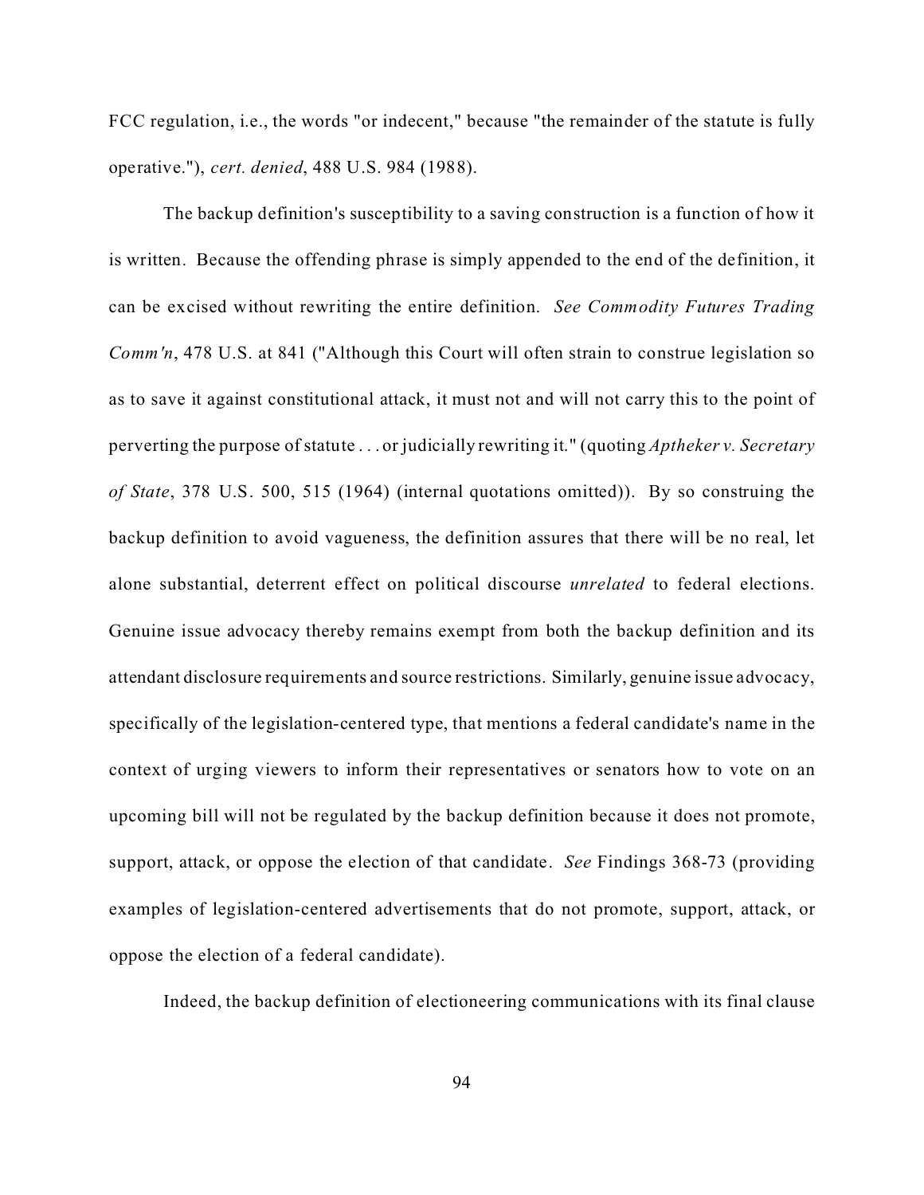FCC regulation, i.e., the words "or indecent," because "the remainder of the statute is fully operative."), *cert. denied*, 488 U.S. 984 (1988).

The backup definition's susceptibility to a saving construction is a function of how it is written. Because the offending phrase is simply appended to the end of the definition, it can be excised without rewriting the entire definition. *See Commodity Futures Trading Comm'n*, 478 U.S. at 841 ("Although this Court will often strain to construe legislation so as to save it against constitutional attack, it must not and will not carry this to the point of perverting the purpose of statute . . . or judicially rewriting it." (quoting *Aptheker v. Secretary of State*, 378 U.S. 500, 515 (1964) (internal quotations omitted)). By so construing the backup definition to avoid vagueness, the definition assures that there will be no real, let alone substantial, deterrent effect on political discourse *unrelated* to federal elections. Genuine issue advocacy thereby remains exempt from both the backup definition and its attendant disclosure requirements and source restrictions. Similarly, genuine issue advocacy, specifically of the legislation-centered type, that mentions a federal candidate's name in the context of urging viewers to inform their representatives or senators how to vote on an upcoming bill will not be regulated by the backup definition because it does not promote, support, attack, or oppose the election of that candidate. *See* Findings 368-73 (providing examples of legislation-centered advertisements that do not promote, support, attack, or oppose the election of a federal candidate).

Indeed, the backup definition of electioneering communications with its final clause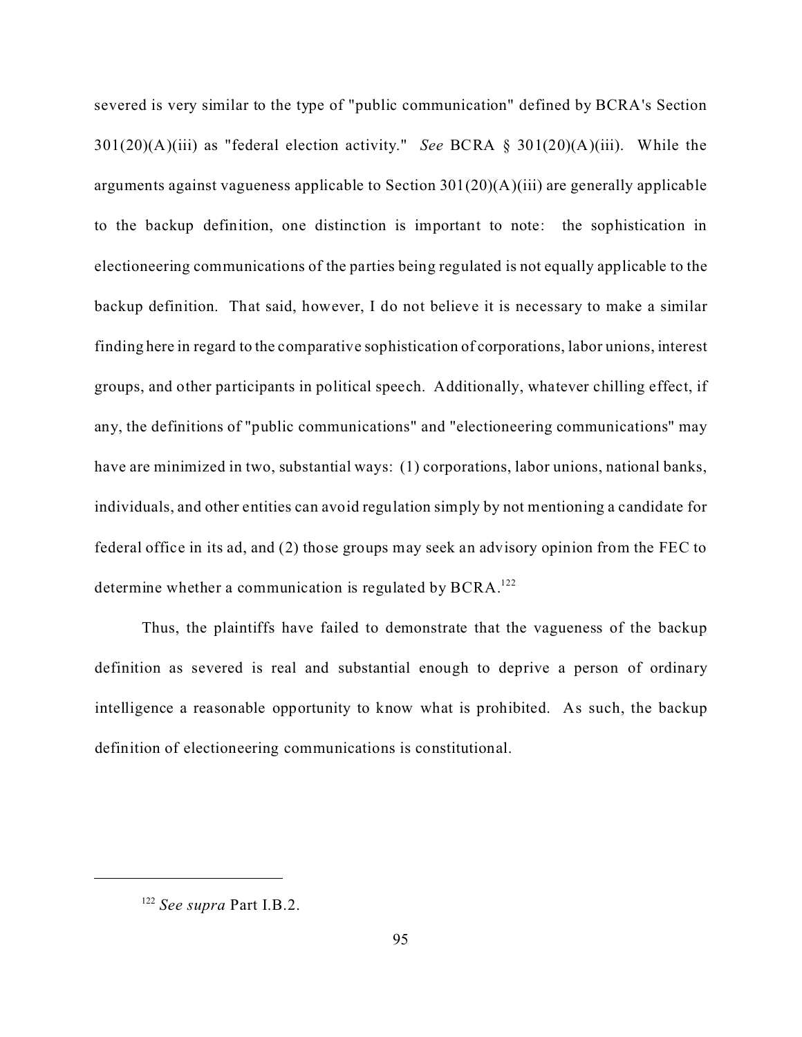severed is very similar to the type of "public communication" defined by BCRA's Section 301(20)(A)(iii) as "federal election activity." *See* BCRA § 301(20)(A)(iii). While the arguments against vagueness applicable to Section 301(20)(A)(iii) are generally applicable to the backup definition, one distinction is important to note: the sophistication in electioneering communications of the parties being regulated is not equally applicable to the backup definition. That said, however, I do not believe it is necessary to make a similar finding here in regard to the comparative sophistication of corporations, labor unions, interest groups, and other participants in political speech. Additionally, whatever chilling effect, if any, the definitions of "public communications" and "electioneering communications" may have are minimized in two, substantial ways: (1) corporations, labor unions, national banks, individuals, and other entities can avoid regulation simply by not mentioning a candidate for federal office in its ad, and (2) those groups may seek an advisory opinion from the FEC to determine whether a communication is regulated by BCRA.[122]

Thus, the plaintiffs have failed to demonstrate that the vagueness of the backup definition as severed is real and substantial enough to deprive a person of ordinary intelligence a reasonable opportunity to know what is prohibited. As such, the backup definition of electioneering communications is constitutional.

---

[122] *See supra* Part I.B.2.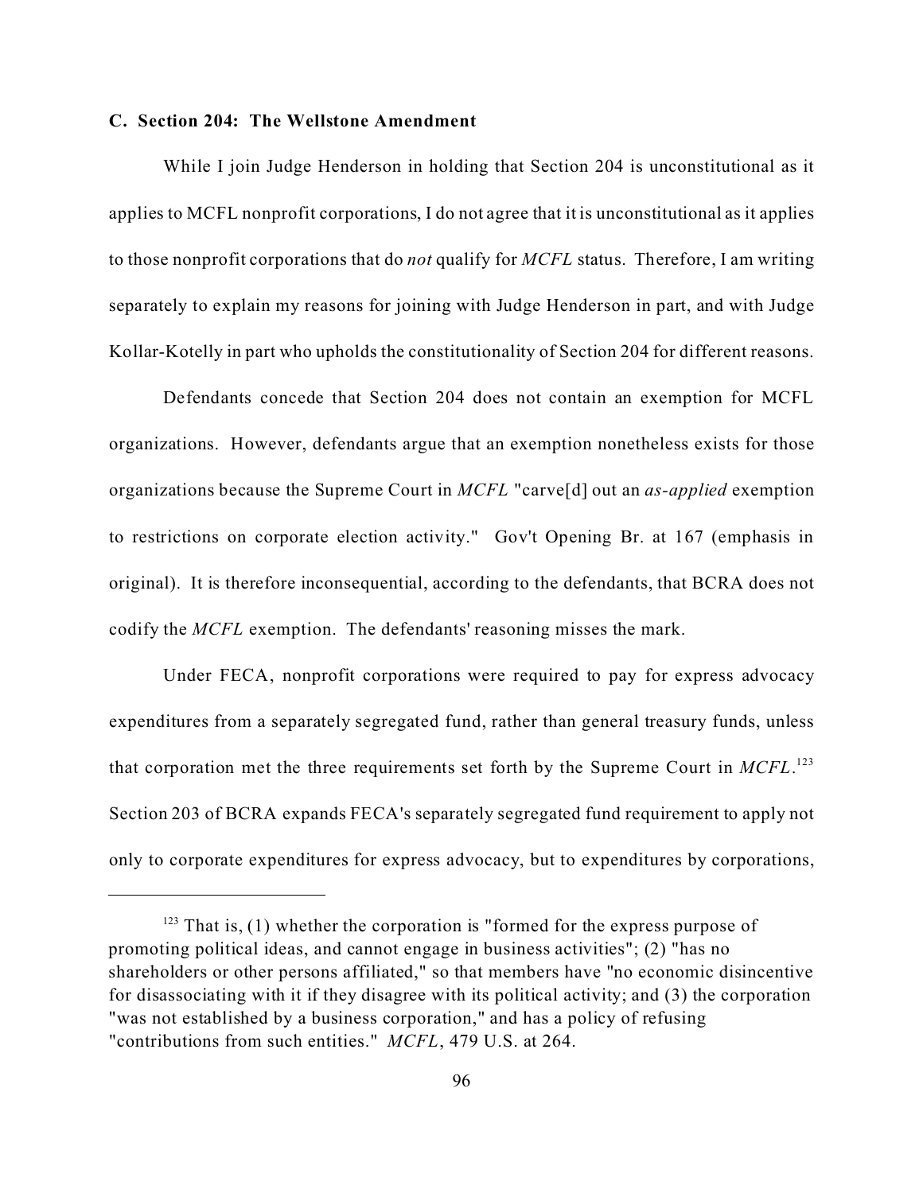**C. Section 204: The Wellstone Amendment**

While I join Judge Henderson in holding that Section 204 is unconstitutional as it applies to MCFL nonprofit corporations, I do not agree that it is unconstitutional as it applies to those nonprofit corporations that do *not* qualify for *MCFL* status. Therefore, I am writing separately to explain my reasons for joining with Judge Henderson in part, and with Judge Kollar-Kotelly in part who upholds the constitutionality of Section 204 for different reasons.

Defendants concede that Section 204 does not contain an exemption for MCFL organizations. However, defendants argue that an exemption nonetheless exists for those organizations because the Supreme Court in *MCFL* "carve[d] out an *as-applied* exemption to restrictions on corporate election activity." Gov't Opening Br. at 167 (emphasis in original). It is therefore inconsequential, according to the defendants, that BCRA does not codify the *MCFL* exemption. The defendants' reasoning misses the mark.

Under FECA, nonprofit corporations were required to pay for express advocacy expenditures from a separately segregated fund, rather than general treasury funds, unless that corporation met the three requirements set forth by the Supreme Court in *MCFL*.[123] Section 203 of BCRA expands FECA's separately segregated fund requirement to apply not only to corporate expenditures for express advocacy, but to expenditures by corporations,

---

[123] That is, (1) whether the corporation is "formed for the express purpose of promoting political ideas, and cannot engage in business activities"; (2) "has no shareholders or other persons affiliated," so that members have "no economic disincentive for disassociating with it if they disagree with its political activity; and (3) the corporation "was not established by a business corporation," and has a policy of refusing "contributions from such entities." *MCFL*, 479 U.S. at 264.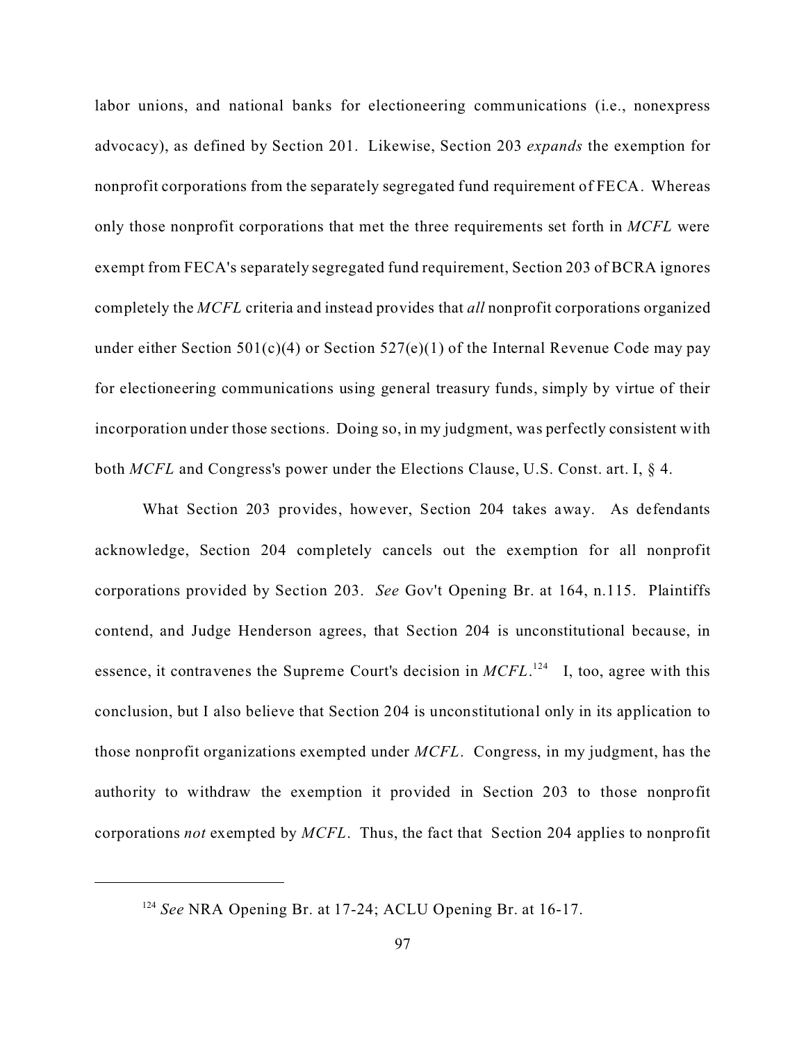labor unions, and national banks for electioneering communications (i.e., nonexpress advocacy), as defined by Section 201. Likewise, Section 203 *expands* the exemption for nonprofit corporations from the separately segregated fund requirement of FECA. Whereas only those nonprofit corporations that met the three requirements set forth in *MCFL* were exempt from FECA's separately segregated fund requirement, Section 203 of BCRA ignores completely the *MCFL* criteria and instead provides that *all* nonprofit corporations organized under either Section 501(c)(4) or Section 527(e)(1) of the Internal Revenue Code may pay for electioneering communications using general treasury funds, simply by virtue of their incorporation under those sections. Doing so, in my judgment, was perfectly consistent with both *MCFL* and Congress's power under the Elections Clause, U.S. Const. art. I, § 4.

What Section 203 provides, however, Section 204 takes away. As defendants acknowledge, Section 204 completely cancels out the exemption for all nonprofit corporations provided by Section 203. *See* Gov't Opening Br. at 164, n.115. Plaintiffs contend, and Judge Henderson agrees, that Section 204 is unconstitutional because, in essence, it contravenes the Supreme Court's decision in *MCFL*.[124] I, too, agree with this conclusion, but I also believe that Section 204 is unconstitutional only in its application to those nonprofit organizations exempted under *MCFL*. Congress, in my judgment, has the authority to withdraw the exemption it provided in Section 203 to those nonprofit corporations *not* exempted by *MCFL*. Thus, the fact that Section 204 applies to nonprofit

[124] *See* NRA Opening Br. at 17-24; ACLU Opening Br. at 16-17.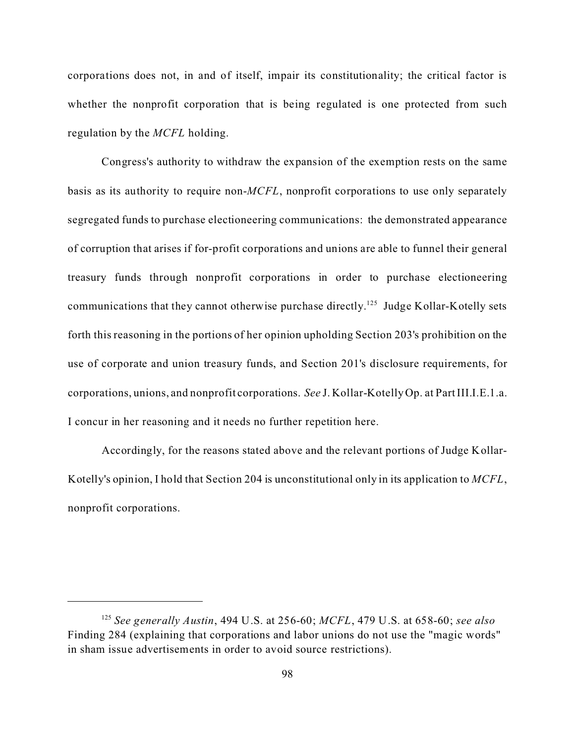corporations does not, in and of itself, impair its constitutionality; the critical factor is whether the nonprofit corporation that is being regulated is one protected from such regulation by the *MCFL* holding.

Congress's authority to withdraw the expansion of the exemption rests on the same basis as its authority to require non-*MCFL*, nonprofit corporations to use only separately segregated funds to purchase electioneering communications: the demonstrated appearance of corruption that arises if for-profit corporations and unions are able to funnel their general treasury funds through nonprofit corporations in order to purchase electioneering communications that they cannot otherwise purchase directly.[125] Judge Kollar-Kotelly sets forth this reasoning in the portions of her opinion upholding Section 203's prohibition on the use of corporate and union treasury funds, and Section 201's disclosure requirements, for corporations, unions, and nonprofit corporations. *See* J. Kollar-Kotelly Op. at Part III.I.E.1.a. I concur in her reasoning and it needs no further repetition here.

Accordingly, for the reasons stated above and the relevant portions of Judge Kollar-Kotelly's opinion, I hold that Section 204 is unconstitutional only in its application to *MCFL*, nonprofit corporations.

---

[125] *See generally Austin*, 494 U.S. at 256-60; *MCFL*, 479 U.S. at 658-60; *see also* Finding 284 (explaining that corporations and labor unions do not use the "magic words" in sham issue advertisements in order to avoid source restrictions).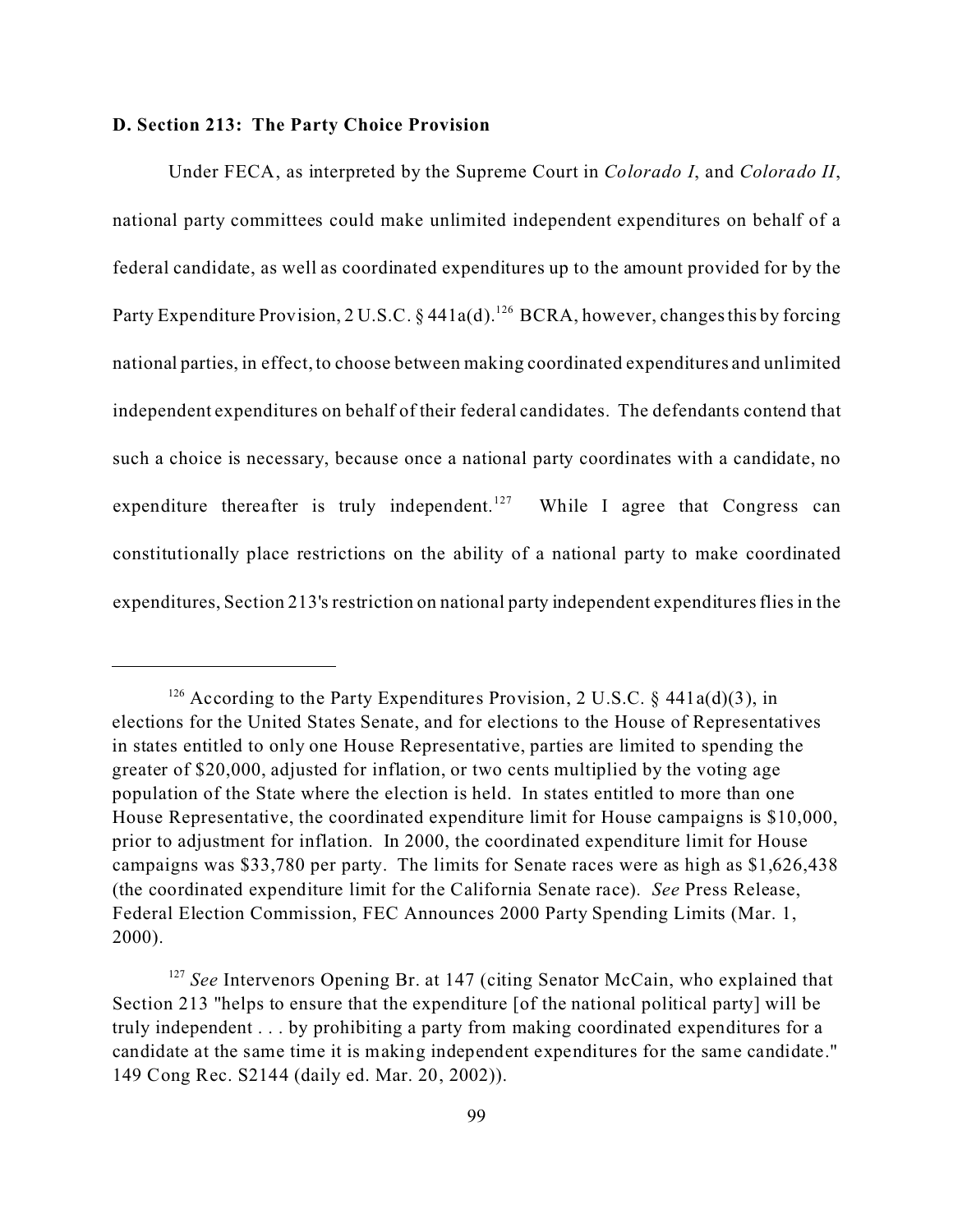**D. Section 213: The Party Choice Provision**

Under FECA, as interpreted by the Supreme Court in *Colorado I*, and *Colorado II*, national party committees could make unlimited independent expenditures on behalf of a federal candidate, as well as coordinated expenditures up to the amount provided for by the Party Expenditure Provision, 2 U.S.C. § 441a(d).[126] BCRA, however, changes this by forcing national parties, in effect, to choose between making coordinated expenditures and unlimited independent expenditures on behalf of their federal candidates. The defendants contend that such a choice is necessary, because once a national party coordinates with a candidate, no expenditure thereafter is truly independent.[127] While I agree that Congress can constitutionally place restrictions on the ability of a national party to make coordinated expenditures, Section 213's restriction on national party independent expenditures flies in the

---

[126] According to the Party Expenditures Provision, 2 U.S.C. § 441a(d)(3), in elections for the United States Senate, and for elections to the House of Representatives in states entitled to only one House Representative, parties are limited to spending the greater of $20,000, adjusted for inflation, or two cents multiplied by the voting age population of the State where the election is held. In states entitled to more than one House Representative, the coordinated expenditure limit for House campaigns is $10,000, prior to adjustment for inflation. In 2000, the coordinated expenditure limit for House campaigns was $33,780 per party. The limits for Senate races were as high as $1,626,438 (the coordinated expenditure limit for the California Senate race). *See* Press Release, Federal Election Commission, FEC Announces 2000 Party Spending Limits (Mar. 1, 2000).

[127] *See* Intervenors Opening Br. at 147 (citing Senator McCain, who explained that Section 213 "helps to ensure that the expenditure [of the national political party] will be truly independent . . . by prohibiting a party from making coordinated expenditures for a candidate at the same time it is making independent expenditures for the same candidate." 149 Cong Rec. S2144 (daily ed. Mar. 20, 2002)).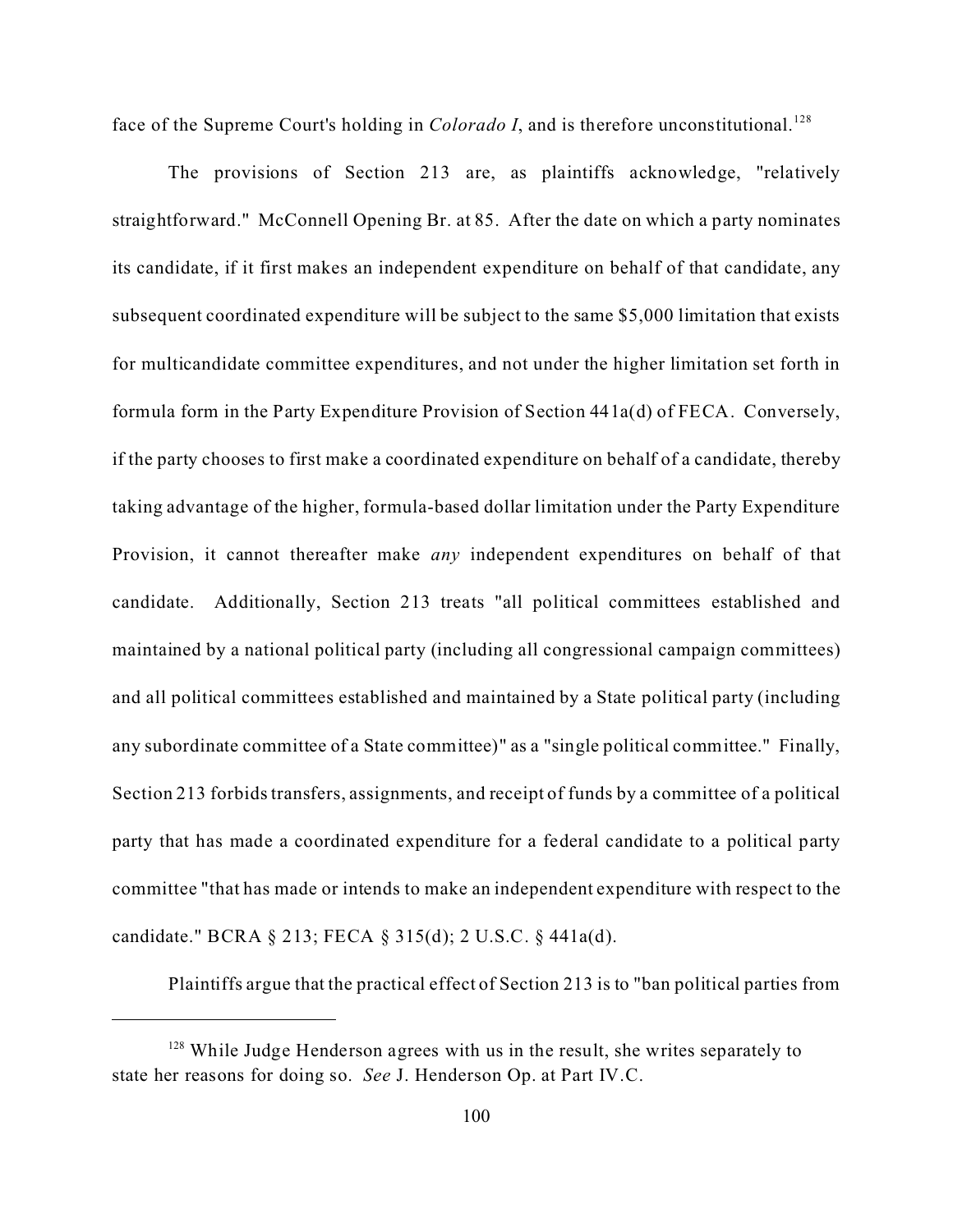face of the Supreme Court's holding in *Colorado I*, and is therefore unconstitutional.[128]

The provisions of Section 213 are, as plaintiffs acknowledge, "relatively straightforward." McConnell Opening Br. at 85. After the date on which a party nominates its candidate, if it first makes an independent expenditure on behalf of that candidate, any subsequent coordinated expenditure will be subject to the same $5,000 limitation that exists for multicandidate committee expenditures, and not under the higher limitation set forth in formula form in the Party Expenditure Provision of Section 441a(d) of FECA. Conversely, if the party chooses to first make a coordinated expenditure on behalf of a candidate, thereby taking advantage of the higher, formula-based dollar limitation under the Party Expenditure Provision, it cannot thereafter make *any* independent expenditures on behalf of that candidate. Additionally, Section 213 treats "all political committees established and maintained by a national political party (including all congressional campaign committees) and all political committees established and maintained by a State political party (including any subordinate committee of a State committee)" as a "single political committee." Finally, Section 213 forbids transfers, assignments, and receipt of funds by a committee of a political party that has made a coordinated expenditure for a federal candidate to a political party committee "that has made or intends to make an independent expenditure with respect to the candidate." BCRA § 213; FECA § 315(d); 2 U.S.C. § 441a(d).

Plaintiffs argue that the practical effect of Section 213 is to "ban political parties from

---

[128] While Judge Henderson agrees with us in the result, she writes separately to state her reasons for doing so. *See* J. Henderson Op. at Part IV.C.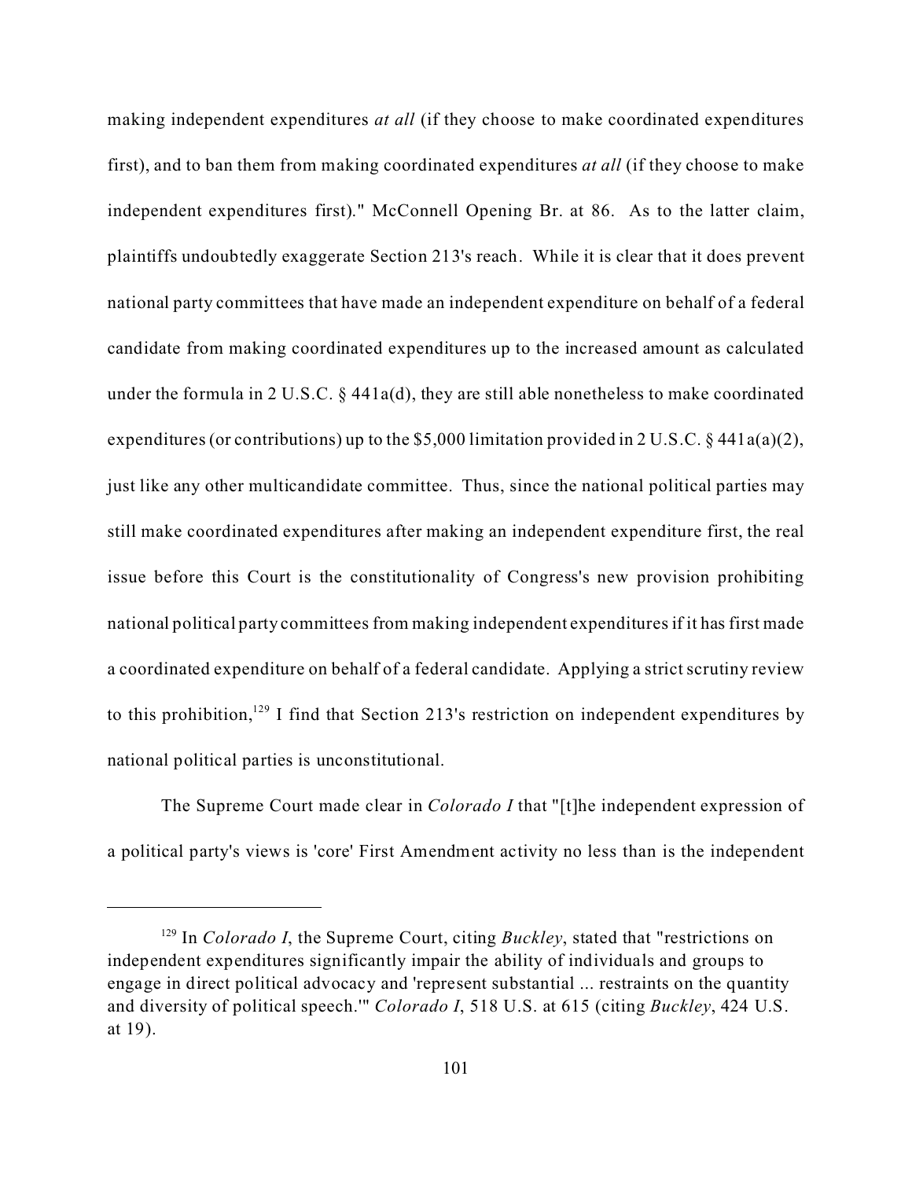making independent expenditures *at all* (if they choose to make coordinated expenditures first), and to ban them from making coordinated expenditures *at all* (if they choose to make independent expenditures first)." McConnell Opening Br. at 86. As to the latter claim, plaintiffs undoubtedly exaggerate Section 213's reach. While it is clear that it does prevent national party committees that have made an independent expenditure on behalf of a federal candidate from making coordinated expenditures up to the increased amount as calculated under the formula in 2 U.S.C. § 441a(d), they are still able nonetheless to make coordinated expenditures (or contributions) up to the $5,000 limitation provided in 2 U.S.C. § 441a(a)(2), just like any other multicandidate committee. Thus, since the national political parties may still make coordinated expenditures after making an independent expenditure first, the real issue before this Court is the constitutionality of Congress's new provision prohibiting national political party committees from making independent expenditures if it has first made a coordinated expenditure on behalf of a federal candidate. Applying a strict scrutiny review to this prohibition,[129] I find that Section 213's restriction on independent expenditures by national political parties is unconstitutional.

The Supreme Court made clear in *Colorado I* that "[t]he independent expression of a political party's views is 'core' First Amendment activity no less than is the independent

---

[129] In *Colorado I*, the Supreme Court, citing *Buckley*, stated that "restrictions on independent expenditures significantly impair the ability of individuals and groups to engage in direct political advocacy and 'represent substantial ... restraints on the quantity and diversity of political speech.'" *Colorado I*, 518 U.S. at 615 (citing *Buckley*, 424 U.S. at 19).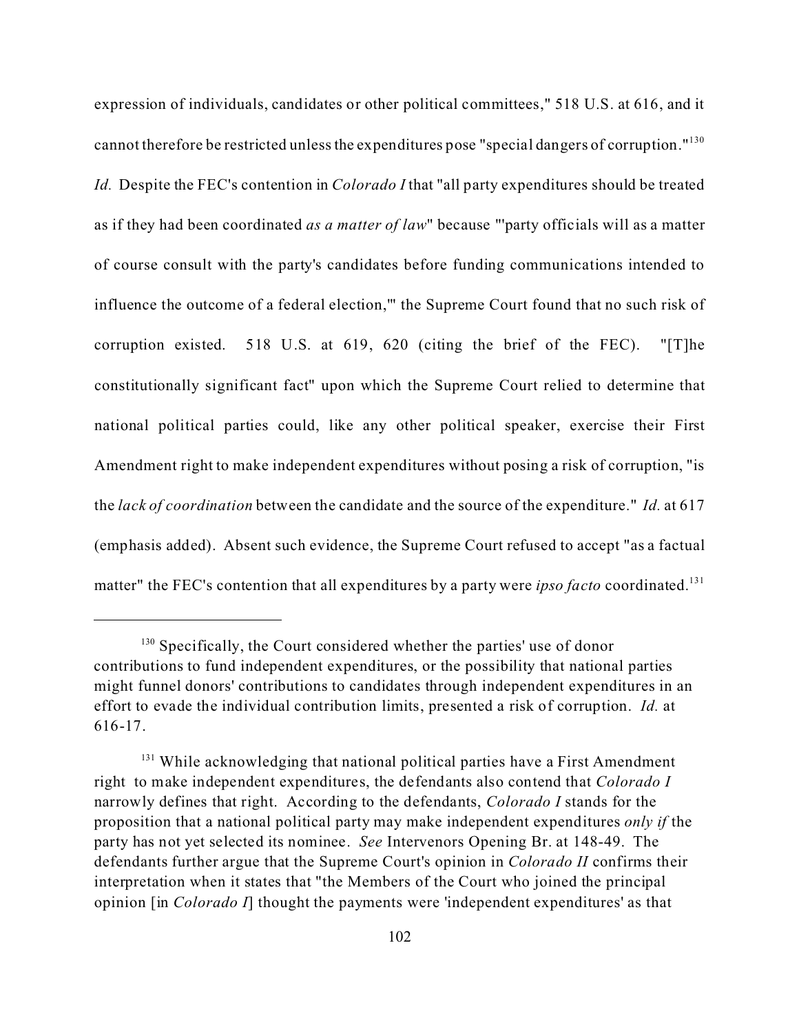expression of individuals, candidates or other political committees," 518 U.S. at 616, and it cannot therefore be restricted unless the expenditures pose "special dangers of corruption."[130] *Id.* Despite the FEC's contention in *Colorado I* that "all party expenditures should be treated as if they had been coordinated *as a matter of law*" because "'party officials will as a matter of course consult with the party's candidates before funding communications intended to influence the outcome of a federal election,'" the Supreme Court found that no such risk of corruption existed. 518 U.S. at 619, 620 (citing the brief of the FEC). "[T]he constitutionally significant fact" upon which the Supreme Court relied to determine that national political parties could, like any other political speaker, exercise their First Amendment right to make independent expenditures without posing a risk of corruption, "is the *lack of coordination* between the candidate and the source of the expenditure." *Id.* at 617 (emphasis added). Absent such evidence, the Supreme Court refused to accept "as a factual matter" the FEC's contention that all expenditures by a party were *ipso facto* coordinated.[131]

---

[130] Specifically, the Court considered whether the parties' use of donor contributions to fund independent expenditures, or the possibility that national parties might funnel donors' contributions to candidates through independent expenditures in an effort to evade the individual contribution limits, presented a risk of corruption. *Id.* at 616-17.

[131] While acknowledging that national political parties have a First Amendment right to make independent expenditures, the defendants also contend that *Colorado I* narrowly defines that right. According to the defendants, *Colorado I* stands for the proposition that a national political party may make independent expenditures *only if* the party has not yet selected its nominee. *See* Intervenors Opening Br. at 148-49. The defendants further argue that the Supreme Court's opinion in *Colorado II* confirms their interpretation when it states that "the Members of the Court who joined the principal opinion [in *Colorado I*] thought the payments were 'independent expenditures' as that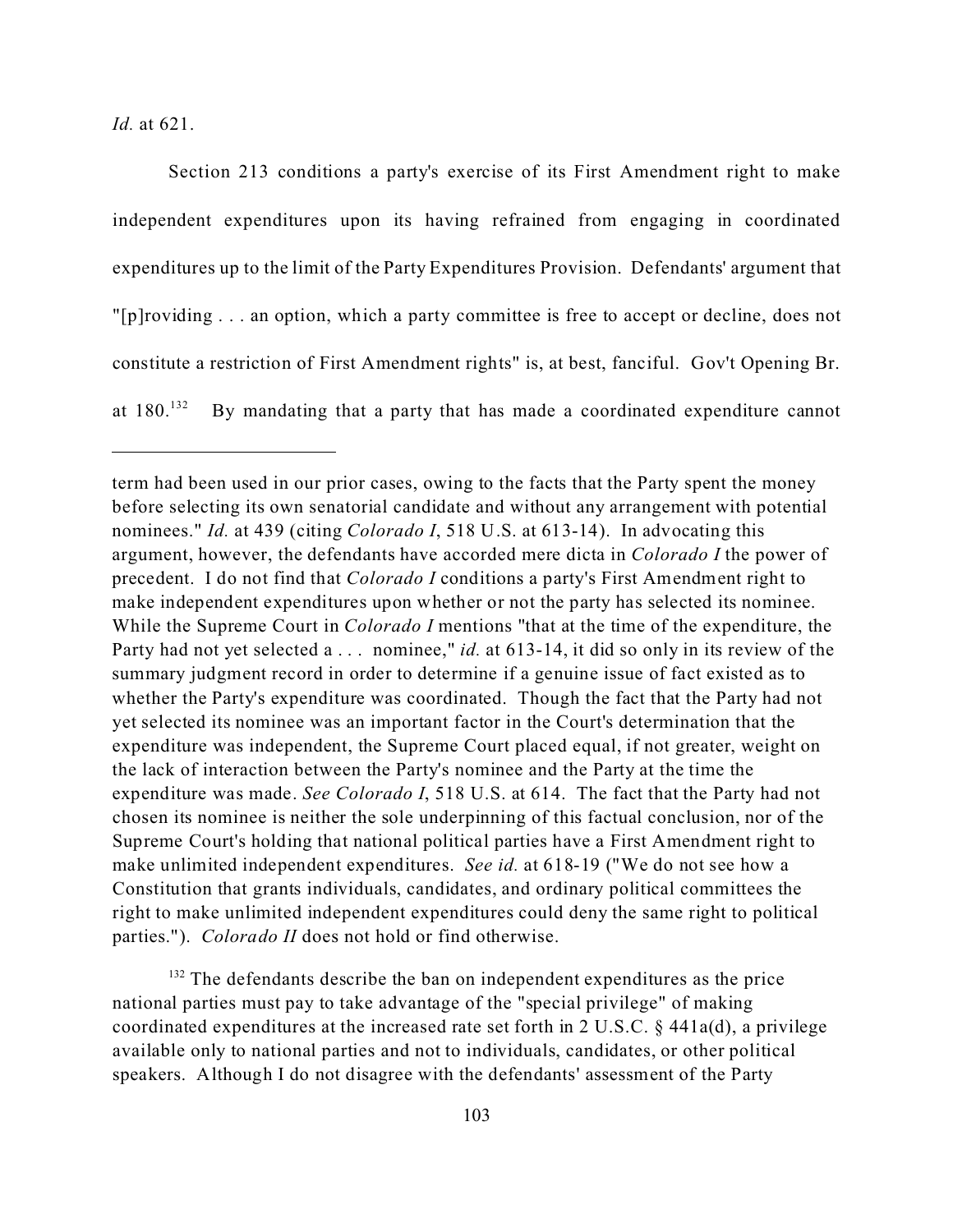*Id.* at 621.

Section 213 conditions a party's exercise of its First Amendment right to make independent expenditures upon its having refrained from engaging in coordinated expenditures up to the limit of the Party Expenditures Provision. Defendants' argument that "[p]roviding . . . an option, which a party committee is free to accept or decline, does not constitute a restriction of First Amendment rights" is, at best, fanciful. Gov't Opening Br. at 180.[132] By mandating that a party that has made a coordinated expenditure cannot

---

term had been used in our prior cases, owing to the facts that the Party spent the money before selecting its own senatorial candidate and without any arrangement with potential nominees." *Id.* at 439 (citing *Colorado I*, 518 U.S. at 613-14). In advocating this argument, however, the defendants have accorded mere dicta in *Colorado I* the power of precedent. I do not find that *Colorado I* conditions a party's First Amendment right to make independent expenditures upon whether or not the party has selected its nominee. While the Supreme Court in *Colorado I* mentions "that at the time of the expenditure, the Party had not yet selected a . . . nominee," *id.* at 613-14, it did so only in its review of the summary judgment record in order to determine if a genuine issue of fact existed as to whether the Party's expenditure was coordinated. Though the fact that the Party had not yet selected its nominee was an important factor in the Court's determination that the expenditure was independent, the Supreme Court placed equal, if not greater, weight on the lack of interaction between the Party's nominee and the Party at the time the expenditure was made. *See Colorado I*, 518 U.S. at 614. The fact that the Party had not chosen its nominee is neither the sole underpinning of this factual conclusion, nor of the Supreme Court's holding that national political parties have a First Amendment right to make unlimited independent expenditures. *See id.* at 618-19 ("We do not see how a Constitution that grants individuals, candidates, and ordinary political committees the right to make unlimited independent expenditures could deny the same right to political parties."). *Colorado II* does not hold or find otherwise.

[132] The defendants describe the ban on independent expenditures as the price national parties must pay to take advantage of the "special privilege" of making coordinated expenditures at the increased rate set forth in 2 U.S.C. § 441a(d), a privilege available only to national parties and not to individuals, candidates, or other political speakers. Although I do not disagree with the defendants' assessment of the Party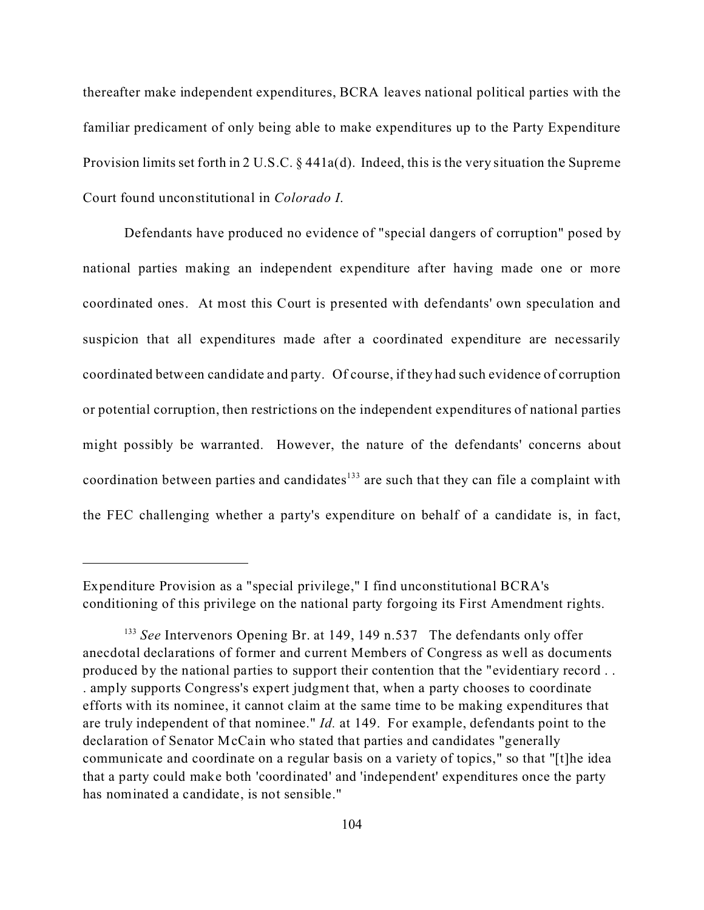thereafter make independent expenditures, BCRA leaves national political parties with the familiar predicament of only being able to make expenditures up to the Party Expenditure Provision limits set forth in 2 U.S.C. § 441a(d). Indeed, this is the very situation the Supreme Court found unconstitutional in *Colorado I*.

Defendants have produced no evidence of "special dangers of corruption" posed by national parties making an independent expenditure after having made one or more coordinated ones. At most this Court is presented with defendants' own speculation and suspicion that all expenditures made after a coordinated expenditure are necessarily coordinated between candidate and party. Of course, if they had such evidence of corruption or potential corruption, then restrictions on the independent expenditures of national parties might possibly be warranted. However, the nature of the defendants' concerns about coordination between parties and candidates[133] are such that they can file a complaint with the FEC challenging whether a party's expenditure on behalf of a candidate is, in fact,

---

Expenditure Provision as a "special privilege," I find unconstitutional BCRA's conditioning of this privilege on the national party forgoing its First Amendment rights.

[133] *See* Intervenors Opening Br. at 149, 149 n.537 The defendants only offer anecdotal declarations of former and current Members of Congress as well as documents produced by the national parties to support their contention that the "evidentiary record . . . amply supports Congress's expert judgment that, when a party chooses to coordinate efforts with its nominee, it cannot claim at the same time to be making expenditures that are truly independent of that nominee." *Id.* at 149. For example, defendants point to the declaration of Senator McCain who stated that parties and candidates "generally communicate and coordinate on a regular basis on a variety of topics," so that "[t]he idea that a party could make both 'coordinated' and 'independent' expenditures once the party has nominated a candidate, is not sensible."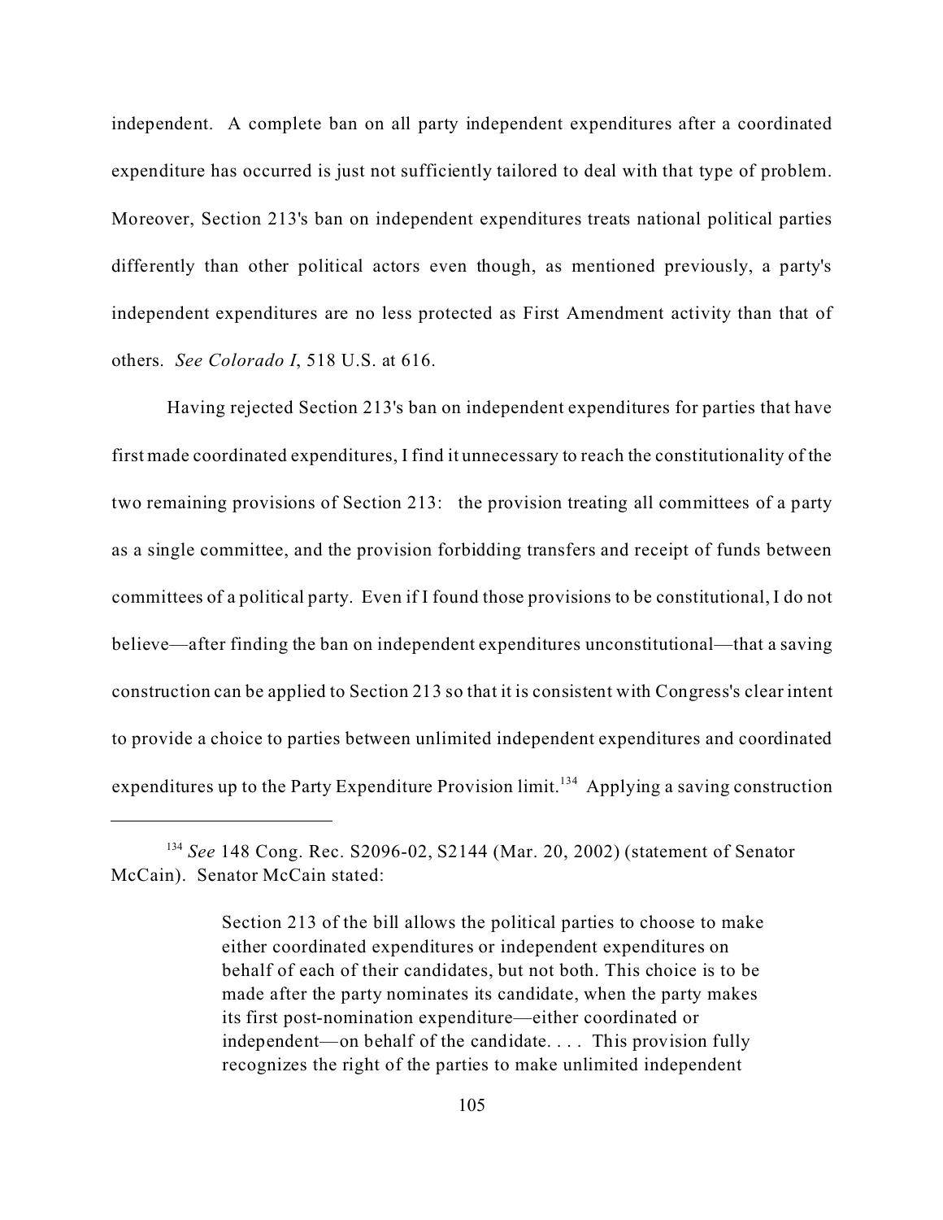independent. A complete ban on all party independent expenditures after a coordinated expenditure has occurred is just not sufficiently tailored to deal with that type of problem. Moreover, Section 213's ban on independent expenditures treats national political parties differently than other political actors even though, as mentioned previously, a party's independent expenditures are no less protected as First Amendment activity than that of others. *See Colorado I*, 518 U.S. at 616.

Having rejected Section 213's ban on independent expenditures for parties that have first made coordinated expenditures, I find it unnecessary to reach the constitutionality of the two remaining provisions of Section 213: the provision treating all committees of a party as a single committee, and the provision forbidding transfers and receipt of funds between committees of a political party. Even if I found those provisions to be constitutional, I do not believe—after finding the ban on independent expenditures unconstitutional—that a saving construction can be applied to Section 213 so that it is consistent with Congress's clear intent to provide a choice to parties between unlimited independent expenditures and coordinated expenditures up to the Party Expenditure Provision limit.[134] Applying a saving construction

---

[134] *See* 148 Cong. Rec. S2096-02, S2144 (Mar. 20, 2002) (statement of Senator McCain). Senator McCain stated:

> Section 213 of the bill allows the political parties to choose to make either coordinated expenditures or independent expenditures on behalf of each of their candidates, but not both. This choice is to be made after the party nominates its candidate, when the party makes its first post-nomination expenditure—either coordinated or independent—on behalf of the candidate. . . . This provision fully recognizes the right of the parties to make unlimited independent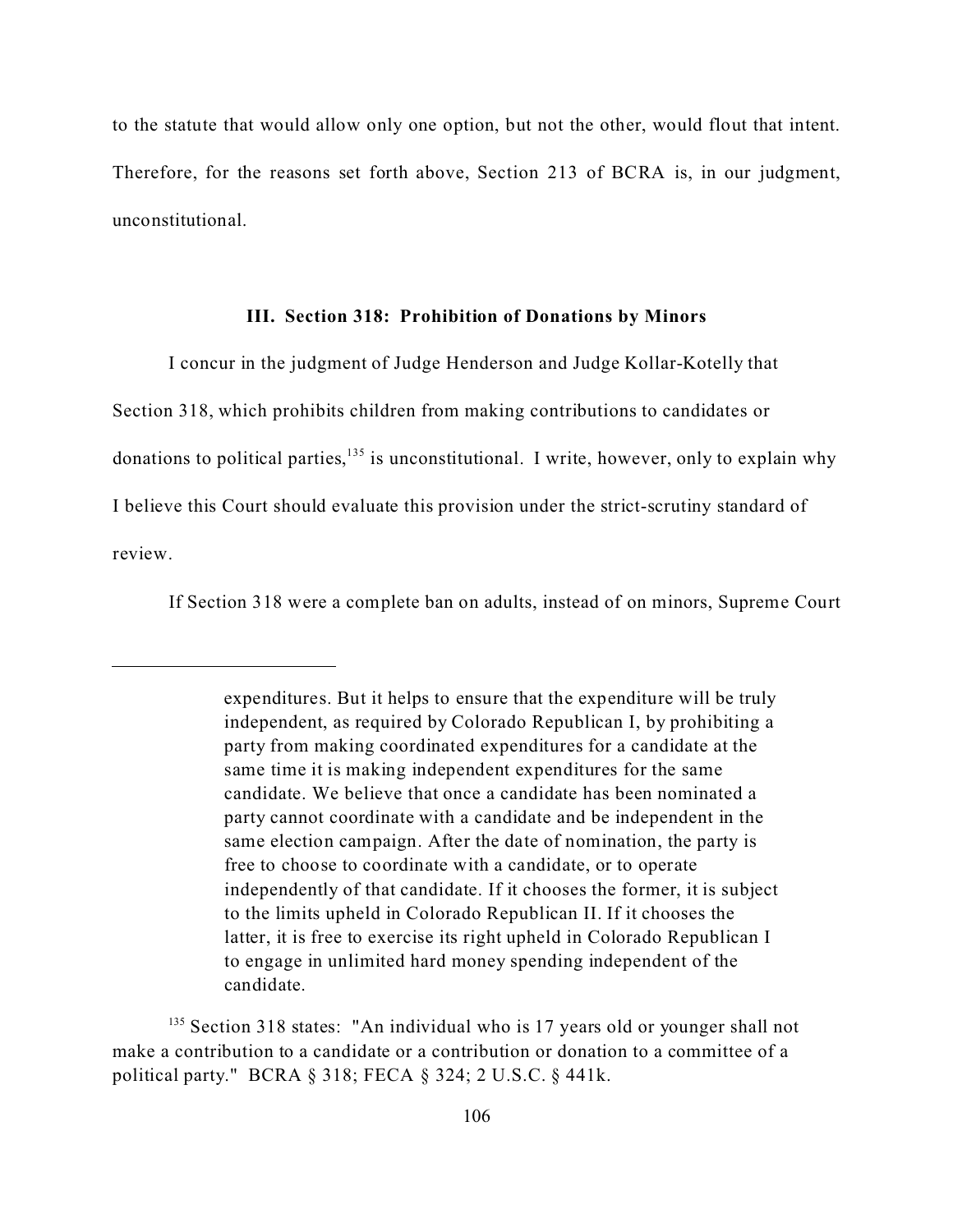to the statute that would allow only one option, but not the other, would flout that intent. Therefore, for the reasons set forth above, Section 213 of BCRA is, in our judgment, unconstitutional.

### III. Section 318: Prohibition of Donations by Minors

I concur in the judgment of Judge Henderson and Judge Kollar-Kotelly that Section 318, which prohibits children from making contributions to candidates or donations to political parties,[135] is unconstitutional. I write, however, only to explain why I believe this Court should evaluate this provision under the strict-scrutiny standard of review.

If Section 318 were a complete ban on adults, instead of on minors, Supreme Court

---

> expenditures. But it helps to ensure that the expenditure will be truly independent, as required by Colorado Republican I, by prohibiting a party from making coordinated expenditures for a candidate at the same time it is making independent expenditures for the same candidate. We believe that once a candidate has been nominated a party cannot coordinate with a candidate and be independent in the same election campaign. After the date of nomination, the party is free to choose to coordinate with a candidate, or to operate independently of that candidate. If it chooses the former, it is subject to the limits upheld in Colorado Republican II. If it chooses the latter, it is free to exercise its right upheld in Colorado Republican I to engage in unlimited hard money spending independent of the candidate.

[135] Section 318 states: "An individual who is 17 years old or younger shall not make a contribution to a candidate or a contribution or donation to a committee of a political party." BCRA § 318; FECA § 324; 2 U.S.C. § 441k.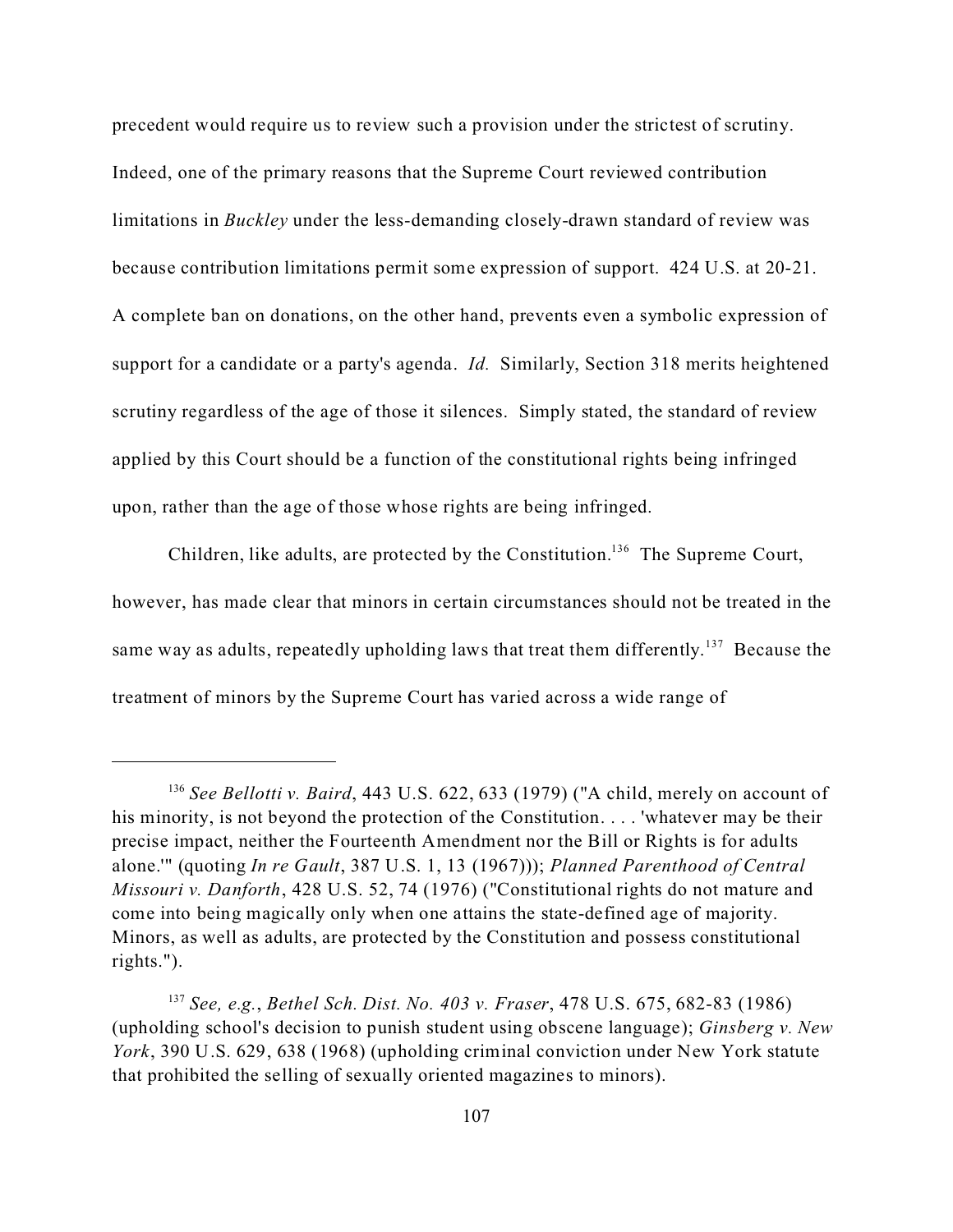precedent would require us to review such a provision under the strictest of scrutiny. Indeed, one of the primary reasons that the Supreme Court reviewed contribution limitations in *Buckley* under the less-demanding closely-drawn standard of review was because contribution limitations permit some expression of support. 424 U.S. at 20-21. A complete ban on donations, on the other hand, prevents even a symbolic expression of support for a candidate or a party's agenda. *Id.* Similarly, Section 318 merits heightened scrutiny regardless of the age of those it silences. Simply stated, the standard of review applied by this Court should be a function of the constitutional rights being infringed upon, rather than the age of those whose rights are being infringed.

Children, like adults, are protected by the Constitution.[136] The Supreme Court, however, has made clear that minors in certain circumstances should not be treated in the same way as adults, repeatedly upholding laws that treat them differently.[137] Because the treatment of minors by the Supreme Court has varied across a wide range of

---

[136] *See Bellotti v. Baird*, 443 U.S. 622, 633 (1979) ("A child, merely on account of his minority, is not beyond the protection of the Constitution. . . . 'whatever may be their precise impact, neither the Fourteenth Amendment nor the Bill or Rights is for adults alone.'" (quoting *In re Gault*, 387 U.S. 1, 13 (1967))); *Planned Parenthood of Central Missouri v. Danforth*, 428 U.S. 52, 74 (1976) ("Constitutional rights do not mature and come into being magically only when one attains the state-defined age of majority. Minors, as well as adults, are protected by the Constitution and possess constitutional rights.").

[137] *See, e.g.*, *Bethel Sch. Dist. No. 403 v. Fraser*, 478 U.S. 675, 682-83 (1986) (upholding school's decision to punish student using obscene language); *Ginsberg v. New York*, 390 U.S. 629, 638 (1968) (upholding criminal conviction under New York statute that prohibited the selling of sexually oriented magazines to minors).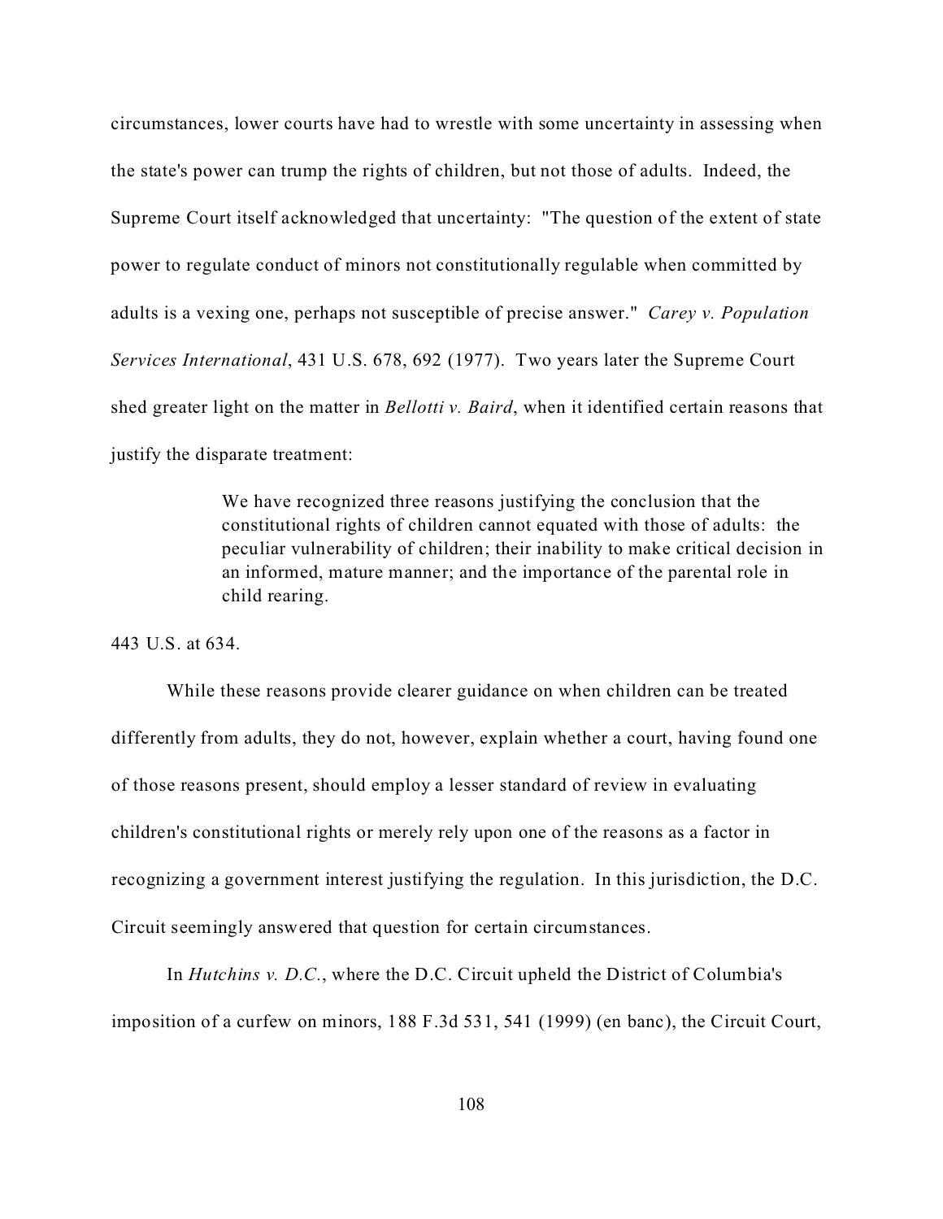circumstances, lower courts have had to wrestle with some uncertainty in assessing when the state's power can trump the rights of children, but not those of adults. Indeed, the Supreme Court itself acknowledged that uncertainty: "The question of the extent of state power to regulate conduct of minors not constitutionally regulable when committed by adults is a vexing one, perhaps not susceptible of precise answer." *Carey v. Population Services International*, 431 U.S. 678, 692 (1977). Two years later the Supreme Court shed greater light on the matter in *Bellotti v. Baird*, when it identified certain reasons that justify the disparate treatment:

> We have recognized three reasons justifying the conclusion that the constitutional rights of children cannot equated with those of adults: the peculiar vulnerability of children; their inability to make critical decision in an informed, mature manner; and the importance of the parental role in child rearing.

443 U.S. at 634.

While these reasons provide clearer guidance on when children can be treated differently from adults, they do not, however, explain whether a court, having found one of those reasons present, should employ a lesser standard of review in evaluating children's constitutional rights or merely rely upon one of the reasons as a factor in recognizing a government interest justifying the regulation. In this jurisdiction, the D.C. Circuit seemingly answered that question for certain circumstances.

In *Hutchins v. D.C.*, where the D.C. Circuit upheld the District of Columbia's imposition of a curfew on minors, 188 F.3d 531, 541 (1999) (en banc), the Circuit Court,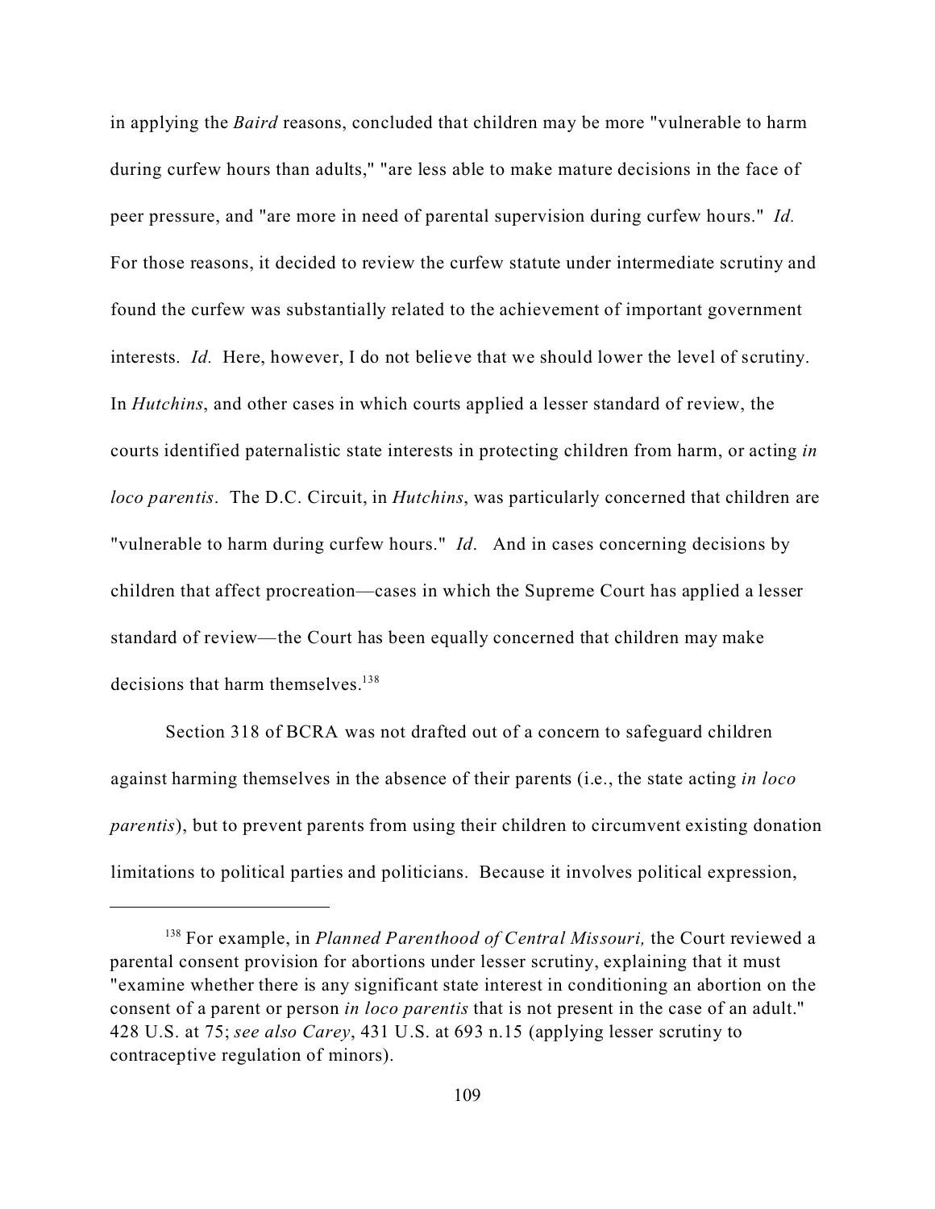in applying the *Baird* reasons, concluded that children may be more "vulnerable to harm during curfew hours than adults," "are less able to make mature decisions in the face of peer pressure, and "are more in need of parental supervision during curfew hours." *Id.* For those reasons, it decided to review the curfew statute under intermediate scrutiny and found the curfew was substantially related to the achievement of important government interests. *Id.* Here, however, I do not believe that we should lower the level of scrutiny. In *Hutchins*, and other cases in which courts applied a lesser standard of review, the courts identified paternalistic state interests in protecting children from harm, or acting *in loco parentis*. The D.C. Circuit, in *Hutchins*, was particularly concerned that children are "vulnerable to harm during curfew hours." *Id*. And in cases concerning decisions by children that affect procreation—cases in which the Supreme Court has applied a lesser standard of review—the Court has been equally concerned that children may make decisions that harm themselves.[138]

Section 318 of BCRA was not drafted out of a concern to safeguard children against harming themselves in the absence of their parents (i.e., the state acting *in loco parentis*), but to prevent parents from using their children to circumvent existing donation limitations to political parties and politicians. Because it involves political expression,

---

[138] For example, in *Planned Parenthood of Central Missouri,* the Court reviewed a parental consent provision for abortions under lesser scrutiny, explaining that it must "examine whether there is any significant state interest in conditioning an abortion on the consent of a parent or person *in loco parentis* that is not present in the case of an adult." 428 U.S. at 75; *see also Carey*, 431 U.S. at 693 n.15 (applying lesser scrutiny to contraceptive regulation of minors).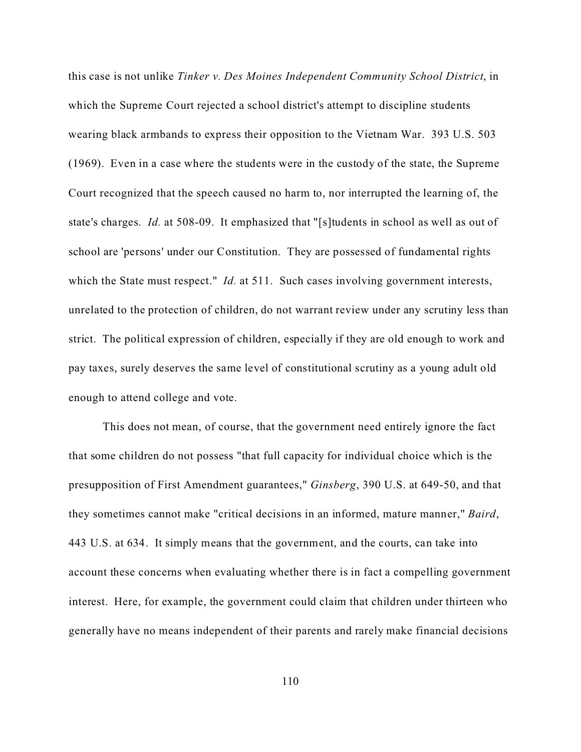this case is not unlike *Tinker v. Des Moines Independent Community School District*, in which the Supreme Court rejected a school district's attempt to discipline students wearing black armbands to express their opposition to the Vietnam War. 393 U.S. 503 (1969). Even in a case where the students were in the custody of the state, the Supreme Court recognized that the speech caused no harm to, nor interrupted the learning of, the state's charges. *Id.* at 508-09. It emphasized that "[s]tudents in school as well as out of school are 'persons' under our Constitution. They are possessed of fundamental rights which the State must respect." *Id.* at 511. Such cases involving government interests, unrelated to the protection of children, do not warrant review under any scrutiny less than strict. The political expression of children, especially if they are old enough to work and pay taxes, surely deserves the same level of constitutional scrutiny as a young adult old enough to attend college and vote.

This does not mean, of course, that the government need entirely ignore the fact that some children do not possess "that full capacity for individual choice which is the presupposition of First Amendment guarantees," *Ginsberg*, 390 U.S. at 649-50, and that they sometimes cannot make "critical decisions in an informed, mature manner," *Baird*, 443 U.S. at 634. It simply means that the government, and the courts, can take into account these concerns when evaluating whether there is in fact a compelling government interest. Here, for example, the government could claim that children under thirteen who generally have no means independent of their parents and rarely make financial decisions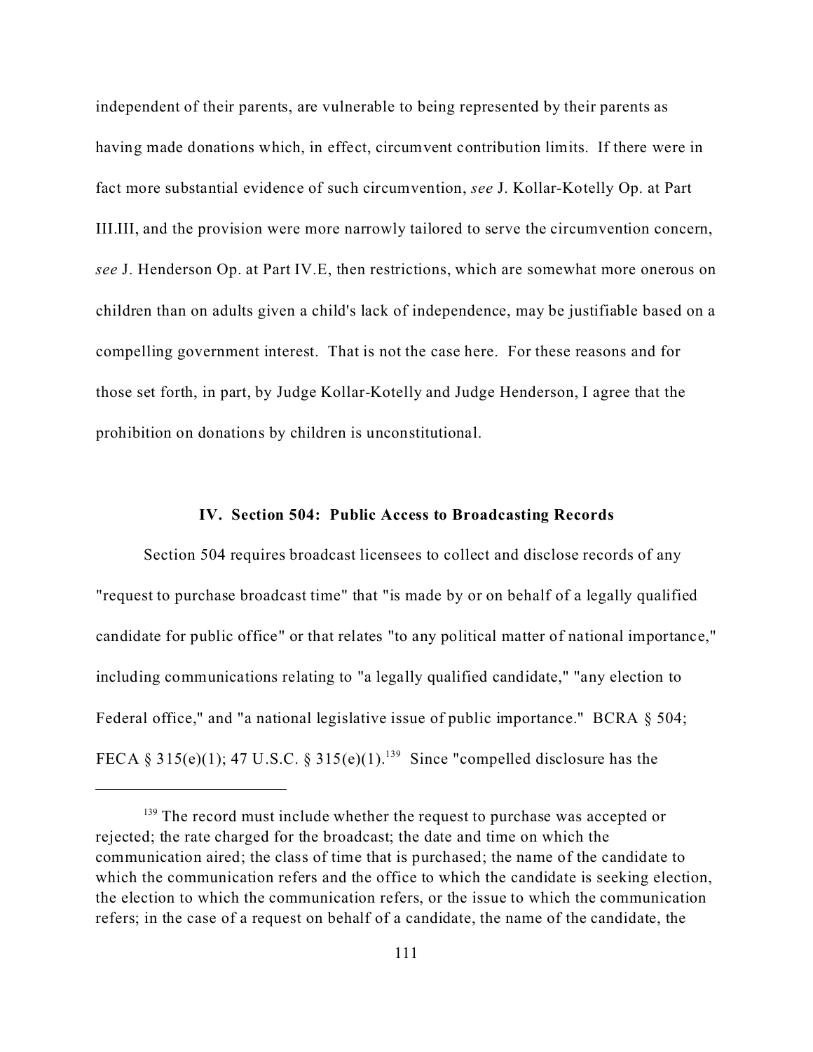independent of their parents, are vulnerable to being represented by their parents as having made donations which, in effect, circumvent contribution limits. If there were in fact more substantial evidence of such circumvention, *see* J. Kollar-Kotelly Op. at Part III.III, and the provision were more narrowly tailored to serve the circumvention concern, *see* J. Henderson Op. at Part IV.E, then restrictions, which are somewhat more onerous on children than on adults given a child's lack of independence, may be justifiable based on a compelling government interest. That is not the case here. For these reasons and for those set forth, in part, by Judge Kollar-Kotelly and Judge Henderson, I agree that the prohibition on donations by children is unconstitutional.

### IV. Section 504: Public Access to Broadcasting Records

Section 504 requires broadcast licensees to collect and disclose records of any "request to purchase broadcast time" that "is made by or on behalf of a legally qualified candidate for public office" or that relates "to any political matter of national importance," including communications relating to "a legally qualified candidate," "any election to Federal office," and "a national legislative issue of public importance." BCRA § 504; FECA § 315(e)(1); 47 U.S.C. § 315(e)(1).[139] Since "compelled disclosure has the

---

[139] The record must include whether the request to purchase was accepted or rejected; the rate charged for the broadcast; the date and time on which the communication aired; the class of time that is purchased; the name of the candidate to which the communication refers and the office to which the candidate is seeking election, the election to which the communication refers, or the issue to which the communication refers; in the case of a request on behalf of a candidate, the name of the candidate, the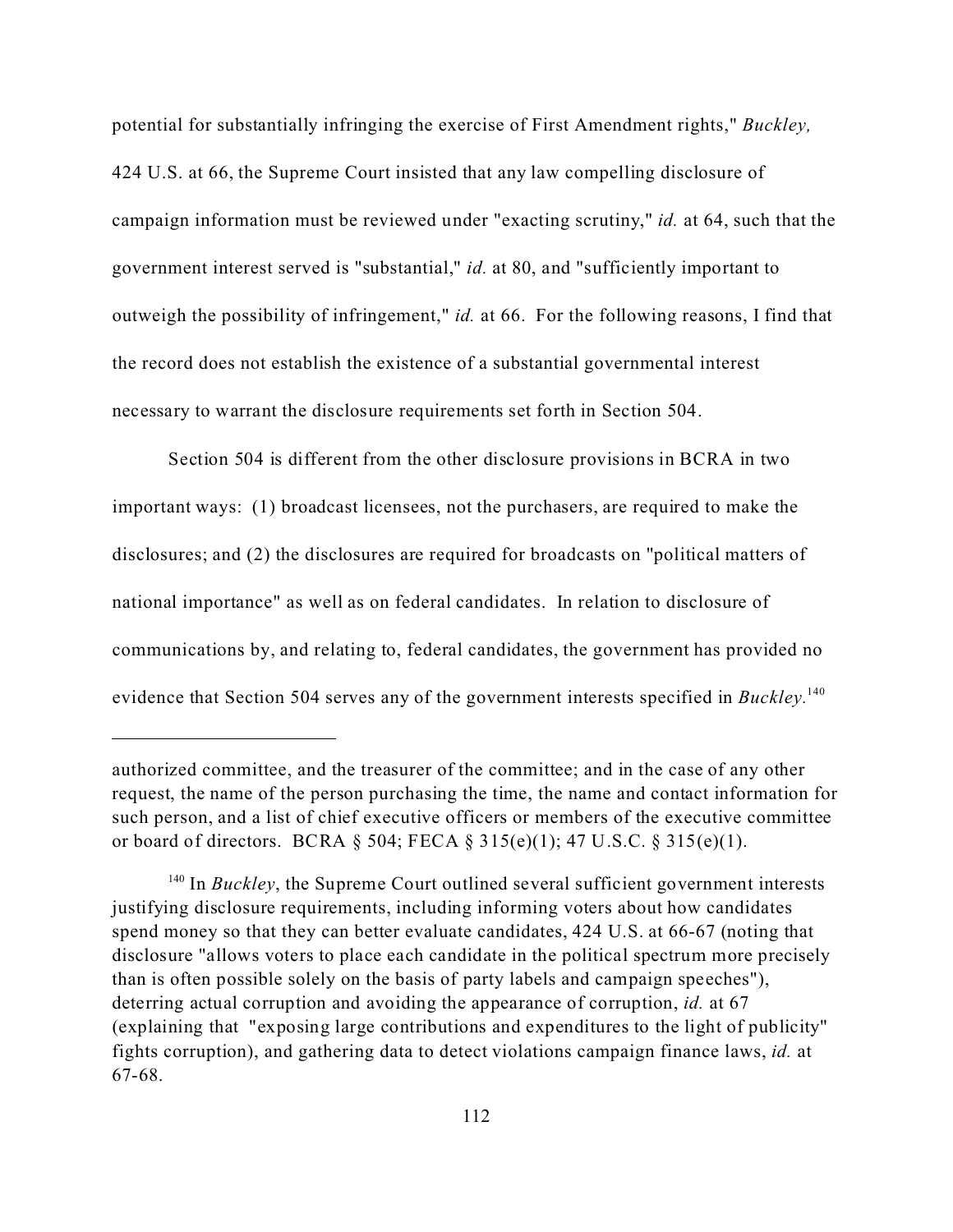potential for substantially infringing the exercise of First Amendment rights," *Buckley,* 424 U.S. at 66, the Supreme Court insisted that any law compelling disclosure of campaign information must be reviewed under "exacting scrutiny," *id.* at 64, such that the government interest served is "substantial," *id.* at 80, and "sufficiently important to outweigh the possibility of infringement," *id.* at 66. For the following reasons, I find that the record does not establish the existence of a substantial governmental interest necessary to warrant the disclosure requirements set forth in Section 504.

Section 504 is different from the other disclosure provisions in BCRA in two important ways: (1) broadcast licensees, not the purchasers, are required to make the disclosures; and (2) the disclosures are required for broadcasts on "political matters of national importance" as well as on federal candidates. In relation to disclosure of communications by, and relating to, federal candidates, the government has provided no evidence that Section 504 serves any of the government interests specified in *Buckley.*[140]

---

authorized committee, and the treasurer of the committee; and in the case of any other request, the name of the person purchasing the time, the name and contact information for such person, and a list of chief executive officers or members of the executive committee or board of directors. BCRA § 504; FECA § 315(e)(1); 47 U.S.C. § 315(e)(1).

[140] In *Buckley*, the Supreme Court outlined several sufficient government interests justifying disclosure requirements, including informing voters about how candidates spend money so that they can better evaluate candidates, 424 U.S. at 66-67 (noting that disclosure "allows voters to place each candidate in the political spectrum more precisely than is often possible solely on the basis of party labels and campaign speeches"), deterring actual corruption and avoiding the appearance of corruption, *id.* at 67 (explaining that "exposing large contributions and expenditures to the light of publicity" fights corruption), and gathering data to detect violations campaign finance laws, *id.* at 67-68.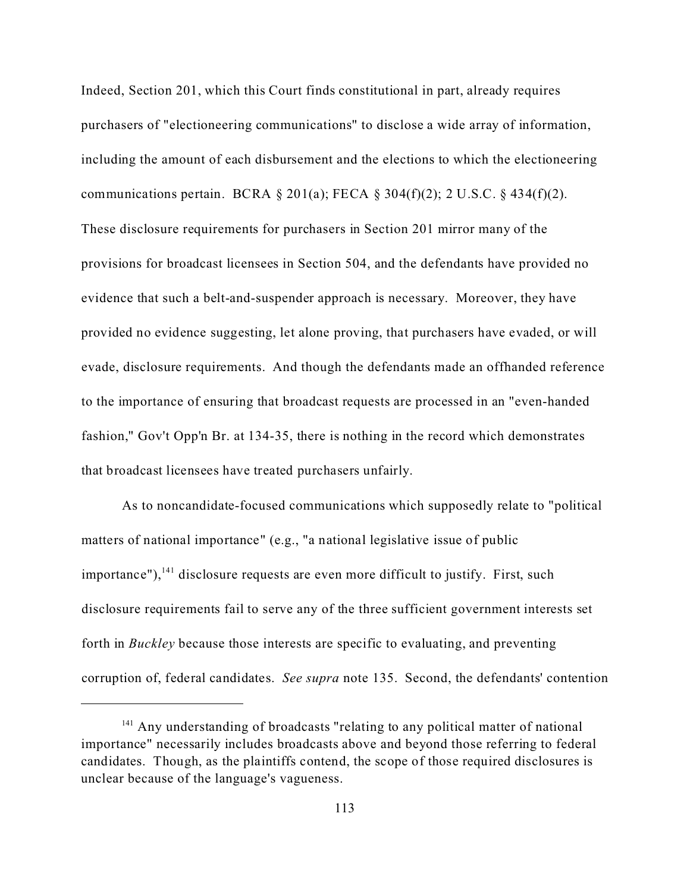Indeed, Section 201, which this Court finds constitutional in part, already requires purchasers of "electioneering communications" to disclose a wide array of information, including the amount of each disbursement and the elections to which the electioneering communications pertain. BCRA § 201(a); FECA § 304(f)(2); 2 U.S.C. § 434(f)(2). These disclosure requirements for purchasers in Section 201 mirror many of the provisions for broadcast licensees in Section 504, and the defendants have provided no evidence that such a belt-and-suspender approach is necessary. Moreover, they have provided no evidence suggesting, let alone proving, that purchasers have evaded, or will evade, disclosure requirements. And though the defendants made an offhanded reference to the importance of ensuring that broadcast requests are processed in an "even-handed fashion," Gov't Opp'n Br. at 134-35, there is nothing in the record which demonstrates that broadcast licensees have treated purchasers unfairly.

As to noncandidate-focused communications which supposedly relate to "political matters of national importance" (e.g., "a national legislative issue of public importance"),[141] disclosure requests are even more difficult to justify. First, such disclosure requirements fail to serve any of the three sufficient government interests set forth in *Buckley* because those interests are specific to evaluating, and preventing corruption of, federal candidates. *See supra* note 135. Second, the defendants' contention

---

[141] Any understanding of broadcasts "relating to any political matter of national importance" necessarily includes broadcasts above and beyond those referring to federal candidates. Though, as the plaintiffs contend, the scope of those required disclosures is unclear because of the language's vagueness.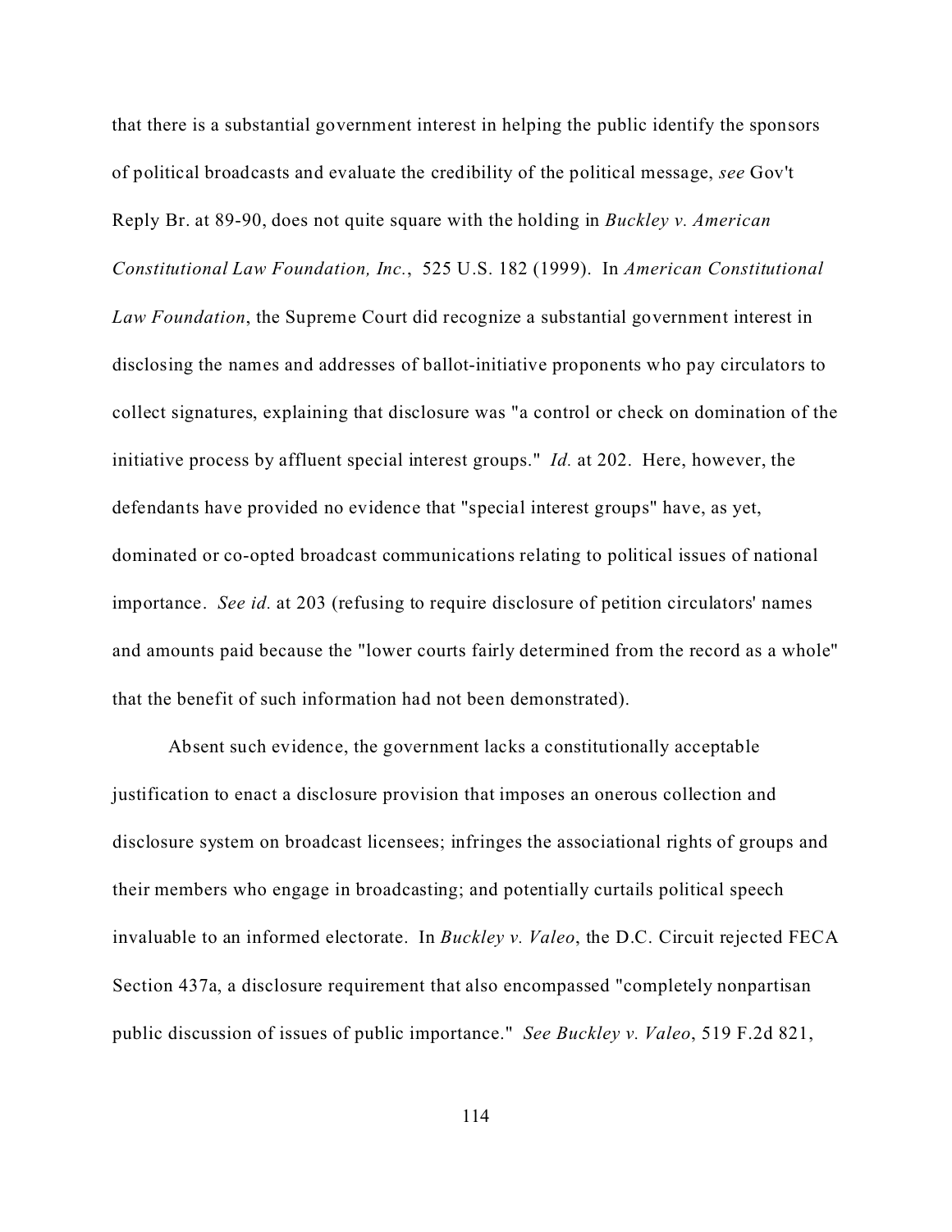that there is a substantial government interest in helping the public identify the sponsors of political broadcasts and evaluate the credibility of the political message, *see* Gov't Reply Br. at 89-90, does not quite square with the holding in *Buckley v. American Constitutional Law Foundation, Inc.*, 525 U.S. 182 (1999). In *American Constitutional Law Foundation*, the Supreme Court did recognize a substantial government interest in disclosing the names and addresses of ballot-initiative proponents who pay circulators to collect signatures, explaining that disclosure was "a control or check on domination of the initiative process by affluent special interest groups." *Id.* at 202. Here, however, the defendants have provided no evidence that "special interest groups" have, as yet, dominated or co-opted broadcast communications relating to political issues of national importance. *See id.* at 203 (refusing to require disclosure of petition circulators' names and amounts paid because the "lower courts fairly determined from the record as a whole" that the benefit of such information had not been demonstrated).

Absent such evidence, the government lacks a constitutionally acceptable justification to enact a disclosure provision that imposes an onerous collection and disclosure system on broadcast licensees; infringes the associational rights of groups and their members who engage in broadcasting; and potentially curtails political speech invaluable to an informed electorate. In *Buckley v. Valeo*, the D.C. Circuit rejected FECA Section 437a, a disclosure requirement that also encompassed "completely nonpartisan public discussion of issues of public importance." *See Buckley v. Valeo*, 519 F.2d 821,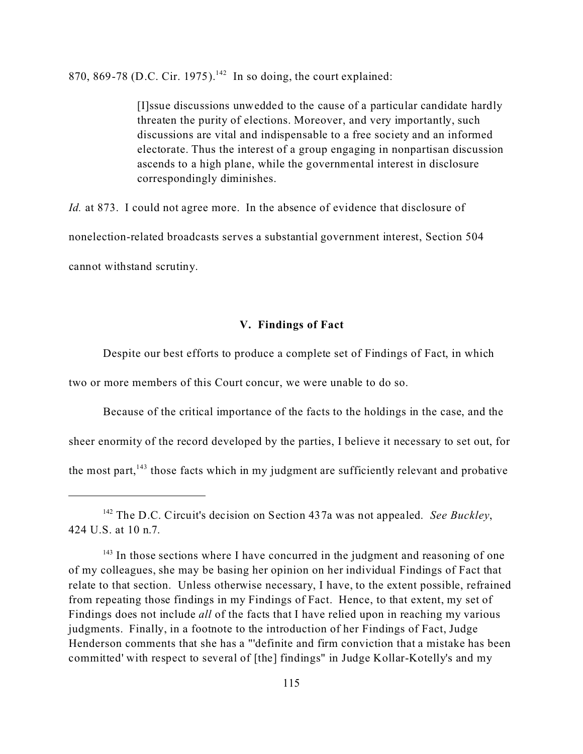870, 869-78 (D.C. Cir. 1975).[142] In so doing, the court explained:

> [I]ssue discussions unwedded to the cause of a particular candidate hardly threaten the purity of elections. Moreover, and very importantly, such discussions are vital and indispensable to a free society and an informed electorate. Thus the interest of a group engaging in nonpartisan discussion ascends to a high plane, while the governmental interest in disclosure correspondingly diminishes.

*Id.* at 873. I could not agree more. In the absence of evidence that disclosure of nonelection-related broadcasts serves a substantial government interest, Section 504 cannot withstand scrutiny.

## V. Findings of Fact

Despite our best efforts to produce a complete set of Findings of Fact, in which two or more members of this Court concur, we were unable to do so.

Because of the critical importance of the facts to the holdings in the case, and the sheer enormity of the record developed by the parties, I believe it necessary to set out, for the most part,[143] those facts which in my judgment are sufficiently relevant and probative

---

[142] The D.C. Circuit's decision on Section 437a was not appealed. *See Buckley*, 424 U.S. at 10 n.7.

[143] In those sections where I have concurred in the judgment and reasoning of one of my colleagues, she may be basing her opinion on her individual Findings of Fact that relate to that section. Unless otherwise necessary, I have, to the extent possible, refrained from repeating those findings in my Findings of Fact. Hence, to that extent, my set of Findings does not include *all* of the facts that I have relied upon in reaching my various judgments. Finally, in a footnote to the introduction of her Findings of Fact, Judge Henderson comments that she has a "'definite and firm conviction that a mistake has been committed' with respect to several of [the] findings" in Judge Kollar-Kotelly's and my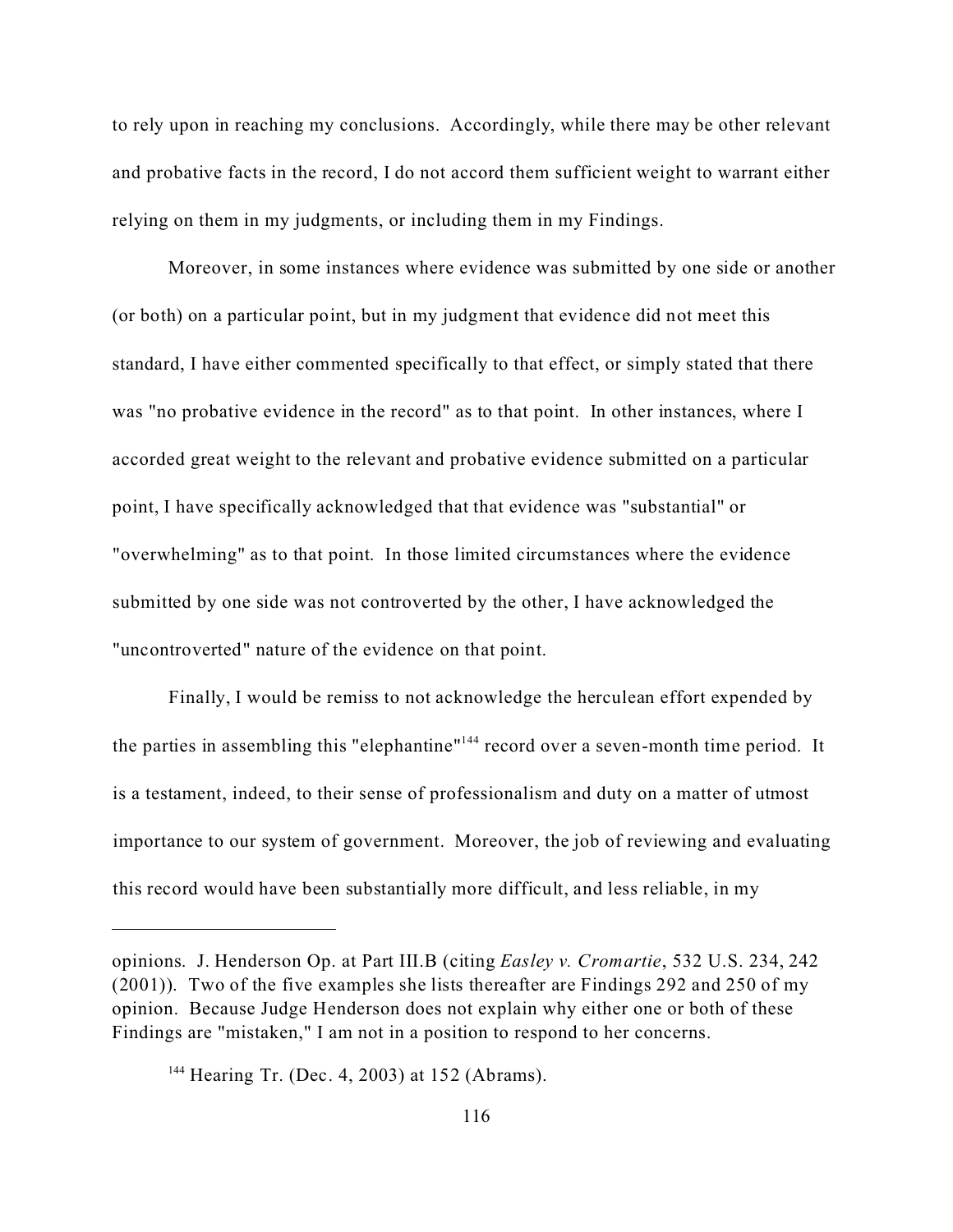to rely upon in reaching my conclusions. Accordingly, while there may be other relevant and probative facts in the record, I do not accord them sufficient weight to warrant either relying on them in my judgments, or including them in my Findings.

Moreover, in some instances where evidence was submitted by one side or another (or both) on a particular point, but in my judgment that evidence did not meet this standard, I have either commented specifically to that effect, or simply stated that there was "no probative evidence in the record" as to that point. In other instances, where I accorded great weight to the relevant and probative evidence submitted on a particular point, I have specifically acknowledged that that evidence was "substantial" or "overwhelming" as to that point. In those limited circumstances where the evidence submitted by one side was not controverted by the other, I have acknowledged the "uncontroverted" nature of the evidence on that point.

Finally, I would be remiss to not acknowledge the herculean effort expended by the parties in assembling this "elephantine"[144] record over a seven-month time period. It is a testament, indeed, to their sense of professionalism and duty on a matter of utmost importance to our system of government. Moreover, the job of reviewing and evaluating this record would have been substantially more difficult, and less reliable, in my

---

opinions. J. Henderson Op. at Part III.B (citing *Easley v. Cromartie*, 532 U.S. 234, 242 (2001)). Two of the five examples she lists thereafter are Findings 292 and 250 of my opinion. Because Judge Henderson does not explain why either one or both of these Findings are "mistaken," I am not in a position to respond to her concerns.

[144] Hearing Tr. (Dec. 4, 2003) at 152 (Abrams).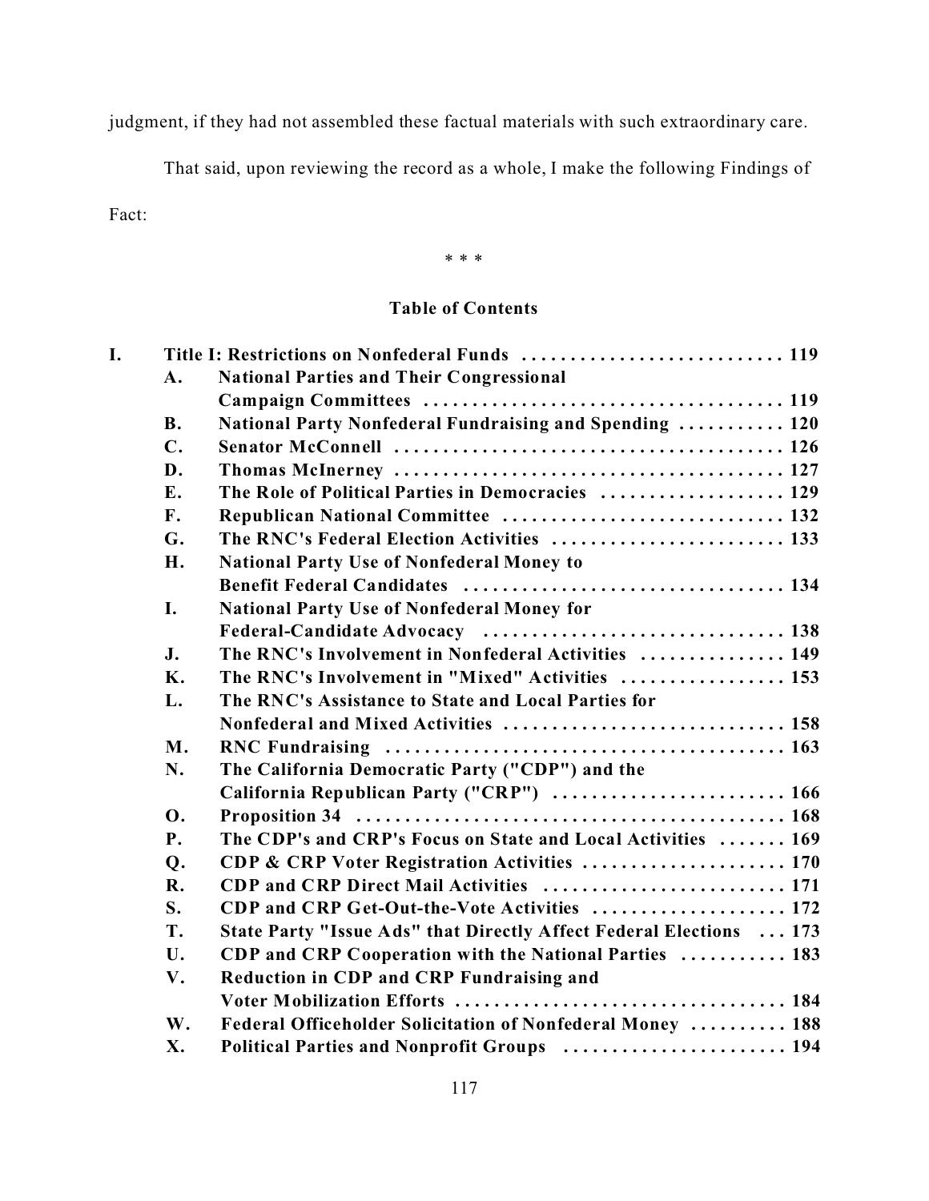judgment, if they had not assembled these factual materials with such extraordinary care.

That said, upon reviewing the record as a whole, I make the following Findings of Fact:

\* \* \*

## Table of Contents

- **I. Title I: Restrictions on Nonfederal Funds ........................... 119**
  - **A. National Parties and Their Congressional Campaign Committees ...................................... 119**
  - **B. National Party Nonfederal Fundraising and Spending ........... 120**
  - **C. Senator McConnell ........................................ 126**
  - **D. Thomas McInerney ........................................ 127**
  - **E. The Role of Political Parties in Democracies ................... 129**
  - **F. Republican National Committee ............................. 132**
  - **G. The RNC's Federal Election Activities ........................ 133**
  - **H. National Party Use of Nonfederal Money to Benefit Federal Candidates ................................. 134**
  - **I. National Party Use of Nonfederal Money for Federal-Candidate Advocacy .............................. 138**
  - **J. The RNC's Involvement in Nonfederal Activities ............... 149**
  - **K. The RNC's Involvement in "Mixed" Activities ................. 153**
  - **L. The RNC's Assistance to State and Local Parties for Nonfederal and Mixed Activities ............................. 158**
  - **M. RNC Fundraising ......................................... 163**
  - **N. The California Democratic Party ("CDP") and the California Republican Party ("CRP") ........................ 166**
  - **O. Proposition 34 ........................................... 168**
  - **P. The CDP's and CRP's Focus on State and Local Activities ....... 169**
  - **Q. CDP & CRP Voter Registration Activities ..................... 170**
  - **R. CDP and CRP Direct Mail Activities ......................... 171**
  - **S. CDP and CRP Get-Out-the-Vote Activities .................... 172**
  - **T. State Party "Issue Ads" that Directly Affect Federal Elections ... 173**
  - **U. CDP and CRP Cooperation with the National Parties ........... 183**
  - **V. Reduction in CDP and CRP Fundraising and Voter Mobilization Efforts .................................. 184**
  - **W. Federal Officeholder Solicitation of Nonfederal Money .......... 188**
  - **X. Political Parties and Nonprofit Groups ....................... 194**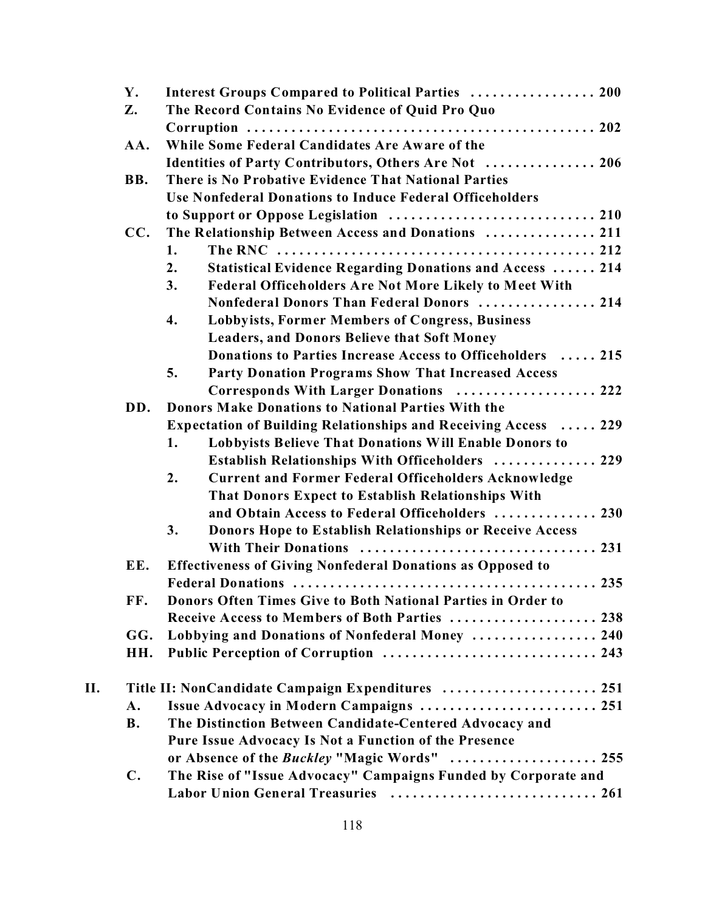- **Y.** **Interest Groups Compared to Political Parties . . . . . . . . . . . . . . . . . 200**
- **Z.** **The Record Contains No Evidence of Quid Pro Quo Corruption . . . . . . . . . . . . . . . . . . . . . . . . . . . . . . . . . . . . . . . . . . . . . . 202**
- **AA.** **While Some Federal Candidates Are Aware of the Identities of Party Contributors, Others Are Not . . . . . . . . . . . . . . . 206**
- **BB.** **There is No Probative Evidence That National Parties Use Nonfederal Donations to Induce Federal Officeholders to Support or Oppose Legislation . . . . . . . . . . . . . . . . . . . . . . . . . . . . 210**
- **CC.** **The Relationship Between Access and Donations . . . . . . . . . . . . . . . 211**
  1. **The RNC . . . . . . . . . . . . . . . . . . . . . . . . . . . . . . . . . . . . . . . . . . . 212**
  2. **Statistical Evidence Regarding Donations and Access . . . . . . 214**
  3. **Federal Officeholders Are Not More Likely to Meet With Nonfederal Donors Than Federal Donors . . . . . . . . . . . . . . . . 214**
  4. **Lobbyists, Former Members of Congress, Business Leaders, and Donors Believe that Soft Money Donations to Parties Increase Access to Officeholders . . . . . 215**
  5. **Party Donation Programs Show That Increased Access Corresponds With Larger Donations . . . . . . . . . . . . . . . . . . . 222**
- **DD.** **Donors Make Donations to National Parties With the Expectation of Building Relationships and Receiving Access . . . . . 229**
  1. **Lobbyists Believe That Donations Will Enable Donors to Establish Relationships With Officeholders . . . . . . . . . . . . . . 229**
  2. **Current and Former Federal Officeholders Acknowledge That Donors Expect to Establish Relationships With and Obtain Access to Federal Officeholders . . . . . . . . . . . . . . 230**
  3. **Donors Hope to Establish Relationships or Receive Access With Their Donations . . . . . . . . . . . . . . . . . . . . . . . . . . . . . . . . 231**
- **EE.** **Effectiveness of Giving Nonfederal Donations as Opposed to Federal Donations . . . . . . . . . . . . . . . . . . . . . . . . . . . . . . . . . . . . . . . . . 235**
- **FF.** **Donors Often Times Give to Both National Parties in Order to Receive Access to Members of Both Parties . . . . . . . . . . . . . . . . . . . . 238**
- **GG.** **Lobbying and Donations of Nonfederal Money . . . . . . . . . . . . . . . . . 240**
- **HH.** **Public Perception of Corruption . . . . . . . . . . . . . . . . . . . . . . . . . . . . . 243**

**II.** **Title II: NonCandidate Campaign Expenditures . . . . . . . . . . . . . . . . . . . . . 251**

- **A.** **Issue Advocacy in Modern Campaigns . . . . . . . . . . . . . . . . . . . . . . . . 251**
- **B.** **The Distinction Between Candidate-Centered Advocacy and Pure Issue Advocacy Is Not a Function of the Presence or Absence of the *Buckley* "Magic Words" . . . . . . . . . . . . . . . . . . . . 255**
- **C.** **The Rise of "Issue Advocacy" Campaigns Funded by Corporate and Labor Union General Treasuries . . . . . . . . . . . . . . . . . . . . . . . . . . . . 261**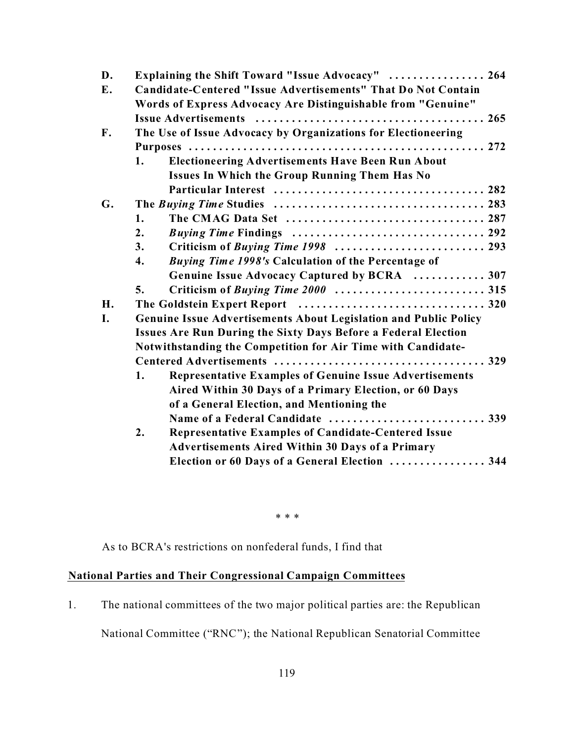**D. Explaining the Shift Toward "Issue Advocacy" . . . . . . . . . . . . . . . . 264**

**E. Candidate-Centered "Issue Advertisements" That Do Not Contain Words of Express Advocacy Are Distinguishable from "Genuine" Issue Advertisements . . . . . . . . . . . . . . . . . . . . . . . . . . . . . . . . . . . . . . 265**

**F. The Use of Issue Advocacy by Organizations for Electioneering Purposes . . . . . . . . . . . . . . . . . . . . . . . . . . . . . . . . . . . . . . . . . . . . . . . . . . 272**

- **1. Electioneering Advertisements Have Been Run About Issues In Which the Group Running Them Has No Particular Interest . . . . . . . . . . . . . . . . . . . . . . . . . . . . . . . . . . . 282**

**G. The *Buying Time* Studies . . . . . . . . . . . . . . . . . . . . . . . . . . . . . . . . . . . 283**

- **1. The CMAG Data Set . . . . . . . . . . . . . . . . . . . . . . . . . . . . . . . . . 287**
- **2. *Buying Time* Findings . . . . . . . . . . . . . . . . . . . . . . . . . . . . . . . . 292**
- **3. Criticism of *Buying Time 1998* . . . . . . . . . . . . . . . . . . . . . . . . . 293**
- **4. *Buying Time 1998's* Calculation of the Percentage of Genuine Issue Advocacy Captured by BCRA . . . . . . . . . . . . 307**
- **5. Criticism of *Buying Time 2000* . . . . . . . . . . . . . . . . . . . . . . . . . 315**

**H. The Goldstein Expert Report . . . . . . . . . . . . . . . . . . . . . . . . . . . . . . . 320**

**I. Genuine Issue Advertisements About Legislation and Public Policy Issues Are Run During the Sixty Days Before a Federal Election Notwithstanding the Competition for Air Time with Candidate-Centered Advertisements . . . . . . . . . . . . . . . . . . . . . . . . . . . . . . . . . . . 329**

- **1. Representative Examples of Genuine Issue Advertisements Aired Within 30 Days of a Primary Election, or 60 Days of a General Election, and Mentioning the Name of a Federal Candidate . . . . . . . . . . . . . . . . . . . . . . . . . . 339**
- **2. Representative Examples of Candidate-Centered Issue Advertisements Aired Within 30 Days of a Primary Election or 60 Days of a General Election . . . . . . . . . . . . . . . . 344**

\* \* \*

As to BCRA's restrictions on nonfederal funds, I find that

**<u>National Parties and Their Congressional Campaign Committees</u>**

1. The national committees of the two major political parties are: the Republican National Committee ("RNC"); the National Republican Senatorial Committee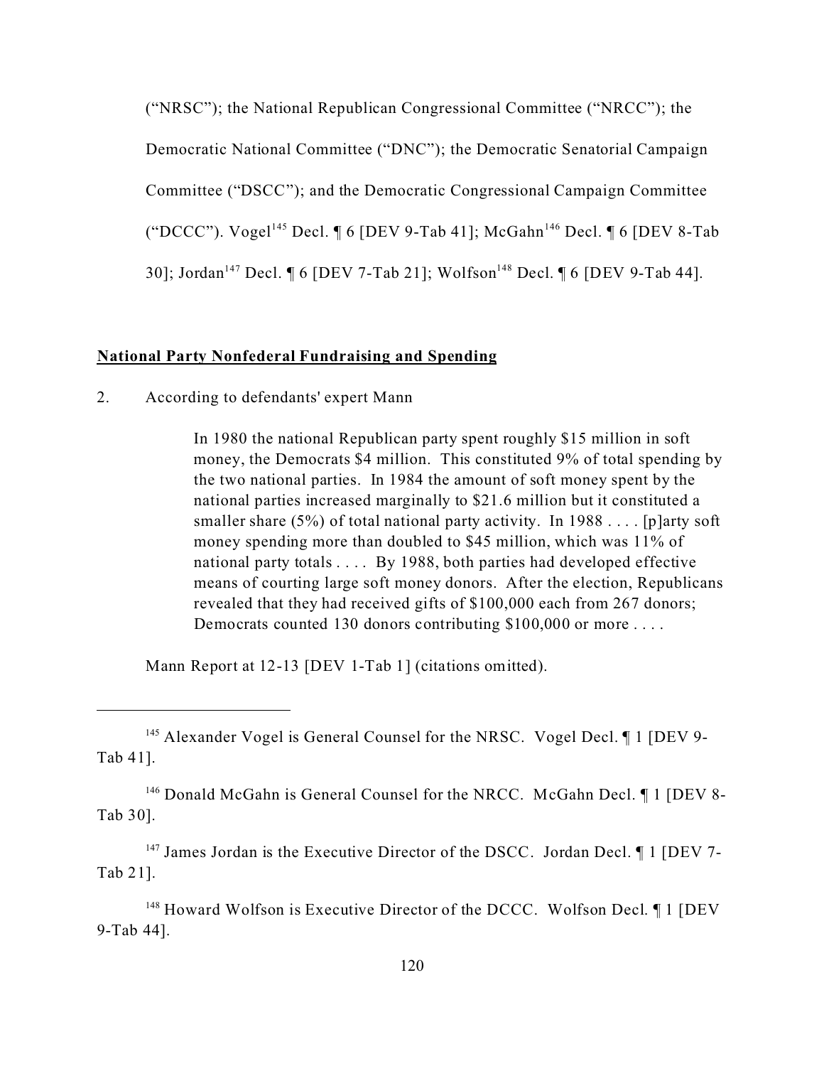("NRSC"); the National Republican Congressional Committee ("NRCC"); the Democratic National Committee ("DNC"); the Democratic Senatorial Campaign Committee ("DSCC"); and the Democratic Congressional Campaign Committee ("DCCC"). Vogel[145] Decl. ¶ 6 [DEV 9-Tab 41]; McGahn[146] Decl. ¶ 6 [DEV 8-Tab 30]; Jordan[147] Decl. ¶ 6 [DEV 7-Tab 21]; Wolfson[148] Decl. ¶ 6 [DEV 9-Tab 44].

**National Party Nonfederal Fundraising and Spending**

2. According to defendants' expert Mann

> In 1980 the national Republican party spent roughly $15 million in soft money, the Democrats $4 million. This constituted 9% of total spending by the two national parties. In 1984 the amount of soft money spent by the national parties increased marginally to $21.6 million but it constituted a smaller share (5%) of total national party activity. In 1988 . . . . [p]arty soft money spending more than doubled to $45 million, which was 11% of national party totals . . . . By 1988, both parties had developed effective means of courting large soft money donors. After the election, Republicans revealed that they had received gifts of $100,000 each from 267 donors; Democrats counted 130 donors contributing $100,000 or more . . . .

Mann Report at 12-13 [DEV 1-Tab 1] (citations omitted).

---

[145] Alexander Vogel is General Counsel for the NRSC. Vogel Decl. ¶ 1 [DEV 9-Tab 41].

[146] Donald McGahn is General Counsel for the NRCC. McGahn Decl. ¶ 1 [DEV 8-Tab 30].

[147] James Jordan is the Executive Director of the DSCC. Jordan Decl. ¶ 1 [DEV 7-Tab 21].

[148] Howard Wolfson is Executive Director of the DCCC. Wolfson Decl. ¶ 1 [DEV 9-Tab 44].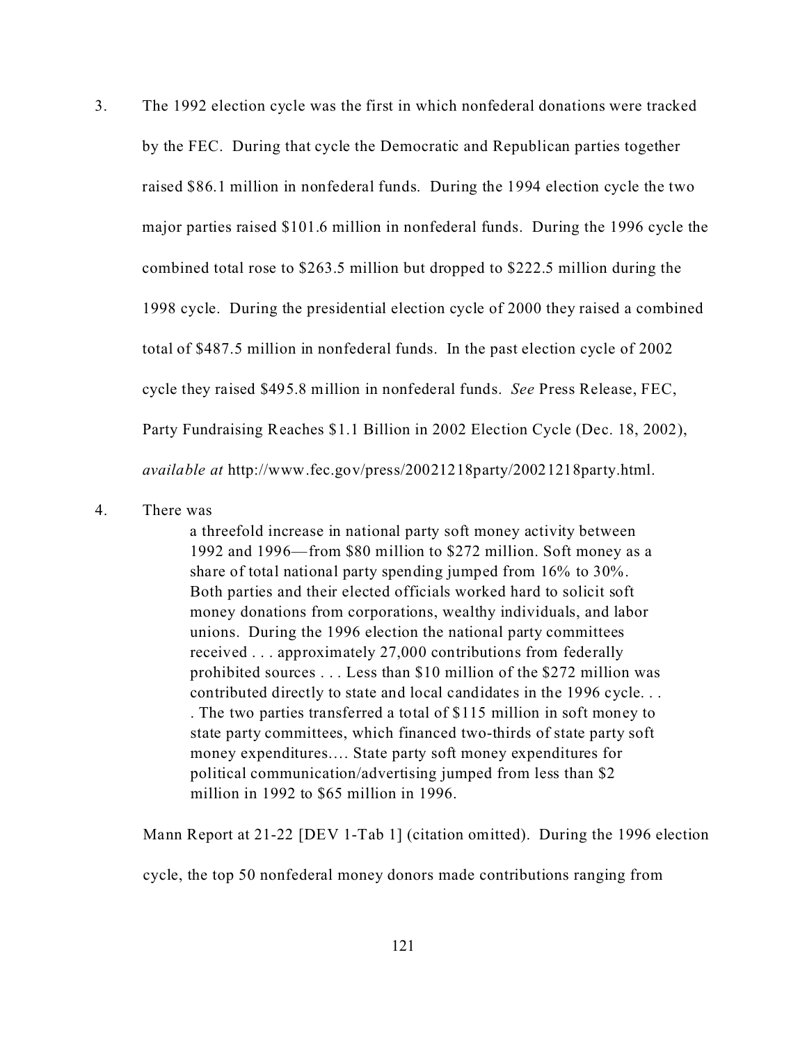3. The 1992 election cycle was the first in which nonfederal donations were tracked by the FEC. During that cycle the Democratic and Republican parties together raised $86.1 million in nonfederal funds. During the 1994 election cycle the two major parties raised $101.6 million in nonfederal funds. During the 1996 cycle the combined total rose to $263.5 million but dropped to $222.5 million during the 1998 cycle. During the presidential election cycle of 2000 they raised a combined total of $487.5 million in nonfederal funds. In the past election cycle of 2002 cycle they raised $495.8 million in nonfederal funds. *See* Press Release, FEC, Party Fundraising Reaches $1.1 Billion in 2002 Election Cycle (Dec. 18, 2002), *available at* http://www.fec.gov/press/20021218party/20021218party.html.

4. There was

> a threefold increase in national party soft money activity between 1992 and 1996—from $80 million to $272 million. Soft money as a share of total national party spending jumped from 16% to 30%. Both parties and their elected officials worked hard to solicit soft money donations from corporations, wealthy individuals, and labor unions. During the 1996 election the national party committees received . . . approximately 27,000 contributions from federally prohibited sources . . . Less than $10 million of the $272 million was contributed directly to state and local candidates in the 1996 cycle. . . . The two parties transferred a total of $115 million in soft money to state party committees, which financed two-thirds of state party soft money expenditures.… State party soft money expenditures for political communication/advertising jumped from less than $2 million in 1992 to $65 million in 1996.

Mann Report at 21-22 [DEV 1-Tab 1] (citation omitted). During the 1996 election cycle, the top 50 nonfederal money donors made contributions ranging from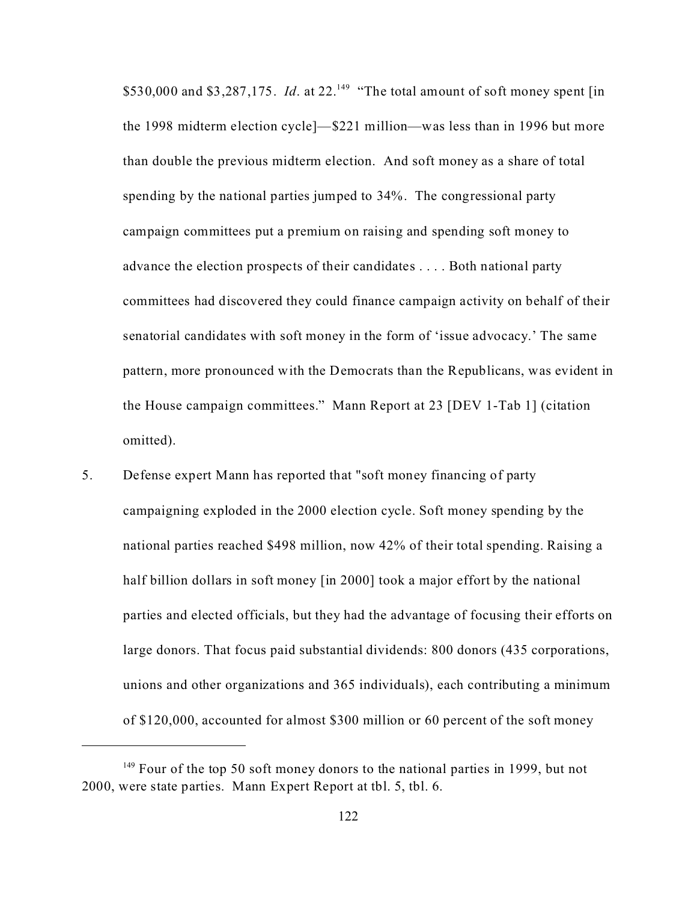$530,000 and $3,287,175. *Id*. at 22.[149] "The total amount of soft money spent [in the 1998 midterm election cycle]—$221 million—was less than in 1996 but more than double the previous midterm election. And soft money as a share of total spending by the national parties jumped to 34%. The congressional party campaign committees put a premium on raising and spending soft money to advance the election prospects of their candidates . . . . Both national party committees had discovered they could finance campaign activity on behalf of their senatorial candidates with soft money in the form of 'issue advocacy.' The same pattern, more pronounced with the Democrats than the Republicans, was evident in the House campaign committees." Mann Report at 23 [DEV 1-Tab 1] (citation omitted).

5. Defense expert Mann has reported that "soft money financing of party campaigning exploded in the 2000 election cycle. Soft money spending by the national parties reached $498 million, now 42% of their total spending. Raising a half billion dollars in soft money [in 2000] took a major effort by the national parties and elected officials, but they had the advantage of focusing their efforts on large donors. That focus paid substantial dividends: 800 donors (435 corporations, unions and other organizations and 365 individuals), each contributing a minimum of $120,000, accounted for almost $300 million or 60 percent of the soft money

---

[149] Four of the top 50 soft money donors to the national parties in 1999, but not 2000, were state parties. Mann Expert Report at tbl. 5, tbl. 6.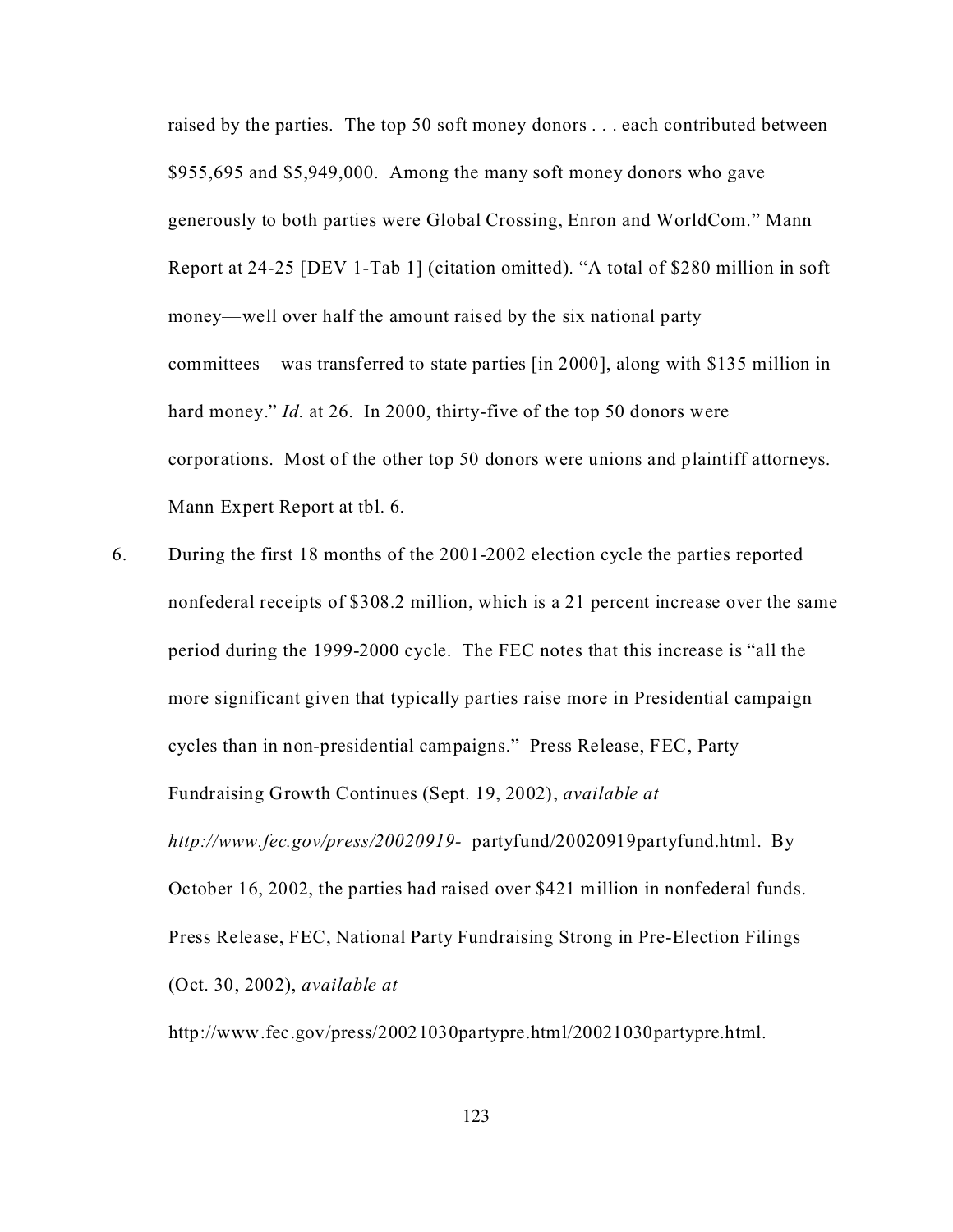raised by the parties. The top 50 soft money donors . . . each contributed between $955,695 and $5,949,000. Among the many soft money donors who gave generously to both parties were Global Crossing, Enron and WorldCom." Mann Report at 24-25 [DEV 1-Tab 1] (citation omitted). "A total of $280 million in soft money—well over half the amount raised by the six national party committees—was transferred to state parties [in 2000], along with $135 million in hard money." *Id.* at 26. In 2000, thirty-five of the top 50 donors were corporations. Most of the other top 50 donors were unions and plaintiff attorneys. Mann Expert Report at tbl. 6.

6. During the first 18 months of the 2001-2002 election cycle the parties reported nonfederal receipts of $308.2 million, which is a 21 percent increase over the same period during the 1999-2000 cycle. The FEC notes that this increase is "all the more significant given that typically parties raise more in Presidential campaign cycles than in non-presidential campaigns." Press Release, FEC, Party Fundraising Growth Continues (Sept. 19, 2002), *available at http://www.fec.gov/press/20020919-* partyfund/20020919partyfund.html. By October 16, 2002, the parties had raised over $421 million in nonfederal funds. Press Release, FEC, National Party Fundraising Strong in Pre-Election Filings (Oct. 30, 2002), *available at* http://www.fec.gov/press/20021030partypre.html/20021030partypre.html.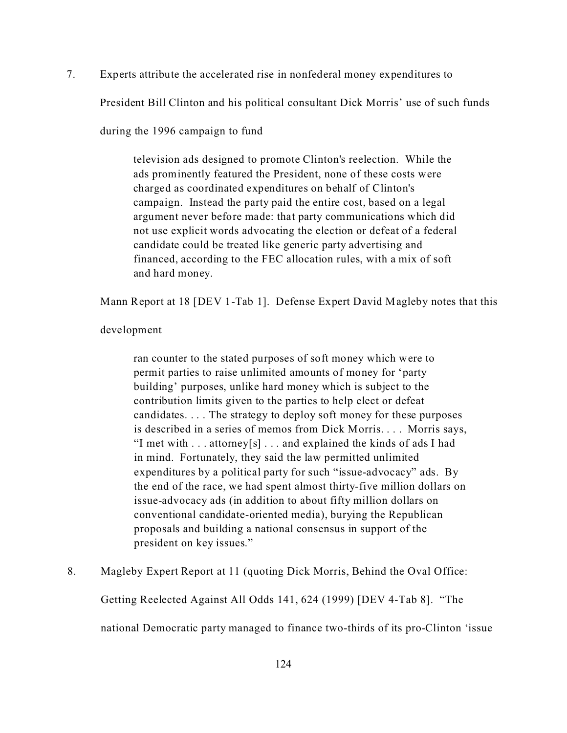7. Experts attribute the accelerated rise in nonfederal money expenditures to President Bill Clinton and his political consultant Dick Morris' use of such funds during the 1996 campaign to fund

> television ads designed to promote Clinton's reelection. While the ads prominently featured the President, none of these costs were charged as coordinated expenditures on behalf of Clinton's campaign. Instead the party paid the entire cost, based on a legal argument never before made: that party communications which did not use explicit words advocating the election or defeat of a federal candidate could be treated like generic party advertising and financed, according to the FEC allocation rules, with a mix of soft and hard money.

Mann Report at 18 [DEV 1-Tab 1]. Defense Expert David Magleby notes that this development

> ran counter to the stated purposes of soft money which were to permit parties to raise unlimited amounts of money for 'party building' purposes, unlike hard money which is subject to the contribution limits given to the parties to help elect or defeat candidates. . . . The strategy to deploy soft money for these purposes is described in a series of memos from Dick Morris. . . . Morris says, "I met with . . . attorney[s] . . . and explained the kinds of ads I had in mind. Fortunately, they said the law permitted unlimited expenditures by a political party for such "issue-advocacy" ads. By the end of the race, we had spent almost thirty-five million dollars on issue-advocacy ads (in addition to about fifty million dollars on conventional candidate-oriented media), burying the Republican proposals and building a national consensus in support of the president on key issues."

8. Magleby Expert Report at 11 (quoting Dick Morris, Behind the Oval Office: Getting Reelected Against All Odds 141, 624 (1999) [DEV 4-Tab 8]. "The national Democratic party managed to finance two-thirds of its pro-Clinton 'issue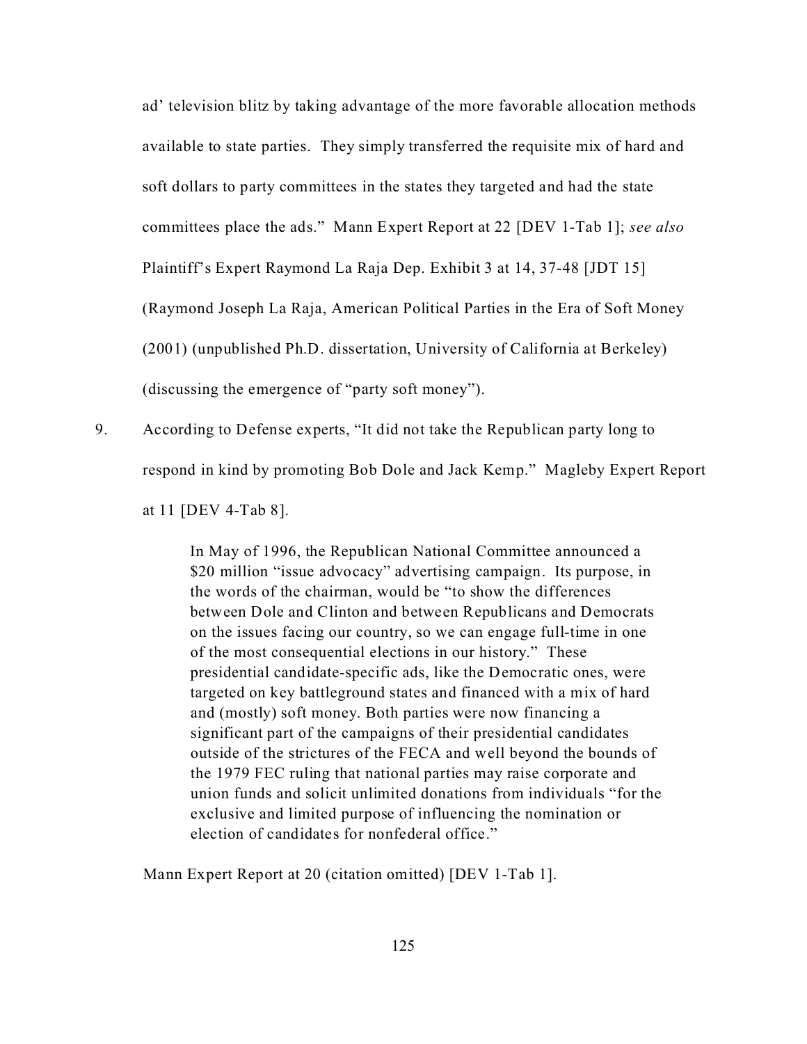ad' television blitz by taking advantage of the more favorable allocation methods available to state parties. They simply transferred the requisite mix of hard and soft dollars to party committees in the states they targeted and had the state committees place the ads." Mann Expert Report at 22 [DEV 1-Tab 1]; *see also* Plaintiff's Expert Raymond La Raja Dep. Exhibit 3 at 14, 37-48 [JDT 15] (Raymond Joseph La Raja, American Political Parties in the Era of Soft Money (2001) (unpublished Ph.D. dissertation, University of California at Berkeley) (discussing the emergence of "party soft money").

9. According to Defense experts, "It did not take the Republican party long to respond in kind by promoting Bob Dole and Jack Kemp." Magleby Expert Report at 11 [DEV 4-Tab 8].

> In May of 1996, the Republican National Committee announced a $20 million "issue advocacy" advertising campaign. Its purpose, in the words of the chairman, would be "to show the differences between Dole and Clinton and between Republicans and Democrats on the issues facing our country, so we can engage full-time in one of the most consequential elections in our history." These presidential candidate-specific ads, like the Democratic ones, were targeted on key battleground states and financed with a mix of hard and (mostly) soft money. Both parties were now financing a significant part of the campaigns of their presidential candidates outside of the strictures of the FECA and well beyond the bounds of the 1979 FEC ruling that national parties may raise corporate and union funds and solicit unlimited donations from individuals "for the exclusive and limited purpose of influencing the nomination or election of candidates for nonfederal office."

Mann Expert Report at 20 (citation omitted) [DEV 1-Tab 1].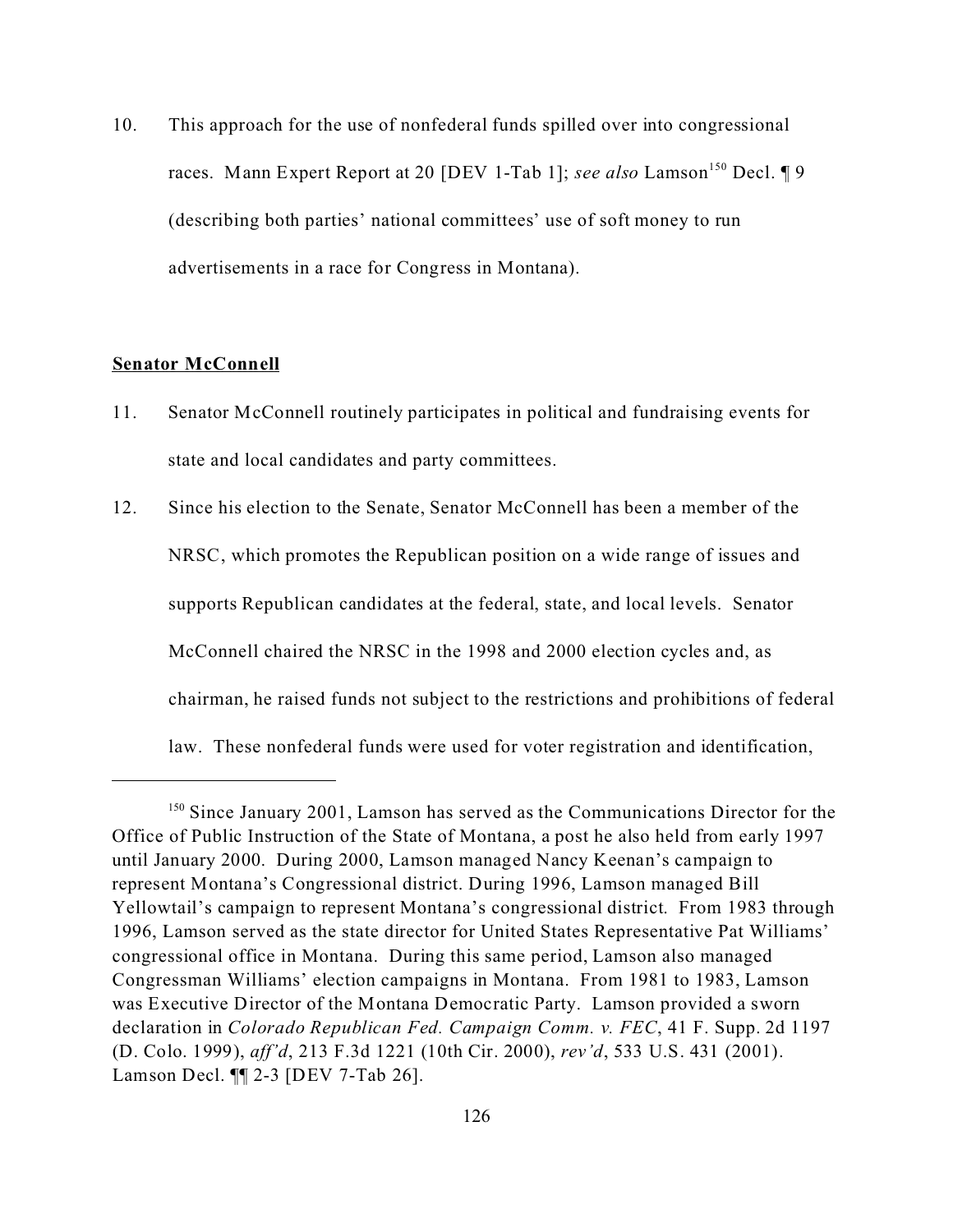10. This approach for the use of nonfederal funds spilled over into congressional races. Mann Expert Report at 20 [DEV 1-Tab 1]; *see also* Lamson[150] Decl. ¶ 9 (describing both parties' national committees' use of soft money to run advertisements in a race for Congress in Montana).

**Senator McConnell**

11. Senator McConnell routinely participates in political and fundraising events for state and local candidates and party committees.

12. Since his election to the Senate, Senator McConnell has been a member of the NRSC, which promotes the Republican position on a wide range of issues and supports Republican candidates at the federal, state, and local levels. Senator McConnell chaired the NRSC in the 1998 and 2000 election cycles and, as chairman, he raised funds not subject to the restrictions and prohibitions of federal law. These nonfederal funds were used for voter registration and identification,

---

[150] Since January 2001, Lamson has served as the Communications Director for the Office of Public Instruction of the State of Montana, a post he also held from early 1997 until January 2000. During 2000, Lamson managed Nancy Keenan's campaign to represent Montana's Congressional district. During 1996, Lamson managed Bill Yellowtail's campaign to represent Montana's congressional district. From 1983 through 1996, Lamson served as the state director for United States Representative Pat Williams' congressional office in Montana. During this same period, Lamson also managed Congressman Williams' election campaigns in Montana. From 1981 to 1983, Lamson was Executive Director of the Montana Democratic Party. Lamson provided a sworn declaration in *Colorado Republican Fed. Campaign Comm. v. FEC*, 41 F. Supp. 2d 1197 (D. Colo. 1999), *aff'd*, 213 F.3d 1221 (10th Cir. 2000), *rev'd*, 533 U.S. 431 (2001). Lamson Decl. ¶¶ 2-3 [DEV 7-Tab 26].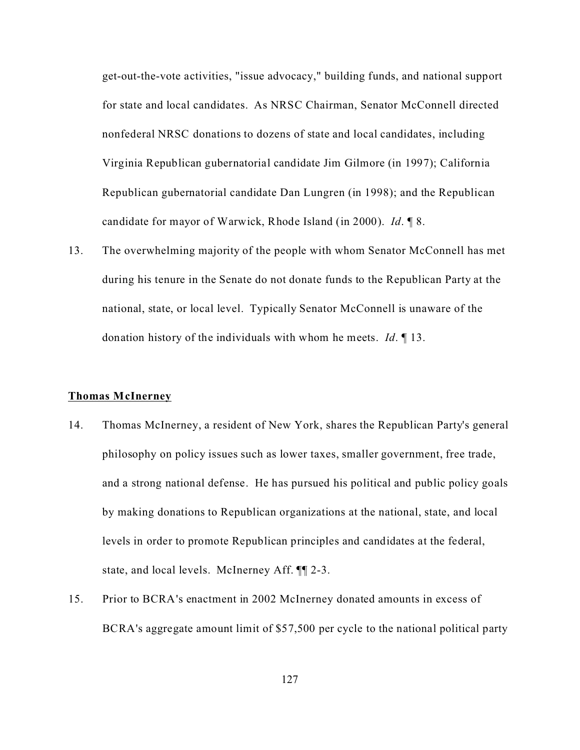get-out-the-vote activities, "issue advocacy," building funds, and national support for state and local candidates. As NRSC Chairman, Senator McConnell directed nonfederal NRSC donations to dozens of state and local candidates, including Virginia Republican gubernatorial candidate Jim Gilmore (in 1997); California Republican gubernatorial candidate Dan Lungren (in 1998); and the Republican candidate for mayor of Warwick, Rhode Island (in 2000). *Id*. ¶ 8.

13. The overwhelming majority of the people with whom Senator McConnell has met during his tenure in the Senate do not donate funds to the Republican Party at the national, state, or local level. Typically Senator McConnell is unaware of the donation history of the individuals with whom he meets. *Id*. ¶ 13.

**Thomas McInerney**

14. Thomas McInerney, a resident of New York, shares the Republican Party's general philosophy on policy issues such as lower taxes, smaller government, free trade, and a strong national defense. He has pursued his political and public policy goals by making donations to Republican organizations at the national, state, and local levels in order to promote Republican principles and candidates at the federal, state, and local levels. McInerney Aff. ¶¶ 2-3.

15. Prior to BCRA's enactment in 2002 McInerney donated amounts in excess of BCRA's aggregate amount limit of $57,500 per cycle to the national political party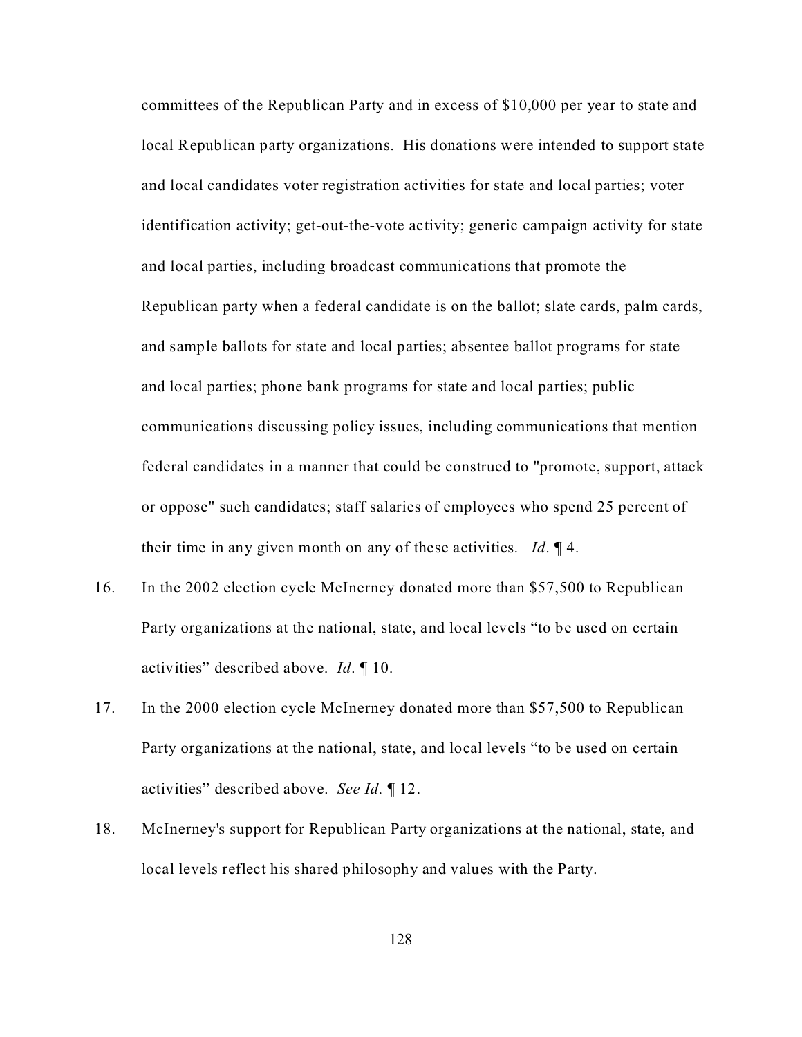committees of the Republican Party and in excess of $10,000 per year to state and local Republican party organizations. His donations were intended to support state and local candidates voter registration activities for state and local parties; voter identification activity; get-out-the-vote activity; generic campaign activity for state and local parties, including broadcast communications that promote the Republican party when a federal candidate is on the ballot; slate cards, palm cards, and sample ballots for state and local parties; absentee ballot programs for state and local parties; phone bank programs for state and local parties; public communications discussing policy issues, including communications that mention federal candidates in a manner that could be construed to "promote, support, attack or oppose" such candidates; staff salaries of employees who spend 25 percent of their time in any given month on any of these activities. *Id*. ¶ 4.

16. In the 2002 election cycle McInerney donated more than $57,500 to Republican Party organizations at the national, state, and local levels "to be used on certain activities" described above. *Id*. ¶ 10.

17. In the 2000 election cycle McInerney donated more than $57,500 to Republican Party organizations at the national, state, and local levels "to be used on certain activities" described above. *See Id*. ¶ 12.

18. McInerney's support for Republican Party organizations at the national, state, and local levels reflect his shared philosophy and values with the Party.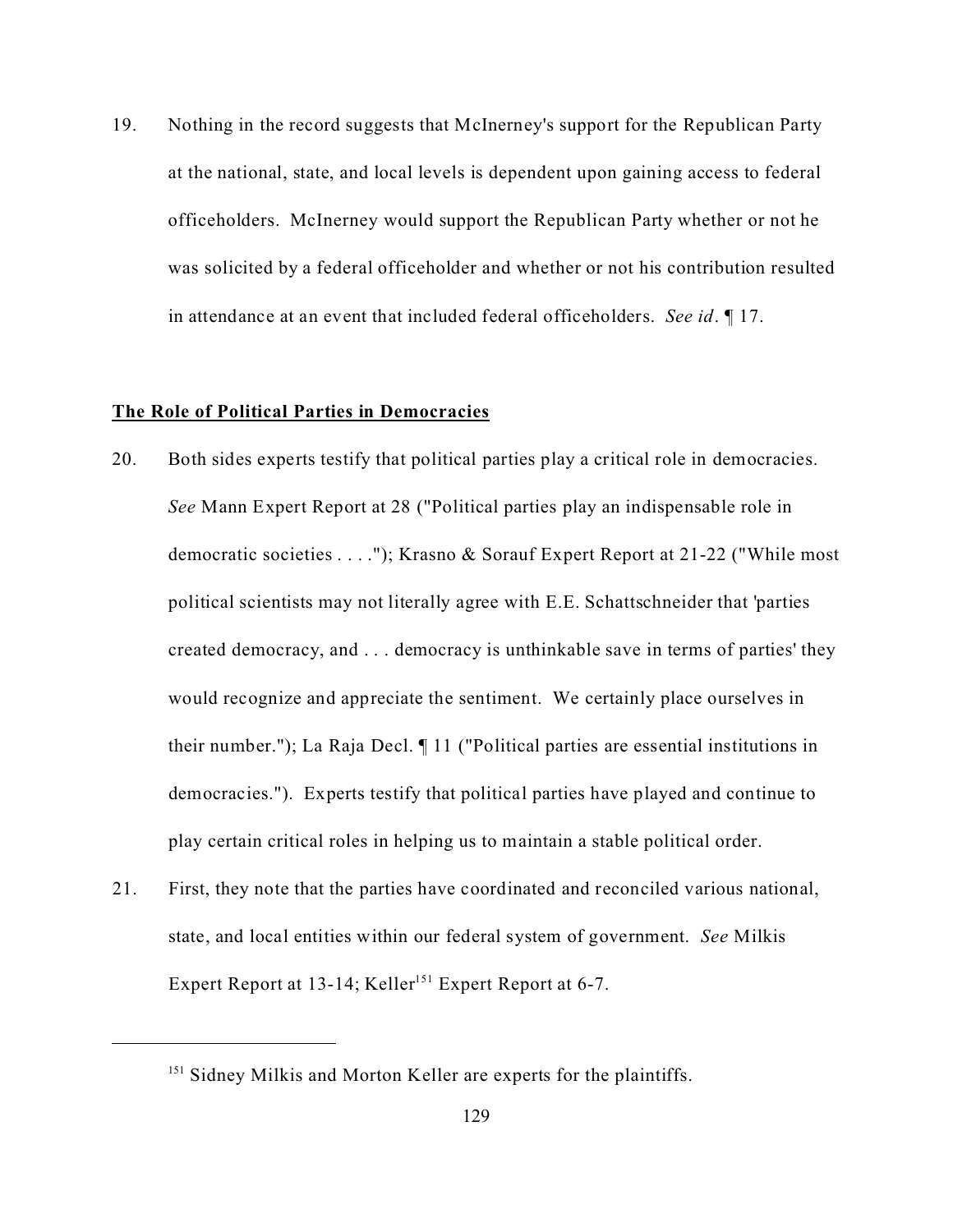19. Nothing in the record suggests that McInerney's support for the Republican Party at the national, state, and local levels is dependent upon gaining access to federal officeholders. McInerney would support the Republican Party whether or not he was solicited by a federal officeholder and whether or not his contribution resulted in attendance at an event that included federal officeholders. *See id*. ¶ 17.

**The Role of Political Parties in Democracies**

20. Both sides experts testify that political parties play a critical role in democracies. *See* Mann Expert Report at 28 ("Political parties play an indispensable role in democratic societies . . . ."); Krasno & Sorauf Expert Report at 21-22 ("While most political scientists may not literally agree with E.E. Schattschneider that 'parties created democracy, and . . . democracy is unthinkable save in terms of parties' they would recognize and appreciate the sentiment. We certainly place ourselves in their number."); La Raja Decl. ¶ 11 ("Political parties are essential institutions in democracies."). Experts testify that political parties have played and continue to play certain critical roles in helping us to maintain a stable political order.

21. First, they note that the parties have coordinated and reconciled various national, state, and local entities within our federal system of government. *See* Milkis Expert Report at 13-14; Keller[151] Expert Report at 6-7.

[151] Sidney Milkis and Morton Keller are experts for the plaintiffs.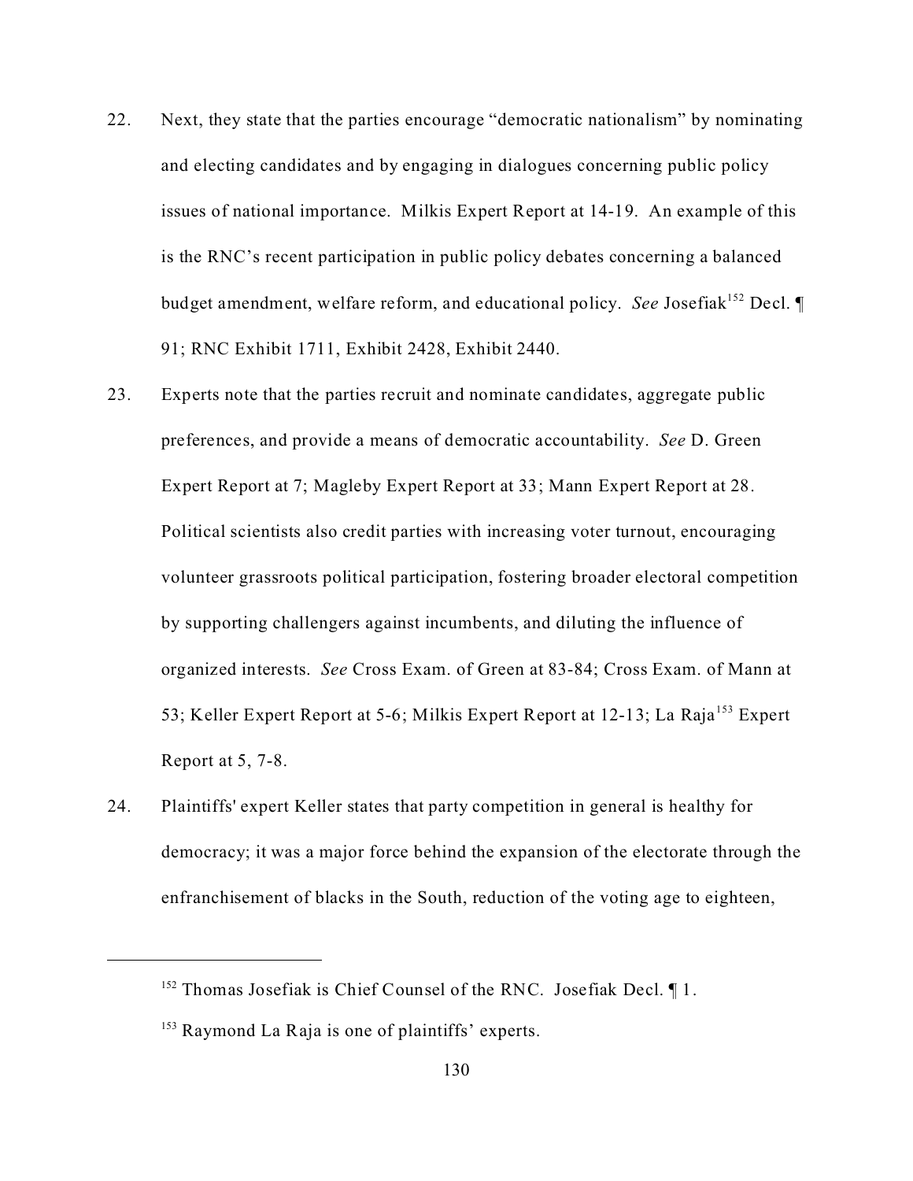22. Next, they state that the parties encourage "democratic nationalism" by nominating and electing candidates and by engaging in dialogues concerning public policy issues of national importance. Milkis Expert Report at 14-19. An example of this is the RNC's recent participation in public policy debates concerning a balanced budget amendment, welfare reform, and educational policy. *See* Josefiak[152] Decl. ¶ 91; RNC Exhibit 1711, Exhibit 2428, Exhibit 2440.

23. Experts note that the parties recruit and nominate candidates, aggregate public preferences, and provide a means of democratic accountability. *See* D. Green Expert Report at 7; Magleby Expert Report at 33; Mann Expert Report at 28. Political scientists also credit parties with increasing voter turnout, encouraging volunteer grassroots political participation, fostering broader electoral competition by supporting challengers against incumbents, and diluting the influence of organized interests. *See* Cross Exam. of Green at 83-84; Cross Exam. of Mann at 53; Keller Expert Report at 5-6; Milkis Expert Report at 12-13; La Raja[153] Expert Report at 5, 7-8.

24. Plaintiffs' expert Keller states that party competition in general is healthy for democracy; it was a major force behind the expansion of the electorate through the enfranchisement of blacks in the South, reduction of the voting age to eighteen,

---

[152] Thomas Josefiak is Chief Counsel of the RNC. Josefiak Decl. ¶ 1.

[153] Raymond La Raja is one of plaintiffs' experts.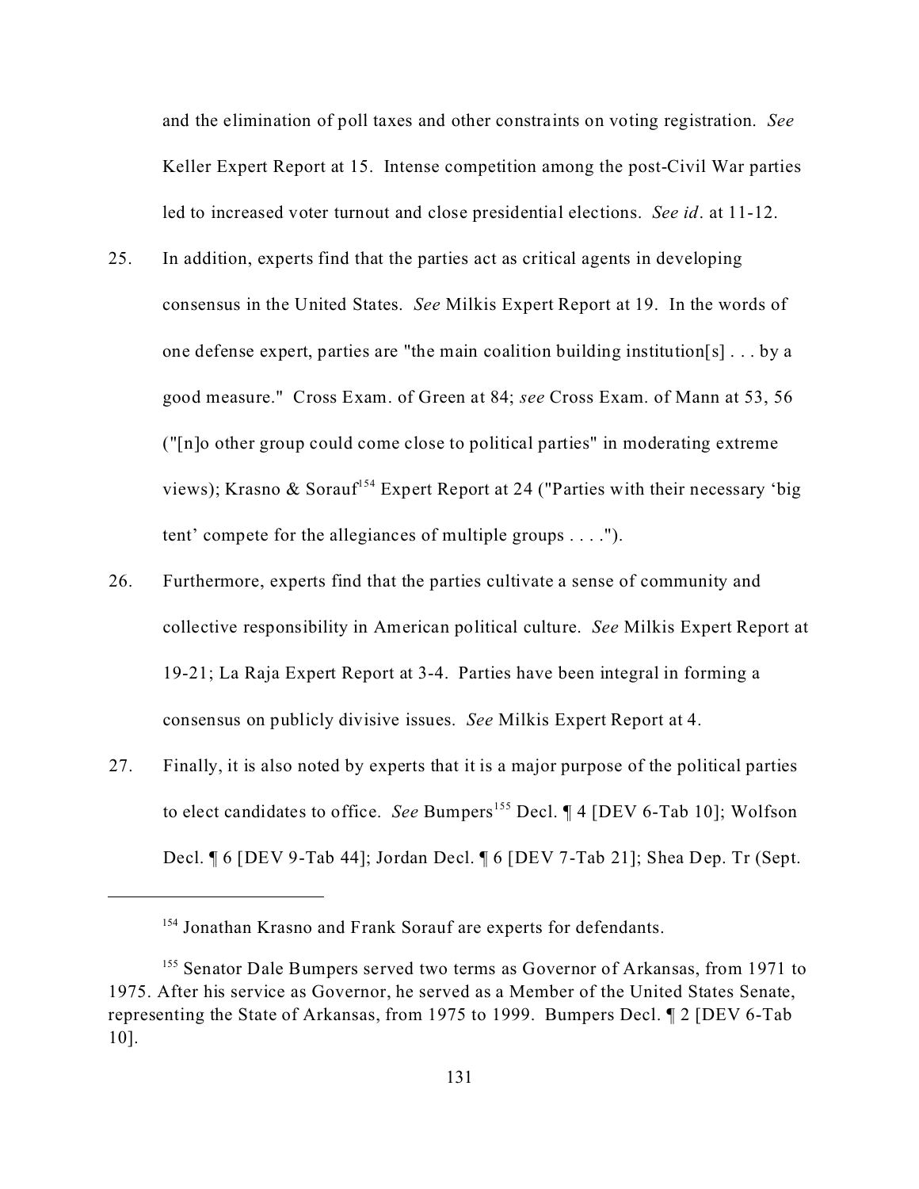and the elimination of poll taxes and other constraints on voting registration. *See* Keller Expert Report at 15. Intense competition among the post-Civil War parties led to increased voter turnout and close presidential elections. *See id*. at 11-12.

25. In addition, experts find that the parties act as critical agents in developing consensus in the United States. *See* Milkis Expert Report at 19. In the words of one defense expert, parties are "the main coalition building institution[s] . . . by a good measure." Cross Exam. of Green at 84; *see* Cross Exam. of Mann at 53, 56 ("[n]o other group could come close to political parties" in moderating extreme views); Krasno & Sorauf[154] Expert Report at 24 ("Parties with their necessary 'big tent' compete for the allegiances of multiple groups . . . .").

26. Furthermore, experts find that the parties cultivate a sense of community and collective responsibility in American political culture. *See* Milkis Expert Report at 19-21; La Raja Expert Report at 3-4. Parties have been integral in forming a consensus on publicly divisive issues. *See* Milkis Expert Report at 4.

27. Finally, it is also noted by experts that it is a major purpose of the political parties to elect candidates to office. *See* Bumpers[155] Decl. ¶ 4 [DEV 6-Tab 10]; Wolfson Decl. ¶ 6 [DEV 9-Tab 44]; Jordan Decl. ¶ 6 [DEV 7-Tab 21]; Shea Dep. Tr (Sept.

---

[154] Jonathan Krasno and Frank Sorauf are experts for defendants.

[155] Senator Dale Bumpers served two terms as Governor of Arkansas, from 1971 to 1975. After his service as Governor, he served as a Member of the United States Senate, representing the State of Arkansas, from 1975 to 1999. Bumpers Decl. ¶ 2 [DEV 6-Tab 10].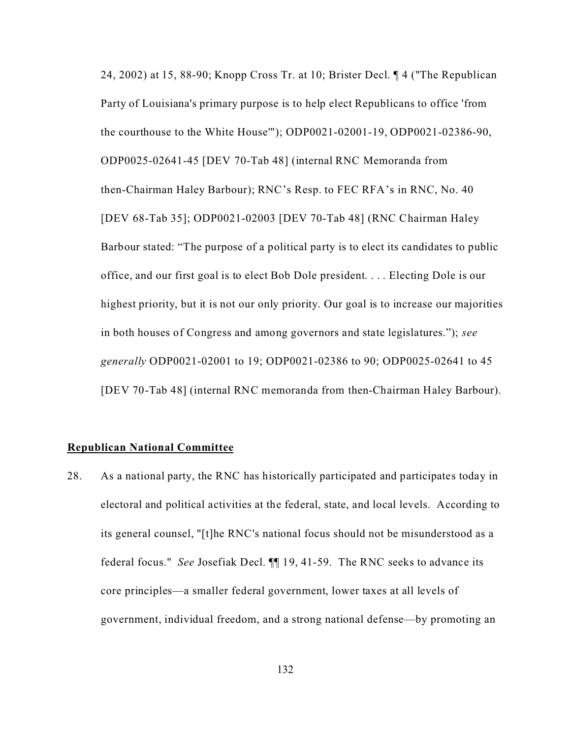24, 2002) at 15, 88-90; Knopp Cross Tr. at 10; Brister Decl. ¶ 4 ("The Republican Party of Louisiana's primary purpose is to help elect Republicans to office 'from the courthouse to the White House'"); ODP0021-02001-19, ODP0021-02386-90, ODP0025-02641-45 [DEV 70-Tab 48] (internal RNC Memoranda from then-Chairman Haley Barbour); RNC's Resp. to FEC RFA's in RNC, No. 40 [DEV 68-Tab 35]; ODP0021-02003 [DEV 70-Tab 48] (RNC Chairman Haley Barbour stated: "The purpose of a political party is to elect its candidates to public office, and our first goal is to elect Bob Dole president. . . . Electing Dole is our highest priority, but it is not our only priority. Our goal is to increase our majorities in both houses of Congress and among governors and state legislatures."); *see generally* ODP0021-02001 to 19; ODP0021-02386 to 90; ODP0025-02641 to 45 [DEV 70-Tab 48] (internal RNC memoranda from then-Chairman Haley Barbour).

**Republican National Committee**

28. As a national party, the RNC has historically participated and participates today in electoral and political activities at the federal, state, and local levels. According to its general counsel, "[t]he RNC's national focus should not be misunderstood as a federal focus." *See* Josefiak Decl. ¶¶ 19, 41-59. The RNC seeks to advance its core principles—a smaller federal government, lower taxes at all levels of government, individual freedom, and a strong national defense—by promoting an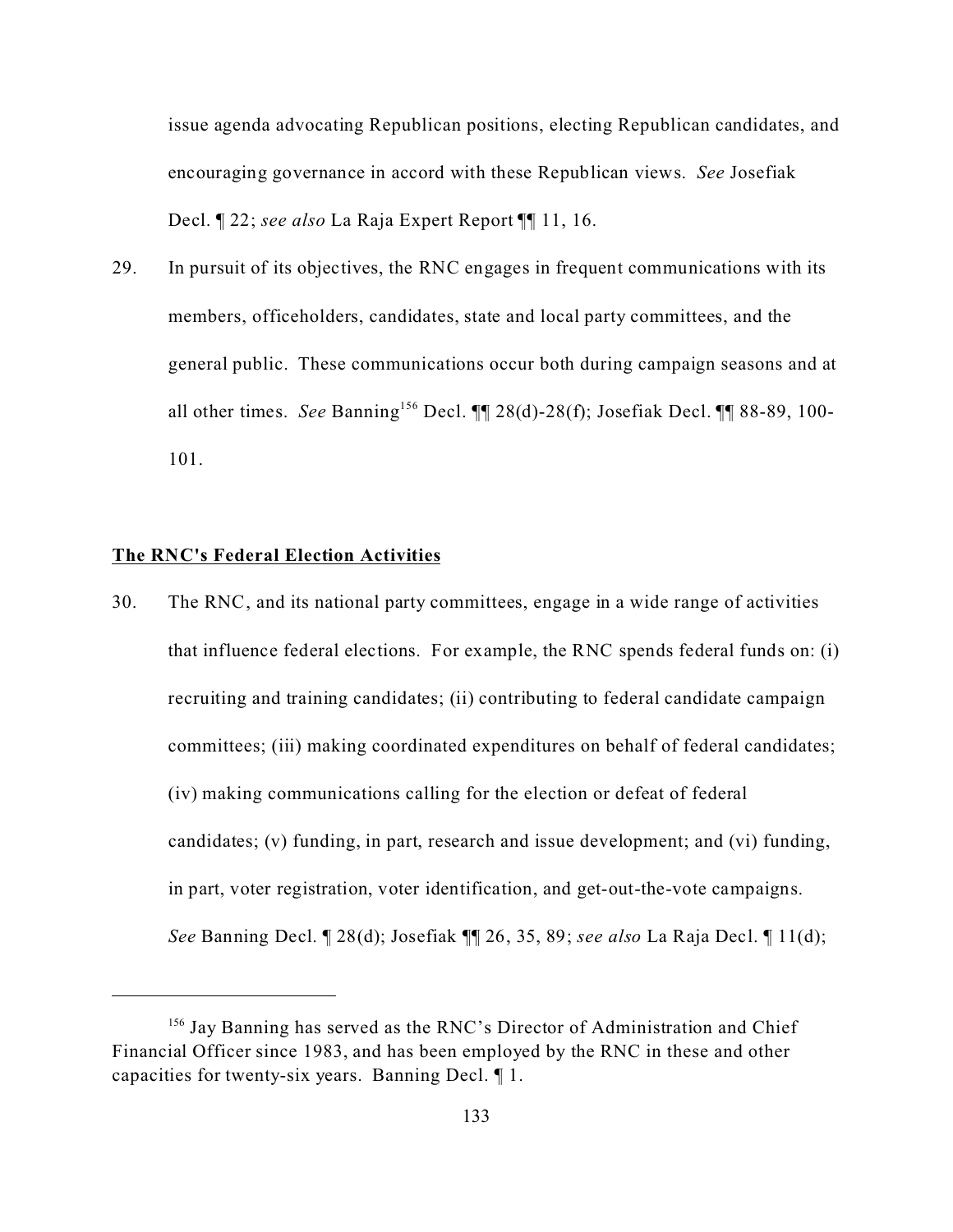issue agenda advocating Republican positions, electing Republican candidates, and encouraging governance in accord with these Republican views. *See* Josefiak Decl. ¶ 22; *see also* La Raja Expert Report ¶¶ 11, 16.

29. In pursuit of its objectives, the RNC engages in frequent communications with its members, officeholders, candidates, state and local party committees, and the general public. These communications occur both during campaign seasons and at all other times. *See* Banning[156] Decl. ¶¶ 28(d)-28(f); Josefiak Decl. ¶¶ 88-89, 100-101.

**The RNC's Federal Election Activities**

30. The RNC, and its national party committees, engage in a wide range of activities that influence federal elections. For example, the RNC spends federal funds on: (i) recruiting and training candidates; (ii) contributing to federal candidate campaign committees; (iii) making coordinated expenditures on behalf of federal candidates; (iv) making communications calling for the election or defeat of federal candidates; (v) funding, in part, research and issue development; and (vi) funding, in part, voter registration, voter identification, and get-out-the-vote campaigns. *See* Banning Decl. ¶ 28(d); Josefiak ¶¶ 26, 35, 89; *see also* La Raja Decl. ¶ 11(d);

---

[156] Jay Banning has served as the RNC's Director of Administration and Chief Financial Officer since 1983, and has been employed by the RNC in these and other capacities for twenty-six years. Banning Decl. ¶ 1.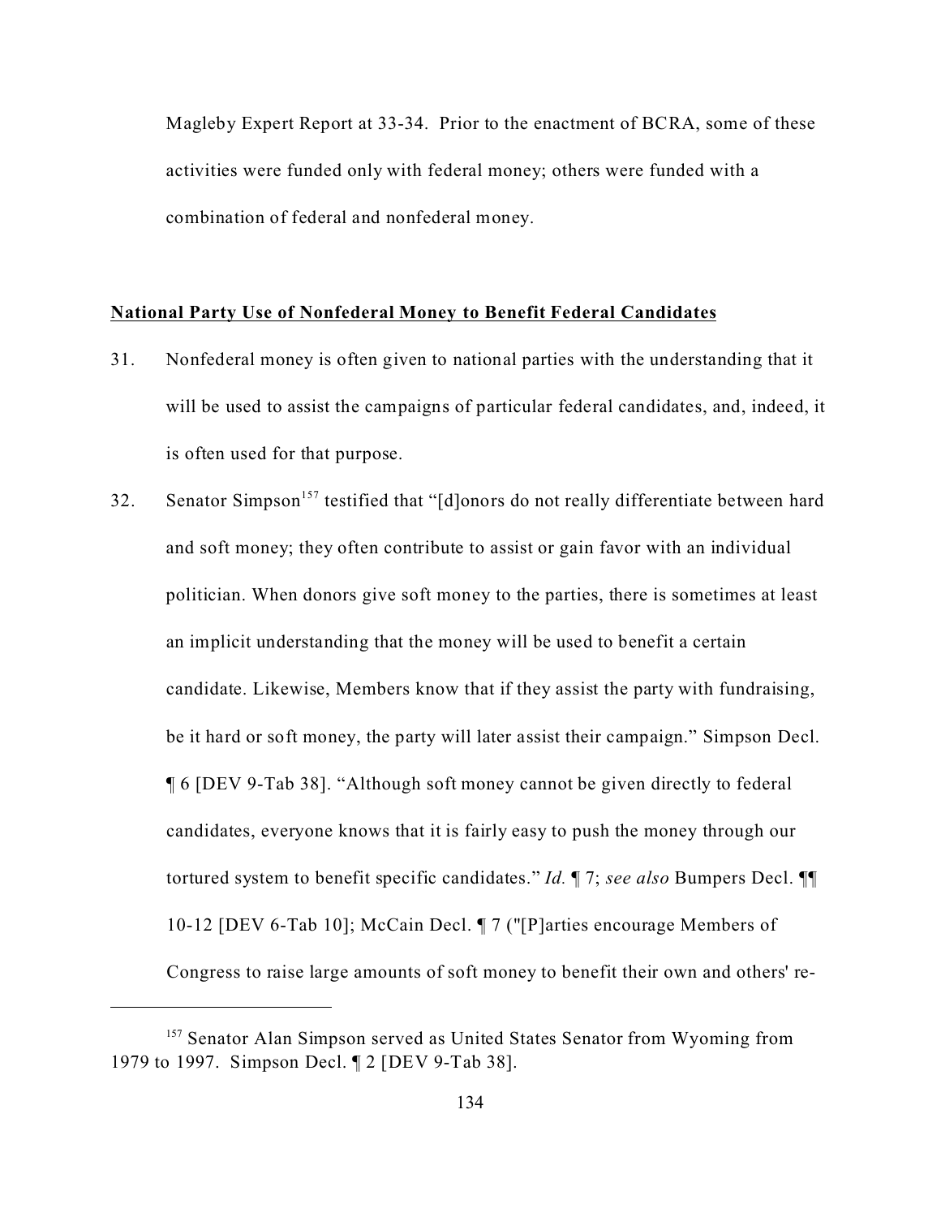Magleby Expert Report at 33-34. Prior to the enactment of BCRA, some of these activities were funded only with federal money; others were funded with a combination of federal and nonfederal money.

**National Party Use of Nonfederal Money to Benefit Federal Candidates**

31. Nonfederal money is often given to national parties with the understanding that it will be used to assist the campaigns of particular federal candidates, and, indeed, it is often used for that purpose.

32. Senator Simpson[157] testified that "[d]onors do not really differentiate between hard and soft money; they often contribute to assist or gain favor with an individual politician. When donors give soft money to the parties, there is sometimes at least an implicit understanding that the money will be used to benefit a certain candidate. Likewise, Members know that if they assist the party with fundraising, be it hard or soft money, the party will later assist their campaign." Simpson Decl. ¶ 6 [DEV 9-Tab 38]. "Although soft money cannot be given directly to federal candidates, everyone knows that it is fairly easy to push the money through our tortured system to benefit specific candidates." *Id.* ¶ 7; *see also* Bumpers Decl. ¶¶ 10-12 [DEV 6-Tab 10]; McCain Decl. ¶ 7 ("[P]arties encourage Members of Congress to raise large amounts of soft money to benefit their own and others' re-

---

[157] Senator Alan Simpson served as United States Senator from Wyoming from 1979 to 1997. Simpson Decl. ¶ 2 [DEV 9-Tab 38].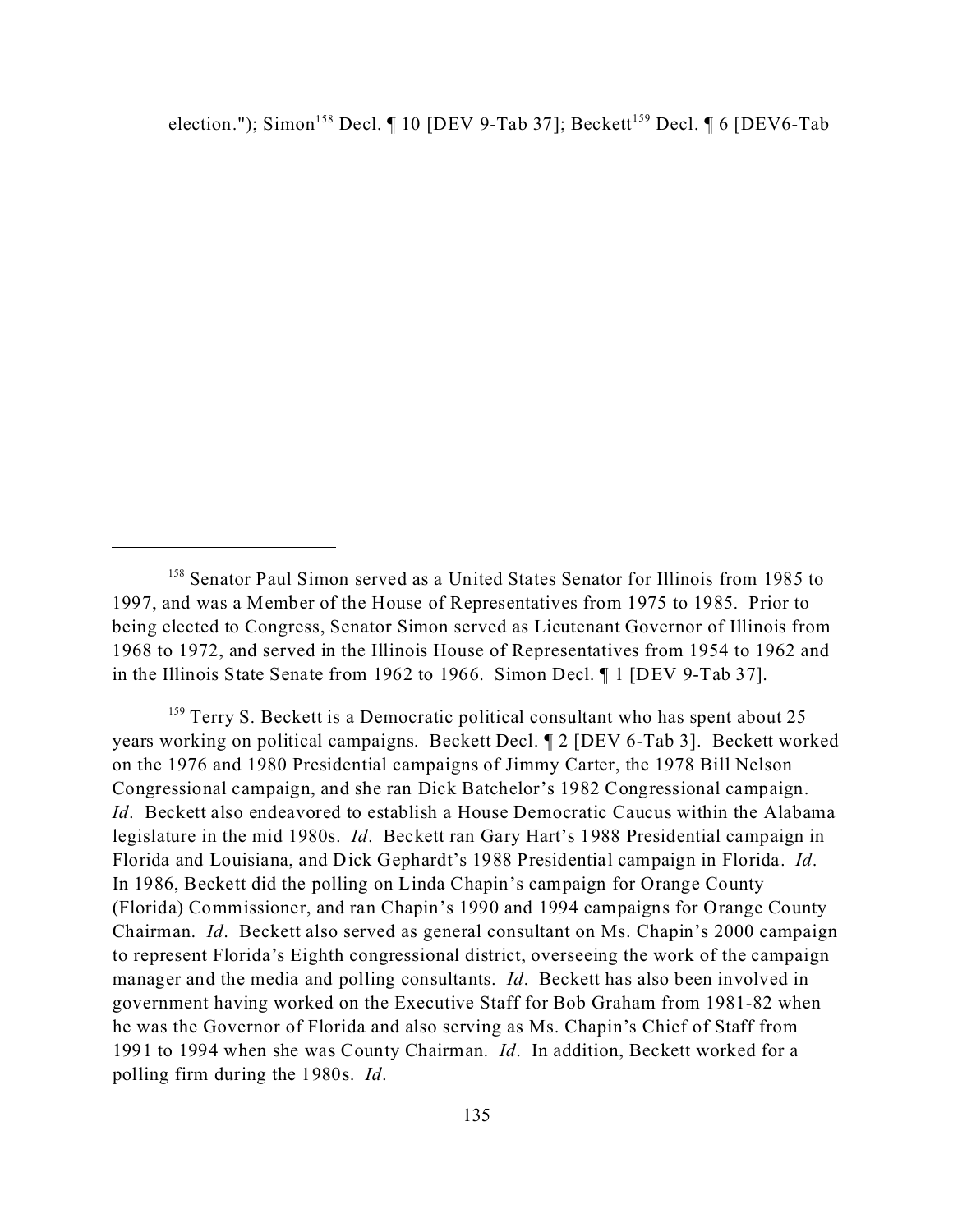election."); Simon[158] Decl. ¶ 10 [DEV 9-Tab 37]; Beckett[159] Decl. ¶ 6 [DEV6-Tab

---

[158] Senator Paul Simon served as a United States Senator for Illinois from 1985 to 1997, and was a Member of the House of Representatives from 1975 to 1985. Prior to being elected to Congress, Senator Simon served as Lieutenant Governor of Illinois from 1968 to 1972, and served in the Illinois House of Representatives from 1954 to 1962 and in the Illinois State Senate from 1962 to 1966. Simon Decl. ¶ 1 [DEV 9-Tab 37].

[159] Terry S. Beckett is a Democratic political consultant who has spent about 25 years working on political campaigns. Beckett Decl. ¶ 2 [DEV 6-Tab 3]. Beckett worked on the 1976 and 1980 Presidential campaigns of Jimmy Carter, the 1978 Bill Nelson Congressional campaign, and she ran Dick Batchelor's 1982 Congressional campaign. *Id*. Beckett also endeavored to establish a House Democratic Caucus within the Alabama legislature in the mid 1980s. *Id*. Beckett ran Gary Hart's 1988 Presidential campaign in Florida and Louisiana, and Dick Gephardt's 1988 Presidential campaign in Florida. *Id*. In 1986, Beckett did the polling on Linda Chapin's campaign for Orange County (Florida) Commissioner, and ran Chapin's 1990 and 1994 campaigns for Orange County Chairman. *Id*. Beckett also served as general consultant on Ms. Chapin's 2000 campaign to represent Florida's Eighth congressional district, overseeing the work of the campaign manager and the media and polling consultants. *Id*. Beckett has also been involved in government having worked on the Executive Staff for Bob Graham from 1981-82 when he was the Governor of Florida and also serving as Ms. Chapin's Chief of Staff from 1991 to 1994 when she was County Chairman. *Id*. In addition, Beckett worked for a polling firm during the 1980s. *Id*.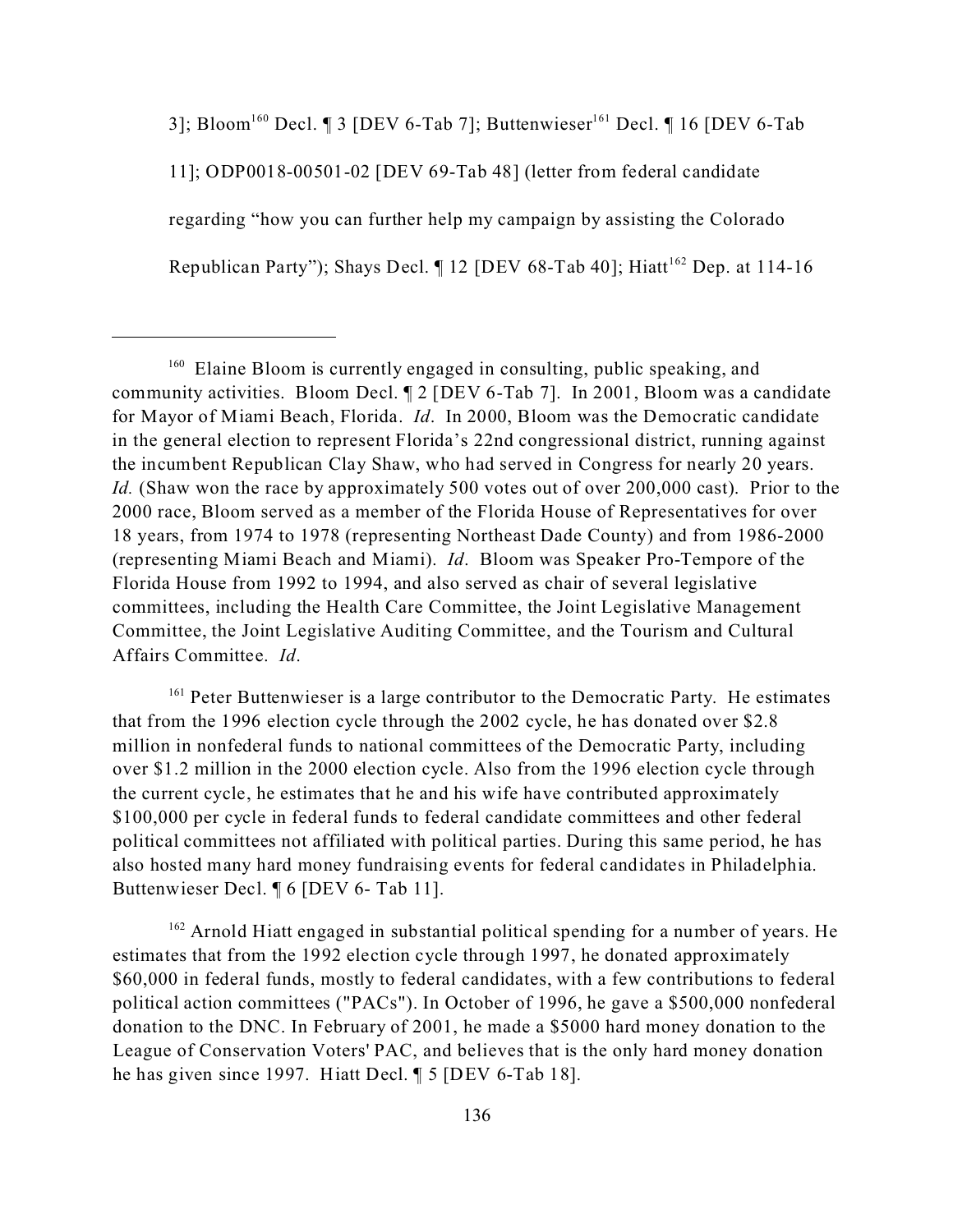3]; Bloom[160] Decl. ¶ 3 [DEV 6-Tab 7]; Buttenwieser[161] Decl. ¶ 16 [DEV 6-Tab 11]; ODP0018-00501-02 [DEV 69-Tab 48] (letter from federal candidate regarding "how you can further help my campaign by assisting the Colorado Republican Party"); Shays Decl. ¶ 12 [DEV 68-Tab 40]; Hiatt[162] Dep. at 114-16

---

[160] Elaine Bloom is currently engaged in consulting, public speaking, and community activities. Bloom Decl. ¶ 2 [DEV 6-Tab 7]. In 2001, Bloom was a candidate for Mayor of Miami Beach, Florida. *Id*. In 2000, Bloom was the Democratic candidate in the general election to represent Florida's 22nd congressional district, running against the incumbent Republican Clay Shaw, who had served in Congress for nearly 20 years. *Id.* (Shaw won the race by approximately 500 votes out of over 200,000 cast). Prior to the 2000 race, Bloom served as a member of the Florida House of Representatives for over 18 years, from 1974 to 1978 (representing Northeast Dade County) and from 1986-2000 (representing Miami Beach and Miami). *Id*. Bloom was Speaker Pro-Tempore of the Florida House from 1992 to 1994, and also served as chair of several legislative committees, including the Health Care Committee, the Joint Legislative Management Committee, the Joint Legislative Auditing Committee, and the Tourism and Cultural Affairs Committee. *Id*.

[161] Peter Buttenwieser is a large contributor to the Democratic Party. He estimates that from the 1996 election cycle through the 2002 cycle, he has donated over $2.8 million in nonfederal funds to national committees of the Democratic Party, including over $1.2 million in the 2000 election cycle. Also from the 1996 election cycle through the current cycle, he estimates that he and his wife have contributed approximately $100,000 per cycle in federal funds to federal candidate committees and other federal political committees not affiliated with political parties. During this same period, he has also hosted many hard money fundraising events for federal candidates in Philadelphia. Buttenwieser Decl. ¶ 6 [DEV 6- Tab 11].

[162] Arnold Hiatt engaged in substantial political spending for a number of years. He estimates that from the 1992 election cycle through 1997, he donated approximately $60,000 in federal funds, mostly to federal candidates, with a few contributions to federal political action committees ("PACs"). In October of 1996, he gave a $500,000 nonfederal donation to the DNC. In February of 2001, he made a $5000 hard money donation to the League of Conservation Voters' PAC, and believes that is the only hard money donation he has given since 1997. Hiatt Decl. ¶ 5 [DEV 6-Tab 18].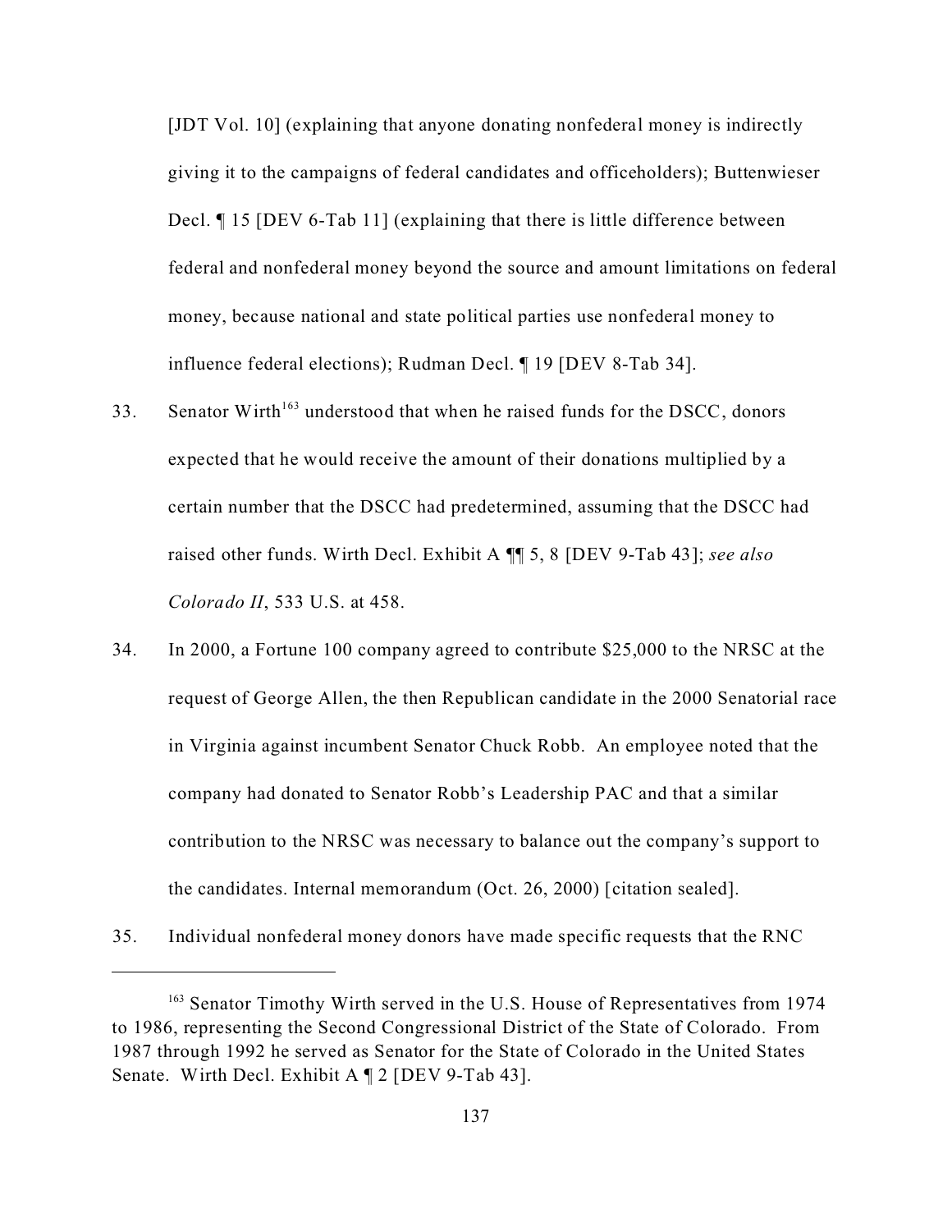[JDT Vol. 10] (explaining that anyone donating nonfederal money is indirectly giving it to the campaigns of federal candidates and officeholders); Buttenwieser Decl. ¶ 15 [DEV 6-Tab 11] (explaining that there is little difference between federal and nonfederal money beyond the source and amount limitations on federal money, because national and state political parties use nonfederal money to influence federal elections); Rudman Decl. ¶ 19 [DEV 8-Tab 34].

33. Senator Wirth[163] understood that when he raised funds for the DSCC, donors expected that he would receive the amount of their donations multiplied by a certain number that the DSCC had predetermined, assuming that the DSCC had raised other funds. Wirth Decl. Exhibit A ¶¶ 5, 8 [DEV 9-Tab 43]; *see also Colorado II*, 533 U.S. at 458.

34. In 2000, a Fortune 100 company agreed to contribute $25,000 to the NRSC at the request of George Allen, the then Republican candidate in the 2000 Senatorial race in Virginia against incumbent Senator Chuck Robb. An employee noted that the company had donated to Senator Robb's Leadership PAC and that a similar contribution to the NRSC was necessary to balance out the company's support to the candidates. Internal memorandum (Oct. 26, 2000) [citation sealed].

35. Individual nonfederal money donors have made specific requests that the RNC

---

[163] Senator Timothy Wirth served in the U.S. House of Representatives from 1974 to 1986, representing the Second Congressional District of the State of Colorado. From 1987 through 1992 he served as Senator for the State of Colorado in the United States Senate. Wirth Decl. Exhibit A ¶ 2 [DEV 9-Tab 43].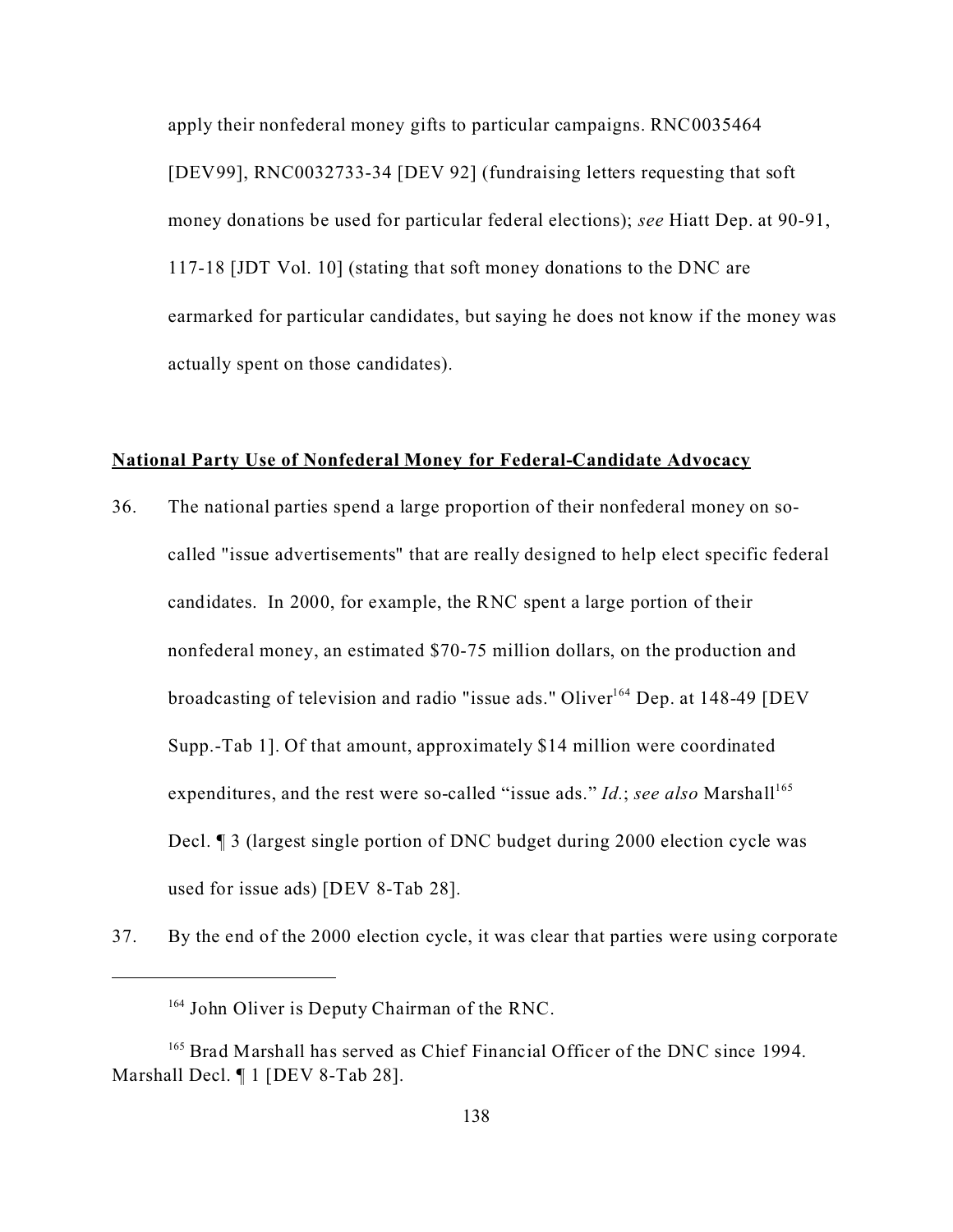apply their nonfederal money gifts to particular campaigns. RNC0035464 [DEV99], RNC0032733-34 [DEV 92] (fundraising letters requesting that soft money donations be used for particular federal elections); *see* Hiatt Dep. at 90-91, 117-18 [JDT Vol. 10] (stating that soft money donations to the DNC are earmarked for particular candidates, but saying he does not know if the money was actually spent on those candidates).

**National Party Use of Nonfederal Money for Federal-Candidate Advocacy**

36. The national parties spend a large proportion of their nonfederal money on so-called "issue advertisements" that are really designed to help elect specific federal candidates. In 2000, for example, the RNC spent a large portion of their nonfederal money, an estimated $70-75 million dollars, on the production and broadcasting of television and radio "issue ads." Oliver[164] Dep. at 148-49 [DEV Supp.-Tab 1]. Of that amount, approximately $14 million were coordinated expenditures, and the rest were so-called "issue ads." *Id.*; *see also* Marshall[165] Decl. ¶ 3 (largest single portion of DNC budget during 2000 election cycle was used for issue ads) [DEV 8-Tab 28].

37. By the end of the 2000 election cycle, it was clear that parties were using corporate

---

[164] John Oliver is Deputy Chairman of the RNC.

[165] Brad Marshall has served as Chief Financial Officer of the DNC since 1994. Marshall Decl. ¶ 1 [DEV 8-Tab 28].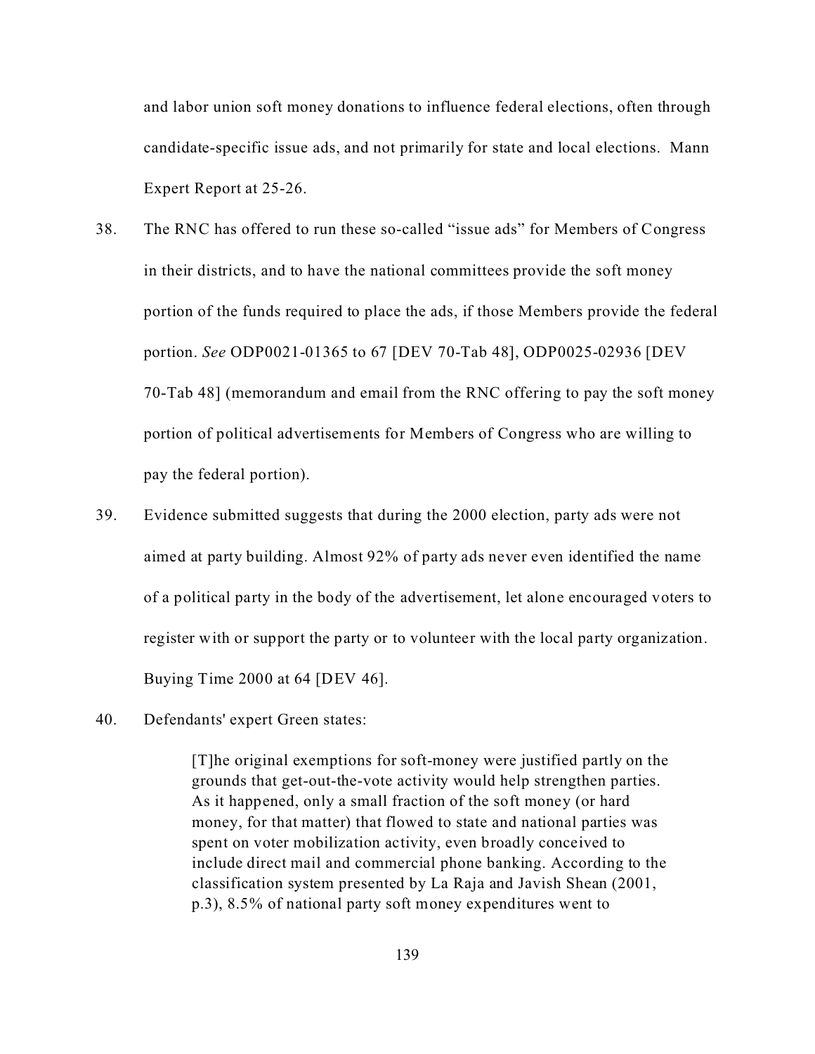and labor union soft money donations to influence federal elections, often through candidate-specific issue ads, and not primarily for state and local elections. Mann Expert Report at 25-26.

38. The RNC has offered to run these so-called "issue ads" for Members of Congress in their districts, and to have the national committees provide the soft money portion of the funds required to place the ads, if those Members provide the federal portion. *See* ODP0021-01365 to 67 [DEV 70-Tab 48], ODP0025-02936 [DEV 70-Tab 48] (memorandum and email from the RNC offering to pay the soft money portion of political advertisements for Members of Congress who are willing to pay the federal portion).

39. Evidence submitted suggests that during the 2000 election, party ads were not aimed at party building. Almost 92% of party ads never even identified the name of a political party in the body of the advertisement, let alone encouraged voters to register with or support the party or to volunteer with the local party organization. Buying Time 2000 at 64 [DEV 46].

40. Defendants' expert Green states:

> [T]he original exemptions for soft-money were justified partly on the grounds that get-out-the-vote activity would help strengthen parties. As it happened, only a small fraction of the soft money (or hard money, for that matter) that flowed to state and national parties was spent on voter mobilization activity, even broadly conceived to include direct mail and commercial phone banking. According to the classification system presented by La Raja and Javish Shean (2001, p.3), 8.5% of national party soft money expenditures went to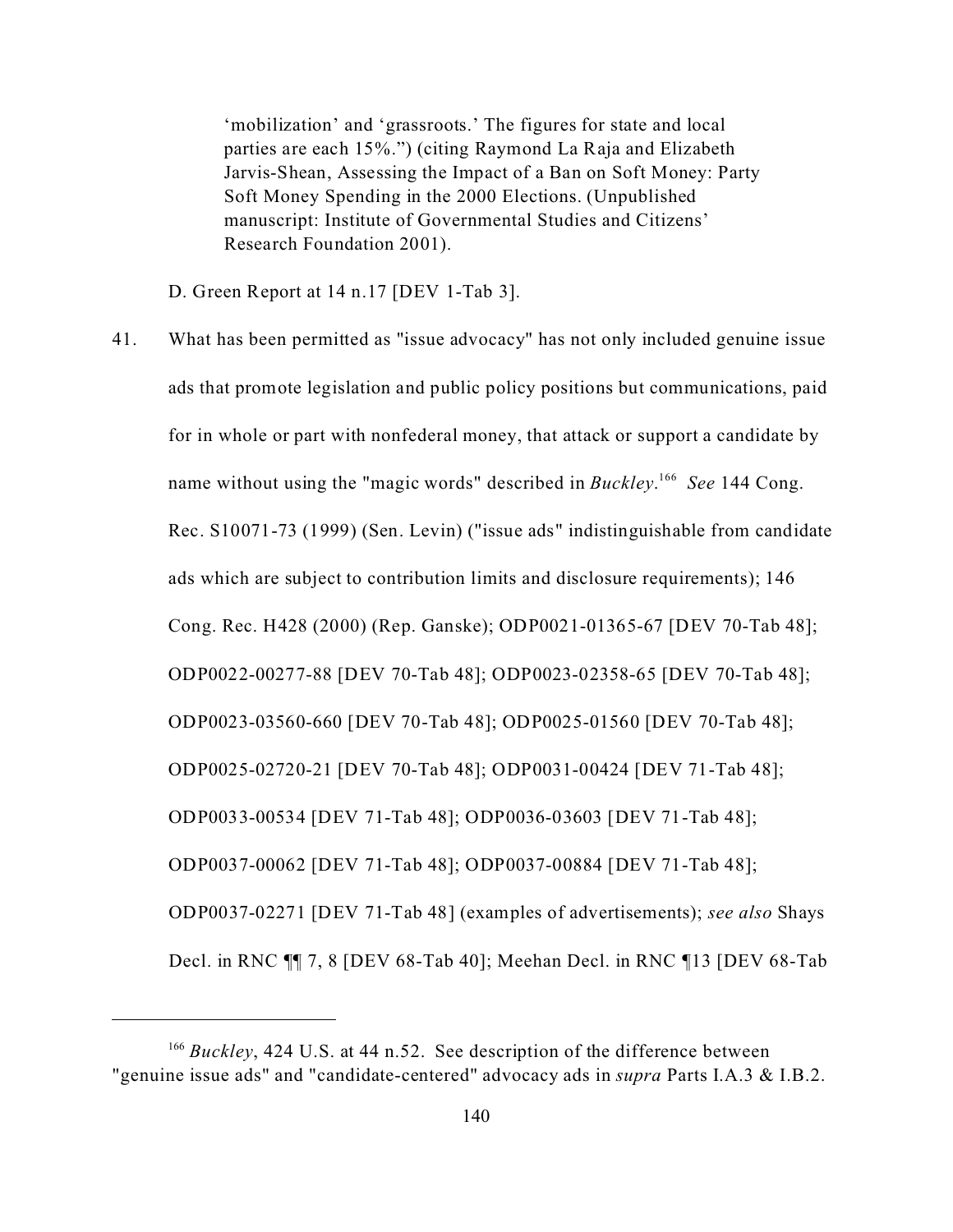> 'mobilization' and 'grassroots.' The figures for state and local parties are each 15%.") (citing Raymond La Raja and Elizabeth Jarvis-Shean, Assessing the Impact of a Ban on Soft Money: Party Soft Money Spending in the 2000 Elections. (Unpublished manuscript: Institute of Governmental Studies and Citizens' Research Foundation 2001).

D. Green Report at 14 n.17 [DEV 1-Tab 3].

41. What has been permitted as "issue advocacy" has not only included genuine issue ads that promote legislation and public policy positions but communications, paid for in whole or part with nonfederal money, that attack or support a candidate by name without using the "magic words" described in *Buckley*.[166] *See* 144 Cong. Rec. S10071-73 (1999) (Sen. Levin) ("issue ads" indistinguishable from candidate ads which are subject to contribution limits and disclosure requirements); 146 Cong. Rec. H428 (2000) (Rep. Ganske); ODP0021-01365-67 [DEV 70-Tab 48]; ODP0022-00277-88 [DEV 70-Tab 48]; ODP0023-02358-65 [DEV 70-Tab 48]; ODP0023-03560-660 [DEV 70-Tab 48]; ODP0025-01560 [DEV 70-Tab 48]; ODP0025-02720-21 [DEV 70-Tab 48]; ODP0031-00424 [DEV 71-Tab 48]; ODP0033-00534 [DEV 71-Tab 48]; ODP0036-03603 [DEV 71-Tab 48]; ODP0037-00062 [DEV 71-Tab 48]; ODP0037-00884 [DEV 71-Tab 48]; ODP0037-02271 [DEV 71-Tab 48] (examples of advertisements); *see also* Shays Decl. in RNC ¶¶ 7, 8 [DEV 68-Tab 40]; Meehan Decl. in RNC ¶13 [DEV 68-Tab

---

[166] *Buckley*, 424 U.S. at 44 n.52. See description of the difference between "genuine issue ads" and "candidate-centered" advocacy ads in *supra* Parts I.A.3 & I.B.2.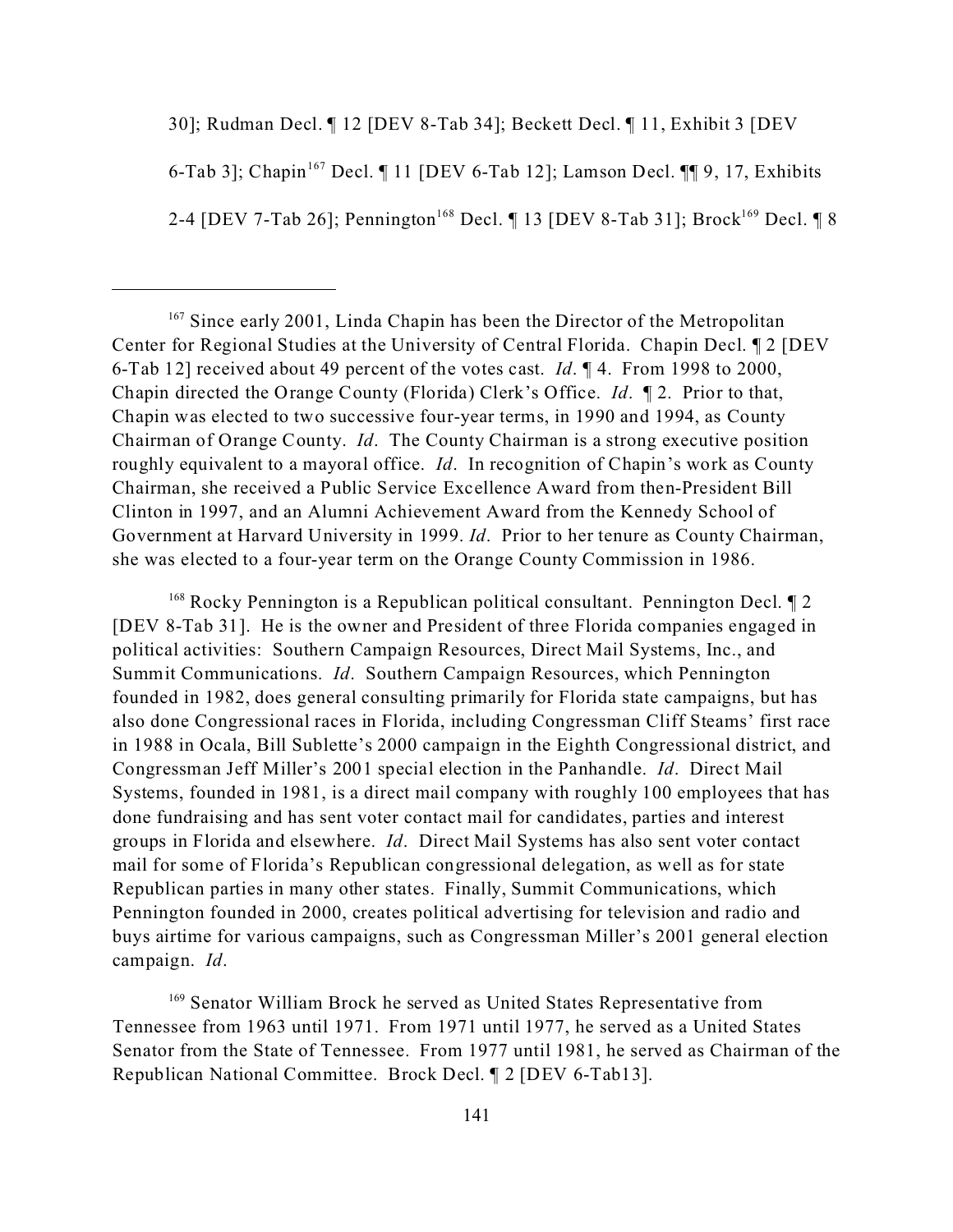30]; Rudman Decl. ¶ 12 [DEV 8-Tab 34]; Beckett Decl. ¶ 11, Exhibit 3 [DEV 6-Tab 3]; Chapin[167] Decl. ¶ 11 [DEV 6-Tab 12]; Lamson Decl. ¶¶ 9, 17, Exhibits 2-4 [DEV 7-Tab 26]; Pennington[168] Decl. ¶ 13 [DEV 8-Tab 31]; Brock[169] Decl. ¶ 8

---

[167] Since early 2001, Linda Chapin has been the Director of the Metropolitan Center for Regional Studies at the University of Central Florida. Chapin Decl. ¶ 2 [DEV 6-Tab 12] received about 49 percent of the votes cast. *Id*. ¶ 4. From 1998 to 2000, Chapin directed the Orange County (Florida) Clerk's Office. *Id*. ¶ 2. Prior to that, Chapin was elected to two successive four-year terms, in 1990 and 1994, as County Chairman of Orange County. *Id*. The County Chairman is a strong executive position roughly equivalent to a mayoral office. *Id*. In recognition of Chapin's work as County Chairman, she received a Public Service Excellence Award from then-President Bill Clinton in 1997, and an Alumni Achievement Award from the Kennedy School of Government at Harvard University in 1999. *Id*. Prior to her tenure as County Chairman, she was elected to a four-year term on the Orange County Commission in 1986.

[168] Rocky Pennington is a Republican political consultant. Pennington Decl. ¶ 2 [DEV 8-Tab 31]. He is the owner and President of three Florida companies engaged in political activities: Southern Campaign Resources, Direct Mail Systems, Inc., and Summit Communications. *Id*. Southern Campaign Resources, which Pennington founded in 1982, does general consulting primarily for Florida state campaigns, but has also done Congressional races in Florida, including Congressman Cliff Steams' first race in 1988 in Ocala, Bill Sublette's 2000 campaign in the Eighth Congressional district, and Congressman Jeff Miller's 2001 special election in the Panhandle. *Id*. Direct Mail Systems, founded in 1981, is a direct mail company with roughly 100 employees that has done fundraising and has sent voter contact mail for candidates, parties and interest groups in Florida and elsewhere. *Id*. Direct Mail Systems has also sent voter contact mail for some of Florida's Republican congressional delegation, as well as for state Republican parties in many other states. Finally, Summit Communications, which Pennington founded in 2000, creates political advertising for television and radio and buys airtime for various campaigns, such as Congressman Miller's 2001 general election campaign. *Id*.

[169] Senator William Brock he served as United States Representative from Tennessee from 1963 until 1971. From 1971 until 1977, he served as a United States Senator from the State of Tennessee. From 1977 until 1981, he served as Chairman of the Republican National Committee. Brock Decl. ¶ 2 [DEV 6-Tab13].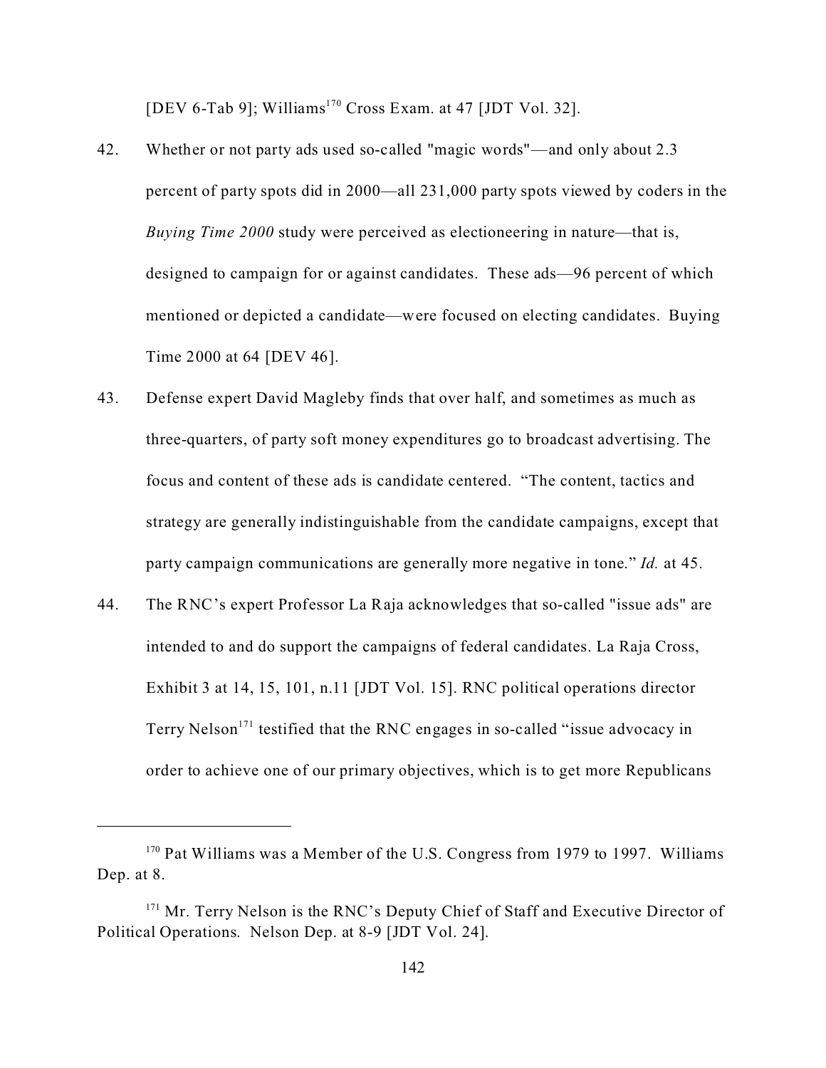[DEV 6-Tab 9]; Williams[170] Cross Exam. at 47 [JDT Vol. 32].

42. Whether or not party ads used so-called "magic words"—and only about 2.3 percent of party spots did in 2000—all 231,000 party spots viewed by coders in the *Buying Time 2000* study were perceived as electioneering in nature—that is, designed to campaign for or against candidates. These ads—96 percent of which mentioned or depicted a candidate—were focused on electing candidates. Buying Time 2000 at 64 [DEV 46].

43. Defense expert David Magleby finds that over half, and sometimes as much as three-quarters, of party soft money expenditures go to broadcast advertising. The focus and content of these ads is candidate centered. "The content, tactics and strategy are generally indistinguishable from the candidate campaigns, except that party campaign communications are generally more negative in tone." *Id.* at 45.

44. The RNC's expert Professor La Raja acknowledges that so-called "issue ads" are intended to and do support the campaigns of federal candidates. La Raja Cross, Exhibit 3 at 14, 15, 101, n.11 [JDT Vol. 15]. RNC political operations director Terry Nelson[171] testified that the RNC engages in so-called "issue advocacy in order to achieve one of our primary objectives, which is to get more Republicans

---

[170] Pat Williams was a Member of the U.S. Congress from 1979 to 1997. Williams Dep. at 8.

[171] Mr. Terry Nelson is the RNC's Deputy Chief of Staff and Executive Director of Political Operations. Nelson Dep. at 8-9 [JDT Vol. 24].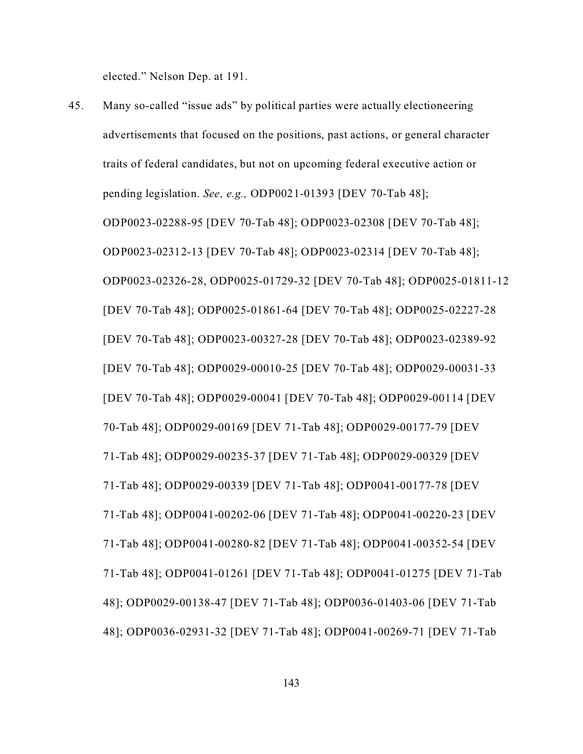elected." Nelson Dep. at 191.

45. Many so-called "issue ads" by political parties were actually electioneering advertisements that focused on the positions, past actions, or general character traits of federal candidates, but not on upcoming federal executive action or pending legislation. *See, e.g.,* ODP0021-01393 [DEV 70-Tab 48]; ODP0023-02288-95 [DEV 70-Tab 48]; ODP0023-02308 [DEV 70-Tab 48]; ODP0023-02312-13 [DEV 70-Tab 48]; ODP0023-02314 [DEV 70-Tab 48]; ODP0023-02326-28, ODP0025-01729-32 [DEV 70-Tab 48]; ODP0025-01811-12 [DEV 70-Tab 48]; ODP0025-01861-64 [DEV 70-Tab 48]; ODP0025-02227-28 [DEV 70-Tab 48]; ODP0023-00327-28 [DEV 70-Tab 48]; ODP0023-02389-92 [DEV 70-Tab 48]; ODP0029-00010-25 [DEV 70-Tab 48]; ODP0029-00031-33 [DEV 70-Tab 48]; ODP0029-00041 [DEV 70-Tab 48]; ODP0029-00114 [DEV 70-Tab 48]; ODP0029-00169 [DEV 71-Tab 48]; ODP0029-00177-79 [DEV 71-Tab 48]; ODP0029-00235-37 [DEV 71-Tab 48]; ODP0029-00329 [DEV 71-Tab 48]; ODP0029-00339 [DEV 71-Tab 48]; ODP0041-00177-78 [DEV 71-Tab 48]; ODP0041-00202-06 [DEV 71-Tab 48]; ODP0041-00220-23 [DEV 71-Tab 48]; ODP0041-00280-82 [DEV 71-Tab 48]; ODP0041-00352-54 [DEV 71-Tab 48]; ODP0041-01261 [DEV 71-Tab 48]; ODP0041-01275 [DEV 71-Tab 48]; ODP0029-00138-47 [DEV 71-Tab 48]; ODP0036-01403-06 [DEV 71-Tab 48]; ODP0036-02931-32 [DEV 71-Tab 48]; ODP0041-00269-71 [DEV 71-Tab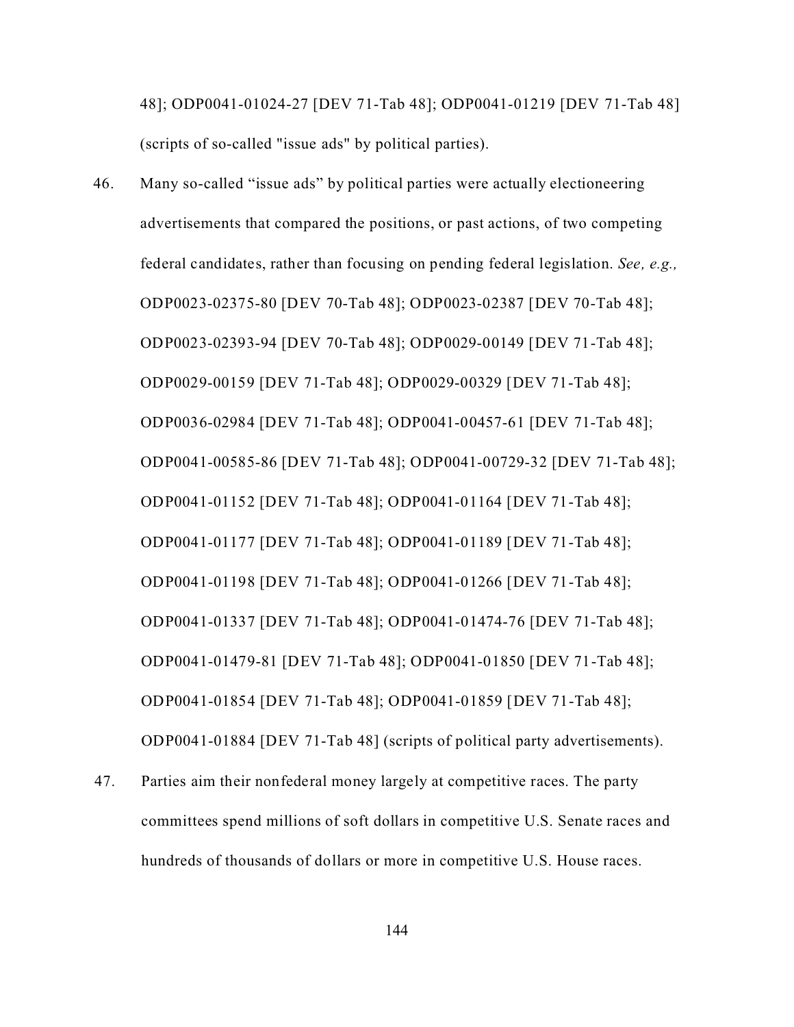48]; ODP0041-01024-27 [DEV 71-Tab 48]; ODP0041-01219 [DEV 71-Tab 48] (scripts of so-called "issue ads" by political parties).

46. Many so-called “issue ads” by political parties were actually electioneering advertisements that compared the positions, or past actions, of two competing federal candidates, rather than focusing on pending federal legislation. *See, e.g.,* ODP0023-02375-80 [DEV 70-Tab 48]; ODP0023-02387 [DEV 70-Tab 48]; ODP0023-02393-94 [DEV 70-Tab 48]; ODP0029-00149 [DEV 71-Tab 48]; ODP0029-00159 [DEV 71-Tab 48]; ODP0029-00329 [DEV 71-Tab 48]; ODP0036-02984 [DEV 71-Tab 48]; ODP0041-00457-61 [DEV 71-Tab 48]; ODP0041-00585-86 [DEV 71-Tab 48]; ODP0041-00729-32 [DEV 71-Tab 48]; ODP0041-01152 [DEV 71-Tab 48]; ODP0041-01164 [DEV 71-Tab 48]; ODP0041-01177 [DEV 71-Tab 48]; ODP0041-01189 [DEV 71-Tab 48]; ODP0041-01198 [DEV 71-Tab 48]; ODP0041-01266 [DEV 71-Tab 48]; ODP0041-01337 [DEV 71-Tab 48]; ODP0041-01474-76 [DEV 71-Tab 48]; ODP0041-01479-81 [DEV 71-Tab 48]; ODP0041-01850 [DEV 71-Tab 48]; ODP0041-01854 [DEV 71-Tab 48]; ODP0041-01859 [DEV 71-Tab 48]; ODP0041-01884 [DEV 71-Tab 48] (scripts of political party advertisements).

47. Parties aim their nonfederal money largely at competitive races. The party committees spend millions of soft dollars in competitive U.S. Senate races and hundreds of thousands of dollars or more in competitive U.S. House races.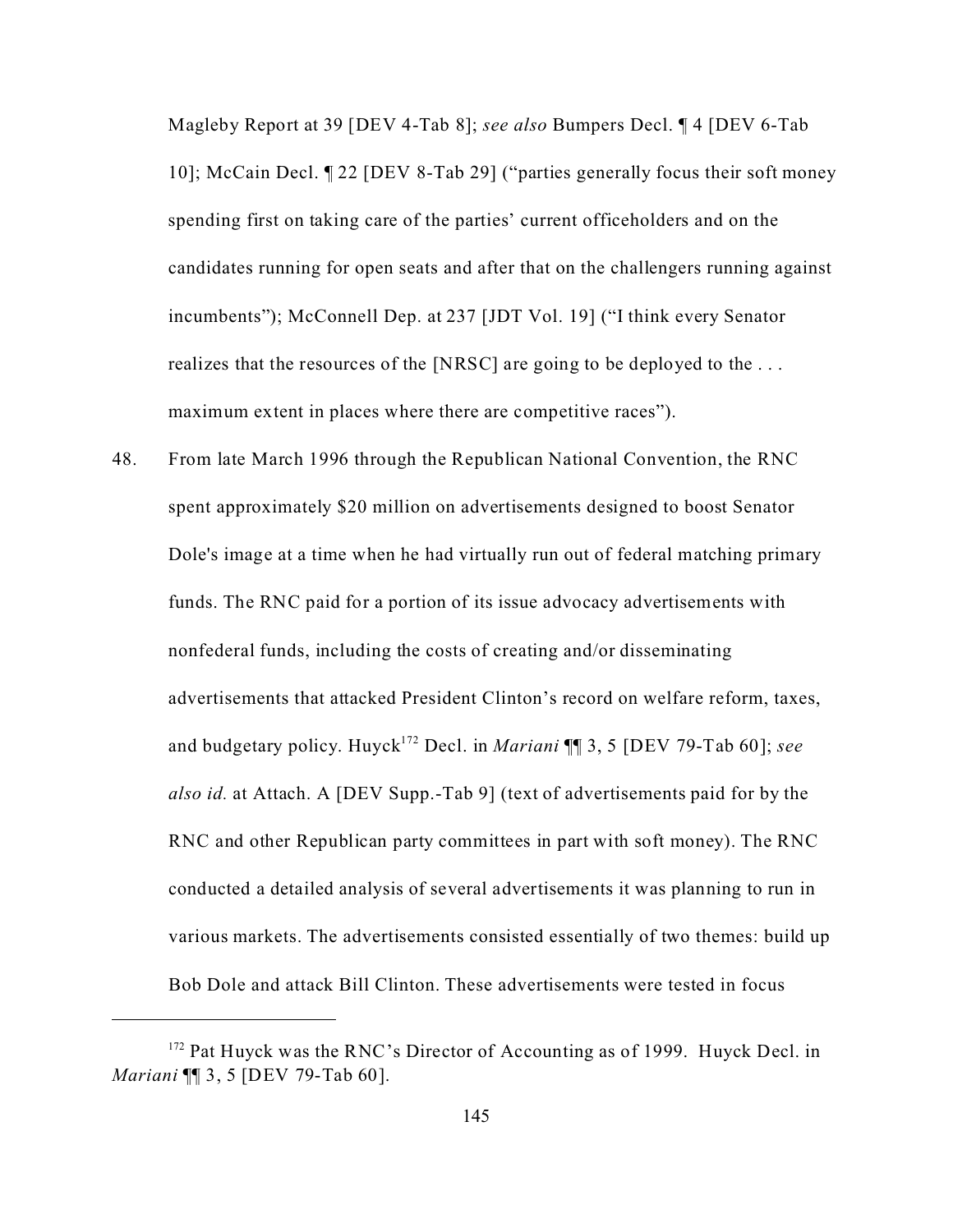Magleby Report at 39 [DEV 4-Tab 8]; *see also* Bumpers Decl. ¶ 4 [DEV 6-Tab 10]; McCain Decl. ¶ 22 [DEV 8-Tab 29] ("parties generally focus their soft money spending first on taking care of the parties' current officeholders and on the candidates running for open seats and after that on the challengers running against incumbents"); McConnell Dep. at 237 [JDT Vol. 19] ("I think every Senator realizes that the resources of the [NRSC] are going to be deployed to the . . . maximum extent in places where there are competitive races").

48. From late March 1996 through the Republican National Convention, the RNC spent approximately $20 million on advertisements designed to boost Senator Dole's image at a time when he had virtually run out of federal matching primary funds. The RNC paid for a portion of its issue advocacy advertisements with nonfederal funds, including the costs of creating and/or disseminating advertisements that attacked President Clinton's record on welfare reform, taxes, and budgetary policy. Huyck[172] Decl. in *Mariani* ¶¶ 3, 5 [DEV 79-Tab 60]; *see also id.* at Attach. A [DEV Supp.-Tab 9] (text of advertisements paid for by the RNC and other Republican party committees in part with soft money). The RNC conducted a detailed analysis of several advertisements it was planning to run in various markets. The advertisements consisted essentially of two themes: build up Bob Dole and attack Bill Clinton. These advertisements were tested in focus

[172] Pat Huyck was the RNC's Director of Accounting as of 1999. Huyck Decl. in *Mariani* ¶¶ 3, 5 [DEV 79-Tab 60].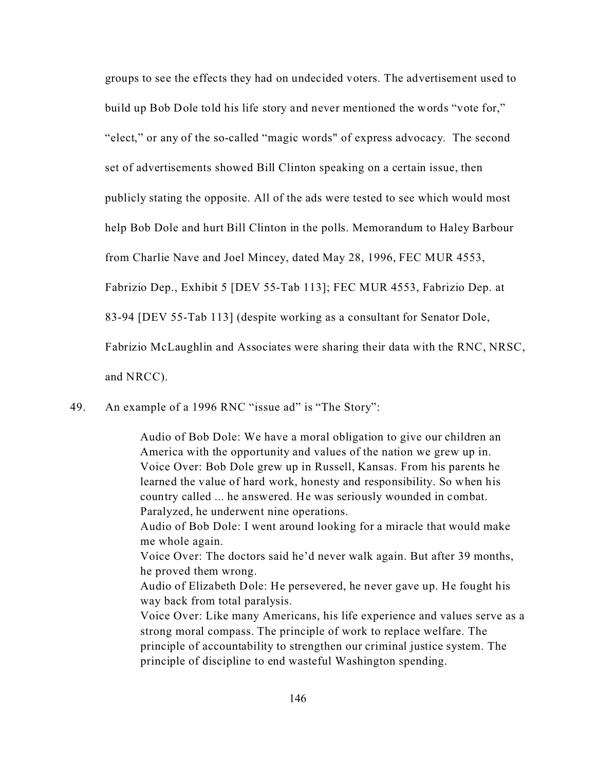groups to see the effects they had on undecided voters. The advertisement used to build up Bob Dole told his life story and never mentioned the words "vote for," "elect," or any of the so-called "magic words" of express advocacy. The second set of advertisements showed Bill Clinton speaking on a certain issue, then publicly stating the opposite. All of the ads were tested to see which would most help Bob Dole and hurt Bill Clinton in the polls. Memorandum to Haley Barbour from Charlie Nave and Joel Mincey, dated May 28, 1996, FEC MUR 4553, Fabrizio Dep., Exhibit 5 [DEV 55-Tab 113]; FEC MUR 4553, Fabrizio Dep. at 83-94 [DEV 55-Tab 113] (despite working as a consultant for Senator Dole, Fabrizio McLaughlin and Associates were sharing their data with the RNC, NRSC, and NRCC).

49. An example of a 1996 RNC "issue ad" is "The Story":

> Audio of Bob Dole: We have a moral obligation to give our children an America with the opportunity and values of the nation we grew up in.
> Voice Over: Bob Dole grew up in Russell, Kansas. From his parents he learned the value of hard work, honesty and responsibility. So when his country called ... he answered. He was seriously wounded in combat. Paralyzed, he underwent nine operations.
> Audio of Bob Dole: I went around looking for a miracle that would make me whole again.
> Voice Over: The doctors said he'd never walk again. But after 39 months, he proved them wrong.
> Audio of Elizabeth Dole: He persevered, he never gave up. He fought his way back from total paralysis.
> Voice Over: Like many Americans, his life experience and values serve as a strong moral compass. The principle of work to replace welfare. The principle of accountability to strengthen our criminal justice system. The principle of discipline to end wasteful Washington spending.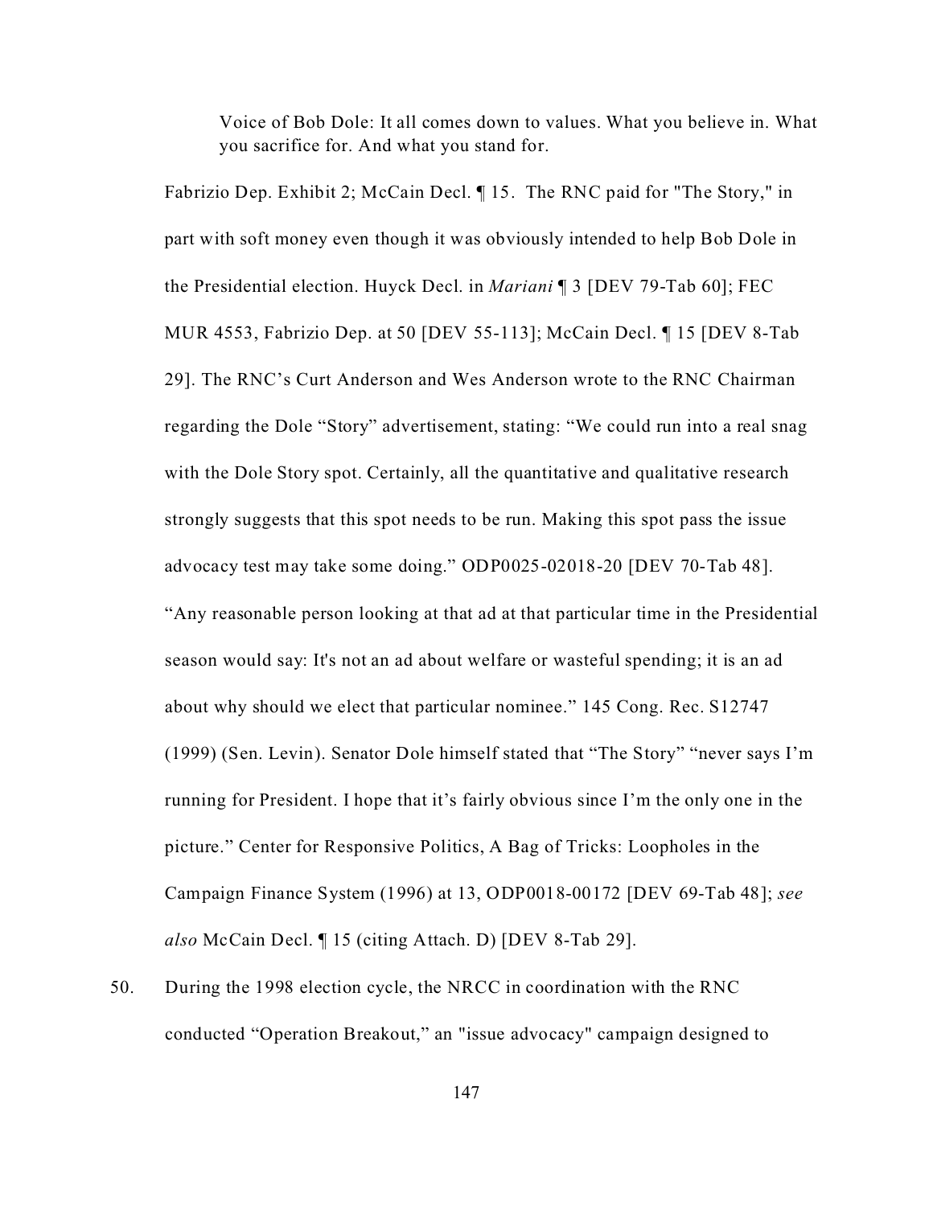> Voice of Bob Dole: It all comes down to values. What you believe in. What you sacrifice for. And what you stand for.

Fabrizio Dep. Exhibit 2; McCain Decl. ¶ 15. The RNC paid for "The Story," in part with soft money even though it was obviously intended to help Bob Dole in the Presidential election. Huyck Decl. in *Mariani* ¶ 3 [DEV 79-Tab 60]; FEC MUR 4553, Fabrizio Dep. at 50 [DEV 55-113]; McCain Decl. ¶ 15 [DEV 8-Tab 29]. The RNC's Curt Anderson and Wes Anderson wrote to the RNC Chairman regarding the Dole "Story" advertisement, stating: "We could run into a real snag with the Dole Story spot. Certainly, all the quantitative and qualitative research strongly suggests that this spot needs to be run. Making this spot pass the issue advocacy test may take some doing." ODP0025-02018-20 [DEV 70-Tab 48]. "Any reasonable person looking at that ad at that particular time in the Presidential season would say: It's not an ad about welfare or wasteful spending; it is an ad about why should we elect that particular nominee." 145 Cong. Rec. S12747 (1999) (Sen. Levin). Senator Dole himself stated that "The Story" "never says I'm running for President. I hope that it's fairly obvious since I'm the only one in the picture." Center for Responsive Politics, A Bag of Tricks: Loopholes in the Campaign Finance System (1996) at 13, ODP0018-00172 [DEV 69-Tab 48]; *see also* McCain Decl. ¶ 15 (citing Attach. D) [DEV 8-Tab 29].

50. During the 1998 election cycle, the NRCC in coordination with the RNC conducted "Operation Breakout," an "issue advocacy" campaign designed to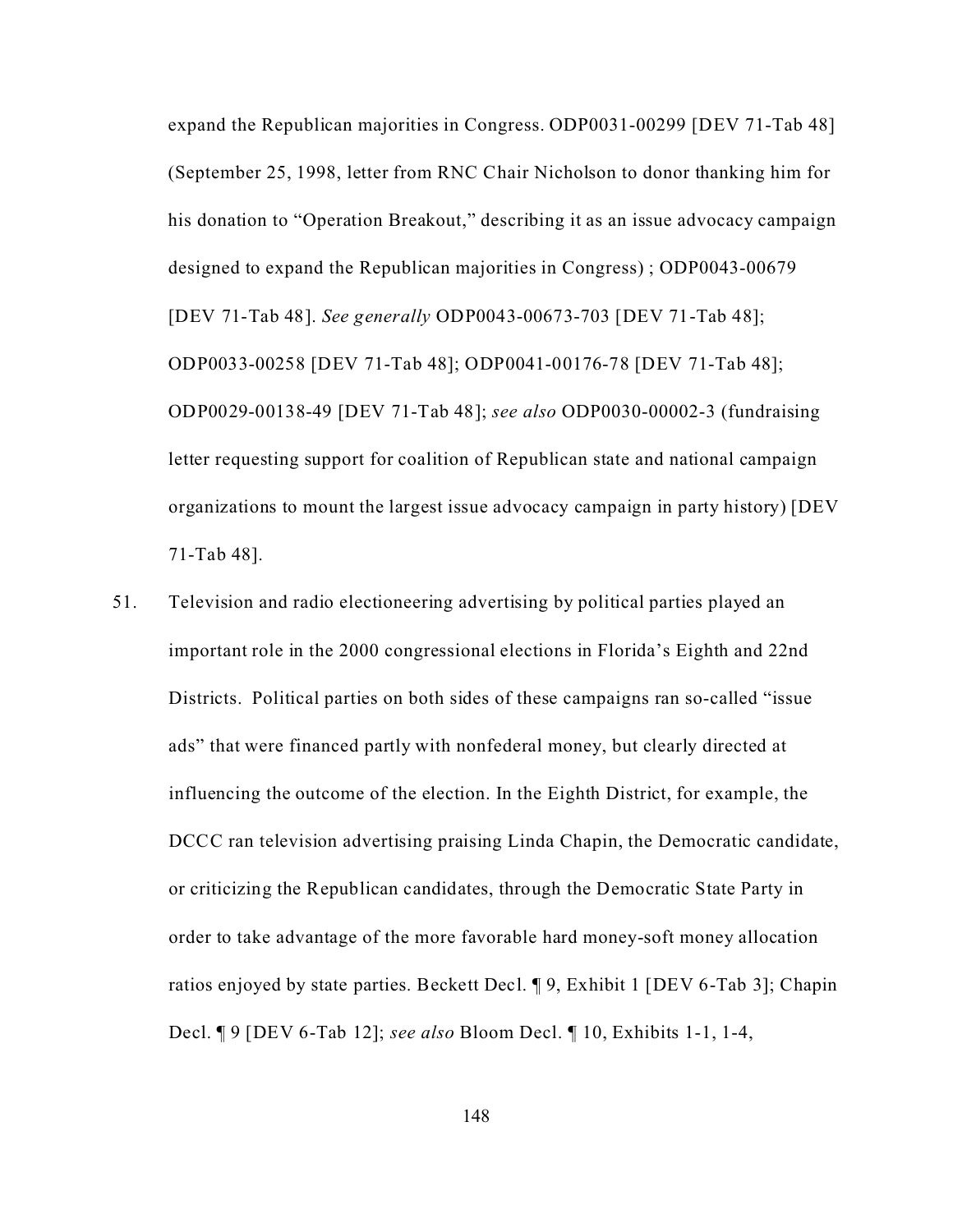expand the Republican majorities in Congress. ODP0031-00299 [DEV 71-Tab 48] (September 25, 1998, letter from RNC Chair Nicholson to donor thanking him for his donation to "Operation Breakout," describing it as an issue advocacy campaign designed to expand the Republican majorities in Congress) ; ODP0043-00679 [DEV 71-Tab 48]. *See generally* ODP0043-00673-703 [DEV 71-Tab 48]; ODP0033-00258 [DEV 71-Tab 48]; ODP0041-00176-78 [DEV 71-Tab 48]; ODP0029-00138-49 [DEV 71-Tab 48]; *see also* ODP0030-00002-3 (fundraising letter requesting support for coalition of Republican state and national campaign organizations to mount the largest issue advocacy campaign in party history) [DEV 71-Tab 48].

51. Television and radio electioneering advertising by political parties played an important role in the 2000 congressional elections in Florida's Eighth and 22nd Districts. Political parties on both sides of these campaigns ran so-called "issue ads" that were financed partly with nonfederal money, but clearly directed at influencing the outcome of the election. In the Eighth District, for example, the DCCC ran television advertising praising Linda Chapin, the Democratic candidate, or criticizing the Republican candidates, through the Democratic State Party in order to take advantage of the more favorable hard money-soft money allocation ratios enjoyed by state parties. Beckett Decl. ¶ 9, Exhibit 1 [DEV 6-Tab 3]; Chapin Decl. ¶ 9 [DEV 6-Tab 12]; *see also* Bloom Decl. ¶ 10, Exhibits 1-1, 1-4,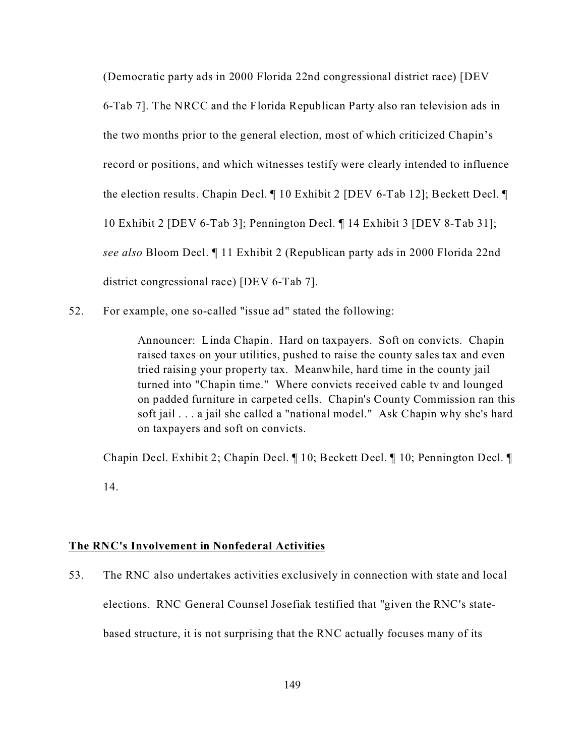(Democratic party ads in 2000 Florida 22nd congressional district race) [DEV 6-Tab 7]. The NRCC and the Florida Republican Party also ran television ads in the two months prior to the general election, most of which criticized Chapin's record or positions, and which witnesses testify were clearly intended to influence the election results. Chapin Decl. ¶ 10 Exhibit 2 [DEV 6-Tab 12]; Beckett Decl. ¶ 10 Exhibit 2 [DEV 6-Tab 3]; Pennington Decl. ¶ 14 Exhibit 3 [DEV 8-Tab 31]; *see also* Bloom Decl. ¶ 11 Exhibit 2 (Republican party ads in 2000 Florida 22nd district congressional race) [DEV 6-Tab 7].

52. For example, one so-called "issue ad" stated the following:

> Announcer: Linda Chapin. Hard on taxpayers. Soft on convicts. Chapin raised taxes on your utilities, pushed to raise the county sales tax and even tried raising your property tax. Meanwhile, hard time in the county jail turned into "Chapin time." Where convicts received cable tv and lounged on padded furniture in carpeted cells. Chapin's County Commission ran this soft jail . . . a jail she called a "national model." Ask Chapin why she's hard on taxpayers and soft on convicts.

Chapin Decl. Exhibit 2; Chapin Decl. ¶ 10; Beckett Decl. ¶ 10; Pennington Decl. ¶ 14.

**<u>The RNC's Involvement in Nonfederal Activities</u>**

53. The RNC also undertakes activities exclusively in connection with state and local elections. RNC General Counsel Josefiak testified that "given the RNC's state-based structure, it is not surprising that the RNC actually focuses many of its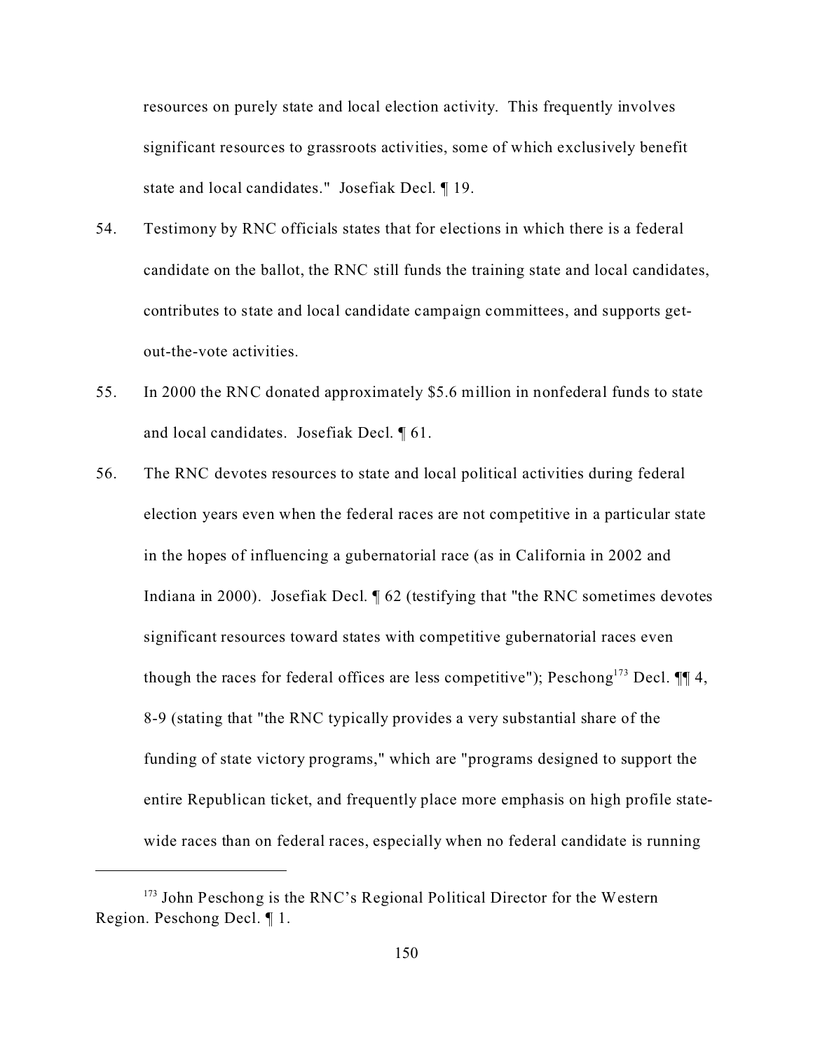resources on purely state and local election activity. This frequently involves significant resources to grassroots activities, some of which exclusively benefit state and local candidates." Josefiak Decl. ¶ 19.

54. Testimony by RNC officials states that for elections in which there is a federal candidate on the ballot, the RNC still funds the training state and local candidates, contributes to state and local candidate campaign committees, and supports get-out-the-vote activities.

55. In 2000 the RNC donated approximately $5.6 million in nonfederal funds to state and local candidates. Josefiak Decl. ¶ 61.

56. The RNC devotes resources to state and local political activities during federal election years even when the federal races are not competitive in a particular state in the hopes of influencing a gubernatorial race (as in California in 2002 and Indiana in 2000). Josefiak Decl. ¶ 62 (testifying that "the RNC sometimes devotes significant resources toward states with competitive gubernatorial races even though the races for federal offices are less competitive"); Peschong[173] Decl. ¶¶ 4, 8-9 (stating that "the RNC typically provides a very substantial share of the funding of state victory programs," which are "programs designed to support the entire Republican ticket, and frequently place more emphasis on high profile state-wide races than on federal races, especially when no federal candidate is running

---

[173] John Peschong is the RNC's Regional Political Director for the Western Region. Peschong Decl. ¶ 1.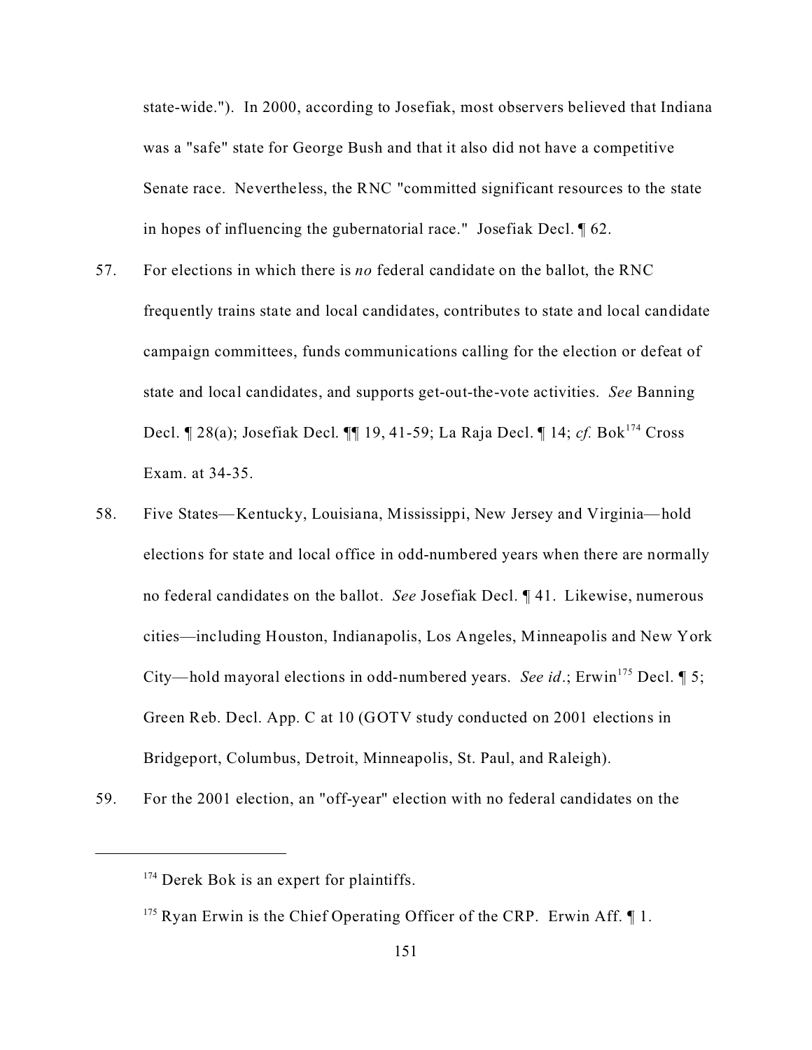state-wide."). In 2000, according to Josefiak, most observers believed that Indiana was a "safe" state for George Bush and that it also did not have a competitive Senate race. Nevertheless, the RNC "committed significant resources to the state in hopes of influencing the gubernatorial race." Josefiak Decl. ¶ 62.

57. For elections in which there is *no* federal candidate on the ballot, the RNC frequently trains state and local candidates, contributes to state and local candidate campaign committees, funds communications calling for the election or defeat of state and local candidates, and supports get-out-the-vote activities. *See* Banning Decl. ¶ 28(a); Josefiak Decl. ¶¶ 19, 41-59; La Raja Decl. ¶ 14; *cf.* Bok[174] Cross Exam. at 34-35.

58. Five States—Kentucky, Louisiana, Mississippi, New Jersey and Virginia—hold elections for state and local office in odd-numbered years when there are normally no federal candidates on the ballot. *See* Josefiak Decl. ¶ 41. Likewise, numerous cities—including Houston, Indianapolis, Los Angeles, Minneapolis and New York City—hold mayoral elections in odd-numbered years. *See id*.; Erwin[175] Decl. ¶ 5; Green Reb. Decl. App. C at 10 (GOTV study conducted on 2001 elections in Bridgeport, Columbus, Detroit, Minneapolis, St. Paul, and Raleigh).

59. For the 2001 election, an "off-year" election with no federal candidates on the

---

[174] Derek Bok is an expert for plaintiffs.

[175] Ryan Erwin is the Chief Operating Officer of the CRP. Erwin Aff. ¶ 1.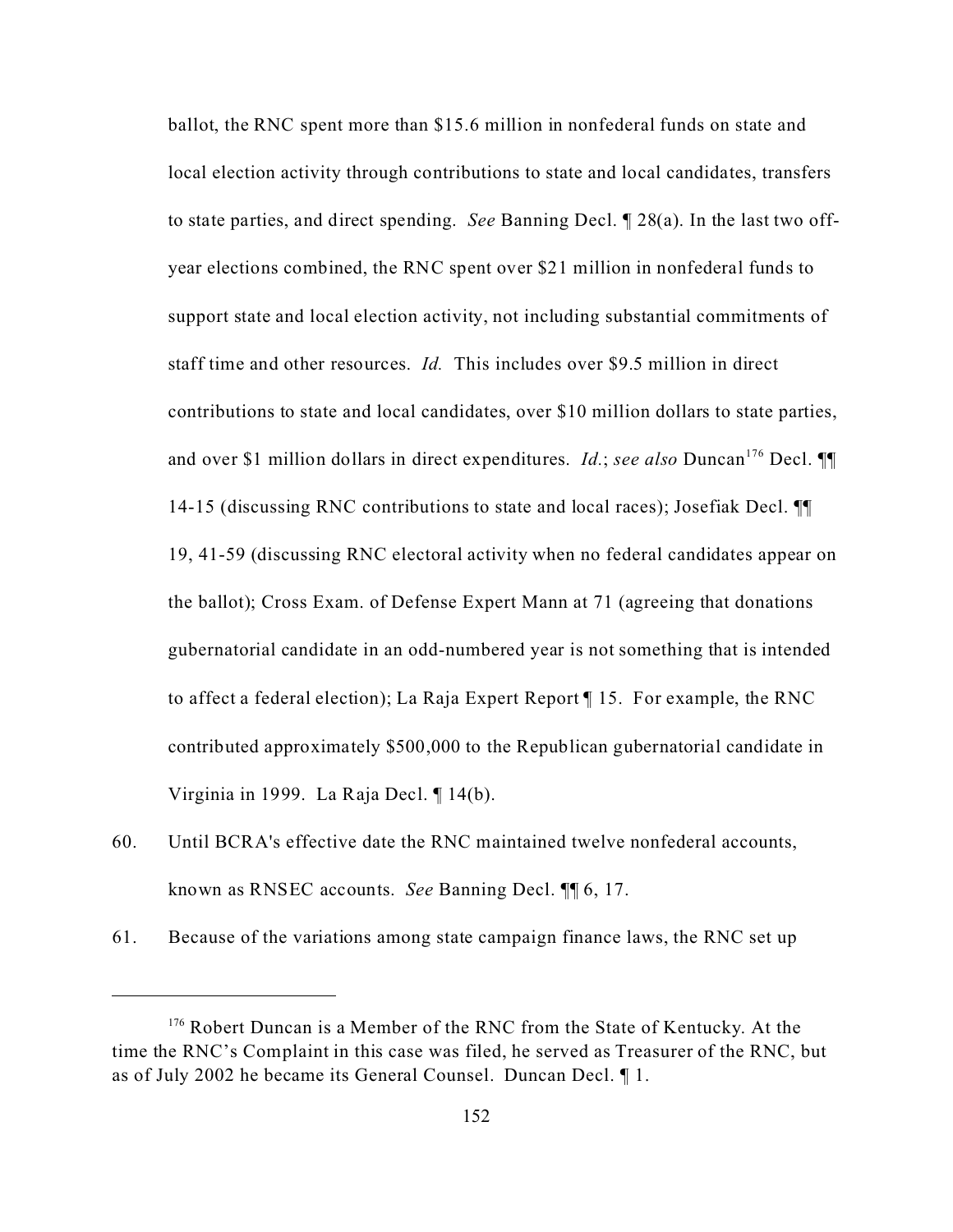ballot, the RNC spent more than $15.6 million in nonfederal funds on state and local election activity through contributions to state and local candidates, transfers to state parties, and direct spending. *See* Banning Decl. ¶ 28(a). In the last two off-year elections combined, the RNC spent over $21 million in nonfederal funds to support state and local election activity, not including substantial commitments of staff time and other resources. *Id.* This includes over $9.5 million in direct contributions to state and local candidates, over $10 million dollars to state parties, and over $1 million dollars in direct expenditures. *Id.*; *see also* Duncan[176] Decl. ¶¶ 14-15 (discussing RNC contributions to state and local races); Josefiak Decl. ¶¶ 19, 41-59 (discussing RNC electoral activity when no federal candidates appear on the ballot); Cross Exam. of Defense Expert Mann at 71 (agreeing that donations gubernatorial candidate in an odd-numbered year is not something that is intended to affect a federal election); La Raja Expert Report ¶ 15. For example, the RNC contributed approximately $500,000 to the Republican gubernatorial candidate in Virginia in 1999. La Raja Decl. ¶ 14(b).

60. Until BCRA's effective date the RNC maintained twelve nonfederal accounts, known as RNSEC accounts. *See* Banning Decl. ¶¶ 6, 17.

61. Because of the variations among state campaign finance laws, the RNC set up

---

[176] Robert Duncan is a Member of the RNC from the State of Kentucky. At the time the RNC's Complaint in this case was filed, he served as Treasurer of the RNC, but as of July 2002 he became its General Counsel. Duncan Decl. ¶ 1.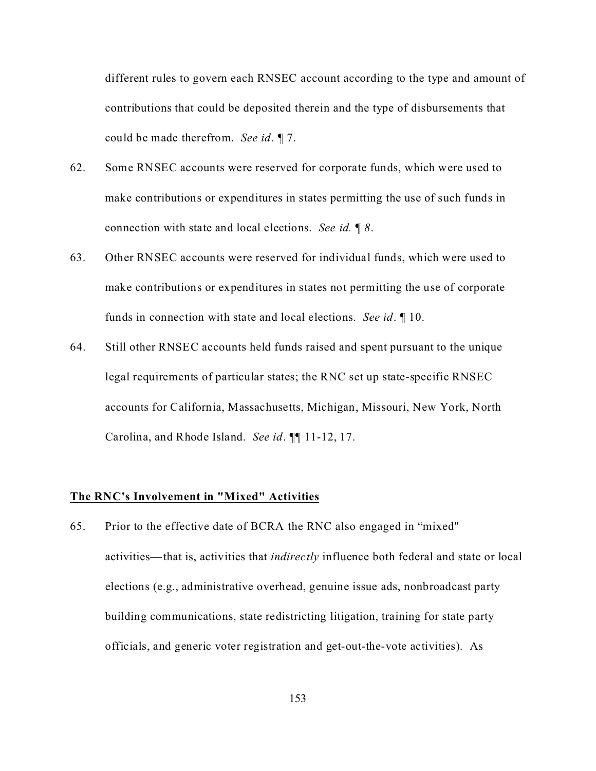different rules to govern each RNSEC account according to the type and amount of contributions that could be deposited therein and the type of disbursements that could be made therefrom. *See id*. ¶ 7.

62. Some RNSEC accounts were reserved for corporate funds, which were used to make contributions or expenditures in states permitting the use of such funds in connection with state and local elections. *See id. ¶ 8*.

63. Other RNSEC accounts were reserved for individual funds, which were used to make contributions or expenditures in states not permitting the use of corporate funds in connection with state and local elections. *See id*. ¶ 10.

64. Still other RNSEC accounts held funds raised and spent pursuant to the unique legal requirements of particular states; the RNC set up state-specific RNSEC accounts for California, Massachusetts, Michigan, Missouri, New York, North Carolina, and Rhode Island. *See id*. ¶¶ 11-12, 17.

**The RNC's Involvement in "Mixed" Activities**

65. Prior to the effective date of BCRA the RNC also engaged in "mixed" activities—that is, activities that *indirectly* influence both federal and state or local elections (e.g., administrative overhead, genuine issue ads, nonbroadcast party building communications, state redistricting litigation, training for state party officials, and generic voter registration and get-out-the-vote activities). As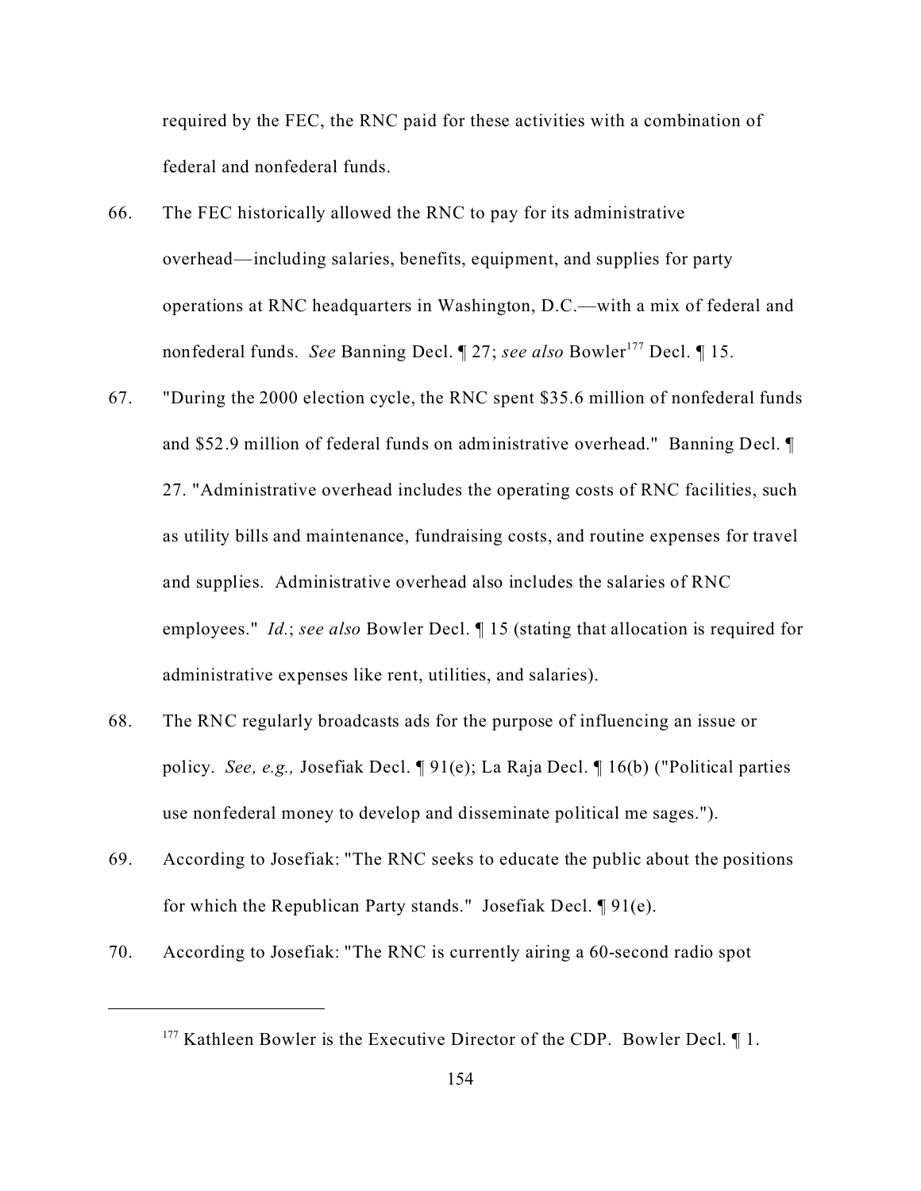required by the FEC, the RNC paid for these activities with a combination of federal and nonfederal funds.

66. The FEC historically allowed the RNC to pay for its administrative overhead—including salaries, benefits, equipment, and supplies for party operations at RNC headquarters in Washington, D.C.—with a mix of federal and nonfederal funds. *See* Banning Decl. ¶ 27; *see also* Bowler[177] Decl. ¶ 15.

67. "During the 2000 election cycle, the RNC spent $35.6 million of nonfederal funds and $52.9 million of federal funds on administrative overhead." Banning Decl. ¶ 27. "Administrative overhead includes the operating costs of RNC facilities, such as utility bills and maintenance, fundraising costs, and routine expenses for travel and supplies. Administrative overhead also includes the salaries of RNC employees." *Id.*; *see also* Bowler Decl. ¶ 15 (stating that allocation is required for administrative expenses like rent, utilities, and salaries).

68. The RNC regularly broadcasts ads for the purpose of influencing an issue or policy. *See, e.g.,* Josefiak Decl. ¶ 91(e); La Raja Decl. ¶ 16(b) ("Political parties use nonfederal money to develop and disseminate political me sages.").

69. According to Josefiak: "The RNC seeks to educate the public about the positions for which the Republican Party stands." Josefiak Decl. ¶ 91(e).

70. According to Josefiak: "The RNC is currently airing a 60-second radio spot

[177] Kathleen Bowler is the Executive Director of the CDP. Bowler Decl. ¶ 1.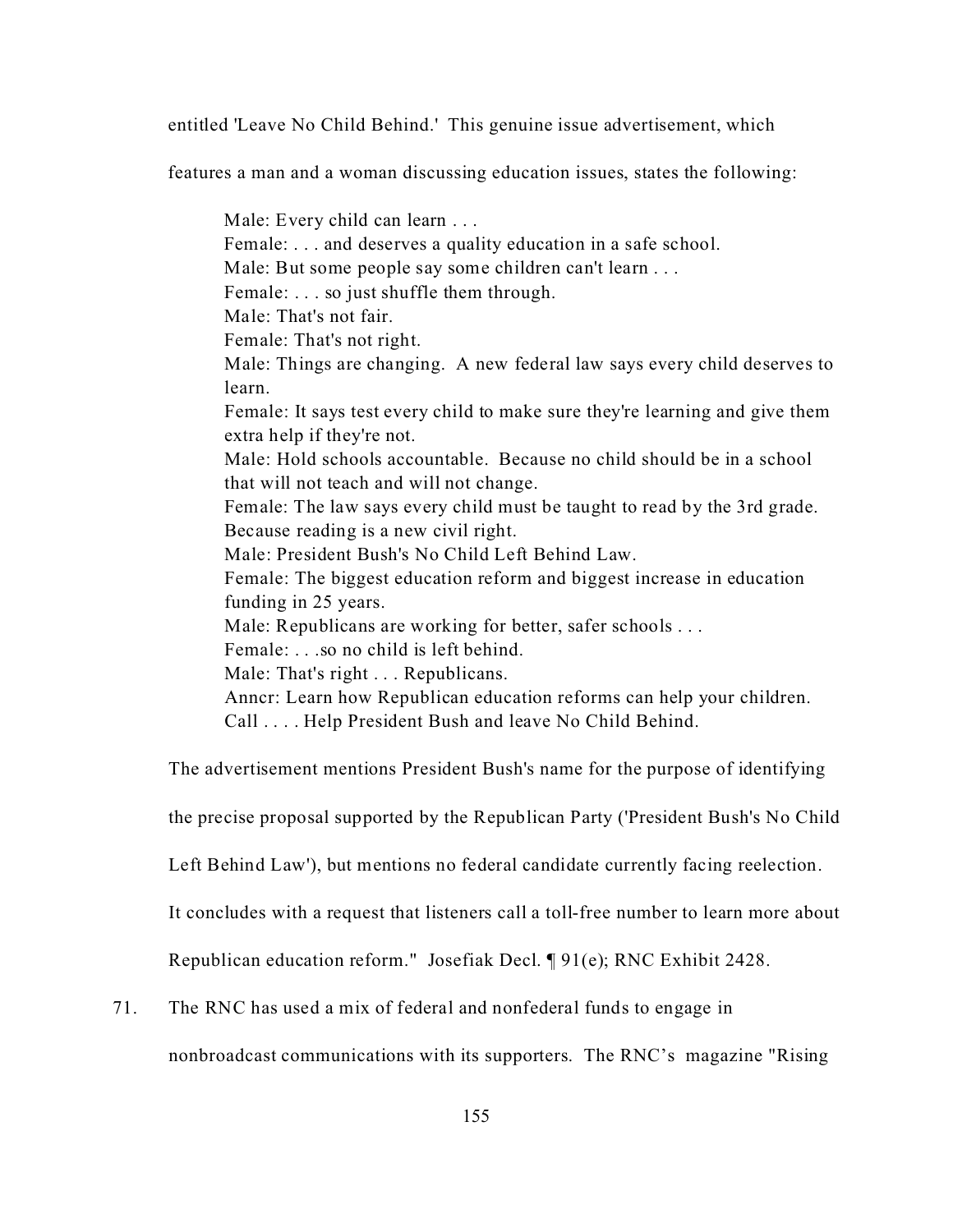entitled 'Leave No Child Behind.' This genuine issue advertisement, which features a man and a woman discussing education issues, states the following:

> Male: Every child can learn . . .
> Female: . . . and deserves a quality education in a safe school.
> Male: But some people say some children can't learn . . .
> Female: . . . so just shuffle them through.
> Male: That's not fair.
> Female: That's not right.
> Male: Things are changing. A new federal law says every child deserves to learn.
> Female: It says test every child to make sure they're learning and give them extra help if they're not.
> Male: Hold schools accountable. Because no child should be in a school that will not teach and will not change.
> Female: The law says every child must be taught to read by the 3rd grade. Because reading is a new civil right.
> Male: President Bush's No Child Left Behind Law.
> Female: The biggest education reform and biggest increase in education funding in 25 years.
> Male: Republicans are working for better, safer schools . . .
> Female: . . .so no child is left behind.
> Male: That's right . . . Republicans.
> Anncr: Learn how Republican education reforms can help your children. Call . . . . Help President Bush and leave No Child Behind.

The advertisement mentions President Bush's name for the purpose of identifying the precise proposal supported by the Republican Party ('President Bush's No Child Left Behind Law'), but mentions no federal candidate currently facing reelection. It concludes with a request that listeners call a toll-free number to learn more about Republican education reform." Josefiak Decl. ¶ 91(e); RNC Exhibit 2428.

71. The RNC has used a mix of federal and nonfederal funds to engage in nonbroadcast communications with its supporters. The RNC's magazine "Rising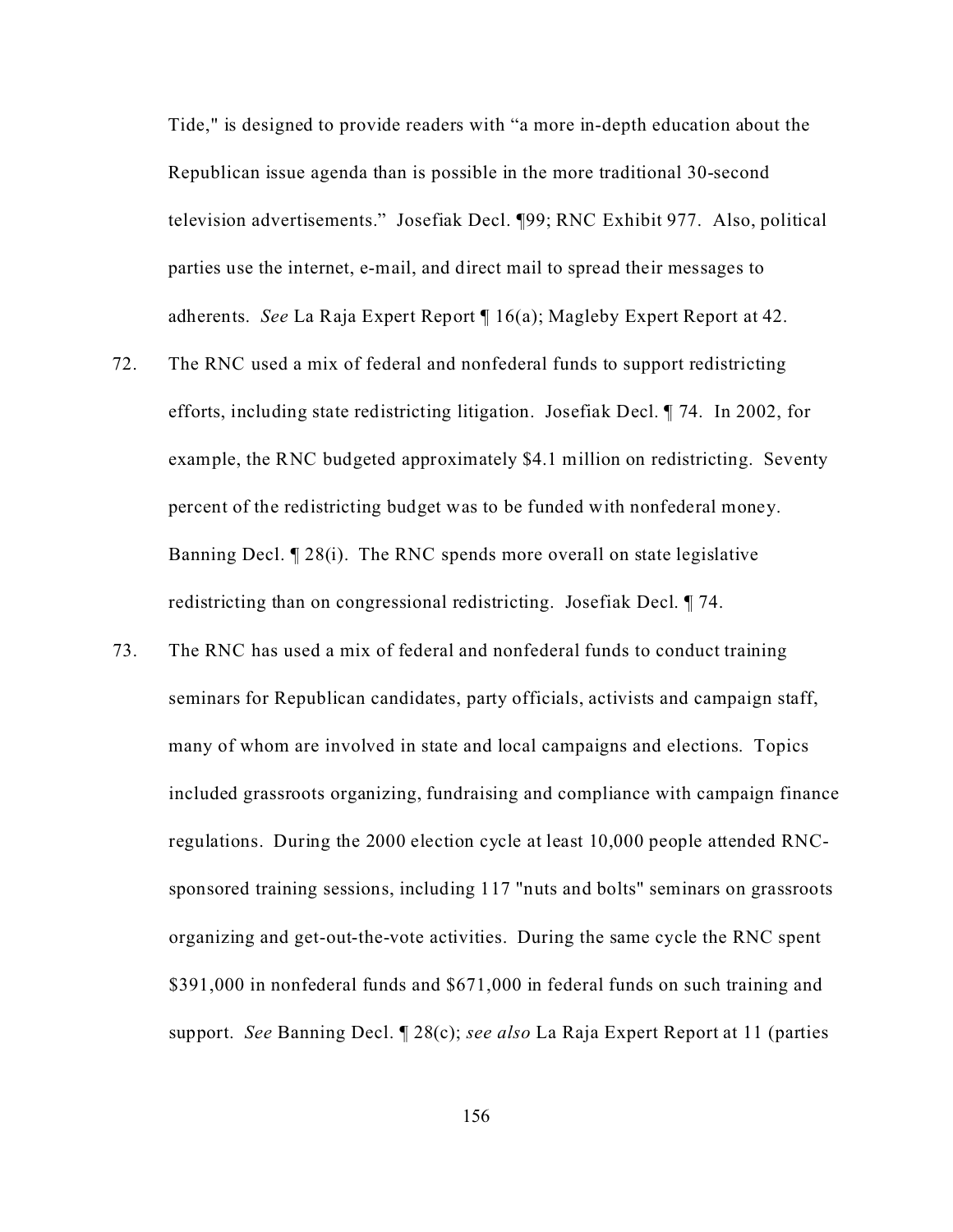Tide," is designed to provide readers with "a more in-depth education about the Republican issue agenda than is possible in the more traditional 30-second television advertisements." Josefiak Decl. ¶99; RNC Exhibit 977. Also, political parties use the internet, e-mail, and direct mail to spread their messages to adherents. *See* La Raja Expert Report ¶ 16(a); Magleby Expert Report at 42.

72. The RNC used a mix of federal and nonfederal funds to support redistricting efforts, including state redistricting litigation. Josefiak Decl. ¶ 74. In 2002, for example, the RNC budgeted approximately $4.1 million on redistricting. Seventy percent of the redistricting budget was to be funded with nonfederal money. Banning Decl. ¶ 28(i). The RNC spends more overall on state legislative redistricting than on congressional redistricting. Josefiak Decl. ¶ 74.

73. The RNC has used a mix of federal and nonfederal funds to conduct training seminars for Republican candidates, party officials, activists and campaign staff, many of whom are involved in state and local campaigns and elections. Topics included grassroots organizing, fundraising and compliance with campaign finance regulations. During the 2000 election cycle at least 10,000 people attended RNC-sponsored training sessions, including 117 "nuts and bolts" seminars on grassroots organizing and get-out-the-vote activities. During the same cycle the RNC spent $391,000 in nonfederal funds and $671,000 in federal funds on such training and support. *See* Banning Decl. ¶ 28(c); *see also* La Raja Expert Report at 11 (parties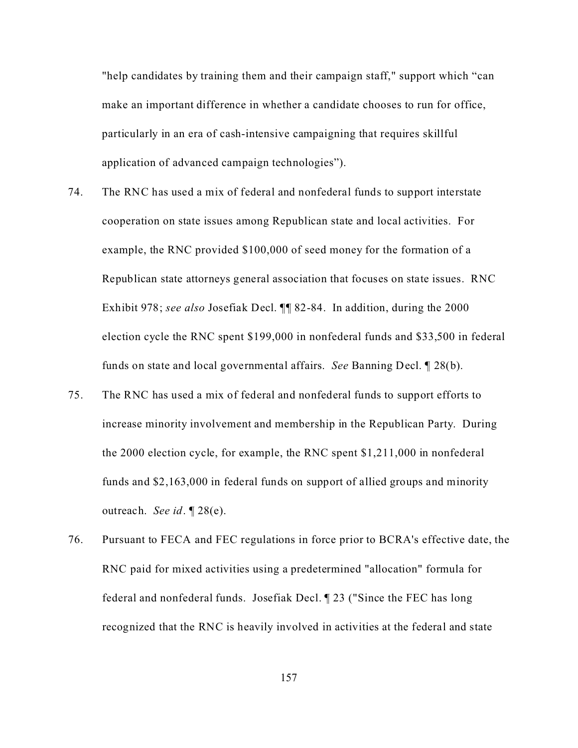"help candidates by training them and their campaign staff," support which "can make an important difference in whether a candidate chooses to run for office, particularly in an era of cash-intensive campaigning that requires skillful application of advanced campaign technologies").

74. The RNC has used a mix of federal and nonfederal funds to support interstate cooperation on state issues among Republican state and local activities. For example, the RNC provided $100,000 of seed money for the formation of a Republican state attorneys general association that focuses on state issues. RNC Exhibit 978; *see also* Josefiak Decl. ¶¶ 82-84. In addition, during the 2000 election cycle the RNC spent $199,000 in nonfederal funds and $33,500 in federal funds on state and local governmental affairs. *See* Banning Decl. ¶ 28(b).

75. The RNC has used a mix of federal and nonfederal funds to support efforts to increase minority involvement and membership in the Republican Party. During the 2000 election cycle, for example, the RNC spent $1,211,000 in nonfederal funds and $2,163,000 in federal funds on support of allied groups and minority outreach. *See id*. ¶ 28(e).

76. Pursuant to FECA and FEC regulations in force prior to BCRA's effective date, the RNC paid for mixed activities using a predetermined "allocation" formula for federal and nonfederal funds. Josefiak Decl. ¶ 23 ("Since the FEC has long recognized that the RNC is heavily involved in activities at the federal and state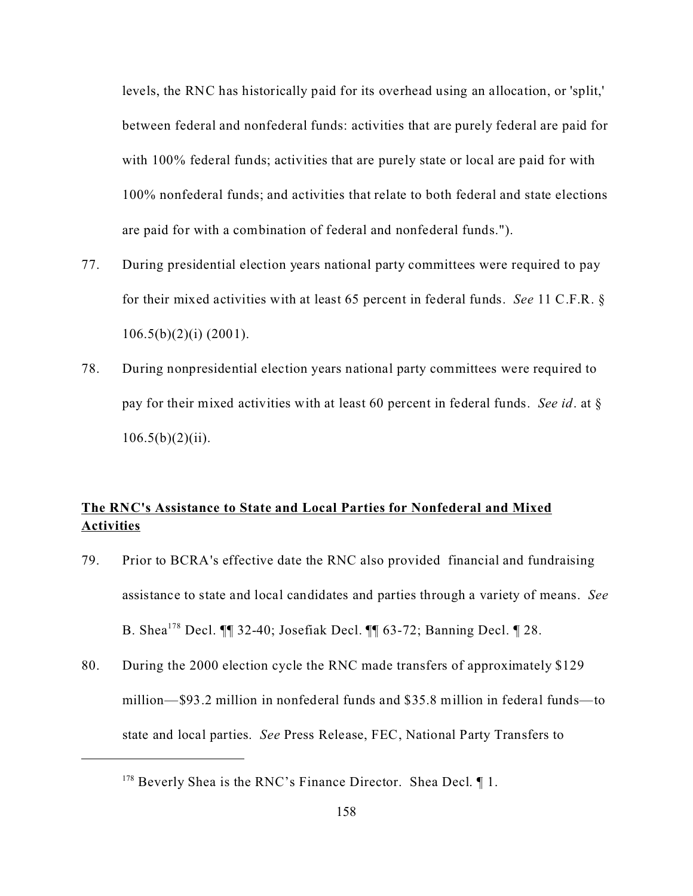levels, the RNC has historically paid for its overhead using an allocation, or 'split,' between federal and nonfederal funds: activities that are purely federal are paid for with 100% federal funds; activities that are purely state or local are paid for with 100% nonfederal funds; and activities that relate to both federal and state elections are paid for with a combination of federal and nonfederal funds.").

77. During presidential election years national party committees were required to pay for their mixed activities with at least 65 percent in federal funds. *See* 11 C.F.R. § 106.5(b)(2)(i) (2001).

78. During nonpresidential election years national party committees were required to pay for their mixed activities with at least 60 percent in federal funds. *See id*. at § 106.5(b)(2)(ii).

**The RNC's Assistance to State and Local Parties for Nonfederal and Mixed Activities**

79. Prior to BCRA's effective date the RNC also provided financial and fundraising assistance to state and local candidates and parties through a variety of means. *See* B. Shea[178] Decl. ¶¶ 32-40; Josefiak Decl. ¶¶ 63-72; Banning Decl. ¶ 28.

80. During the 2000 election cycle the RNC made transfers of approximately $129 million—$93.2 million in nonfederal funds and $35.8 million in federal funds—to state and local parties. *See* Press Release, FEC, National Party Transfers to

---

[178] Beverly Shea is the RNC's Finance Director. Shea Decl. ¶ 1.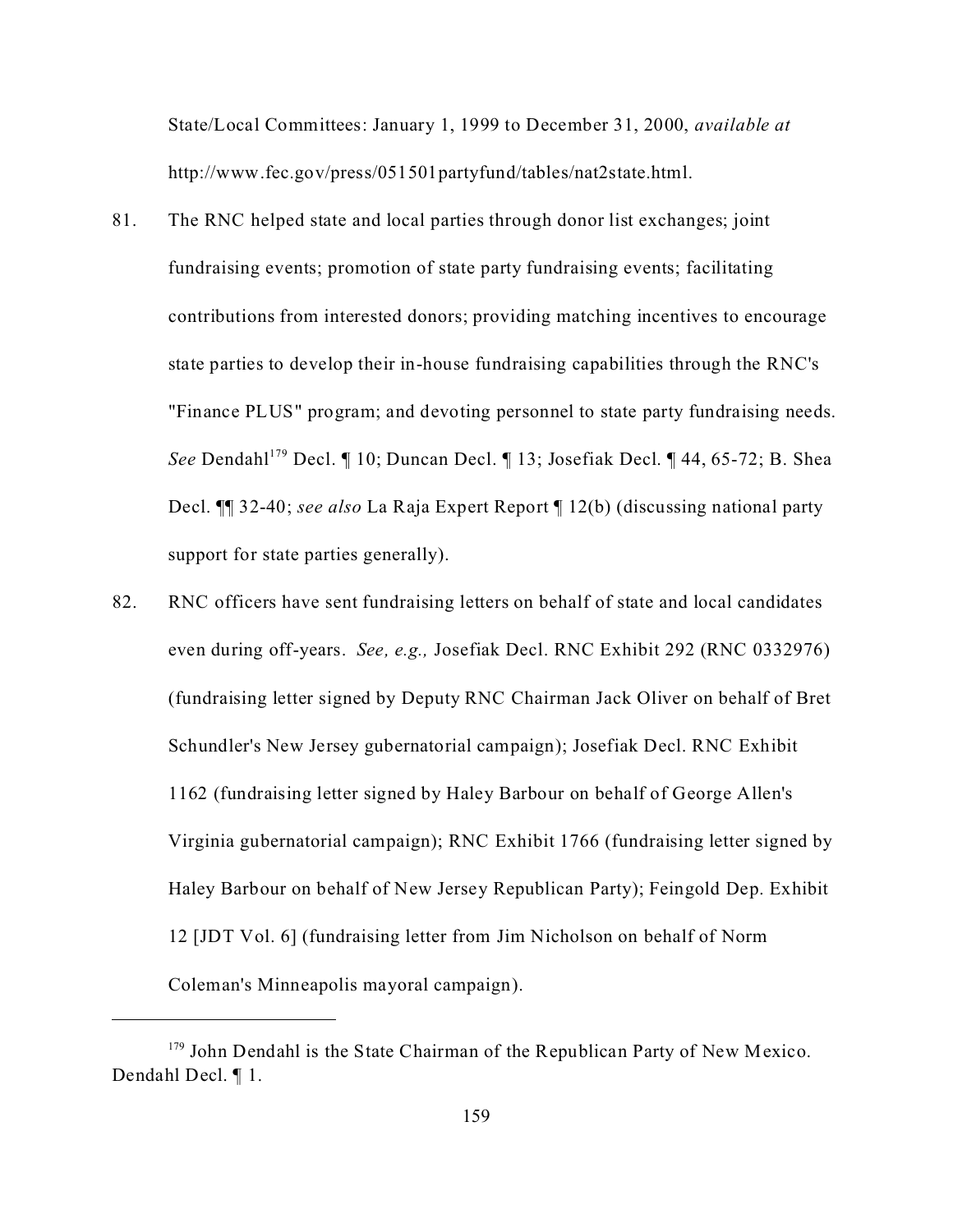State/Local Committees: January 1, 1999 to December 31, 2000, *available at* http://www.fec.gov/press/051501partyfund/tables/nat2state.html.

81. The RNC helped state and local parties through donor list exchanges; joint fundraising events; promotion of state party fundraising events; facilitating contributions from interested donors; providing matching incentives to encourage state parties to develop their in-house fundraising capabilities through the RNC's "Finance PLUS" program; and devoting personnel to state party fundraising needs. *See* Dendahl[179] Decl. ¶ 10; Duncan Decl. ¶ 13; Josefiak Decl. ¶ 44, 65-72; B. Shea Decl. ¶¶ 32-40; *see also* La Raja Expert Report ¶ 12(b) (discussing national party support for state parties generally).

82. RNC officers have sent fundraising letters on behalf of state and local candidates even during off-years. *See, e.g.,* Josefiak Decl. RNC Exhibit 292 (RNC 0332976) (fundraising letter signed by Deputy RNC Chairman Jack Oliver on behalf of Bret Schundler's New Jersey gubernatorial campaign); Josefiak Decl. RNC Exhibit 1162 (fundraising letter signed by Haley Barbour on behalf of George Allen's Virginia gubernatorial campaign); RNC Exhibit 1766 (fundraising letter signed by Haley Barbour on behalf of New Jersey Republican Party); Feingold Dep. Exhibit 12 [JDT Vol. 6] (fundraising letter from Jim Nicholson on behalf of Norm Coleman's Minneapolis mayoral campaign).

---

[179] John Dendahl is the State Chairman of the Republican Party of New Mexico. Dendahl Decl. ¶ 1.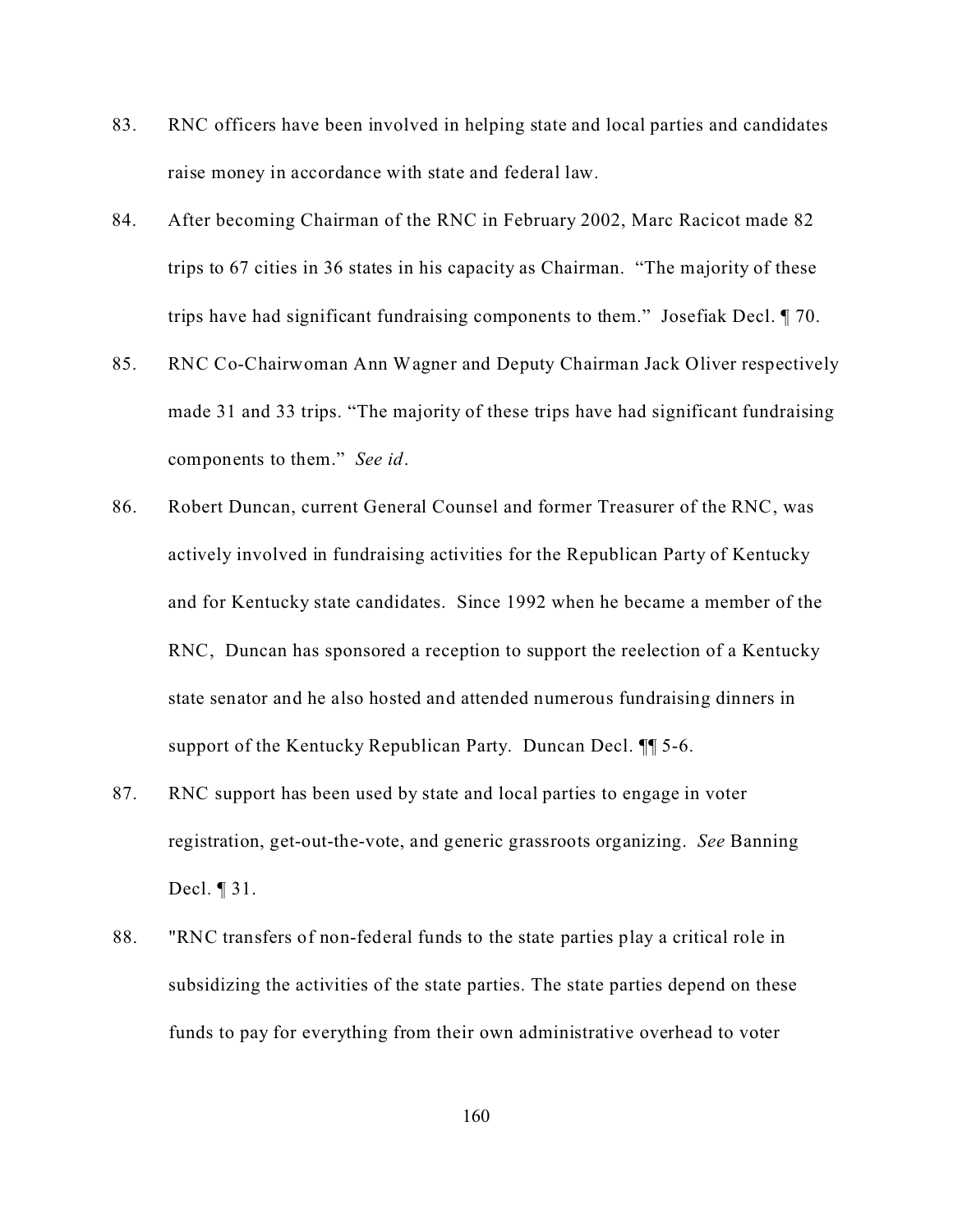83. RNC officers have been involved in helping state and local parties and candidates raise money in accordance with state and federal law.

84. After becoming Chairman of the RNC in February 2002, Marc Racicot made 82 trips to 67 cities in 36 states in his capacity as Chairman. "The majority of these trips have had significant fundraising components to them." Josefiak Decl. ¶ 70.

85. RNC Co-Chairwoman Ann Wagner and Deputy Chairman Jack Oliver respectively made 31 and 33 trips. "The majority of these trips have had significant fundraising components to them." *See id*.

86. Robert Duncan, current General Counsel and former Treasurer of the RNC, was actively involved in fundraising activities for the Republican Party of Kentucky and for Kentucky state candidates. Since 1992 when he became a member of the RNC, Duncan has sponsored a reception to support the reelection of a Kentucky state senator and he also hosted and attended numerous fundraising dinners in support of the Kentucky Republican Party. Duncan Decl. ¶¶ 5-6.

87. RNC support has been used by state and local parties to engage in voter registration, get-out-the-vote, and generic grassroots organizing. *See* Banning Decl. ¶ 31.

88. "RNC transfers of non-federal funds to the state parties play a critical role in subsidizing the activities of the state parties. The state parties depend on these funds to pay for everything from their own administrative overhead to voter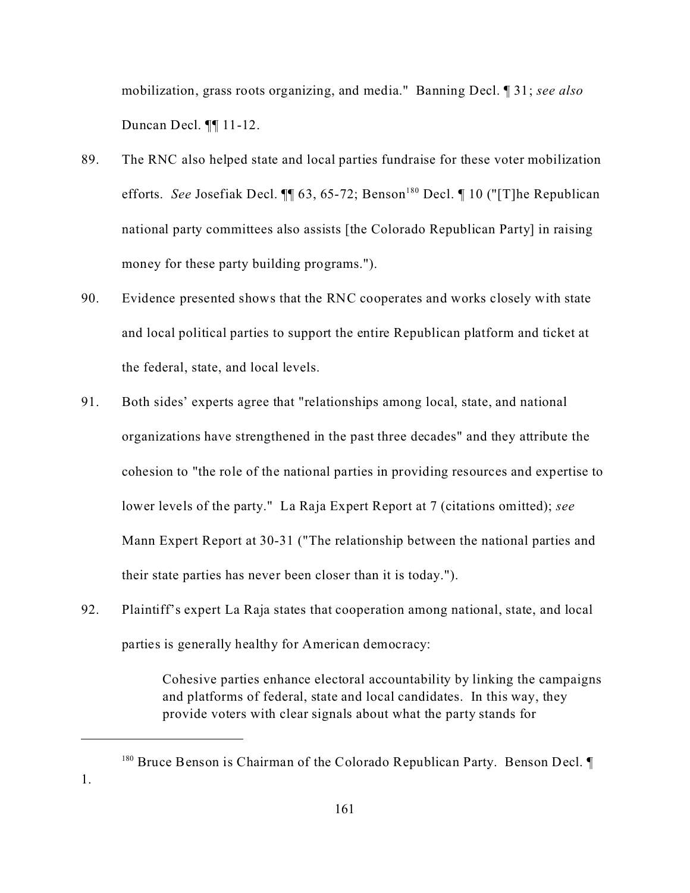mobilization, grass roots organizing, and media." Banning Decl. ¶ 31; *see also* Duncan Decl. ¶¶ 11-12.

89. The RNC also helped state and local parties fundraise for these voter mobilization efforts. *See* Josefiak Decl. ¶¶ 63, 65-72; Benson[180] Decl. ¶ 10 ("[T]he Republican national party committees also assists [the Colorado Republican Party] in raising money for these party building programs.").

90. Evidence presented shows that the RNC cooperates and works closely with state and local political parties to support the entire Republican platform and ticket at the federal, state, and local levels.

91. Both sides' experts agree that "relationships among local, state, and national organizations have strengthened in the past three decades" and they attribute the cohesion to "the role of the national parties in providing resources and expertise to lower levels of the party." La Raja Expert Report at 7 (citations omitted); *see* Mann Expert Report at 30-31 ("The relationship between the national parties and their state parties has never been closer than it is today.").

92. Plaintiff's expert La Raja states that cooperation among national, state, and local parties is generally healthy for American democracy:

> Cohesive parties enhance electoral accountability by linking the campaigns and platforms of federal, state and local candidates. In this way, they provide voters with clear signals about what the party stands for

---

[180] Bruce Benson is Chairman of the Colorado Republican Party. Benson Decl. ¶ 1.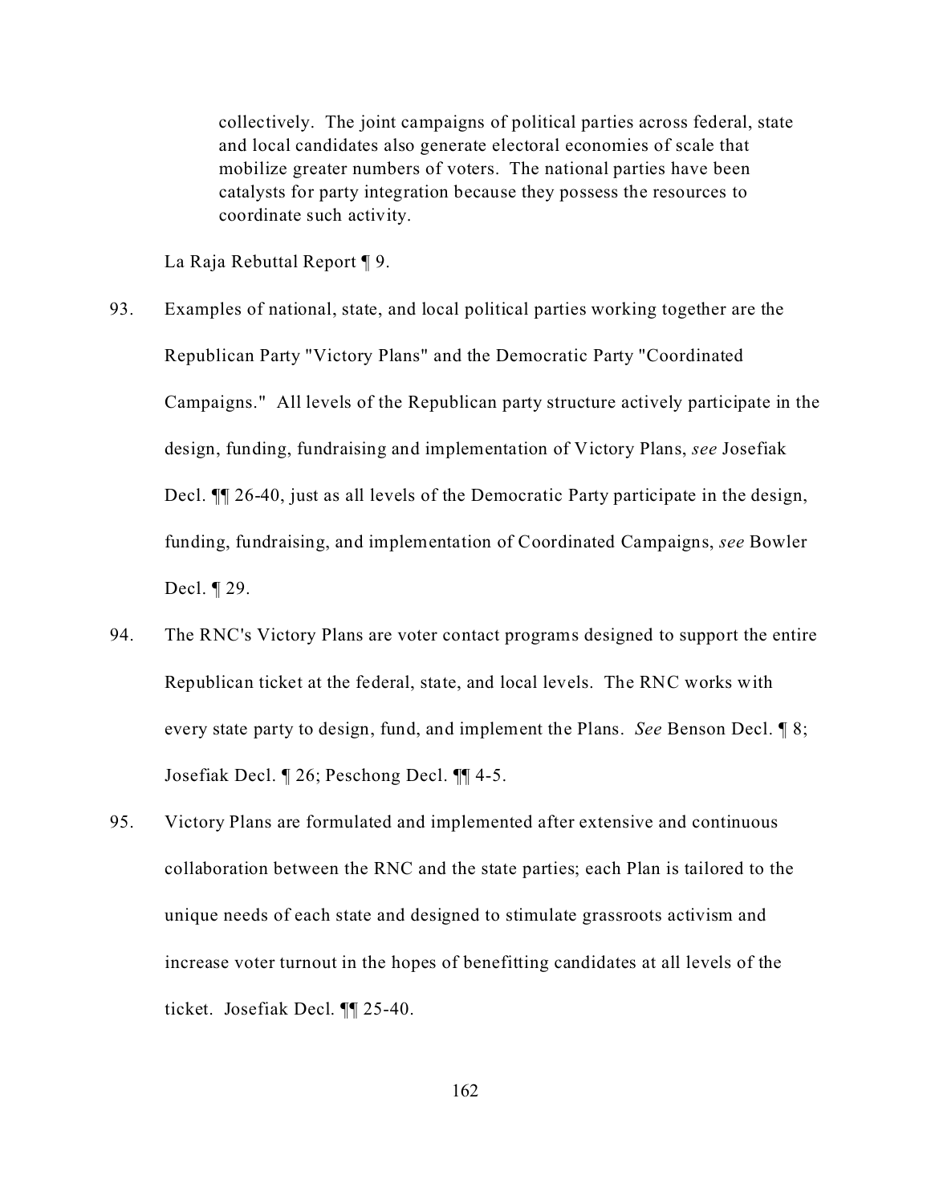> collectively. The joint campaigns of political parties across federal, state and local candidates also generate electoral economies of scale that mobilize greater numbers of voters. The national parties have been catalysts for party integration because they possess the resources to coordinate such activity.

La Raja Rebuttal Report ¶ 9.

93. Examples of national, state, and local political parties working together are the Republican Party "Victory Plans" and the Democratic Party "Coordinated Campaigns." All levels of the Republican party structure actively participate in the design, funding, fundraising and implementation of Victory Plans, *see* Josefiak Decl. ¶¶ 26-40, just as all levels of the Democratic Party participate in the design, funding, fundraising, and implementation of Coordinated Campaigns, *see* Bowler Decl. ¶ 29.

94. The RNC's Victory Plans are voter contact programs designed to support the entire Republican ticket at the federal, state, and local levels. The RNC works with every state party to design, fund, and implement the Plans. *See* Benson Decl. ¶ 8; Josefiak Decl. ¶ 26; Peschong Decl. ¶¶ 4-5.

95. Victory Plans are formulated and implemented after extensive and continuous collaboration between the RNC and the state parties; each Plan is tailored to the unique needs of each state and designed to stimulate grassroots activism and increase voter turnout in the hopes of benefitting candidates at all levels of the ticket. Josefiak Decl. ¶¶ 25-40.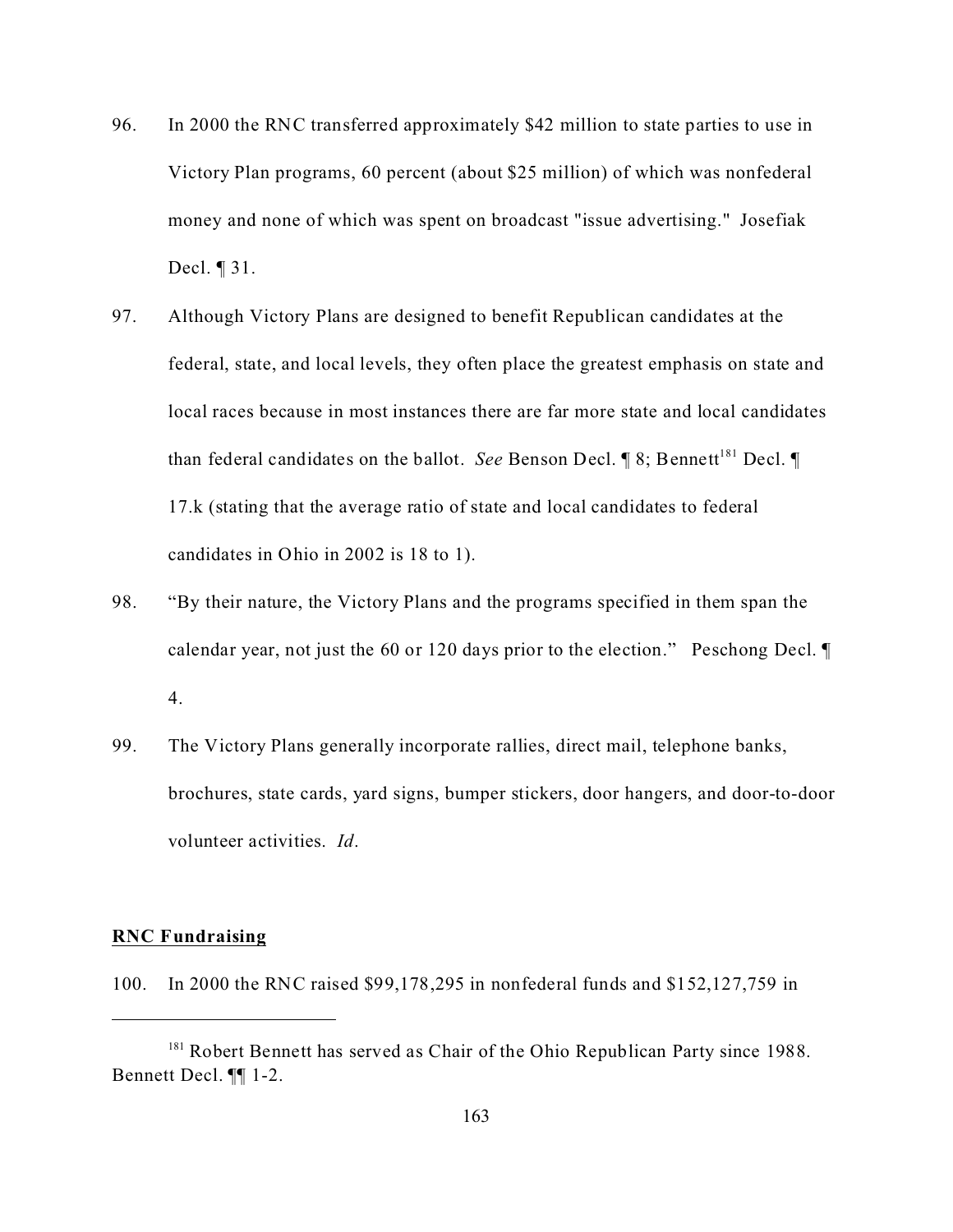96. In 2000 the RNC transferred approximately $42 million to state parties to use in Victory Plan programs, 60 percent (about $25 million) of which was nonfederal money and none of which was spent on broadcast "issue advertising." Josefiak Decl. ¶ 31.

97. Although Victory Plans are designed to benefit Republican candidates at the federal, state, and local levels, they often place the greatest emphasis on state and local races because in most instances there are far more state and local candidates than federal candidates on the ballot. *See* Benson Decl. ¶ 8; Bennett[181] Decl. ¶ 17.k (stating that the average ratio of state and local candidates to federal candidates in Ohio in 2002 is 18 to 1).

98. "By their nature, the Victory Plans and the programs specified in them span the calendar year, not just the 60 or 120 days prior to the election." Peschong Decl. ¶ 4.

99. The Victory Plans generally incorporate rallies, direct mail, telephone banks, brochures, state cards, yard signs, bumper stickers, door hangers, and door-to-door volunteer activities. *Id*.

**RNC Fundraising**

100. In 2000 the RNC raised $99,178,295 in nonfederal funds and $152,127,759 in

[181] Robert Bennett has served as Chair of the Ohio Republican Party since 1988. Bennett Decl. ¶¶ 1-2.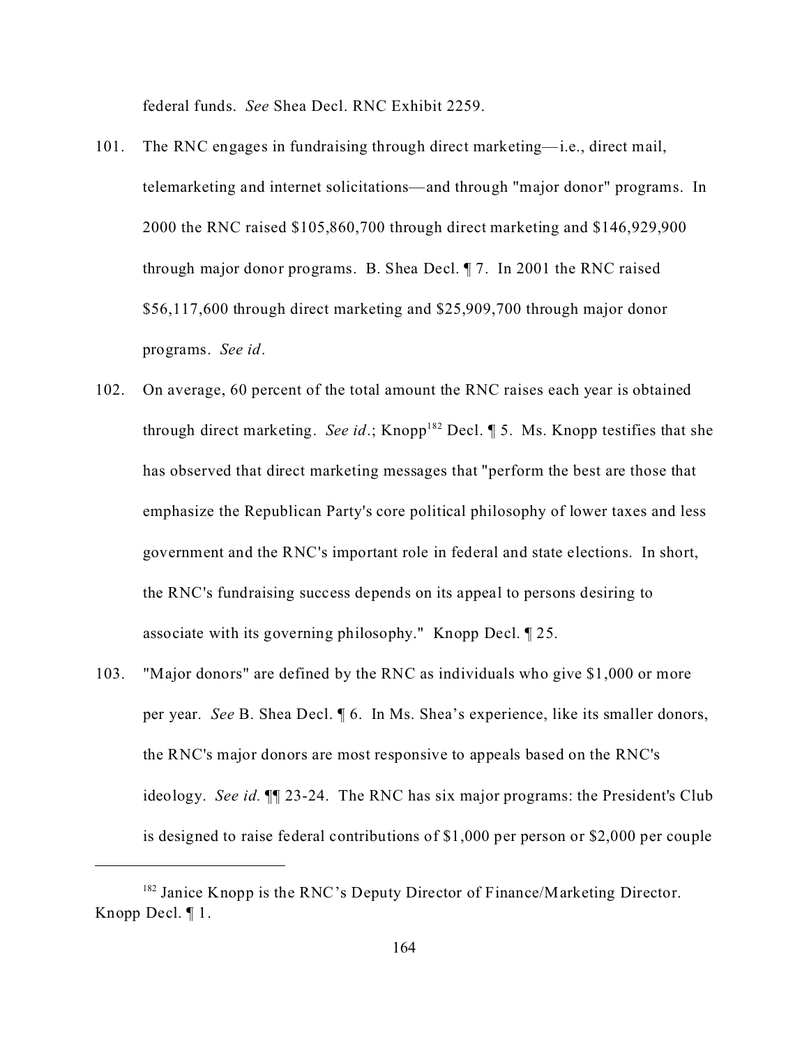federal funds. *See* Shea Decl. RNC Exhibit 2259.

101. The RNC engages in fundraising through direct marketing—i.e., direct mail, telemarketing and internet solicitations—and through "major donor" programs. In 2000 the RNC raised $105,860,700 through direct marketing and $146,929,900 through major donor programs. B. Shea Decl. ¶ 7. In 2001 the RNC raised $56,117,600 through direct marketing and $25,909,700 through major donor programs. *See id*.

102. On average, 60 percent of the total amount the RNC raises each year is obtained through direct marketing. *See id*.; Knopp[182] Decl. ¶ 5. Ms. Knopp testifies that she has observed that direct marketing messages that "perform the best are those that emphasize the Republican Party's core political philosophy of lower taxes and less government and the RNC's important role in federal and state elections. In short, the RNC's fundraising success depends on its appeal to persons desiring to associate with its governing philosophy." Knopp Decl. ¶ 25.

103. "Major donors" are defined by the RNC as individuals who give $1,000 or more per year. *See* B. Shea Decl. ¶ 6. In Ms. Shea's experience, like its smaller donors, the RNC's major donors are most responsive to appeals based on the RNC's ideology. *See id.* ¶¶ 23-24. The RNC has six major programs: the President's Club is designed to raise federal contributions of $1,000 per person or $2,000 per couple

---

[182] Janice Knopp is the RNC's Deputy Director of Finance/Marketing Director. Knopp Decl. ¶ 1.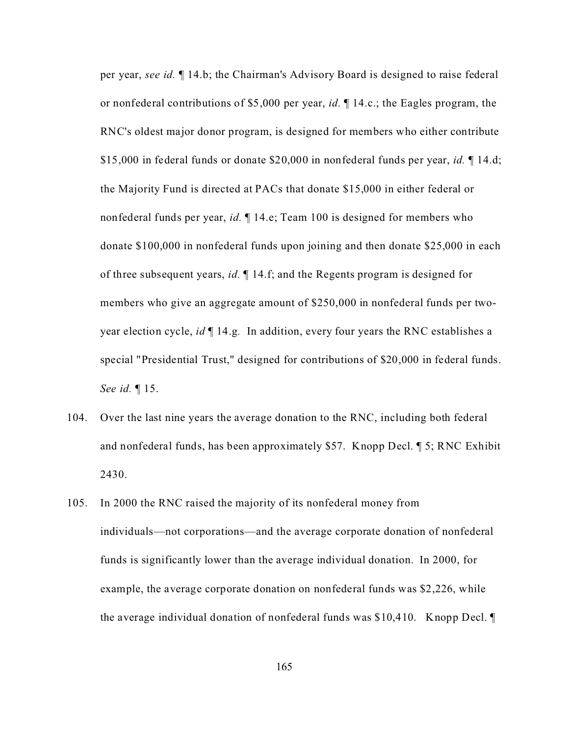per year, *see id.* ¶ 14.b; the Chairman's Advisory Board is designed to raise federal or nonfederal contributions of $5,000 per year, *id.* ¶ 14.c.; the Eagles program, the RNC's oldest major donor program, is designed for members who either contribute $15,000 in federal funds or donate $20,000 in nonfederal funds per year, *id.* ¶ 14.d; the Majority Fund is directed at PACs that donate $15,000 in either federal or nonfederal funds per year, *id.* ¶ 14.e; Team 100 is designed for members who donate $100,000 in nonfederal funds upon joining and then donate $25,000 in each of three subsequent years, *id.* ¶ 14.f; and the Regents program is designed for members who give an aggregate amount of $250,000 in nonfederal funds per two-year election cycle, *id* ¶ 14.g. In addition, every four years the RNC establishes a special "Presidential Trust," designed for contributions of $20,000 in federal funds. *See id.* ¶ 15.

104. Over the last nine years the average donation to the RNC, including both federal and nonfederal funds, has been approximately $57. Knopp Decl. ¶ 5; RNC Exhibit 2430.

105. In 2000 the RNC raised the majority of its nonfederal money from individuals—not corporations—and the average corporate donation of nonfederal funds is significantly lower than the average individual donation. In 2000, for example, the average corporate donation on nonfederal funds was $2,226, while the average individual donation of nonfederal funds was $10,410. Knopp Decl. ¶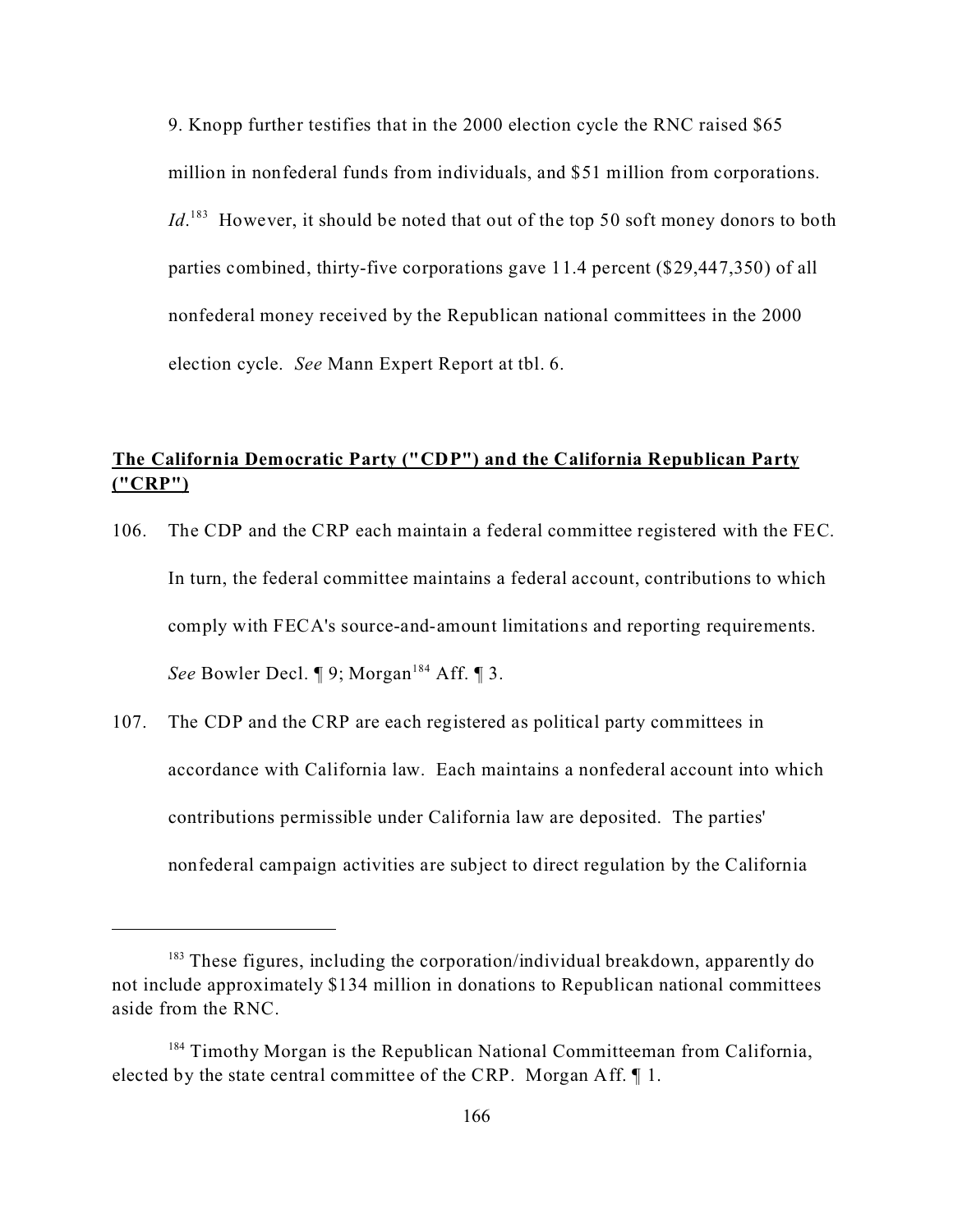9. Knopp further testifies that in the 2000 election cycle the RNC raised $65 million in nonfederal funds from individuals, and $51 million from corporations. *Id*.[183] However, it should be noted that out of the top 50 soft money donors to both parties combined, thirty-five corporations gave 11.4 percent ($29,447,350) of all nonfederal money received by the Republican national committees in the 2000 election cycle. *See* Mann Expert Report at tbl. 6.

**<u>The California Democratic Party ("CDP") and the California Republican Party ("CRP")</u>**

106. The CDP and the CRP each maintain a federal committee registered with the FEC. In turn, the federal committee maintains a federal account, contributions to which comply with FECA's source-and-amount limitations and reporting requirements. *See* Bowler Decl. ¶ 9; Morgan[184] Aff. ¶ 3.

107. The CDP and the CRP are each registered as political party committees in accordance with California law. Each maintains a nonfederal account into which contributions permissible under California law are deposited. The parties' nonfederal campaign activities are subject to direct regulation by the California

---

[183] These figures, including the corporation/individual breakdown, apparently do not include approximately $134 million in donations to Republican national committees aside from the RNC.

[184] Timothy Morgan is the Republican National Committeeman from California, elected by the state central committee of the CRP. Morgan Aff. ¶ 1.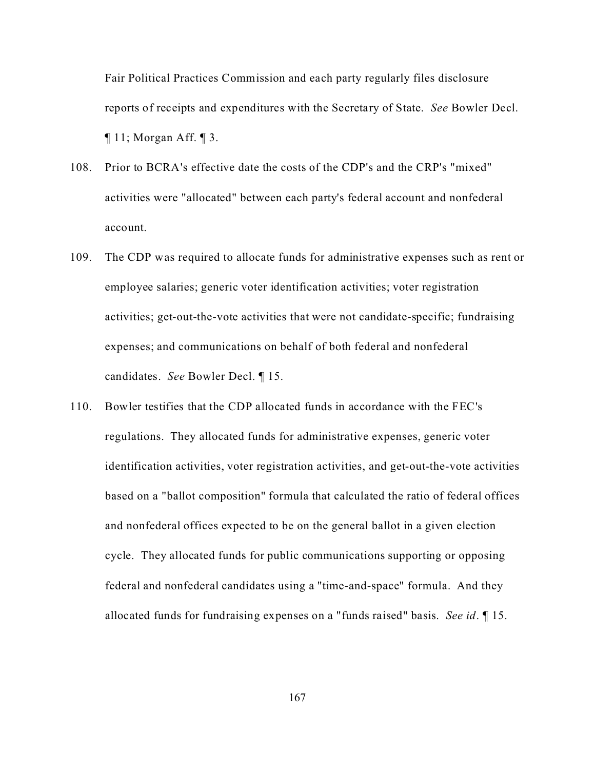Fair Political Practices Commission and each party regularly files disclosure reports of receipts and expenditures with the Secretary of State. *See* Bowler Decl. ¶ 11; Morgan Aff. ¶ 3.

108. Prior to BCRA's effective date the costs of the CDP's and the CRP's "mixed" activities were "allocated" between each party's federal account and nonfederal account.

109. The CDP was required to allocate funds for administrative expenses such as rent or employee salaries; generic voter identification activities; voter registration activities; get-out-the-vote activities that were not candidate-specific; fundraising expenses; and communications on behalf of both federal and nonfederal candidates. *See* Bowler Decl. ¶ 15.

110. Bowler testifies that the CDP allocated funds in accordance with the FEC's regulations. They allocated funds for administrative expenses, generic voter identification activities, voter registration activities, and get-out-the-vote activities based on a "ballot composition" formula that calculated the ratio of federal offices and nonfederal offices expected to be on the general ballot in a given election cycle. They allocated funds for public communications supporting or opposing federal and nonfederal candidates using a "time-and-space" formula. And they allocated funds for fundraising expenses on a "funds raised" basis. *See id*. ¶ 15.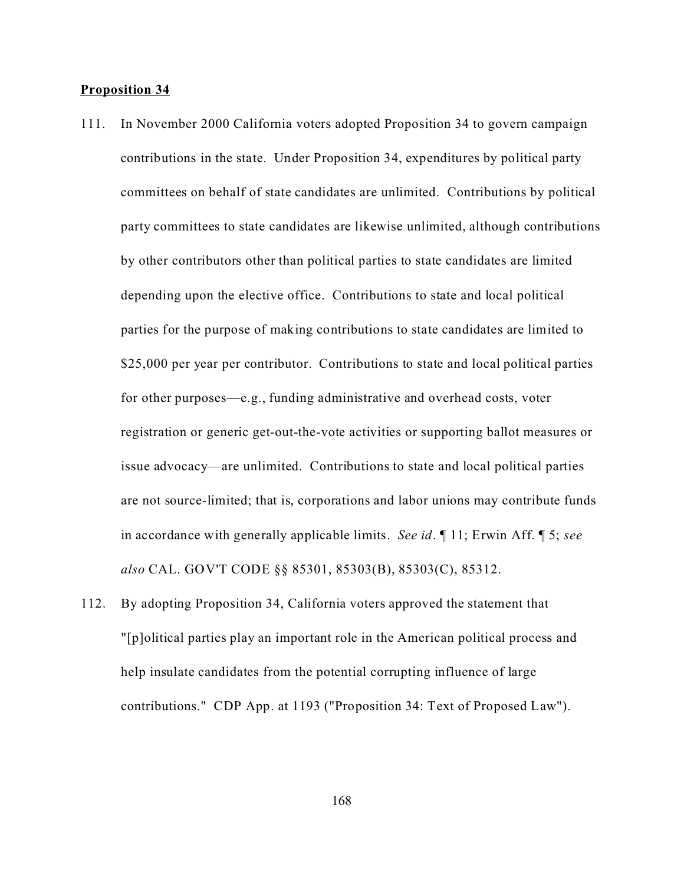**Proposition 34**

111. In November 2000 California voters adopted Proposition 34 to govern campaign contributions in the state. Under Proposition 34, expenditures by political party committees on behalf of state candidates are unlimited. Contributions by political party committees to state candidates are likewise unlimited, although contributions by other contributors other than political parties to state candidates are limited depending upon the elective office. Contributions to state and local political parties for the purpose of making contributions to state candidates are limited to $25,000 per year per contributor. Contributions to state and local political parties for other purposes—e.g., funding administrative and overhead costs, voter registration or generic get-out-the-vote activities or supporting ballot measures or issue advocacy—are unlimited. Contributions to state and local political parties are not source-limited; that is, corporations and labor unions may contribute funds in accordance with generally applicable limits. *See id*. ¶ 11; Erwin Aff. ¶ 5; *see also* CAL. GOV'T CODE §§ 85301, 85303(B), 85303(C), 85312.

112. By adopting Proposition 34, California voters approved the statement that "[p]olitical parties play an important role in the American political process and help insulate candidates from the potential corrupting influence of large contributions." CDP App. at 1193 ("Proposition 34: Text of Proposed Law").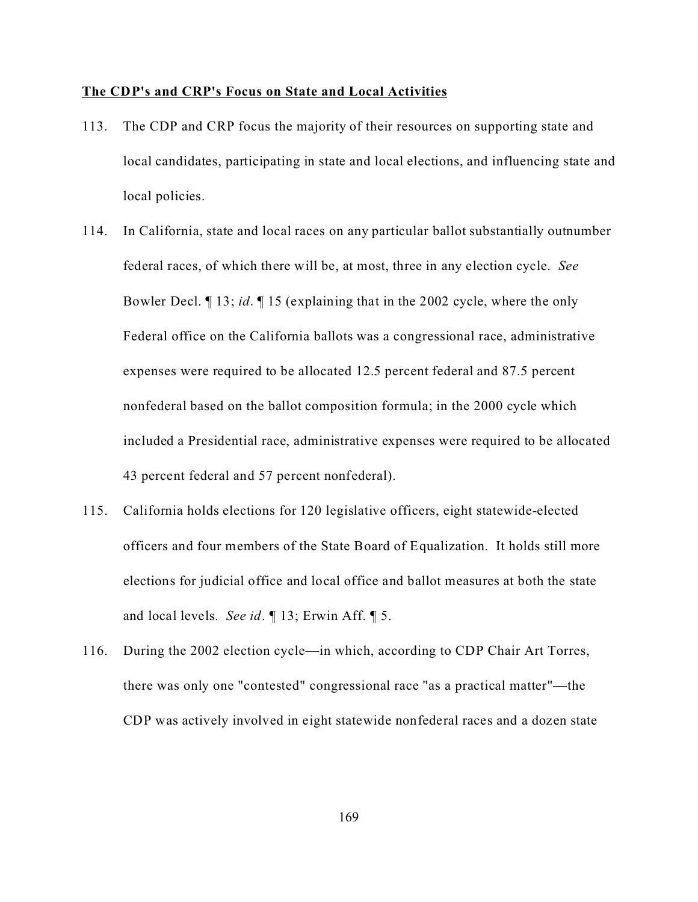**The CDP's and CRP's Focus on State and Local Activities**

113. The CDP and CRP focus the majority of their resources on supporting state and local candidates, participating in state and local elections, and influencing state and local policies.

114. In California, state and local races on any particular ballot substantially outnumber federal races, of which there will be, at most, three in any election cycle. *See* Bowler Decl. ¶ 13; *id*. ¶ 15 (explaining that in the 2002 cycle, where the only Federal office on the California ballots was a congressional race, administrative expenses were required to be allocated 12.5 percent federal and 87.5 percent nonfederal based on the ballot composition formula; in the 2000 cycle which included a Presidential race, administrative expenses were required to be allocated 43 percent federal and 57 percent nonfederal).

115. California holds elections for 120 legislative officers, eight statewide-elected officers and four members of the State Board of Equalization. It holds still more elections for judicial office and local office and ballot measures at both the state and local levels. *See id*. ¶ 13; Erwin Aff. ¶ 5.

116. During the 2002 election cycle—in which, according to CDP Chair Art Torres, there was only one "contested" congressional race "as a practical matter"—the CDP was actively involved in eight statewide nonfederal races and a dozen state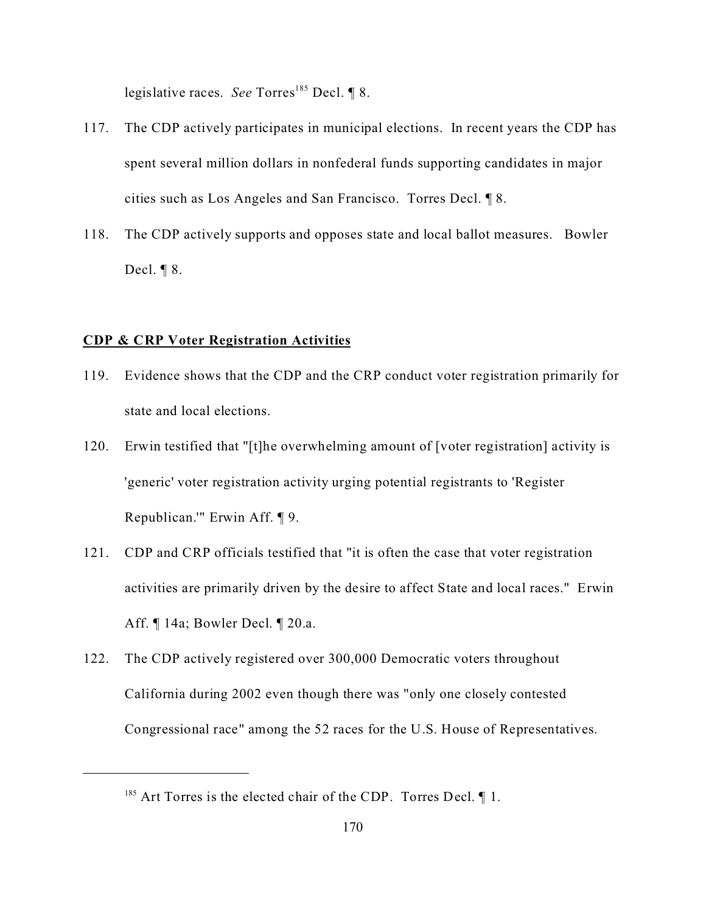legislative races. *See* Torres[185] Decl. ¶ 8.

117. The CDP actively participates in municipal elections. In recent years the CDP has spent several million dollars in nonfederal funds supporting candidates in major cities such as Los Angeles and San Francisco. Torres Decl. ¶ 8.

118. The CDP actively supports and opposes state and local ballot measures. Bowler Decl. ¶ 8.

**CDP & CRP Voter Registration Activities**

119. Evidence shows that the CDP and the CRP conduct voter registration primarily for state and local elections.

120. Erwin testified that "[t]he overwhelming amount of [voter registration] activity is 'generic' voter registration activity urging potential registrants to 'Register Republican.'" Erwin Aff. ¶ 9.

121. CDP and CRP officials testified that "it is often the case that voter registration activities are primarily driven by the desire to affect State and local races." Erwin Aff. ¶ 14a; Bowler Decl. ¶ 20.a.

122. The CDP actively registered over 300,000 Democratic voters throughout California during 2002 even though there was "only one closely contested Congressional race" among the 52 races for the U.S. House of Representatives.

---

[185] Art Torres is the elected chair of the CDP. Torres Decl. ¶ 1.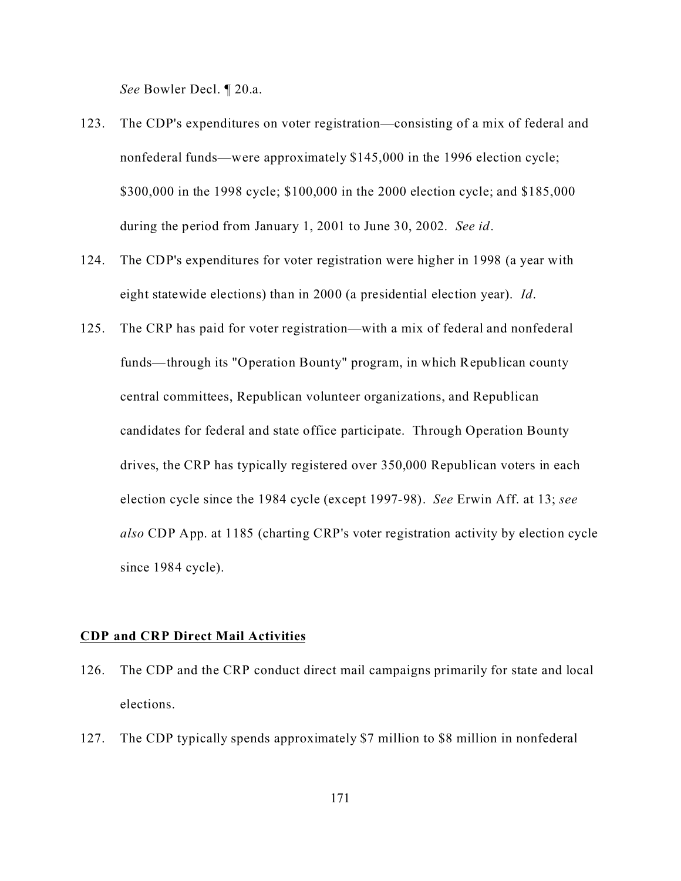*See* Bowler Decl. ¶ 20.a.

123. The CDP's expenditures on voter registration—consisting of a mix of federal and nonfederal funds—were approximately $145,000 in the 1996 election cycle; $300,000 in the 1998 cycle; $100,000 in the 2000 election cycle; and $185,000 during the period from January 1, 2001 to June 30, 2002. *See id*.

124. The CDP's expenditures for voter registration were higher in 1998 (a year with eight statewide elections) than in 2000 (a presidential election year). *Id*.

125. The CRP has paid for voter registration—with a mix of federal and nonfederal funds—through its "Operation Bounty" program, in which Republican county central committees, Republican volunteer organizations, and Republican candidates for federal and state office participate. Through Operation Bounty drives, the CRP has typically registered over 350,000 Republican voters in each election cycle since the 1984 cycle (except 1997-98). *See* Erwin Aff. at 13; *see also* CDP App. at 1185 (charting CRP's voter registration activity by election cycle since 1984 cycle).

**CDP and CRP Direct Mail Activities**

126. The CDP and the CRP conduct direct mail campaigns primarily for state and local elections.

127. The CDP typically spends approximately $7 million to $8 million in nonfederal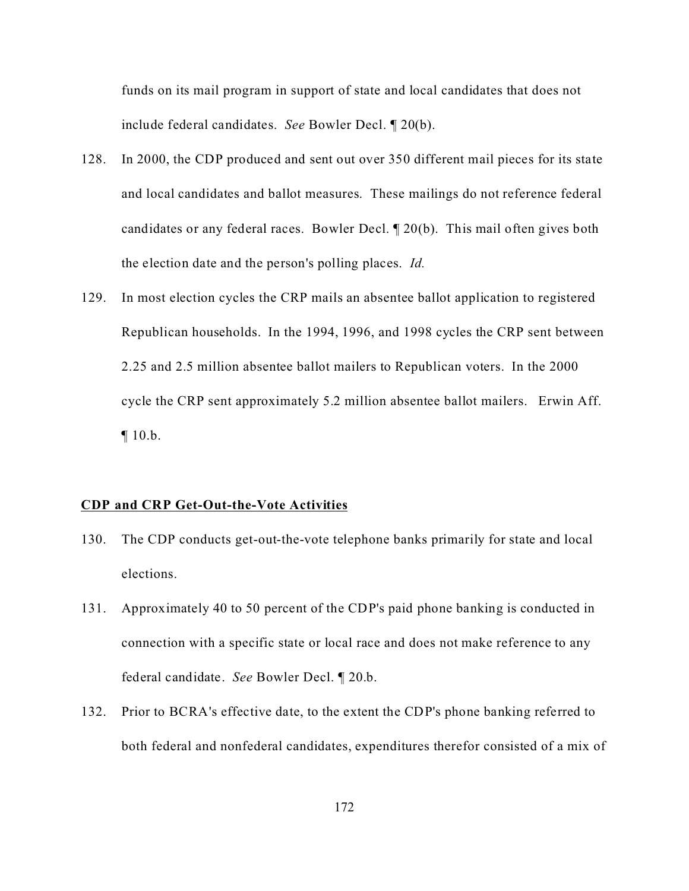funds on its mail program in support of state and local candidates that does not include federal candidates. *See* Bowler Decl. ¶ 20(b).

128. In 2000, the CDP produced and sent out over 350 different mail pieces for its state and local candidates and ballot measures. These mailings do not reference federal candidates or any federal races. Bowler Decl. ¶ 20(b). This mail often gives both the election date and the person's polling places. *Id.*

129. In most election cycles the CRP mails an absentee ballot application to registered Republican households. In the 1994, 1996, and 1998 cycles the CRP sent between 2.25 and 2.5 million absentee ballot mailers to Republican voters. In the 2000 cycle the CRP sent approximately 5.2 million absentee ballot mailers. Erwin Aff. ¶ 10.b.

**CDP and CRP Get-Out-the-Vote Activities**

130. The CDP conducts get-out-the-vote telephone banks primarily for state and local elections.

131. Approximately 40 to 50 percent of the CDP's paid phone banking is conducted in connection with a specific state or local race and does not make reference to any federal candidate. *See* Bowler Decl. ¶ 20.b.

132. Prior to BCRA's effective date, to the extent the CDP's phone banking referred to both federal and nonfederal candidates, expenditures therefor consisted of a mix of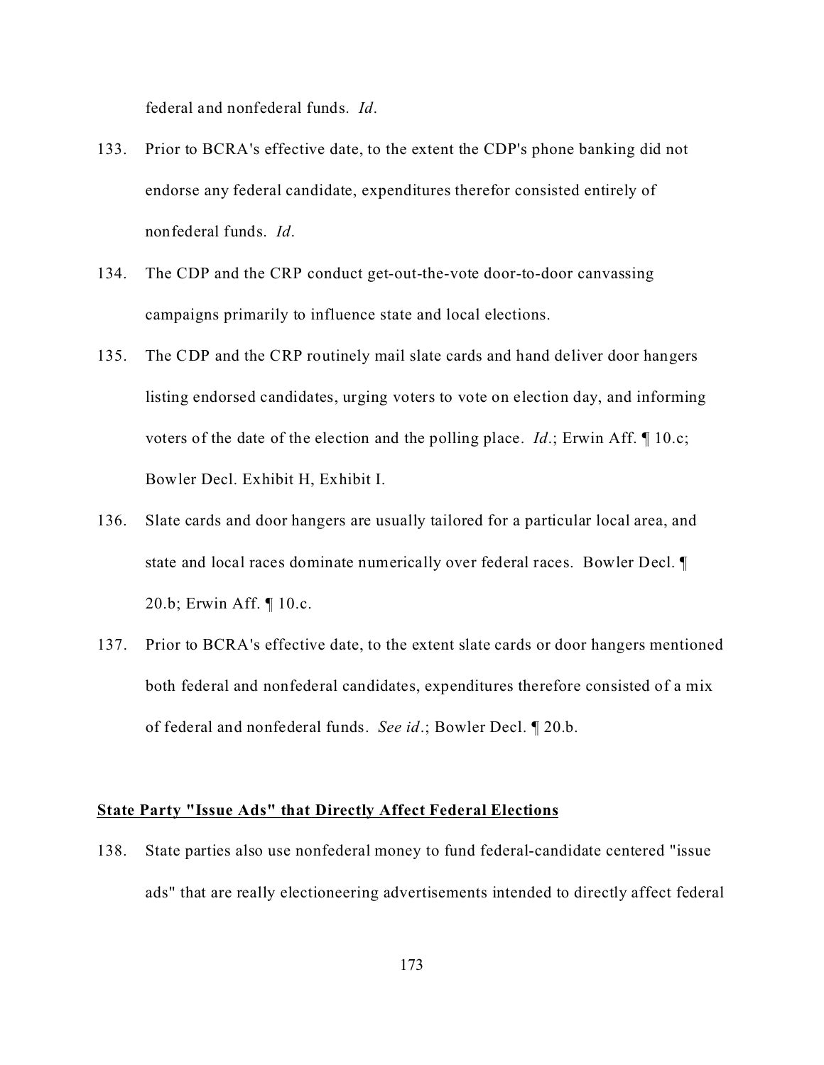federal and nonfederal funds. *Id*.

133. Prior to BCRA's effective date, to the extent the CDP's phone banking did not endorse any federal candidate, expenditures therefor consisted entirely of nonfederal funds. *Id*.

134. The CDP and the CRP conduct get-out-the-vote door-to-door canvassing campaigns primarily to influence state and local elections.

135. The CDP and the CRP routinely mail slate cards and hand deliver door hangers listing endorsed candidates, urging voters to vote on election day, and informing voters of the date of the election and the polling place. *Id*.; Erwin Aff. ¶ 10.c; Bowler Decl. Exhibit H, Exhibit I.

136. Slate cards and door hangers are usually tailored for a particular local area, and state and local races dominate numerically over federal races. Bowler Decl. ¶ 20.b; Erwin Aff. ¶ 10.c.

137. Prior to BCRA's effective date, to the extent slate cards or door hangers mentioned both federal and nonfederal candidates, expenditures therefore consisted of a mix of federal and nonfederal funds. *See id*.; Bowler Decl. ¶ 20.b.

**<u>State Party "Issue Ads" that Directly Affect Federal Elections</u>**

138. State parties also use nonfederal money to fund federal-candidate centered "issue ads" that are really electioneering advertisements intended to directly affect federal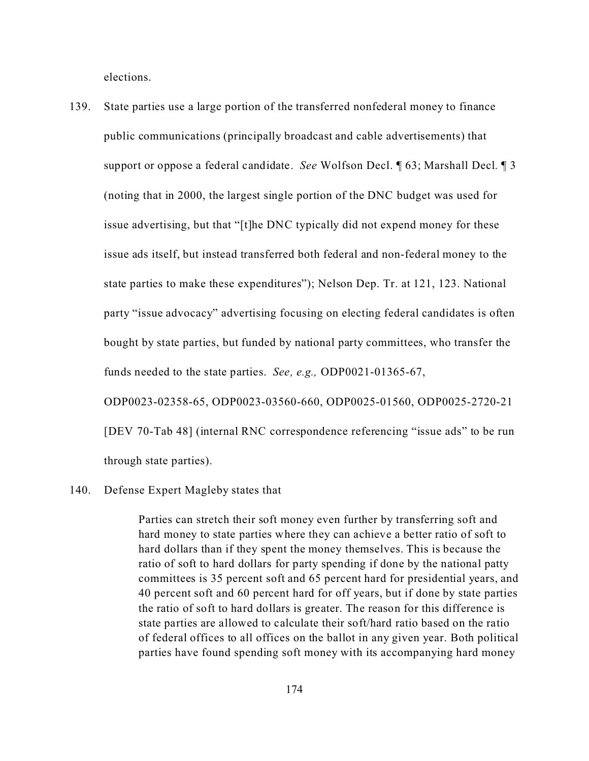elections.

139. State parties use a large portion of the transferred nonfederal money to finance public communications (principally broadcast and cable advertisements) that support or oppose a federal candidate. *See* Wolfson Decl. ¶ 63; Marshall Decl. ¶ 3 (noting that in 2000, the largest single portion of the DNC budget was used for issue advertising, but that "[t]he DNC typically did not expend money for these issue ads itself, but instead transferred both federal and non-federal money to the state parties to make these expenditures"); Nelson Dep. Tr. at 121, 123. National party "issue advocacy" advertising focusing on electing federal candidates is often bought by state parties, but funded by national party committees, who transfer the funds needed to the state parties. *See, e.g.,* ODP0021-01365-67, ODP0023-02358-65, ODP0023-03560-660, ODP0025-01560, ODP0025-2720-21 [DEV 70-Tab 48] (internal RNC correspondence referencing "issue ads" to be run through state parties).

140. Defense Expert Magleby states that

> Parties can stretch their soft money even further by transferring soft and hard money to state parties where they can achieve a better ratio of soft to hard dollars than if they spent the money themselves. This is because the ratio of soft to hard dollars for party spending if done by the national patty committees is 35 percent soft and 65 percent hard for presidential years, and 40 percent soft and 60 percent hard for off years, but if done by state parties the ratio of soft to hard dollars is greater. The reason for this difference is state parties are allowed to calculate their soft/hard ratio based on the ratio of federal offices to all offices on the ballot in any given year. Both political parties have found spending soft money with its accompanying hard money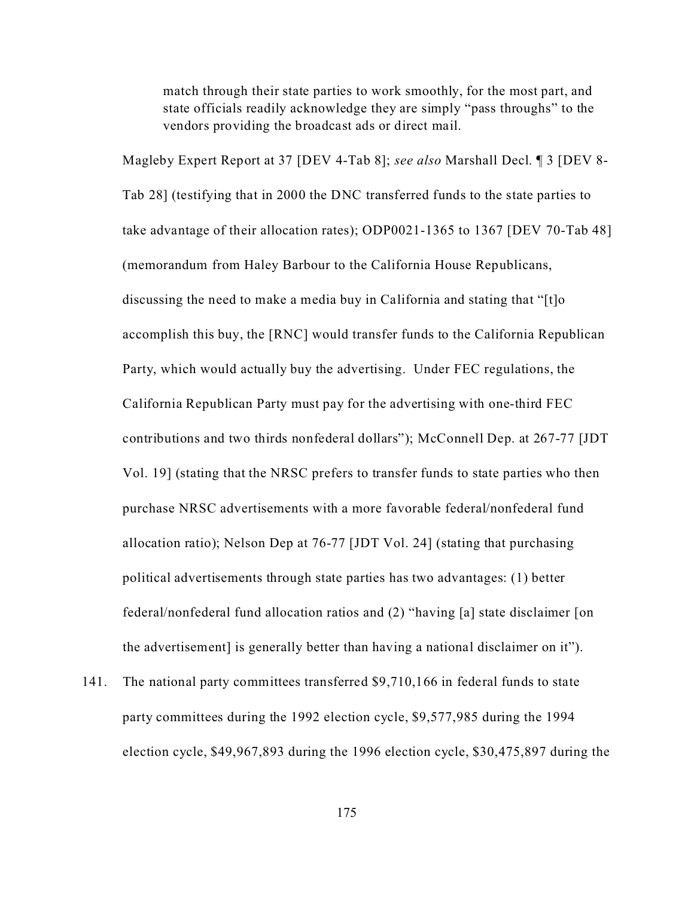> match through their state parties to work smoothly, for the most part, and state officials readily acknowledge they are simply "pass throughs" to the vendors providing the broadcast ads or direct mail.

Magleby Expert Report at 37 [DEV 4-Tab 8]; *see also* Marshall Decl. ¶ 3 [DEV 8-Tab 28] (testifying that in 2000 the DNC transferred funds to the state parties to take advantage of their allocation rates); ODP0021-1365 to 1367 [DEV 70-Tab 48] (memorandum from Haley Barbour to the California House Republicans, discussing the need to make a media buy in California and stating that "[t]o accomplish this buy, the [RNC] would transfer funds to the California Republican Party, which would actually buy the advertising. Under FEC regulations, the California Republican Party must pay for the advertising with one-third FEC contributions and two thirds nonfederal dollars"); McConnell Dep. at 267-77 [JDT Vol. 19] (stating that the NRSC prefers to transfer funds to state parties who then purchase NRSC advertisements with a more favorable federal/nonfederal fund allocation ratio); Nelson Dep at 76-77 [JDT Vol. 24] (stating that purchasing political advertisements through state parties has two advantages: (1) better federal/nonfederal fund allocation ratios and (2) "having [a] state disclaimer [on the advertisement] is generally better than having a national disclaimer on it").

141. The national party committees transferred $9,710,166 in federal funds to state party committees during the 1992 election cycle, $9,577,985 during the 1994 election cycle, $49,967,893 during the 1996 election cycle, $30,475,897 during the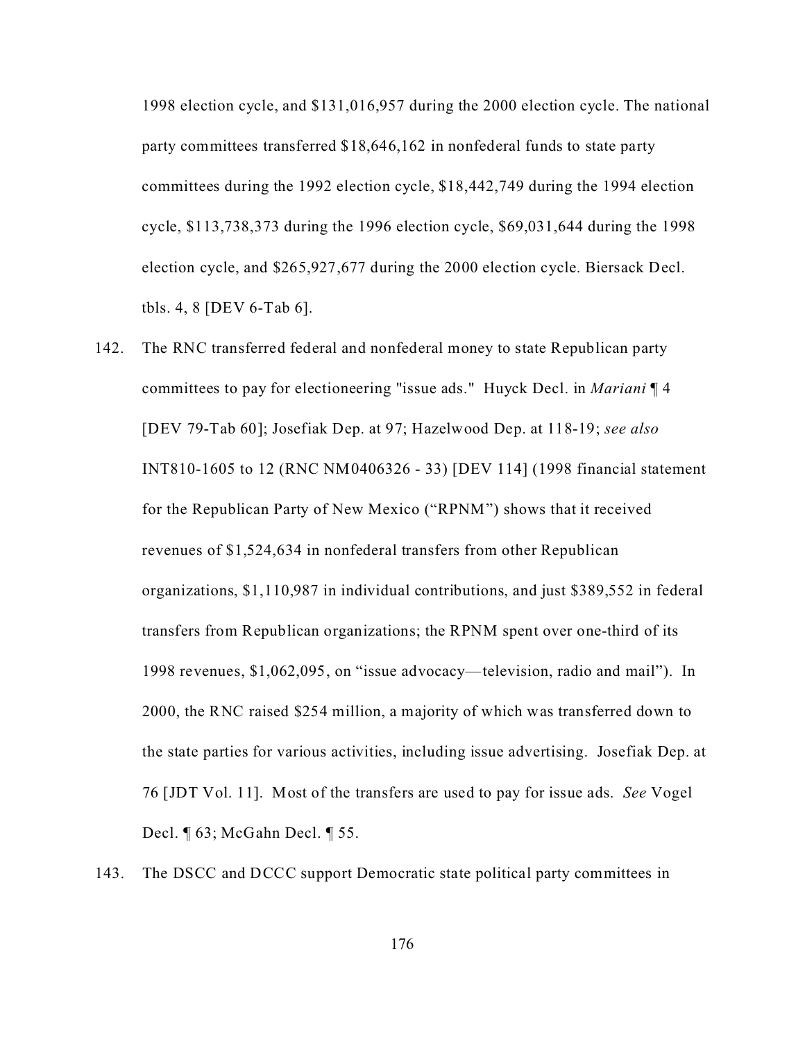1998 election cycle, and $131,016,957 during the 2000 election cycle. The national party committees transferred $18,646,162 in nonfederal funds to state party committees during the 1992 election cycle, $18,442,749 during the 1994 election cycle, $113,738,373 during the 1996 election cycle, $69,031,644 during the 1998 election cycle, and $265,927,677 during the 2000 election cycle. Biersack Decl. tbls. 4, 8 [DEV 6-Tab 6].

142. The RNC transferred federal and nonfederal money to state Republican party committees to pay for electioneering "issue ads." Huyck Decl. in *Mariani* ¶ 4 [DEV 79-Tab 60]; Josefiak Dep. at 97; Hazelwood Dep. at 118-19; *see also* INT810-1605 to 12 (RNC NM0406326 - 33) [DEV 114] (1998 financial statement for the Republican Party of New Mexico ("RPNM") shows that it received revenues of $1,524,634 in nonfederal transfers from other Republican organizations, $1,110,987 in individual contributions, and just $389,552 in federal transfers from Republican organizations; the RPNM spent over one-third of its 1998 revenues, $1,062,095, on "issue advocacy—television, radio and mail"). In 2000, the RNC raised $254 million, a majority of which was transferred down to the state parties for various activities, including issue advertising. Josefiak Dep. at 76 [JDT Vol. 11]. Most of the transfers are used to pay for issue ads. *See* Vogel Decl. ¶ 63; McGahn Decl. ¶ 55.

143. The DSCC and DCCC support Democratic state political party committees in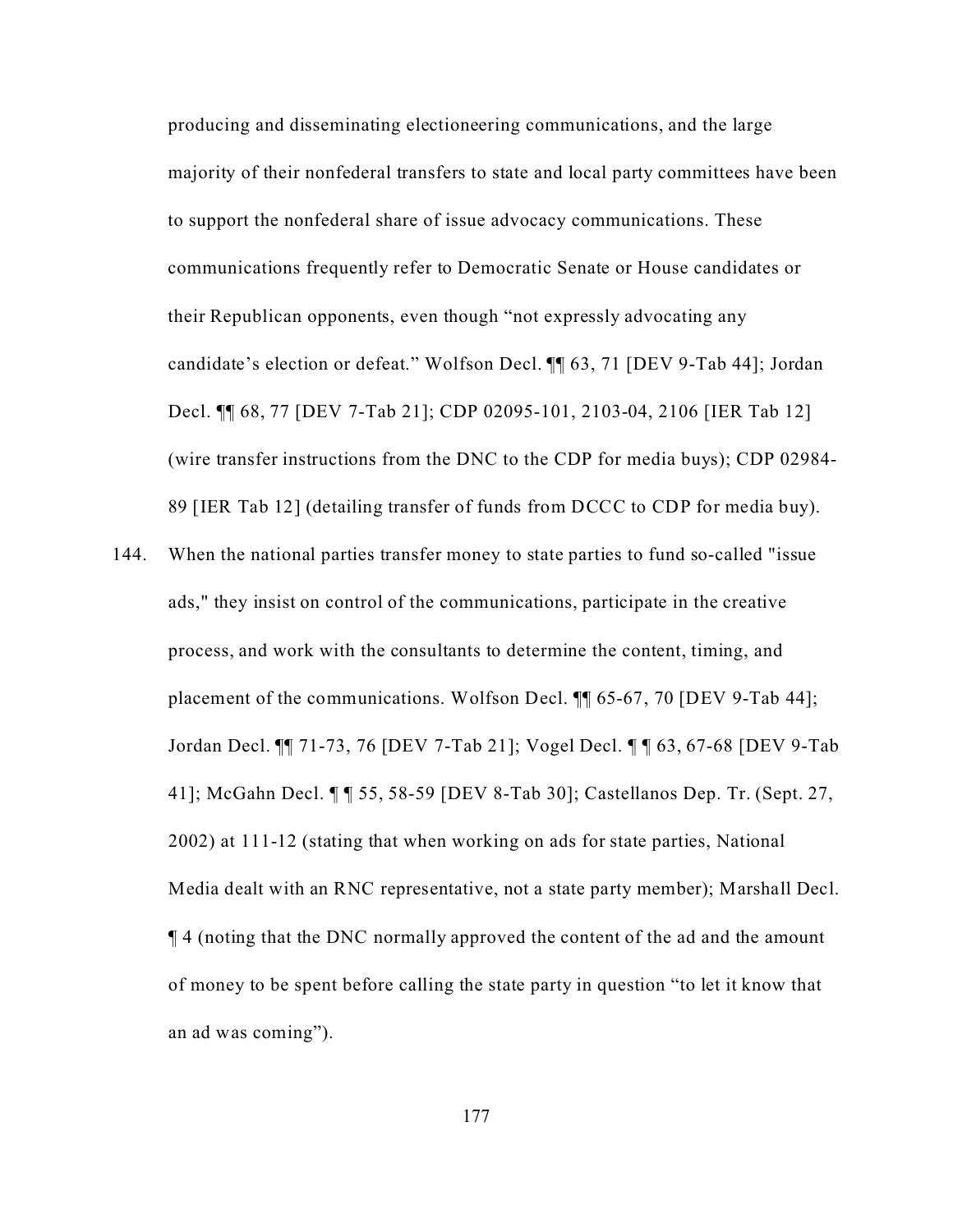producing and disseminating electioneering communications, and the large majority of their nonfederal transfers to state and local party committees have been to support the nonfederal share of issue advocacy communications. These communications frequently refer to Democratic Senate or House candidates or their Republican opponents, even though "not expressly advocating any candidate's election or defeat." Wolfson Decl. ¶¶ 63, 71 [DEV 9-Tab 44]; Jordan Decl. ¶¶ 68, 77 [DEV 7-Tab 21]; CDP 02095-101, 2103-04, 2106 [IER Tab 12] (wire transfer instructions from the DNC to the CDP for media buys); CDP 02984-89 [IER Tab 12] (detailing transfer of funds from DCCC to CDP for media buy).

144. When the national parties transfer money to state parties to fund so-called "issue ads," they insist on control of the communications, participate in the creative process, and work with the consultants to determine the content, timing, and placement of the communications. Wolfson Decl. ¶¶ 65-67, 70 [DEV 9-Tab 44]; Jordan Decl. ¶¶ 71-73, 76 [DEV 7-Tab 21]; Vogel Decl. ¶ ¶ 63, 67-68 [DEV 9-Tab 41]; McGahn Decl. ¶ ¶ 55, 58-59 [DEV 8-Tab 30]; Castellanos Dep. Tr. (Sept. 27, 2002) at 111-12 (stating that when working on ads for state parties, National Media dealt with an RNC representative, not a state party member); Marshall Decl. ¶ 4 (noting that the DNC normally approved the content of the ad and the amount of money to be spent before calling the state party in question "to let it know that an ad was coming").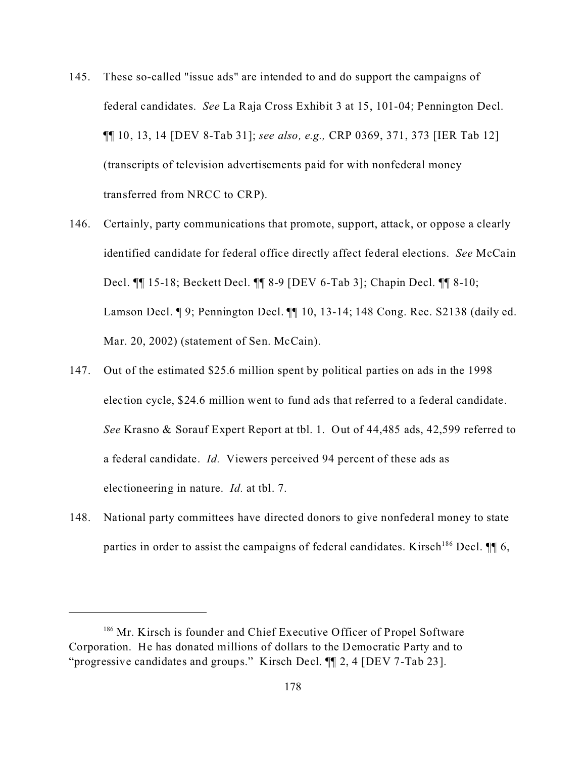145. These so-called "issue ads" are intended to and do support the campaigns of federal candidates. *See* La Raja Cross Exhibit 3 at 15, 101-04; Pennington Decl. ¶¶ 10, 13, 14 [DEV 8-Tab 31]; *see also, e.g.,* CRP 0369, 371, 373 [IER Tab 12] (transcripts of television advertisements paid for with nonfederal money transferred from NRCC to CRP).

146. Certainly, party communications that promote, support, attack, or oppose a clearly identified candidate for federal office directly affect federal elections. *See* McCain Decl. ¶¶ 15-18; Beckett Decl. ¶¶ 8-9 [DEV 6-Tab 3]; Chapin Decl. ¶¶ 8-10; Lamson Decl. ¶ 9; Pennington Decl. ¶¶ 10, 13-14; 148 Cong. Rec. S2138 (daily ed. Mar. 20, 2002) (statement of Sen. McCain).

147. Out of the estimated $25.6 million spent by political parties on ads in the 1998 election cycle, $24.6 million went to fund ads that referred to a federal candidate. *See* Krasno & Sorauf Expert Report at tbl. 1. Out of 44,485 ads, 42,599 referred to a federal candidate. *Id.* Viewers perceived 94 percent of these ads as electioneering in nature. *Id.* at tbl. 7.

148. National party committees have directed donors to give nonfederal money to state parties in order to assist the campaigns of federal candidates. Kirsch[186] Decl. ¶¶ 6,

---

[186] Mr. Kirsch is founder and Chief Executive Officer of Propel Software Corporation. He has donated millions of dollars to the Democratic Party and to "progressive candidates and groups." Kirsch Decl. ¶¶ 2, 4 [DEV 7-Tab 23].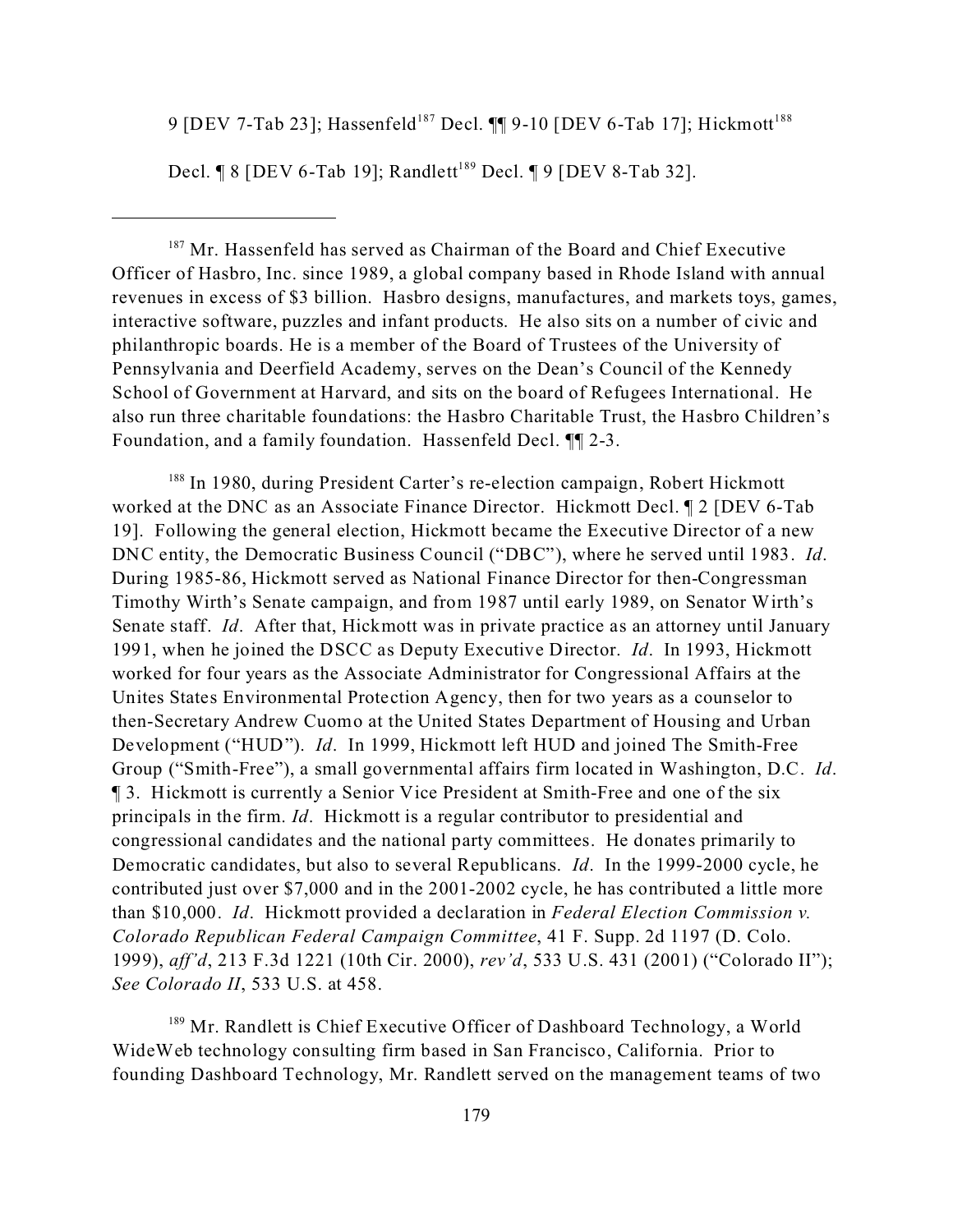9 [DEV 7-Tab 23]; Hassenfeld[187] Decl. ¶¶ 9-10 [DEV 6-Tab 17]; Hickmott[188] Decl. ¶ 8 [DEV 6-Tab 19]; Randlett[189] Decl. ¶ 9 [DEV 8-Tab 32].

---

[187] Mr. Hassenfeld has served as Chairman of the Board and Chief Executive Officer of Hasbro, Inc. since 1989, a global company based in Rhode Island with annual revenues in excess of $3 billion. Hasbro designs, manufactures, and markets toys, games, interactive software, puzzles and infant products. He also sits on a number of civic and philanthropic boards. He is a member of the Board of Trustees of the University of Pennsylvania and Deerfield Academy, serves on the Dean's Council of the Kennedy School of Government at Harvard, and sits on the board of Refugees International. He also run three charitable foundations: the Hasbro Charitable Trust, the Hasbro Children's Foundation, and a family foundation. Hassenfeld Decl. ¶¶ 2-3.

[188] In 1980, during President Carter's re-election campaign, Robert Hickmott worked at the DNC as an Associate Finance Director. Hickmott Decl. ¶ 2 [DEV 6-Tab 19]. Following the general election, Hickmott became the Executive Director of a new DNC entity, the Democratic Business Council ("DBC"), where he served until 1983. *Id*. During 1985-86, Hickmott served as National Finance Director for then-Congressman Timothy Wirth's Senate campaign, and from 1987 until early 1989, on Senator Wirth's Senate staff. *Id*. After that, Hickmott was in private practice as an attorney until January 1991, when he joined the DSCC as Deputy Executive Director. *Id*. In 1993, Hickmott worked for four years as the Associate Administrator for Congressional Affairs at the Unites States Environmental Protection Agency, then for two years as a counselor to then-Secretary Andrew Cuomo at the United States Department of Housing and Urban Development ("HUD"). *Id*. In 1999, Hickmott left HUD and joined The Smith-Free Group ("Smith-Free"), a small governmental affairs firm located in Washington, D.C. *Id*. ¶ 3. Hickmott is currently a Senior Vice President at Smith-Free and one of the six principals in the firm. *Id*. Hickmott is a regular contributor to presidential and congressional candidates and the national party committees. He donates primarily to Democratic candidates, but also to several Republicans. *Id*. In the 1999-2000 cycle, he contributed just over $7,000 and in the 2001-2002 cycle, he has contributed a little more than $10,000. *Id*. Hickmott provided a declaration in *Federal Election Commission v. Colorado Republican Federal Campaign Committee*, 41 F. Supp. 2d 1197 (D. Colo. 1999), *aff'd*, 213 F.3d 1221 (10th Cir. 2000), *rev'd*, 533 U.S. 431 (2001) ("Colorado II"); *See Colorado II*, 533 U.S. at 458.

[189] Mr. Randlett is Chief Executive Officer of Dashboard Technology, a World WideWeb technology consulting firm based in San Francisco, California. Prior to founding Dashboard Technology, Mr. Randlett served on the management teams of two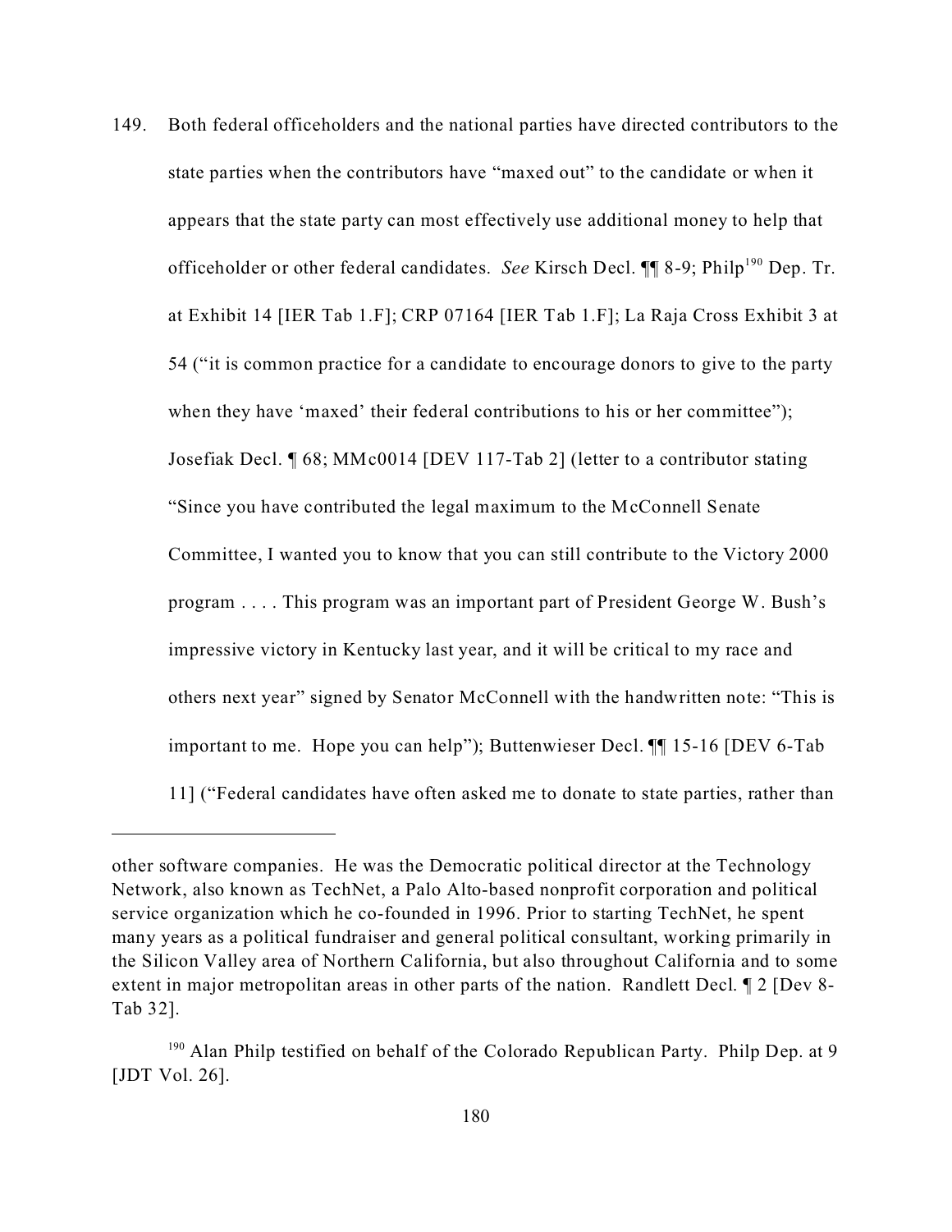149. Both federal officeholders and the national parties have directed contributors to the state parties when the contributors have "maxed out" to the candidate or when it appears that the state party can most effectively use additional money to help that officeholder or other federal candidates. *See* Kirsch Decl. ¶¶ 8-9; Philp[190] Dep. Tr. at Exhibit 14 [IER Tab 1.F]; CRP 07164 [IER Tab 1.F]; La Raja Cross Exhibit 3 at 54 ("it is common practice for a candidate to encourage donors to give to the party when they have 'maxed' their federal contributions to his or her committee"); Josefiak Decl. ¶ 68; MMc0014 [DEV 117-Tab 2] (letter to a contributor stating "Since you have contributed the legal maximum to the McConnell Senate Committee, I wanted you to know that you can still contribute to the Victory 2000 program . . . . This program was an important part of President George W. Bush's impressive victory in Kentucky last year, and it will be critical to my race and others next year" signed by Senator McConnell with the handwritten note: "This is important to me. Hope you can help"); Buttenwieser Decl. ¶¶ 15-16 [DEV 6-Tab 11] ("Federal candidates have often asked me to donate to state parties, rather than

---

other software companies. He was the Democratic political director at the Technology Network, also known as TechNet, a Palo Alto-based nonprofit corporation and political service organization which he co-founded in 1996. Prior to starting TechNet, he spent many years as a political fundraiser and general political consultant, working primarily in the Silicon Valley area of Northern California, but also throughout California and to some extent in major metropolitan areas in other parts of the nation. Randlett Decl. ¶ 2 [Dev 8-Tab 32].

[190] Alan Philp testified on behalf of the Colorado Republican Party. Philp Dep. at 9 [JDT Vol. 26].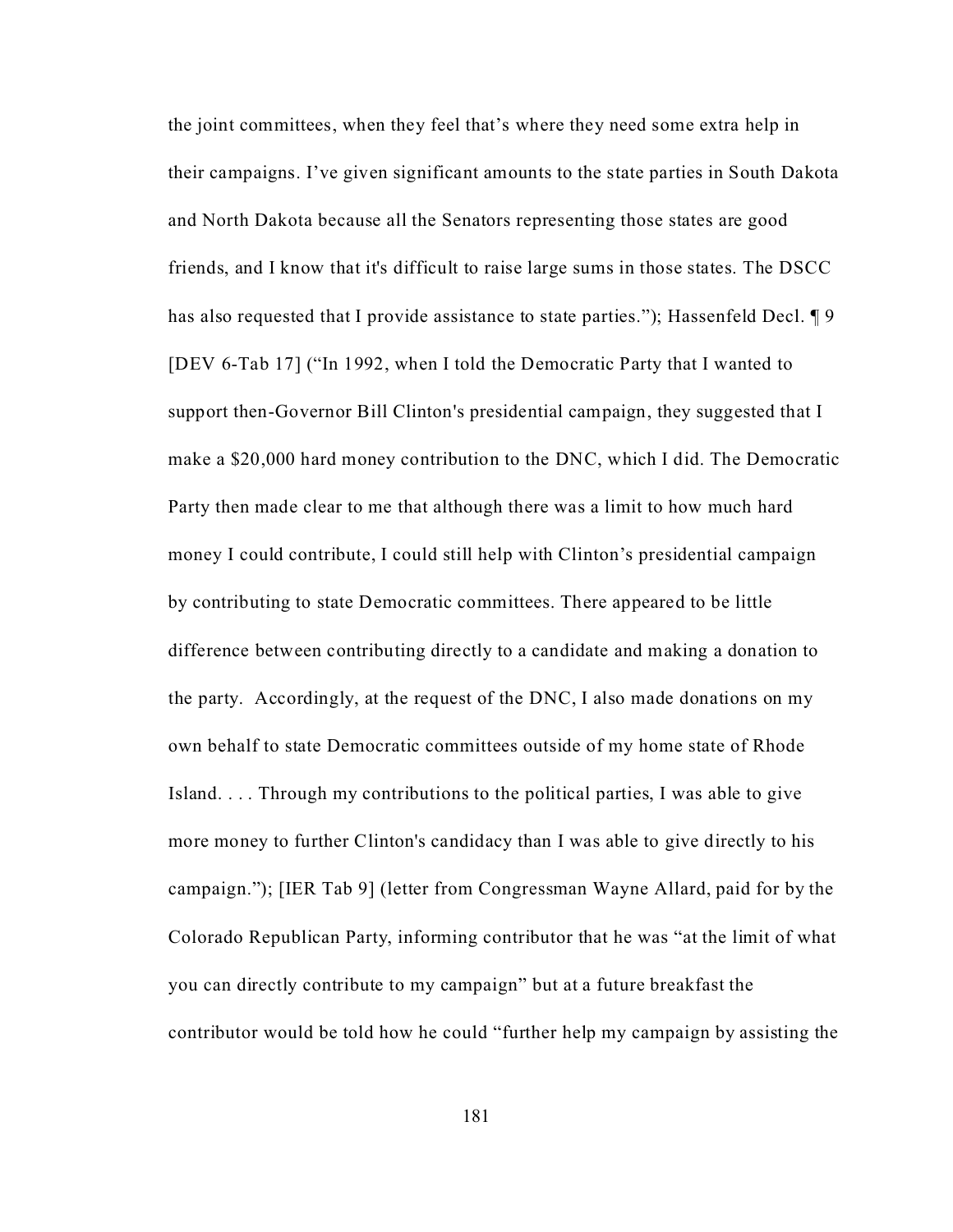the joint committees, when they feel that's where they need some extra help in their campaigns. I've given significant amounts to the state parties in South Dakota and North Dakota because all the Senators representing those states are good friends, and I know that it's difficult to raise large sums in those states. The DSCC has also requested that I provide assistance to state parties."); Hassenfeld Decl. ¶ 9 [DEV 6-Tab 17] ("In 1992, when I told the Democratic Party that I wanted to support then-Governor Bill Clinton's presidential campaign, they suggested that I make a $20,000 hard money contribution to the DNC, which I did. The Democratic Party then made clear to me that although there was a limit to how much hard money I could contribute, I could still help with Clinton's presidential campaign by contributing to state Democratic committees. There appeared to be little difference between contributing directly to a candidate and making a donation to the party. Accordingly, at the request of the DNC, I also made donations on my own behalf to state Democratic committees outside of my home state of Rhode Island. . . . Through my contributions to the political parties, I was able to give more money to further Clinton's candidacy than I was able to give directly to his campaign."); [IER Tab 9] (letter from Congressman Wayne Allard, paid for by the Colorado Republican Party, informing contributor that he was "at the limit of what you can directly contribute to my campaign" but at a future breakfast the contributor would be told how he could "further help my campaign by assisting the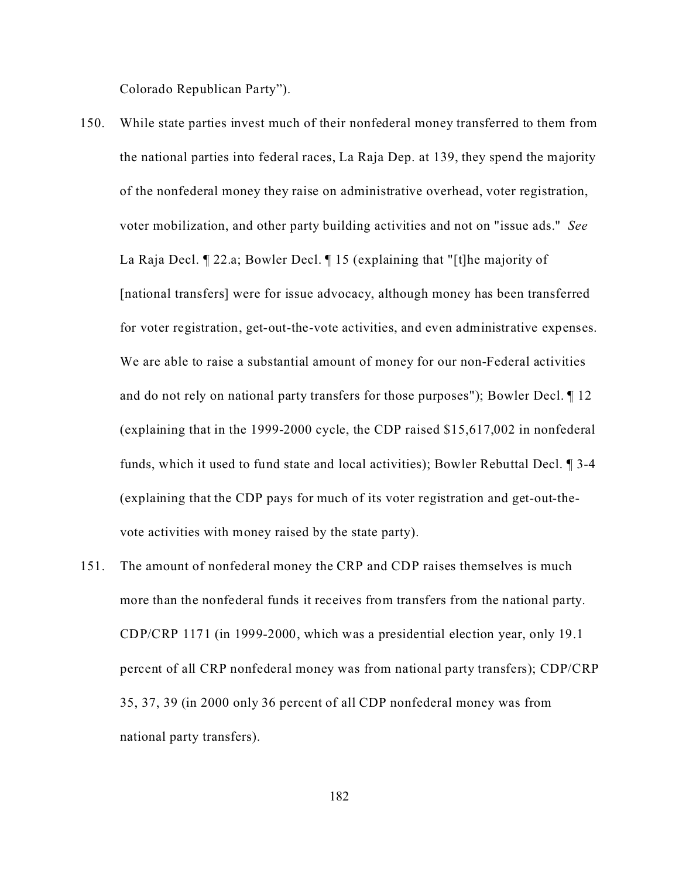Colorado Republican Party").

150. While state parties invest much of their nonfederal money transferred to them from the national parties into federal races, La Raja Dep. at 139, they spend the majority of the nonfederal money they raise on administrative overhead, voter registration, voter mobilization, and other party building activities and not on "issue ads." *See* La Raja Decl. ¶ 22.a; Bowler Decl. ¶ 15 (explaining that "[t]he majority of [national transfers] were for issue advocacy, although money has been transferred for voter registration, get-out-the-vote activities, and even administrative expenses. We are able to raise a substantial amount of money for our non-Federal activities and do not rely on national party transfers for those purposes"); Bowler Decl. ¶ 12 (explaining that in the 1999-2000 cycle, the CDP raised $15,617,002 in nonfederal funds, which it used to fund state and local activities); Bowler Rebuttal Decl. ¶ 3-4 (explaining that the CDP pays for much of its voter registration and get-out-the-vote activities with money raised by the state party).

151. The amount of nonfederal money the CRP and CDP raises themselves is much more than the nonfederal funds it receives from transfers from the national party. CDP/CRP 1171 (in 1999-2000, which was a presidential election year, only 19.1 percent of all CRP nonfederal money was from national party transfers); CDP/CRP 35, 37, 39 (in 2000 only 36 percent of all CDP nonfederal money was from national party transfers).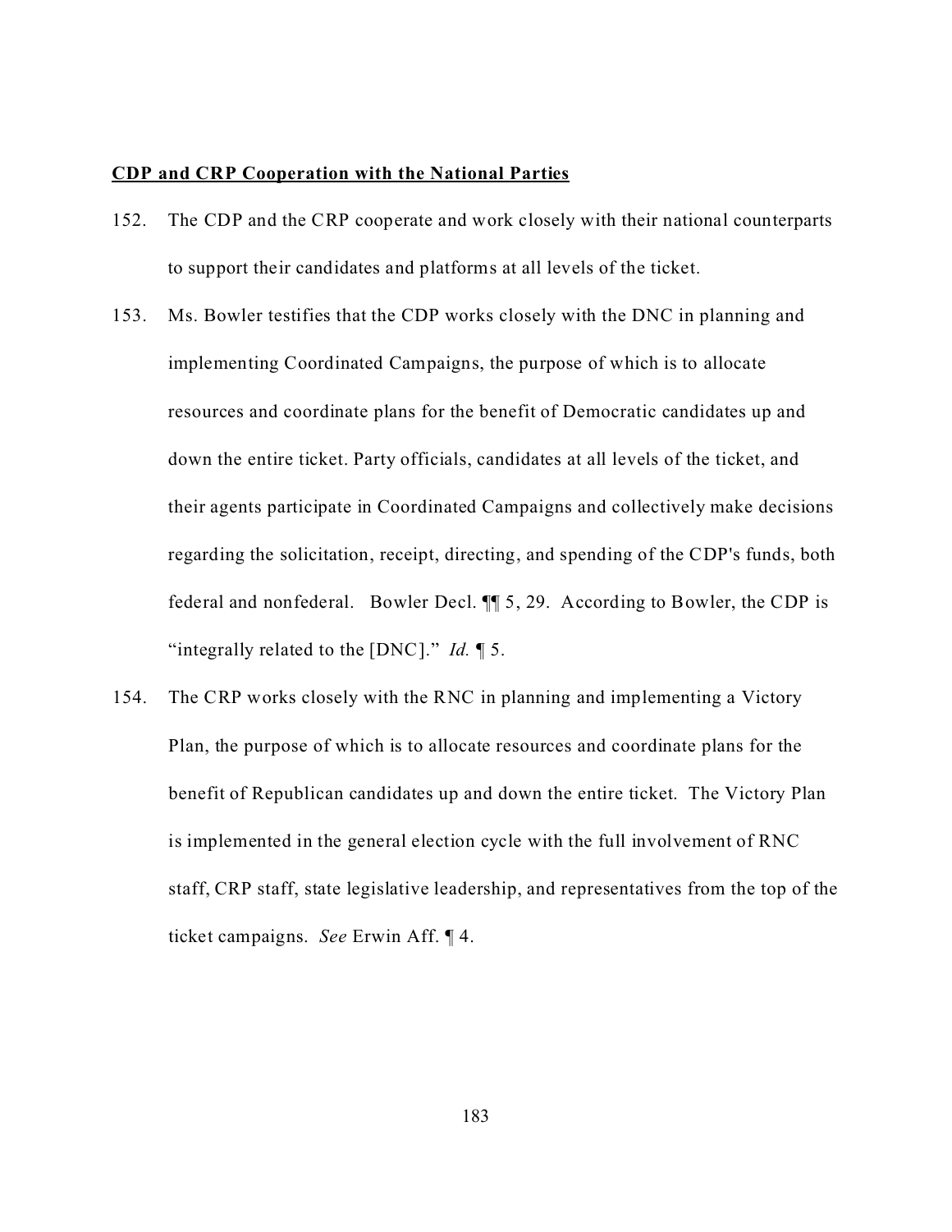**CDP and CRP Cooperation with the National Parties**

152. The CDP and the CRP cooperate and work closely with their national counterparts to support their candidates and platforms at all levels of the ticket.

153. Ms. Bowler testifies that the CDP works closely with the DNC in planning and implementing Coordinated Campaigns, the purpose of which is to allocate resources and coordinate plans for the benefit of Democratic candidates up and down the entire ticket. Party officials, candidates at all levels of the ticket, and their agents participate in Coordinated Campaigns and collectively make decisions regarding the solicitation, receipt, directing, and spending of the CDP's funds, both federal and nonfederal. Bowler Decl. ¶¶ 5, 29. According to Bowler, the CDP is "integrally related to the [DNC]." *Id.* ¶ 5.

154. The CRP works closely with the RNC in planning and implementing a Victory Plan, the purpose of which is to allocate resources and coordinate plans for the benefit of Republican candidates up and down the entire ticket. The Victory Plan is implemented in the general election cycle with the full involvement of RNC staff, CRP staff, state legislative leadership, and representatives from the top of the ticket campaigns. *See* Erwin Aff. ¶ 4.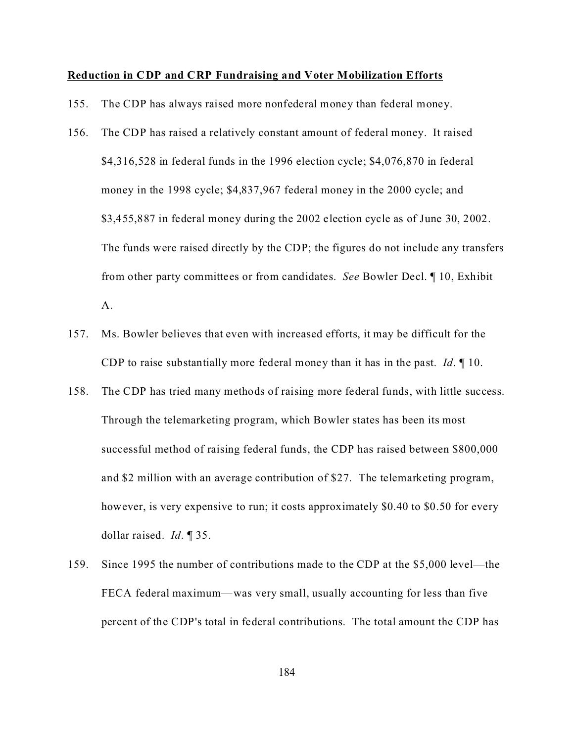**Reduction in CDP and CRP Fundraising and Voter Mobilization Efforts**

155. The CDP has always raised more nonfederal money than federal money.

156. The CDP has raised a relatively constant amount of federal money. It raised $4,316,528 in federal funds in the 1996 election cycle; $4,076,870 in federal money in the 1998 cycle; $4,837,967 federal money in the 2000 cycle; and $3,455,887 in federal money during the 2002 election cycle as of June 30, 2002. The funds were raised directly by the CDP; the figures do not include any transfers from other party committees or from candidates. *See* Bowler Decl. ¶ 10, Exhibit A.

157. Ms. Bowler believes that even with increased efforts, it may be difficult for the CDP to raise substantially more federal money than it has in the past. *Id*. ¶ 10.

158. The CDP has tried many methods of raising more federal funds, with little success. Through the telemarketing program, which Bowler states has been its most successful method of raising federal funds, the CDP has raised between $800,000 and $2 million with an average contribution of $27. The telemarketing program, however, is very expensive to run; it costs approximately $0.40 to $0.50 for every dollar raised. *Id*. ¶ 35.

159. Since 1995 the number of contributions made to the CDP at the $5,000 level—the FECA federal maximum—was very small, usually accounting for less than five percent of the CDP's total in federal contributions. The total amount the CDP has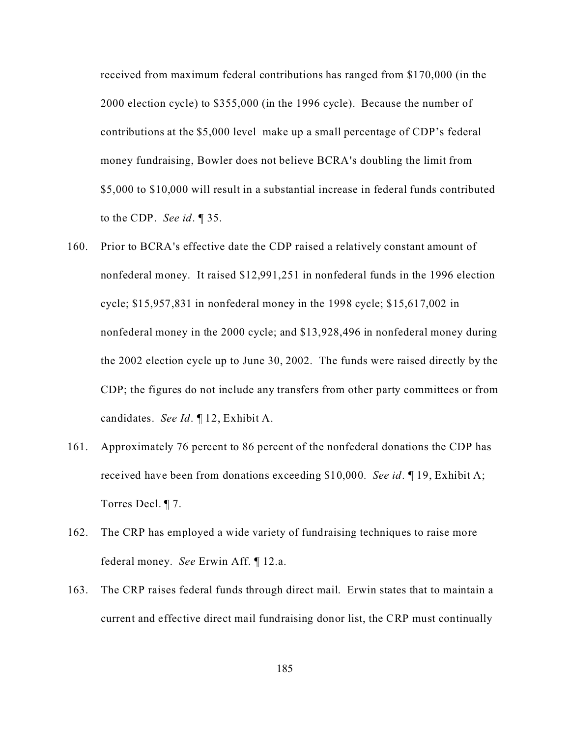received from maximum federal contributions has ranged from $170,000 (in the 2000 election cycle) to $355,000 (in the 1996 cycle). Because the number of contributions at the $5,000 level make up a small percentage of CDP's federal money fundraising, Bowler does not believe BCRA's doubling the limit from $5,000 to $10,000 will result in a substantial increase in federal funds contributed to the CDP. *See id*. ¶ 35.

160. Prior to BCRA's effective date the CDP raised a relatively constant amount of nonfederal money. It raised $12,991,251 in nonfederal funds in the 1996 election cycle; $15,957,831 in nonfederal money in the 1998 cycle; $15,617,002 in nonfederal money in the 2000 cycle; and $13,928,496 in nonfederal money during the 2002 election cycle up to June 30, 2002. The funds were raised directly by the CDP; the figures do not include any transfers from other party committees or from candidates. *See Id*. ¶ 12, Exhibit A.

161. Approximately 76 percent to 86 percent of the nonfederal donations the CDP has received have been from donations exceeding $10,000. *See id*. ¶ 19, Exhibit A; Torres Decl. ¶ 7.

162. The CRP has employed a wide variety of fundraising techniques to raise more federal money. *See* Erwin Aff. ¶ 12.a.

163. The CRP raises federal funds through direct mail. Erwin states that to maintain a current and effective direct mail fundraising donor list, the CRP must continually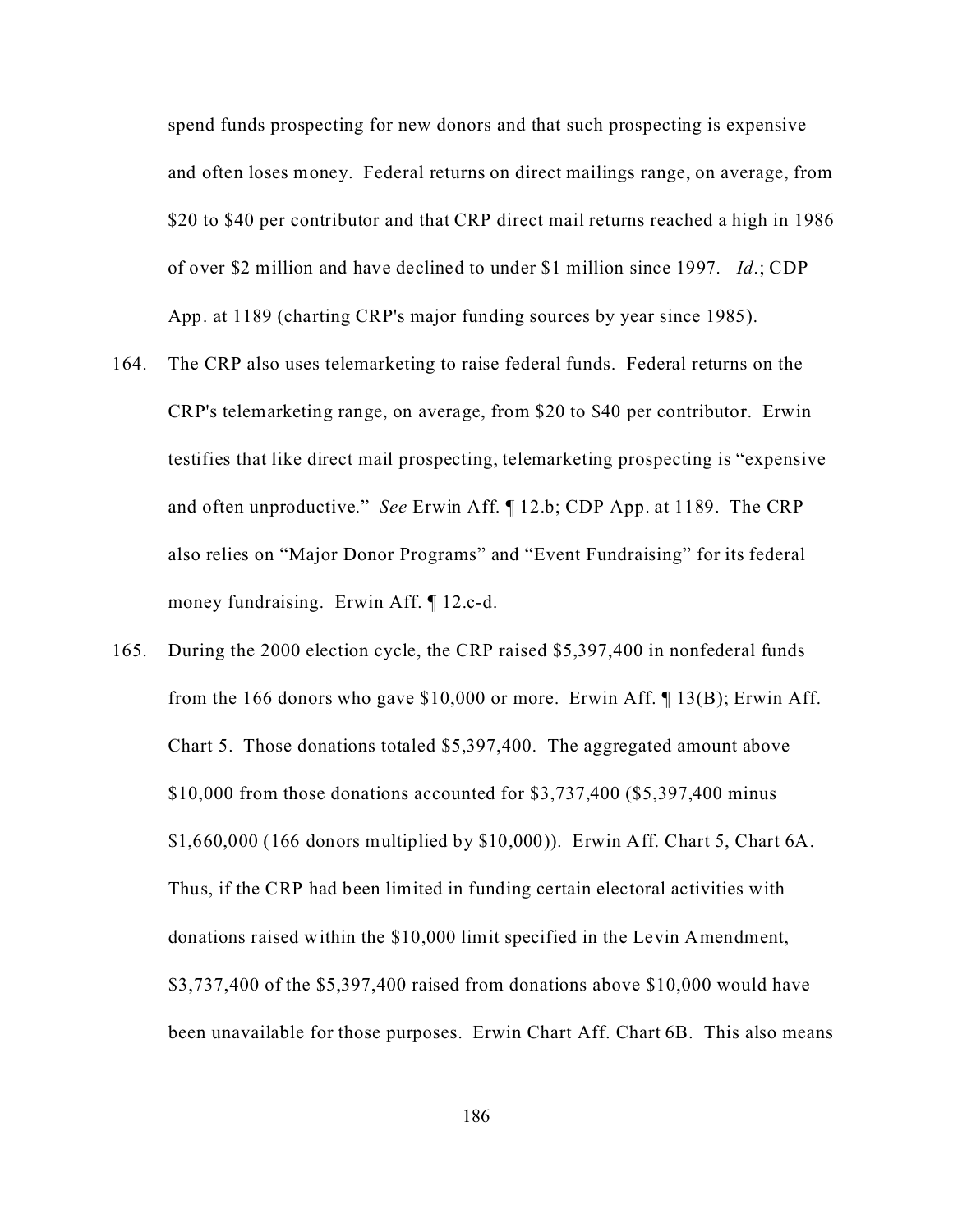spend funds prospecting for new donors and that such prospecting is expensive and often loses money. Federal returns on direct mailings range, on average, from $20 to $40 per contributor and that CRP direct mail returns reached a high in 1986 of over $2 million and have declined to under $1 million since 1997. *Id*.; CDP App. at 1189 (charting CRP's major funding sources by year since 1985).

164. The CRP also uses telemarketing to raise federal funds. Federal returns on the CRP's telemarketing range, on average, from $20 to $40 per contributor. Erwin testifies that like direct mail prospecting, telemarketing prospecting is "expensive and often unproductive." *See* Erwin Aff. ¶ 12.b; CDP App. at 1189. The CRP also relies on "Major Donor Programs" and "Event Fundraising" for its federal money fundraising. Erwin Aff. ¶ 12.c-d.

165. During the 2000 election cycle, the CRP raised $5,397,400 in nonfederal funds from the 166 donors who gave $10,000 or more. Erwin Aff. ¶ 13(B); Erwin Aff. Chart 5. Those donations totaled $5,397,400. The aggregated amount above $10,000 from those donations accounted for $3,737,400 ($5,397,400 minus $1,660,000 (166 donors multiplied by $10,000)). Erwin Aff. Chart 5, Chart 6A. Thus, if the CRP had been limited in funding certain electoral activities with donations raised within the $10,000 limit specified in the Levin Amendment, $3,737,400 of the $5,397,400 raised from donations above $10,000 would have been unavailable for those purposes. Erwin Chart Aff. Chart 6B. This also means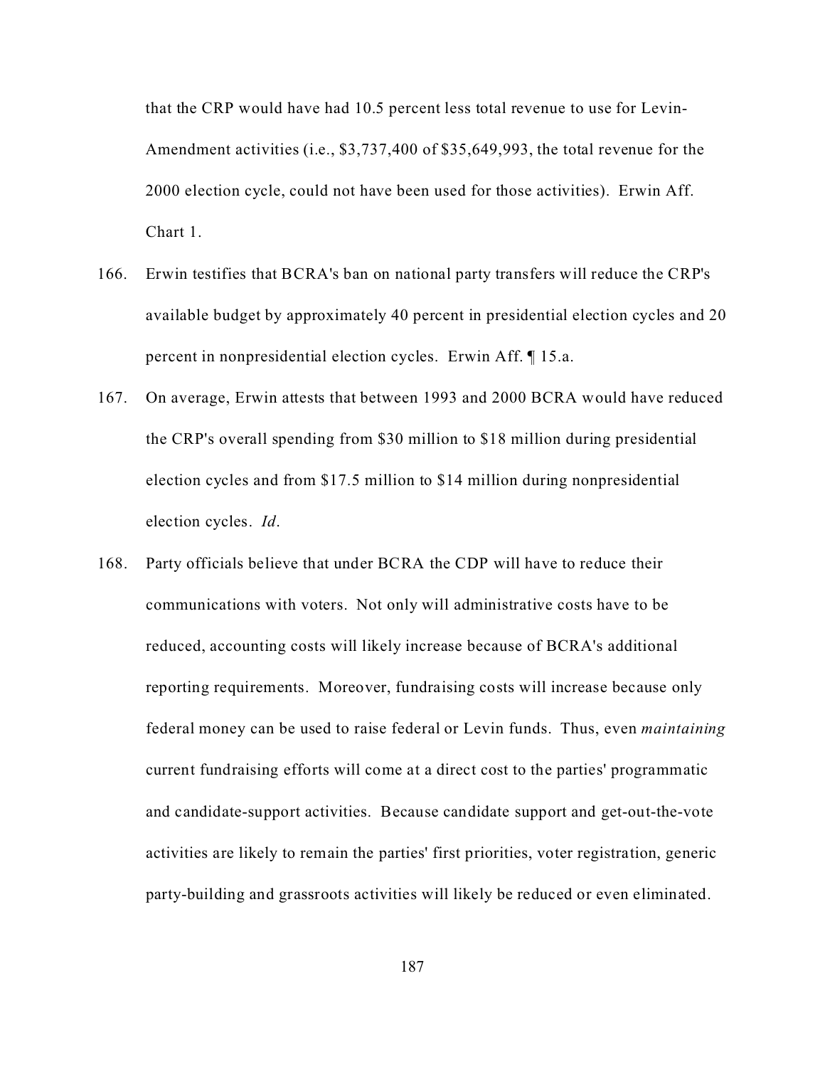that the CRP would have had 10.5 percent less total revenue to use for Levin-Amendment activities (i.e., $3,737,400 of $35,649,993, the total revenue for the 2000 election cycle, could not have been used for those activities). Erwin Aff. Chart 1.

166. Erwin testifies that BCRA's ban on national party transfers will reduce the CRP's available budget by approximately 40 percent in presidential election cycles and 20 percent in nonpresidential election cycles. Erwin Aff. ¶ 15.a.

167. On average, Erwin attests that between 1993 and 2000 BCRA would have reduced the CRP's overall spending from $30 million to $18 million during presidential election cycles and from $17.5 million to $14 million during nonpresidential election cycles. *Id*.

168. Party officials believe that under BCRA the CDP will have to reduce their communications with voters. Not only will administrative costs have to be reduced, accounting costs will likely increase because of BCRA's additional reporting requirements. Moreover, fundraising costs will increase because only federal money can be used to raise federal or Levin funds. Thus, even *maintaining* current fundraising efforts will come at a direct cost to the parties' programmatic and candidate-support activities. Because candidate support and get-out-the-vote activities are likely to remain the parties' first priorities, voter registration, generic party-building and grassroots activities will likely be reduced or even eliminated.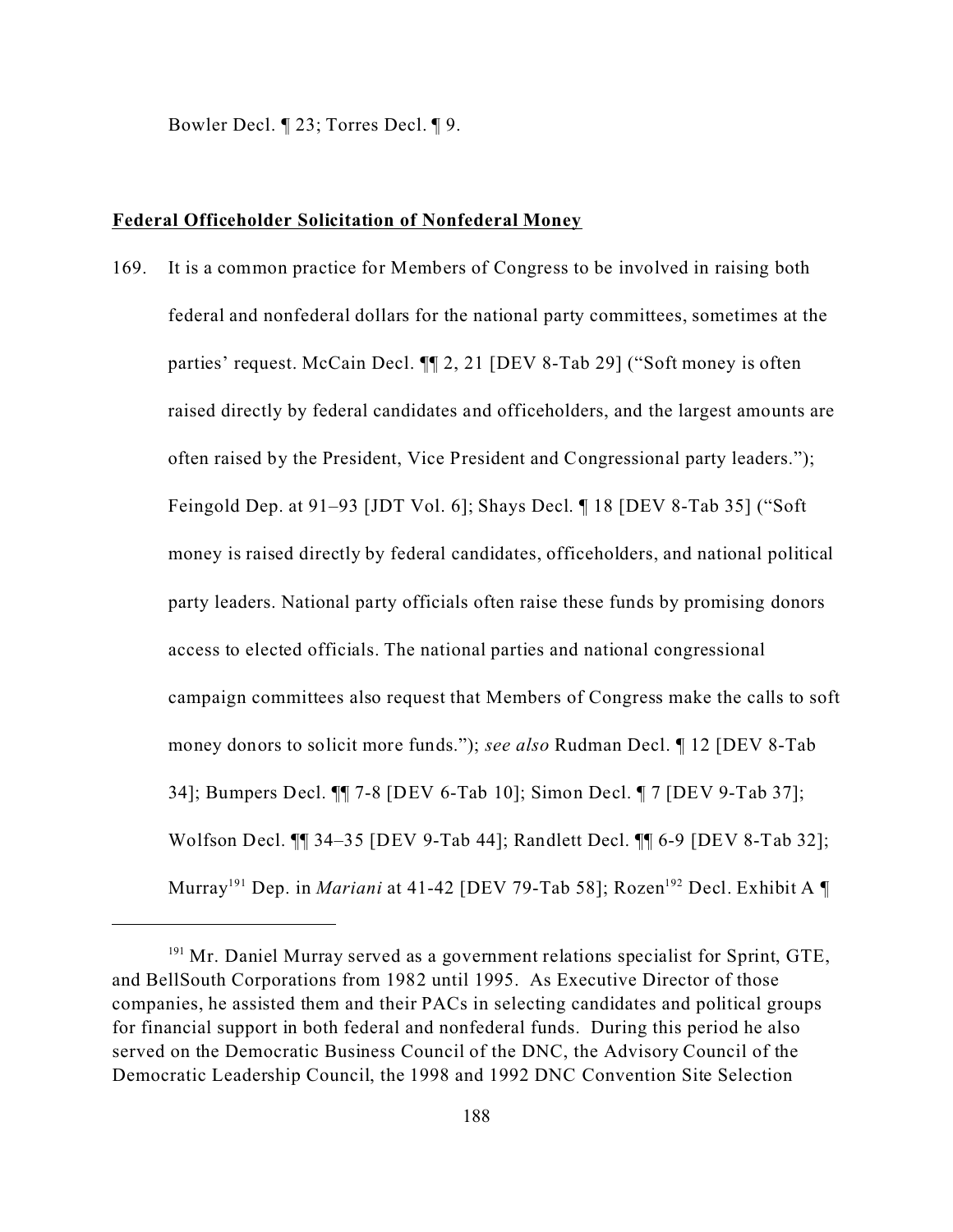Bowler Decl. ¶ 23; Torres Decl. ¶ 9.

**Federal Officeholder Solicitation of Nonfederal Money**

169. It is a common practice for Members of Congress to be involved in raising both federal and nonfederal dollars for the national party committees, sometimes at the parties' request. McCain Decl. ¶¶ 2, 21 [DEV 8-Tab 29] ("Soft money is often raised directly by federal candidates and officeholders, and the largest amounts are often raised by the President, Vice President and Congressional party leaders."); Feingold Dep. at 91–93 [JDT Vol. 6]; Shays Decl. ¶ 18 [DEV 8-Tab 35] ("Soft money is raised directly by federal candidates, officeholders, and national political party leaders. National party officials often raise these funds by promising donors access to elected officials. The national parties and national congressional campaign committees also request that Members of Congress make the calls to soft money donors to solicit more funds."); *see also* Rudman Decl. ¶ 12 [DEV 8-Tab 34]; Bumpers Decl. ¶¶ 7-8 [DEV 6-Tab 10]; Simon Decl. ¶ 7 [DEV 9-Tab 37]; Wolfson Decl. ¶¶ 34–35 [DEV 9-Tab 44]; Randlett Decl. ¶¶ 6-9 [DEV 8-Tab 32]; Murray[191] Dep. in *Mariani* at 41-42 [DEV 79-Tab 58]; Rozen[192] Decl. Exhibit A ¶

---

[191] Mr. Daniel Murray served as a government relations specialist for Sprint, GTE, and BellSouth Corporations from 1982 until 1995. As Executive Director of those companies, he assisted them and their PACs in selecting candidates and political groups for financial support in both federal and nonfederal funds. During this period he also served on the Democratic Business Council of the DNC, the Advisory Council of the Democratic Leadership Council, the 1998 and 1992 DNC Convention Site Selection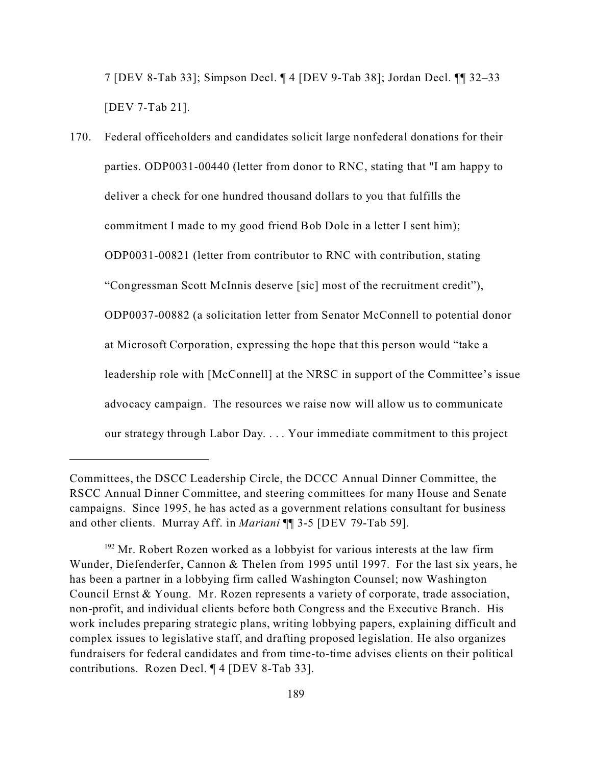7 [DEV 8-Tab 33]; Simpson Decl. ¶ 4 [DEV 9-Tab 38]; Jordan Decl. ¶¶ 32–33 [DEV 7-Tab 21].

170. Federal officeholders and candidates solicit large nonfederal donations for their parties. ODP0031-00440 (letter from donor to RNC, stating that "I am happy to deliver a check for one hundred thousand dollars to you that fulfills the commitment I made to my good friend Bob Dole in a letter I sent him); ODP0031-00821 (letter from contributor to RNC with contribution, stating "Congressman Scott McInnis deserve [sic] most of the recruitment credit"), ODP0037-00882 (a solicitation letter from Senator McConnell to potential donor at Microsoft Corporation, expressing the hope that this person would "take a leadership role with [McConnell] at the NRSC in support of the Committee's issue advocacy campaign. The resources we raise now will allow us to communicate our strategy through Labor Day. . . . Your immediate commitment to this project

---

Committees, the DSCC Leadership Circle, the DCCC Annual Dinner Committee, the RSCC Annual Dinner Committee, and steering committees for many House and Senate campaigns. Since 1995, he has acted as a government relations consultant for business and other clients. Murray Aff. in *Mariani* ¶¶ 3-5 [DEV 79-Tab 59].

[192] Mr. Robert Rozen worked as a lobbyist for various interests at the law firm Wunder, Diefenderfer, Cannon & Thelen from 1995 until 1997. For the last six years, he has been a partner in a lobbying firm called Washington Counsel; now Washington Council Ernst & Young. Mr. Rozen represents a variety of corporate, trade association, non-profit, and individual clients before both Congress and the Executive Branch. His work includes preparing strategic plans, writing lobbying papers, explaining difficult and complex issues to legislative staff, and drafting proposed legislation. He also organizes fundraisers for federal candidates and from time-to-time advises clients on their political contributions. Rozen Decl. ¶ 4 [DEV 8-Tab 33].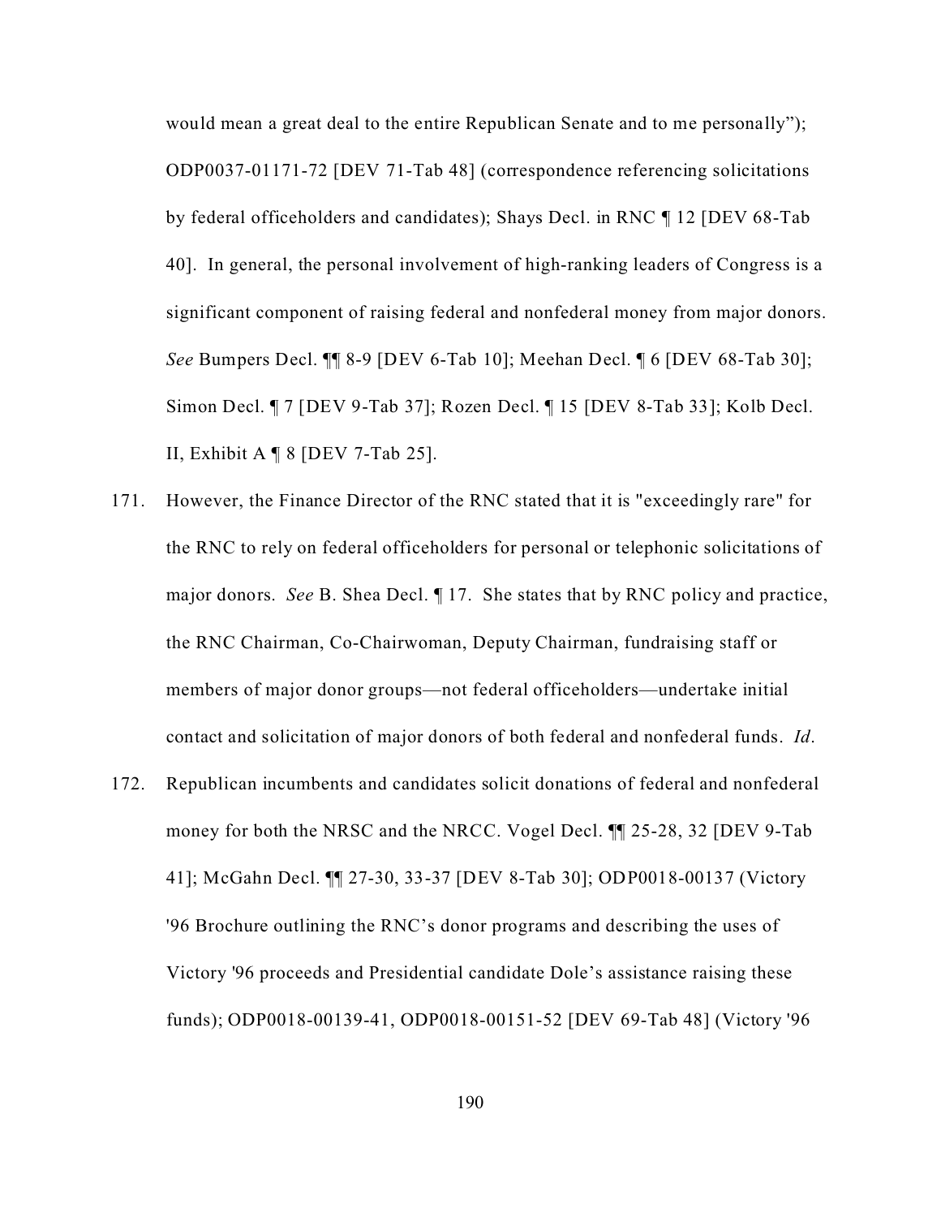would mean a great deal to the entire Republican Senate and to me personally"); ODP0037-01171-72 [DEV 71-Tab 48] (correspondence referencing solicitations by federal officeholders and candidates); Shays Decl. in RNC ¶ 12 [DEV 68-Tab 40]. In general, the personal involvement of high-ranking leaders of Congress is a significant component of raising federal and nonfederal money from major donors. *See* Bumpers Decl. ¶¶ 8-9 [DEV 6-Tab 10]; Meehan Decl. ¶ 6 [DEV 68-Tab 30]; Simon Decl. ¶ 7 [DEV 9-Tab 37]; Rozen Decl. ¶ 15 [DEV 8-Tab 33]; Kolb Decl. II, Exhibit A ¶ 8 [DEV 7-Tab 25].

171. However, the Finance Director of the RNC stated that it is "exceedingly rare" for the RNC to rely on federal officeholders for personal or telephonic solicitations of major donors. *See* B. Shea Decl. ¶ 17. She states that by RNC policy and practice, the RNC Chairman, Co-Chairwoman, Deputy Chairman, fundraising staff or members of major donor groups—not federal officeholders—undertake initial contact and solicitation of major donors of both federal and nonfederal funds. *Id*.

172. Republican incumbents and candidates solicit donations of federal and nonfederal money for both the NRSC and the NRCC. Vogel Decl. ¶¶ 25-28, 32 [DEV 9-Tab 41]; McGahn Decl. ¶¶ 27-30, 33-37 [DEV 8-Tab 30]; ODP0018-00137 (Victory '96 Brochure outlining the RNC's donor programs and describing the uses of Victory '96 proceeds and Presidential candidate Dole's assistance raising these funds); ODP0018-00139-41, ODP0018-00151-52 [DEV 69-Tab 48] (Victory '96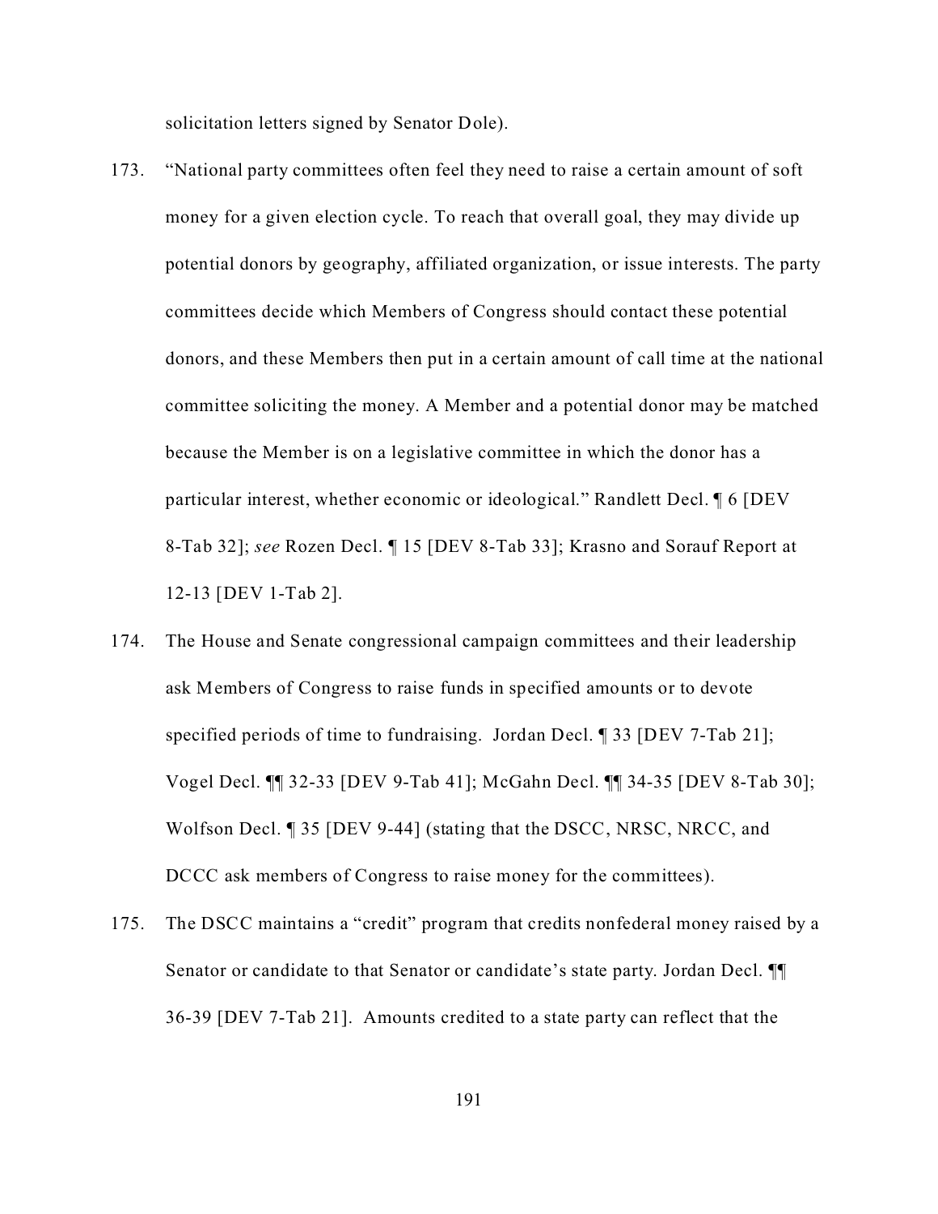solicitation letters signed by Senator Dole).

173. "National party committees often feel they need to raise a certain amount of soft money for a given election cycle. To reach that overall goal, they may divide up potential donors by geography, affiliated organization, or issue interests. The party committees decide which Members of Congress should contact these potential donors, and these Members then put in a certain amount of call time at the national committee soliciting the money. A Member and a potential donor may be matched because the Member is on a legislative committee in which the donor has a particular interest, whether economic or ideological." Randlett Decl. ¶ 6 [DEV 8-Tab 32]; *see* Rozen Decl. ¶ 15 [DEV 8-Tab 33]; Krasno and Sorauf Report at 12-13 [DEV 1-Tab 2].

174. The House and Senate congressional campaign committees and their leadership ask Members of Congress to raise funds in specified amounts or to devote specified periods of time to fundraising. Jordan Decl. ¶ 33 [DEV 7-Tab 21]; Vogel Decl. ¶¶ 32-33 [DEV 9-Tab 41]; McGahn Decl. ¶¶ 34-35 [DEV 8-Tab 30]; Wolfson Decl. ¶ 35 [DEV 9-44] (stating that the DSCC, NRSC, NRCC, and DCCC ask members of Congress to raise money for the committees).

175. The DSCC maintains a "credit" program that credits nonfederal money raised by a Senator or candidate to that Senator or candidate's state party. Jordan Decl. ¶¶ 36-39 [DEV 7-Tab 21]. Amounts credited to a state party can reflect that the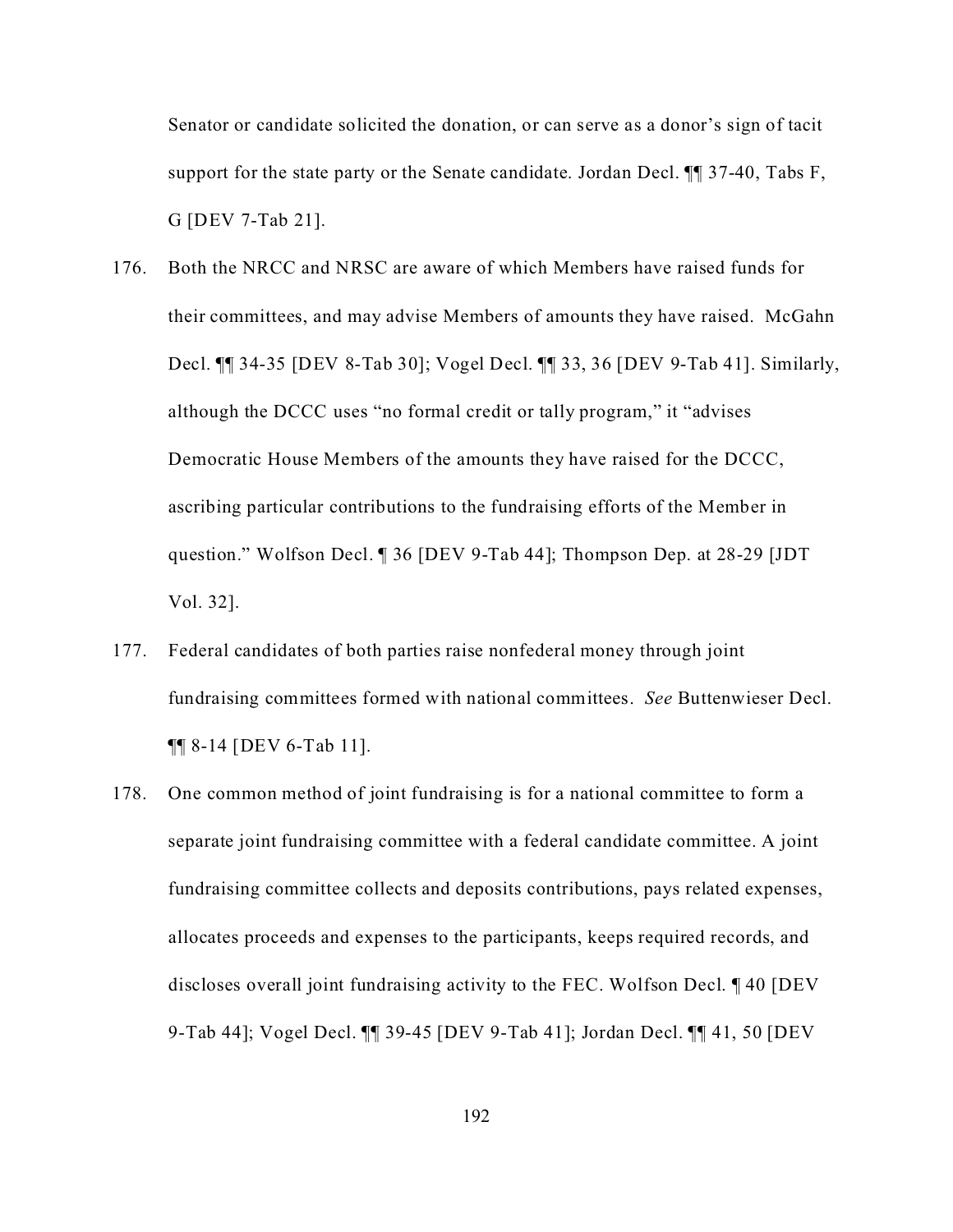Senator or candidate solicited the donation, or can serve as a donor's sign of tacit support for the state party or the Senate candidate. Jordan Decl. ¶¶ 37-40, Tabs F, G [DEV 7-Tab 21].

176. Both the NRCC and NRSC are aware of which Members have raised funds for their committees, and may advise Members of amounts they have raised. McGahn Decl. ¶¶ 34-35 [DEV 8-Tab 30]; Vogel Decl. ¶¶ 33, 36 [DEV 9-Tab 41]. Similarly, although the DCCC uses "no formal credit or tally program," it "advises Democratic House Members of the amounts they have raised for the DCCC, ascribing particular contributions to the fundraising efforts of the Member in question." Wolfson Decl. ¶ 36 [DEV 9-Tab 44]; Thompson Dep. at 28-29 [JDT Vol. 32].

177. Federal candidates of both parties raise nonfederal money through joint fundraising committees formed with national committees. *See* Buttenwieser Decl. ¶¶ 8-14 [DEV 6-Tab 11].

178. One common method of joint fundraising is for a national committee to form a separate joint fundraising committee with a federal candidate committee. A joint fundraising committee collects and deposits contributions, pays related expenses, allocates proceeds and expenses to the participants, keeps required records, and discloses overall joint fundraising activity to the FEC. Wolfson Decl. ¶ 40 [DEV 9-Tab 44]; Vogel Decl. ¶¶ 39-45 [DEV 9-Tab 41]; Jordan Decl. ¶¶ 41, 50 [DEV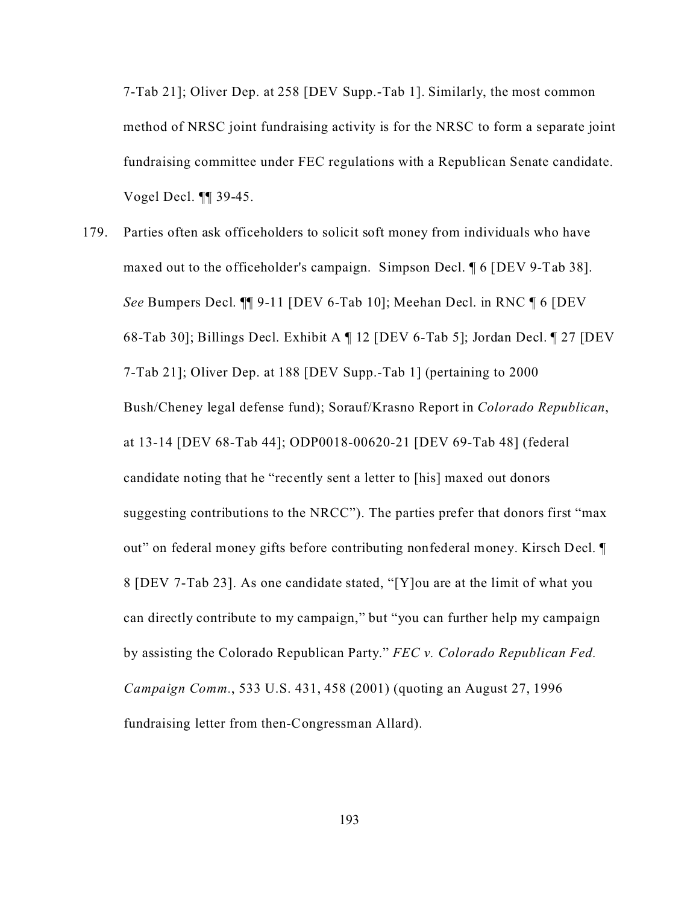7-Tab 21]; Oliver Dep. at 258 [DEV Supp.-Tab 1]. Similarly, the most common method of NRSC joint fundraising activity is for the NRSC to form a separate joint fundraising committee under FEC regulations with a Republican Senate candidate. Vogel Decl. ¶¶ 39-45.

179. Parties often ask officeholders to solicit soft money from individuals who have maxed out to the officeholder's campaign. Simpson Decl. ¶ 6 [DEV 9-Tab 38]. *See* Bumpers Decl. ¶¶ 9-11 [DEV 6-Tab 10]; Meehan Decl. in RNC ¶ 6 [DEV 68-Tab 30]; Billings Decl. Exhibit A ¶ 12 [DEV 6-Tab 5]; Jordan Decl. ¶ 27 [DEV 7-Tab 21]; Oliver Dep. at 188 [DEV Supp.-Tab 1] (pertaining to 2000 Bush/Cheney legal defense fund); Sorauf/Krasno Report in *Colorado Republican*, at 13-14 [DEV 68-Tab 44]; ODP0018-00620-21 [DEV 69-Tab 48] (federal candidate noting that he "recently sent a letter to [his] maxed out donors suggesting contributions to the NRCC"). The parties prefer that donors first "max out" on federal money gifts before contributing nonfederal money. Kirsch Decl. ¶ 8 [DEV 7-Tab 23]. As one candidate stated, "[Y]ou are at the limit of what you can directly contribute to my campaign," but "you can further help my campaign by assisting the Colorado Republican Party." *FEC v. Colorado Republican Fed. Campaign Comm.*, 533 U.S. 431, 458 (2001) (quoting an August 27, 1996 fundraising letter from then-Congressman Allard).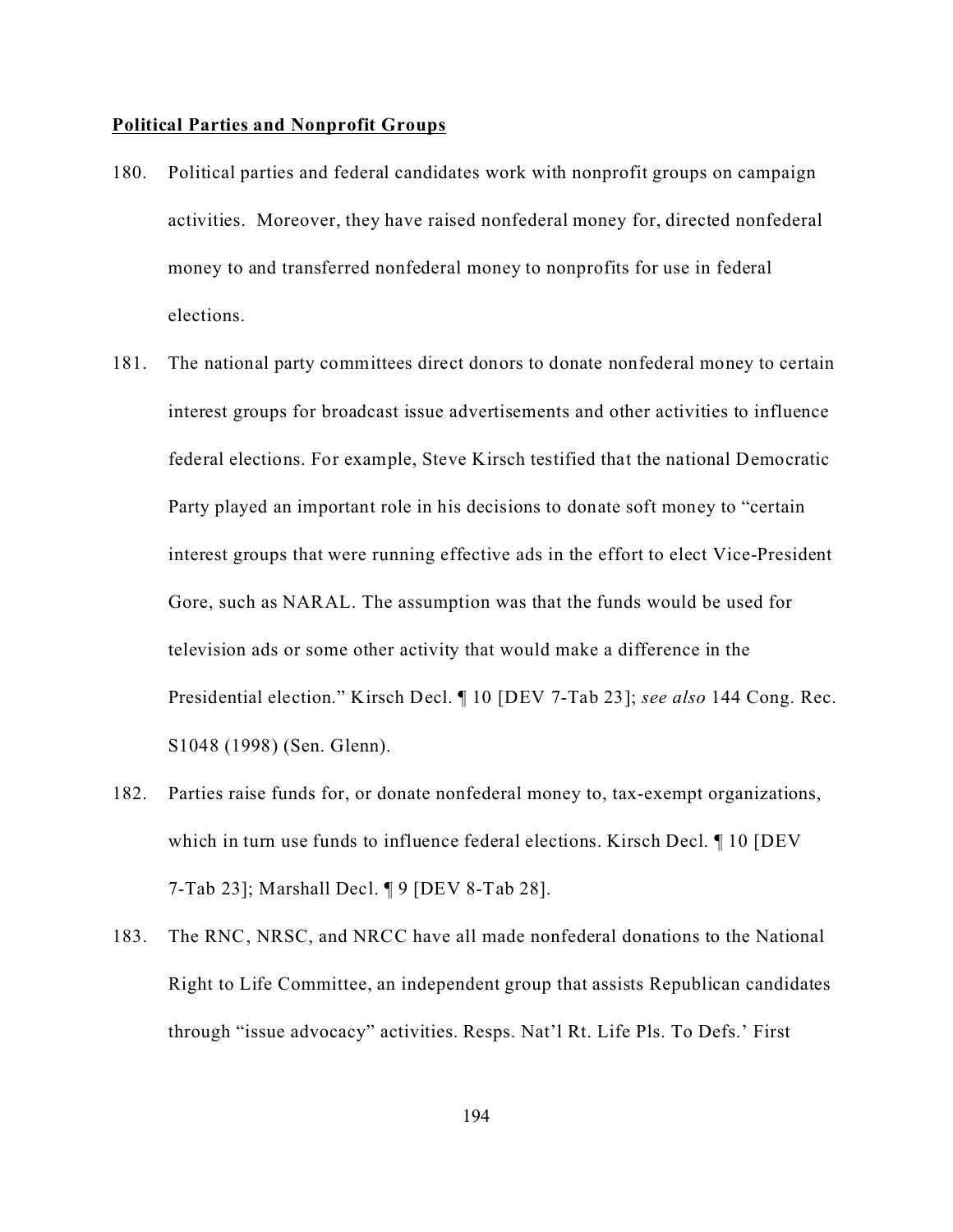**Political Parties and Nonprofit Groups**

180. Political parties and federal candidates work with nonprofit groups on campaign activities. Moreover, they have raised nonfederal money for, directed nonfederal money to and transferred nonfederal money to nonprofits for use in federal elections.

181. The national party committees direct donors to donate nonfederal money to certain interest groups for broadcast issue advertisements and other activities to influence federal elections. For example, Steve Kirsch testified that the national Democratic Party played an important role in his decisions to donate soft money to "certain interest groups that were running effective ads in the effort to elect Vice-President Gore, such as NARAL. The assumption was that the funds would be used for television ads or some other activity that would make a difference in the Presidential election." Kirsch Decl. ¶ 10 [DEV 7-Tab 23]; *see also* 144 Cong. Rec. S1048 (1998) (Sen. Glenn).

182. Parties raise funds for, or donate nonfederal money to, tax-exempt organizations, which in turn use funds to influence federal elections. Kirsch Decl. ¶ 10 [DEV 7-Tab 23]; Marshall Decl. ¶ 9 [DEV 8-Tab 28].

183. The RNC, NRSC, and NRCC have all made nonfederal donations to the National Right to Life Committee, an independent group that assists Republican candidates through "issue advocacy" activities. Resps. Nat'l Rt. Life Pls. To Defs.' First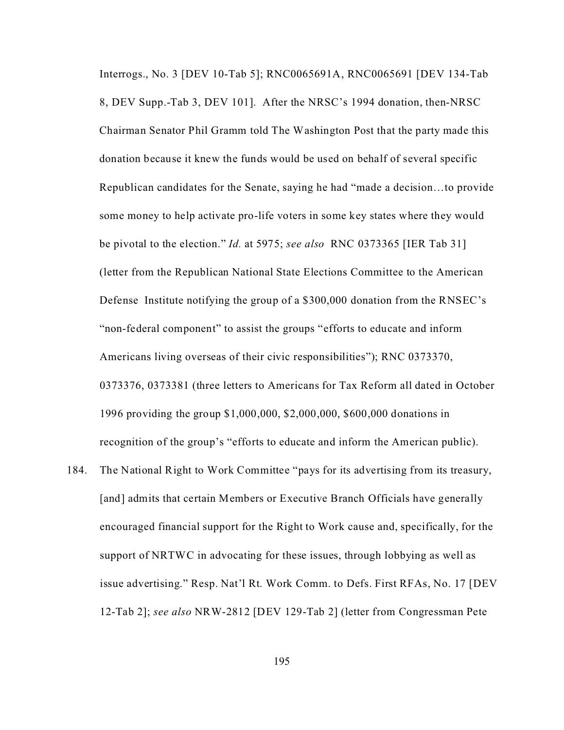Interrogs., No. 3 [DEV 10-Tab 5]; RNC0065691A, RNC0065691 [DEV 134-Tab 8, DEV Supp.-Tab 3, DEV 101]. After the NRSC's 1994 donation, then-NRSC Chairman Senator Phil Gramm told The Washington Post that the party made this donation because it knew the funds would be used on behalf of several specific Republican candidates for the Senate, saying he had "made a decision…to provide some money to help activate pro-life voters in some key states where they would be pivotal to the election." *Id.* at 5975; *see also* RNC 0373365 [IER Tab 31] (letter from the Republican National State Elections Committee to the American Defense Institute notifying the group of a $300,000 donation from the RNSEC's "non-federal component" to assist the groups "efforts to educate and inform Americans living overseas of their civic responsibilities"); RNC 0373370, 0373376, 0373381 (three letters to Americans for Tax Reform all dated in October 1996 providing the group $1,000,000, $2,000,000, $600,000 donations in recognition of the group's "efforts to educate and inform the American public).

184. The National Right to Work Committee "pays for its advertising from its treasury, [and] admits that certain Members or Executive Branch Officials have generally encouraged financial support for the Right to Work cause and, specifically, for the support of NRTWC in advocating for these issues, through lobbying as well as issue advertising." Resp. Nat'l Rt. Work Comm. to Defs. First RFAs, No. 17 [DEV 12-Tab 2]; *see also* NRW-2812 [DEV 129-Tab 2] (letter from Congressman Pete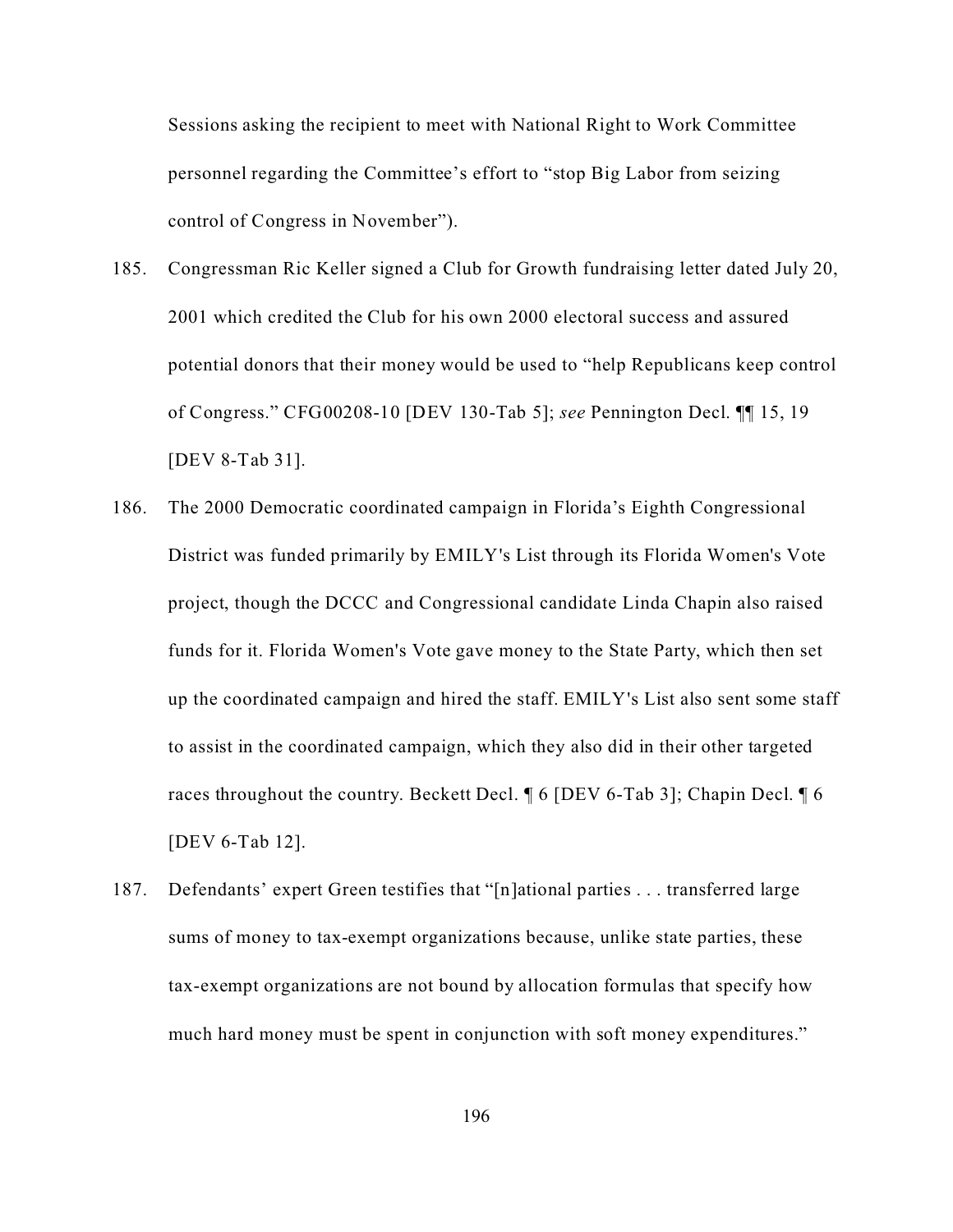Sessions asking the recipient to meet with National Right to Work Committee personnel regarding the Committee's effort to "stop Big Labor from seizing control of Congress in November").

185. Congressman Ric Keller signed a Club for Growth fundraising letter dated July 20, 2001 which credited the Club for his own 2000 electoral success and assured potential donors that their money would be used to "help Republicans keep control of Congress." CFG00208-10 [DEV 130-Tab 5]; *see* Pennington Decl. ¶¶ 15, 19 [DEV 8-Tab 31].

186. The 2000 Democratic coordinated campaign in Florida's Eighth Congressional District was funded primarily by EMILY's List through its Florida Women's Vote project, though the DCCC and Congressional candidate Linda Chapin also raised funds for it. Florida Women's Vote gave money to the State Party, which then set up the coordinated campaign and hired the staff. EMILY's List also sent some staff to assist in the coordinated campaign, which they also did in their other targeted races throughout the country. Beckett Decl. ¶ 6 [DEV 6-Tab 3]; Chapin Decl. ¶ 6 [DEV 6-Tab 12].

187. Defendants' expert Green testifies that "[n]ational parties . . . transferred large sums of money to tax-exempt organizations because, unlike state parties, these tax-exempt organizations are not bound by allocation formulas that specify how much hard money must be spent in conjunction with soft money expenditures."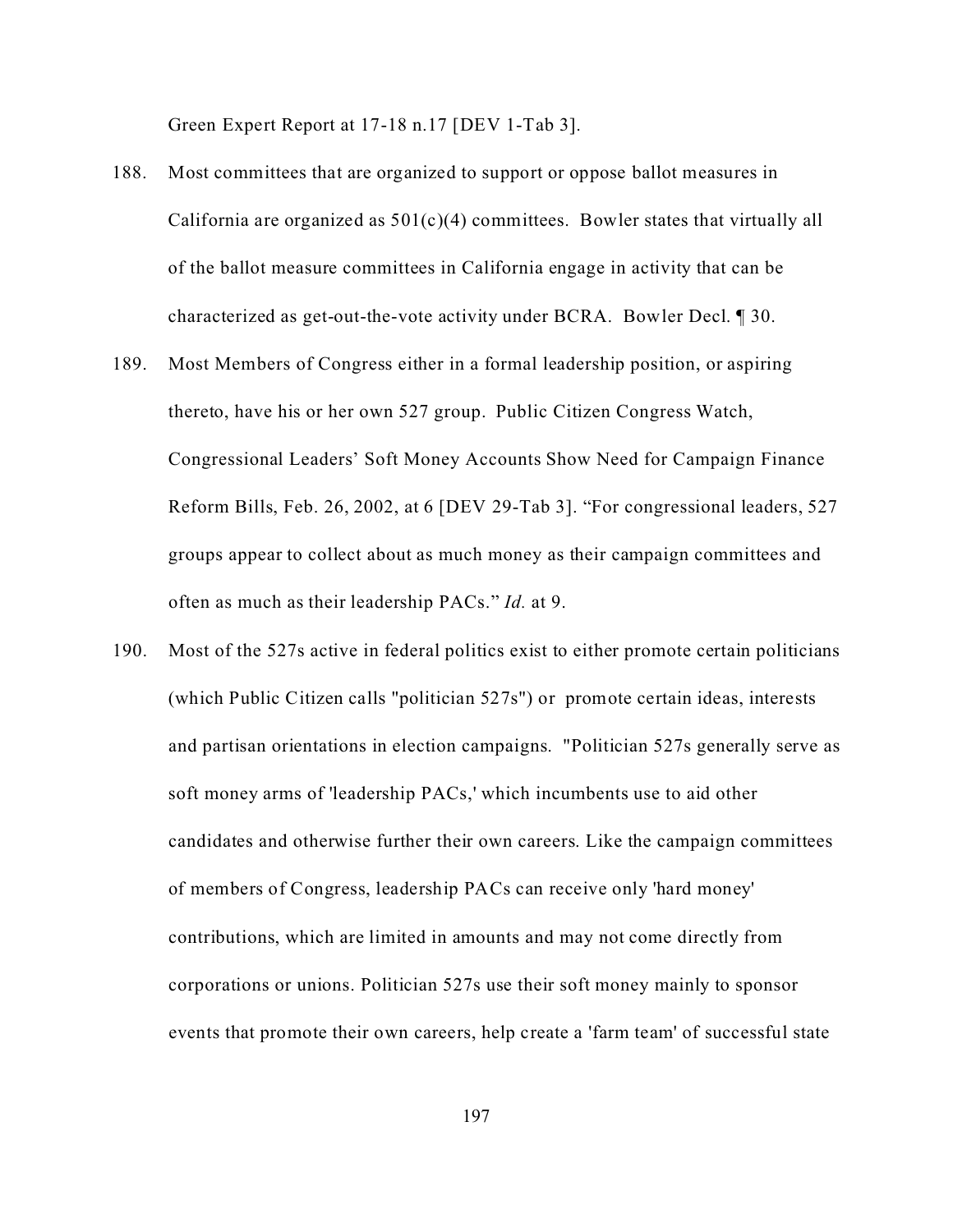Green Expert Report at 17-18 n.17 [DEV 1-Tab 3].

188. Most committees that are organized to support or oppose ballot measures in California are organized as 501(c)(4) committees. Bowler states that virtually all of the ballot measure committees in California engage in activity that can be characterized as get-out-the-vote activity under BCRA. Bowler Decl. ¶ 30.

189. Most Members of Congress either in a formal leadership position, or aspiring thereto, have his or her own 527 group. Public Citizen Congress Watch, Congressional Leaders' Soft Money Accounts Show Need for Campaign Finance Reform Bills, Feb. 26, 2002, at 6 [DEV 29-Tab 3]. "For congressional leaders, 527 groups appear to collect about as much money as their campaign committees and often as much as their leadership PACs." *Id.* at 9.

190. Most of the 527s active in federal politics exist to either promote certain politicians (which Public Citizen calls "politician 527s") or promote certain ideas, interests and partisan orientations in election campaigns. "Politician 527s generally serve as soft money arms of 'leadership PACs,' which incumbents use to aid other candidates and otherwise further their own careers. Like the campaign committees of members of Congress, leadership PACs can receive only 'hard money' contributions, which are limited in amounts and may not come directly from corporations or unions. Politician 527s use their soft money mainly to sponsor events that promote their own careers, help create a 'farm team' of successful state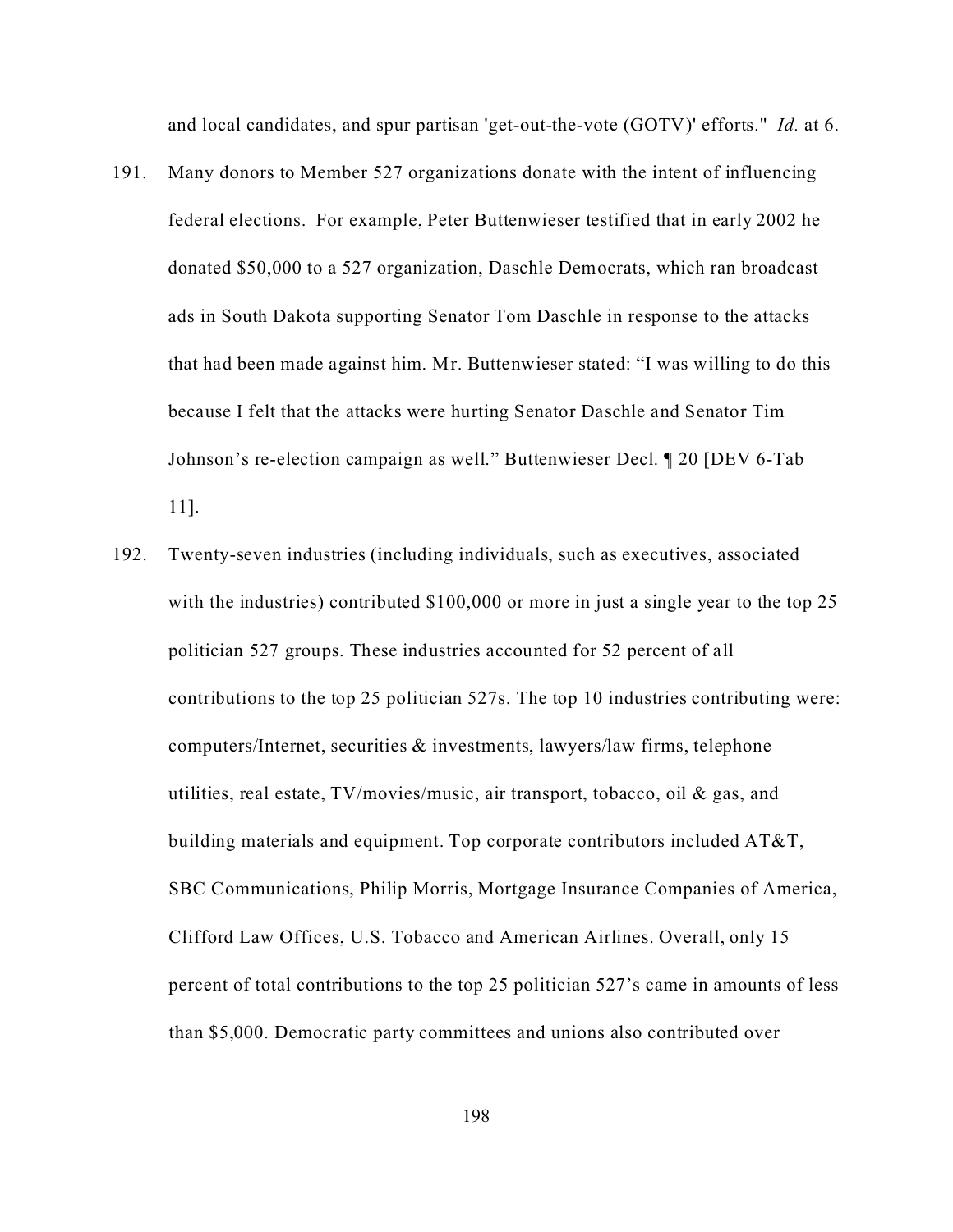and local candidates, and spur partisan 'get-out-the-vote (GOTV)' efforts." *Id.* at 6.

191. Many donors to Member 527 organizations donate with the intent of influencing federal elections. For example, Peter Buttenwieser testified that in early 2002 he donated $50,000 to a 527 organization, Daschle Democrats, which ran broadcast ads in South Dakota supporting Senator Tom Daschle in response to the attacks that had been made against him. Mr. Buttenwieser stated: "I was willing to do this because I felt that the attacks were hurting Senator Daschle and Senator Tim Johnson's re-election campaign as well." Buttenwieser Decl. ¶ 20 [DEV 6-Tab 11].

192. Twenty-seven industries (including individuals, such as executives, associated with the industries) contributed $100,000 or more in just a single year to the top 25 politician 527 groups. These industries accounted for 52 percent of all contributions to the top 25 politician 527s. The top 10 industries contributing were: computers/Internet, securities & investments, lawyers/law firms, telephone utilities, real estate, TV/movies/music, air transport, tobacco, oil & gas, and building materials and equipment. Top corporate contributors included AT&T, SBC Communications, Philip Morris, Mortgage Insurance Companies of America, Clifford Law Offices, U.S. Tobacco and American Airlines. Overall, only 15 percent of total contributions to the top 25 politician 527's came in amounts of less than $5,000. Democratic party committees and unions also contributed over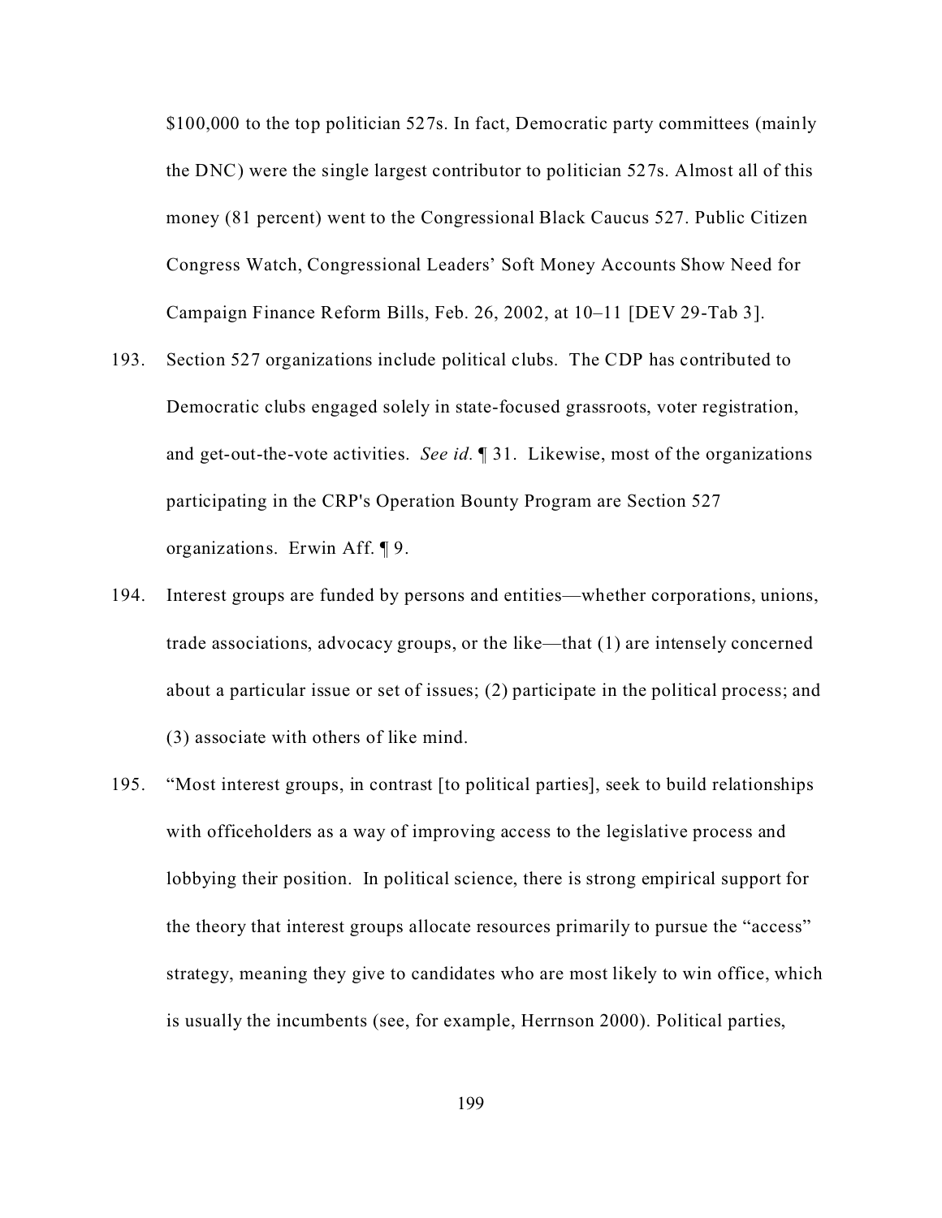$100,000 to the top politician 527s. In fact, Democratic party committees (mainly the DNC) were the single largest contributor to politician 527s. Almost all of this money (81 percent) went to the Congressional Black Caucus 527. Public Citizen Congress Watch, Congressional Leaders' Soft Money Accounts Show Need for Campaign Finance Reform Bills, Feb. 26, 2002, at 10–11 [DEV 29-Tab 3].

193. Section 527 organizations include political clubs. The CDP has contributed to Democratic clubs engaged solely in state-focused grassroots, voter registration, and get-out-the-vote activities. *See id.* ¶ 31. Likewise, most of the organizations participating in the CRP's Operation Bounty Program are Section 527 organizations. Erwin Aff. ¶ 9.

194. Interest groups are funded by persons and entities—whether corporations, unions, trade associations, advocacy groups, or the like—that (1) are intensely concerned about a particular issue or set of issues; (2) participate in the political process; and (3) associate with others of like mind.

195. "Most interest groups, in contrast [to political parties], seek to build relationships with officeholders as a way of improving access to the legislative process and lobbying their position. In political science, there is strong empirical support for the theory that interest groups allocate resources primarily to pursue the "access" strategy, meaning they give to candidates who are most likely to win office, which is usually the incumbents (see, for example, Herrnson 2000). Political parties,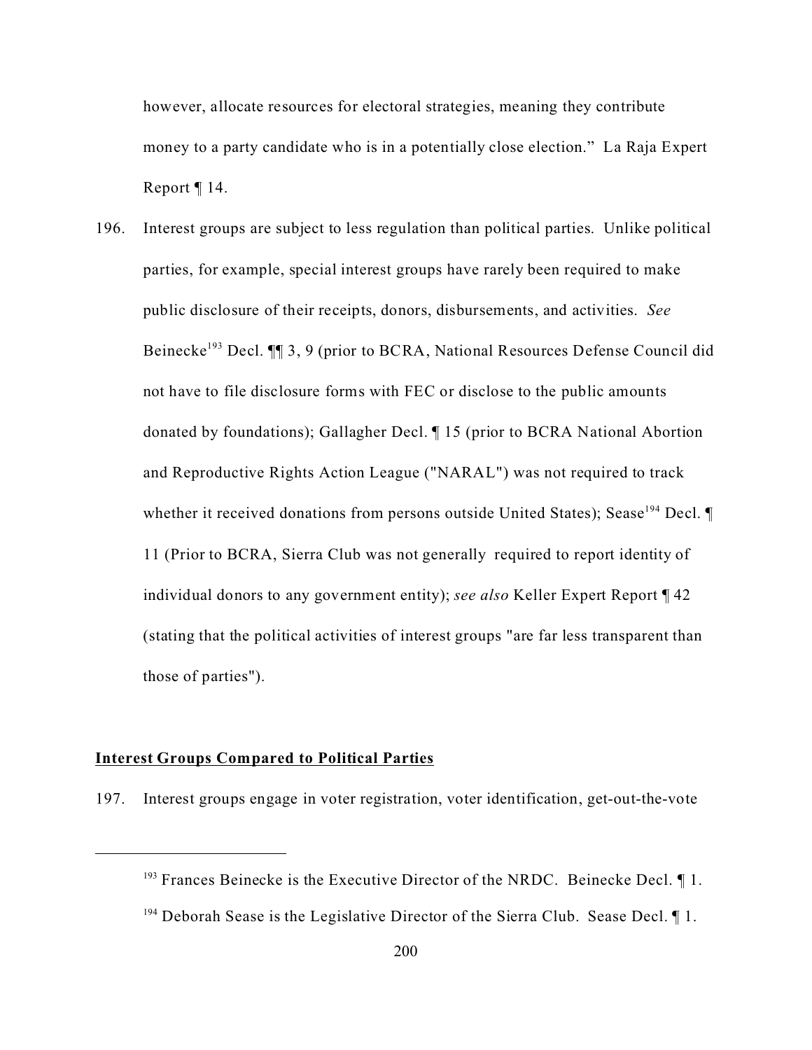however, allocate resources for electoral strategies, meaning they contribute money to a party candidate who is in a potentially close election." La Raja Expert Report ¶ 14.

196. Interest groups are subject to less regulation than political parties. Unlike political parties, for example, special interest groups have rarely been required to make public disclosure of their receipts, donors, disbursements, and activities. *See* Beinecke[193] Decl. ¶¶ 3, 9 (prior to BCRA, National Resources Defense Council did not have to file disclosure forms with FEC or disclose to the public amounts donated by foundations); Gallagher Decl. ¶ 15 (prior to BCRA National Abortion and Reproductive Rights Action League ("NARAL") was not required to track whether it received donations from persons outside United States); Sease[194] Decl. ¶ 11 (Prior to BCRA, Sierra Club was not generally required to report identity of individual donors to any government entity); *see also* Keller Expert Report ¶ 42 (stating that the political activities of interest groups "are far less transparent than those of parties").

**<u>Interest Groups Compared to Political Parties</u>**

197. Interest groups engage in voter registration, voter identification, get-out-the-vote

---

[193] Frances Beinecke is the Executive Director of the NRDC. Beinecke Decl. ¶ 1.

[194] Deborah Sease is the Legislative Director of the Sierra Club. Sease Decl. ¶ 1.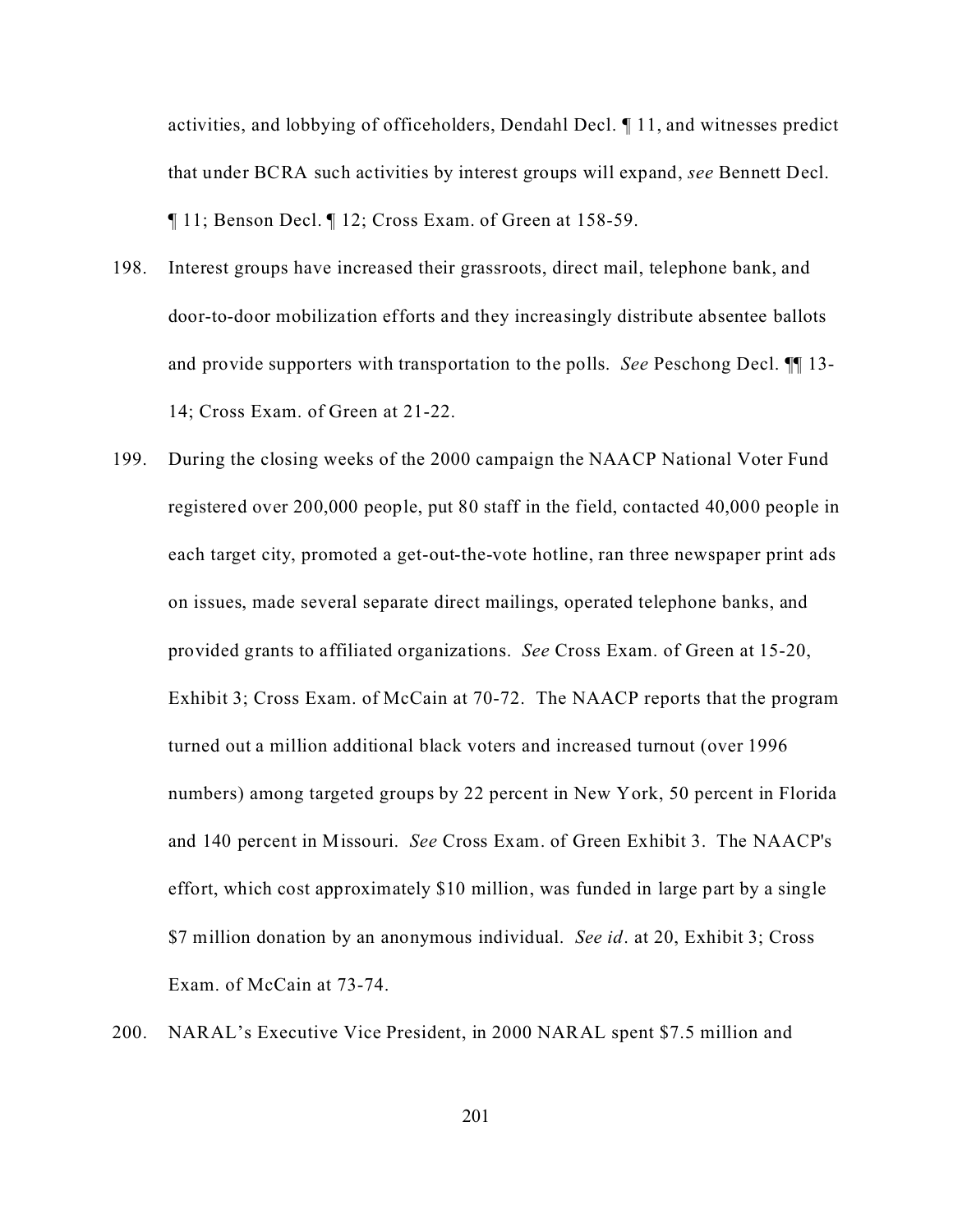activities, and lobbying of officeholders, Dendahl Decl. ¶ 11, and witnesses predict that under BCRA such activities by interest groups will expand, *see* Bennett Decl. ¶ 11; Benson Decl. ¶ 12; Cross Exam. of Green at 158-59.

198. Interest groups have increased their grassroots, direct mail, telephone bank, and door-to-door mobilization efforts and they increasingly distribute absentee ballots and provide supporters with transportation to the polls. *See* Peschong Decl. ¶¶ 13-14; Cross Exam. of Green at 21-22.

199. During the closing weeks of the 2000 campaign the NAACP National Voter Fund registered over 200,000 people, put 80 staff in the field, contacted 40,000 people in each target city, promoted a get-out-the-vote hotline, ran three newspaper print ads on issues, made several separate direct mailings, operated telephone banks, and provided grants to affiliated organizations. *See* Cross Exam. of Green at 15-20, Exhibit 3; Cross Exam. of McCain at 70-72. The NAACP reports that the program turned out a million additional black voters and increased turnout (over 1996 numbers) among targeted groups by 22 percent in New York, 50 percent in Florida and 140 percent in Missouri. *See* Cross Exam. of Green Exhibit 3. The NAACP's effort, which cost approximately $10 million, was funded in large part by a single $7 million donation by an anonymous individual. *See id*. at 20, Exhibit 3; Cross Exam. of McCain at 73-74.

200. NARAL's Executive Vice President, in 2000 NARAL spent $7.5 million and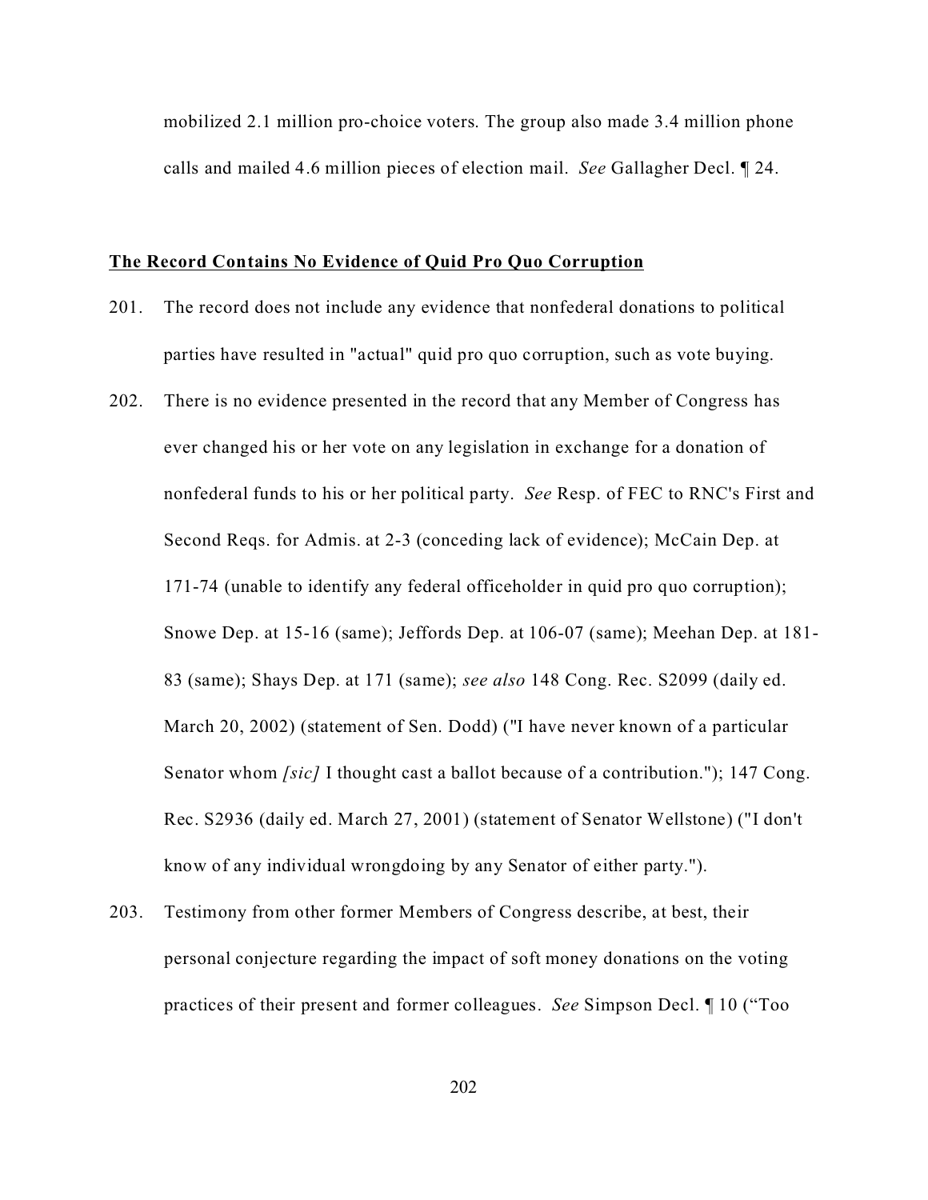mobilized 2.1 million pro-choice voters. The group also made 3.4 million phone calls and mailed 4.6 million pieces of election mail. *See* Gallagher Decl. ¶ 24.

**<u>The Record Contains No Evidence of Quid Pro Quo Corruption</u>**

201. The record does not include any evidence that nonfederal donations to political parties have resulted in "actual" quid pro quo corruption, such as vote buying.

202. There is no evidence presented in the record that any Member of Congress has ever changed his or her vote on any legislation in exchange for a donation of nonfederal funds to his or her political party. *See* Resp. of FEC to RNC's First and Second Reqs. for Admis. at 2-3 (conceding lack of evidence); McCain Dep. at 171-74 (unable to identify any federal officeholder in quid pro quo corruption); Snowe Dep. at 15-16 (same); Jeffords Dep. at 106-07 (same); Meehan Dep. at 181-83 (same); Shays Dep. at 171 (same); *see also* 148 Cong. Rec. S2099 (daily ed. March 20, 2002) (statement of Sen. Dodd) ("I have never known of a particular Senator whom *[sic]* I thought cast a ballot because of a contribution."); 147 Cong. Rec. S2936 (daily ed. March 27, 2001) (statement of Senator Wellstone) ("I don't know of any individual wrongdoing by any Senator of either party.").

203. Testimony from other former Members of Congress describe, at best, their personal conjecture regarding the impact of soft money donations on the voting practices of their present and former colleagues. *See* Simpson Decl. ¶ 10 ("Too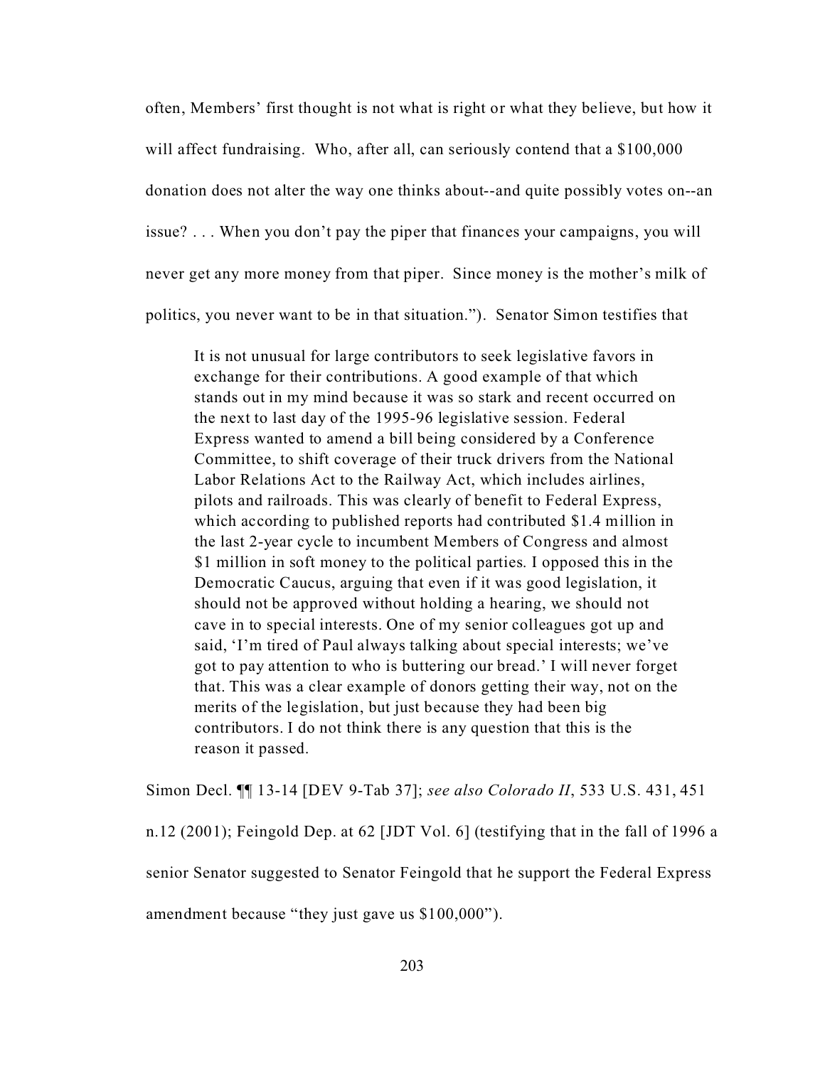often, Members' first thought is not what is right or what they believe, but how it will affect fundraising. Who, after all, can seriously contend that a $100,000 donation does not alter the way one thinks about--and quite possibly votes on--an issue? . . . When you don't pay the piper that finances your campaigns, you will never get any more money from that piper. Since money is the mother's milk of politics, you never want to be in that situation."). Senator Simon testifies that

> It is not unusual for large contributors to seek legislative favors in exchange for their contributions. A good example of that which stands out in my mind because it was so stark and recent occurred on the next to last day of the 1995-96 legislative session. Federal Express wanted to amend a bill being considered by a Conference Committee, to shift coverage of their truck drivers from the National Labor Relations Act to the Railway Act, which includes airlines, pilots and railroads. This was clearly of benefit to Federal Express, which according to published reports had contributed $1.4 million in the last 2-year cycle to incumbent Members of Congress and almost $1 million in soft money to the political parties. I opposed this in the Democratic Caucus, arguing that even if it was good legislation, it should not be approved without holding a hearing, we should not cave in to special interests. One of my senior colleagues got up and said, 'I'm tired of Paul always talking about special interests; we've got to pay attention to who is buttering our bread.' I will never forget that. This was a clear example of donors getting their way, not on the merits of the legislation, but just because they had been big contributors. I do not think there is any question that this is the reason it passed.

Simon Decl. ¶¶ 13-14 [DEV 9-Tab 37]; *see also Colorado II*, 533 U.S. 431, 451 n.12 (2001); Feingold Dep. at 62 [JDT Vol. 6] (testifying that in the fall of 1996 a senior Senator suggested to Senator Feingold that he support the Federal Express amendment because "they just gave us $100,000").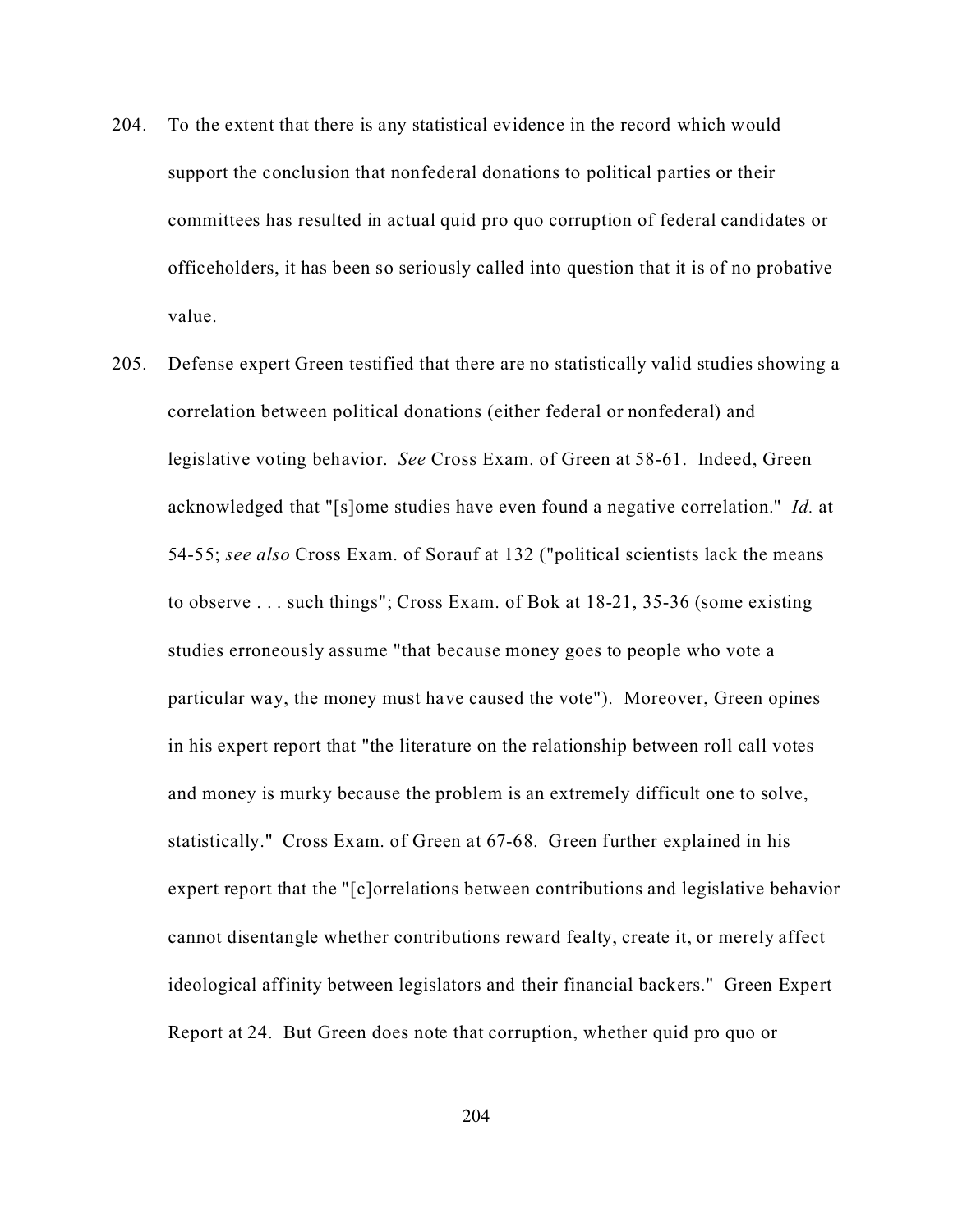204. To the extent that there is any statistical evidence in the record which would support the conclusion that nonfederal donations to political parties or their committees has resulted in actual quid pro quo corruption of federal candidates or officeholders, it has been so seriously called into question that it is of no probative value.

205. Defense expert Green testified that there are no statistically valid studies showing a correlation between political donations (either federal or nonfederal) and legislative voting behavior. *See* Cross Exam. of Green at 58-61. Indeed, Green acknowledged that "[s]ome studies have even found a negative correlation." *Id.* at 54-55; *see also* Cross Exam. of Sorauf at 132 ("political scientists lack the means to observe . . . such things"; Cross Exam. of Bok at 18-21, 35-36 (some existing studies erroneously assume "that because money goes to people who vote a particular way, the money must have caused the vote"). Moreover, Green opines in his expert report that "the literature on the relationship between roll call votes and money is murky because the problem is an extremely difficult one to solve, statistically." Cross Exam. of Green at 67-68. Green further explained in his expert report that the "[c]orrelations between contributions and legislative behavior cannot disentangle whether contributions reward fealty, create it, or merely affect ideological affinity between legislators and their financial backers." Green Expert Report at 24. But Green does note that corruption, whether quid pro quo or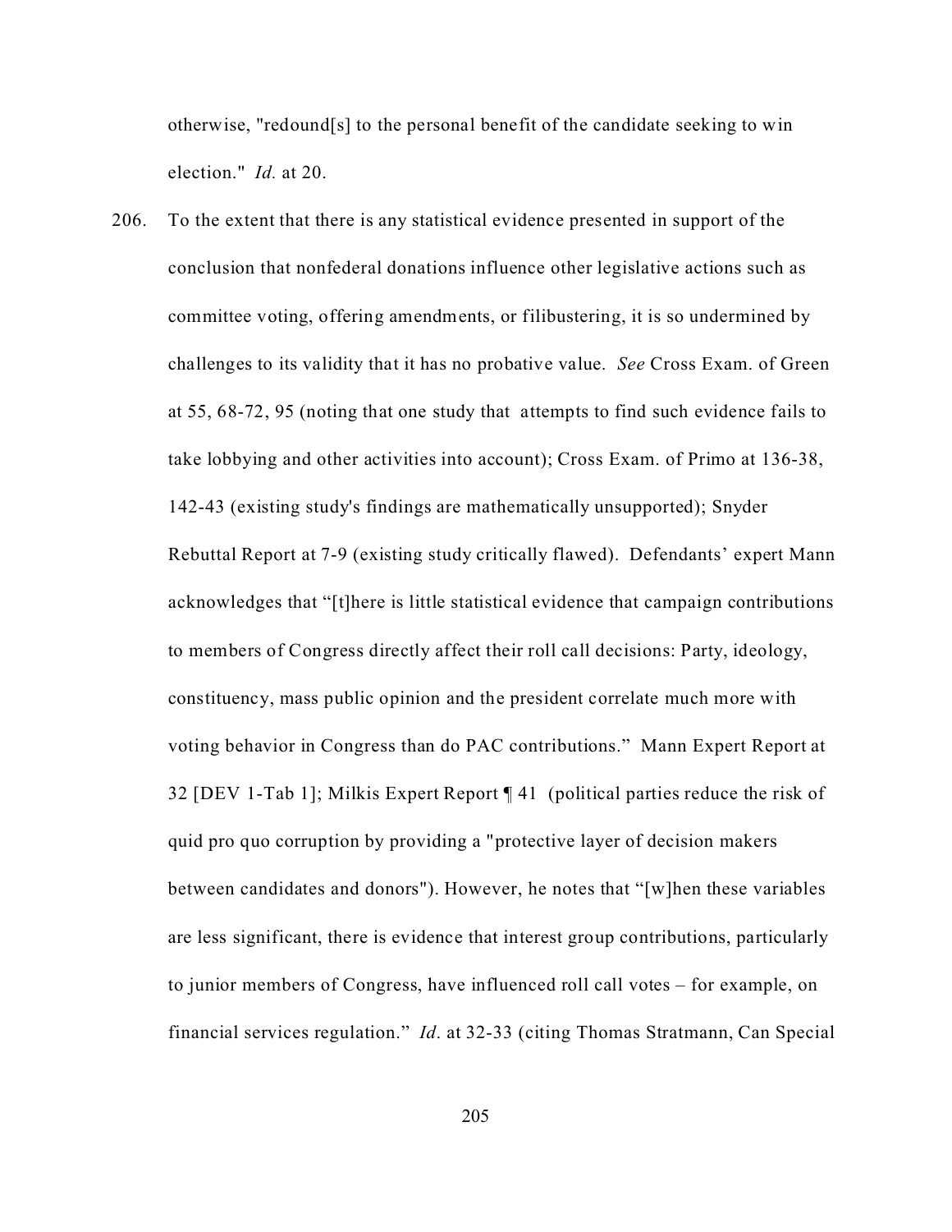otherwise, "redound[s] to the personal benefit of the candidate seeking to win election." *Id.* at 20.

206. To the extent that there is any statistical evidence presented in support of the conclusion that nonfederal donations influence other legislative actions such as committee voting, offering amendments, or filibustering, it is so undermined by challenges to its validity that it has no probative value. *See* Cross Exam. of Green at 55, 68-72, 95 (noting that one study that attempts to find such evidence fails to take lobbying and other activities into account); Cross Exam. of Primo at 136-38, 142-43 (existing study's findings are mathematically unsupported); Snyder Rebuttal Report at 7-9 (existing study critically flawed). Defendants' expert Mann acknowledges that "[t]here is little statistical evidence that campaign contributions to members of Congress directly affect their roll call decisions: Party, ideology, constituency, mass public opinion and the president correlate much more with voting behavior in Congress than do PAC contributions." Mann Expert Report at 32 [DEV 1-Tab 1]; Milkis Expert Report ¶ 41 (political parties reduce the risk of quid pro quo corruption by providing a "protective layer of decision makers between candidates and donors"). However, he notes that "[w]hen these variables are less significant, there is evidence that interest group contributions, particularly to junior members of Congress, have influenced roll call votes – for example, on financial services regulation." *Id*. at 32-33 (citing Thomas Stratmann, Can Special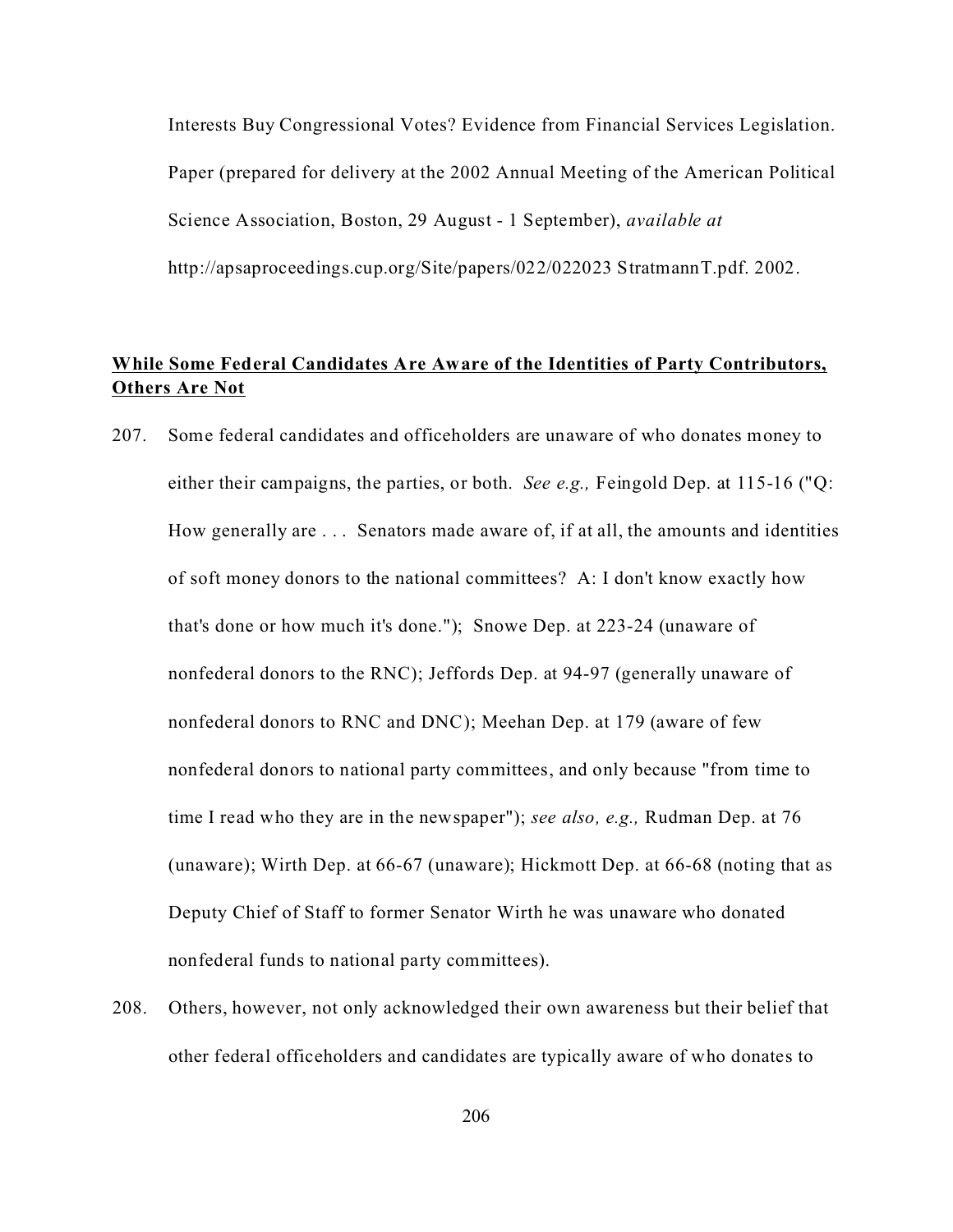Interests Buy Congressional Votes? Evidence from Financial Services Legislation. Paper (prepared for delivery at the 2002 Annual Meeting of the American Political Science Association, Boston, 29 August - 1 September), *available at* http://apsaproceedings.cup.org/Site/papers/022/022023 StratmannT.pdf. 2002.

**While Some Federal Candidates Are Aware of the Identities of Party Contributors, Others Are Not**

207. Some federal candidates and officeholders are unaware of who donates money to either their campaigns, the parties, or both. *See e.g.,* Feingold Dep. at 115-16 ("Q: How generally are . . . Senators made aware of, if at all, the amounts and identities of soft money donors to the national committees? A: I don't know exactly how that's done or how much it's done."); Snowe Dep. at 223-24 (unaware of nonfederal donors to the RNC); Jeffords Dep. at 94-97 (generally unaware of nonfederal donors to RNC and DNC); Meehan Dep. at 179 (aware of few nonfederal donors to national party committees, and only because "from time to time I read who they are in the newspaper"); *see also, e.g.,* Rudman Dep. at 76 (unaware); Wirth Dep. at 66-67 (unaware); Hickmott Dep. at 66-68 (noting that as Deputy Chief of Staff to former Senator Wirth he was unaware who donated nonfederal funds to national party committees).

208. Others, however, not only acknowledged their own awareness but their belief that other federal officeholders and candidates are typically aware of who donates to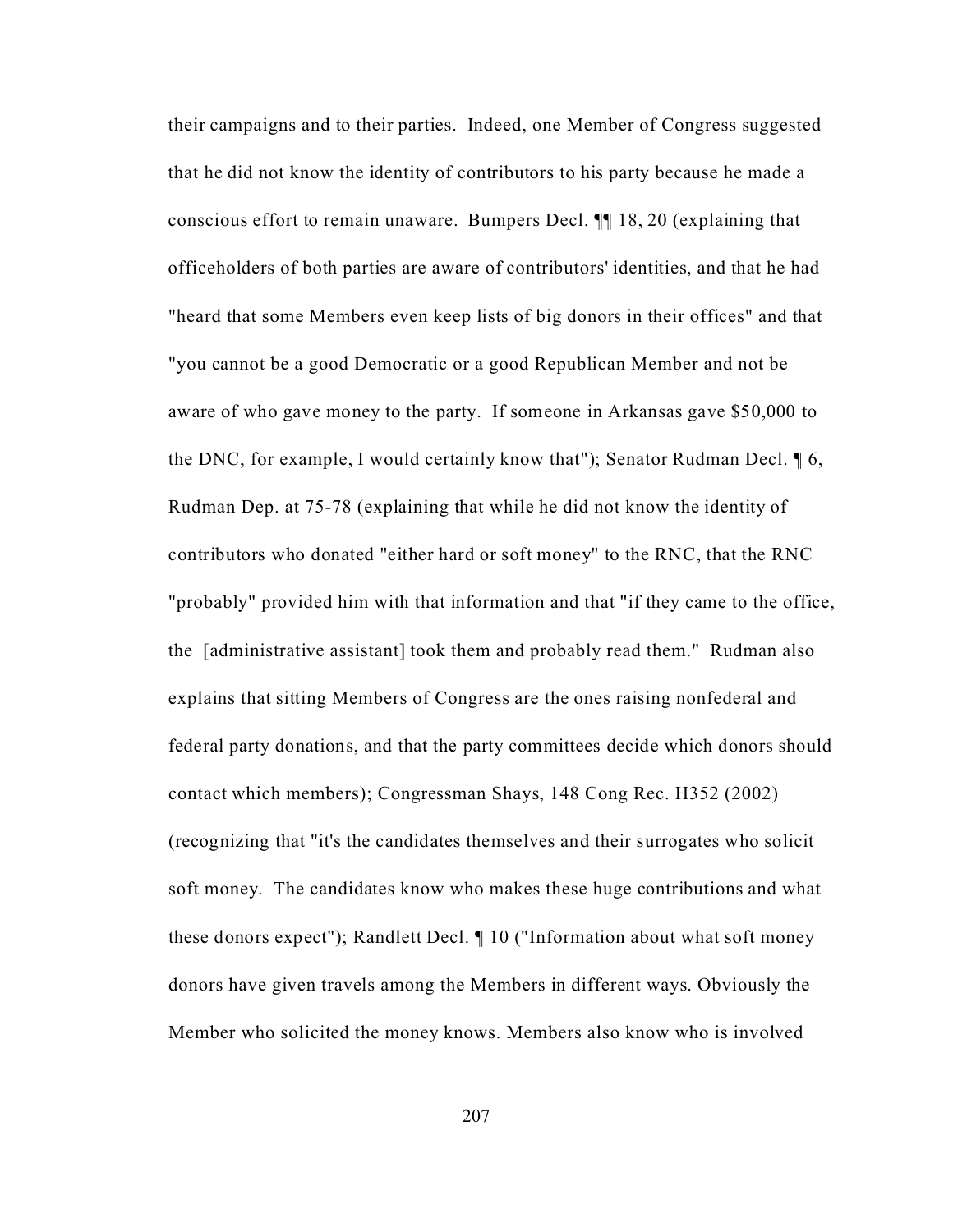their campaigns and to their parties. Indeed, one Member of Congress suggested that he did not know the identity of contributors to his party because he made a conscious effort to remain unaware. Bumpers Decl. ¶¶ 18, 20 (explaining that officeholders of both parties are aware of contributors' identities, and that he had "heard that some Members even keep lists of big donors in their offices" and that "you cannot be a good Democratic or a good Republican Member and not be aware of who gave money to the party. If someone in Arkansas gave $50,000 to the DNC, for example, I would certainly know that"); Senator Rudman Decl. ¶ 6, Rudman Dep. at 75-78 (explaining that while he did not know the identity of contributors who donated "either hard or soft money" to the RNC, that the RNC "probably" provided him with that information and that "if they came to the office, the [administrative assistant] took them and probably read them." Rudman also explains that sitting Members of Congress are the ones raising nonfederal and federal party donations, and that the party committees decide which donors should contact which members); Congressman Shays, 148 Cong Rec. H352 (2002) (recognizing that "it's the candidates themselves and their surrogates who solicit soft money. The candidates know who makes these huge contributions and what these donors expect"); Randlett Decl. ¶ 10 ("Information about what soft money donors have given travels among the Members in different ways. Obviously the Member who solicited the money knows. Members also know who is involved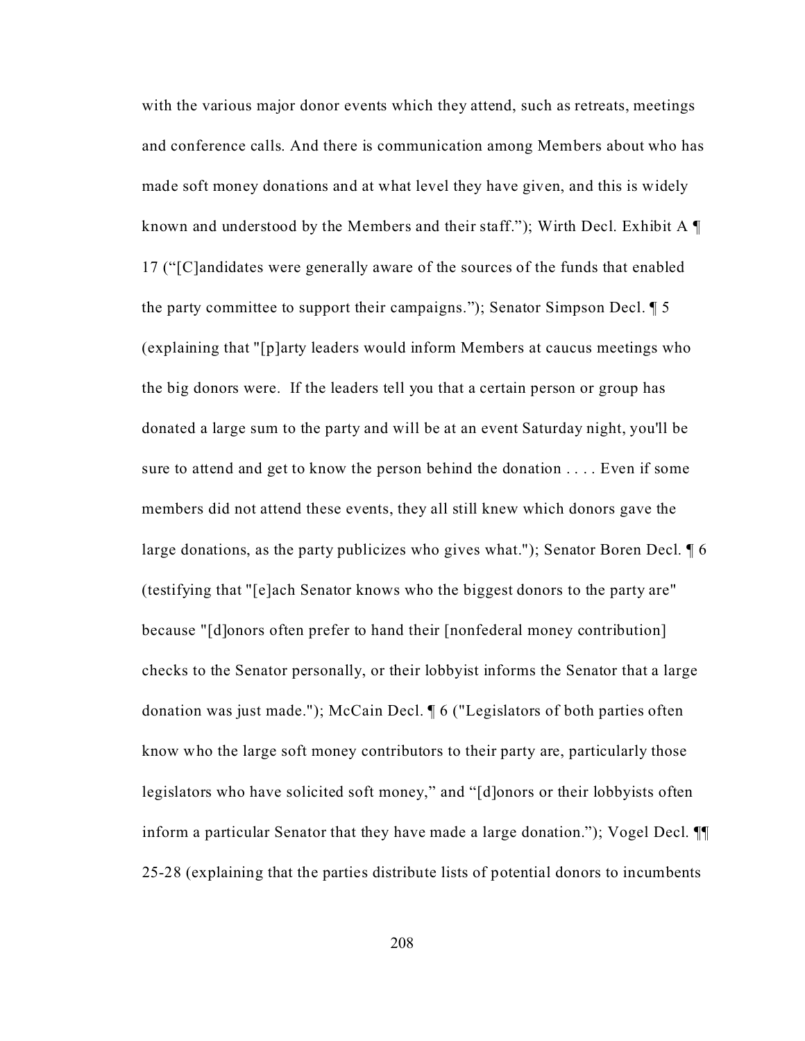with the various major donor events which they attend, such as retreats, meetings and conference calls. And there is communication among Members about who has made soft money donations and at what level they have given, and this is widely known and understood by the Members and their staff."); Wirth Decl. Exhibit A ¶ 17 ("[C]andidates were generally aware of the sources of the funds that enabled the party committee to support their campaigns."); Senator Simpson Decl. ¶ 5 (explaining that "[p]arty leaders would inform Members at caucus meetings who the big donors were. If the leaders tell you that a certain person or group has donated a large sum to the party and will be at an event Saturday night, you'll be sure to attend and get to know the person behind the donation . . . . Even if some members did not attend these events, they all still knew which donors gave the large donations, as the party publicizes who gives what."); Senator Boren Decl. ¶ 6 (testifying that "[e]ach Senator knows who the biggest donors to the party are" because "[d]onors often prefer to hand their [nonfederal money contribution] checks to the Senator personally, or their lobbyist informs the Senator that a large donation was just made."); McCain Decl. ¶ 6 ("Legislators of both parties often know who the large soft money contributors to their party are, particularly those legislators who have solicited soft money," and "[d]onors or their lobbyists often inform a particular Senator that they have made a large donation."); Vogel Decl. ¶¶ 25-28 (explaining that the parties distribute lists of potential donors to incumbents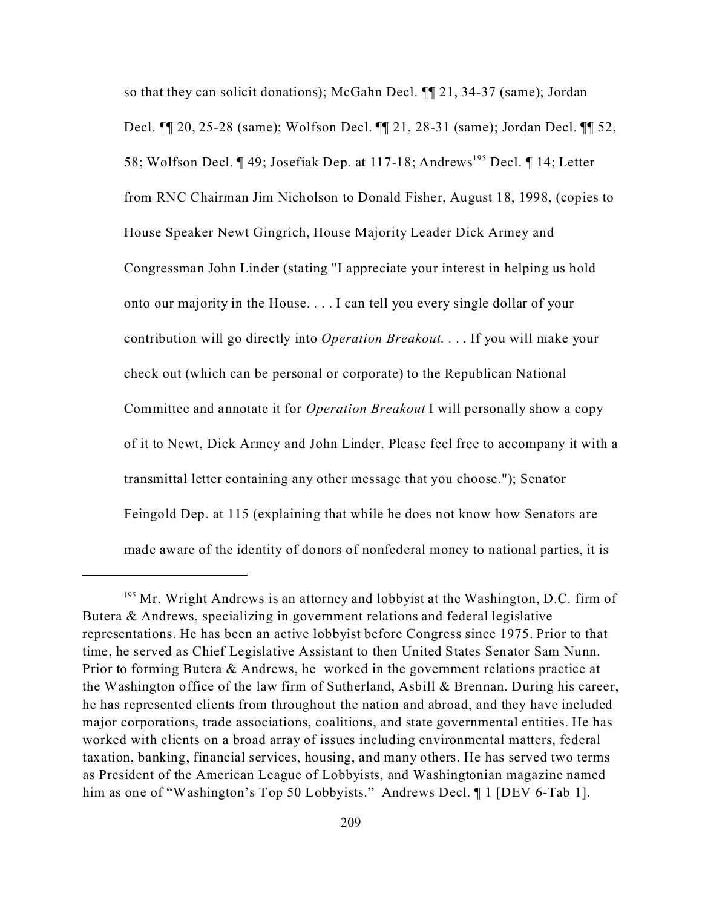so that they can solicit donations); McGahn Decl. ¶¶ 21, 34-37 (same); Jordan Decl. ¶¶ 20, 25-28 (same); Wolfson Decl. ¶¶ 21, 28-31 (same); Jordan Decl. ¶¶ 52, 58; Wolfson Decl. ¶ 49; Josefiak Dep. at 117-18; Andrews[195] Decl. ¶ 14; Letter from RNC Chairman Jim Nicholson to Donald Fisher, August 18, 1998, (copies to House Speaker Newt Gingrich, House Majority Leader Dick Armey and Congressman John Linder (stating "I appreciate your interest in helping us hold onto our majority in the House. . . . I can tell you every single dollar of your contribution will go directly into *Operation Breakout*. . . . If you will make your check out (which can be personal or corporate) to the Republican National Committee and annotate it for *Operation Breakout* I will personally show a copy of it to Newt, Dick Armey and John Linder. Please feel free to accompany it with a transmittal letter containing any other message that you choose."); Senator Feingold Dep. at 115 (explaining that while he does not know how Senators are made aware of the identity of donors of nonfederal money to national parties, it is

---

[195] Mr. Wright Andrews is an attorney and lobbyist at the Washington, D.C. firm of Butera & Andrews, specializing in government relations and federal legislative representations. He has been an active lobbyist before Congress since 1975. Prior to that time, he served as Chief Legislative Assistant to then United States Senator Sam Nunn. Prior to forming Butera & Andrews, he worked in the government relations practice at the Washington office of the law firm of Sutherland, Asbill & Brennan. During his career, he has represented clients from throughout the nation and abroad, and they have included major corporations, trade associations, coalitions, and state governmental entities. He has worked with clients on a broad array of issues including environmental matters, federal taxation, banking, financial services, housing, and many others. He has served two terms as President of the American League of Lobbyists, and Washingtonian magazine named him as one of "Washington's Top 50 Lobbyists." Andrews Decl. ¶ 1 [DEV 6-Tab 1].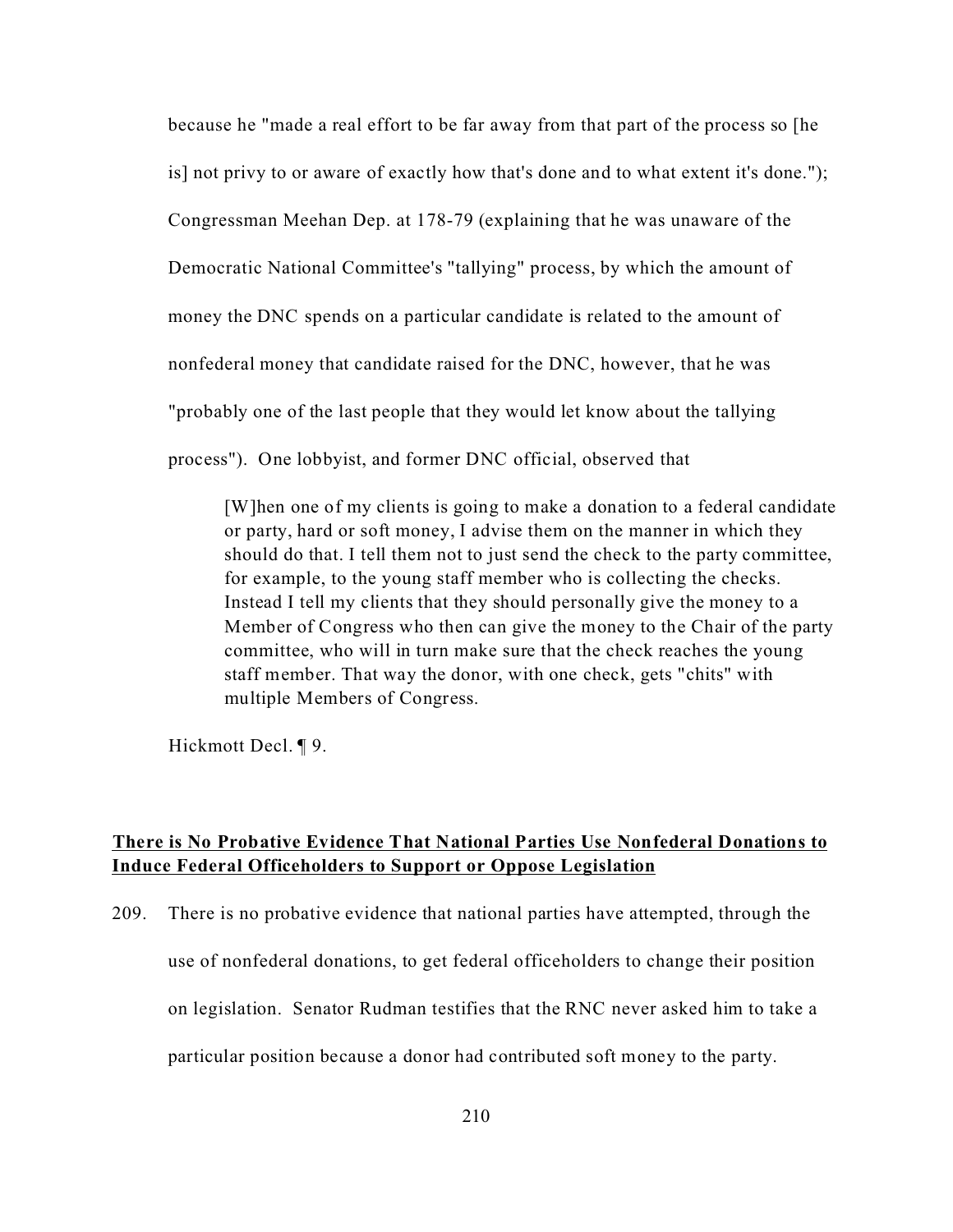because he "made a real effort to be far away from that part of the process so [he is] not privy to or aware of exactly how that's done and to what extent it's done."); Congressman Meehan Dep. at 178-79 (explaining that he was unaware of the Democratic National Committee's "tallying" process, by which the amount of money the DNC spends on a particular candidate is related to the amount of nonfederal money that candidate raised for the DNC, however, that he was "probably one of the last people that they would let know about the tallying process"). One lobbyist, and former DNC official, observed that

> [W]hen one of my clients is going to make a donation to a federal candidate or party, hard or soft money, I advise them on the manner in which they should do that. I tell them not to just send the check to the party committee, for example, to the young staff member who is collecting the checks. Instead I tell my clients that they should personally give the money to a Member of Congress who then can give the money to the Chair of the party committee, who will in turn make sure that the check reaches the young staff member. That way the donor, with one check, gets "chits" with multiple Members of Congress.

Hickmott Decl. ¶ 9.

**<u>There is No Probative Evidence That National Parties Use Nonfederal Donations to Induce Federal Officeholders to Support or Oppose Legislation</u>**

209. There is no probative evidence that national parties have attempted, through the use of nonfederal donations, to get federal officeholders to change their position on legislation. Senator Rudman testifies that the RNC never asked him to take a particular position because a donor had contributed soft money to the party.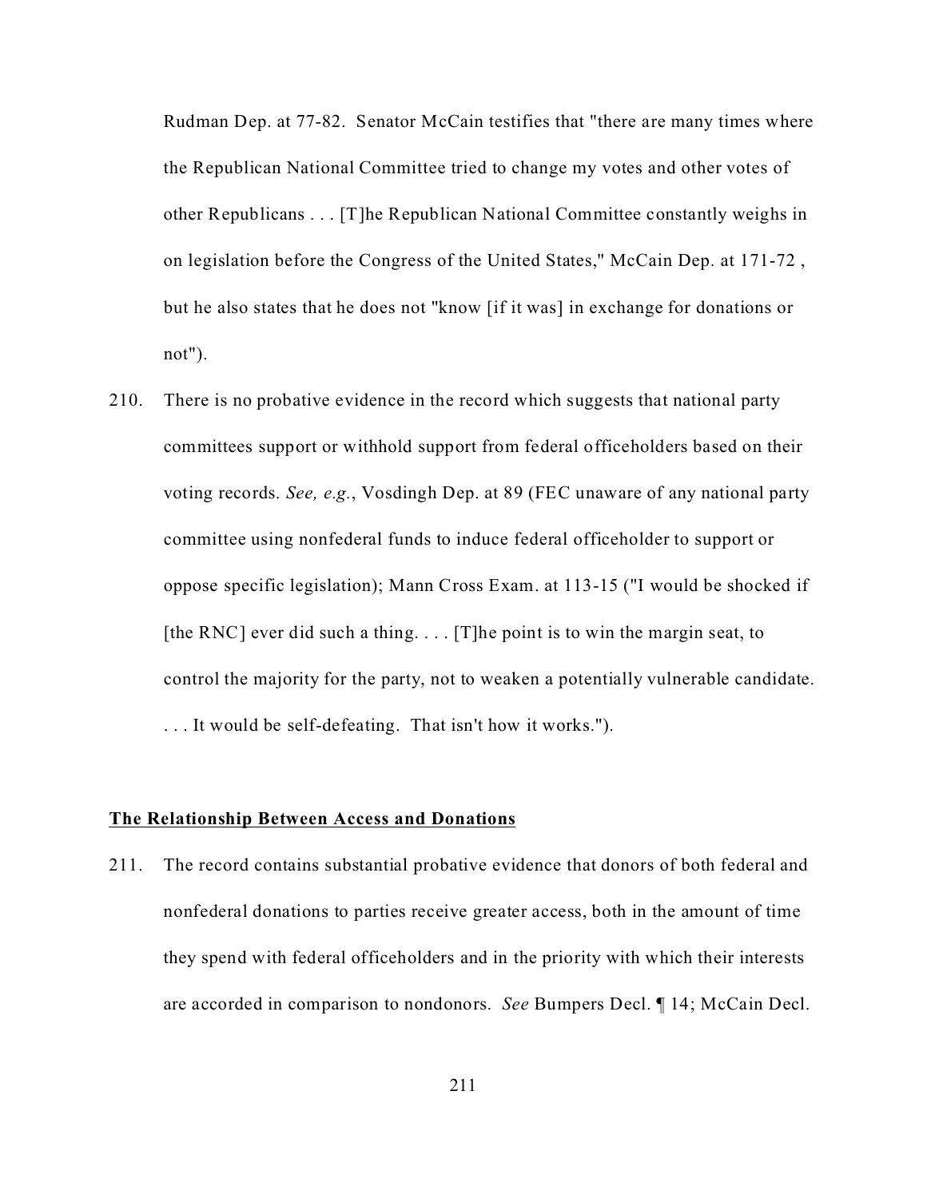Rudman Dep. at 77-82. Senator McCain testifies that "there are many times where the Republican National Committee tried to change my votes and other votes of other Republicans . . . [T]he Republican National Committee constantly weighs in on legislation before the Congress of the United States," McCain Dep. at 171-72 , but he also states that he does not "know [if it was] in exchange for donations or not").

210. There is no probative evidence in the record which suggests that national party committees support or withhold support from federal officeholders based on their voting records. *See, e.g.*, Vosdingh Dep. at 89 (FEC unaware of any national party committee using nonfederal funds to induce federal officeholder to support or oppose specific legislation); Mann Cross Exam. at 113-15 ("I would be shocked if [the RNC] ever did such a thing. . . . [T]he point is to win the margin seat, to control the majority for the party, not to weaken a potentially vulnerable candidate. . . . It would be self-defeating. That isn't how it works.").

**<u>The Relationship Between Access and Donations</u>**

211. The record contains substantial probative evidence that donors of both federal and nonfederal donations to parties receive greater access, both in the amount of time they spend with federal officeholders and in the priority with which their interests are accorded in comparison to nondonors. *See* Bumpers Decl. ¶ 14; McCain Decl.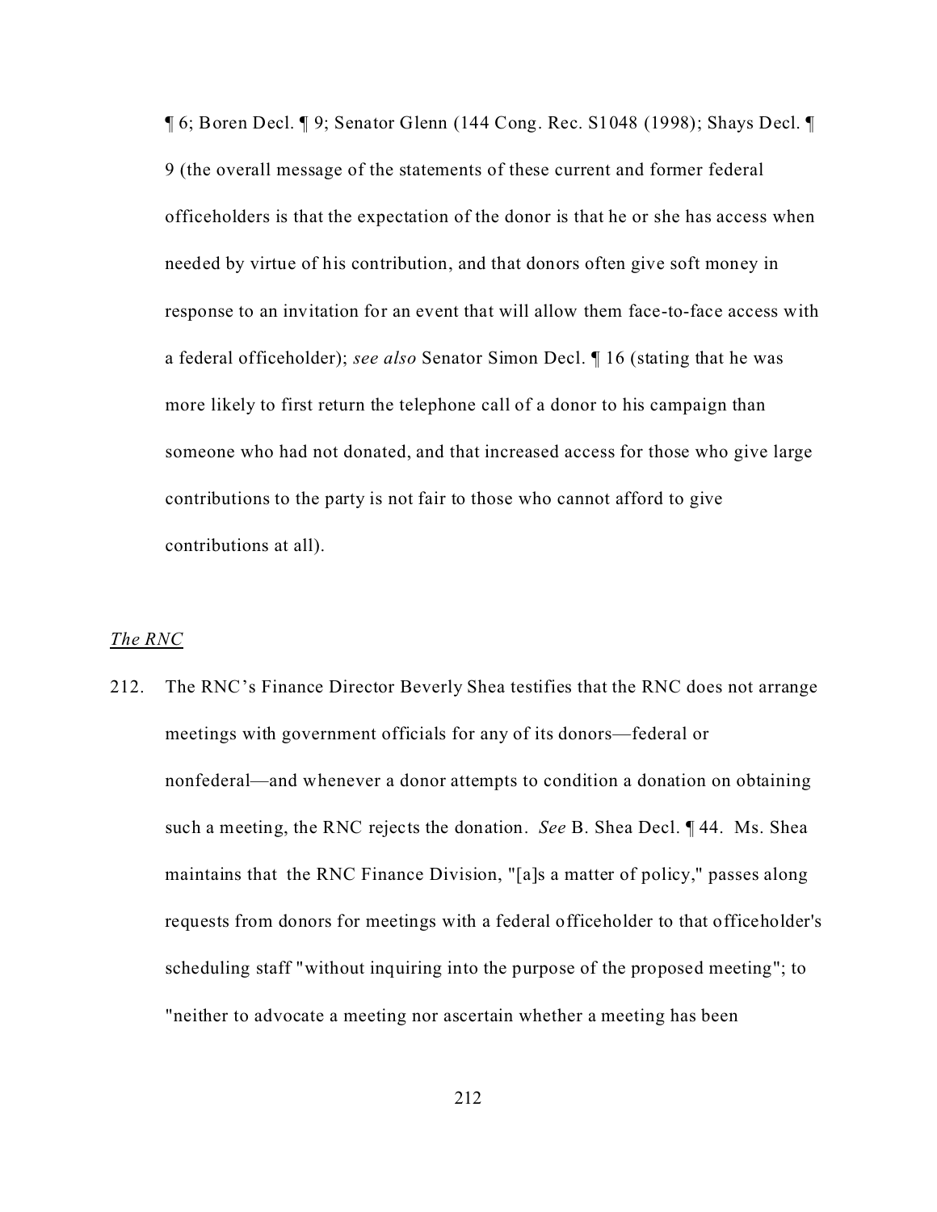¶ 6; Boren Decl. ¶ 9; Senator Glenn (144 Cong. Rec. S1048 (1998); Shays Decl. ¶ 9 (the overall message of the statements of these current and former federal officeholders is that the expectation of the donor is that he or she has access when needed by virtue of his contribution, and that donors often give soft money in response to an invitation for an event that will allow them face-to-face access with a federal officeholder); *see also* Senator Simon Decl. ¶ 16 (stating that he was more likely to first return the telephone call of a donor to his campaign than someone who had not donated, and that increased access for those who give large contributions to the party is not fair to those who cannot afford to give contributions at all).

*The RNC*

212. The RNC's Finance Director Beverly Shea testifies that the RNC does not arrange meetings with government officials for any of its donors—federal or nonfederal—and whenever a donor attempts to condition a donation on obtaining such a meeting, the RNC rejects the donation. *See* B. Shea Decl. ¶ 44. Ms. Shea maintains that the RNC Finance Division, "[a]s a matter of policy," passes along requests from donors for meetings with a federal officeholder to that officeholder's scheduling staff "without inquiring into the purpose of the proposed meeting"; to "neither to advocate a meeting nor ascertain whether a meeting has been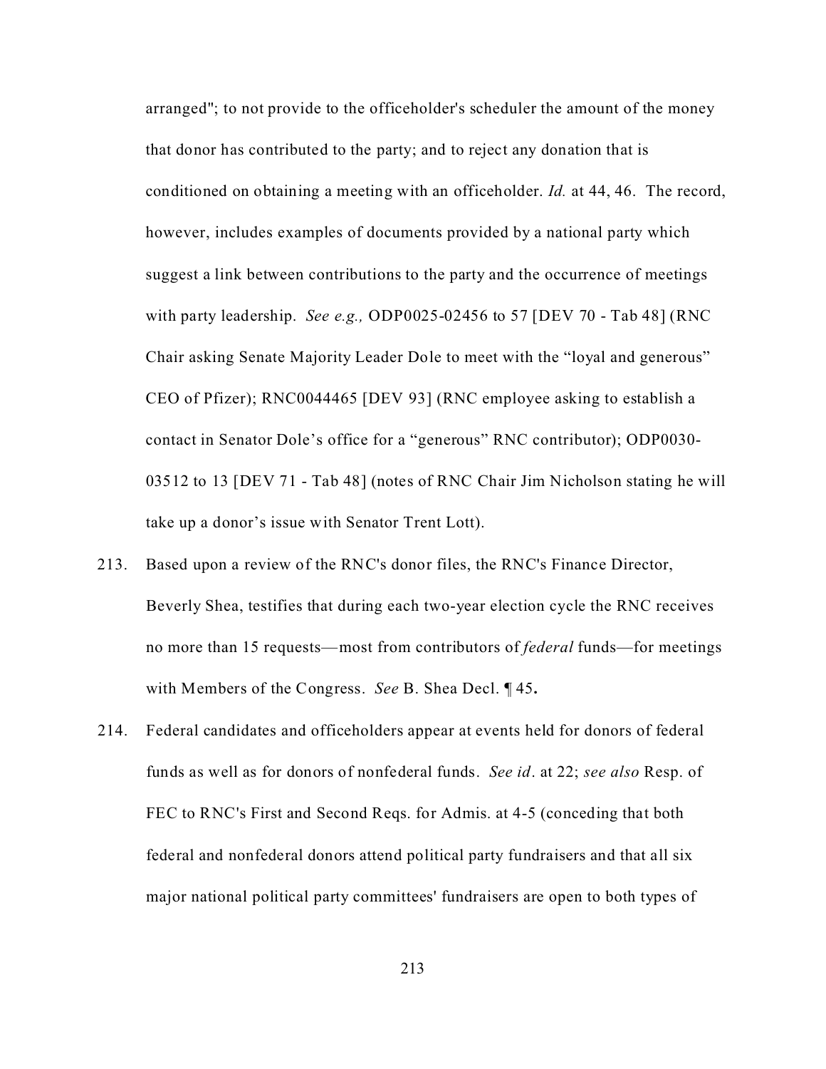arranged"; to not provide to the officeholder's scheduler the amount of the money that donor has contributed to the party; and to reject any donation that is conditioned on obtaining a meeting with an officeholder. *Id.* at 44, 46. The record, however, includes examples of documents provided by a national party which suggest a link between contributions to the party and the occurrence of meetings with party leadership. *See e.g.,* ODP0025-02456 to 57 [DEV 70 - Tab 48] (RNC Chair asking Senate Majority Leader Dole to meet with the "loyal and generous" CEO of Pfizer); RNC0044465 [DEV 93] (RNC employee asking to establish a contact in Senator Dole's office for a "generous" RNC contributor); ODP0030-03512 to 13 [DEV 71 - Tab 48] (notes of RNC Chair Jim Nicholson stating he will take up a donor's issue with Senator Trent Lott).

213. Based upon a review of the RNC's donor files, the RNC's Finance Director, Beverly Shea, testifies that during each two-year election cycle the RNC receives no more than 15 requests—most from contributors of *federal* funds—for meetings with Members of the Congress. *See* B. Shea Decl. ¶ 45**.**

214. Federal candidates and officeholders appear at events held for donors of federal funds as well as for donors of nonfederal funds. *See id*. at 22; *see also* Resp. of FEC to RNC's First and Second Reqs. for Admis. at 4-5 (conceding that both federal and nonfederal donors attend political party fundraisers and that all six major national political party committees' fundraisers are open to both types of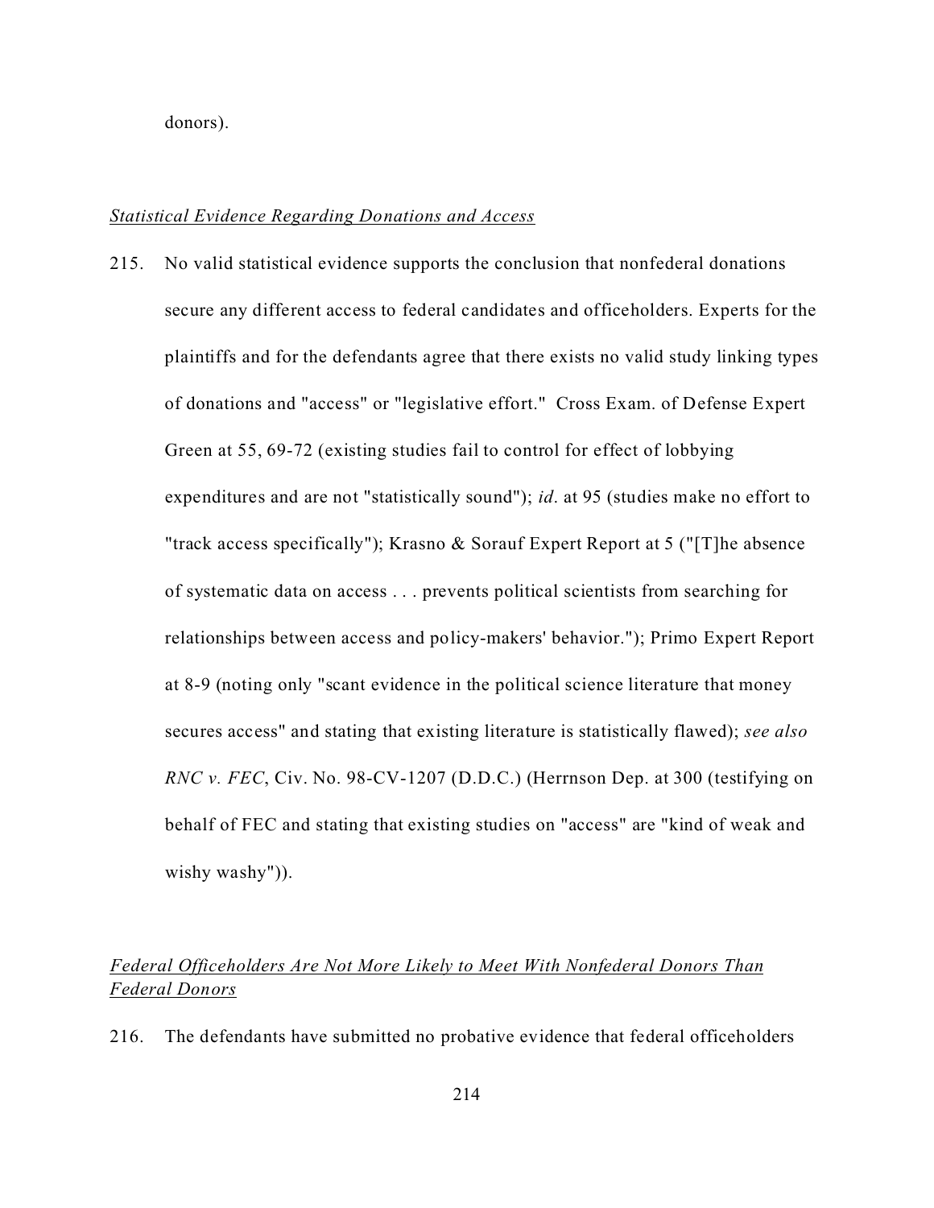donors).

*Statistical Evidence Regarding Donations and Access*

215. No valid statistical evidence supports the conclusion that nonfederal donations secure any different access to federal candidates and officeholders. Experts for the plaintiffs and for the defendants agree that there exists no valid study linking types of donations and "access" or "legislative effort." Cross Exam. of Defense Expert Green at 55, 69-72 (existing studies fail to control for effect of lobbying expenditures and are not "statistically sound"); *id*. at 95 (studies make no effort to "track access specifically"); Krasno & Sorauf Expert Report at 5 ("[T]he absence of systematic data on access . . . prevents political scientists from searching for relationships between access and policy-makers' behavior."); Primo Expert Report at 8-9 (noting only "scant evidence in the political science literature that money secures access" and stating that existing literature is statistically flawed); *see also RNC v. FEC*, Civ. No. 98-CV-1207 (D.D.C.) (Herrnson Dep. at 300 (testifying on behalf of FEC and stating that existing studies on "access" are "kind of weak and wishy washy")).

*Federal Officeholders Are Not More Likely to Meet With Nonfederal Donors Than Federal Donors*

216. The defendants have submitted no probative evidence that federal officeholders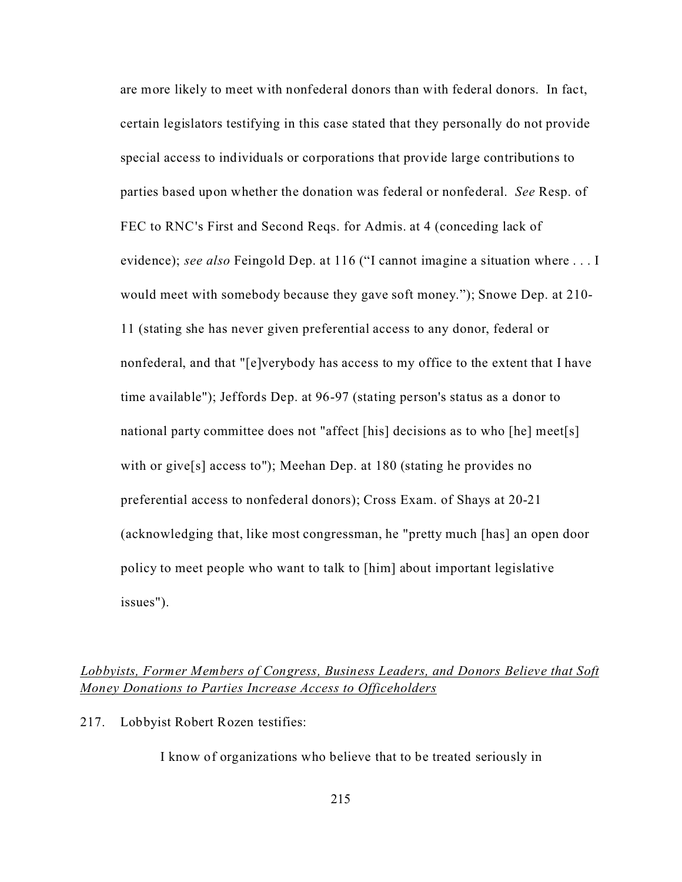are more likely to meet with nonfederal donors than with federal donors. In fact, certain legislators testifying in this case stated that they personally do not provide special access to individuals or corporations that provide large contributions to parties based upon whether the donation was federal or nonfederal. *See* Resp. of FEC to RNC's First and Second Reqs. for Admis. at 4 (conceding lack of evidence); *see also* Feingold Dep. at 116 ("I cannot imagine a situation where . . . I would meet with somebody because they gave soft money."); Snowe Dep. at 210-11 (stating she has never given preferential access to any donor, federal or nonfederal, and that "[e]verybody has access to my office to the extent that I have time available"); Jeffords Dep. at 96-97 (stating person's status as a donor to national party committee does not "affect [his] decisions as to who [he] meet[s] with or give[s] access to"); Meehan Dep. at 180 (stating he provides no preferential access to nonfederal donors); Cross Exam. of Shays at 20-21 (acknowledging that, like most congressman, he "pretty much [has] an open door policy to meet people who want to talk to [him] about important legislative issues").

*Lobbyists, Former Members of Congress, Business Leaders, and Donors Believe that Soft Money Donations to Parties Increase Access to Officeholders*

217. Lobbyist Robert Rozen testifies:

> I know of organizations who believe that to be treated seriously in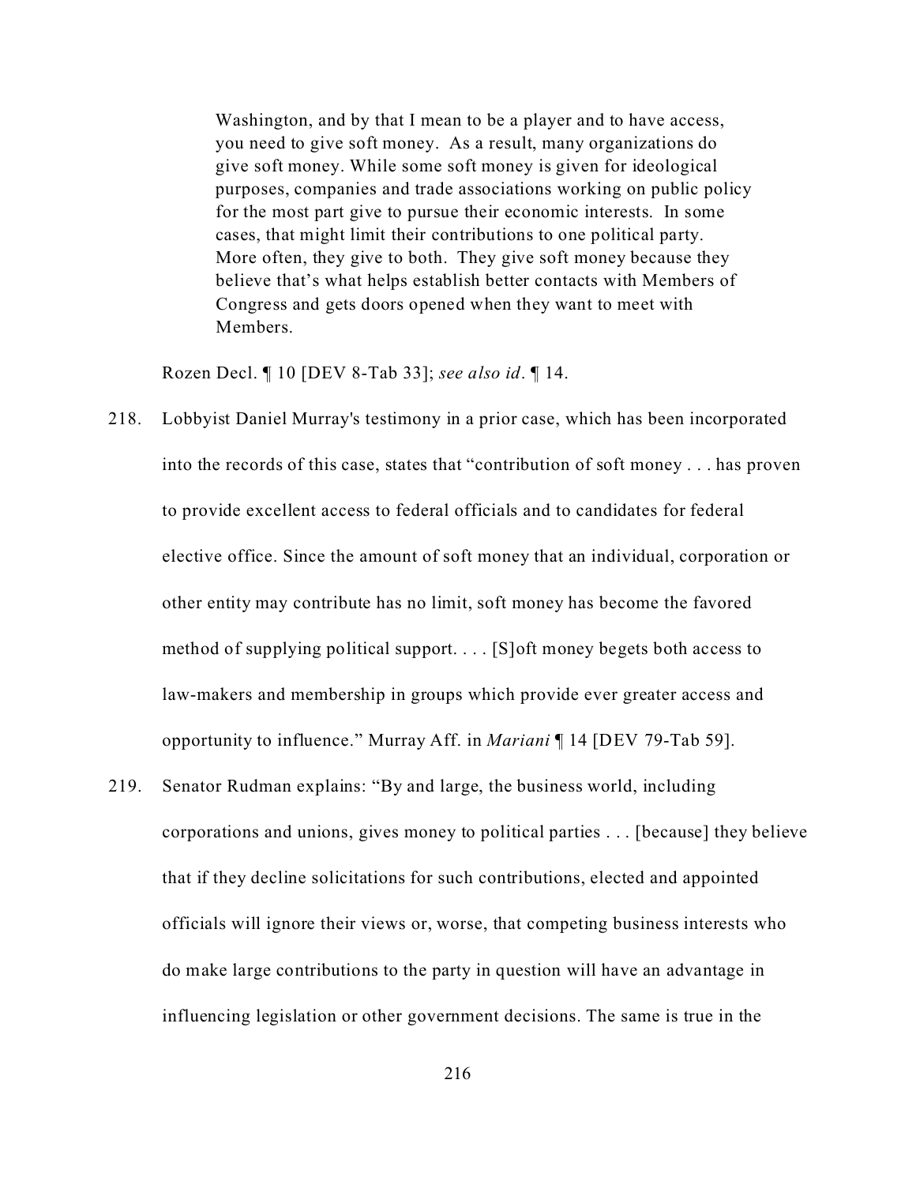> Washington, and by that I mean to be a player and to have access, you need to give soft money. As a result, many organizations do give soft money. While some soft money is given for ideological purposes, companies and trade associations working on public policy for the most part give to pursue their economic interests. In some cases, that might limit their contributions to one political party. More often, they give to both. They give soft money because they believe that's what helps establish better contacts with Members of Congress and gets doors opened when they want to meet with Members.

Rozen Decl. ¶ 10 [DEV 8-Tab 33]; *see also id*. ¶ 14.

218. Lobbyist Daniel Murray's testimony in a prior case, which has been incorporated into the records of this case, states that "contribution of soft money . . . has proven to provide excellent access to federal officials and to candidates for federal elective office. Since the amount of soft money that an individual, corporation or other entity may contribute has no limit, soft money has become the favored method of supplying political support. . . . [S]oft money begets both access to law-makers and membership in groups which provide ever greater access and opportunity to influence." Murray Aff. in *Mariani* ¶ 14 [DEV 79-Tab 59].

219. Senator Rudman explains: "By and large, the business world, including corporations and unions, gives money to political parties . . . [because] they believe that if they decline solicitations for such contributions, elected and appointed officials will ignore their views or, worse, that competing business interests who do make large contributions to the party in question will have an advantage in influencing legislation or other government decisions. The same is true in the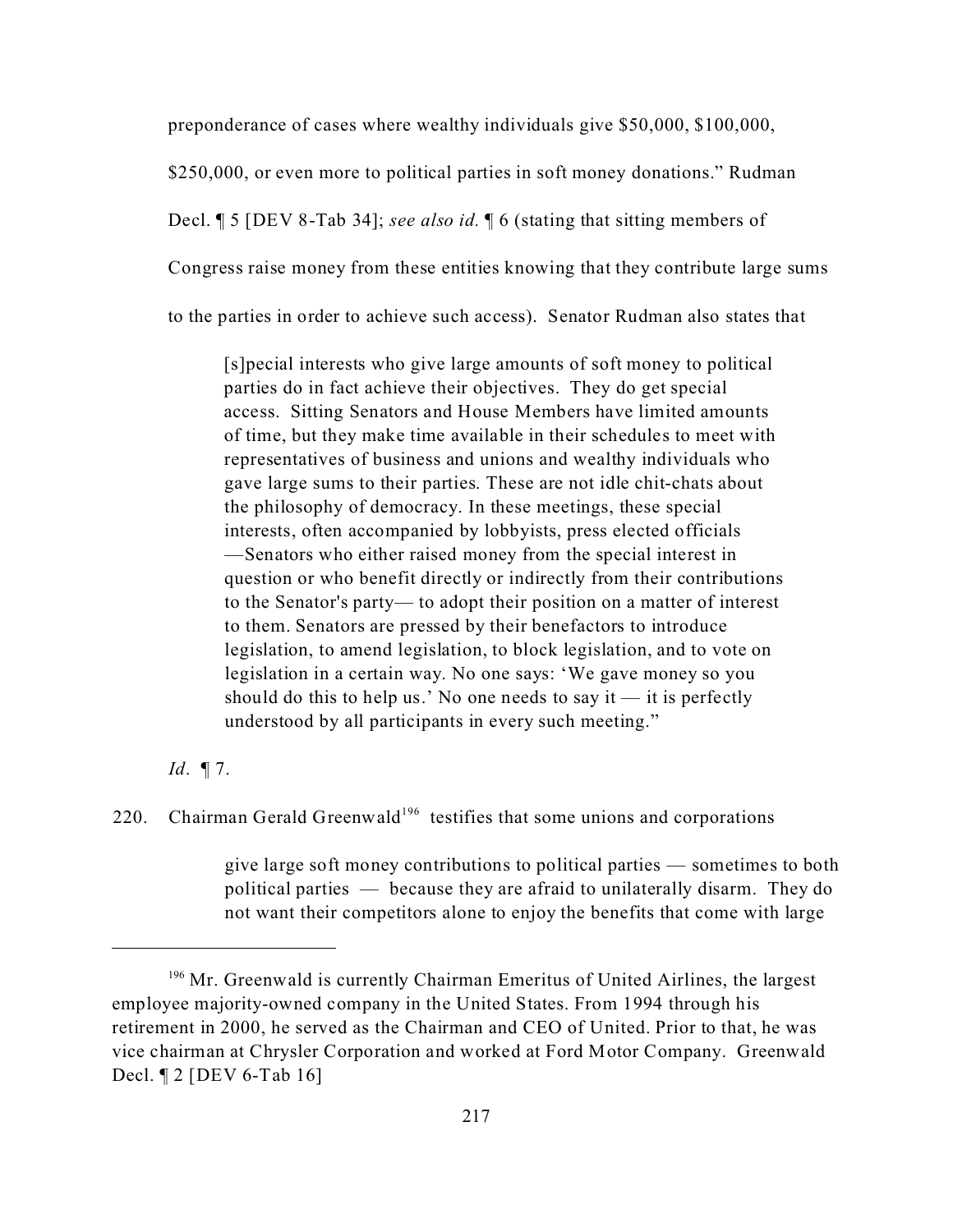preponderance of cases where wealthy individuals give $50,000, $100,000, $250,000, or even more to political parties in soft money donations." Rudman Decl. ¶ 5 [DEV 8-Tab 34]; *see also id.* ¶ 6 (stating that sitting members of Congress raise money from these entities knowing that they contribute large sums to the parties in order to achieve such access). Senator Rudman also states that

> [s]pecial interests who give large amounts of soft money to political parties do in fact achieve their objectives. They do get special access. Sitting Senators and House Members have limited amounts of time, but they make time available in their schedules to meet with representatives of business and unions and wealthy individuals who gave large sums to their parties. These are not idle chit-chats about the philosophy of democracy. In these meetings, these special interests, often accompanied by lobbyists, press elected officials —Senators who either raised money from the special interest in question or who benefit directly or indirectly from their contributions to the Senator's party— to adopt their position on a matter of interest to them. Senators are pressed by their benefactors to introduce legislation, to amend legislation, to block legislation, and to vote on legislation in a certain way. No one says: 'We gave money so you should do this to help us.' No one needs to say it — it is perfectly understood by all participants in every such meeting."

*Id*. ¶ 7.

220. Chairman Gerald Greenwald[196] testifies that some unions and corporations

> give large soft money contributions to political parties — sometimes to both political parties — because they are afraid to unilaterally disarm. They do not want their competitors alone to enjoy the benefits that come with large

---

[196] Mr. Greenwald is currently Chairman Emeritus of United Airlines, the largest employee majority-owned company in the United States. From 1994 through his retirement in 2000, he served as the Chairman and CEO of United. Prior to that, he was vice chairman at Chrysler Corporation and worked at Ford Motor Company. Greenwald Decl. ¶ 2 [DEV 6-Tab 16]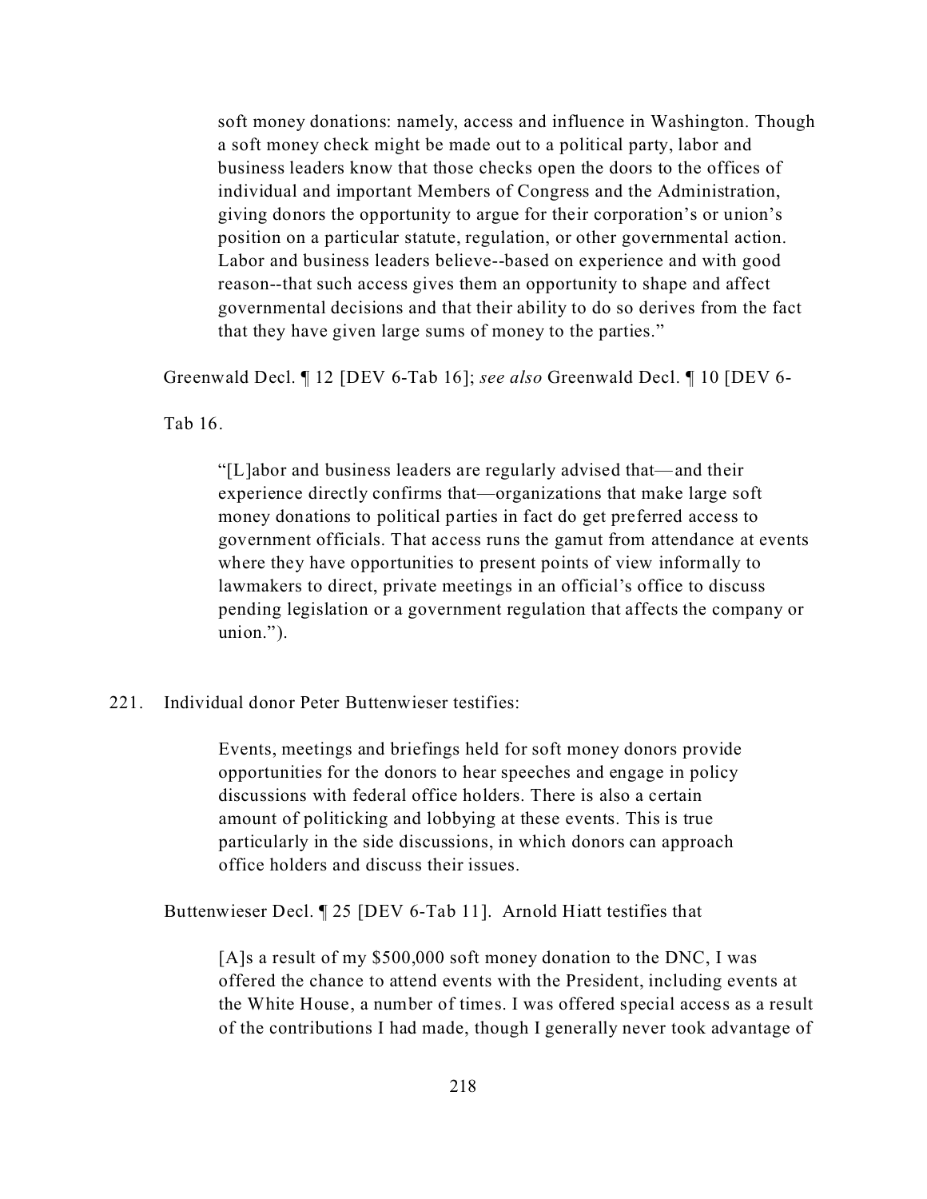> soft money donations: namely, access and influence in Washington. Though a soft money check might be made out to a political party, labor and business leaders know that those checks open the doors to the offices of individual and important Members of Congress and the Administration, giving donors the opportunity to argue for their corporation's or union's position on a particular statute, regulation, or other governmental action. Labor and business leaders believe--based on experience and with good reason--that such access gives them an opportunity to shape and affect governmental decisions and that their ability to do so derives from the fact that they have given large sums of money to the parties."

Greenwald Decl. ¶ 12 [DEV 6-Tab 16]; *see also* Greenwald Decl. ¶ 10 [DEV 6-Tab 16.

> "[L]abor and business leaders are regularly advised that—and their experience directly confirms that—organizations that make large soft money donations to political parties in fact do get preferred access to government officials. That access runs the gamut from attendance at events where they have opportunities to present points of view informally to lawmakers to direct, private meetings in an official's office to discuss pending legislation or a government regulation that affects the company or union.").

221. Individual donor Peter Buttenwieser testifies:

> Events, meetings and briefings held for soft money donors provide opportunities for the donors to hear speeches and engage in policy discussions with federal office holders. There is also a certain amount of politicking and lobbying at these events. This is true particularly in the side discussions, in which donors can approach office holders and discuss their issues.

Buttenwieser Decl. ¶ 25 [DEV 6-Tab 11]. Arnold Hiatt testifies that

> [A]s a result of my $500,000 soft money donation to the DNC, I was offered the chance to attend events with the President, including events at the White House, a number of times. I was offered special access as a result of the contributions I had made, though I generally never took advantage of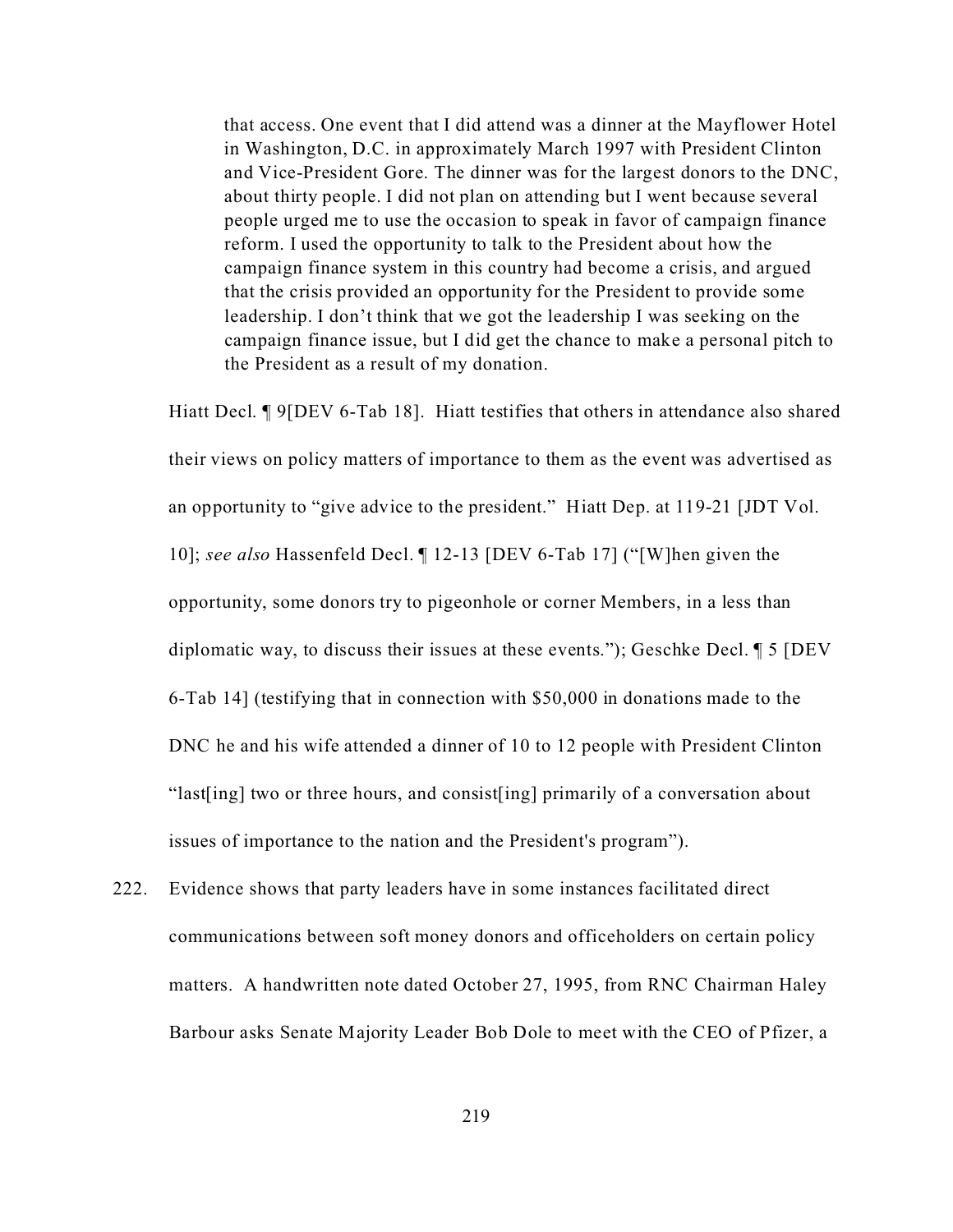> that access. One event that I did attend was a dinner at the Mayflower Hotel in Washington, D.C. in approximately March 1997 with President Clinton and Vice-President Gore. The dinner was for the largest donors to the DNC, about thirty people. I did not plan on attending but I went because several people urged me to use the occasion to speak in favor of campaign finance reform. I used the opportunity to talk to the President about how the campaign finance system in this country had become a crisis, and argued that the crisis provided an opportunity for the President to provide some leadership. I don't think that we got the leadership I was seeking on the campaign finance issue, but I did get the chance to make a personal pitch to the President as a result of my donation.

Hiatt Decl. ¶ 9[DEV 6-Tab 18]. Hiatt testifies that others in attendance also shared their views on policy matters of importance to them as the event was advertised as an opportunity to "give advice to the president." Hiatt Dep. at 119-21 [JDT Vol. 10]; *see also* Hassenfeld Decl. ¶ 12-13 [DEV 6-Tab 17] ("[W]hen given the opportunity, some donors try to pigeonhole or corner Members, in a less than diplomatic way, to discuss their issues at these events."); Geschke Decl. ¶ 5 [DEV 6-Tab 14] (testifying that in connection with $50,000 in donations made to the DNC he and his wife attended a dinner of 10 to 12 people with President Clinton "last[ing] two or three hours, and consist[ing] primarily of a conversation about issues of importance to the nation and the President's program").

222. Evidence shows that party leaders have in some instances facilitated direct communications between soft money donors and officeholders on certain policy matters. A handwritten note dated October 27, 1995, from RNC Chairman Haley Barbour asks Senate Majority Leader Bob Dole to meet with the CEO of Pfizer, a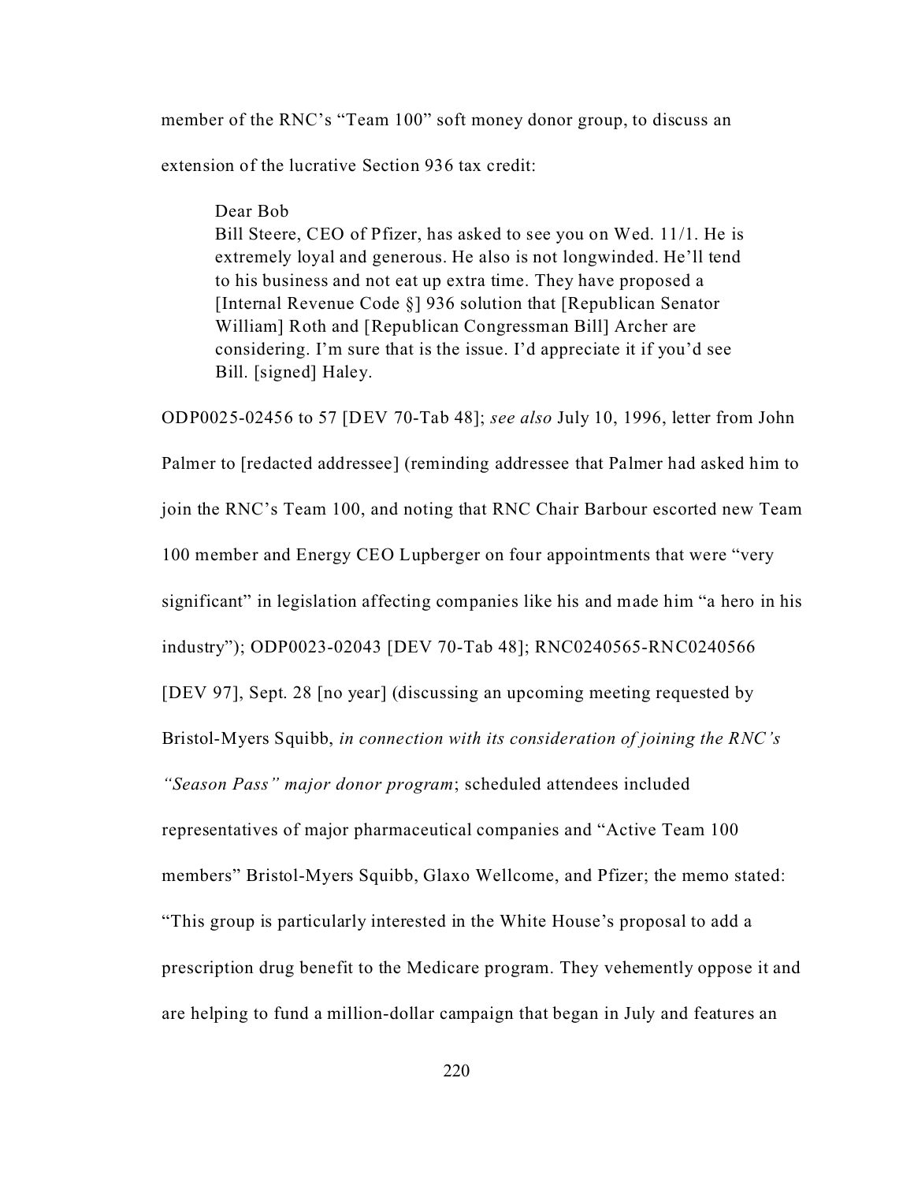member of the RNC's "Team 100" soft money donor group, to discuss an extension of the lucrative Section 936 tax credit:

> Dear Bob
> Bill Steere, CEO of Pfizer, has asked to see you on Wed. 11/1. He is extremely loyal and generous. He also is not longwinded. He'll tend to his business and not eat up extra time. They have proposed a [Internal Revenue Code §] 936 solution that [Republican Senator William] Roth and [Republican Congressman Bill] Archer are considering. I'm sure that is the issue. I'd appreciate it if you'd see Bill. [signed] Haley.

ODP0025-02456 to 57 [DEV 70-Tab 48]; *see also* July 10, 1996, letter from John Palmer to [redacted addressee] (reminding addressee that Palmer had asked him to join the RNC's Team 100, and noting that RNC Chair Barbour escorted new Team 100 member and Energy CEO Lupberger on four appointments that were "very significant" in legislation affecting companies like his and made him "a hero in his industry"); ODP0023-02043 [DEV 70-Tab 48]; RNC0240565-RNC0240566 [DEV 97], Sept. 28 [no year] (discussing an upcoming meeting requested by Bristol-Myers Squibb, *in connection with its consideration of joining the RNC's "Season Pass" major donor program*; scheduled attendees included representatives of major pharmaceutical companies and "Active Team 100 members" Bristol-Myers Squibb, Glaxo Wellcome, and Pfizer; the memo stated: "This group is particularly interested in the White House's proposal to add a prescription drug benefit to the Medicare program. They vehemently oppose it and are helping to fund a million-dollar campaign that began in July and features an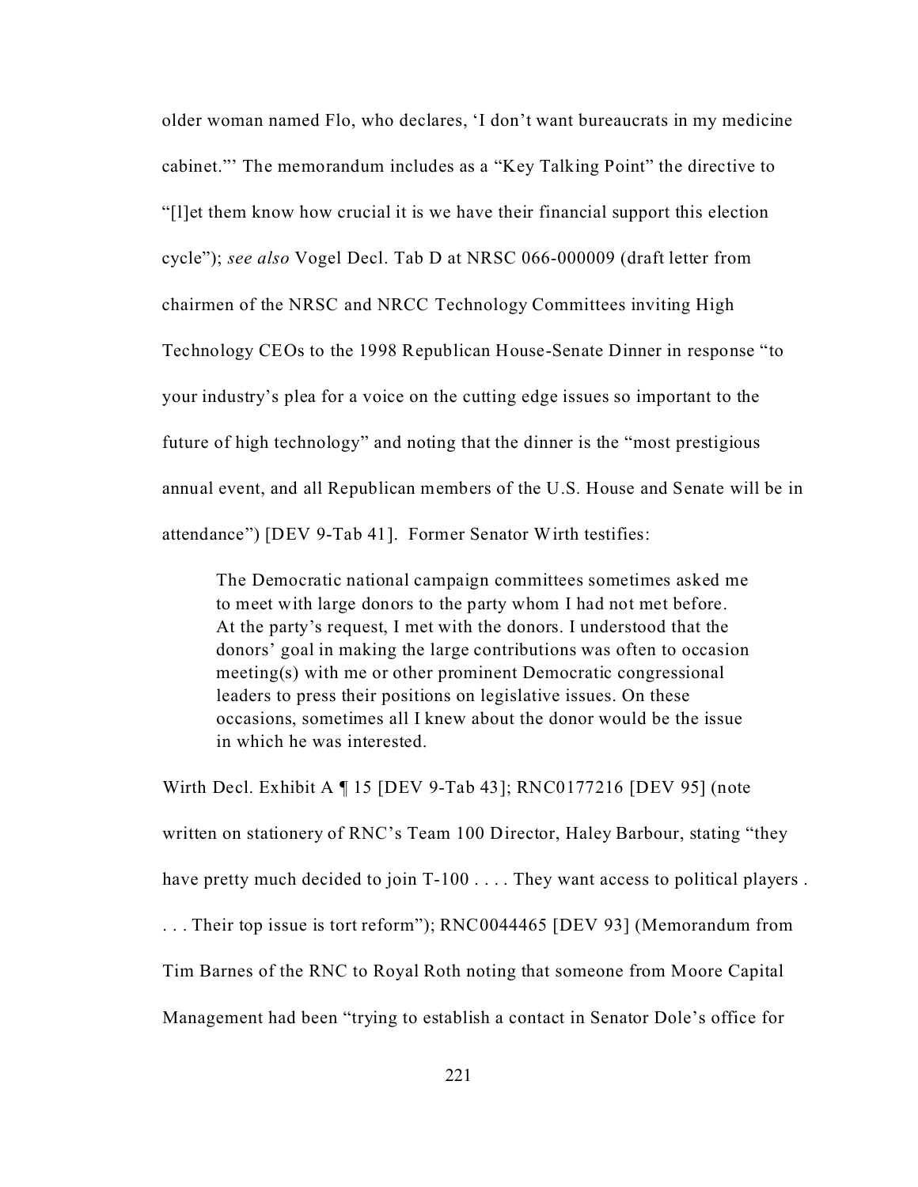older woman named Flo, who declares, 'I don't want bureaucrats in my medicine cabinet."' The memorandum includes as a "Key Talking Point" the directive to "[l]et them know how crucial it is we have their financial support this election cycle"); *see also* Vogel Decl. Tab D at NRSC 066-000009 (draft letter from chairmen of the NRSC and NRCC Technology Committees inviting High Technology CEOs to the 1998 Republican House-Senate Dinner in response "to your industry's plea for a voice on the cutting edge issues so important to the future of high technology" and noting that the dinner is the "most prestigious annual event, and all Republican members of the U.S. House and Senate will be in attendance") [DEV 9-Tab 41]. Former Senator Wirth testifies:

> The Democratic national campaign committees sometimes asked me to meet with large donors to the party whom I had not met before. At the party's request, I met with the donors. I understood that the donors' goal in making the large contributions was often to occasion meeting(s) with me or other prominent Democratic congressional leaders to press their positions on legislative issues. On these occasions, sometimes all I knew about the donor would be the issue in which he was interested.

Wirth Decl. Exhibit A ¶ 15 [DEV 9-Tab 43]; RNC0177216 [DEV 95] (note written on stationery of RNC's Team 100 Director, Haley Barbour, stating "they have pretty much decided to join T-100 . . . . They want access to political players . . . . Their top issue is tort reform"); RNC0044465 [DEV 93] (Memorandum from Tim Barnes of the RNC to Royal Roth noting that someone from Moore Capital Management had been "trying to establish a contact in Senator Dole's office for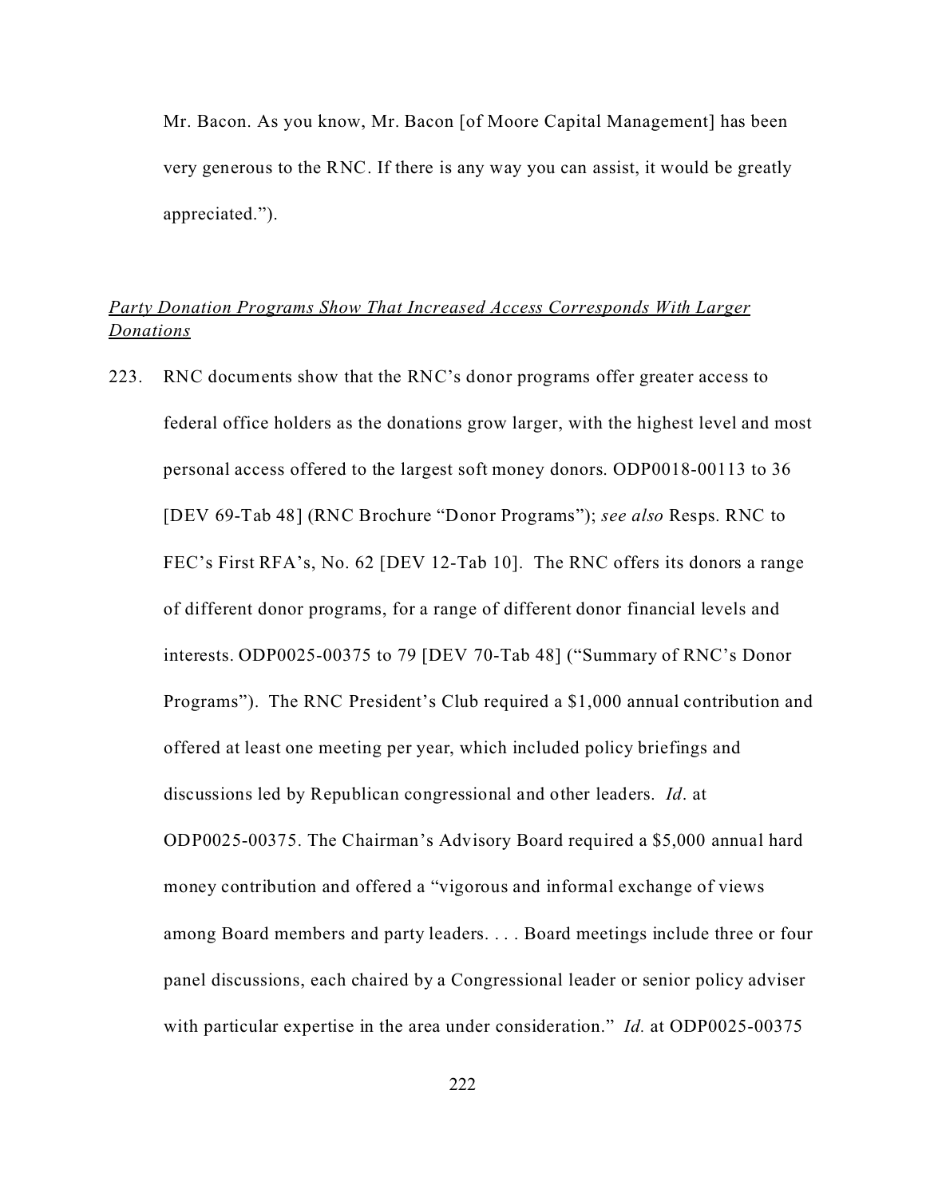Mr. Bacon. As you know, Mr. Bacon [of Moore Capital Management] has been very generous to the RNC. If there is any way you can assist, it would be greatly appreciated.").

*Party Donation Programs Show That Increased Access Corresponds With Larger Donations*

223. RNC documents show that the RNC's donor programs offer greater access to federal office holders as the donations grow larger, with the highest level and most personal access offered to the largest soft money donors. ODP0018-00113 to 36 [DEV 69-Tab 48] (RNC Brochure "Donor Programs"); *see also* Resps. RNC to FEC's First RFA's, No. 62 [DEV 12-Tab 10]. The RNC offers its donors a range of different donor programs, for a range of different donor financial levels and interests. ODP0025-00375 to 79 [DEV 70-Tab 48] ("Summary of RNC's Donor Programs"). The RNC President's Club required a $1,000 annual contribution and offered at least one meeting per year, which included policy briefings and discussions led by Republican congressional and other leaders. *Id*. at ODP0025-00375. The Chairman's Advisory Board required a $5,000 annual hard money contribution and offered a "vigorous and informal exchange of views among Board members and party leaders. . . . Board meetings include three or four panel discussions, each chaired by a Congressional leader or senior policy adviser with particular expertise in the area under consideration." *Id.* at ODP0025-00375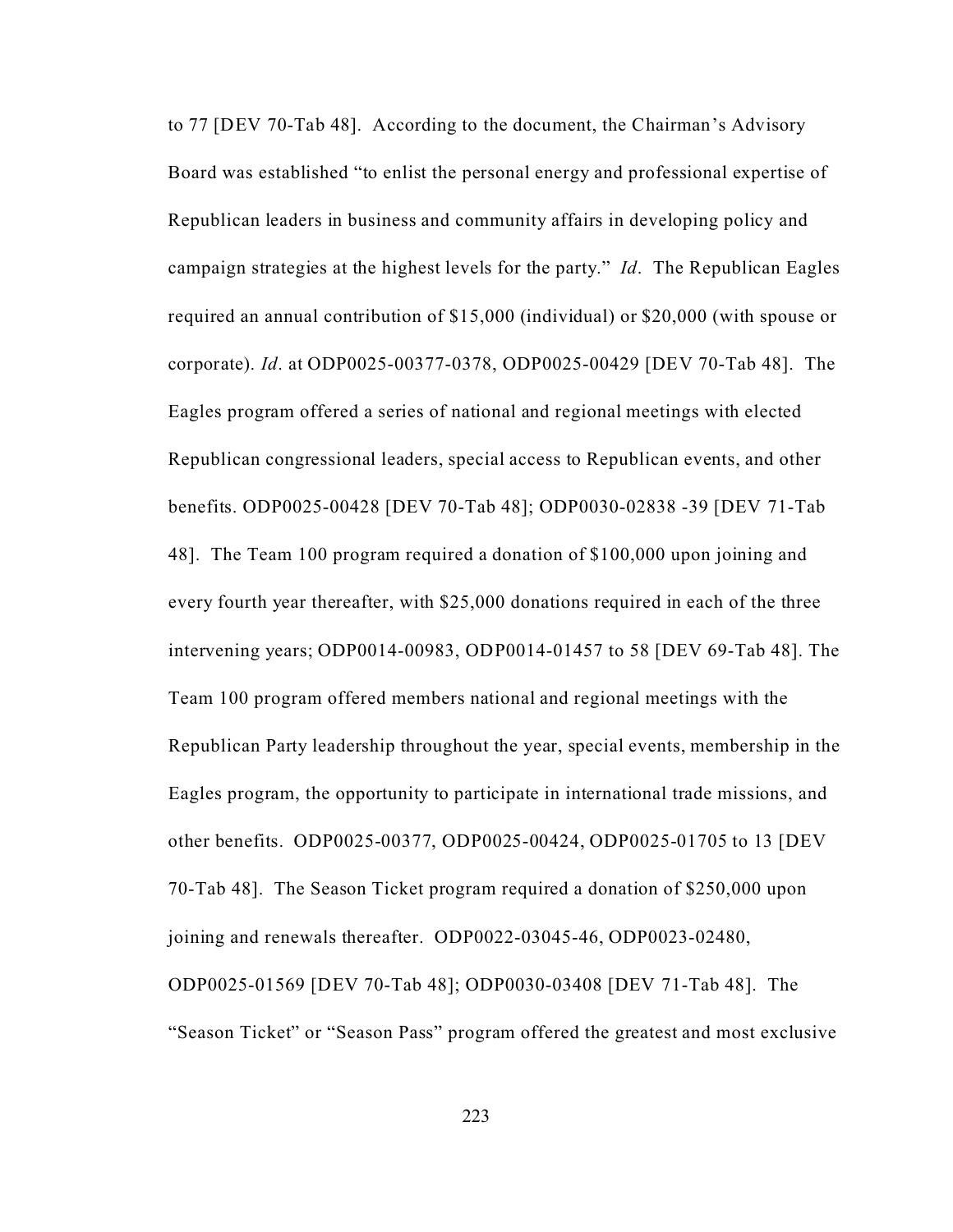to 77 [DEV 70-Tab 48]. According to the document, the Chairman's Advisory Board was established "to enlist the personal energy and professional expertise of Republican leaders in business and community affairs in developing policy and campaign strategies at the highest levels for the party." *Id*. The Republican Eagles required an annual contribution of $15,000 (individual) or $20,000 (with spouse or corporate). *Id*. at ODP0025-00377-0378, ODP0025-00429 [DEV 70-Tab 48]. The Eagles program offered a series of national and regional meetings with elected Republican congressional leaders, special access to Republican events, and other benefits. ODP0025-00428 [DEV 70-Tab 48]; ODP0030-02838 -39 [DEV 71-Tab 48]. The Team 100 program required a donation of $100,000 upon joining and every fourth year thereafter, with $25,000 donations required in each of the three intervening years; ODP0014-00983, ODP0014-01457 to 58 [DEV 69-Tab 48]. The Team 100 program offered members national and regional meetings with the Republican Party leadership throughout the year, special events, membership in the Eagles program, the opportunity to participate in international trade missions, and other benefits. ODP0025-00377, ODP0025-00424, ODP0025-01705 to 13 [DEV 70-Tab 48]. The Season Ticket program required a donation of $250,000 upon joining and renewals thereafter. ODP0022-03045-46, ODP0023-02480, ODP0025-01569 [DEV 70-Tab 48]; ODP0030-03408 [DEV 71-Tab 48]. The "Season Ticket" or "Season Pass" program offered the greatest and most exclusive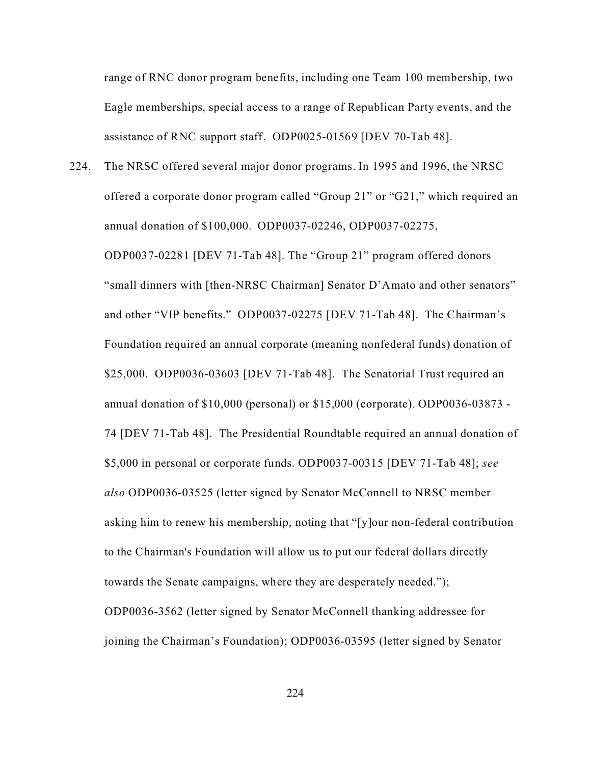range of RNC donor program benefits, including one Team 100 membership, two Eagle memberships, special access to a range of Republican Party events, and the assistance of RNC support staff. ODP0025-01569 [DEV 70-Tab 48].

224. The NRSC offered several major donor programs. In 1995 and 1996, the NRSC offered a corporate donor program called "Group 21" or "G21," which required an annual donation of $100,000. ODP0037-02246, ODP0037-02275, ODP0037-02281 [DEV 71-Tab 48]. The "Group 21" program offered donors "small dinners with [then-NRSC Chairman] Senator D'Amato and other senators" and other "VIP benefits." ODP0037-02275 [DEV 71-Tab 48]. The Chairman's Foundation required an annual corporate (meaning nonfederal funds) donation of $25,000. ODP0036-03603 [DEV 71-Tab 48]. The Senatorial Trust required an annual donation of $10,000 (personal) or $15,000 (corporate). ODP0036-03873 - 74 [DEV 71-Tab 48]. The Presidential Roundtable required an annual donation of $5,000 in personal or corporate funds. ODP0037-00315 [DEV 71-Tab 48]; *see also* ODP0036-03525 (letter signed by Senator McConnell to NRSC member asking him to renew his membership, noting that "[y]our non-federal contribution to the Chairman's Foundation will allow us to put our federal dollars directly towards the Senate campaigns, where they are desperately needed."); ODP0036-3562 (letter signed by Senator McConnell thanking addressee for joining the Chairman's Foundation); ODP0036-03595 (letter signed by Senator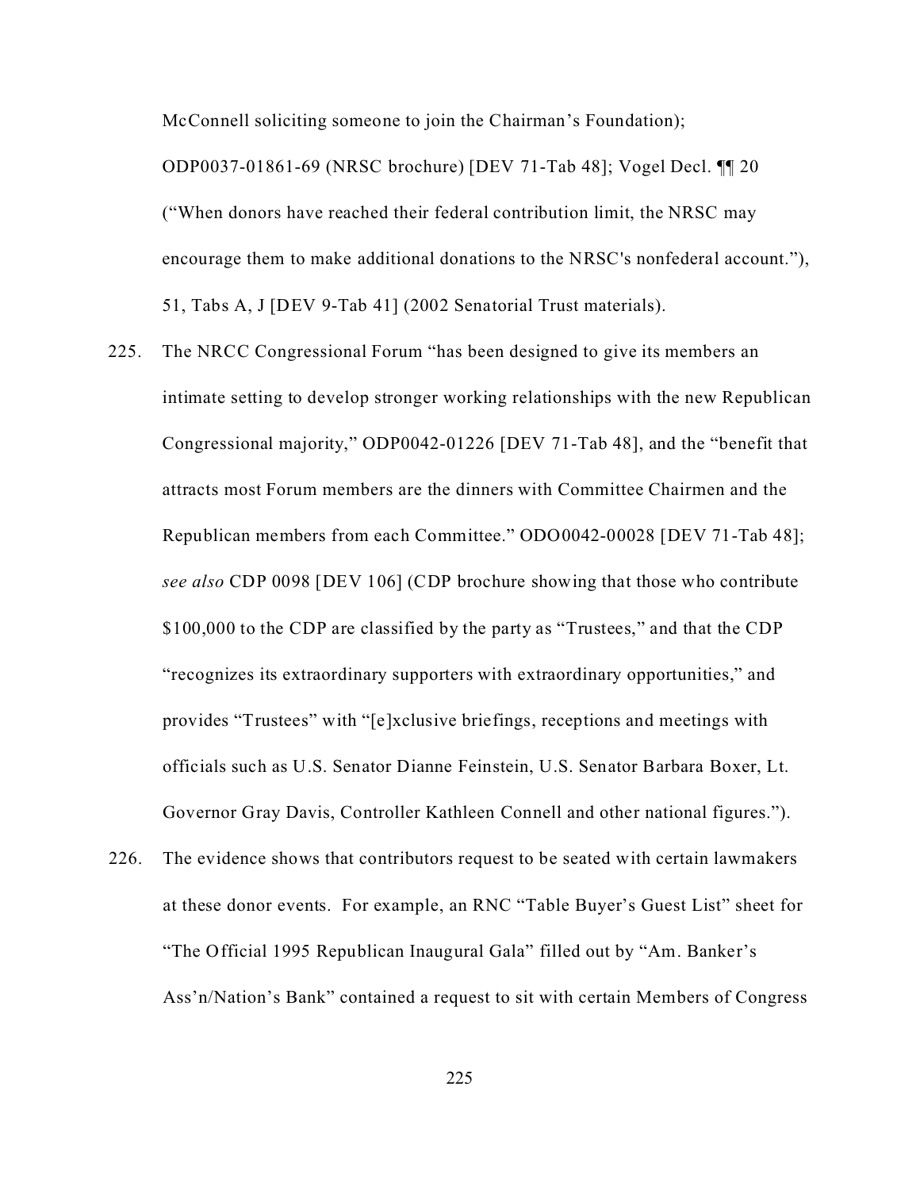McConnell soliciting someone to join the Chairman's Foundation); ODP0037-01861-69 (NRSC brochure) [DEV 71-Tab 48]; Vogel Decl. ¶¶ 20 ("When donors have reached their federal contribution limit, the NRSC may encourage them to make additional donations to the NRSC's nonfederal account."), 51, Tabs A, J [DEV 9-Tab 41] (2002 Senatorial Trust materials).

225. The NRCC Congressional Forum "has been designed to give its members an intimate setting to develop stronger working relationships with the new Republican Congressional majority," ODP0042-01226 [DEV 71-Tab 48], and the "benefit that attracts most Forum members are the dinners with Committee Chairmen and the Republican members from each Committee." ODO0042-00028 [DEV 71-Tab 48]; *see also* CDP 0098 [DEV 106] (CDP brochure showing that those who contribute $100,000 to the CDP are classified by the party as "Trustees," and that the CDP "recognizes its extraordinary supporters with extraordinary opportunities," and provides "Trustees" with "[e]xclusive briefings, receptions and meetings with officials such as U.S. Senator Dianne Feinstein, U.S. Senator Barbara Boxer, Lt. Governor Gray Davis, Controller Kathleen Connell and other national figures.").

226. The evidence shows that contributors request to be seated with certain lawmakers at these donor events. For example, an RNC "Table Buyer's Guest List" sheet for "The Official 1995 Republican Inaugural Gala" filled out by "Am. Banker's Ass'n/Nation's Bank" contained a request to sit with certain Members of Congress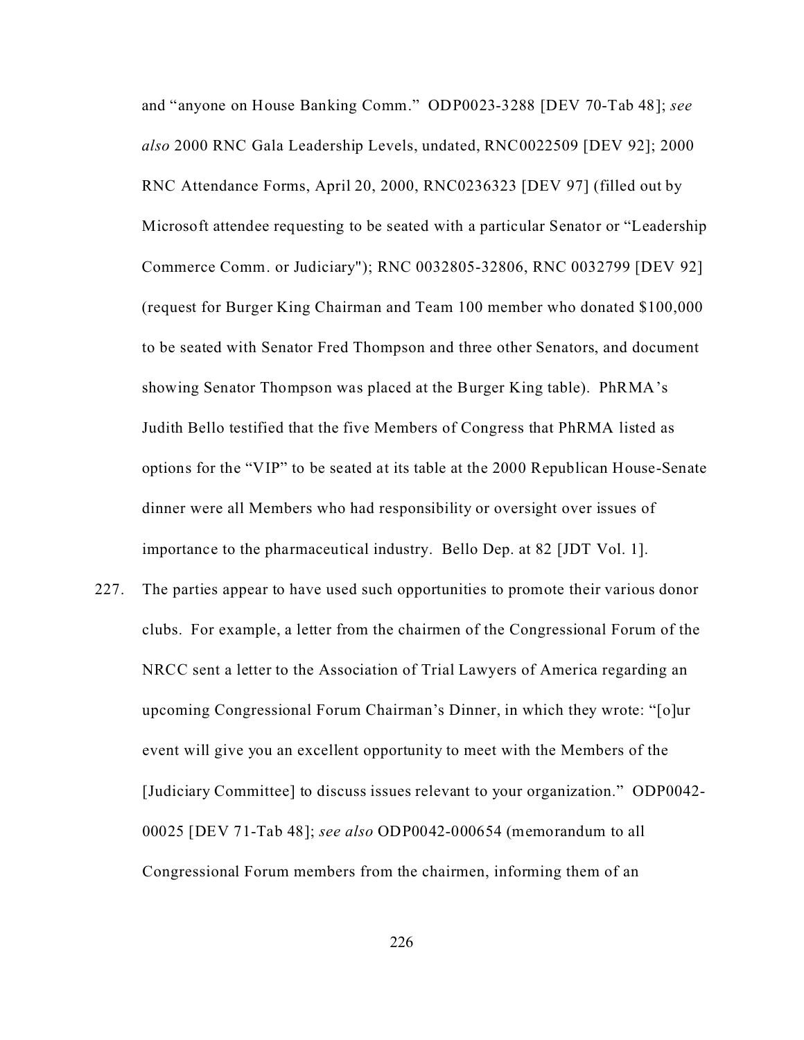and "anyone on House Banking Comm." ODP0023-3288 [DEV 70-Tab 48]; *see also* 2000 RNC Gala Leadership Levels, undated, RNC0022509 [DEV 92]; 2000 RNC Attendance Forms, April 20, 2000, RNC0236323 [DEV 97] (filled out by Microsoft attendee requesting to be seated with a particular Senator or "Leadership Commerce Comm. or Judiciary"); RNC 0032805-32806, RNC 0032799 [DEV 92] (request for Burger King Chairman and Team 100 member who donated $100,000 to be seated with Senator Fred Thompson and three other Senators, and document showing Senator Thompson was placed at the Burger King table). PhRMA's Judith Bello testified that the five Members of Congress that PhRMA listed as options for the "VIP" to be seated at its table at the 2000 Republican House-Senate dinner were all Members who had responsibility or oversight over issues of importance to the pharmaceutical industry. Bello Dep. at 82 [JDT Vol. 1].

227. The parties appear to have used such opportunities to promote their various donor clubs. For example, a letter from the chairmen of the Congressional Forum of the NRCC sent a letter to the Association of Trial Lawyers of America regarding an upcoming Congressional Forum Chairman's Dinner, in which they wrote: "[o]ur event will give you an excellent opportunity to meet with the Members of the [Judiciary Committee] to discuss issues relevant to your organization." ODP0042-00025 [DEV 71-Tab 48]; *see also* ODP0042-000654 (memorandum to all Congressional Forum members from the chairmen, informing them of an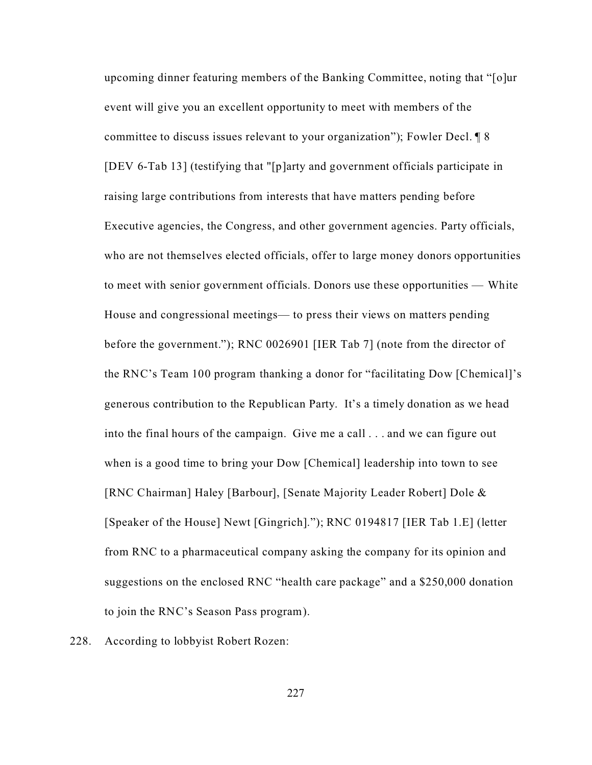upcoming dinner featuring members of the Banking Committee, noting that "[o]ur event will give you an excellent opportunity to meet with members of the committee to discuss issues relevant to your organization"); Fowler Decl. ¶ 8 [DEV 6-Tab 13] (testifying that "[p]arty and government officials participate in raising large contributions from interests that have matters pending before Executive agencies, the Congress, and other government agencies. Party officials, who are not themselves elected officials, offer to large money donors opportunities to meet with senior government officials. Donors use these opportunities — White House and congressional meetings— to press their views on matters pending before the government."); RNC 0026901 [IER Tab 7] (note from the director of the RNC's Team 100 program thanking a donor for "facilitating Dow [Chemical]'s generous contribution to the Republican Party. It's a timely donation as we head into the final hours of the campaign. Give me a call . . . and we can figure out when is a good time to bring your Dow [Chemical] leadership into town to see [RNC Chairman] Haley [Barbour], [Senate Majority Leader Robert] Dole & [Speaker of the House] Newt [Gingrich]."); RNC 0194817 [IER Tab 1.E] (letter from RNC to a pharmaceutical company asking the company for its opinion and suggestions on the enclosed RNC "health care package" and a $250,000 donation to join the RNC's Season Pass program).

228. According to lobbyist Robert Rozen: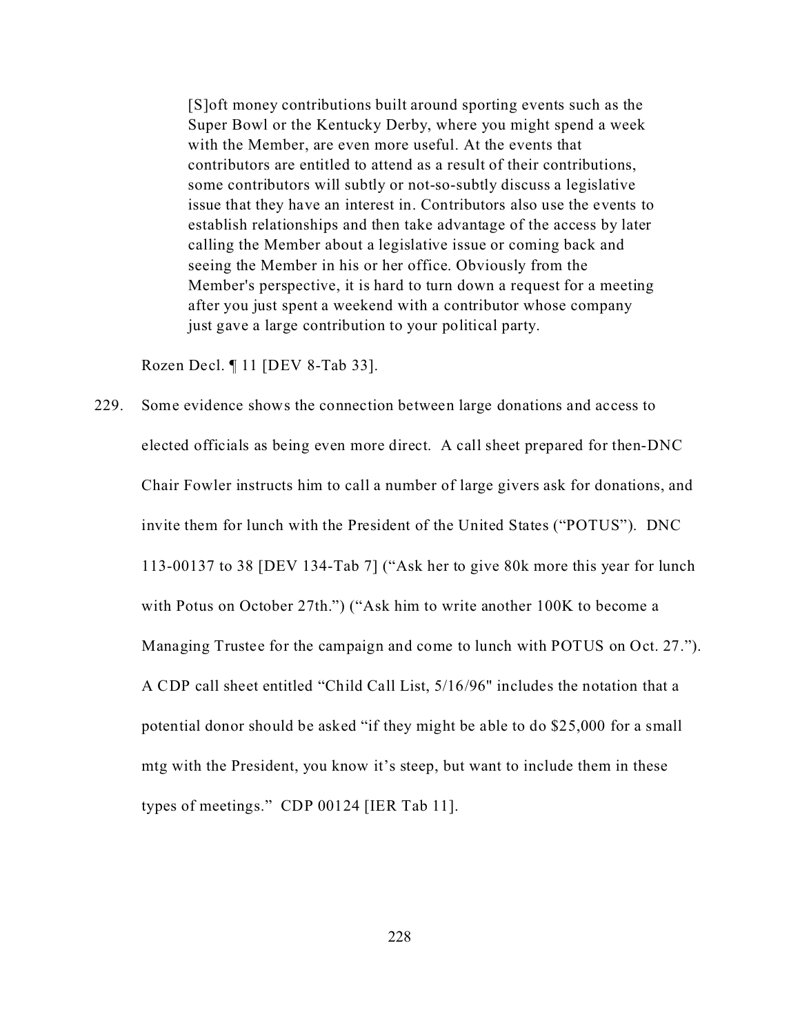> [S]oft money contributions built around sporting events such as the Super Bowl or the Kentucky Derby, where you might spend a week with the Member, are even more useful. At the events that contributors are entitled to attend as a result of their contributions, some contributors will subtly or not-so-subtly discuss a legislative issue that they have an interest in. Contributors also use the events to establish relationships and then take advantage of the access by later calling the Member about a legislative issue or coming back and seeing the Member in his or her office. Obviously from the Member's perspective, it is hard to turn down a request for a meeting after you just spent a weekend with a contributor whose company just gave a large contribution to your political party.

Rozen Decl. ¶ 11 [DEV 8-Tab 33].

229. Some evidence shows the connection between large donations and access to elected officials as being even more direct. A call sheet prepared for then-DNC Chair Fowler instructs him to call a number of large givers ask for donations, and invite them for lunch with the President of the United States ("POTUS"). DNC 113-00137 to 38 [DEV 134-Tab 7] ("Ask her to give 80k more this year for lunch with Potus on October 27th.") ("Ask him to write another 100K to become a Managing Trustee for the campaign and come to lunch with POTUS on Oct. 27."). A CDP call sheet entitled "Child Call List, 5/16/96" includes the notation that a potential donor should be asked "if they might be able to do $25,000 for a small mtg with the President, you know it's steep, but want to include them in these types of meetings." CDP 00124 [IER Tab 11].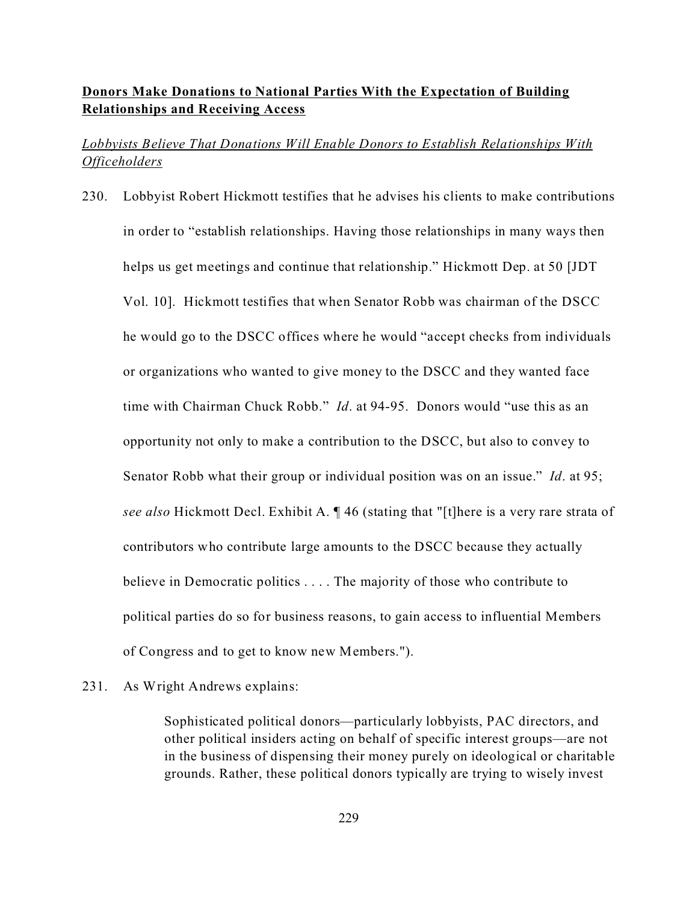**<u>Donors Make Donations to National Parties With the Expectation of Building Relationships and Receiving Access</u>**

*<u>Lobbyists Believe That Donations Will Enable Donors to Establish Relationships With Officeholders</u>*

230. Lobbyist Robert Hickmott testifies that he advises his clients to make contributions in order to "establish relationships. Having those relationships in many ways then helps us get meetings and continue that relationship." Hickmott Dep. at 50 [JDT Vol. 10]. Hickmott testifies that when Senator Robb was chairman of the DSCC he would go to the DSCC offices where he would "accept checks from individuals or organizations who wanted to give money to the DSCC and they wanted face time with Chairman Chuck Robb." *Id*. at 94-95. Donors would "use this as an opportunity not only to make a contribution to the DSCC, but also to convey to Senator Robb what their group or individual position was on an issue." *Id*. at 95; *see also* Hickmott Decl. Exhibit A. ¶ 46 (stating that "[t]here is a very rare strata of contributors who contribute large amounts to the DSCC because they actually believe in Democratic politics . . . . The majority of those who contribute to political parties do so for business reasons, to gain access to influential Members of Congress and to get to know new Members.").

231. As Wright Andrews explains:

> Sophisticated political donors—particularly lobbyists, PAC directors, and other political insiders acting on behalf of specific interest groups—are not in the business of dispensing their money purely on ideological or charitable grounds. Rather, these political donors typically are trying to wisely invest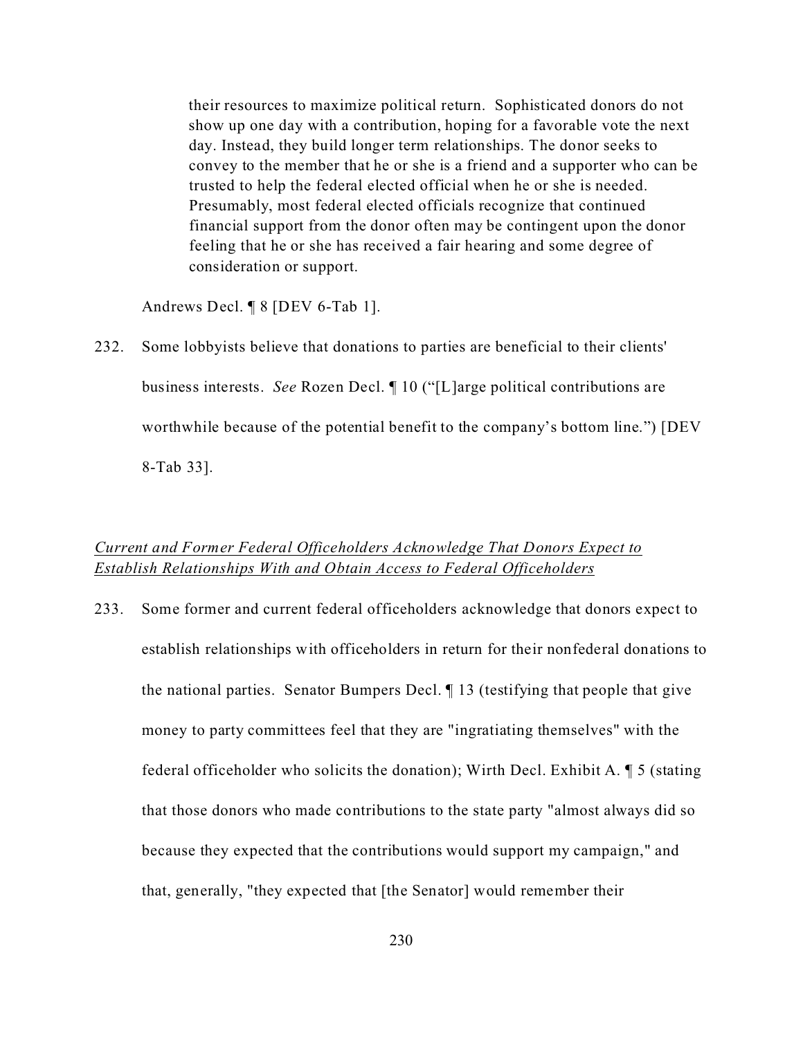> their resources to maximize political return. Sophisticated donors do not show up one day with a contribution, hoping for a favorable vote the next day. Instead, they build longer term relationships. The donor seeks to convey to the member that he or she is a friend and a supporter who can be trusted to help the federal elected official when he or she is needed. Presumably, most federal elected officials recognize that continued financial support from the donor often may be contingent upon the donor feeling that he or she has received a fair hearing and some degree of consideration or support.

Andrews Decl. ¶ 8 [DEV 6-Tab 1].

232. Some lobbyists believe that donations to parties are beneficial to their clients' business interests. *See* Rozen Decl. ¶ 10 ("[L]arge political contributions are worthwhile because of the potential benefit to the company's bottom line.") [DEV 8-Tab 33].

*Current and Former Federal Officeholders Acknowledge That Donors Expect to Establish Relationships With and Obtain Access to Federal Officeholders*

233. Some former and current federal officeholders acknowledge that donors expect to establish relationships with officeholders in return for their nonfederal donations to the national parties. Senator Bumpers Decl. ¶ 13 (testifying that people that give money to party committees feel that they are "ingratiating themselves" with the federal officeholder who solicits the donation); Wirth Decl. Exhibit A. ¶ 5 (stating that those donors who made contributions to the state party "almost always did so because they expected that the contributions would support my campaign," and that, generally, "they expected that [the Senator] would remember their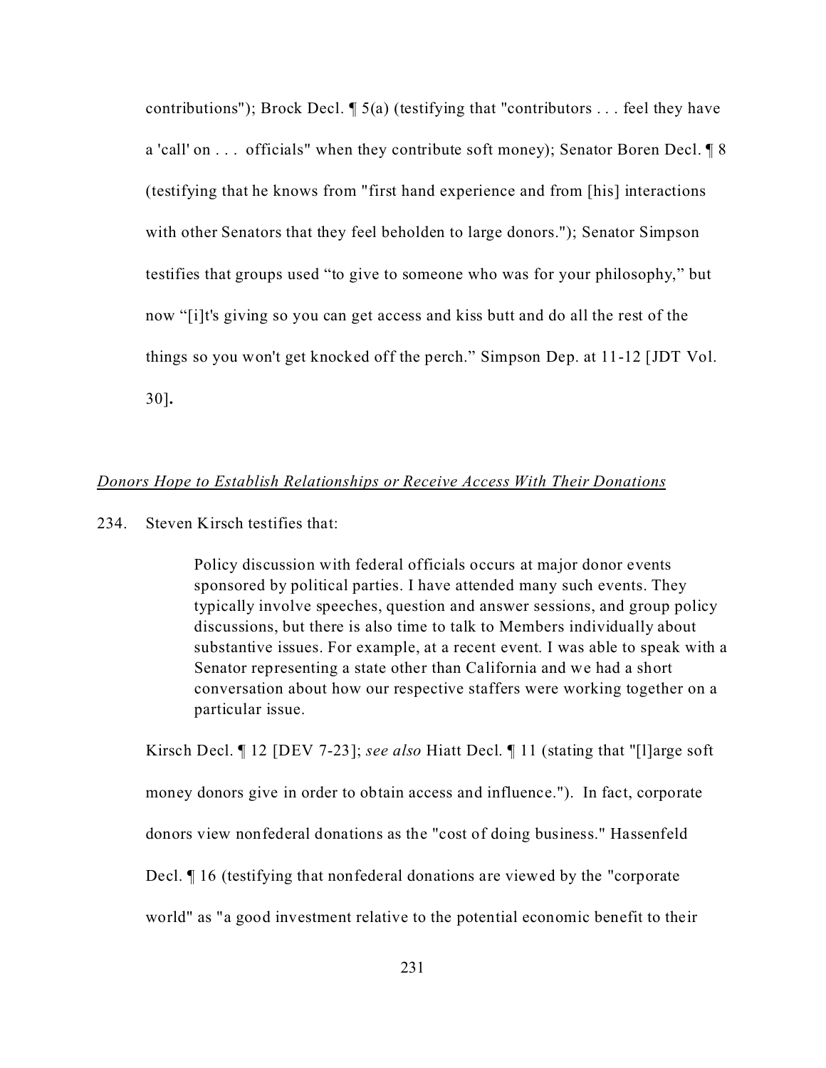contributions"); Brock Decl. ¶ 5(a) (testifying that "contributors . . . feel they have a 'call' on . . . officials" when they contribute soft money); Senator Boren Decl. ¶ 8 (testifying that he knows from "first hand experience and from [his] interactions with other Senators that they feel beholden to large donors."); Senator Simpson testifies that groups used "to give to someone who was for your philosophy," but now "[i]t's giving so you can get access and kiss butt and do all the rest of the things so you won't get knocked off the perch." Simpson Dep. at 11-12 [JDT Vol. 30]**.**

*Donors Hope to Establish Relationships or Receive Access With Their Donations*

234. Steven Kirsch testifies that:

> Policy discussion with federal officials occurs at major donor events sponsored by political parties. I have attended many such events. They typically involve speeches, question and answer sessions, and group policy discussions, but there is also time to talk to Members individually about substantive issues. For example, at a recent event. I was able to speak with a Senator representing a state other than California and we had a short conversation about how our respective staffers were working together on a particular issue.

Kirsch Decl. ¶ 12 [DEV 7-23]; *see also* Hiatt Decl. ¶ 11 (stating that "[l]arge soft money donors give in order to obtain access and influence."). In fact, corporate donors view nonfederal donations as the "cost of doing business." Hassenfeld Decl. ¶ 16 (testifying that nonfederal donations are viewed by the "corporate world" as "a good investment relative to the potential economic benefit to their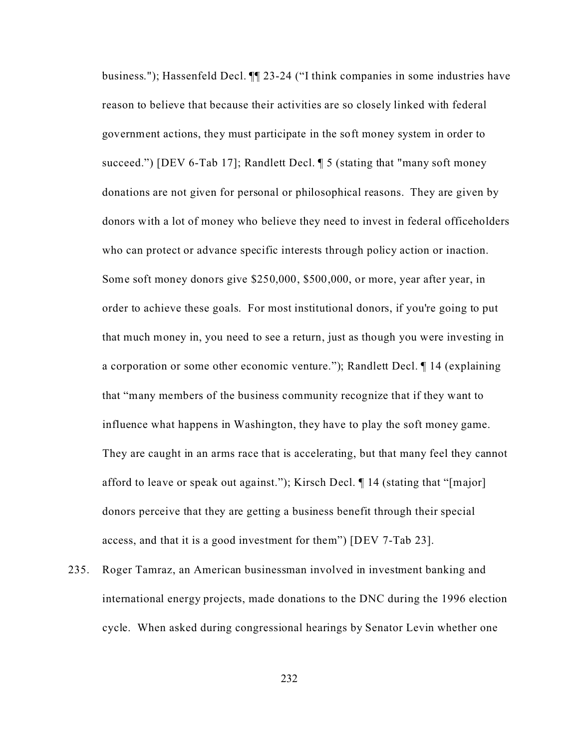business."); Hassenfeld Decl. ¶¶ 23-24 ("I think companies in some industries have reason to believe that because their activities are so closely linked with federal government actions, they must participate in the soft money system in order to succeed.") [DEV 6-Tab 17]; Randlett Decl. ¶ 5 (stating that "many soft money donations are not given for personal or philosophical reasons. They are given by donors with a lot of money who believe they need to invest in federal officeholders who can protect or advance specific interests through policy action or inaction. Some soft money donors give $250,000, $500,000, or more, year after year, in order to achieve these goals. For most institutional donors, if you're going to put that much money in, you need to see a return, just as though you were investing in a corporation or some other economic venture."); Randlett Decl. ¶ 14 (explaining that "many members of the business community recognize that if they want to influence what happens in Washington, they have to play the soft money game. They are caught in an arms race that is accelerating, but that many feel they cannot afford to leave or speak out against."); Kirsch Decl. ¶ 14 (stating that "[major] donors perceive that they are getting a business benefit through their special access, and that it is a good investment for them") [DEV 7-Tab 23].

235. Roger Tamraz, an American businessman involved in investment banking and international energy projects, made donations to the DNC during the 1996 election cycle. When asked during congressional hearings by Senator Levin whether one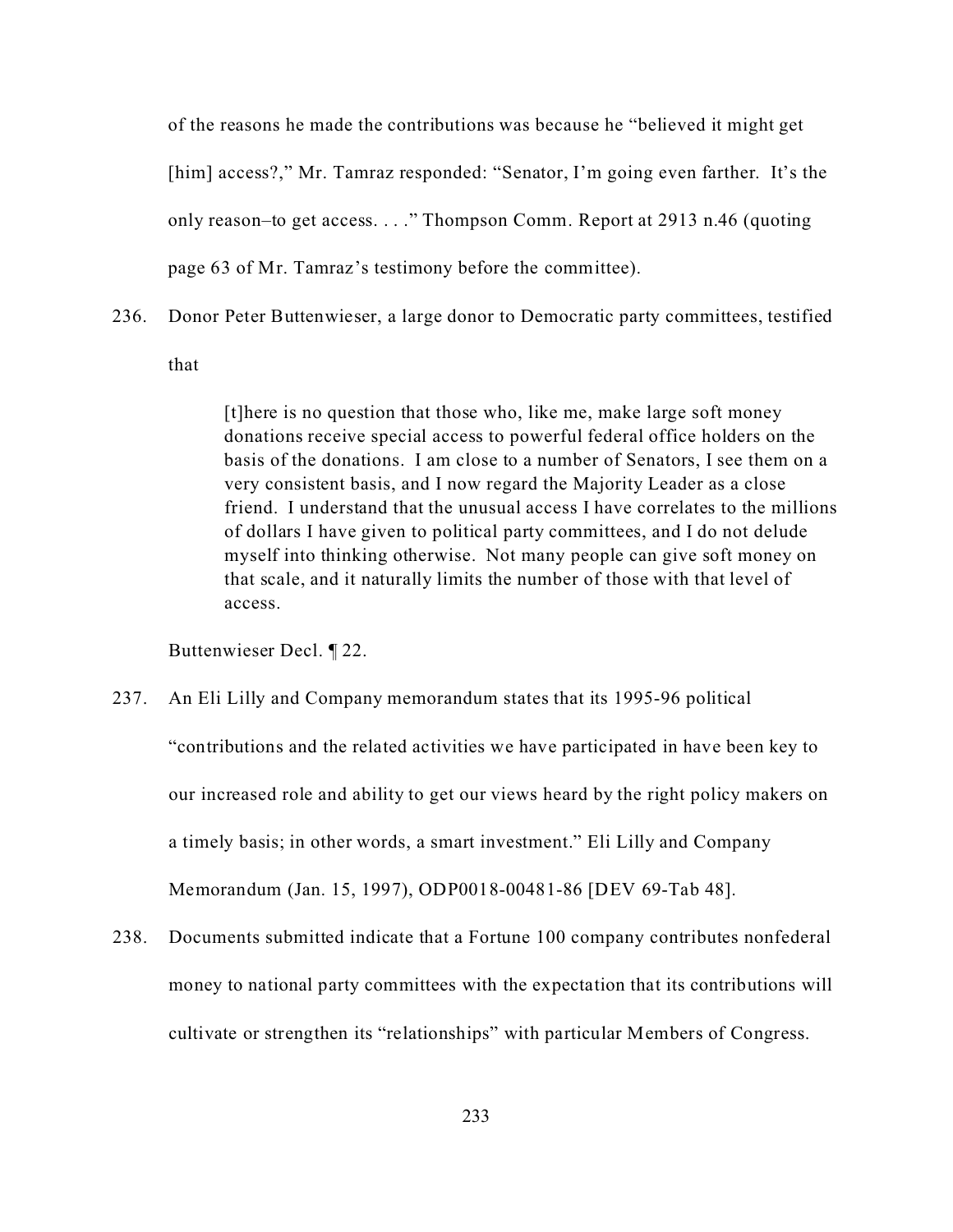of the reasons he made the contributions was because he "believed it might get [him] access?," Mr. Tamraz responded: "Senator, I'm going even farther. It's the only reason–to get access. . . ." Thompson Comm. Report at 2913 n.46 (quoting page 63 of Mr. Tamraz's testimony before the committee).

236. Donor Peter Buttenwieser, a large donor to Democratic party committees, testified that

> [t]here is no question that those who, like me, make large soft money donations receive special access to powerful federal office holders on the basis of the donations. I am close to a number of Senators, I see them on a very consistent basis, and I now regard the Majority Leader as a close friend. I understand that the unusual access I have correlates to the millions of dollars I have given to political party committees, and I do not delude myself into thinking otherwise. Not many people can give soft money on that scale, and it naturally limits the number of those with that level of access.

Buttenwieser Decl. ¶ 22.

237. An Eli Lilly and Company memorandum states that its 1995-96 political "contributions and the related activities we have participated in have been key to our increased role and ability to get our views heard by the right policy makers on a timely basis; in other words, a smart investment." Eli Lilly and Company Memorandum (Jan. 15, 1997), ODP0018-00481-86 [DEV 69-Tab 48].

238. Documents submitted indicate that a Fortune 100 company contributes nonfederal money to national party committees with the expectation that its contributions will cultivate or strengthen its "relationships" with particular Members of Congress.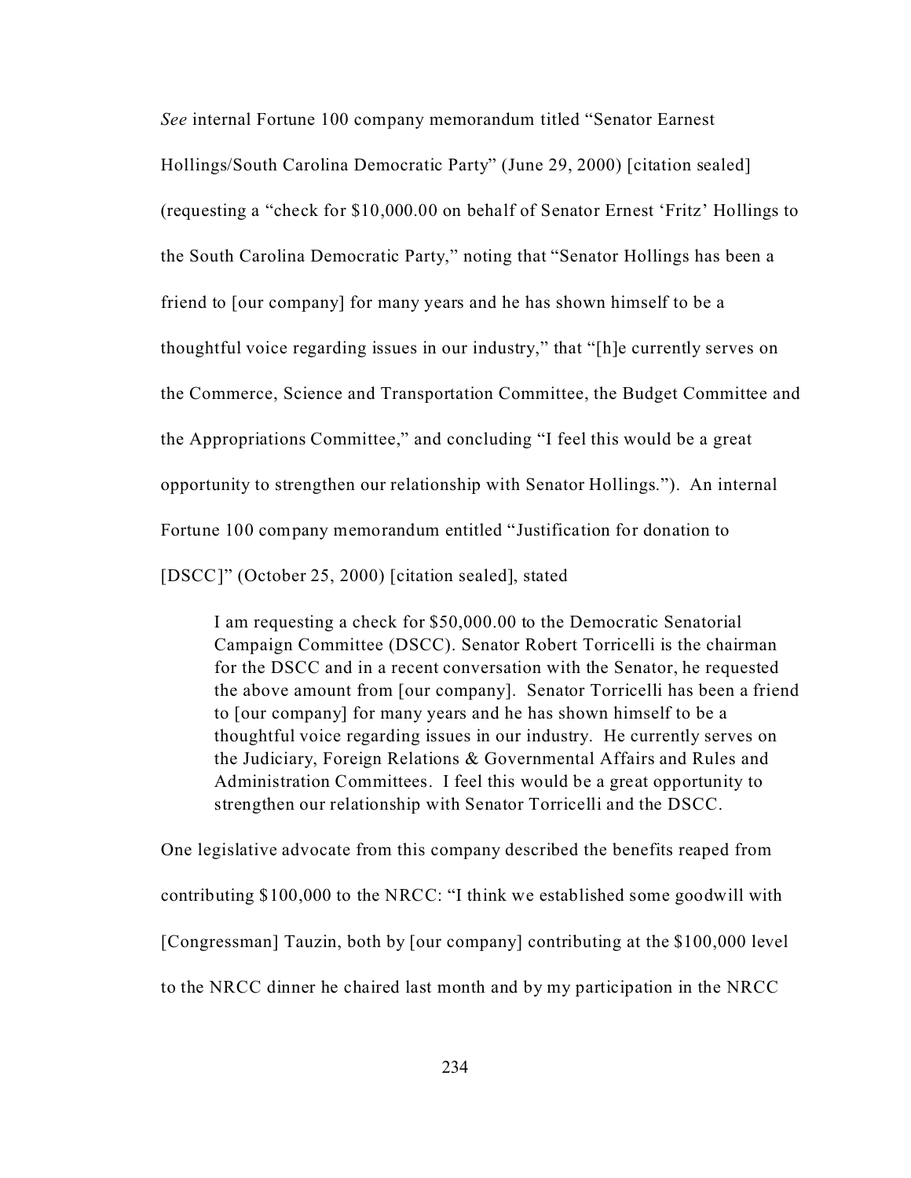*See* internal Fortune 100 company memorandum titled "Senator Earnest Hollings/South Carolina Democratic Party" (June 29, 2000) [citation sealed] (requesting a "check for $10,000.00 on behalf of Senator Ernest 'Fritz' Hollings to the South Carolina Democratic Party," noting that "Senator Hollings has been a friend to [our company] for many years and he has shown himself to be a thoughtful voice regarding issues in our industry," that "[h]e currently serves on the Commerce, Science and Transportation Committee, the Budget Committee and the Appropriations Committee," and concluding "I feel this would be a great opportunity to strengthen our relationship with Senator Hollings."). An internal Fortune 100 company memorandum entitled "Justification for donation to [DSCC]" (October 25, 2000) [citation sealed], stated

> I am requesting a check for $50,000.00 to the Democratic Senatorial Campaign Committee (DSCC). Senator Robert Torricelli is the chairman for the DSCC and in a recent conversation with the Senator, he requested the above amount from [our company]. Senator Torricelli has been a friend to [our company] for many years and he has shown himself to be a thoughtful voice regarding issues in our industry. He currently serves on the Judiciary, Foreign Relations & Governmental Affairs and Rules and Administration Committees. I feel this would be a great opportunity to strengthen our relationship with Senator Torricelli and the DSCC.

One legislative advocate from this company described the benefits reaped from contributing $100,000 to the NRCC: "I think we established some goodwill with [Congressman] Tauzin, both by [our company] contributing at the $100,000 level to the NRCC dinner he chaired last month and by my participation in the NRCC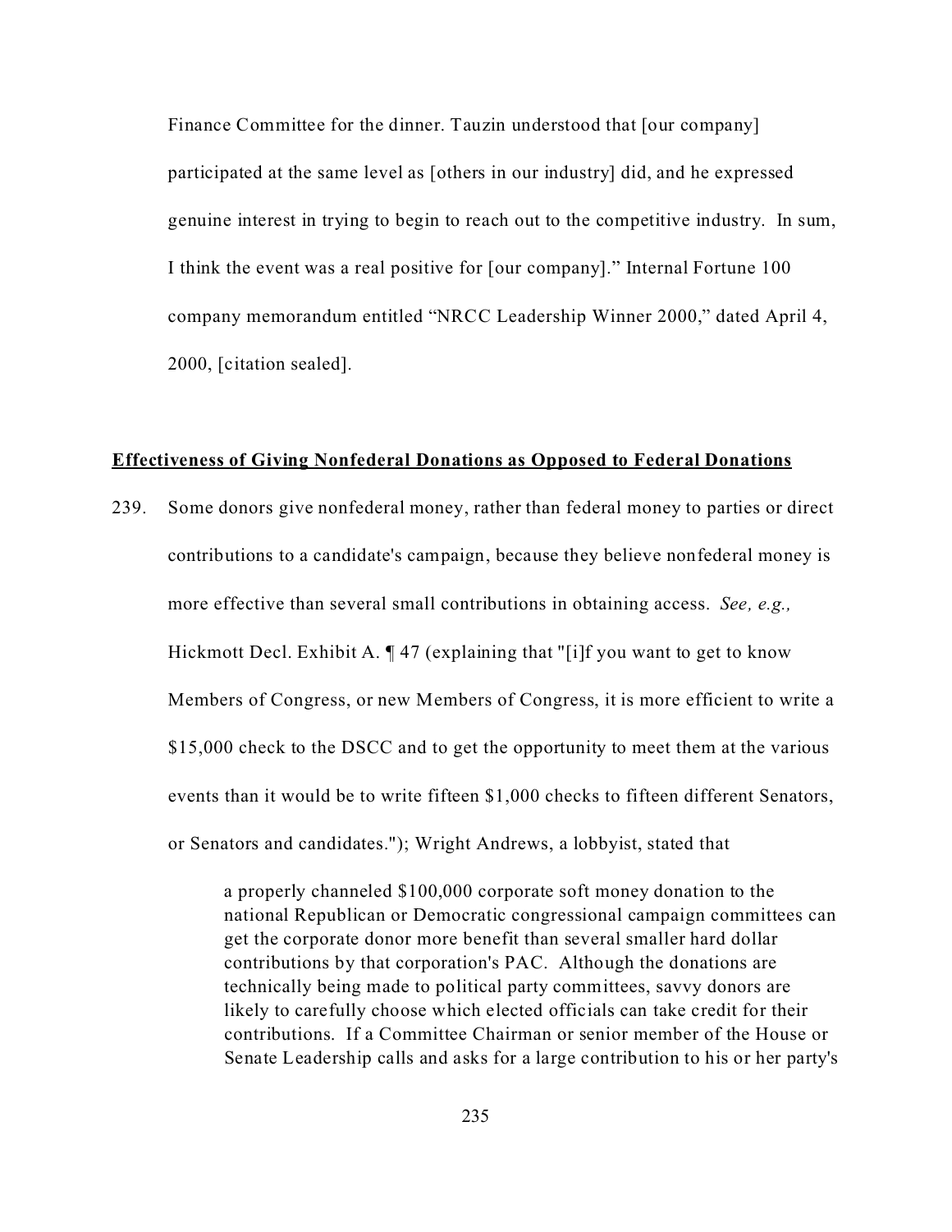Finance Committee for the dinner. Tauzin understood that [our company] participated at the same level as [others in our industry] did, and he expressed genuine interest in trying to begin to reach out to the competitive industry. In sum, I think the event was a real positive for [our company]." Internal Fortune 100 company memorandum entitled "NRCC Leadership Winner 2000," dated April 4, 2000, [citation sealed].

**Effectiveness of Giving Nonfederal Donations as Opposed to Federal Donations**

239. Some donors give nonfederal money, rather than federal money to parties or direct contributions to a candidate's campaign, because they believe nonfederal money is more effective than several small contributions in obtaining access. *See, e.g.,* Hickmott Decl. Exhibit A. ¶ 47 (explaining that "[i]f you want to get to know Members of Congress, or new Members of Congress, it is more efficient to write a $15,000 check to the DSCC and to get the opportunity to meet them at the various events than it would be to write fifteen $1,000 checks to fifteen different Senators, or Senators and candidates."); Wright Andrews, a lobbyist, stated that

> a properly channeled $100,000 corporate soft money donation to the national Republican or Democratic congressional campaign committees can get the corporate donor more benefit than several smaller hard dollar contributions by that corporation's PAC. Although the donations are technically being made to political party committees, savvy donors are likely to carefully choose which elected officials can take credit for their contributions. If a Committee Chairman or senior member of the House or Senate Leadership calls and asks for a large contribution to his or her party's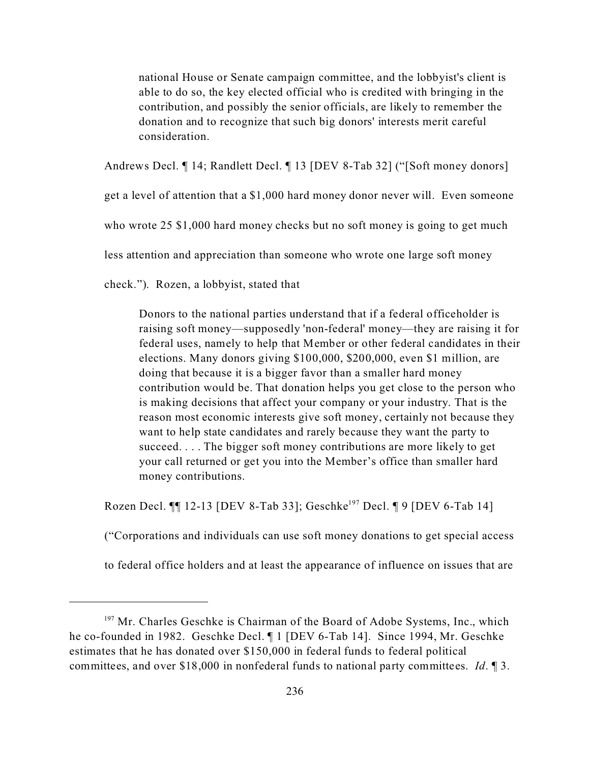> national House or Senate campaign committee, and the lobbyist's client is able to do so, the key elected official who is credited with bringing in the contribution, and possibly the senior officials, are likely to remember the donation and to recognize that such big donors' interests merit careful consideration.

Andrews Decl. ¶ 14; Randlett Decl. ¶ 13 [DEV 8-Tab 32] ("[Soft money donors] get a level of attention that a $1,000 hard money donor never will. Even someone who wrote 25 $1,000 hard money checks but no soft money is going to get much less attention and appreciation than someone who wrote one large soft money check."). Rozen, a lobbyist, stated that

> Donors to the national parties understand that if a federal officeholder is raising soft money—supposedly 'non-federal' money—they are raising it for federal uses, namely to help that Member or other federal candidates in their elections. Many donors giving $100,000, $200,000, even $1 million, are doing that because it is a bigger favor than a smaller hard money contribution would be. That donation helps you get close to the person who is making decisions that affect your company or your industry. That is the reason most economic interests give soft money, certainly not because they want to help state candidates and rarely because they want the party to succeed. . . . The bigger soft money contributions are more likely to get your call returned or get you into the Member's office than smaller hard money contributions.

Rozen Decl. ¶¶ 12-13 [DEV 8-Tab 33]; Geschke[197] Decl. ¶ 9 [DEV 6-Tab 14] ("Corporations and individuals can use soft money donations to get special access to federal office holders and at least the appearance of influence on issues that are

---

[197] Mr. Charles Geschke is Chairman of the Board of Adobe Systems, Inc., which he co-founded in 1982. Geschke Decl. ¶ 1 [DEV 6-Tab 14]. Since 1994, Mr. Geschke estimates that he has donated over $150,000 in federal funds to federal political committees, and over $18,000 in nonfederal funds to national party committees. *Id*. ¶ 3.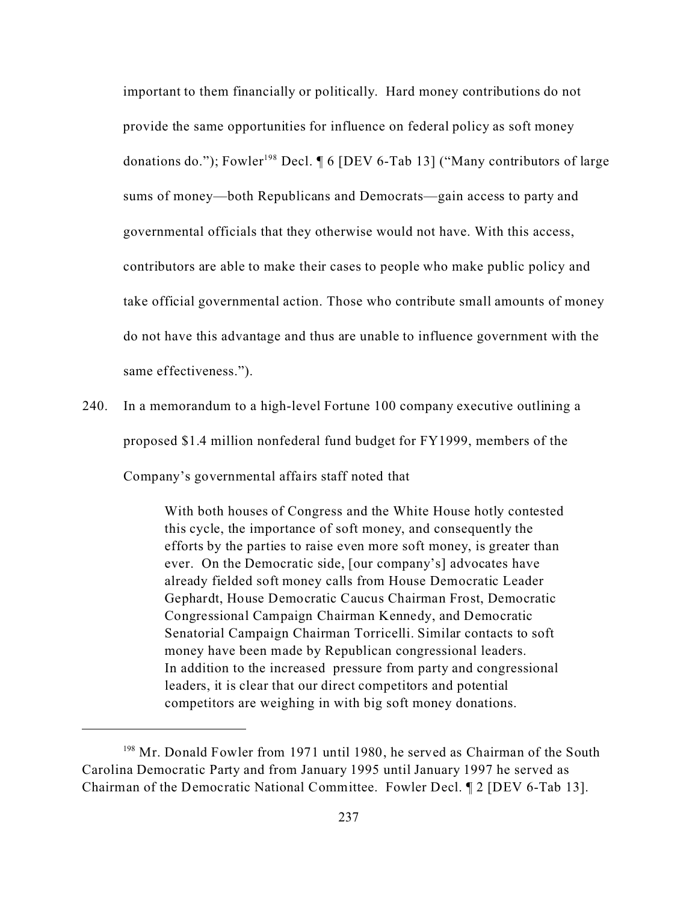important to them financially or politically. Hard money contributions do not provide the same opportunities for influence on federal policy as soft money donations do."); Fowler[198] Decl. ¶ 6 [DEV 6-Tab 13] ("Many contributors of large sums of money—both Republicans and Democrats—gain access to party and governmental officials that they otherwise would not have. With this access, contributors are able to make their cases to people who make public policy and take official governmental action. Those who contribute small amounts of money do not have this advantage and thus are unable to influence government with the same effectiveness.").

240. In a memorandum to a high-level Fortune 100 company executive outlining a proposed $1.4 million nonfederal fund budget for FY1999, members of the Company's governmental affairs staff noted that

> With both houses of Congress and the White House hotly contested this cycle, the importance of soft money, and consequently the efforts by the parties to raise even more soft money, is greater than ever. On the Democratic side, [our company's] advocates have already fielded soft money calls from House Democratic Leader Gephardt, House Democratic Caucus Chairman Frost, Democratic Congressional Campaign Chairman Kennedy, and Democratic Senatorial Campaign Chairman Torricelli. Similar contacts to soft money have been made by Republican congressional leaders. In addition to the increased pressure from party and congressional leaders, it is clear that our direct competitors and potential competitors are weighing in with big soft money donations.

---

[198] Mr. Donald Fowler from 1971 until 1980, he served as Chairman of the South Carolina Democratic Party and from January 1995 until January 1997 he served as Chairman of the Democratic National Committee. Fowler Decl. ¶ 2 [DEV 6-Tab 13].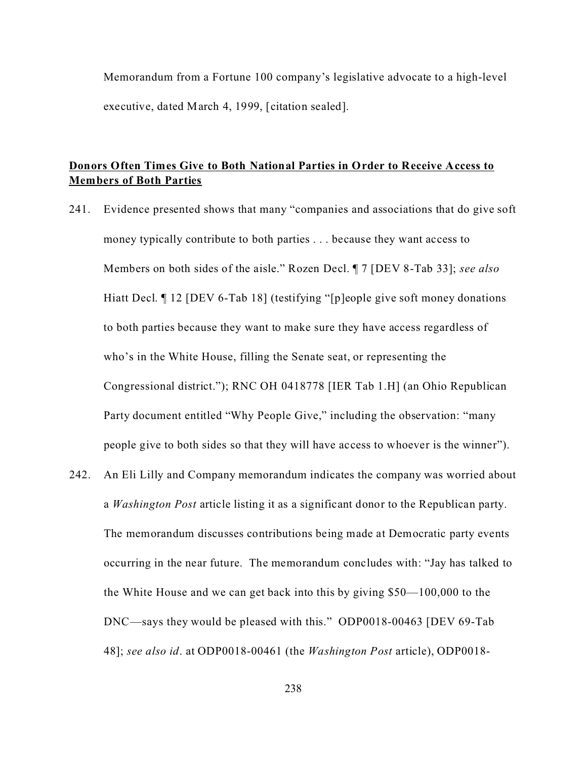Memorandum from a Fortune 100 company's legislative advocate to a high-level executive, dated March 4, 1999, [citation sealed].

**<u>Donors Often Times Give to Both National Parties in Order to Receive Access to Members of Both Parties</u>**

241. Evidence presented shows that many "companies and associations that do give soft money typically contribute to both parties . . . because they want access to Members on both sides of the aisle." Rozen Decl. ¶ 7 [DEV 8-Tab 33]; *see also* Hiatt Decl. ¶ 12 [DEV 6-Tab 18] (testifying "[p]eople give soft money donations to both parties because they want to make sure they have access regardless of who's in the White House, filling the Senate seat, or representing the Congressional district."); RNC OH 0418778 [IER Tab 1.H] (an Ohio Republican Party document entitled "Why People Give," including the observation: "many people give to both sides so that they will have access to whoever is the winner").

242. An Eli Lilly and Company memorandum indicates the company was worried about a *Washington Post* article listing it as a significant donor to the Republican party. The memorandum discusses contributions being made at Democratic party events occurring in the near future. The memorandum concludes with: "Jay has talked to the White House and we can get back into this by giving $50—100,000 to the DNC—says they would be pleased with this." ODP0018-00463 [DEV 69-Tab 48]; *see also id*. at ODP0018-00461 (the *Washington Post* article), ODP0018-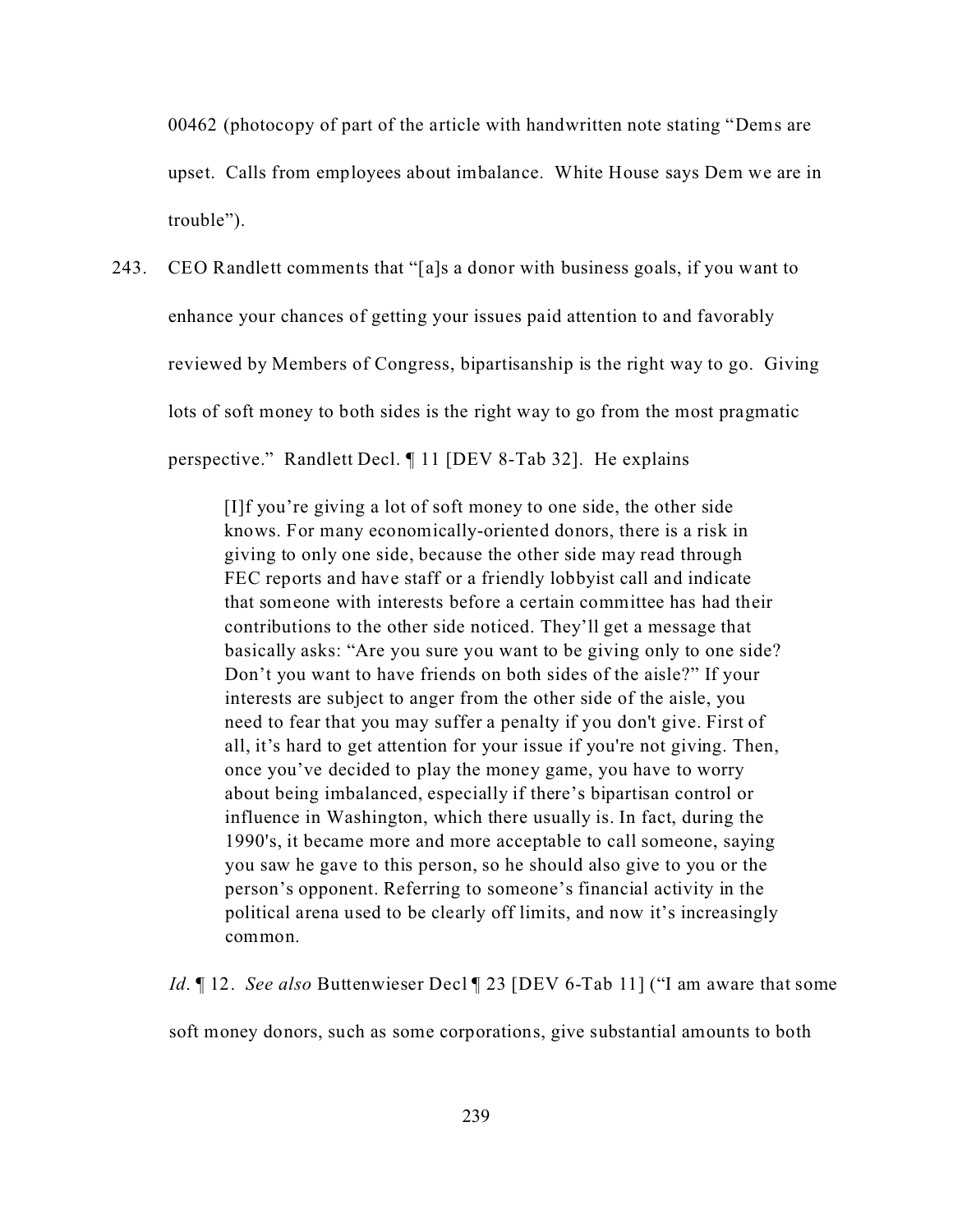00462 (photocopy of part of the article with handwritten note stating "Dems are upset. Calls from employees about imbalance. White House says Dem we are in trouble").

243. CEO Randlett comments that "[a]s a donor with business goals, if you want to enhance your chances of getting your issues paid attention to and favorably reviewed by Members of Congress, bipartisanship is the right way to go. Giving lots of soft money to both sides is the right way to go from the most pragmatic perspective." Randlett Decl. ¶ 11 [DEV 8-Tab 32]. He explains

> [I]f you're giving a lot of soft money to one side, the other side knows. For many economically-oriented donors, there is a risk in giving to only one side, because the other side may read through FEC reports and have staff or a friendly lobbyist call and indicate that someone with interests before a certain committee has had their contributions to the other side noticed. They'll get a message that basically asks: "Are you sure you want to be giving only to one side? Don't you want to have friends on both sides of the aisle?" If your interests are subject to anger from the other side of the aisle, you need to fear that you may suffer a penalty if you don't give. First of all, it's hard to get attention for your issue if you're not giving. Then, once you've decided to play the money game, you have to worry about being imbalanced, especially if there's bipartisan control or influence in Washington, which there usually is. In fact, during the 1990's, it became more and more acceptable to call someone, saying you saw he gave to this person, so he should also give to you or the person's opponent. Referring to someone's financial activity in the political arena used to be clearly off limits, and now it's increasingly common.

*Id*. ¶ 12. *See also* Buttenwieser Decl ¶ 23 [DEV 6-Tab 11] ("I am aware that some soft money donors, such as some corporations, give substantial amounts to both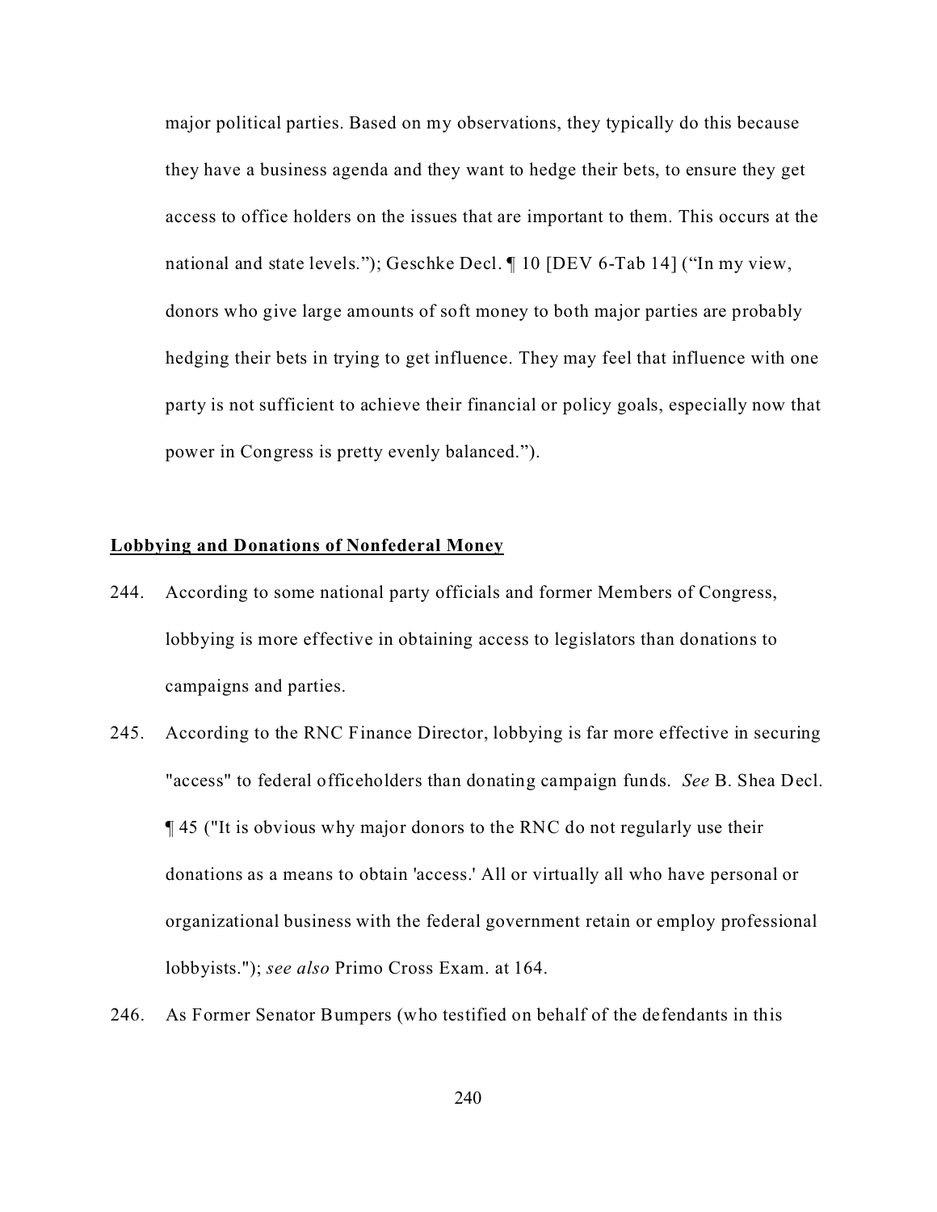major political parties. Based on my observations, they typically do this because they have a business agenda and they want to hedge their bets, to ensure they get access to office holders on the issues that are important to them. This occurs at the national and state levels."); Geschke Decl. ¶ 10 [DEV 6-Tab 14] ("In my view, donors who give large amounts of soft money to both major parties are probably hedging their bets in trying to get influence. They may feel that influence with one party is not sufficient to achieve their financial or policy goals, especially now that power in Congress is pretty evenly balanced.").

**Lobbying and Donations of Nonfederal Money**

244. According to some national party officials and former Members of Congress, lobbying is more effective in obtaining access to legislators than donations to campaigns and parties.

245. According to the RNC Finance Director, lobbying is far more effective in securing "access" to federal officeholders than donating campaign funds. *See* B. Shea Decl. ¶ 45 ("It is obvious why major donors to the RNC do not regularly use their donations as a means to obtain 'access.' All or virtually all who have personal or organizational business with the federal government retain or employ professional lobbyists."); *see also* Primo Cross Exam. at 164.

246. As Former Senator Bumpers (who testified on behalf of the defendants in this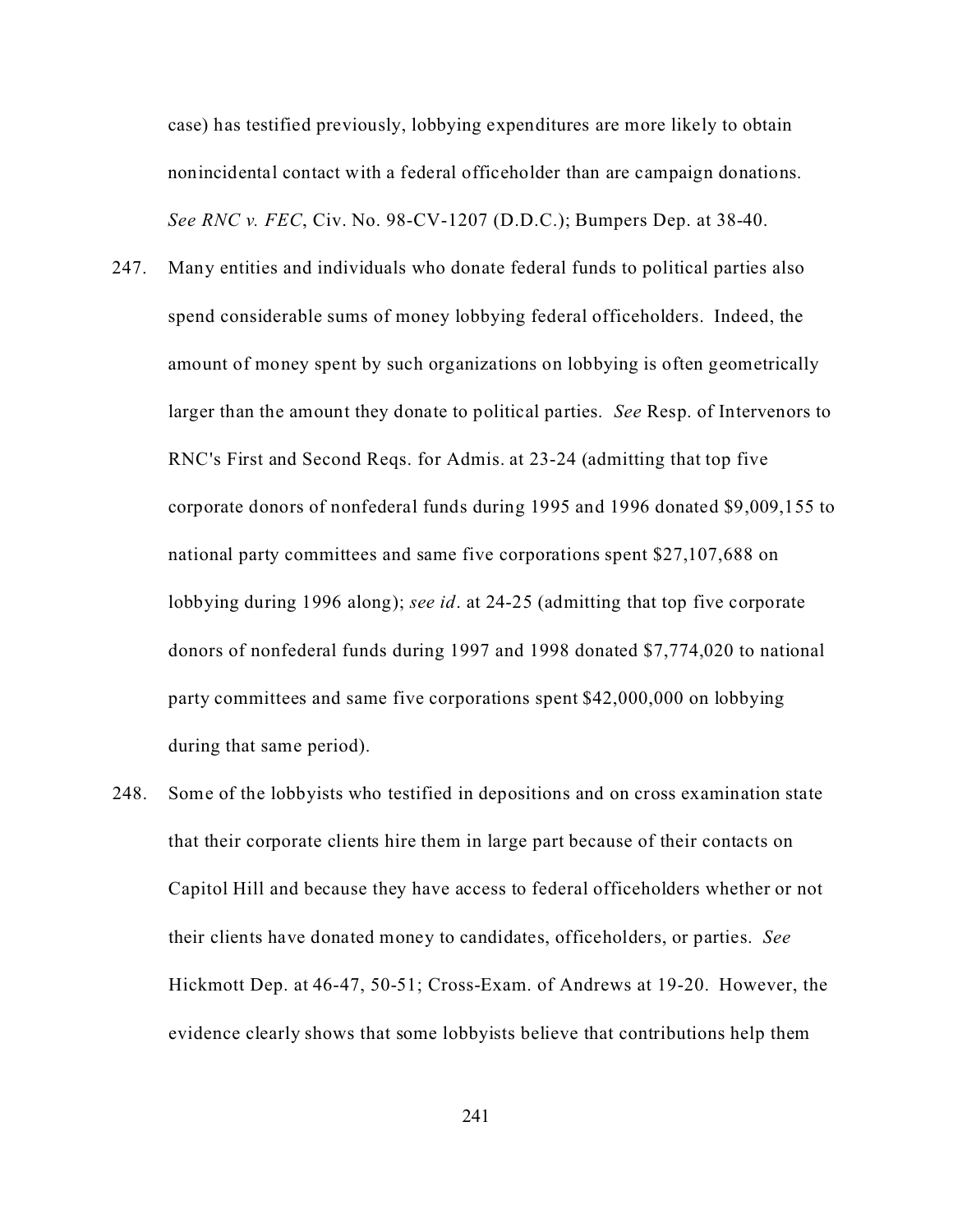case) has testified previously, lobbying expenditures are more likely to obtain nonincidental contact with a federal officeholder than are campaign donations. *See RNC v. FEC*, Civ. No. 98-CV-1207 (D.D.C.); Bumpers Dep. at 38-40.

247. Many entities and individuals who donate federal funds to political parties also spend considerable sums of money lobbying federal officeholders. Indeed, the amount of money spent by such organizations on lobbying is often geometrically larger than the amount they donate to political parties. *See* Resp. of Intervenors to RNC's First and Second Reqs. for Admis. at 23-24 (admitting that top five corporate donors of nonfederal funds during 1995 and 1996 donated $9,009,155 to national party committees and same five corporations spent $27,107,688 on lobbying during 1996 along); *see id*. at 24-25 (admitting that top five corporate donors of nonfederal funds during 1997 and 1998 donated $7,774,020 to national party committees and same five corporations spent $42,000,000 on lobbying during that same period).

248. Some of the lobbyists who testified in depositions and on cross examination state that their corporate clients hire them in large part because of their contacts on Capitol Hill and because they have access to federal officeholders whether or not their clients have donated money to candidates, officeholders, or parties. *See* Hickmott Dep. at 46-47, 50-51; Cross-Exam. of Andrews at 19-20. However, the evidence clearly shows that some lobbyists believe that contributions help them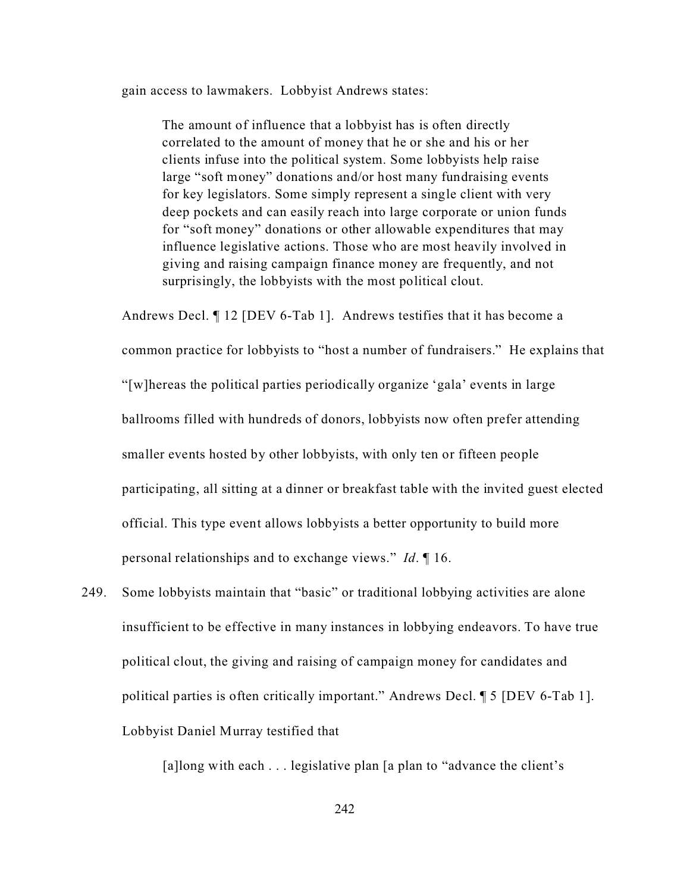gain access to lawmakers. Lobbyist Andrews states:

> The amount of influence that a lobbyist has is often directly correlated to the amount of money that he or she and his or her clients infuse into the political system. Some lobbyists help raise large "soft money" donations and/or host many fundraising events for key legislators. Some simply represent a single client with very deep pockets and can easily reach into large corporate or union funds for "soft money" donations or other allowable expenditures that may influence legislative actions. Those who are most heavily involved in giving and raising campaign finance money are frequently, and not surprisingly, the lobbyists with the most political clout.

Andrews Decl. ¶ 12 [DEV 6-Tab 1]. Andrews testifies that it has become a common practice for lobbyists to "host a number of fundraisers." He explains that "[w]hereas the political parties periodically organize 'gala' events in large ballrooms filled with hundreds of donors, lobbyists now often prefer attending smaller events hosted by other lobbyists, with only ten or fifteen people participating, all sitting at a dinner or breakfast table with the invited guest elected official. This type event allows lobbyists a better opportunity to build more personal relationships and to exchange views." *Id*. ¶ 16.

249. Some lobbyists maintain that "basic" or traditional lobbying activities are alone insufficient to be effective in many instances in lobbying endeavors. To have true political clout, the giving and raising of campaign money for candidates and political parties is often critically important." Andrews Decl. ¶ 5 [DEV 6-Tab 1]. Lobbyist Daniel Murray testified that

> [a]long with each . . . legislative plan [a plan to "advance the client's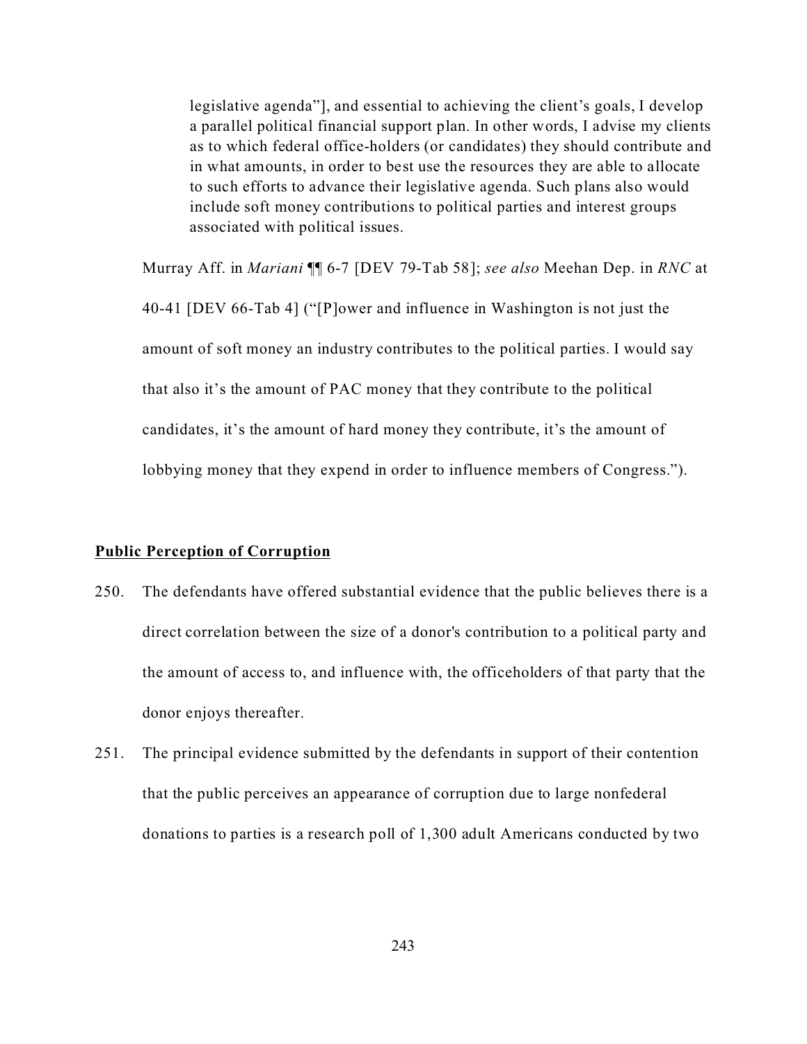> legislative agenda"], and essential to achieving the client's goals, I develop a parallel political financial support plan. In other words, I advise my clients as to which federal office-holders (or candidates) they should contribute and in what amounts, in order to best use the resources they are able to allocate to such efforts to advance their legislative agenda. Such plans also would include soft money contributions to political parties and interest groups associated with political issues.

Murray Aff. in *Mariani* ¶¶ 6-7 [DEV 79-Tab 58]; *see also* Meehan Dep. in *RNC* at 40-41 [DEV 66-Tab 4] ("[P]ower and influence in Washington is not just the amount of soft money an industry contributes to the political parties. I would say that also it's the amount of PAC money that they contribute to the political candidates, it's the amount of hard money they contribute, it's the amount of lobbying money that they expend in order to influence members of Congress.").

**Public Perception of Corruption**

250. The defendants have offered substantial evidence that the public believes there is a direct correlation between the size of a donor's contribution to a political party and the amount of access to, and influence with, the officeholders of that party that the donor enjoys thereafter.

251. The principal evidence submitted by the defendants in support of their contention that the public perceives an appearance of corruption due to large nonfederal donations to parties is a research poll of 1,300 adult Americans conducted by two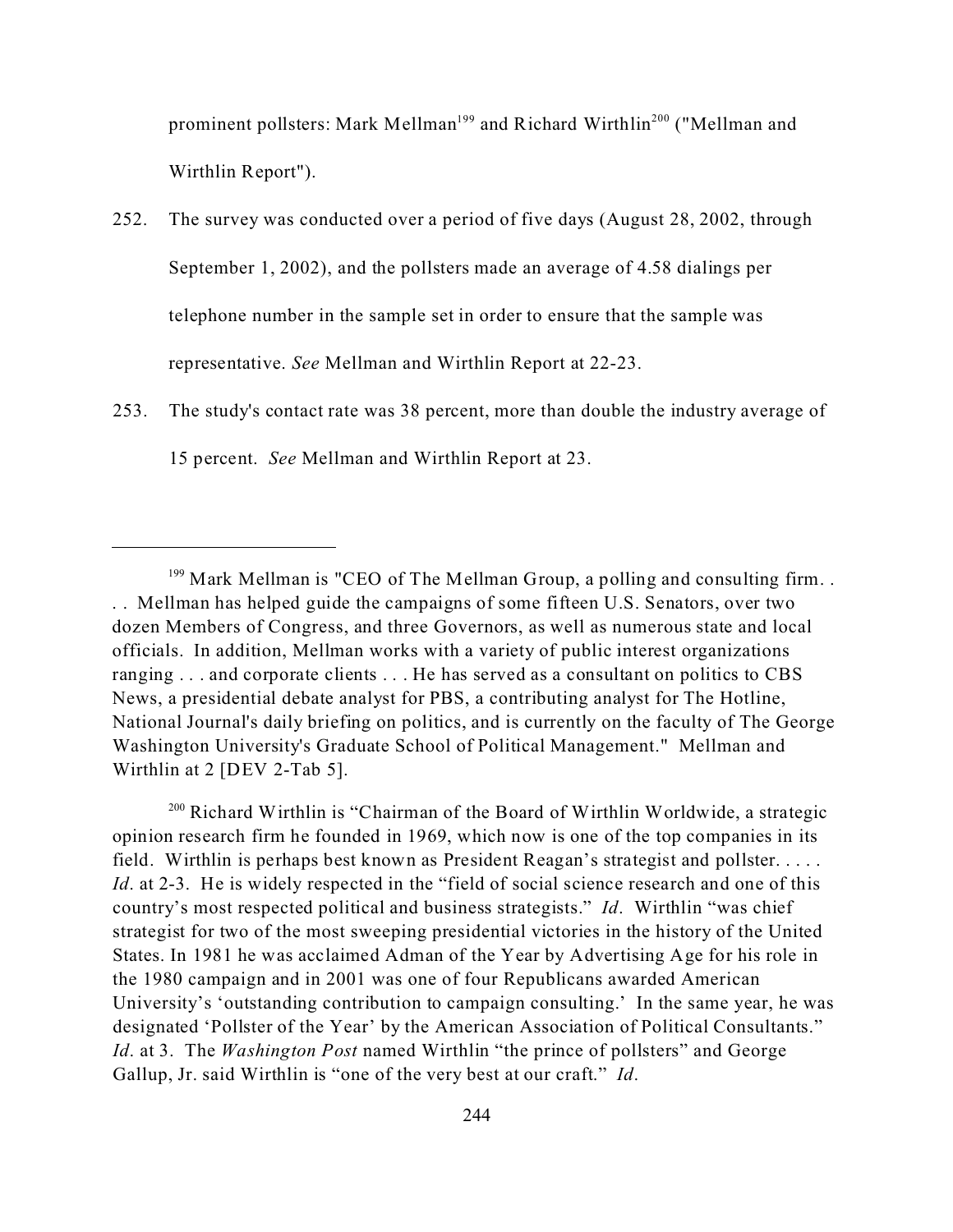prominent pollsters: Mark Mellman[199] and Richard Wirthlin[200] ("Mellman and Wirthlin Report").

252. The survey was conducted over a period of five days (August 28, 2002, through September 1, 2002), and the pollsters made an average of 4.58 dialings per telephone number in the sample set in order to ensure that the sample was representative. *See* Mellman and Wirthlin Report at 22-23.

253. The study's contact rate was 38 percent, more than double the industry average of 15 percent. *See* Mellman and Wirthlin Report at 23.

---

[199] Mark Mellman is "CEO of The Mellman Group, a polling and consulting firm. . . . Mellman has helped guide the campaigns of some fifteen U.S. Senators, over two dozen Members of Congress, and three Governors, as well as numerous state and local officials. In addition, Mellman works with a variety of public interest organizations ranging . . . and corporate clients . . . He has served as a consultant on politics to CBS News, a presidential debate analyst for PBS, a contributing analyst for The Hotline, National Journal's daily briefing on politics, and is currently on the faculty of The George Washington University's Graduate School of Political Management." Mellman and Wirthlin at 2 [DEV 2-Tab 5].

[200] Richard Wirthlin is "Chairman of the Board of Wirthlin Worldwide, a strategic opinion research firm he founded in 1969, which now is one of the top companies in its field. Wirthlin is perhaps best known as President Reagan's strategist and pollster. . . . . *Id*. at 2-3. He is widely respected in the "field of social science research and one of this country's most respected political and business strategists." *Id*. Wirthlin "was chief strategist for two of the most sweeping presidential victories in the history of the United States. In 1981 he was acclaimed Adman of the Year by Advertising Age for his role in the 1980 campaign and in 2001 was one of four Republicans awarded American University's 'outstanding contribution to campaign consulting.' In the same year, he was designated 'Pollster of the Year' by the American Association of Political Consultants." *Id*. at 3. The *Washington Post* named Wirthlin "the prince of pollsters" and George Gallup, Jr. said Wirthlin is "one of the very best at our craft." *Id*.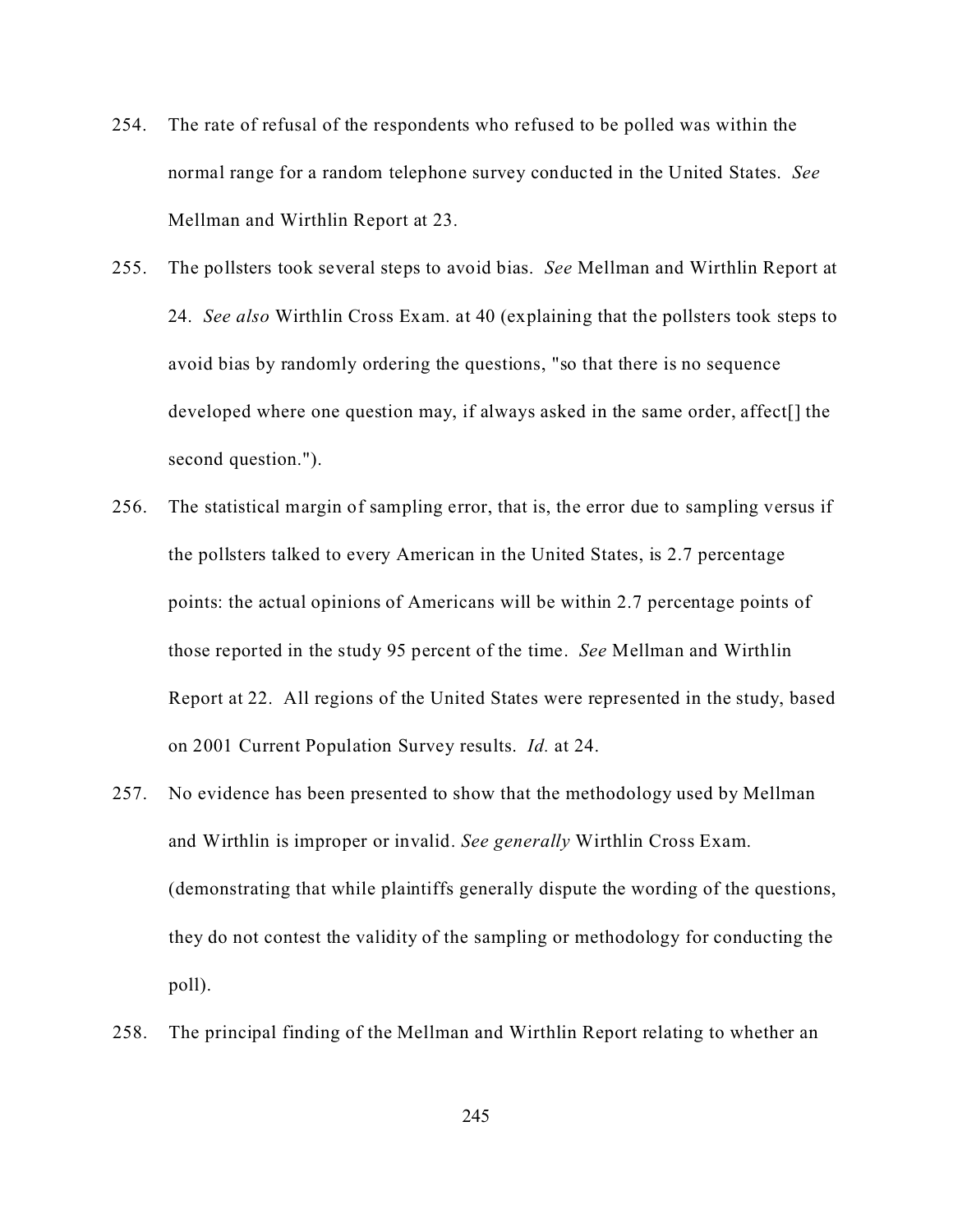254. The rate of refusal of the respondents who refused to be polled was within the normal range for a random telephone survey conducted in the United States. *See* Mellman and Wirthlin Report at 23.

255. The pollsters took several steps to avoid bias. *See* Mellman and Wirthlin Report at 24. *See also* Wirthlin Cross Exam. at 40 (explaining that the pollsters took steps to avoid bias by randomly ordering the questions, "so that there is no sequence developed where one question may, if always asked in the same order, affect[] the second question.").

256. The statistical margin of sampling error, that is, the error due to sampling versus if the pollsters talked to every American in the United States, is 2.7 percentage points: the actual opinions of Americans will be within 2.7 percentage points of those reported in the study 95 percent of the time. *See* Mellman and Wirthlin Report at 22. All regions of the United States were represented in the study, based on 2001 Current Population Survey results. *Id.* at 24.

257. No evidence has been presented to show that the methodology used by Mellman and Wirthlin is improper or invalid. *See generally* Wirthlin Cross Exam. (demonstrating that while plaintiffs generally dispute the wording of the questions, they do not contest the validity of the sampling or methodology for conducting the poll).

258. The principal finding of the Mellman and Wirthlin Report relating to whether an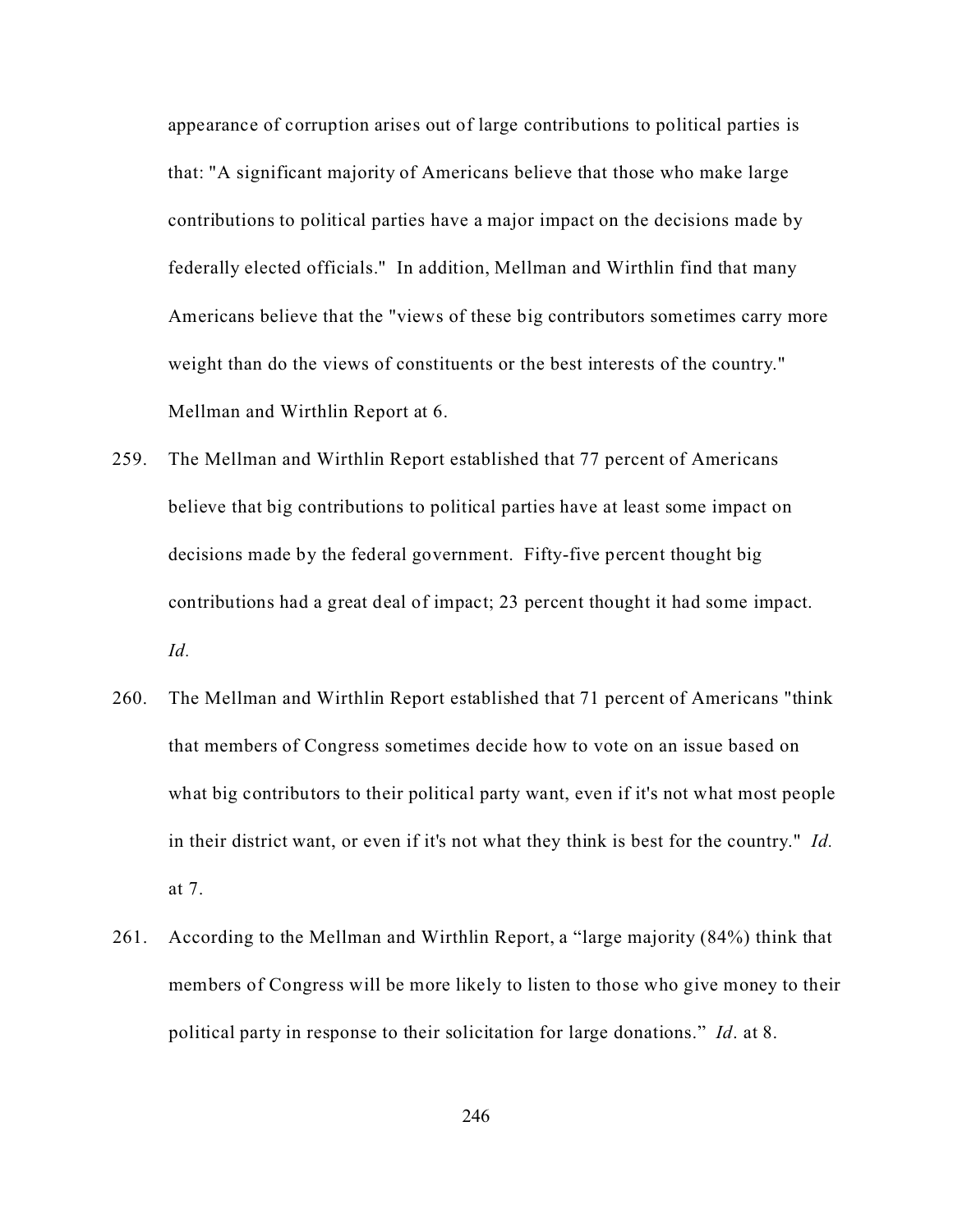appearance of corruption arises out of large contributions to political parties is that: "A significant majority of Americans believe that those who make large contributions to political parties have a major impact on the decisions made by federally elected officials." In addition, Mellman and Wirthlin find that many Americans believe that the "views of these big contributors sometimes carry more weight than do the views of constituents or the best interests of the country." Mellman and Wirthlin Report at 6.

259. The Mellman and Wirthlin Report established that 77 percent of Americans believe that big contributions to political parties have at least some impact on decisions made by the federal government. Fifty-five percent thought big contributions had a great deal of impact; 23 percent thought it had some impact. *Id.*

260. The Mellman and Wirthlin Report established that 71 percent of Americans "think that members of Congress sometimes decide how to vote on an issue based on what big contributors to their political party want, even if it's not what most people in their district want, or even if it's not what they think is best for the country." *Id.* at 7.

261. According to the Mellman and Wirthlin Report, a "large majority (84%) think that members of Congress will be more likely to listen to those who give money to their political party in response to their solicitation for large donations." *Id*. at 8.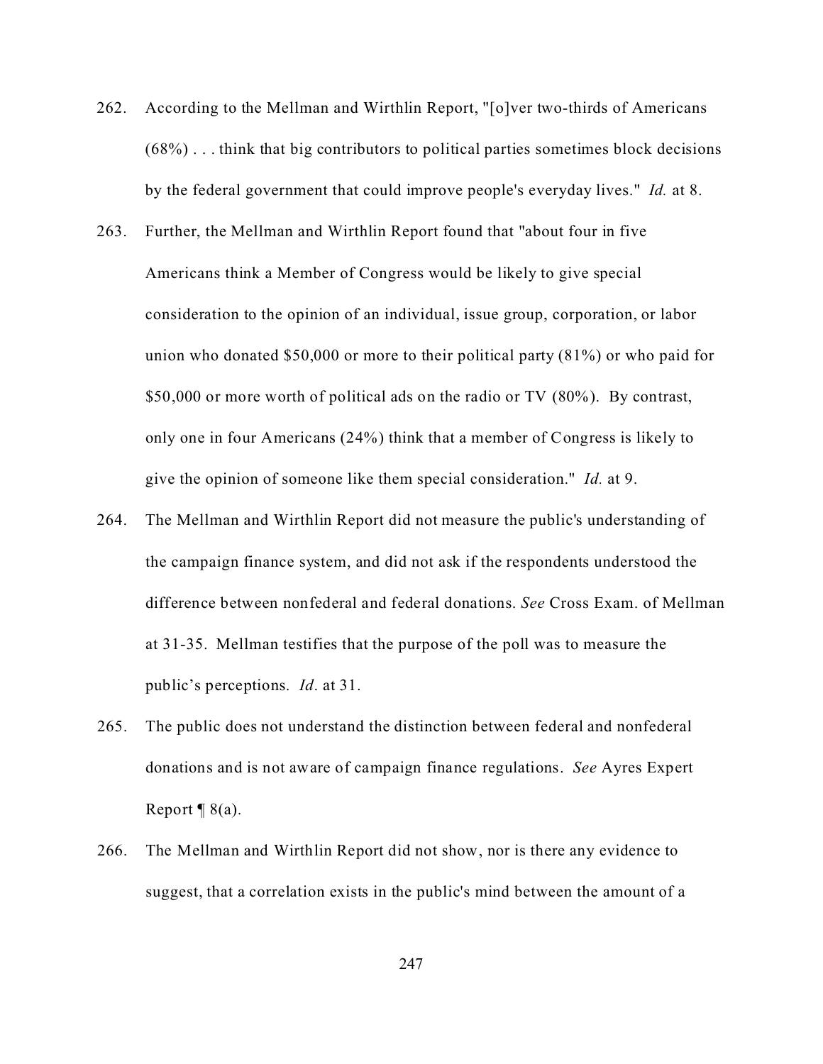262. According to the Mellman and Wirthlin Report, "[o]ver two-thirds of Americans (68%) . . . think that big contributors to political parties sometimes block decisions by the federal government that could improve people's everyday lives." *Id.* at 8.

263. Further, the Mellman and Wirthlin Report found that "about four in five Americans think a Member of Congress would be likely to give special consideration to the opinion of an individual, issue group, corporation, or labor union who donated $50,000 or more to their political party (81%) or who paid for $50,000 or more worth of political ads on the radio or TV (80%). By contrast, only one in four Americans (24%) think that a member of Congress is likely to give the opinion of someone like them special consideration." *Id.* at 9.

264. The Mellman and Wirthlin Report did not measure the public's understanding of the campaign finance system, and did not ask if the respondents understood the difference between nonfederal and federal donations. *See* Cross Exam. of Mellman at 31-35. Mellman testifies that the purpose of the poll was to measure the public's perceptions. *Id*. at 31.

265. The public does not understand the distinction between federal and nonfederal donations and is not aware of campaign finance regulations. *See* Ayres Expert Report ¶ 8(a).

266. The Mellman and Wirthlin Report did not show, nor is there any evidence to suggest, that a correlation exists in the public's mind between the amount of a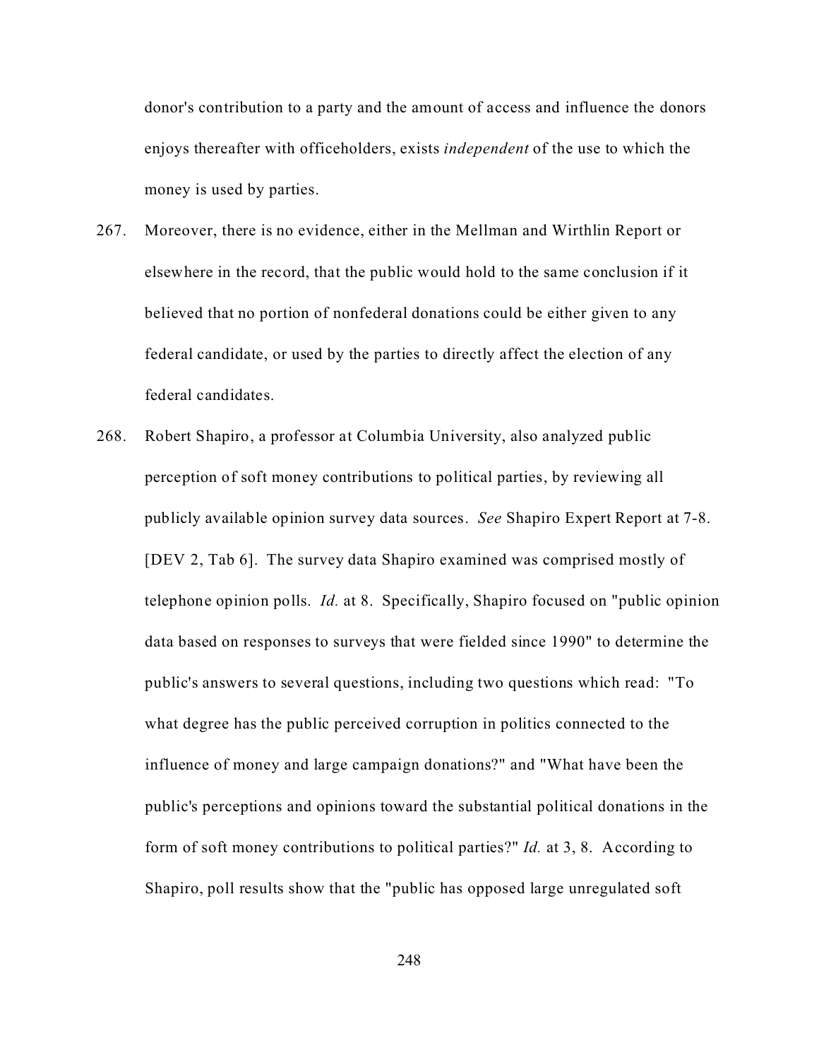donor's contribution to a party and the amount of access and influence the donors enjoys thereafter with officeholders, exists *independent* of the use to which the money is used by parties.

267. Moreover, there is no evidence, either in the Mellman and Wirthlin Report or elsewhere in the record, that the public would hold to the same conclusion if it believed that no portion of nonfederal donations could be either given to any federal candidate, or used by the parties to directly affect the election of any federal candidates.

268. Robert Shapiro, a professor at Columbia University, also analyzed public perception of soft money contributions to political parties, by reviewing all publicly available opinion survey data sources. *See* Shapiro Expert Report at 7-8. [DEV 2, Tab 6]. The survey data Shapiro examined was comprised mostly of telephone opinion polls. *Id.* at 8. Specifically, Shapiro focused on "public opinion data based on responses to surveys that were fielded since 1990" to determine the public's answers to several questions, including two questions which read: "To what degree has the public perceived corruption in politics connected to the influence of money and large campaign donations?" and "What have been the public's perceptions and opinions toward the substantial political donations in the form of soft money contributions to political parties?" *Id.* at 3, 8. According to Shapiro, poll results show that the "public has opposed large unregulated soft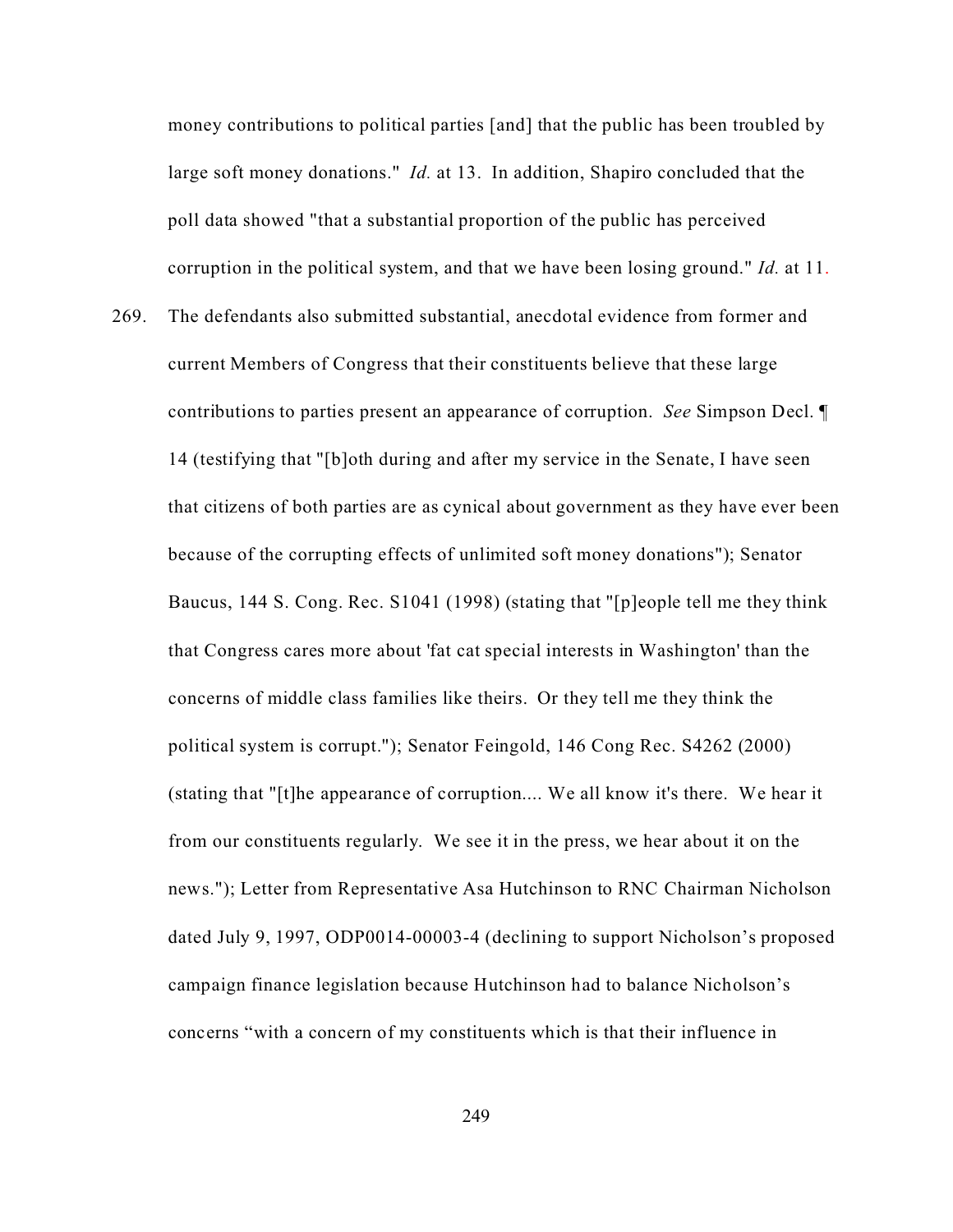money contributions to political parties [and] that the public has been troubled by large soft money donations." *Id.* at 13. In addition, Shapiro concluded that the poll data showed "that a substantial proportion of the public has perceived corruption in the political system, and that we have been losing ground." *Id.* at 11.

269. The defendants also submitted substantial, anecdotal evidence from former and current Members of Congress that their constituents believe that these large contributions to parties present an appearance of corruption. *See* Simpson Decl. ¶ 14 (testifying that "[b]oth during and after my service in the Senate, I have seen that citizens of both parties are as cynical about government as they have ever been because of the corrupting effects of unlimited soft money donations"); Senator Baucus, 144 S. Cong. Rec. S1041 (1998) (stating that "[p]eople tell me they think that Congress cares more about 'fat cat special interests in Washington' than the concerns of middle class families like theirs. Or they tell me they think the political system is corrupt."); Senator Feingold, 146 Cong Rec. S4262 (2000) (stating that "[t]he appearance of corruption.... We all know it's there. We hear it from our constituents regularly. We see it in the press, we hear about it on the news."); Letter from Representative Asa Hutchinson to RNC Chairman Nicholson dated July 9, 1997, ODP0014-00003-4 (declining to support Nicholson's proposed campaign finance legislation because Hutchinson had to balance Nicholson's concerns "with a concern of my constituents which is that their influence in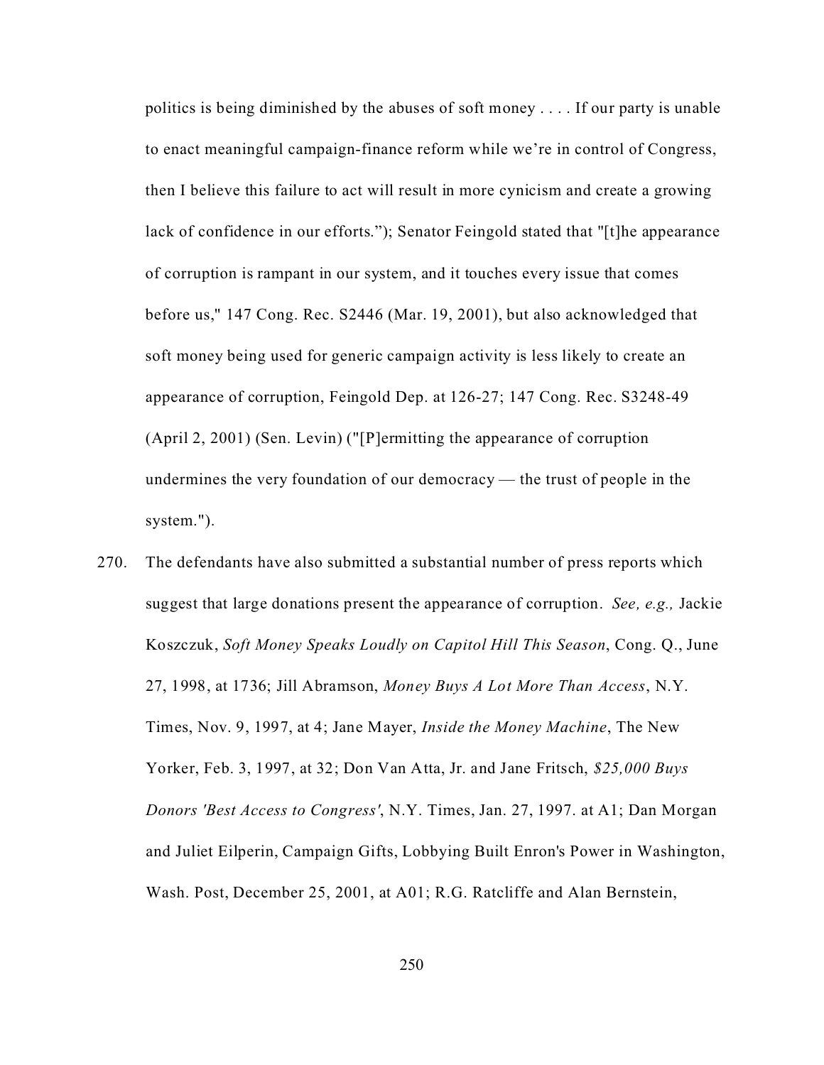politics is being diminished by the abuses of soft money . . . . If our party is unable to enact meaningful campaign-finance reform while we're in control of Congress, then I believe this failure to act will result in more cynicism and create a growing lack of confidence in our efforts."); Senator Feingold stated that "[t]he appearance of corruption is rampant in our system, and it touches every issue that comes before us," 147 Cong. Rec. S2446 (Mar. 19, 2001), but also acknowledged that soft money being used for generic campaign activity is less likely to create an appearance of corruption, Feingold Dep. at 126-27; 147 Cong. Rec. S3248-49 (April 2, 2001) (Sen. Levin) ("[P]ermitting the appearance of corruption undermines the very foundation of our democracy — the trust of people in the system.").

270. The defendants have also submitted a substantial number of press reports which suggest that large donations present the appearance of corruption. *See, e.g.,* Jackie Koszczuk, *Soft Money Speaks Loudly on Capitol Hill This Season*, Cong. Q., June 27, 1998, at 1736; Jill Abramson, *Money Buys A Lot More Than Access*, N.Y. Times, Nov. 9, 1997, at 4; Jane Mayer, *Inside the Money Machine*, The New Yorker, Feb. 3, 1997, at 32; Don Van Atta, Jr. and Jane Fritsch, *$25,000 Buys Donors 'Best Access to Congress'*, N.Y. Times, Jan. 27, 1997. at A1; Dan Morgan and Juliet Eilperin, Campaign Gifts, Lobbying Built Enron's Power in Washington, Wash. Post, December 25, 2001, at A01; R.G. Ratcliffe and Alan Bernstein,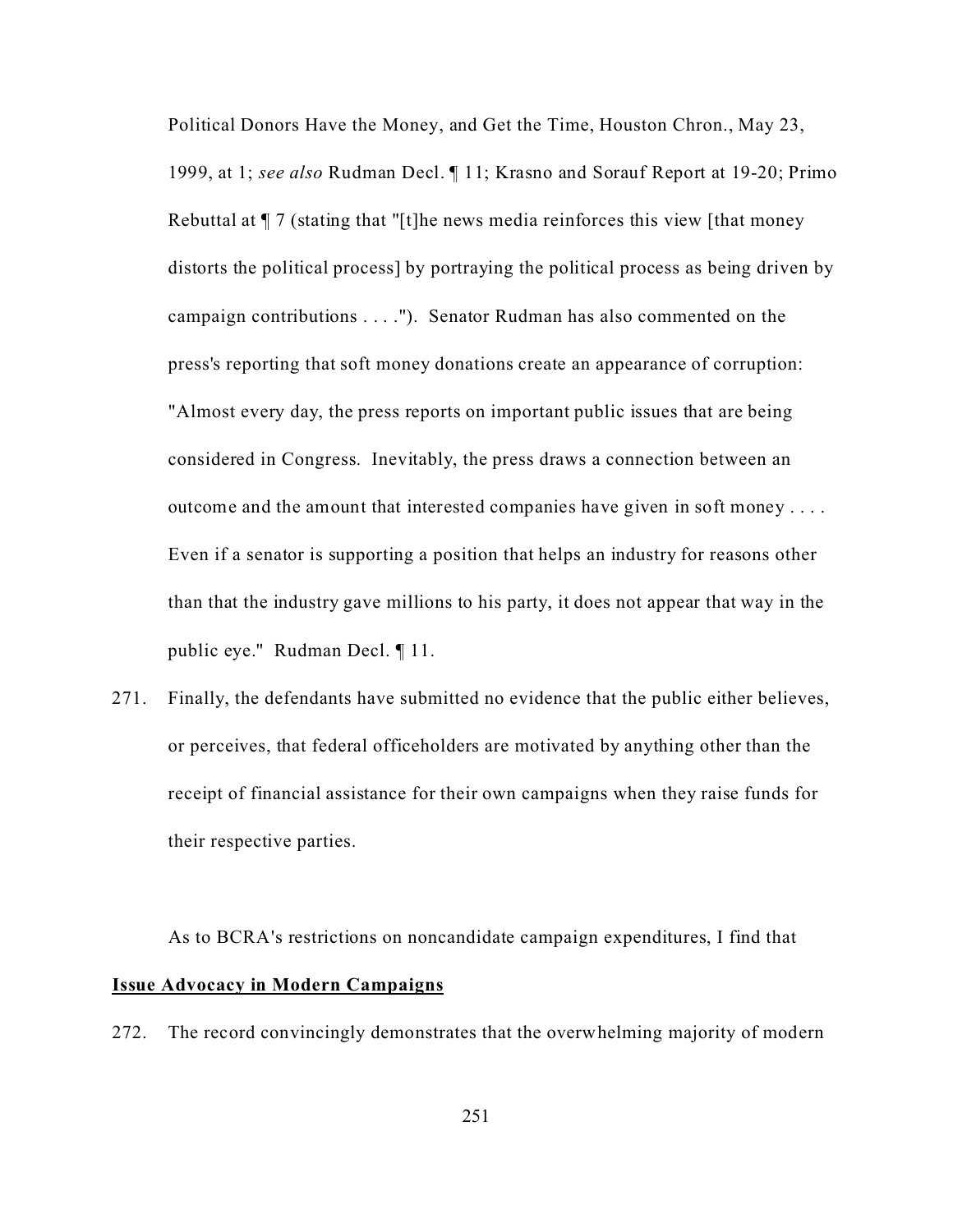Political Donors Have the Money, and Get the Time, Houston Chron., May 23, 1999, at 1; *see also* Rudman Decl. ¶ 11; Krasno and Sorauf Report at 19-20; Primo Rebuttal at ¶ 7 (stating that "[t]he news media reinforces this view [that money distorts the political process] by portraying the political process as being driven by campaign contributions . . . ."). Senator Rudman has also commented on the press's reporting that soft money donations create an appearance of corruption: "Almost every day, the press reports on important public issues that are being considered in Congress. Inevitably, the press draws a connection between an outcome and the amount that interested companies have given in soft money . . . . Even if a senator is supporting a position that helps an industry for reasons other than that the industry gave millions to his party, it does not appear that way in the public eye." Rudman Decl. ¶ 11.

271. Finally, the defendants have submitted no evidence that the public either believes, or perceives, that federal officeholders are motivated by anything other than the receipt of financial assistance for their own campaigns when they raise funds for their respective parties.

As to BCRA's restrictions on noncandidate campaign expenditures, I find that

**Issue Advocacy in Modern Campaigns**

272. The record convincingly demonstrates that the overwhelming majority of modern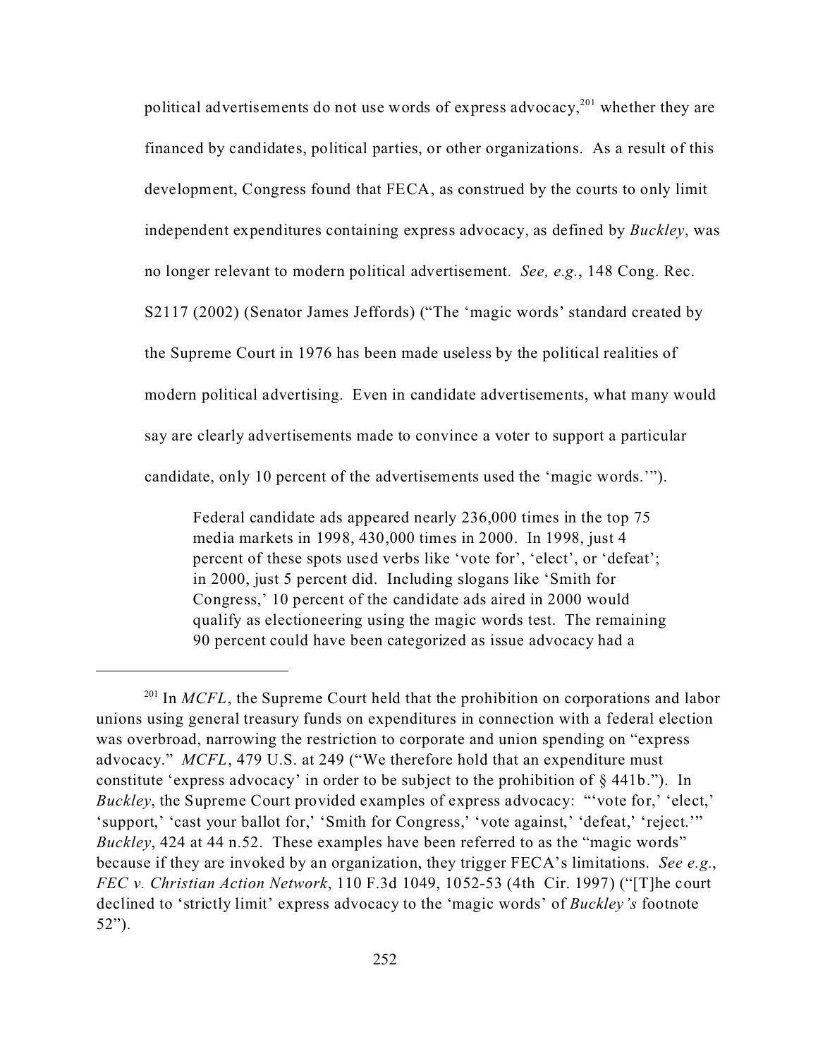political advertisements do not use words of express advocacy,[201] whether they are financed by candidates, political parties, or other organizations. As a result of this development, Congress found that FECA, as construed by the courts to only limit independent expenditures containing express advocacy, as defined by *Buckley*, was no longer relevant to modern political advertisement. *See, e.g.*, 148 Cong. Rec. S2117 (2002) (Senator James Jeffords) ("The 'magic words' standard created by the Supreme Court in 1976 has been made useless by the political realities of modern political advertising. Even in candidate advertisements, what many would say are clearly advertisements made to convince a voter to support a particular candidate, only 10 percent of the advertisements used the 'magic words.'").

> Federal candidate ads appeared nearly 236,000 times in the top 75 media markets in 1998, 430,000 times in 2000. In 1998, just 4 percent of these spots used verbs like 'vote for', 'elect', or 'defeat'; in 2000, just 5 percent did. Including slogans like 'Smith for Congress,' 10 percent of the candidate ads aired in 2000 would qualify as electioneering using the magic words test. The remaining 90 percent could have been categorized as issue advocacy had a

---

[201] In *MCFL*, the Supreme Court held that the prohibition on corporations and labor unions using general treasury funds on expenditures in connection with a federal election was overbroad, narrowing the restriction to corporate and union spending on "express advocacy." *MCFL*, 479 U.S. at 249 ("We therefore hold that an expenditure must constitute 'express advocacy' in order to be subject to the prohibition of § 441b."). In *Buckley*, the Supreme Court provided examples of express advocacy: "'vote for,' 'elect,' 'support,' 'cast your ballot for,' 'Smith for Congress,' 'vote against,' 'defeat,' 'reject.'" *Buckley*, 424 at 44 n.52. These examples have been referred to as the "magic words" because if they are invoked by an organization, they trigger FECA's limitations. *See e.g.*, *FEC v. Christian Action Network*, 110 F.3d 1049, 1052-53 (4th Cir. 1997) ("[T]he court declined to 'strictly limit' express advocacy to the 'magic words' of *Buckley's* footnote 52").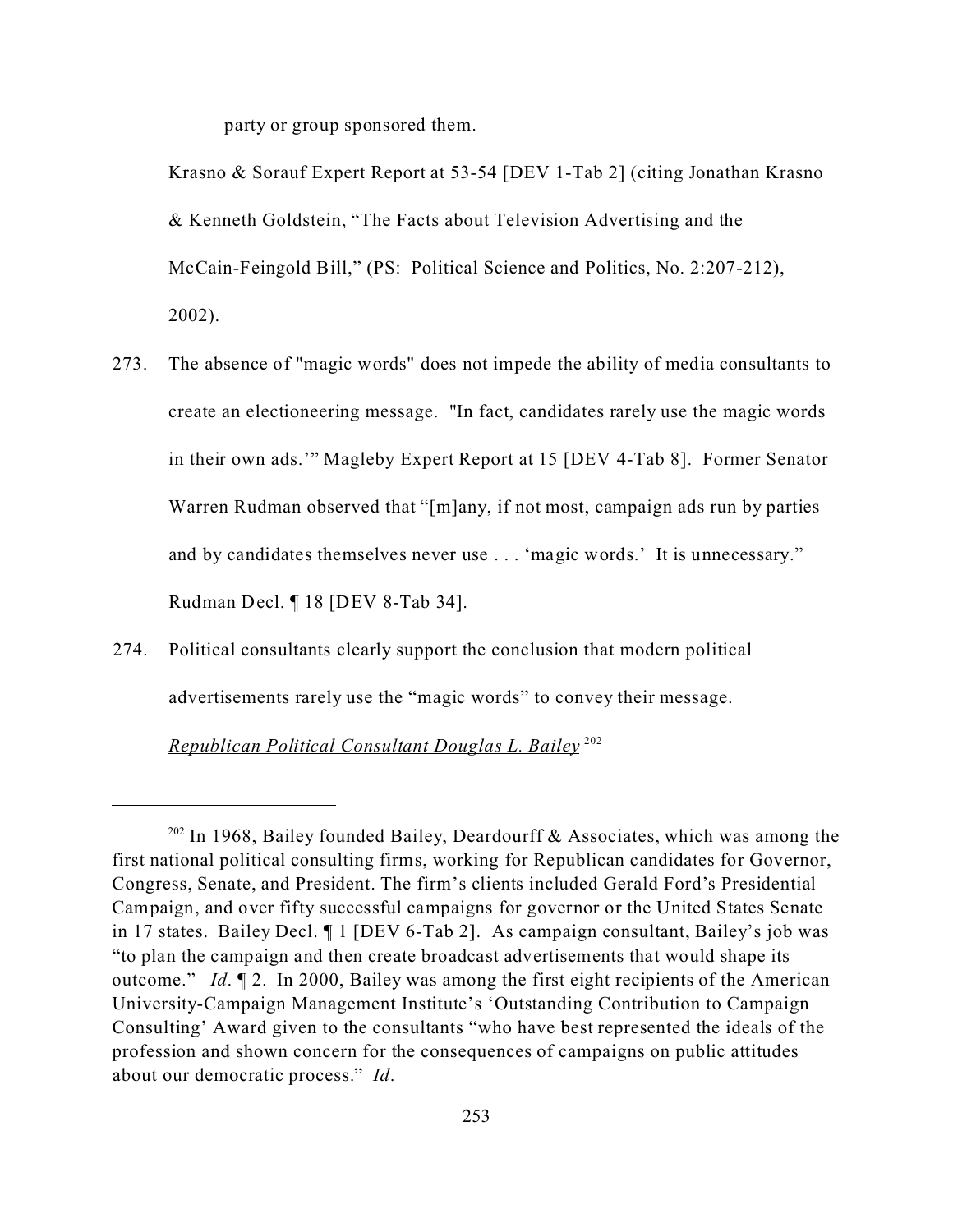party or group sponsored them.

Krasno & Sorauf Expert Report at 53-54 [DEV 1-Tab 2] (citing Jonathan Krasno & Kenneth Goldstein, "The Facts about Television Advertising and the McCain-Feingold Bill," (PS: Political Science and Politics, No. 2:207-212), 2002).

273. The absence of "magic words" does not impede the ability of media consultants to create an electioneering message. "In fact, candidates rarely use the magic words in their own ads.'" Magleby Expert Report at 15 [DEV 4-Tab 8]. Former Senator Warren Rudman observed that "[m]any, if not most, campaign ads run by parties and by candidates themselves never use . . . 'magic words.' It is unnecessary." Rudman Decl. ¶ 18 [DEV 8-Tab 34].

274. Political consultants clearly support the conclusion that modern political advertisements rarely use the "magic words" to convey their message.

*Republican Political Consultant Douglas L. Bailey* [202]

---

[202] In 1968, Bailey founded Bailey, Deardourff & Associates, which was among the first national political consulting firms, working for Republican candidates for Governor, Congress, Senate, and President. The firm's clients included Gerald Ford's Presidential Campaign, and over fifty successful campaigns for governor or the United States Senate in 17 states. Bailey Decl. ¶ 1 [DEV 6-Tab 2]. As campaign consultant, Bailey's job was "to plan the campaign and then create broadcast advertisements that would shape its outcome." *Id*. ¶ 2. In 2000, Bailey was among the first eight recipients of the American University-Campaign Management Institute's 'Outstanding Contribution to Campaign Consulting' Award given to the consultants "who have best represented the ideals of the profession and shown concern for the consequences of campaigns on public attitudes about our democratic process." *Id*.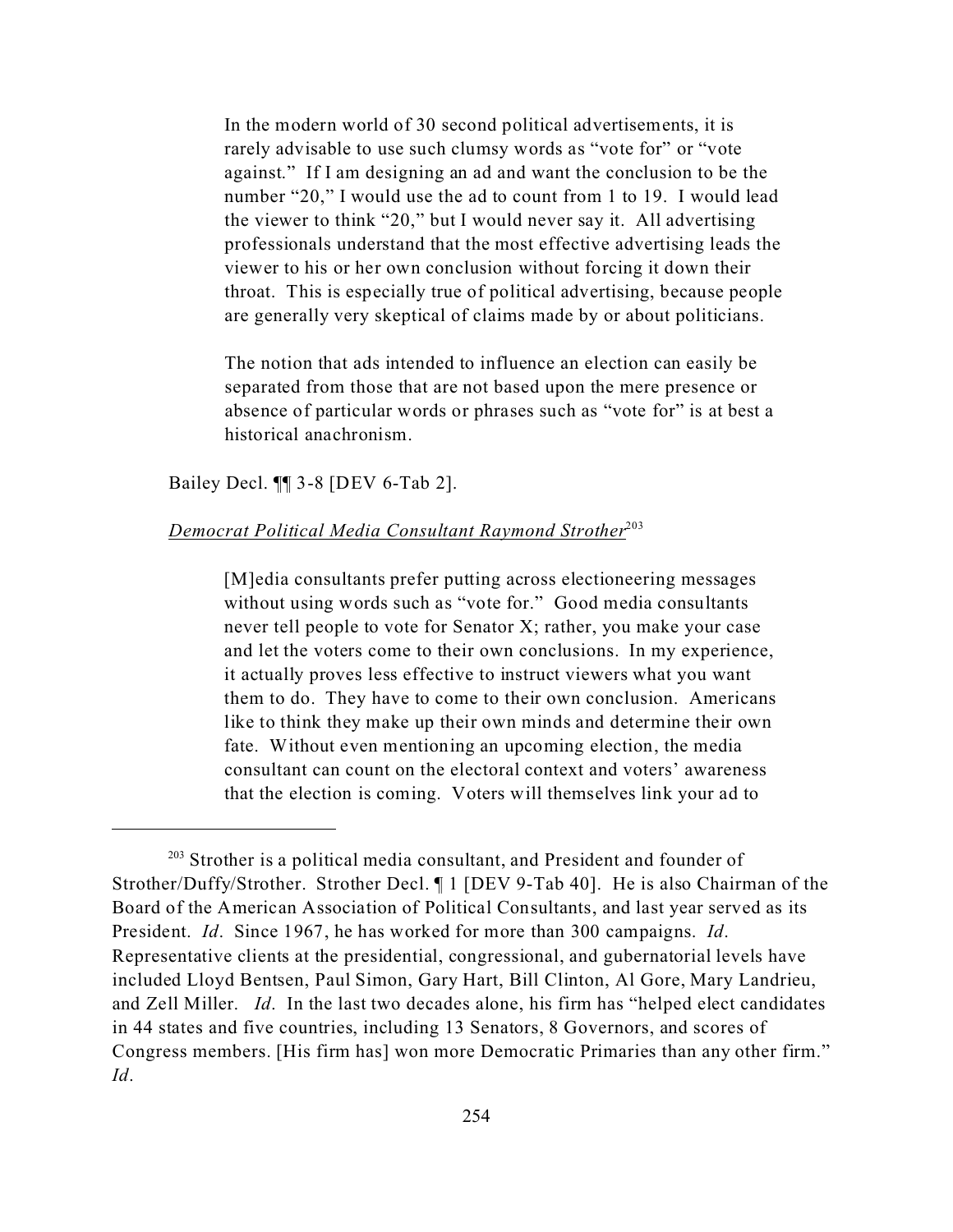> In the modern world of 30 second political advertisements, it is rarely advisable to use such clumsy words as "vote for" or "vote against." If I am designing an ad and want the conclusion to be the number "20," I would use the ad to count from 1 to 19. I would lead the viewer to think "20," but I would never say it. All advertising professionals understand that the most effective advertising leads the viewer to his or her own conclusion without forcing it down their throat. This is especially true of political advertising, because people are generally very skeptical of claims made by or about politicians.
>
> The notion that ads intended to influence an election can easily be separated from those that are not based upon the mere presence or absence of particular words or phrases such as "vote for" is at best a historical anachronism.

Bailey Decl. ¶¶ 3-8 [DEV 6-Tab 2].

*Democrat Political Media Consultant Raymond Strother*[203]

> [M]edia consultants prefer putting across electioneering messages without using words such as "vote for." Good media consultants never tell people to vote for Senator X; rather, you make your case and let the voters come to their own conclusions. In my experience, it actually proves less effective to instruct viewers what you want them to do. They have to come to their own conclusion. Americans like to think they make up their own minds and determine their own fate. Without even mentioning an upcoming election, the media consultant can count on the electoral context and voters' awareness that the election is coming. Voters will themselves link your ad to

---

[203] Strother is a political media consultant, and President and founder of Strother/Duffy/Strother. Strother Decl. ¶ 1 [DEV 9-Tab 40]. He is also Chairman of the Board of the American Association of Political Consultants, and last year served as its President. *Id*. Since 1967, he has worked for more than 300 campaigns. *Id*. Representative clients at the presidential, congressional, and gubernatorial levels have included Lloyd Bentsen, Paul Simon, Gary Hart, Bill Clinton, Al Gore, Mary Landrieu, and Zell Miller. *Id*. In the last two decades alone, his firm has "helped elect candidates in 44 states and five countries, including 13 Senators, 8 Governors, and scores of Congress members. [His firm has] won more Democratic Primaries than any other firm." *Id*.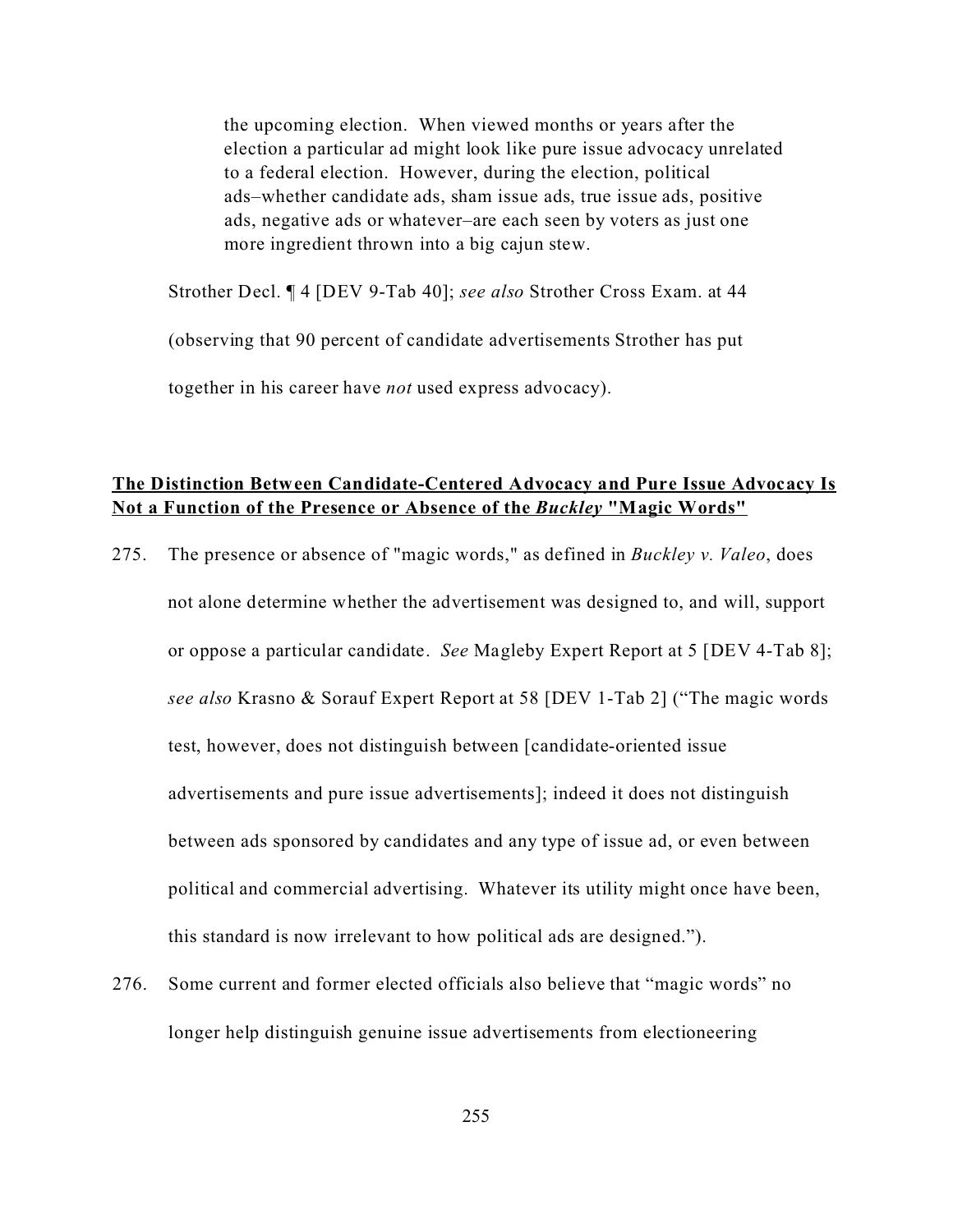> the upcoming election. When viewed months or years after the election a particular ad might look like pure issue advocacy unrelated to a federal election. However, during the election, political ads–whether candidate ads, sham issue ads, true issue ads, positive ads, negative ads or whatever–are each seen by voters as just one more ingredient thrown into a big cajun stew.

Strother Decl. ¶ 4 [DEV 9-Tab 40]; *see also* Strother Cross Exam. at 44 (observing that 90 percent of candidate advertisements Strother has put together in his career have *not* used express advocacy).

**<u>The Distinction Between Candidate-Centered Advocacy and Pure Issue Advocacy Is Not a Function of the Presence or Absence of the *Buckley* "Magic Words"</u>**

275. The presence or absence of "magic words," as defined in *Buckley v. Valeo*, does not alone determine whether the advertisement was designed to, and will, support or oppose a particular candidate. *See* Magleby Expert Report at 5 [DEV 4-Tab 8]; *see also* Krasno & Sorauf Expert Report at 58 [DEV 1-Tab 2] ("The magic words test, however, does not distinguish between [candidate-oriented issue advertisements and pure issue advertisements]; indeed it does not distinguish between ads sponsored by candidates and any type of issue ad, or even between political and commercial advertising. Whatever its utility might once have been, this standard is now irrelevant to how political ads are designed.").

276. Some current and former elected officials also believe that "magic words" no longer help distinguish genuine issue advertisements from electioneering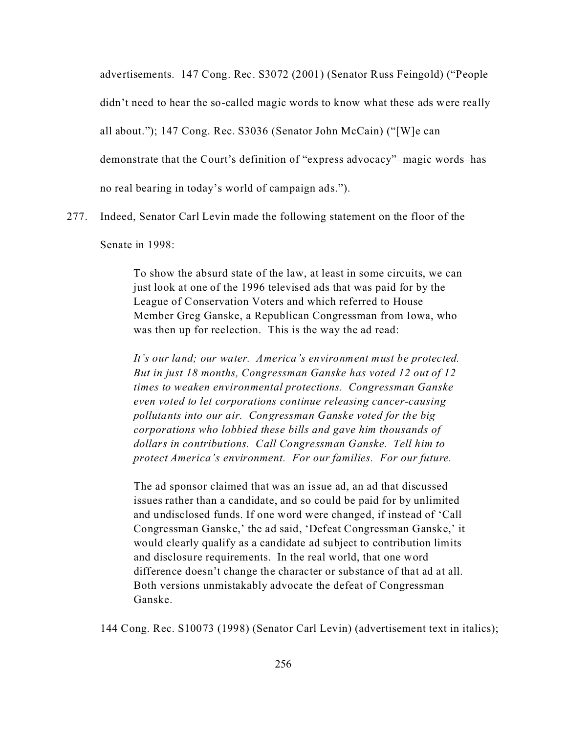advertisements. 147 Cong. Rec. S3072 (2001) (Senator Russ Feingold) ("People didn't need to hear the so-called magic words to know what these ads were really all about."); 147 Cong. Rec. S3036 (Senator John McCain) ("[W]e can demonstrate that the Court's definition of "express advocacy"–magic words–has no real bearing in today's world of campaign ads.").

277. Indeed, Senator Carl Levin made the following statement on the floor of the Senate in 1998:

> To show the absurd state of the law, at least in some circuits, we can just look at one of the 1996 televised ads that was paid for by the League of Conservation Voters and which referred to House Member Greg Ganske, a Republican Congressman from Iowa, who was then up for reelection. This is the way the ad read:
>
> *It's our land; our water. America's environment must be protected. But in just 18 months, Congressman Ganske has voted 12 out of 12 times to weaken environmental protections. Congressman Ganske even voted to let corporations continue releasing cancer-causing pollutants into our air. Congressman Ganske voted for the big corporations who lobbied these bills and gave him thousands of dollars in contributions. Call Congressman Ganske. Tell him to protect America's environment. For our families. For our future.*
>
> The ad sponsor claimed that was an issue ad, an ad that discussed issues rather than a candidate, and so could be paid for by unlimited and undisclosed funds. If one word were changed, if instead of 'Call Congressman Ganske,' the ad said, 'Defeat Congressman Ganske,' it would clearly qualify as a candidate ad subject to contribution limits and disclosure requirements. In the real world, that one word difference doesn't change the character or substance of that ad at all. Both versions unmistakably advocate the defeat of Congressman Ganske.

144 Cong. Rec. S10073 (1998) (Senator Carl Levin) (advertisement text in italics);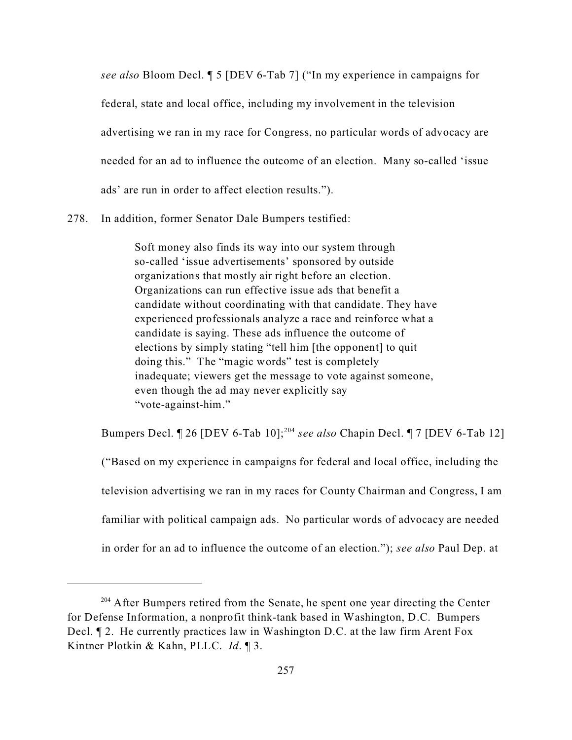*see also* Bloom Decl. ¶ 5 [DEV 6-Tab 7] ("In my experience in campaigns for federal, state and local office, including my involvement in the television advertising we ran in my race for Congress, no particular words of advocacy are needed for an ad to influence the outcome of an election. Many so-called 'issue ads' are run in order to affect election results.").

278. In addition, former Senator Dale Bumpers testified:

> Soft money also finds its way into our system through so-called 'issue advertisements' sponsored by outside organizations that mostly air right before an election. Organizations can run effective issue ads that benefit a candidate without coordinating with that candidate. They have experienced professionals analyze a race and reinforce what a candidate is saying. These ads influence the outcome of elections by simply stating "tell him [the opponent] to quit doing this." The "magic words" test is completely inadequate; viewers get the message to vote against someone, even though the ad may never explicitly say "vote-against-him."

Bumpers Decl. ¶ 26 [DEV 6-Tab 10];[204] *see also* Chapin Decl. ¶ 7 [DEV 6-Tab 12] ("Based on my experience in campaigns for federal and local office, including the television advertising we ran in my races for County Chairman and Congress, I am familiar with political campaign ads. No particular words of advocacy are needed in order for an ad to influence the outcome of an election."); *see also* Paul Dep. at

---

[204] After Bumpers retired from the Senate, he spent one year directing the Center for Defense Information, a nonprofit think-tank based in Washington, D.C. Bumpers Decl. ¶ 2. He currently practices law in Washington D.C. at the law firm Arent Fox Kintner Plotkin & Kahn, PLLC. *Id*. ¶ 3.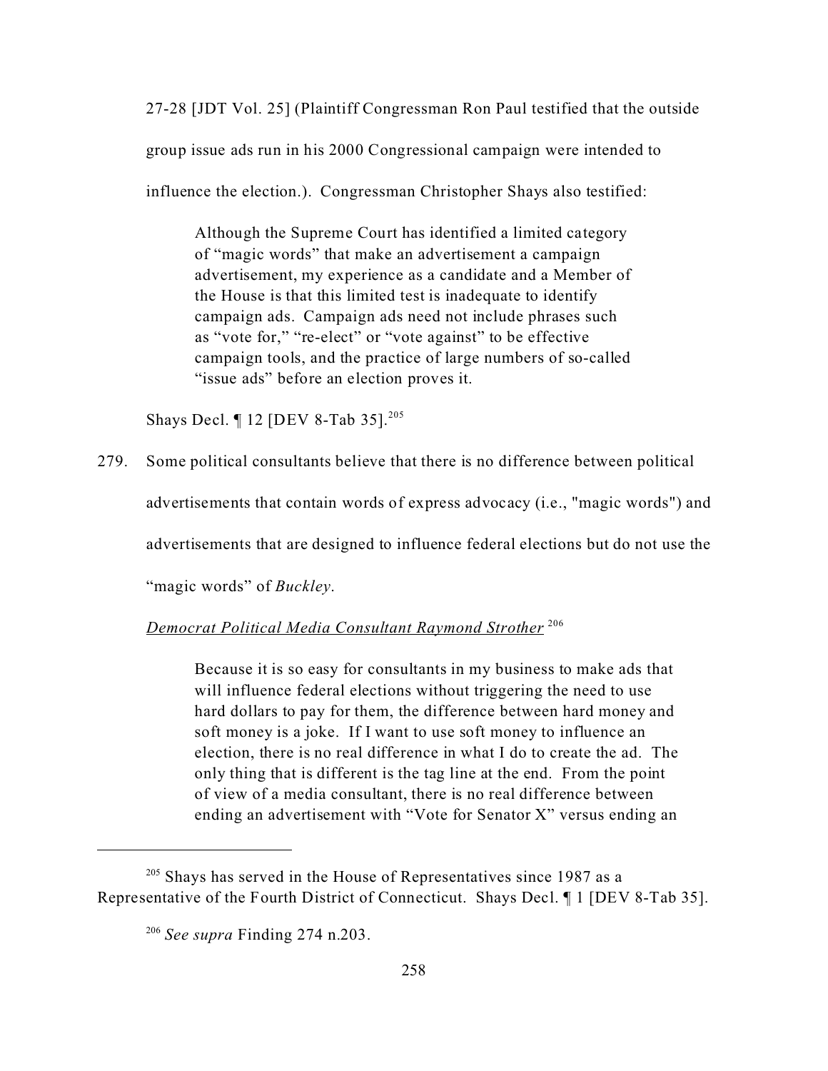27-28 [JDT Vol. 25] (Plaintiff Congressman Ron Paul testified that the outside group issue ads run in his 2000 Congressional campaign were intended to influence the election.). Congressman Christopher Shays also testified:

> Although the Supreme Court has identified a limited category of "magic words" that make an advertisement a campaign advertisement, my experience as a candidate and a Member of the House is that this limited test is inadequate to identify campaign ads. Campaign ads need not include phrases such as "vote for," "re-elect" or "vote against" to be effective campaign tools, and the practice of large numbers of so-called "issue ads" before an election proves it.

Shays Decl. ¶ 12 [DEV 8-Tab 35].[205]

279. Some political consultants believe that there is no difference between political advertisements that contain words of express advocacy (i.e., "magic words") and advertisements that are designed to influence federal elections but do not use the "magic words" of *Buckley*.

*Democrat Political Media Consultant Raymond Strother*[206]

> Because it is so easy for consultants in my business to make ads that will influence federal elections without triggering the need to use hard dollars to pay for them, the difference between hard money and soft money is a joke. If I want to use soft money to influence an election, there is no real difference in what I do to create the ad. The only thing that is different is the tag line at the end. From the point of view of a media consultant, there is no real difference between ending an advertisement with "Vote for Senator X" versus ending an

---

[205] Shays has served in the House of Representatives since 1987 as a Representative of the Fourth District of Connecticut. Shays Decl. ¶ 1 [DEV 8-Tab 35].

[206] *See supra* Finding 274 n.203.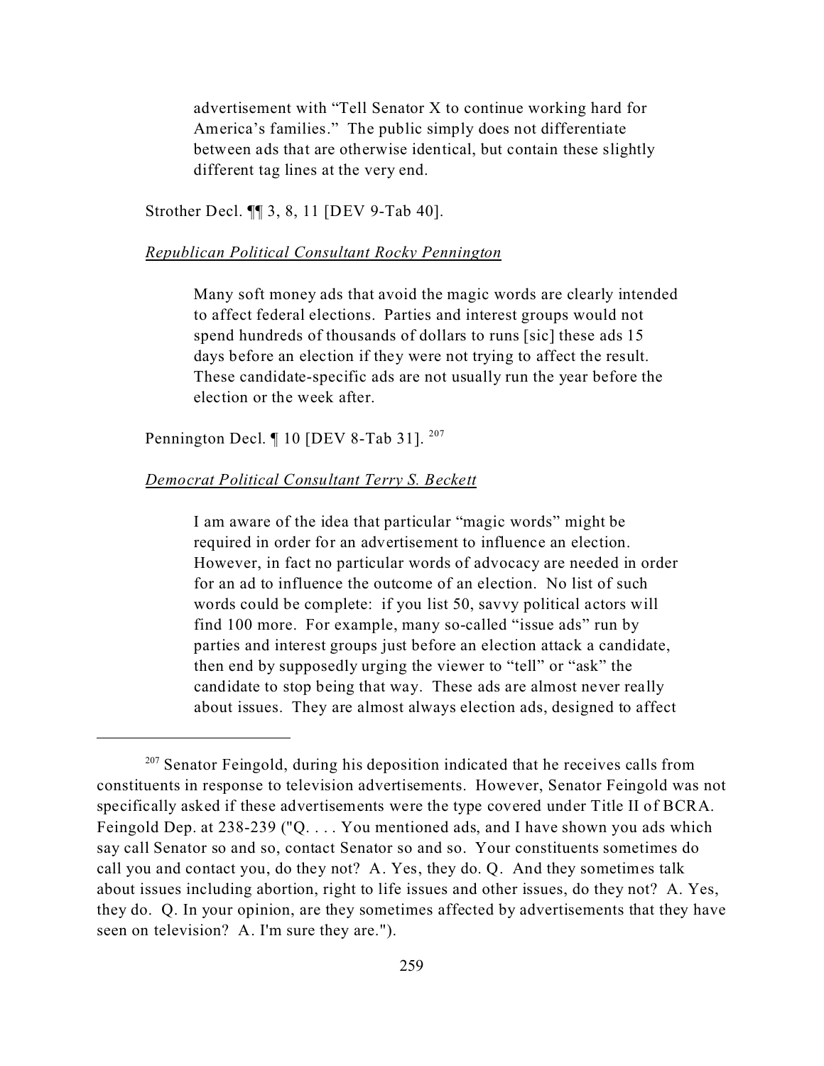> advertisement with "Tell Senator X to continue working hard for America's families." The public simply does not differentiate between ads that are otherwise identical, but contain these slightly different tag lines at the very end.

Strother Decl. ¶¶ 3, 8, 11 [DEV 9-Tab 40].

*Republican Political Consultant Rocky Pennington*

> Many soft money ads that avoid the magic words are clearly intended to affect federal elections. Parties and interest groups would not spend hundreds of thousands of dollars to runs [sic] these ads 15 days before an election if they were not trying to affect the result. These candidate-specific ads are not usually run the year before the election or the week after.

Pennington Decl. ¶ 10 [DEV 8-Tab 31].[207]

*Democrat Political Consultant Terry S. Beckett*

> I am aware of the idea that particular "magic words" might be required in order for an advertisement to influence an election. However, in fact no particular words of advocacy are needed in order for an ad to influence the outcome of an election. No list of such words could be complete: if you list 50, savvy political actors will find 100 more. For example, many so-called "issue ads" run by parties and interest groups just before an election attack a candidate, then end by supposedly urging the viewer to "tell" or "ask" the candidate to stop being that way. These ads are almost never really about issues. They are almost always election ads, designed to affect

---

[207] Senator Feingold, during his deposition indicated that he receives calls from constituents in response to television advertisements. However, Senator Feingold was not specifically asked if these advertisements were the type covered under Title II of BCRA. Feingold Dep. at 238-239 ("Q. . . . You mentioned ads, and I have shown you ads which say call Senator so and so, contact Senator so and so. Your constituents sometimes do call you and contact you, do they not? A. Yes, they do. Q. And they sometimes talk about issues including abortion, right to life issues and other issues, do they not? A. Yes, they do. Q. In your opinion, are they sometimes affected by advertisements that they have seen on television? A. I'm sure they are.").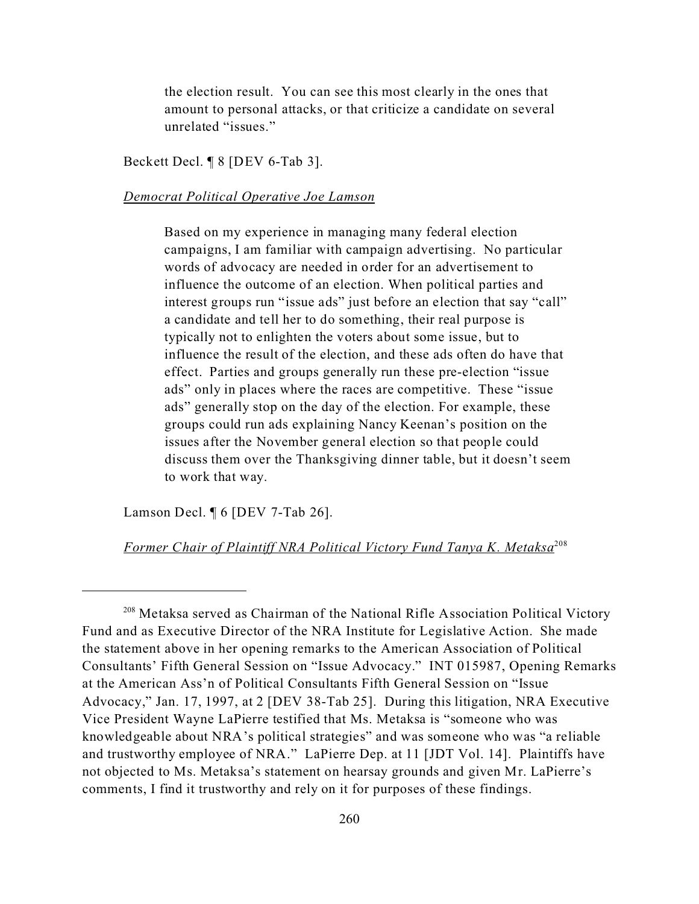> the election result. You can see this most clearly in the ones that amount to personal attacks, or that criticize a candidate on several unrelated "issues."

Beckett Decl. ¶ 8 [DEV 6-Tab 3].

*Democrat Political Operative Joe Lamson*

> Based on my experience in managing many federal election campaigns, I am familiar with campaign advertising. No particular words of advocacy are needed in order for an advertisement to influence the outcome of an election. When political parties and interest groups run "issue ads" just before an election that say "call" a candidate and tell her to do something, their real purpose is typically not to enlighten the voters about some issue, but to influence the result of the election, and these ads often do have that effect. Parties and groups generally run these pre-election "issue ads" only in places where the races are competitive. These "issue ads" generally stop on the day of the election. For example, these groups could run ads explaining Nancy Keenan's position on the issues after the November general election so that people could discuss them over the Thanksgiving dinner table, but it doesn't seem to work that way.

Lamson Decl. ¶ 6 [DEV 7-Tab 26].

*Former Chair of Plaintiff NRA Political Victory Fund Tanya K. Metaksa*[208]

---

[208] Metaksa served as Chairman of the National Rifle Association Political Victory Fund and as Executive Director of the NRA Institute for Legislative Action. She made the statement above in her opening remarks to the American Association of Political Consultants' Fifth General Session on "Issue Advocacy." INT 015987, Opening Remarks at the American Ass'n of Political Consultants Fifth General Session on "Issue Advocacy," Jan. 17, 1997, at 2 [DEV 38-Tab 25]. During this litigation, NRA Executive Vice President Wayne LaPierre testified that Ms. Metaksa is "someone who was knowledgeable about NRA's political strategies" and was someone who was "a reliable and trustworthy employee of NRA." LaPierre Dep. at 11 [JDT Vol. 14]. Plaintiffs have not objected to Ms. Metaksa's statement on hearsay grounds and given Mr. LaPierre's comments, I find it trustworthy and rely on it for purposes of these findings.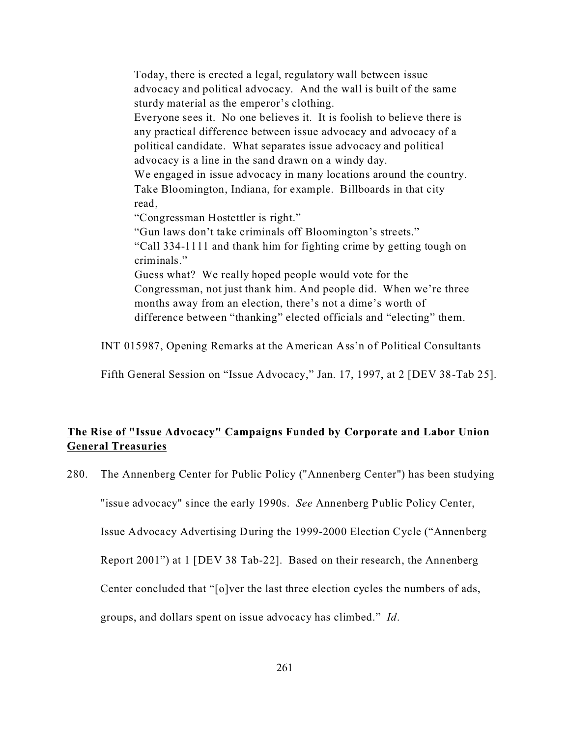> Today, there is erected a legal, regulatory wall between issue advocacy and political advocacy. And the wall is built of the same sturdy material as the emperor's clothing.
>
> Everyone sees it. No one believes it. It is foolish to believe there is any practical difference between issue advocacy and advocacy of a political candidate. What separates issue advocacy and political advocacy is a line in the sand drawn on a windy day.
>
> We engaged in issue advocacy in many locations around the country. Take Bloomington, Indiana, for example. Billboards in that city read,
>
> "Congressman Hostettler is right."
>
> "Gun laws don't take criminals off Bloomington's streets."
>
> "Call 334-1111 and thank him for fighting crime by getting tough on criminals."
>
> Guess what? We really hoped people would vote for the Congressman, not just thank him. And people did. When we're three months away from an election, there's not a dime's worth of difference between "thanking" elected officials and "electing" them.

INT 015987, Opening Remarks at the American Ass'n of Political Consultants Fifth General Session on "Issue Advocacy," Jan. 17, 1997, at 2 [DEV 38-Tab 25].

**<u>The Rise of "Issue Advocacy" Campaigns Funded by Corporate and Labor Union General Treasuries</u>**

280. The Annenberg Center for Public Policy ("Annenberg Center") has been studying "issue advocacy" since the early 1990s. *See* Annenberg Public Policy Center, Issue Advocacy Advertising During the 1999-2000 Election Cycle ("Annenberg Report 2001") at 1 [DEV 38 Tab-22]. Based on their research, the Annenberg Center concluded that "[o]ver the last three election cycles the numbers of ads, groups, and dollars spent on issue advocacy has climbed." *Id*.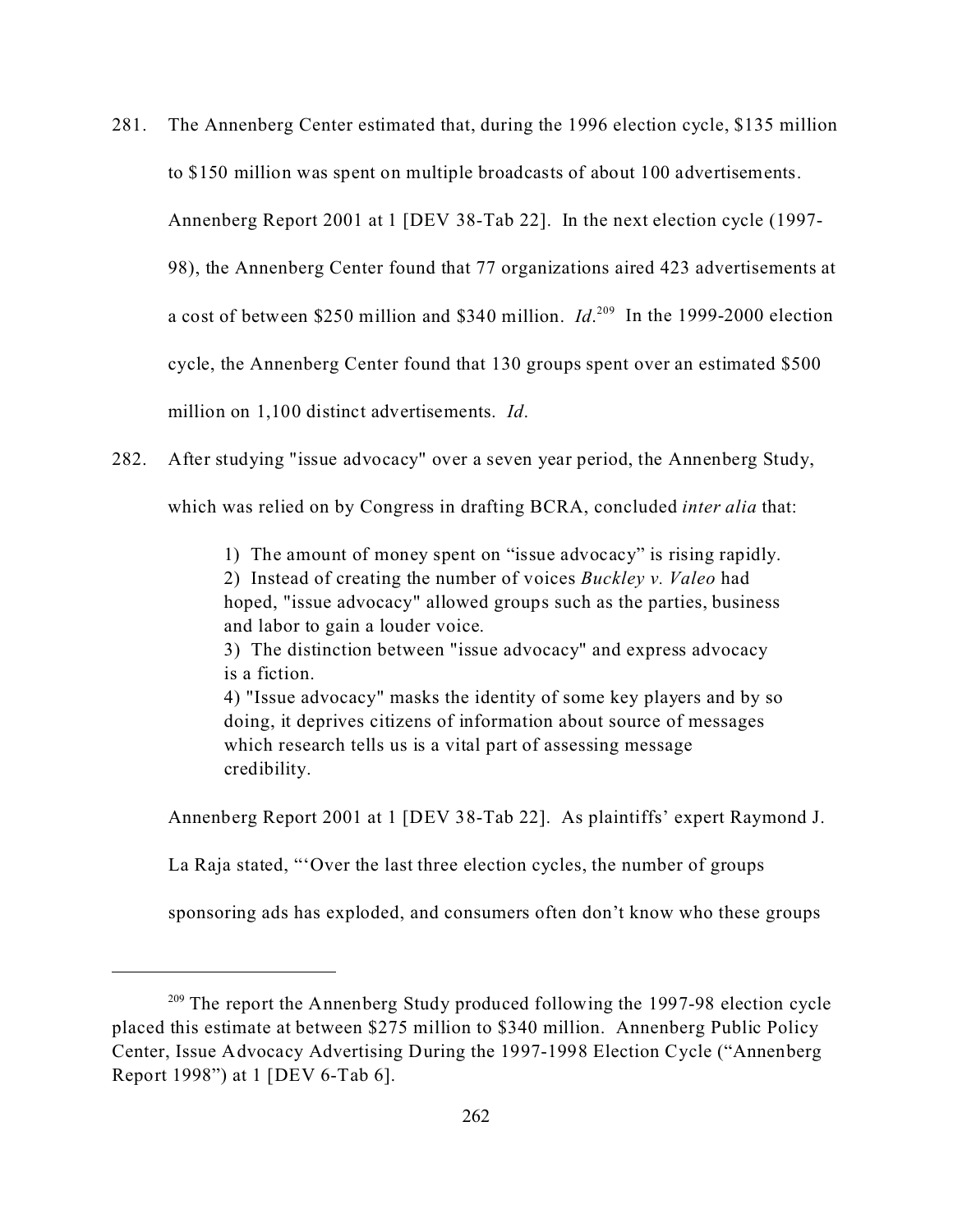281. The Annenberg Center estimated that, during the 1996 election cycle, $135 million to $150 million was spent on multiple broadcasts of about 100 advertisements. Annenberg Report 2001 at 1 [DEV 38-Tab 22]. In the next election cycle (1997-98), the Annenberg Center found that 77 organizations aired 423 advertisements at a cost of between $250 million and $340 million. *Id*.[209] In the 1999-2000 election cycle, the Annenberg Center found that 130 groups spent over an estimated $500 million on 1,100 distinct advertisements. *Id*.

282. After studying "issue advocacy" over a seven year period, the Annenberg Study, which was relied on by Congress in drafting BCRA, concluded *inter alia* that:

> 1) The amount of money spent on "issue advocacy" is rising rapidly.
> 2) Instead of creating the number of voices *Buckley v. Valeo* had hoped, "issue advocacy" allowed groups such as the parties, business and labor to gain a louder voice.
> 3) The distinction between "issue advocacy" and express advocacy is a fiction.
> 4) "Issue advocacy" masks the identity of some key players and by so doing, it deprives citizens of information about source of messages which research tells us is a vital part of assessing message credibility.

Annenberg Report 2001 at 1 [DEV 38-Tab 22]. As plaintiffs' expert Raymond J. La Raja stated, "'Over the last three election cycles, the number of groups sponsoring ads has exploded, and consumers often don't know who these groups

---

[209] The report the Annenberg Study produced following the 1997-98 election cycle placed this estimate at between $275 million to $340 million. Annenberg Public Policy Center, Issue Advocacy Advertising During the 1997-1998 Election Cycle ("Annenberg Report 1998") at 1 [DEV 6-Tab 6].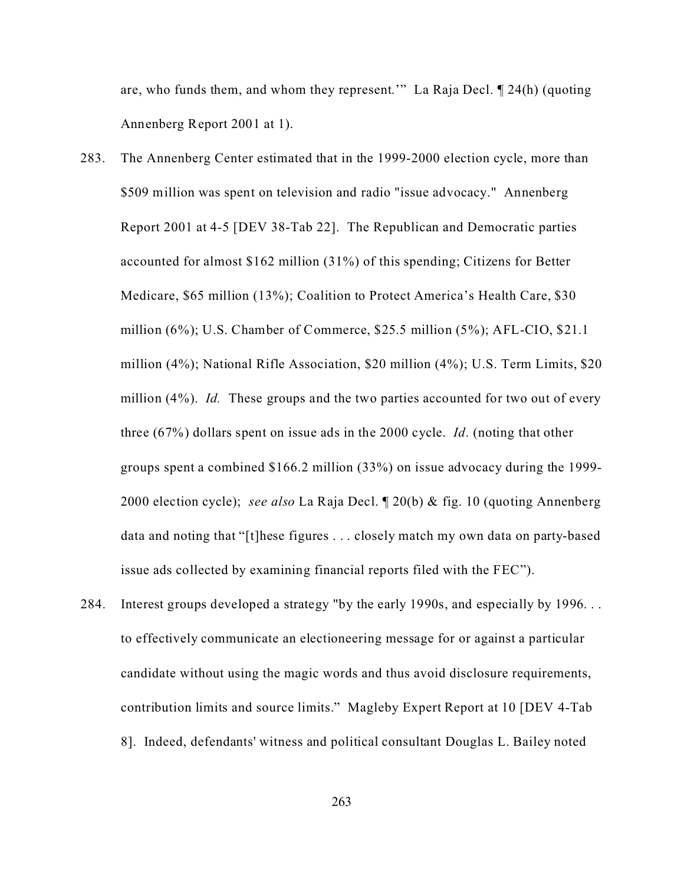are, who funds them, and whom they represent.'" La Raja Decl. ¶ 24(h) (quoting Annenberg Report 2001 at 1).

283. The Annenberg Center estimated that in the 1999-2000 election cycle, more than $509 million was spent on television and radio "issue advocacy." Annenberg Report 2001 at 4-5 [DEV 38-Tab 22]. The Republican and Democratic parties accounted for almost $162 million (31%) of this spending; Citizens for Better Medicare, $65 million (13%); Coalition to Protect America's Health Care, $30 million (6%); U.S. Chamber of Commerce, $25.5 million (5%); AFL-CIO, $21.1 million (4%); National Rifle Association, $20 million (4%); U.S. Term Limits, $20 million (4%). *Id.* These groups and the two parties accounted for two out of every three (67%) dollars spent on issue ads in the 2000 cycle. *Id*. (noting that other groups spent a combined $166.2 million (33%) on issue advocacy during the 1999-2000 election cycle); *see also* La Raja Decl. ¶ 20(b) & fig. 10 (quoting Annenberg data and noting that "[t]hese figures . . . closely match my own data on party-based issue ads collected by examining financial reports filed with the FEC").

284. Interest groups developed a strategy "by the early 1990s, and especially by 1996. . . to effectively communicate an electioneering message for or against a particular candidate without using the magic words and thus avoid disclosure requirements, contribution limits and source limits." Magleby Expert Report at 10 [DEV 4-Tab 8]. Indeed, defendants' witness and political consultant Douglas L. Bailey noted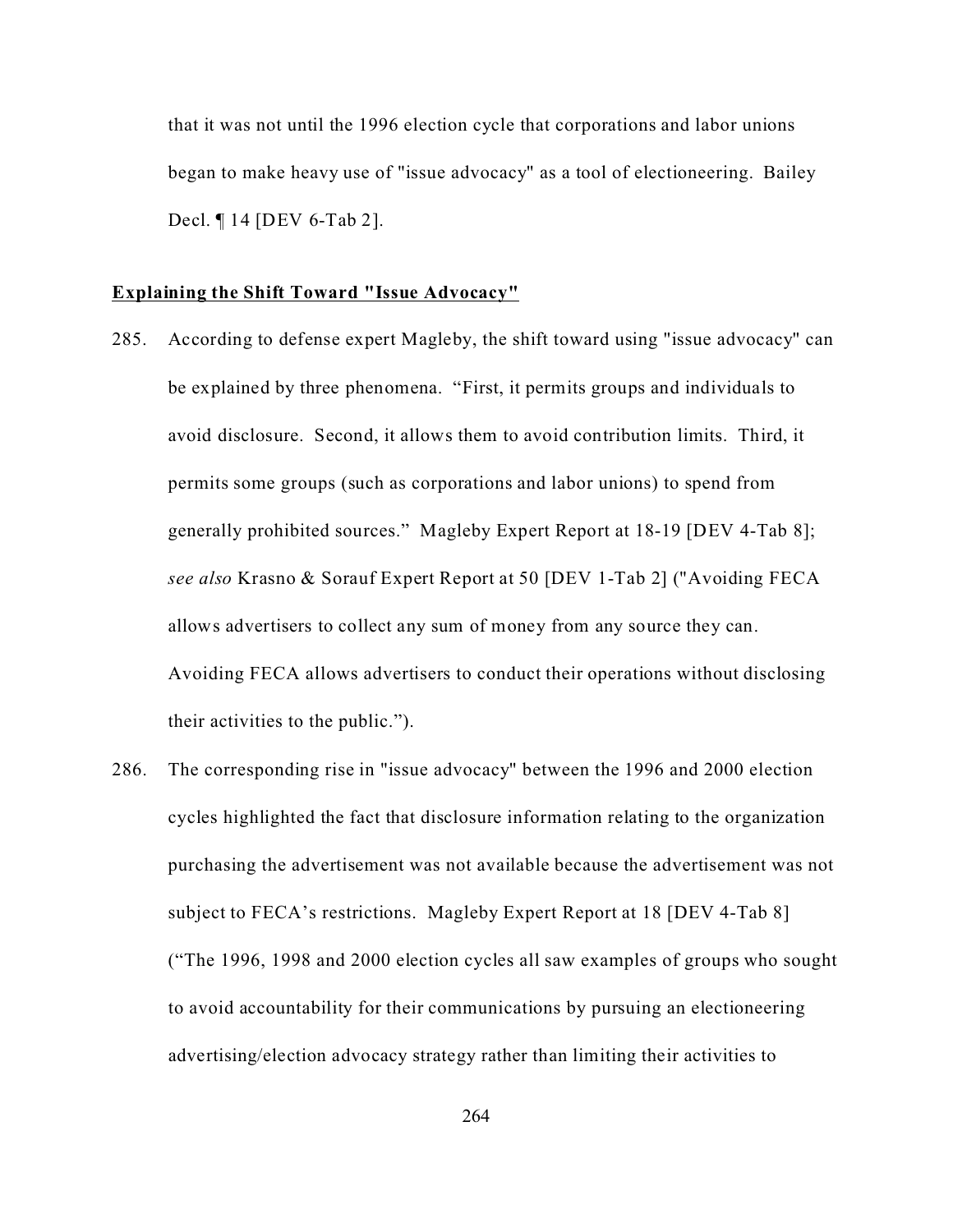that it was not until the 1996 election cycle that corporations and labor unions began to make heavy use of "issue advocacy" as a tool of electioneering. Bailey Decl. ¶ 14 [DEV 6-Tab 2].

**Explaining the Shift Toward "Issue Advocacy"**

285. According to defense expert Magleby, the shift toward using "issue advocacy" can be explained by three phenomena. "First, it permits groups and individuals to avoid disclosure. Second, it allows them to avoid contribution limits. Third, it permits some groups (such as corporations and labor unions) to spend from generally prohibited sources." Magleby Expert Report at 18-19 [DEV 4-Tab 8]; *see also* Krasno & Sorauf Expert Report at 50 [DEV 1-Tab 2] ("Avoiding FECA allows advertisers to collect any sum of money from any source they can. Avoiding FECA allows advertisers to conduct their operations without disclosing their activities to the public.").

286. The corresponding rise in "issue advocacy" between the 1996 and 2000 election cycles highlighted the fact that disclosure information relating to the organization purchasing the advertisement was not available because the advertisement was not subject to FECA's restrictions. Magleby Expert Report at 18 [DEV 4-Tab 8] ("The 1996, 1998 and 2000 election cycles all saw examples of groups who sought to avoid accountability for their communications by pursuing an electioneering advertising/election advocacy strategy rather than limiting their activities to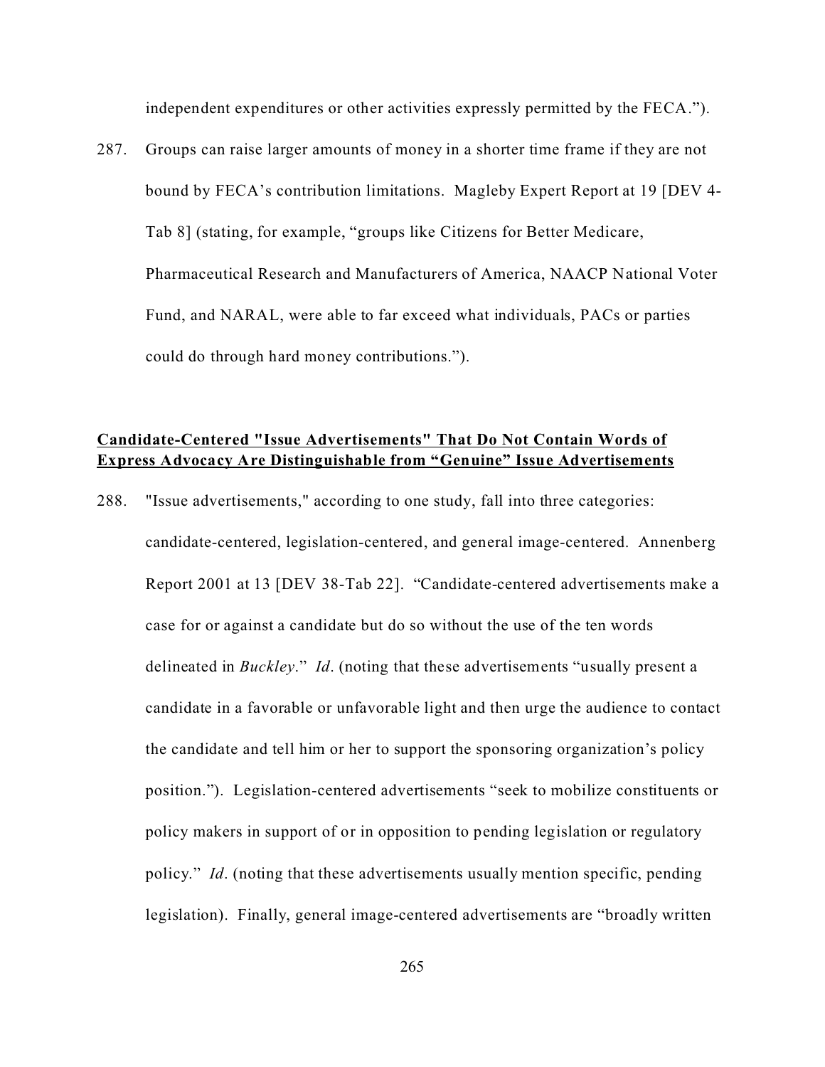independent expenditures or other activities expressly permitted by the FECA.").

287. Groups can raise larger amounts of money in a shorter time frame if they are not bound by FECA's contribution limitations. Magleby Expert Report at 19 [DEV 4-Tab 8] (stating, for example, "groups like Citizens for Better Medicare, Pharmaceutical Research and Manufacturers of America, NAACP National Voter Fund, and NARAL, were able to far exceed what individuals, PACs or parties could do through hard money contributions.").

**Candidate-Centered "Issue Advertisements" That Do Not Contain Words of Express Advocacy Are Distinguishable from "Genuine" Issue Advertisements**

288. "Issue advertisements," according to one study, fall into three categories: candidate-centered, legislation-centered, and general image-centered. Annenberg Report 2001 at 13 [DEV 38-Tab 22]. "Candidate-centered advertisements make a case for or against a candidate but do so without the use of the ten words delineated in *Buckley*." *Id*. (noting that these advertisements "usually present a candidate in a favorable or unfavorable light and then urge the audience to contact the candidate and tell him or her to support the sponsoring organization's policy position."). Legislation-centered advertisements "seek to mobilize constituents or policy makers in support of or in opposition to pending legislation or regulatory policy." *Id*. (noting that these advertisements usually mention specific, pending legislation). Finally, general image-centered advertisements are "broadly written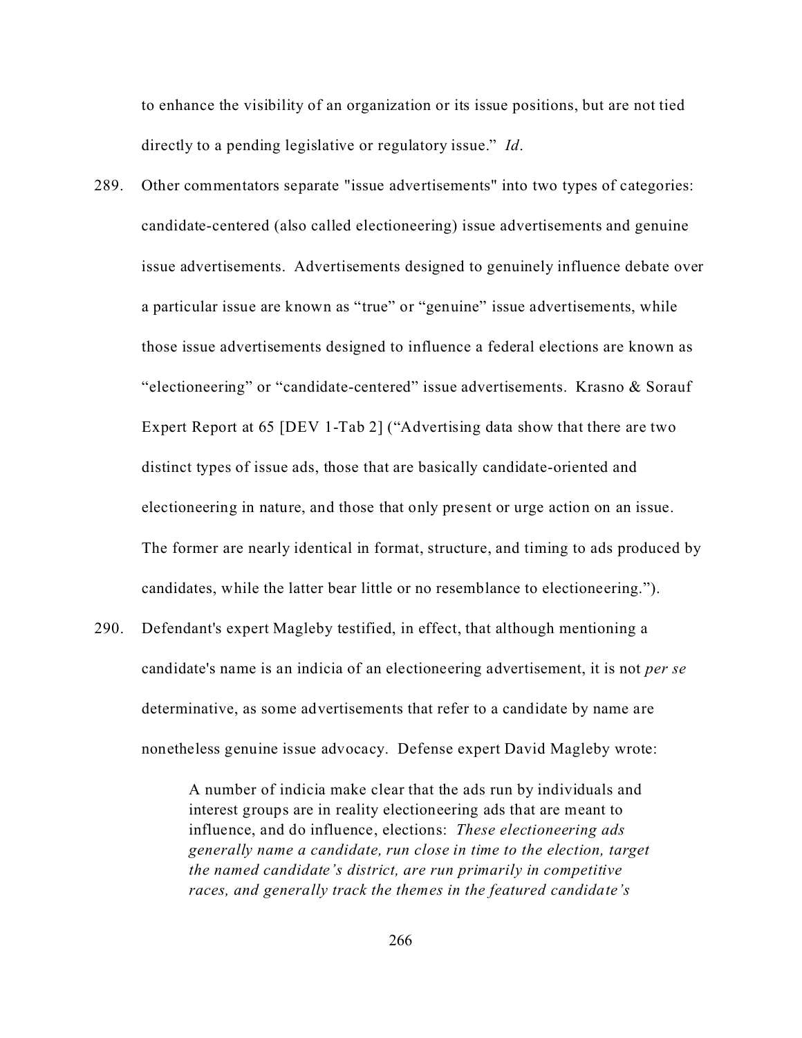to enhance the visibility of an organization or its issue positions, but are not tied directly to a pending legislative or regulatory issue." *Id*.

289. Other commentators separate "issue advertisements" into two types of categories: candidate-centered (also called electioneering) issue advertisements and genuine issue advertisements. Advertisements designed to genuinely influence debate over a particular issue are known as "true" or "genuine" issue advertisements, while those issue advertisements designed to influence a federal elections are known as "electioneering" or "candidate-centered" issue advertisements. Krasno & Sorauf Expert Report at 65 [DEV 1-Tab 2] ("Advertising data show that there are two distinct types of issue ads, those that are basically candidate-oriented and electioneering in nature, and those that only present or urge action on an issue. The former are nearly identical in format, structure, and timing to ads produced by candidates, while the latter bear little or no resemblance to electioneering.").

290. Defendant's expert Magleby testified, in effect, that although mentioning a candidate's name is an indicia of an electioneering advertisement, it is not *per se* determinative, as some advertisements that refer to a candidate by name are nonetheless genuine issue advocacy. Defense expert David Magleby wrote:

> A number of indicia make clear that the ads run by individuals and interest groups are in reality electioneering ads that are meant to influence, and do influence, elections: *These electioneering ads generally name a candidate, run close in time to the election, target the named candidate's district, are run primarily in competitive races, and generally track the themes in the featured candidate's*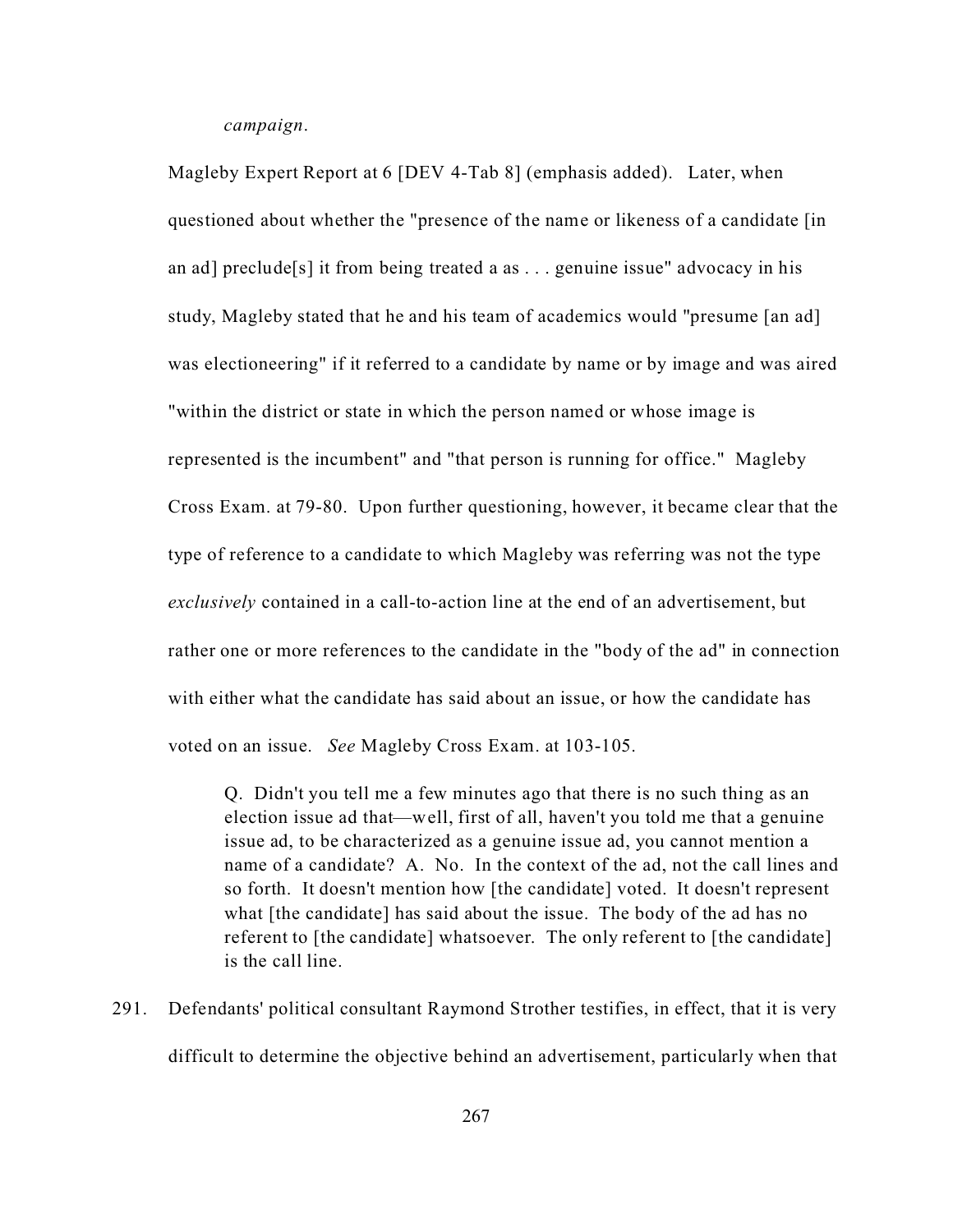*campaign*.

Magleby Expert Report at 6 [DEV 4-Tab 8] (emphasis added). Later, when questioned about whether the "presence of the name or likeness of a candidate [in an ad] preclude[s] it from being treated a as . . . genuine issue" advocacy in his study, Magleby stated that he and his team of academics would "presume [an ad] was electioneering" if it referred to a candidate by name or by image and was aired "within the district or state in which the person named or whose image is represented is the incumbent" and "that person is running for office." Magleby Cross Exam. at 79-80. Upon further questioning, however, it became clear that the type of reference to a candidate to which Magleby was referring was not the type *exclusively* contained in a call-to-action line at the end of an advertisement, but rather one or more references to the candidate in the "body of the ad" in connection with either what the candidate has said about an issue, or how the candidate has voted on an issue. *See* Magleby Cross Exam. at 103-105.

> Q. Didn't you tell me a few minutes ago that there is no such thing as an election issue ad that—well, first of all, haven't you told me that a genuine issue ad, to be characterized as a genuine issue ad, you cannot mention a name of a candidate? A. No. In the context of the ad, not the call lines and so forth. It doesn't mention how [the candidate] voted. It doesn't represent what [the candidate] has said about the issue. The body of the ad has no referent to [the candidate] whatsoever. The only referent to [the candidate] is the call line.

291. Defendants' political consultant Raymond Strother testifies, in effect, that it is very difficult to determine the objective behind an advertisement, particularly when that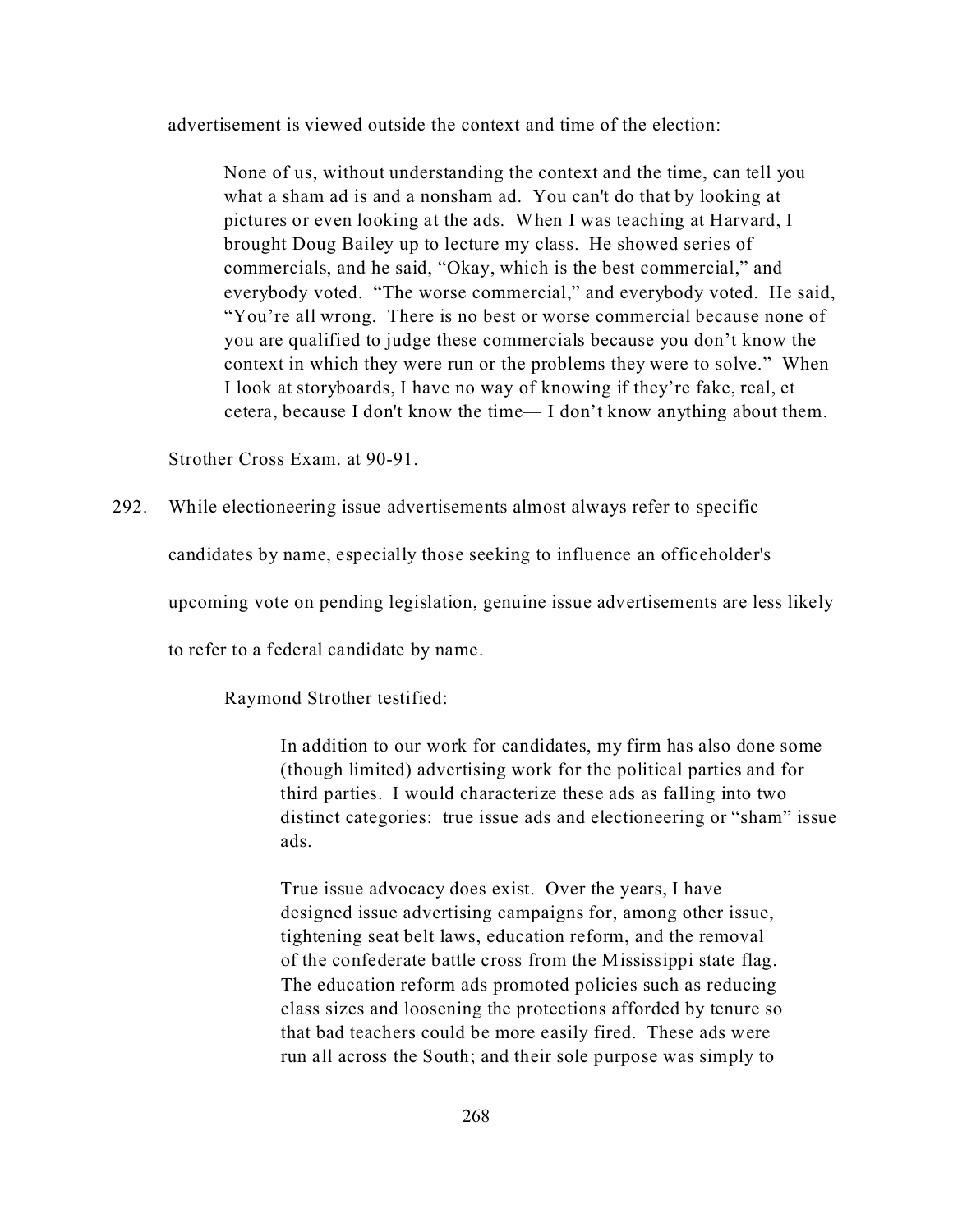advertisement is viewed outside the context and time of the election:

> None of us, without understanding the context and the time, can tell you what a sham ad is and a nonsham ad. You can't do that by looking at pictures or even looking at the ads. When I was teaching at Harvard, I brought Doug Bailey up to lecture my class. He showed series of commercials, and he said, "Okay, which is the best commercial," and everybody voted. "The worse commercial," and everybody voted. He said, "You're all wrong. There is no best or worse commercial because none of you are qualified to judge these commercials because you don't know the context in which they were run or the problems they were to solve." When I look at storyboards, I have no way of knowing if they're fake, real, et cetera, because I don't know the time— I don't know anything about them.

Strother Cross Exam. at 90-91.

292. While electioneering issue advertisements almost always refer to specific candidates by name, especially those seeking to influence an officeholder's upcoming vote on pending legislation, genuine issue advertisements are less likely to refer to a federal candidate by name.

Raymond Strother testified:

> In addition to our work for candidates, my firm has also done some (though limited) advertising work for the political parties and for third parties. I would characterize these ads as falling into two distinct categories: true issue ads and electioneering or "sham" issue ads.
>
> True issue advocacy does exist. Over the years, I have designed issue advertising campaigns for, among other issue, tightening seat belt laws, education reform, and the removal of the confederate battle cross from the Mississippi state flag. The education reform ads promoted policies such as reducing class sizes and loosening the protections afforded by tenure so that bad teachers could be more easily fired. These ads were run all across the South; and their sole purpose was simply to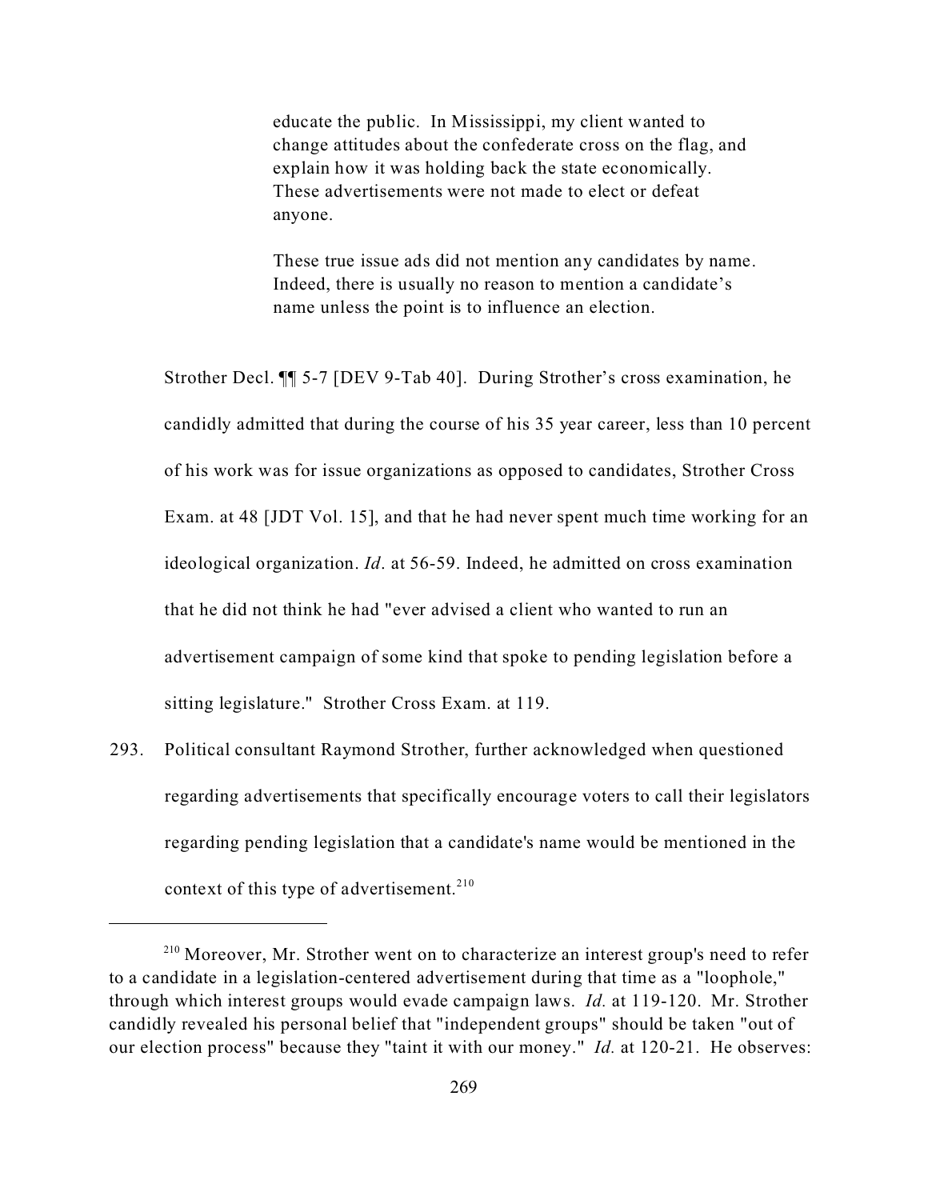> educate the public. In Mississippi, my client wanted to change attitudes about the confederate cross on the flag, and explain how it was holding back the state economically. These advertisements were not made to elect or defeat anyone.
>
> These true issue ads did not mention any candidates by name. Indeed, there is usually no reason to mention a candidate's name unless the point is to influence an election.

Strother Decl. ¶¶ 5-7 [DEV 9-Tab 40]. During Strother's cross examination, he candidly admitted that during the course of his 35 year career, less than 10 percent of his work was for issue organizations as opposed to candidates, Strother Cross Exam. at 48 [JDT Vol. 15], and that he had never spent much time working for an ideological organization. *Id*. at 56-59. Indeed, he admitted on cross examination that he did not think he had "ever advised a client who wanted to run an advertisement campaign of some kind that spoke to pending legislation before a sitting legislature." Strother Cross Exam. at 119.

293. Political consultant Raymond Strother, further acknowledged when questioned regarding advertisements that specifically encourage voters to call their legislators regarding pending legislation that a candidate's name would be mentioned in the context of this type of advertisement.[210]

---

[210] Moreover, Mr. Strother went on to characterize an interest group's need to refer to a candidate in a legislation-centered advertisement during that time as a "loophole," through which interest groups would evade campaign laws. *Id.* at 119-120. Mr. Strother candidly revealed his personal belief that "independent groups" should be taken "out of our election process" because they "taint it with our money." *Id.* at 120-21. He observes: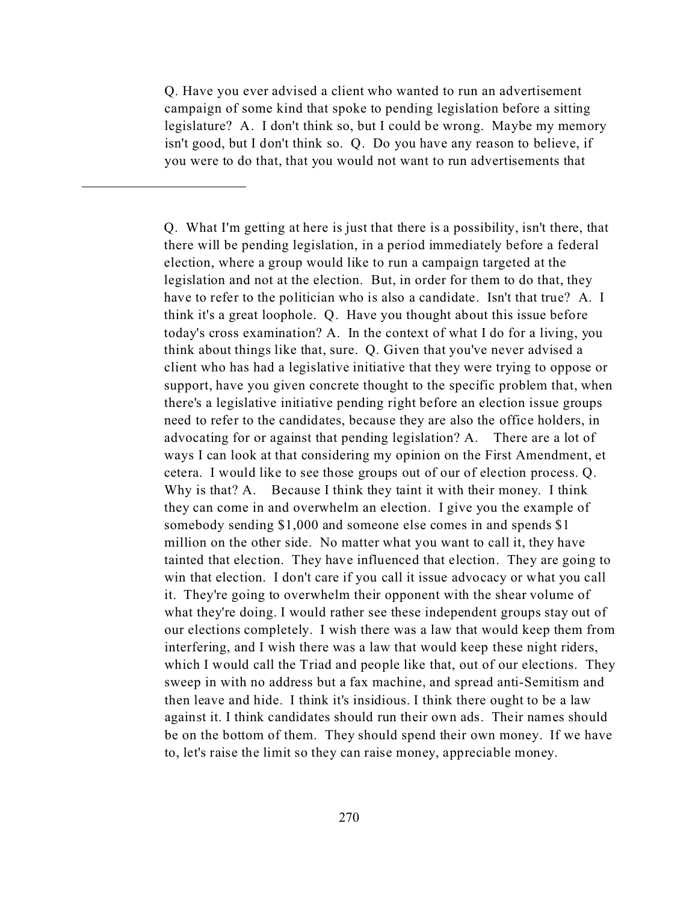Q. Have you ever advised a client who wanted to run an advertisement campaign of some kind that spoke to pending legislation before a sitting legislature? A. I don't think so, but I could be wrong. Maybe my memory isn't good, but I don't think so. Q. Do you have any reason to believe, if you were to do that, that you would not want to run advertisements that

---

Q. What I'm getting at here is just that there is a possibility, isn't there, that there will be pending legislation, in a period immediately before a federal election, where a group would like to run a campaign targeted at the legislation and not at the election. But, in order for them to do that, they have to refer to the politician who is also a candidate. Isn't that true? A. I think it's a great loophole. Q. Have you thought about this issue before today's cross examination? A. In the context of what I do for a living, you think about things like that, sure. Q. Given that you've never advised a client who has had a legislative initiative that they were trying to oppose or support, have you given concrete thought to the specific problem that, when there's a legislative initiative pending right before an election issue groups need to refer to the candidates, because they are also the office holders, in advocating for or against that pending legislation? A. There are a lot of ways I can look at that considering my opinion on the First Amendment, et cetera. I would like to see those groups out of our of election process. Q. Why is that? A. Because I think they taint it with their money. I think they can come in and overwhelm an election. I give you the example of somebody sending $1,000 and someone else comes in and spends $1 million on the other side. No matter what you want to call it, they have tainted that election. They have influenced that election. They are going to win that election. I don't care if you call it issue advocacy or what you call it. They're going to overwhelm their opponent with the shear volume of what they're doing. I would rather see these independent groups stay out of our elections completely. I wish there was a law that would keep them from interfering, and I wish there was a law that would keep these night riders, which I would call the Triad and people like that, out of our elections. They sweep in with no address but a fax machine, and spread anti-Semitism and then leave and hide. I think it's insidious. I think there ought to be a law against it. I think candidates should run their own ads. Their names should be on the bottom of them. They should spend their own money. If we have to, let's raise the limit so they can raise money, appreciable money.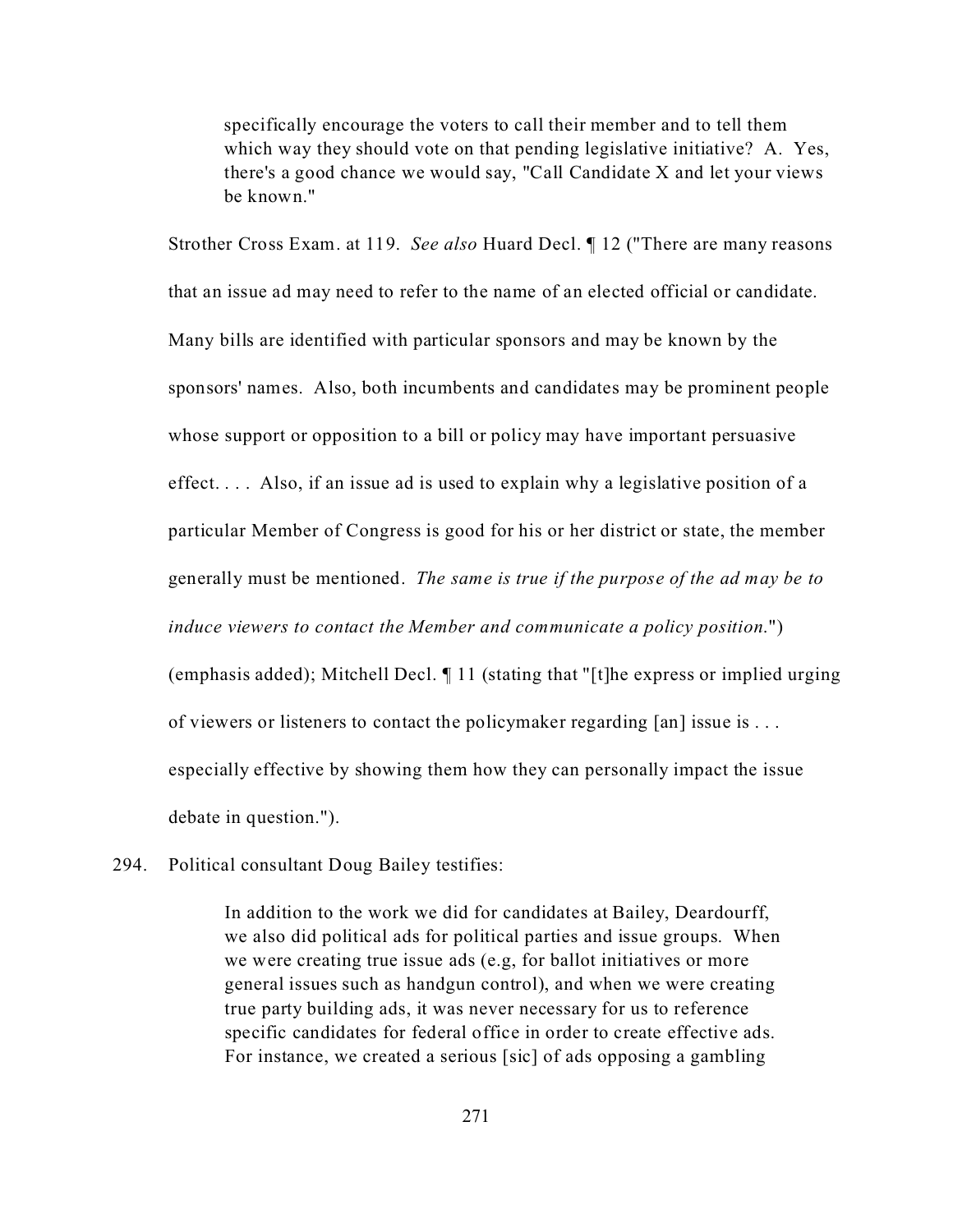> specifically encourage the voters to call their member and to tell them which way they should vote on that pending legislative initiative? A. Yes, there's a good chance we would say, "Call Candidate X and let your views be known."

Strother Cross Exam. at 119. *See also* Huard Decl. ¶ 12 ("There are many reasons that an issue ad may need to refer to the name of an elected official or candidate. Many bills are identified with particular sponsors and may be known by the sponsors' names. Also, both incumbents and candidates may be prominent people whose support or opposition to a bill or policy may have important persuasive effect. . . . Also, if an issue ad is used to explain why a legislative position of a particular Member of Congress is good for his or her district or state, the member generally must be mentioned. *The same is true if the purpose of the ad may be to induce viewers to contact the Member and communicate a policy position*.") (emphasis added); Mitchell Decl. ¶ 11 (stating that "[t]he express or implied urging of viewers or listeners to contact the policymaker regarding [an] issue is . . . especially effective by showing them how they can personally impact the issue debate in question.").

294. Political consultant Doug Bailey testifies:

> In addition to the work we did for candidates at Bailey, Deardourff, we also did political ads for political parties and issue groups. When we were creating true issue ads (e.g, for ballot initiatives or more general issues such as handgun control), and when we were creating true party building ads, it was never necessary for us to reference specific candidates for federal office in order to create effective ads. For instance, we created a serious [sic] of ads opposing a gambling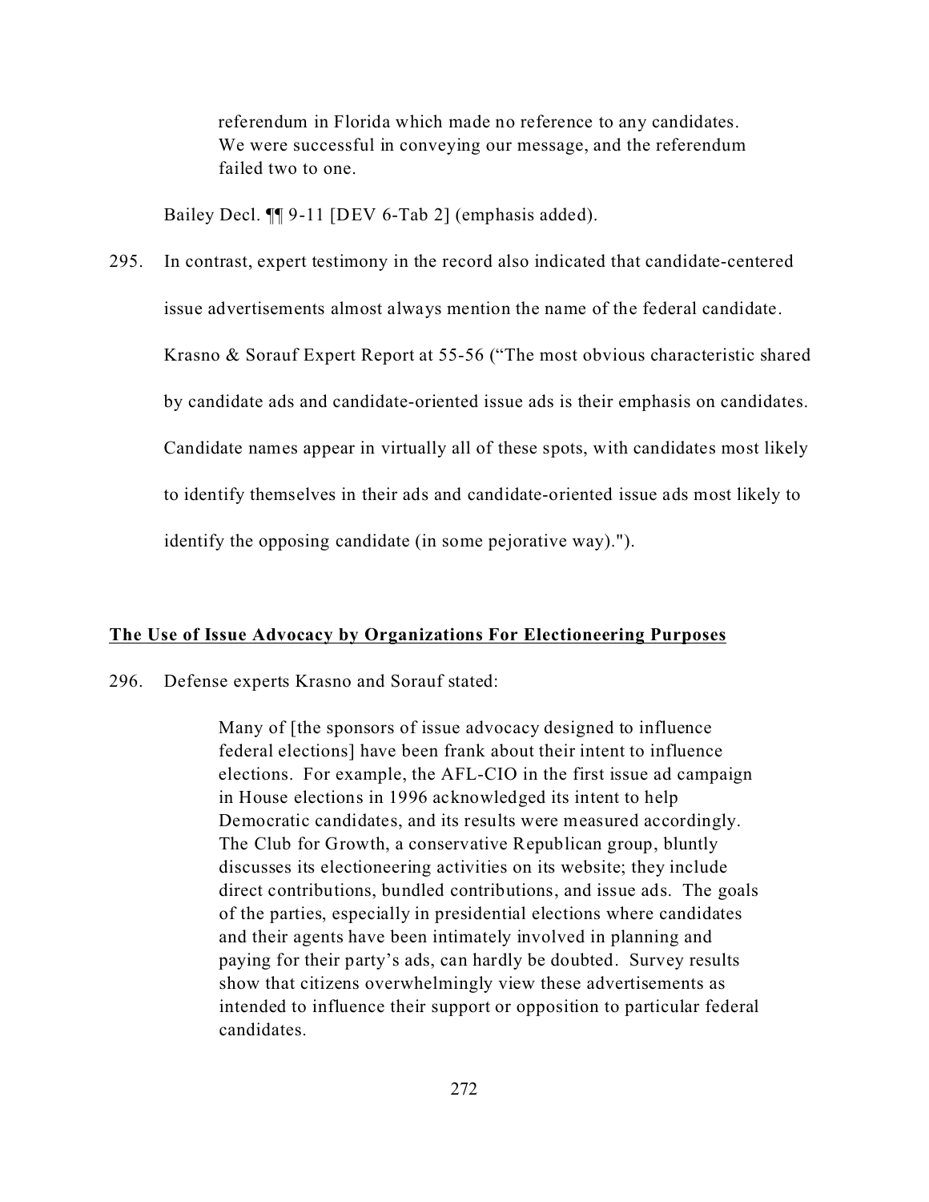> referendum in Florida which made no reference to any candidates. We were successful in conveying our message, and the referendum failed two to one.

Bailey Decl. ¶¶ 9-11 [DEV 6-Tab 2] (emphasis added).

295. In contrast, expert testimony in the record also indicated that candidate-centered issue advertisements almost always mention the name of the federal candidate. Krasno & Sorauf Expert Report at 55-56 ("The most obvious characteristic shared by candidate ads and candidate-oriented issue ads is their emphasis on candidates. Candidate names appear in virtually all of these spots, with candidates most likely to identify themselves in their ads and candidate-oriented issue ads most likely to identify the opposing candidate (in some pejorative way).").

**<u>The Use of Issue Advocacy by Organizations For Electioneering Purposes</u>**

296. Defense experts Krasno and Sorauf stated:

> Many of [the sponsors of issue advocacy designed to influence federal elections] have been frank about their intent to influence elections. For example, the AFL-CIO in the first issue ad campaign in House elections in 1996 acknowledged its intent to help Democratic candidates, and its results were measured accordingly. The Club for Growth, a conservative Republican group, bluntly discusses its electioneering activities on its website; they include direct contributions, bundled contributions, and issue ads. The goals of the parties, especially in presidential elections where candidates and their agents have been intimately involved in planning and paying for their party's ads, can hardly be doubted. Survey results show that citizens overwhelmingly view these advertisements as intended to influence their support or opposition to particular federal candidates.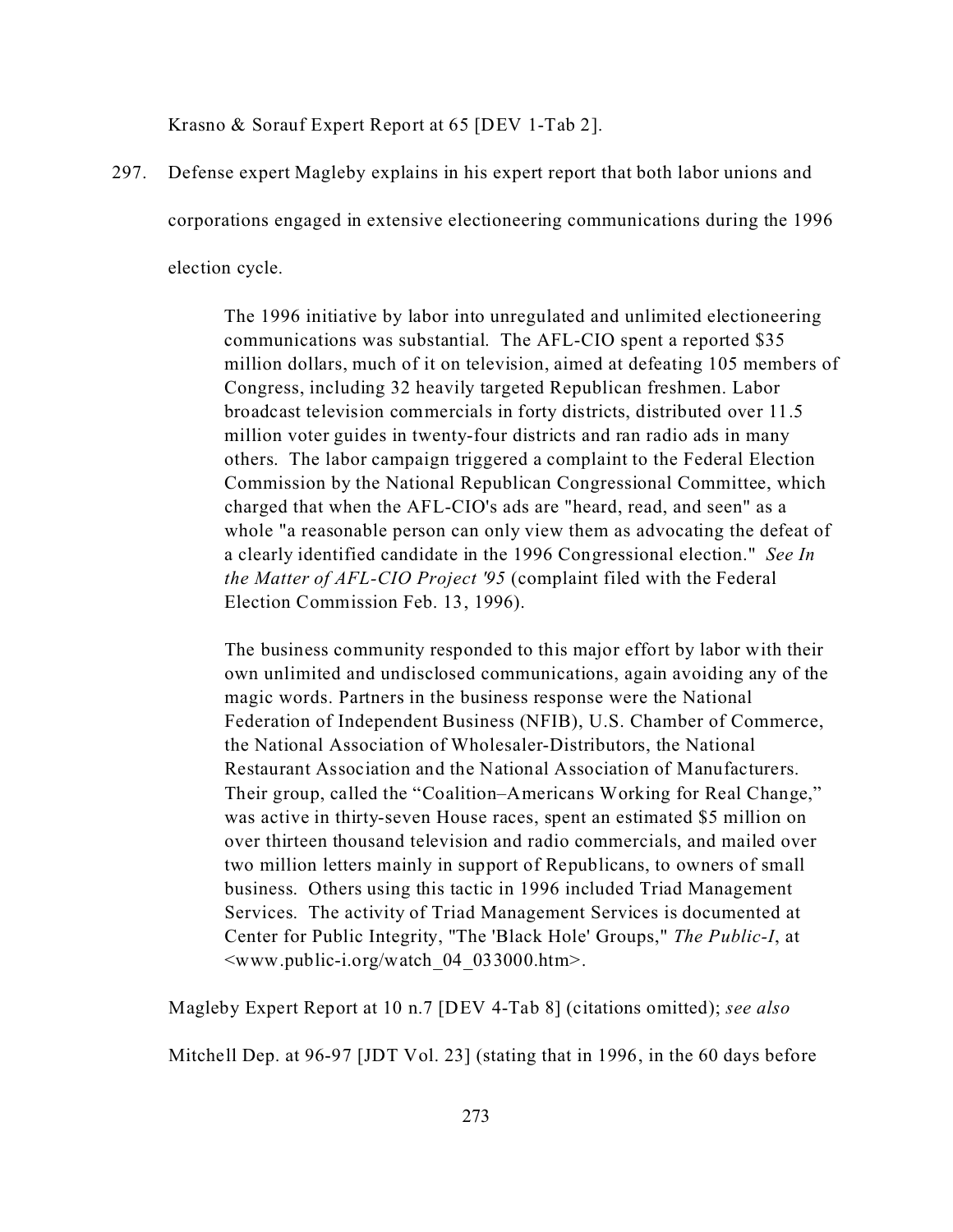Krasno & Sorauf Expert Report at 65 [DEV 1-Tab 2].

297. Defense expert Magleby explains in his expert report that both labor unions and corporations engaged in extensive electioneering communications during the 1996 election cycle.

> The 1996 initiative by labor into unregulated and unlimited electioneering communications was substantial. The AFL-CIO spent a reported $35 million dollars, much of it on television, aimed at defeating 105 members of Congress, including 32 heavily targeted Republican freshmen. Labor broadcast television commercials in forty districts, distributed over 11.5 million voter guides in twenty-four districts and ran radio ads in many others. The labor campaign triggered a complaint to the Federal Election Commission by the National Republican Congressional Committee, which charged that when the AFL-CIO's ads are "heard, read, and seen" as a whole "a reasonable person can only view them as advocating the defeat of a clearly identified candidate in the 1996 Congressional election." *See In the Matter of AFL-CIO Project '95* (complaint filed with the Federal Election Commission Feb. 13, 1996).
>
> The business community responded to this major effort by labor with their own unlimited and undisclosed communications, again avoiding any of the magic words. Partners in the business response were the National Federation of Independent Business (NFIB), U.S. Chamber of Commerce, the National Association of Wholesaler-Distributors, the National Restaurant Association and the National Association of Manufacturers. Their group, called the "Coalition–Americans Working for Real Change," was active in thirty-seven House races, spent an estimated $5 million on over thirteen thousand television and radio commercials, and mailed over two million letters mainly in support of Republicans, to owners of small business. Others using this tactic in 1996 included Triad Management Services. The activity of Triad Management Services is documented at Center for Public Integrity, "The 'Black Hole' Groups," *The Public-I*, at <www.public-i.org/watch_04_033000.htm>.

Magleby Expert Report at 10 n.7 [DEV 4-Tab 8] (citations omitted); *see also* Mitchell Dep. at 96-97 [JDT Vol. 23] (stating that in 1996, in the 60 days before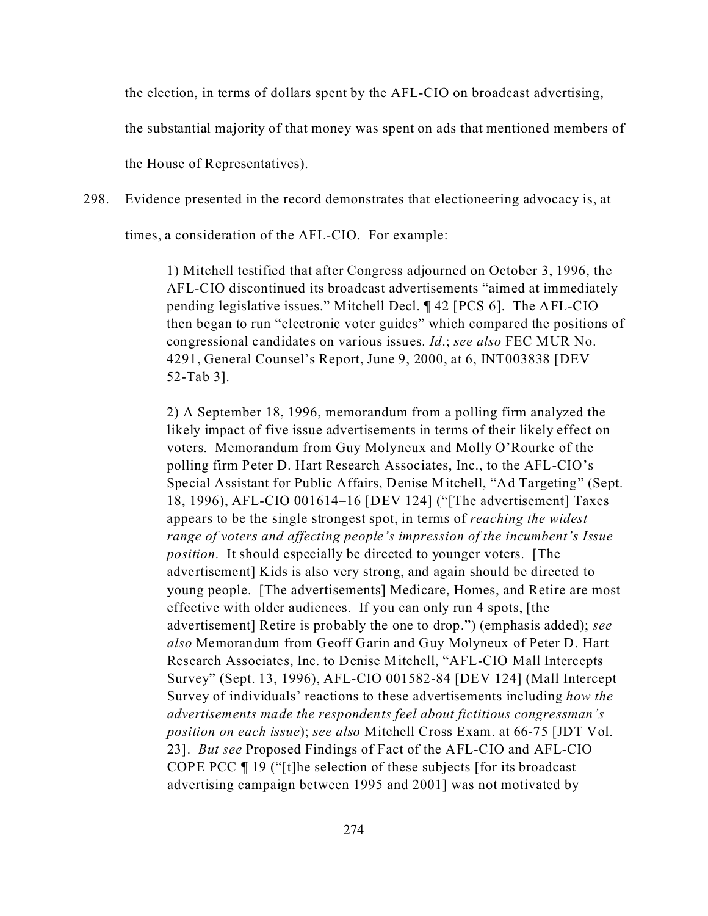the election, in terms of dollars spent by the AFL-CIO on broadcast advertising, the substantial majority of that money was spent on ads that mentioned members of the House of Representatives).

298. Evidence presented in the record demonstrates that electioneering advocacy is, at times, a consideration of the AFL-CIO. For example:

> 1) Mitchell testified that after Congress adjourned on October 3, 1996, the AFL-CIO discontinued its broadcast advertisements "aimed at immediately pending legislative issues." Mitchell Decl. ¶ 42 [PCS 6]. The AFL-CIO then began to run "electronic voter guides" which compared the positions of congressional candidates on various issues. *Id*.; *see also* FEC MUR No. 4291, General Counsel's Report, June 9, 2000, at 6, INT003838 [DEV 52-Tab 3].
>
> 2) A September 18, 1996, memorandum from a polling firm analyzed the likely impact of five issue advertisements in terms of their likely effect on voters. Memorandum from Guy Molyneux and Molly O'Rourke of the polling firm Peter D. Hart Research Associates, Inc., to the AFL-CIO's Special Assistant for Public Affairs, Denise Mitchell, "Ad Targeting" (Sept. 18, 1996), AFL-CIO 001614–16 [DEV 124] ("[The advertisement] Taxes appears to be the single strongest spot, in terms of *reaching the widest range of voters and affecting people's impression of the incumbent's Issue position*. It should especially be directed to younger voters. [The advertisement] Kids is also very strong, and again should be directed to young people. [The advertisements] Medicare, Homes, and Retire are most effective with older audiences. If you can only run 4 spots, [the advertisement] Retire is probably the one to drop.") (emphasis added); *see also* Memorandum from Geoff Garin and Guy Molyneux of Peter D. Hart Research Associates, Inc. to Denise Mitchell, "AFL-CIO Mall Intercepts Survey" (Sept. 13, 1996), AFL-CIO 001582-84 [DEV 124] (Mall Intercept Survey of individuals' reactions to these advertisements including *how the advertisements made the respondents feel about fictitious congressman's position on each issue*); *see also* Mitchell Cross Exam. at 66-75 [JDT Vol. 23]. *But see* Proposed Findings of Fact of the AFL-CIO and AFL-CIO COPE PCC ¶ 19 ("[t]he selection of these subjects [for its broadcast advertising campaign between 1995 and 2001] was not motivated by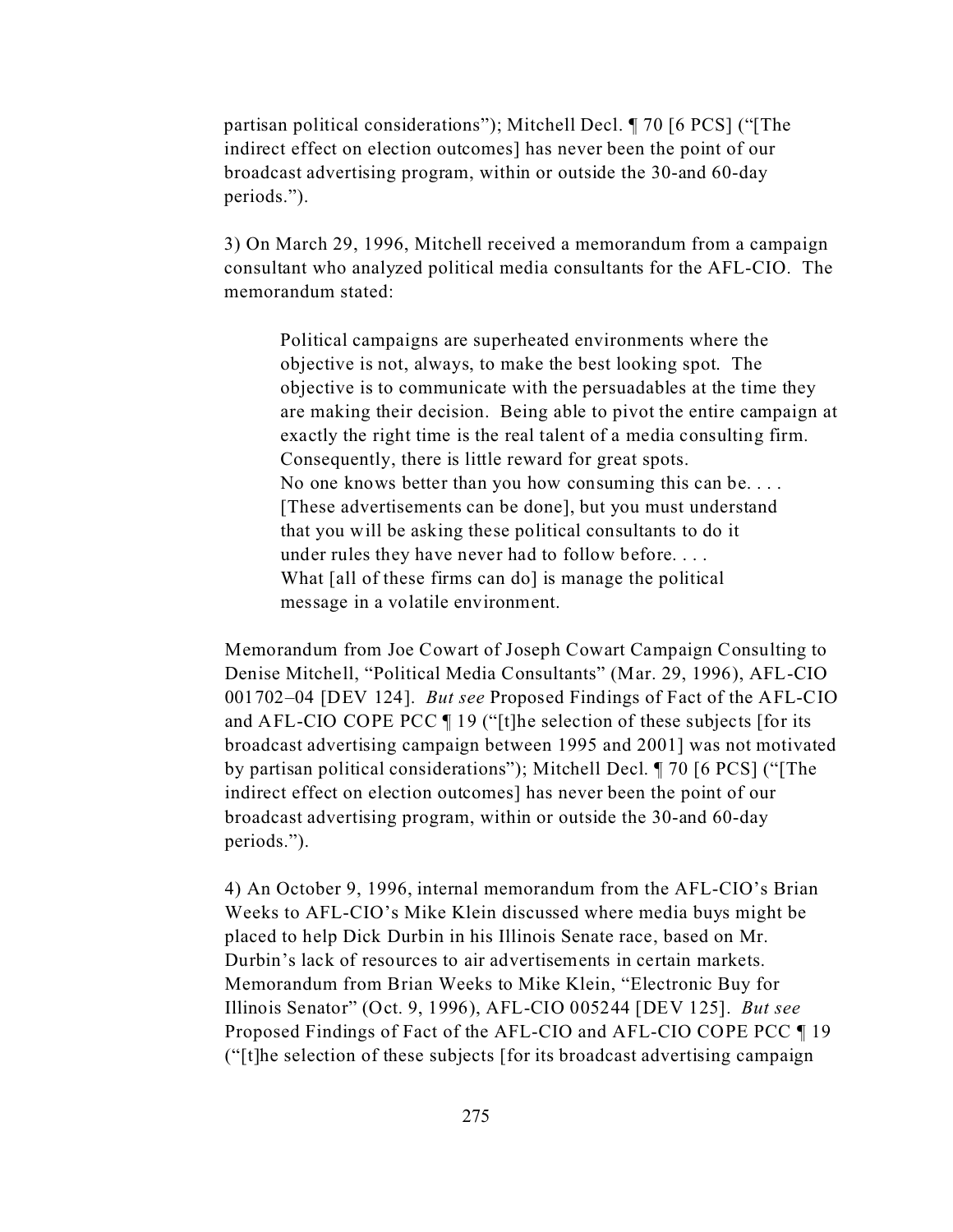partisan political considerations"); Mitchell Decl. ¶ 70 [6 PCS] ("[The indirect effect on election outcomes] has never been the point of our broadcast advertising program, within or outside the 30-and 60-day periods.").

3) On March 29, 1996, Mitchell received a memorandum from a campaign consultant who analyzed political media consultants for the AFL-CIO. The memorandum stated:

> Political campaigns are superheated environments where the objective is not, always, to make the best looking spot. The objective is to communicate with the persuadables at the time they are making their decision. Being able to pivot the entire campaign at exactly the right time is the real talent of a media consulting firm. Consequently, there is little reward for great spots.
> No one knows better than you how consuming this can be. . . . [These advertisements can be done], but you must understand that you will be asking these political consultants to do it under rules they have never had to follow before. . . .
> What [all of these firms can do] is manage the political message in a volatile environment.

Memorandum from Joe Cowart of Joseph Cowart Campaign Consulting to Denise Mitchell, "Political Media Consultants" (Mar. 29, 1996), AFL-CIO 001702–04 [DEV 124]. *But see* Proposed Findings of Fact of the AFL-CIO and AFL-CIO COPE PCC ¶ 19 ("[t]he selection of these subjects [for its broadcast advertising campaign between 1995 and 2001] was not motivated by partisan political considerations"); Mitchell Decl. ¶ 70 [6 PCS] ("[The indirect effect on election outcomes] has never been the point of our broadcast advertising program, within or outside the 30-and 60-day periods.").

4) An October 9, 1996, internal memorandum from the AFL-CIO's Brian Weeks to AFL-CIO's Mike Klein discussed where media buys might be placed to help Dick Durbin in his Illinois Senate race, based on Mr. Durbin's lack of resources to air advertisements in certain markets. Memorandum from Brian Weeks to Mike Klein, "Electronic Buy for Illinois Senator" (Oct. 9, 1996), AFL-CIO 005244 [DEV 125]. *But see* Proposed Findings of Fact of the AFL-CIO and AFL-CIO COPE PCC ¶ 19 ("[t]he selection of these subjects [for its broadcast advertising campaign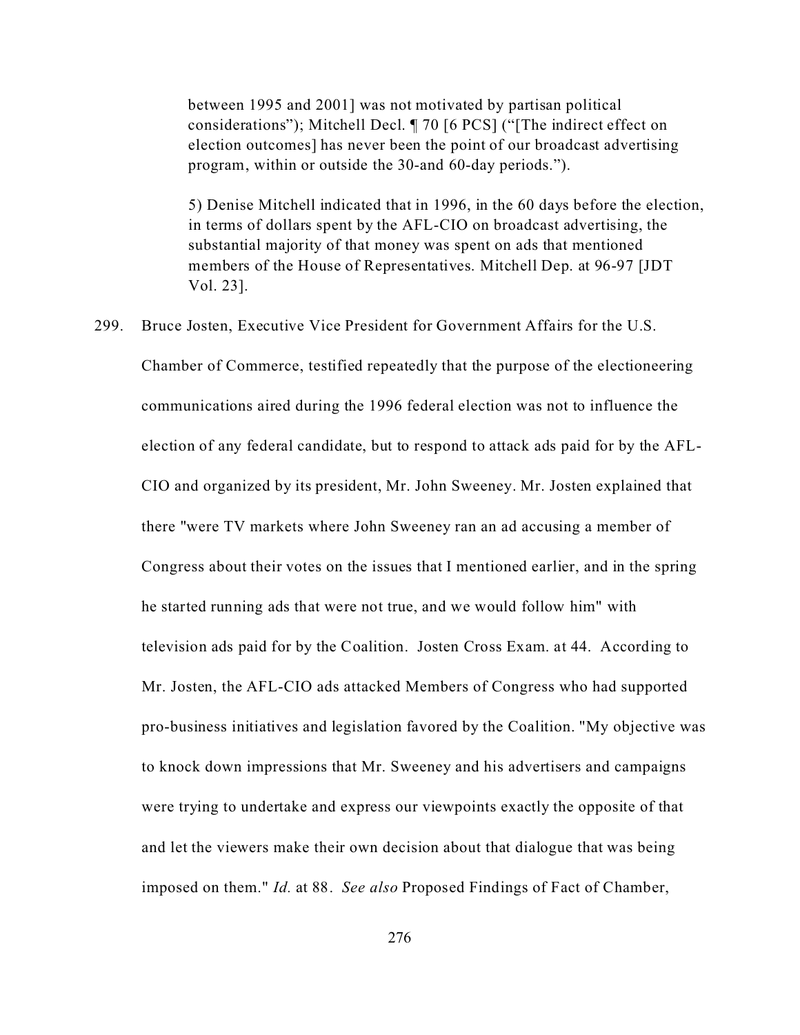between 1995 and 2001] was not motivated by partisan political considerations"); Mitchell Decl. ¶ 70 [6 PCS] ("[The indirect effect on election outcomes] has never been the point of our broadcast advertising program, within or outside the 30-and 60-day periods.").

5) Denise Mitchell indicated that in 1996, in the 60 days before the election, in terms of dollars spent by the AFL-CIO on broadcast advertising, the substantial majority of that money was spent on ads that mentioned members of the House of Representatives. Mitchell Dep. at 96-97 [JDT Vol. 23].

299. Bruce Josten, Executive Vice President for Government Affairs for the U.S. Chamber of Commerce, testified repeatedly that the purpose of the electioneering communications aired during the 1996 federal election was not to influence the election of any federal candidate, but to respond to attack ads paid for by the AFL-CIO and organized by its president, Mr. John Sweeney. Mr. Josten explained that there "were TV markets where John Sweeney ran an ad accusing a member of Congress about their votes on the issues that I mentioned earlier, and in the spring he started running ads that were not true, and we would follow him" with television ads paid for by the Coalition. Josten Cross Exam. at 44. According to Mr. Josten, the AFL-CIO ads attacked Members of Congress who had supported pro-business initiatives and legislation favored by the Coalition. "My objective was to knock down impressions that Mr. Sweeney and his advertisers and campaigns were trying to undertake and express our viewpoints exactly the opposite of that and let the viewers make their own decision about that dialogue that was being imposed on them." *Id.* at 88. *See also* Proposed Findings of Fact of Chamber,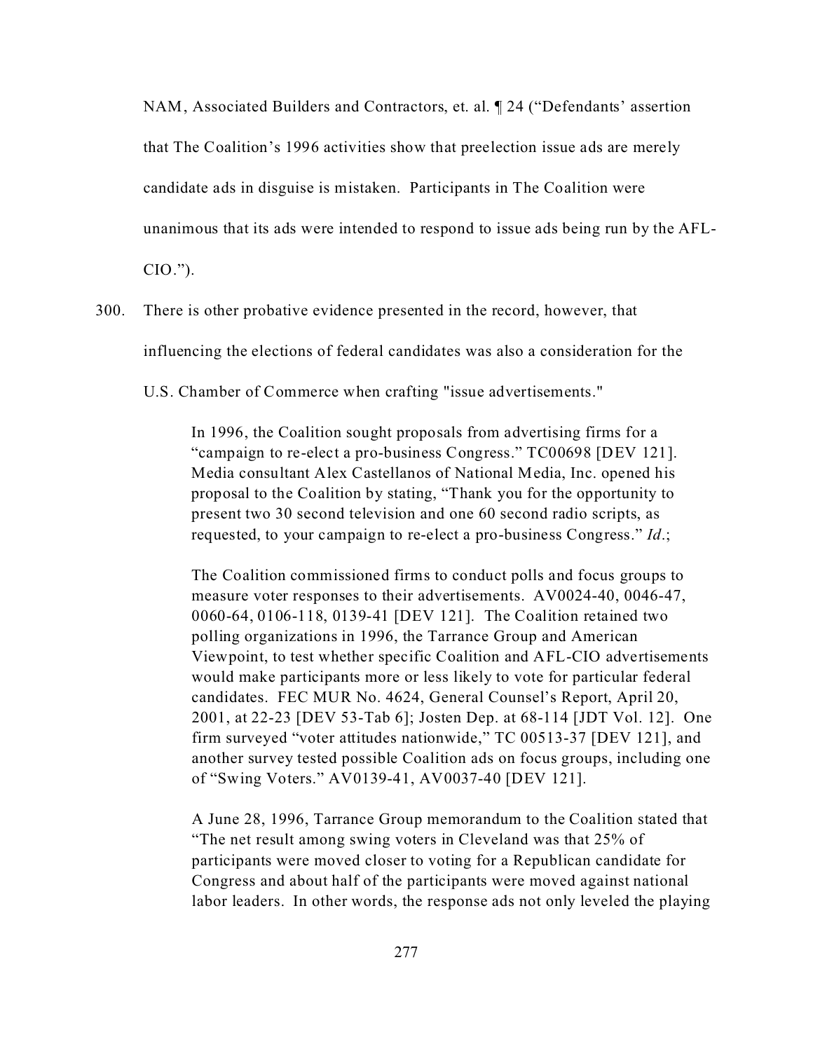NAM, Associated Builders and Contractors, et. al. ¶ 24 ("Defendants' assertion that The Coalition's 1996 activities show that preelection issue ads are merely candidate ads in disguise is mistaken. Participants in The Coalition were unanimous that its ads were intended to respond to issue ads being run by the AFL-CIO.").

300. There is other probative evidence presented in the record, however, that influencing the elections of federal candidates was also a consideration for the U.S. Chamber of Commerce when crafting "issue advertisements."

> In 1996, the Coalition sought proposals from advertising firms for a "campaign to re-elect a pro-business Congress." TC00698 [DEV 121]. Media consultant Alex Castellanos of National Media, Inc. opened his proposal to the Coalition by stating, "Thank you for the opportunity to present two 30 second television and one 60 second radio scripts, as requested, to your campaign to re-elect a pro-business Congress." *Id*.;
>
> The Coalition commissioned firms to conduct polls and focus groups to measure voter responses to their advertisements. AV0024-40, 0046-47, 0060-64, 0106-118, 0139-41 [DEV 121]. The Coalition retained two polling organizations in 1996, the Tarrance Group and American Viewpoint, to test whether specific Coalition and AFL-CIO advertisements would make participants more or less likely to vote for particular federal candidates. FEC MUR No. 4624, General Counsel's Report, April 20, 2001, at 22-23 [DEV 53-Tab 6]; Josten Dep. at 68-114 [JDT Vol. 12]. One firm surveyed "voter attitudes nationwide," TC 00513-37 [DEV 121], and another survey tested possible Coalition ads on focus groups, including one of "Swing Voters." AV0139-41, AV0037-40 [DEV 121].
>
> A June 28, 1996, Tarrance Group memorandum to the Coalition stated that "The net result among swing voters in Cleveland was that 25% of participants were moved closer to voting for a Republican candidate for Congress and about half of the participants were moved against national labor leaders. In other words, the response ads not only leveled the playing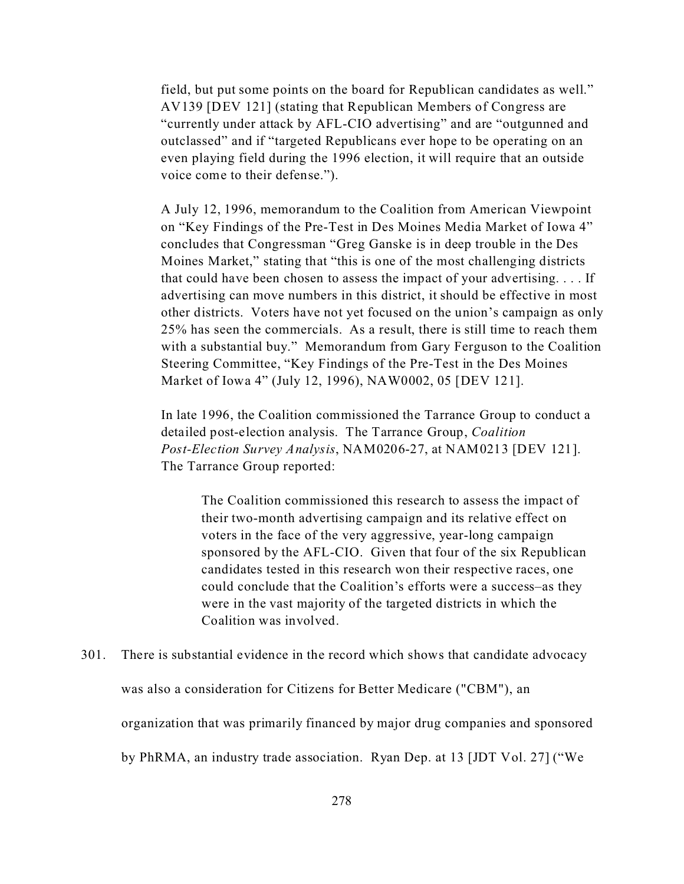field, but put some points on the board for Republican candidates as well." AV139 [DEV 121] (stating that Republican Members of Congress are "currently under attack by AFL-CIO advertising" and are "outgunned and outclassed" and if "targeted Republicans ever hope to be operating on an even playing field during the 1996 election, it will require that an outside voice come to their defense.").

A July 12, 1996, memorandum to the Coalition from American Viewpoint on "Key Findings of the Pre-Test in Des Moines Media Market of Iowa 4" concludes that Congressman "Greg Ganske is in deep trouble in the Des Moines Market," stating that "this is one of the most challenging districts that could have been chosen to assess the impact of your advertising. . . . If advertising can move numbers in this district, it should be effective in most other districts. Voters have not yet focused on the union's campaign as only 25% has seen the commercials. As a result, there is still time to reach them with a substantial buy." Memorandum from Gary Ferguson to the Coalition Steering Committee, "Key Findings of the Pre-Test in the Des Moines Market of Iowa 4" (July 12, 1996), NAW0002, 05 [DEV 121].

In late 1996, the Coalition commissioned the Tarrance Group to conduct a detailed post-election analysis. The Tarrance Group, *Coalition Post-Election Survey Analysis*, NAM0206-27, at NAM0213 [DEV 121]. The Tarrance Group reported:

> The Coalition commissioned this research to assess the impact of their two-month advertising campaign and its relative effect on voters in the face of the very aggressive, year-long campaign sponsored by the AFL-CIO. Given that four of the six Republican candidates tested in this research won their respective races, one could conclude that the Coalition's efforts were a success–as they were in the vast majority of the targeted districts in which the Coalition was involved.

301. There is substantial evidence in the record which shows that candidate advocacy was also a consideration for Citizens for Better Medicare ("CBM"), an organization that was primarily financed by major drug companies and sponsored by PhRMA, an industry trade association. Ryan Dep. at 13 [JDT Vol. 27] ("We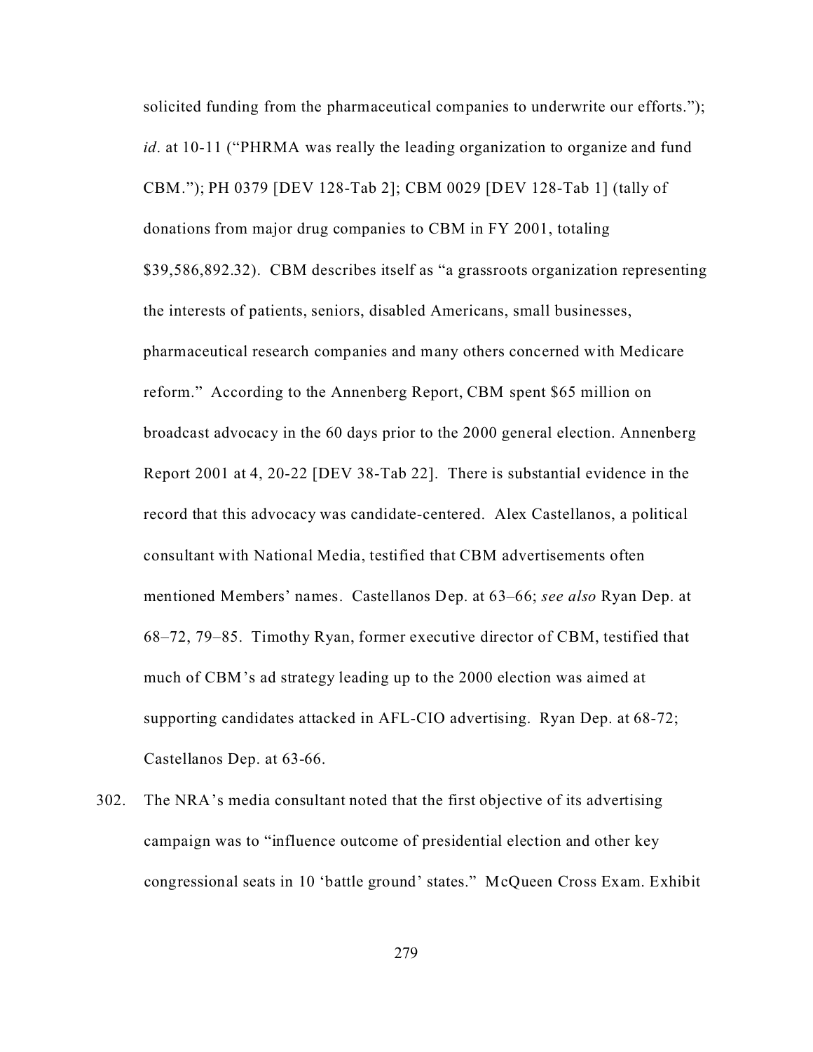solicited funding from the pharmaceutical companies to underwrite our efforts."); *id*. at 10-11 ("PHRMA was really the leading organization to organize and fund CBM."); PH 0379 [DEV 128-Tab 2]; CBM 0029 [DEV 128-Tab 1] (tally of donations from major drug companies to CBM in FY 2001, totaling $39,586,892.32). CBM describes itself as "a grassroots organization representing the interests of patients, seniors, disabled Americans, small businesses, pharmaceutical research companies and many others concerned with Medicare reform." According to the Annenberg Report, CBM spent $65 million on broadcast advocacy in the 60 days prior to the 2000 general election. Annenberg Report 2001 at 4, 20-22 [DEV 38-Tab 22]. There is substantial evidence in the record that this advocacy was candidate-centered. Alex Castellanos, a political consultant with National Media, testified that CBM advertisements often mentioned Members' names. Castellanos Dep. at 63–66; *see also* Ryan Dep. at 68–72, 79–85. Timothy Ryan, former executive director of CBM, testified that much of CBM's ad strategy leading up to the 2000 election was aimed at supporting candidates attacked in AFL-CIO advertising. Ryan Dep. at 68-72; Castellanos Dep. at 63-66.

302. The NRA's media consultant noted that the first objective of its advertising campaign was to "influence outcome of presidential election and other key congressional seats in 10 'battle ground' states." McQueen Cross Exam. Exhibit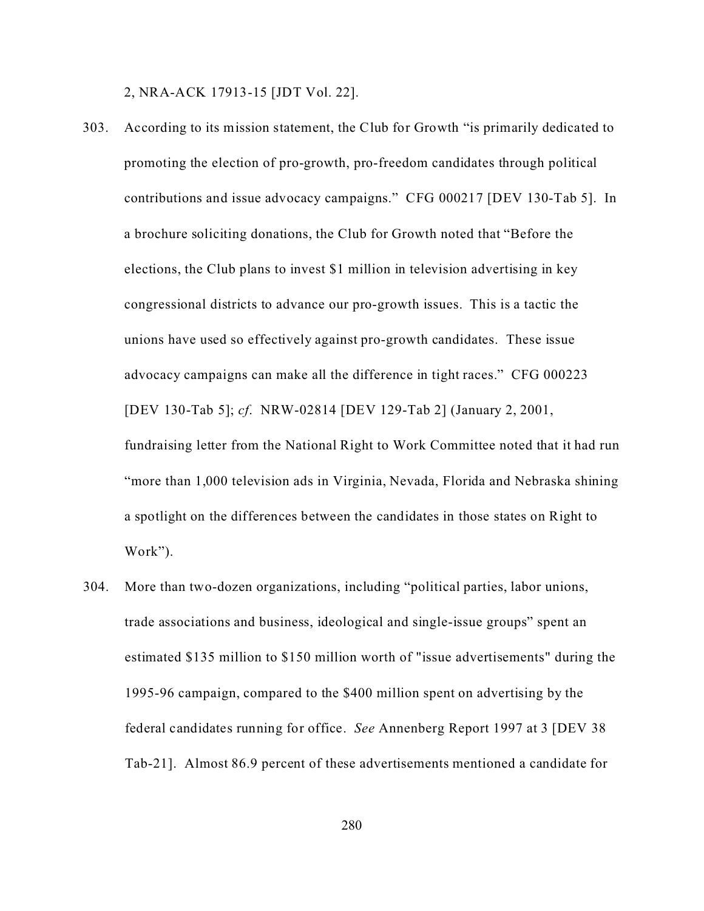2, NRA-ACK 17913-15 [JDT Vol. 22].

303. According to its mission statement, the Club for Growth "is primarily dedicated to promoting the election of pro-growth, pro-freedom candidates through political contributions and issue advocacy campaigns." CFG 000217 [DEV 130-Tab 5]. In a brochure soliciting donations, the Club for Growth noted that "Before the elections, the Club plans to invest $1 million in television advertising in key congressional districts to advance our pro-growth issues. This is a tactic the unions have used so effectively against pro-growth candidates. These issue advocacy campaigns can make all the difference in tight races." CFG 000223 [DEV 130-Tab 5]; *cf.* NRW-02814 [DEV 129-Tab 2] (January 2, 2001, fundraising letter from the National Right to Work Committee noted that it had run "more than 1,000 television ads in Virginia, Nevada, Florida and Nebraska shining a spotlight on the differences between the candidates in those states on Right to Work").

304. More than two-dozen organizations, including "political parties, labor unions, trade associations and business, ideological and single-issue groups" spent an estimated $135 million to $150 million worth of "issue advertisements" during the 1995-96 campaign, compared to the $400 million spent on advertising by the federal candidates running for office. *See* Annenberg Report 1997 at 3 [DEV 38 Tab-21]. Almost 86.9 percent of these advertisements mentioned a candidate for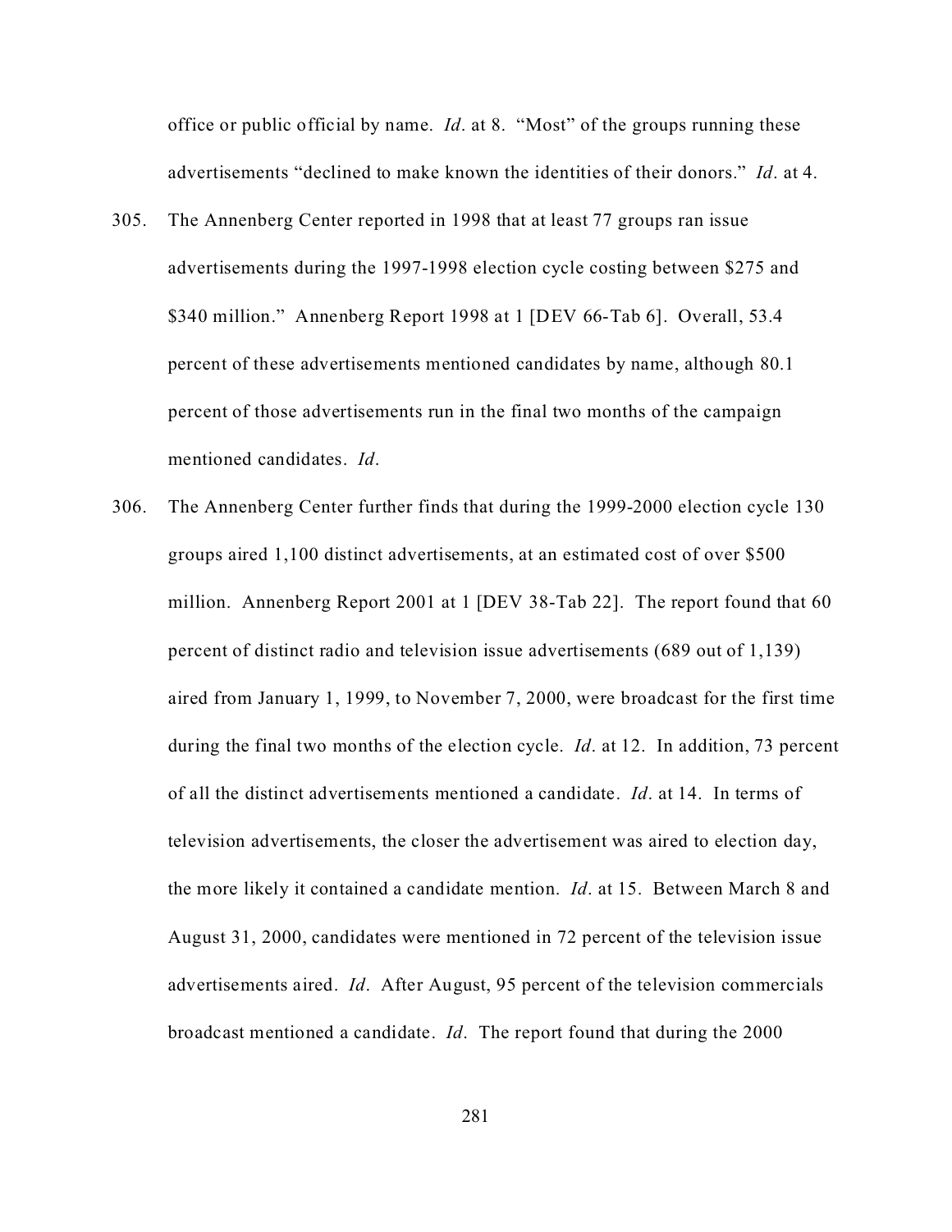office or public official by name. *Id*. at 8. "Most" of the groups running these advertisements "declined to make known the identities of their donors." *Id*. at 4.

305. The Annenberg Center reported in 1998 that at least 77 groups ran issue advertisements during the 1997-1998 election cycle costing between $275 and $340 million." Annenberg Report 1998 at 1 [DEV 66-Tab 6]. Overall, 53.4 percent of these advertisements mentioned candidates by name, although 80.1 percent of those advertisements run in the final two months of the campaign mentioned candidates. *Id*.

306. The Annenberg Center further finds that during the 1999-2000 election cycle 130 groups aired 1,100 distinct advertisements, at an estimated cost of over $500 million. Annenberg Report 2001 at 1 [DEV 38-Tab 22]. The report found that 60 percent of distinct radio and television issue advertisements (689 out of 1,139) aired from January 1, 1999, to November 7, 2000, were broadcast for the first time during the final two months of the election cycle. *Id*. at 12. In addition, 73 percent of all the distinct advertisements mentioned a candidate. *Id*. at 14. In terms of television advertisements, the closer the advertisement was aired to election day, the more likely it contained a candidate mention. *Id*. at 15. Between March 8 and August 31, 2000, candidates were mentioned in 72 percent of the television issue advertisements aired. *Id*. After August, 95 percent of the television commercials broadcast mentioned a candidate. *Id*. The report found that during the 2000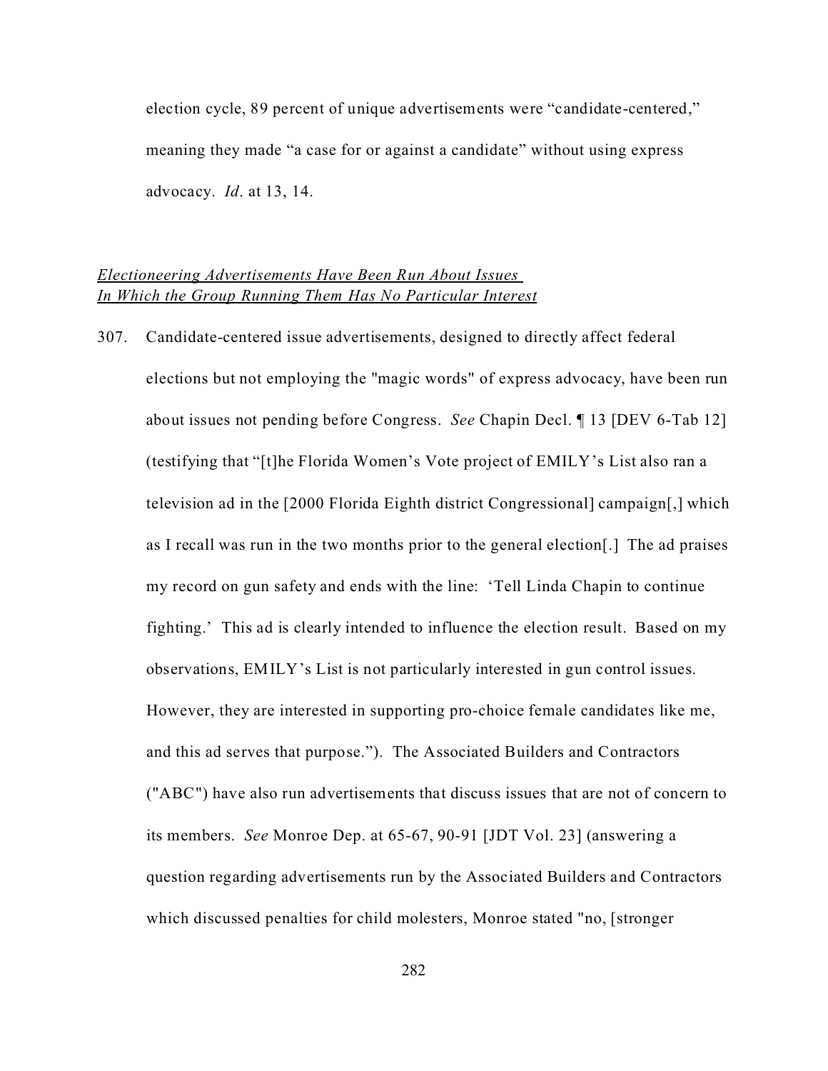election cycle, 89 percent of unique advertisements were "candidate-centered," meaning they made "a case for or against a candidate" without using express advocacy. *Id*. at 13, 14.

*Electioneering Advertisements Have Been Run About Issues In Which the Group Running Them Has No Particular Interest*

307. Candidate-centered issue advertisements, designed to directly affect federal elections but not employing the "magic words" of express advocacy, have been run about issues not pending before Congress. *See* Chapin Decl. ¶ 13 [DEV 6-Tab 12] (testifying that "[t]he Florida Women's Vote project of EMILY's List also ran a television ad in the [2000 Florida Eighth district Congressional] campaign[,] which as I recall was run in the two months prior to the general election[.] The ad praises my record on gun safety and ends with the line: 'Tell Linda Chapin to continue fighting.' This ad is clearly intended to influence the election result. Based on my observations, EMILY's List is not particularly interested in gun control issues. However, they are interested in supporting pro-choice female candidates like me, and this ad serves that purpose."). The Associated Builders and Contractors ("ABC") have also run advertisements that discuss issues that are not of concern to its members. *See* Monroe Dep. at 65-67, 90-91 [JDT Vol. 23] (answering a question regarding advertisements run by the Associated Builders and Contractors which discussed penalties for child molesters, Monroe stated "no, [stronger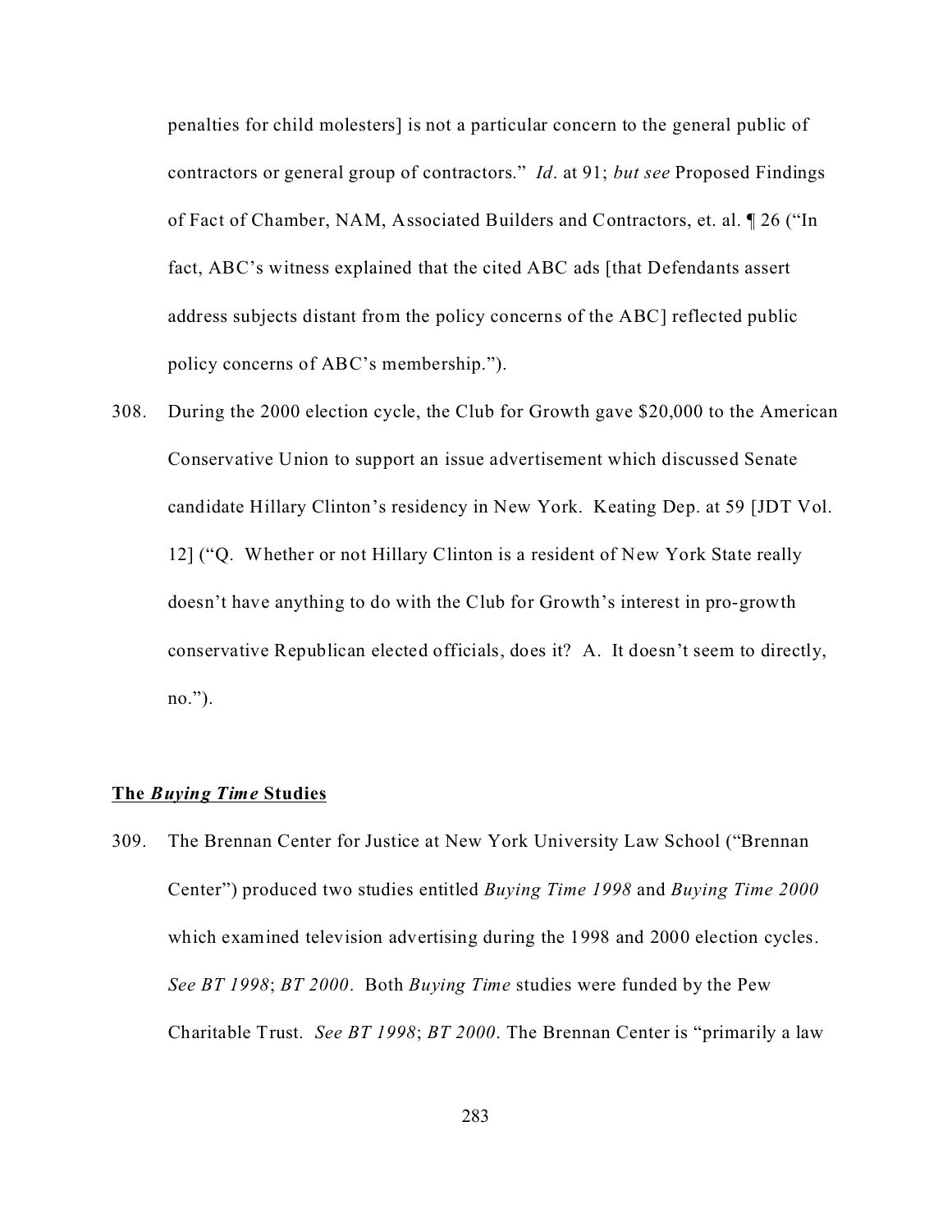penalties for child molesters] is not a particular concern to the general public of contractors or general group of contractors." *Id*. at 91; *but see* Proposed Findings of Fact of Chamber, NAM, Associated Builders and Contractors, et. al. ¶ 26 ("In fact, ABC's witness explained that the cited ABC ads [that Defendants assert address subjects distant from the policy concerns of the ABC] reflected public policy concerns of ABC's membership.").

308. During the 2000 election cycle, the Club for Growth gave $20,000 to the American Conservative Union to support an issue advertisement which discussed Senate candidate Hillary Clinton's residency in New York. Keating Dep. at 59 [JDT Vol. 12] ("Q. Whether or not Hillary Clinton is a resident of New York State really doesn't have anything to do with the Club for Growth's interest in pro-growth conservative Republican elected officials, does it? A. It doesn't seem to directly, no.").

**The *Buying Time* Studies**

309. The Brennan Center for Justice at New York University Law School ("Brennan Center") produced two studies entitled *Buying Time 1998* and *Buying Time 2000* which examined television advertising during the 1998 and 2000 election cycles. *See BT 1998*; *BT 2000*. Both *Buying Time* studies were funded by the Pew Charitable Trust. *See BT 1998*; *BT 2000*. The Brennan Center is "primarily a law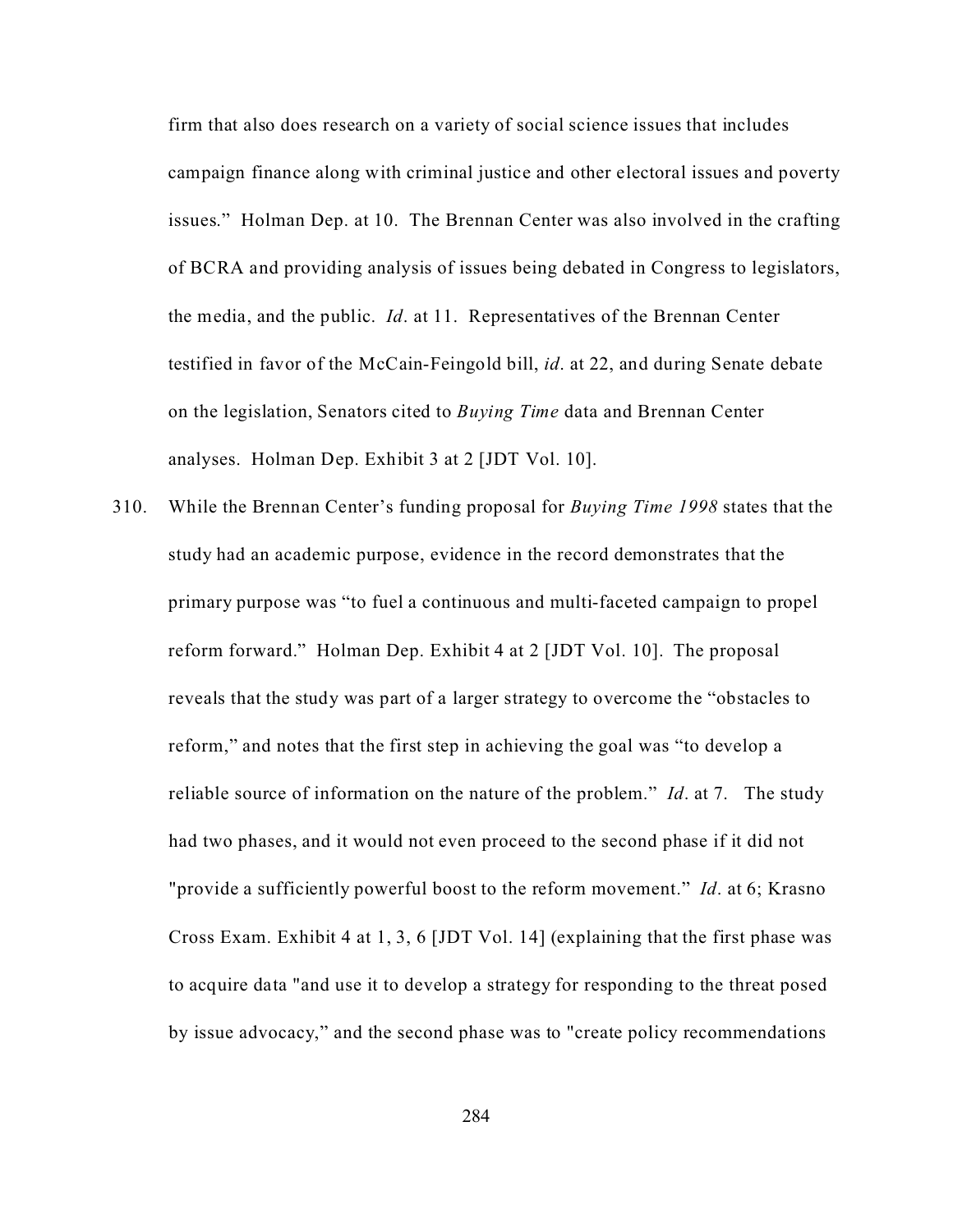firm that also does research on a variety of social science issues that includes campaign finance along with criminal justice and other electoral issues and poverty issues." Holman Dep. at 10. The Brennan Center was also involved in the crafting of BCRA and providing analysis of issues being debated in Congress to legislators, the media, and the public. *Id*. at 11. Representatives of the Brennan Center testified in favor of the McCain-Feingold bill, *id*. at 22, and during Senate debate on the legislation, Senators cited to *Buying Time* data and Brennan Center analyses. Holman Dep. Exhibit 3 at 2 [JDT Vol. 10].

310. While the Brennan Center's funding proposal for *Buying Time 1998* states that the study had an academic purpose, evidence in the record demonstrates that the primary purpose was "to fuel a continuous and multi-faceted campaign to propel reform forward." Holman Dep. Exhibit 4 at 2 [JDT Vol. 10]. The proposal reveals that the study was part of a larger strategy to overcome the "obstacles to reform," and notes that the first step in achieving the goal was "to develop a reliable source of information on the nature of the problem." *Id*. at 7. The study had two phases, and it would not even proceed to the second phase if it did not "provide a sufficiently powerful boost to the reform movement." *Id*. at 6; Krasno Cross Exam. Exhibit 4 at 1, 3, 6 [JDT Vol. 14] (explaining that the first phase was to acquire data "and use it to develop a strategy for responding to the threat posed by issue advocacy," and the second phase was to "create policy recommendations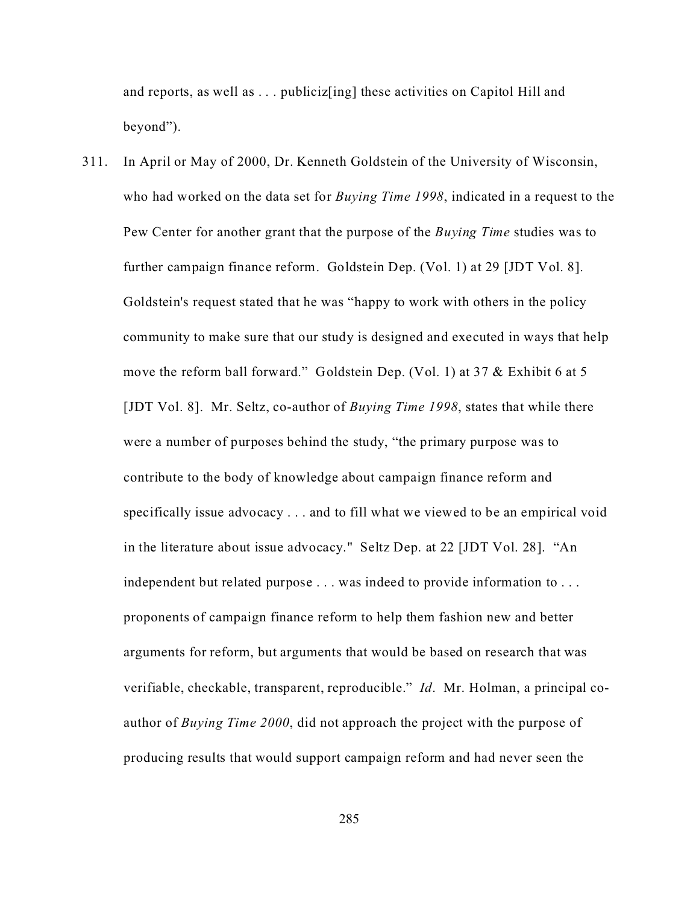and reports, as well as . . . publiciz[ing] these activities on Capitol Hill and beyond").

311. In April or May of 2000, Dr. Kenneth Goldstein of the University of Wisconsin, who had worked on the data set for *Buying Time 1998*, indicated in a request to the Pew Center for another grant that the purpose of the *Buying Time* studies was to further campaign finance reform. Goldstein Dep. (Vol. 1) at 29 [JDT Vol. 8]. Goldstein's request stated that he was "happy to work with others in the policy community to make sure that our study is designed and executed in ways that help move the reform ball forward." Goldstein Dep. (Vol. 1) at 37 & Exhibit 6 at 5 [JDT Vol. 8]. Mr. Seltz, co-author of *Buying Time 1998*, states that while there were a number of purposes behind the study, "the primary purpose was to contribute to the body of knowledge about campaign finance reform and specifically issue advocacy . . . and to fill what we viewed to be an empirical void in the literature about issue advocacy." Seltz Dep. at 22 [JDT Vol. 28]. "An independent but related purpose . . . was indeed to provide information to . . . proponents of campaign finance reform to help them fashion new and better arguments for reform, but arguments that would be based on research that was verifiable, checkable, transparent, reproducible." *Id*. Mr. Holman, a principal co-author of *Buying Time 2000*, did not approach the project with the purpose of producing results that would support campaign reform and had never seen the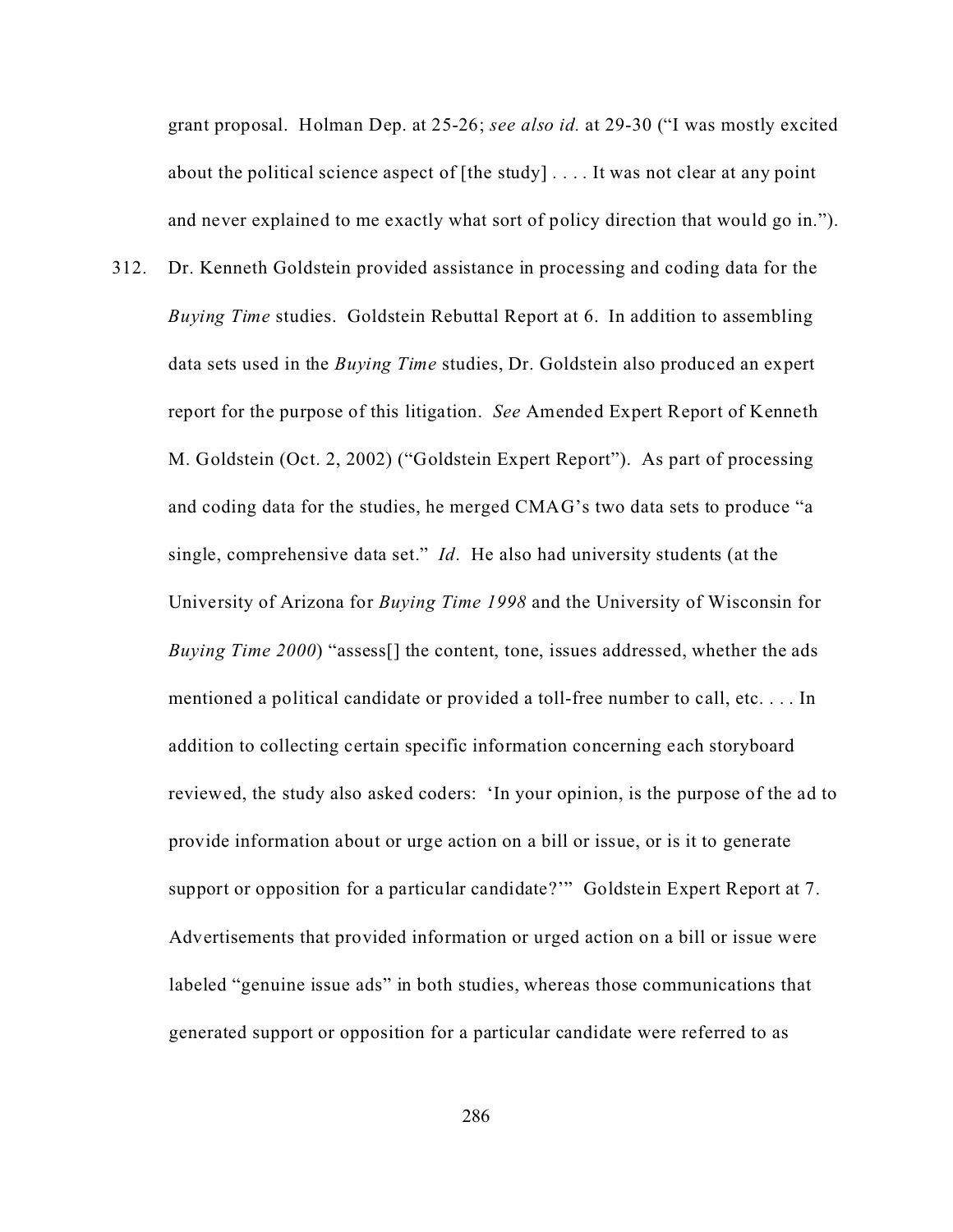grant proposal. Holman Dep. at 25-26; *see also id.* at 29-30 ("I was mostly excited about the political science aspect of [the study] . . . . It was not clear at any point and never explained to me exactly what sort of policy direction that would go in.").

312. Dr. Kenneth Goldstein provided assistance in processing and coding data for the *Buying Time* studies. Goldstein Rebuttal Report at 6. In addition to assembling data sets used in the *Buying Time* studies, Dr. Goldstein also produced an expert report for the purpose of this litigation. *See* Amended Expert Report of Kenneth M. Goldstein (Oct. 2, 2002) ("Goldstein Expert Report"). As part of processing and coding data for the studies, he merged CMAG's two data sets to produce "a single, comprehensive data set." *Id*. He also had university students (at the University of Arizona for *Buying Time 1998* and the University of Wisconsin for *Buying Time 2000*) "assess[] the content, tone, issues addressed, whether the ads mentioned a political candidate or provided a toll-free number to call, etc. . . . In addition to collecting certain specific information concerning each storyboard reviewed, the study also asked coders: 'In your opinion, is the purpose of the ad to provide information about or urge action on a bill or issue, or is it to generate support or opposition for a particular candidate?'" Goldstein Expert Report at 7. Advertisements that provided information or urged action on a bill or issue were labeled "genuine issue ads" in both studies, whereas those communications that generated support or opposition for a particular candidate were referred to as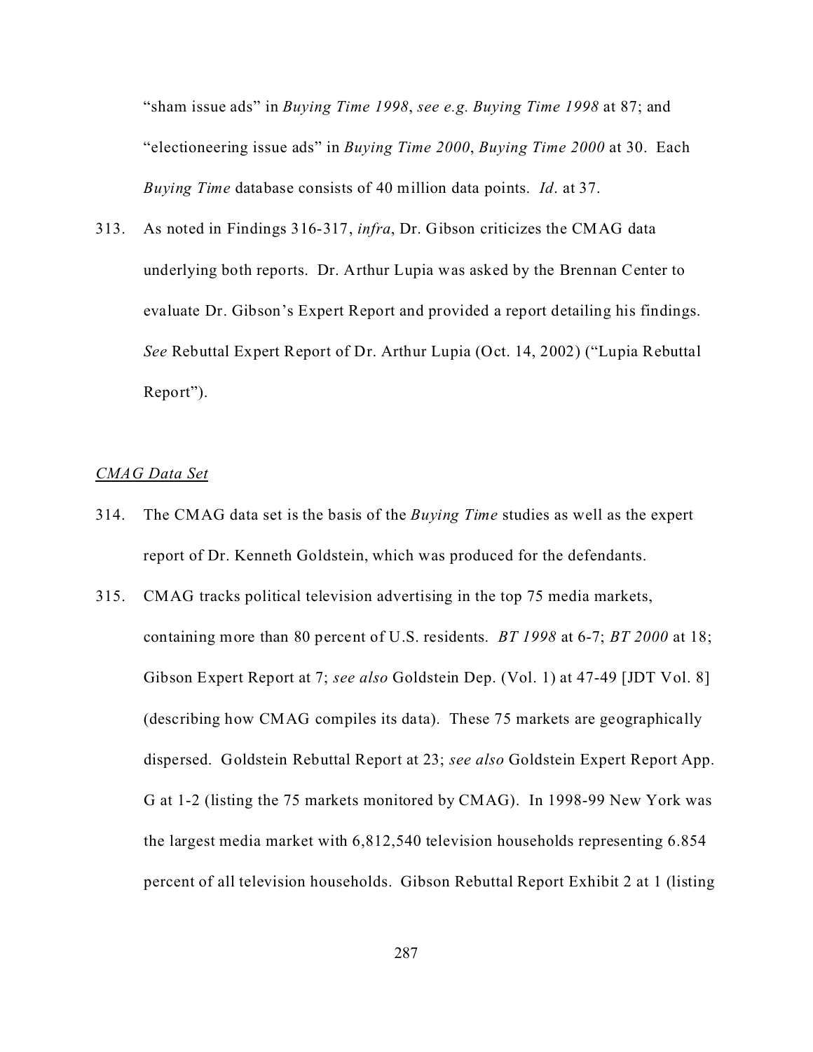"sham issue ads" in *Buying Time 1998*, *see e.g. Buying Time 1998* at 87; and "electioneering issue ads" in *Buying Time 2000*, *Buying Time 2000* at 30. Each *Buying Time* database consists of 40 million data points. *Id*. at 37.

313. As noted in Findings 316-317, *infra*, Dr. Gibson criticizes the CMAG data underlying both reports. Dr. Arthur Lupia was asked by the Brennan Center to evaluate Dr. Gibson's Expert Report and provided a report detailing his findings. *See* Rebuttal Expert Report of Dr. Arthur Lupia (Oct. 14, 2002) ("Lupia Rebuttal Report").

*CMAG Data Set*

314. The CMAG data set is the basis of the *Buying Time* studies as well as the expert report of Dr. Kenneth Goldstein, which was produced for the defendants.

315. CMAG tracks political television advertising in the top 75 media markets, containing more than 80 percent of U.S. residents. *BT 1998* at 6-7; *BT 2000* at 18; Gibson Expert Report at 7; *see also* Goldstein Dep. (Vol. 1) at 47-49 [JDT Vol. 8] (describing how CMAG compiles its data). These 75 markets are geographically dispersed. Goldstein Rebuttal Report at 23; *see also* Goldstein Expert Report App. G at 1-2 (listing the 75 markets monitored by CMAG). In 1998-99 New York was the largest media market with 6,812,540 television households representing 6.854 percent of all television households. Gibson Rebuttal Report Exhibit 2 at 1 (listing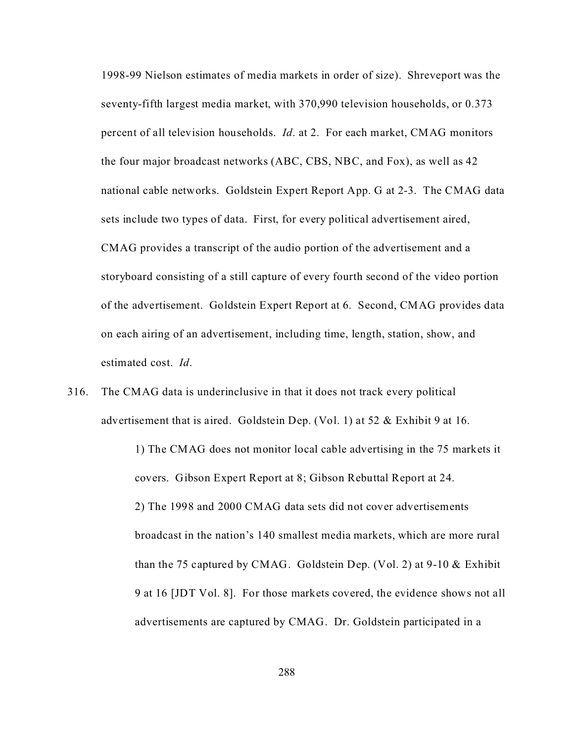1998-99 Nielson estimates of media markets in order of size). Shreveport was the seventy-fifth largest media market, with 370,990 television households, or 0.373 percent of all television households. *Id*. at 2. For each market, CMAG monitors the four major broadcast networks (ABC, CBS, NBC, and Fox), as well as 42 national cable networks. Goldstein Expert Report App. G at 2-3. The CMAG data sets include two types of data. First, for every political advertisement aired, CMAG provides a transcript of the audio portion of the advertisement and a storyboard consisting of a still capture of every fourth second of the video portion of the advertisement. Goldstein Expert Report at 6. Second, CMAG provides data on each airing of an advertisement, including time, length, station, show, and estimated cost. *Id*.

316. The CMAG data is underinclusive in that it does not track every political advertisement that is aired. Goldstein Dep. (Vol. 1) at 52 & Exhibit 9 at 16.

  1) The CMAG does not monitor local cable advertising in the 75 markets it covers. Gibson Expert Report at 8; Gibson Rebuttal Report at 24.

  2) The 1998 and 2000 CMAG data sets did not cover advertisements broadcast in the nation's 140 smallest media markets, which are more rural than the 75 captured by CMAG. Goldstein Dep. (Vol. 2) at 9-10 & Exhibit 9 at 16 [JDT Vol. 8]. For those markets covered, the evidence shows not all advertisements are captured by CMAG. Dr. Goldstein participated in a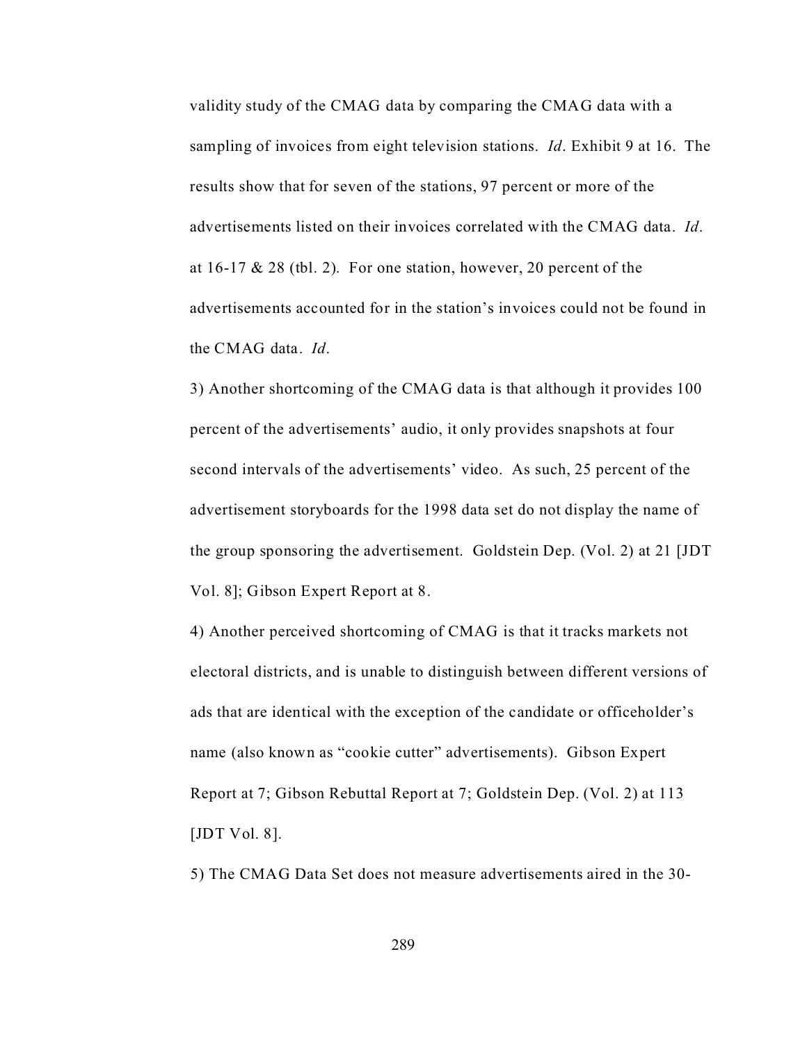validity study of the CMAG data by comparing the CMAG data with a sampling of invoices from eight television stations. *Id*. Exhibit 9 at 16. The results show that for seven of the stations, 97 percent or more of the advertisements listed on their invoices correlated with the CMAG data. *Id*. at 16-17 & 28 (tbl. 2). For one station, however, 20 percent of the advertisements accounted for in the station's invoices could not be found in the CMAG data. *Id*.

3) Another shortcoming of the CMAG data is that although it provides 100 percent of the advertisements' audio, it only provides snapshots at four second intervals of the advertisements' video. As such, 25 percent of the advertisement storyboards for the 1998 data set do not display the name of the group sponsoring the advertisement. Goldstein Dep. (Vol. 2) at 21 [JDT Vol. 8]; Gibson Expert Report at 8.

4) Another perceived shortcoming of CMAG is that it tracks markets not electoral districts, and is unable to distinguish between different versions of ads that are identical with the exception of the candidate or officeholder's name (also known as "cookie cutter" advertisements). Gibson Expert Report at 7; Gibson Rebuttal Report at 7; Goldstein Dep. (Vol. 2) at 113 [JDT Vol. 8].

5) The CMAG Data Set does not measure advertisements aired in the 30-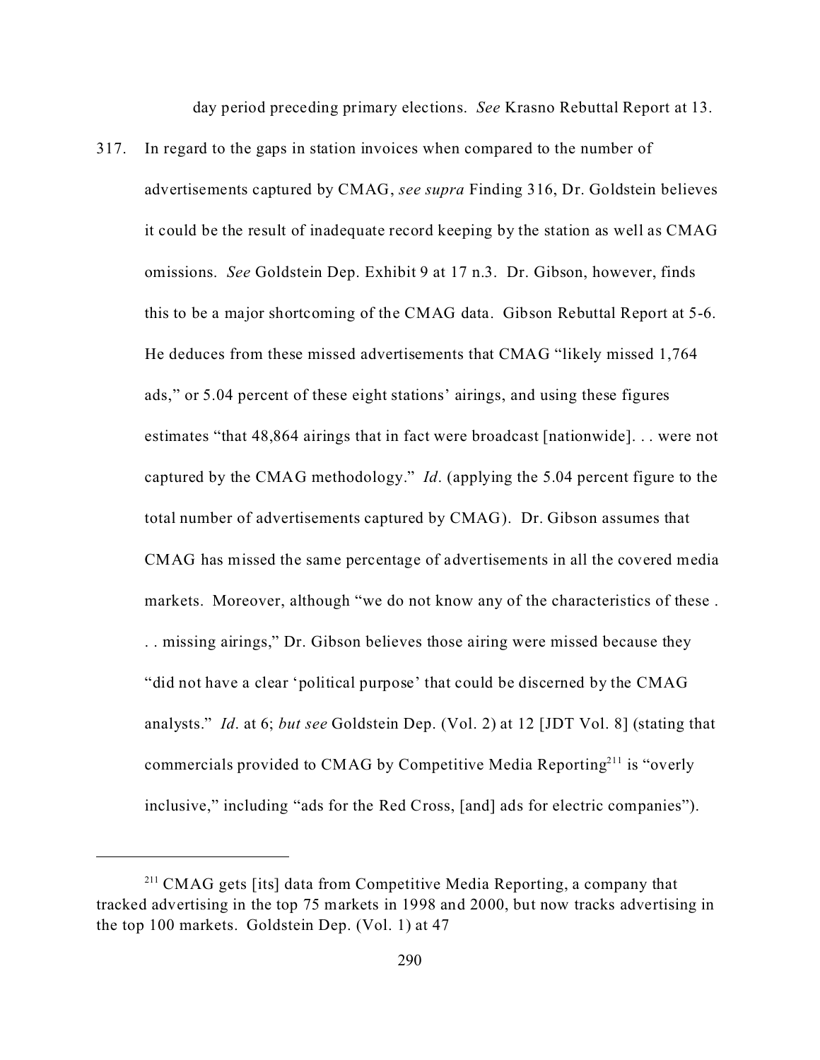day period preceding primary elections. *See* Krasno Rebuttal Report at 13.

317. In regard to the gaps in station invoices when compared to the number of advertisements captured by CMAG, *see supra* Finding 316, Dr. Goldstein believes it could be the result of inadequate record keeping by the station as well as CMAG omissions. *See* Goldstein Dep. Exhibit 9 at 17 n.3. Dr. Gibson, however, finds this to be a major shortcoming of the CMAG data. Gibson Rebuttal Report at 5-6. He deduces from these missed advertisements that CMAG "likely missed 1,764 ads," or 5.04 percent of these eight stations' airings, and using these figures estimates "that 48,864 airings that in fact were broadcast [nationwide]. . . were not captured by the CMAG methodology." *Id*. (applying the 5.04 percent figure to the total number of advertisements captured by CMAG). Dr. Gibson assumes that CMAG has missed the same percentage of advertisements in all the covered media markets. Moreover, although "we do not know any of the characteristics of these . . . missing airings," Dr. Gibson believes those airing were missed because they "did not have a clear 'political purpose' that could be discerned by the CMAG analysts." *Id*. at 6; *but see* Goldstein Dep. (Vol. 2) at 12 [JDT Vol. 8] (stating that commercials provided to CMAG by Competitive Media Reporting[211] is "overly inclusive," including "ads for the Red Cross, [and] ads for electric companies").

---

[211] CMAG gets [its] data from Competitive Media Reporting, a company that tracked advertising in the top 75 markets in 1998 and 2000, but now tracks advertising in the top 100 markets. Goldstein Dep. (Vol. 1) at 47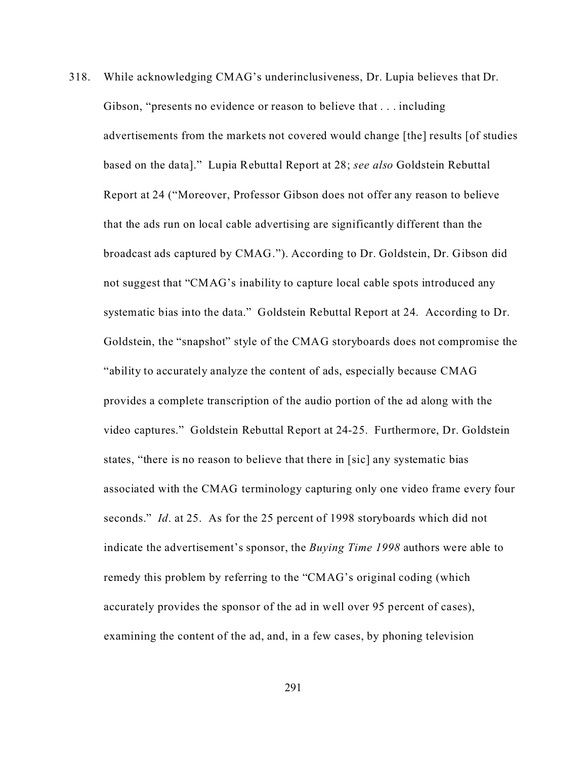318. While acknowledging CMAG's underinclusiveness, Dr. Lupia believes that Dr. Gibson, "presents no evidence or reason to believe that . . . including advertisements from the markets not covered would change [the] results [of studies based on the data]." Lupia Rebuttal Report at 28; *see also* Goldstein Rebuttal Report at 24 ("Moreover, Professor Gibson does not offer any reason to believe that the ads run on local cable advertising are significantly different than the broadcast ads captured by CMAG."). According to Dr. Goldstein, Dr. Gibson did not suggest that "CMAG's inability to capture local cable spots introduced any systematic bias into the data." Goldstein Rebuttal Report at 24. According to Dr. Goldstein, the "snapshot" style of the CMAG storyboards does not compromise the "ability to accurately analyze the content of ads, especially because CMAG provides a complete transcription of the audio portion of the ad along with the video captures." Goldstein Rebuttal Report at 24-25. Furthermore, Dr. Goldstein states, "there is no reason to believe that there in [sic] any systematic bias associated with the CMAG terminology capturing only one video frame every four seconds." *Id*. at 25. As for the 25 percent of 1998 storyboards which did not indicate the advertisement's sponsor, the *Buying Time 1998* authors were able to remedy this problem by referring to the "CMAG's original coding (which accurately provides the sponsor of the ad in well over 95 percent of cases), examining the content of the ad, and, in a few cases, by phoning television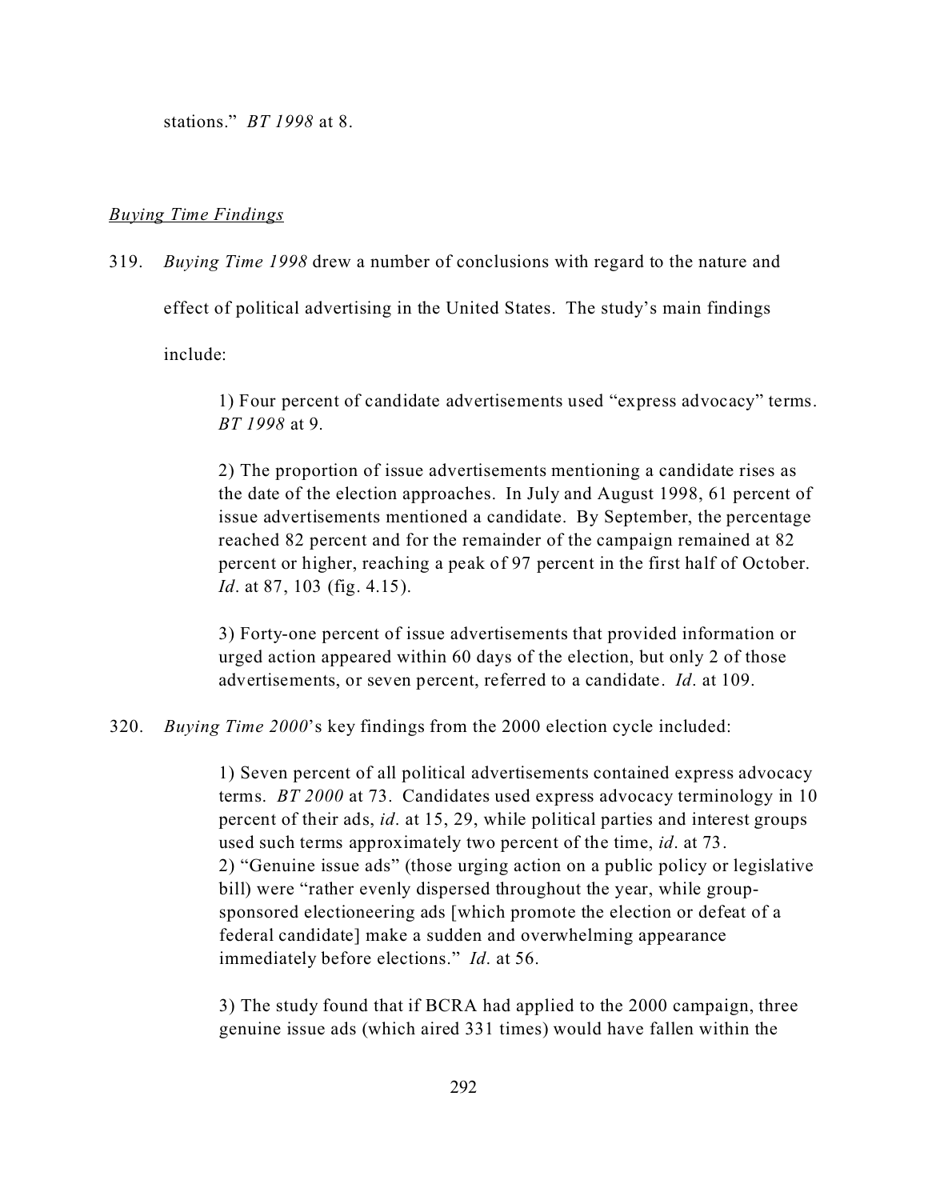stations." *BT 1998* at 8.

*Buying Time Findings*

319. *Buying Time 1998* drew a number of conclusions with regard to the nature and effect of political advertising in the United States. The study's main findings include:

> 1) Four percent of candidate advertisements used "express advocacy" terms. *BT 1998* at 9.
>
> 2) The proportion of issue advertisements mentioning a candidate rises as the date of the election approaches. In July and August 1998, 61 percent of issue advertisements mentioned a candidate. By September, the percentage reached 82 percent and for the remainder of the campaign remained at 82 percent or higher, reaching a peak of 97 percent in the first half of October. *Id*. at 87, 103 (fig. 4.15).
>
> 3) Forty-one percent of issue advertisements that provided information or urged action appeared within 60 days of the election, but only 2 of those advertisements, or seven percent, referred to a candidate. *Id*. at 109.

320. *Buying Time 2000*'s key findings from the 2000 election cycle included:

> 1) Seven percent of all political advertisements contained express advocacy terms. *BT 2000* at 73. Candidates used express advocacy terminology in 10 percent of their ads, *id*. at 15, 29, while political parties and interest groups used such terms approximately two percent of the time, *id*. at 73.
> 2) "Genuine issue ads" (those urging action on a public policy or legislative bill) were "rather evenly dispersed throughout the year, while group-sponsored electioneering ads [which promote the election or defeat of a federal candidate] make a sudden and overwhelming appearance immediately before elections." *Id*. at 56.
>
> 3) The study found that if BCRA had applied to the 2000 campaign, three genuine issue ads (which aired 331 times) would have fallen within the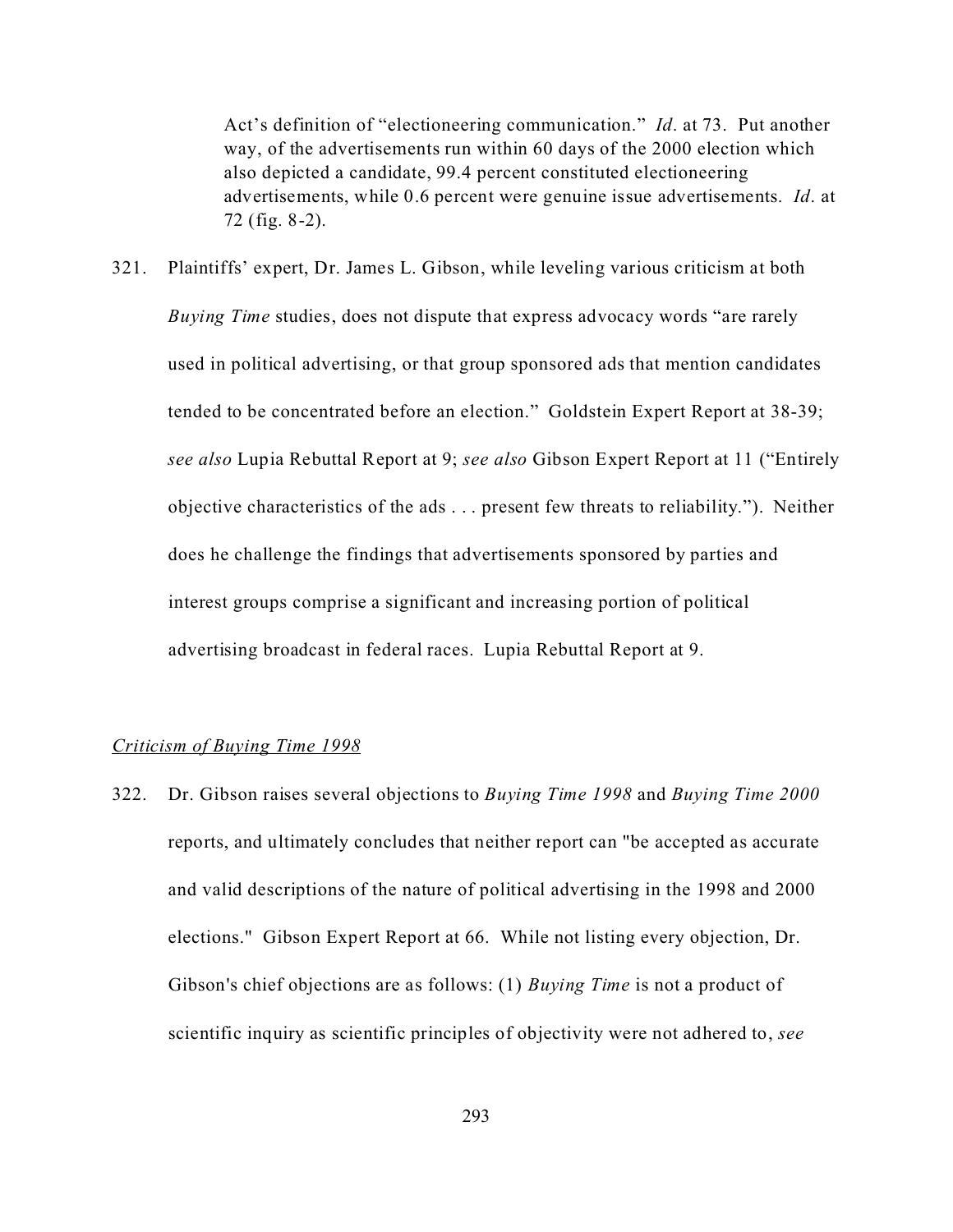Act's definition of "electioneering communication." *Id*. at 73. Put another way, of the advertisements run within 60 days of the 2000 election which also depicted a candidate, 99.4 percent constituted electioneering advertisements, while 0.6 percent were genuine issue advertisements. *Id*. at 72 (fig. 8-2).

321. Plaintiffs' expert, Dr. James L. Gibson, while leveling various criticism at both *Buying Time* studies, does not dispute that express advocacy words "are rarely used in political advertising, or that group sponsored ads that mention candidates tended to be concentrated before an election." Goldstein Expert Report at 38-39; *see also* Lupia Rebuttal Report at 9; *see also* Gibson Expert Report at 11 ("Entirely objective characteristics of the ads . . . present few threats to reliability."). Neither does he challenge the findings that advertisements sponsored by parties and interest groups comprise a significant and increasing portion of political advertising broadcast in federal races. Lupia Rebuttal Report at 9.

*Criticism of Buying Time 1998*

322. Dr. Gibson raises several objections to *Buying Time 1998* and *Buying Time 2000* reports, and ultimately concludes that neither report can "be accepted as accurate and valid descriptions of the nature of political advertising in the 1998 and 2000 elections." Gibson Expert Report at 66. While not listing every objection, Dr. Gibson's chief objections are as follows: (1) *Buying Time* is not a product of scientific inquiry as scientific principles of objectivity were not adhered to, *see*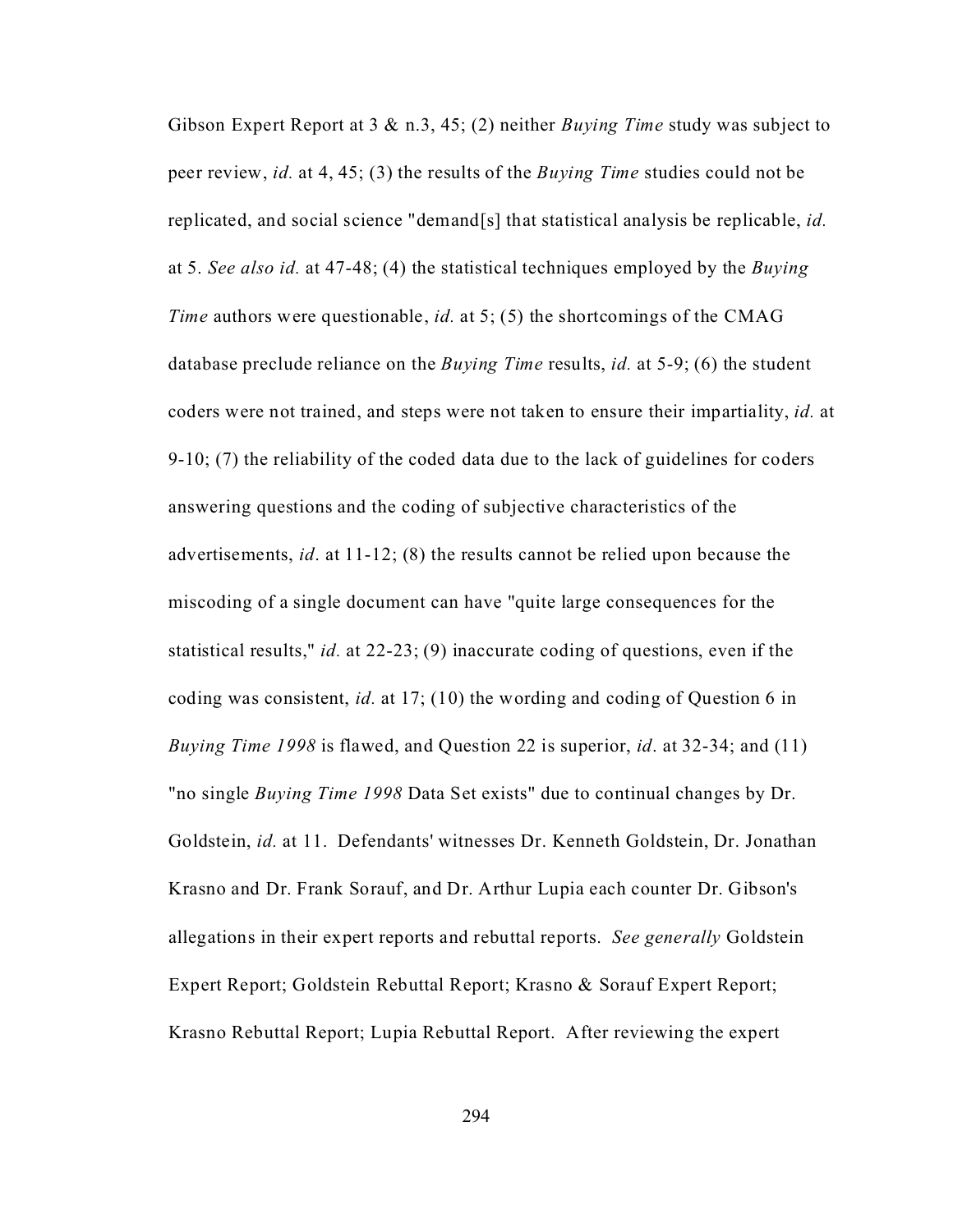Gibson Expert Report at 3 & n.3, 45; (2) neither *Buying Time* study was subject to peer review, *id.* at 4, 45; (3) the results of the *Buying Time* studies could not be replicated, and social science "demand[s] that statistical analysis be replicable, *id.* at 5. *See also id.* at 47-48; (4) the statistical techniques employed by the *Buying Time* authors were questionable, *id.* at 5; (5) the shortcomings of the CMAG database preclude reliance on the *Buying Time* results, *id.* at 5-9; (6) the student coders were not trained, and steps were not taken to ensure their impartiality, *id.* at 9-10; (7) the reliability of the coded data due to the lack of guidelines for coders answering questions and the coding of subjective characteristics of the advertisements, *id*. at 11-12; (8) the results cannot be relied upon because the miscoding of a single document can have "quite large consequences for the statistical results," *id.* at 22-23; (9) inaccurate coding of questions, even if the coding was consistent, *id.* at 17; (10) the wording and coding of Question 6 in *Buying Time 1998* is flawed, and Question 22 is superior, *id*. at 32-34; and (11) "no single *Buying Time 1998* Data Set exists" due to continual changes by Dr. Goldstein, *id.* at 11. Defendants' witnesses Dr. Kenneth Goldstein, Dr. Jonathan Krasno and Dr. Frank Sorauf, and Dr. Arthur Lupia each counter Dr. Gibson's allegations in their expert reports and rebuttal reports. *See generally* Goldstein Expert Report; Goldstein Rebuttal Report; Krasno & Sorauf Expert Report; Krasno Rebuttal Report; Lupia Rebuttal Report. After reviewing the expert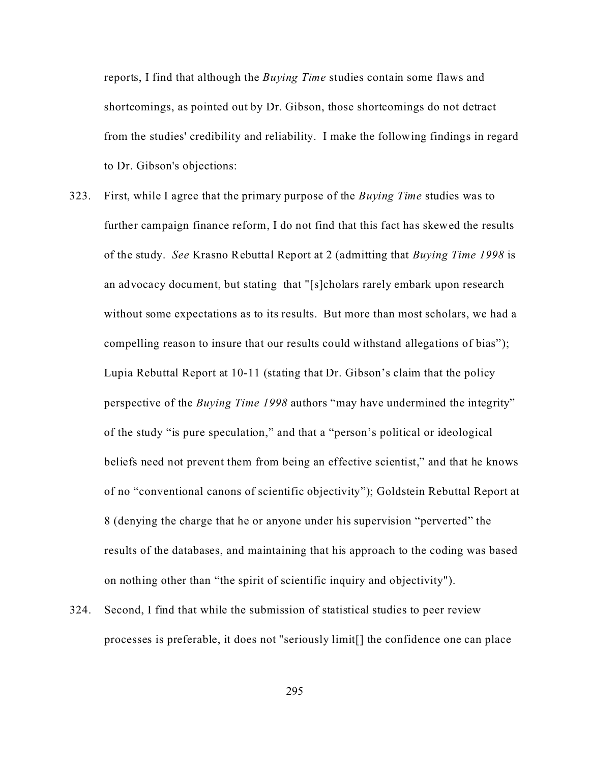reports, I find that although the *Buying Time* studies contain some flaws and shortcomings, as pointed out by Dr. Gibson, those shortcomings do not detract from the studies' credibility and reliability. I make the following findings in regard to Dr. Gibson's objections:

323. First, while I agree that the primary purpose of the *Buying Time* studies was to further campaign finance reform, I do not find that this fact has skewed the results of the study. *See* Krasno Rebuttal Report at 2 (admitting that *Buying Time 1998* is an advocacy document, but stating that "[s]cholars rarely embark upon research without some expectations as to its results. But more than most scholars, we had a compelling reason to insure that our results could withstand allegations of bias"); Lupia Rebuttal Report at 10-11 (stating that Dr. Gibson's claim that the policy perspective of the *Buying Time 1998* authors "may have undermined the integrity" of the study "is pure speculation," and that a "person's political or ideological beliefs need not prevent them from being an effective scientist," and that he knows of no "conventional canons of scientific objectivity"); Goldstein Rebuttal Report at 8 (denying the charge that he or anyone under his supervision "perverted" the results of the databases, and maintaining that his approach to the coding was based on nothing other than "the spirit of scientific inquiry and objectivity").

324. Second, I find that while the submission of statistical studies to peer review processes is preferable, it does not "seriously limit[] the confidence one can place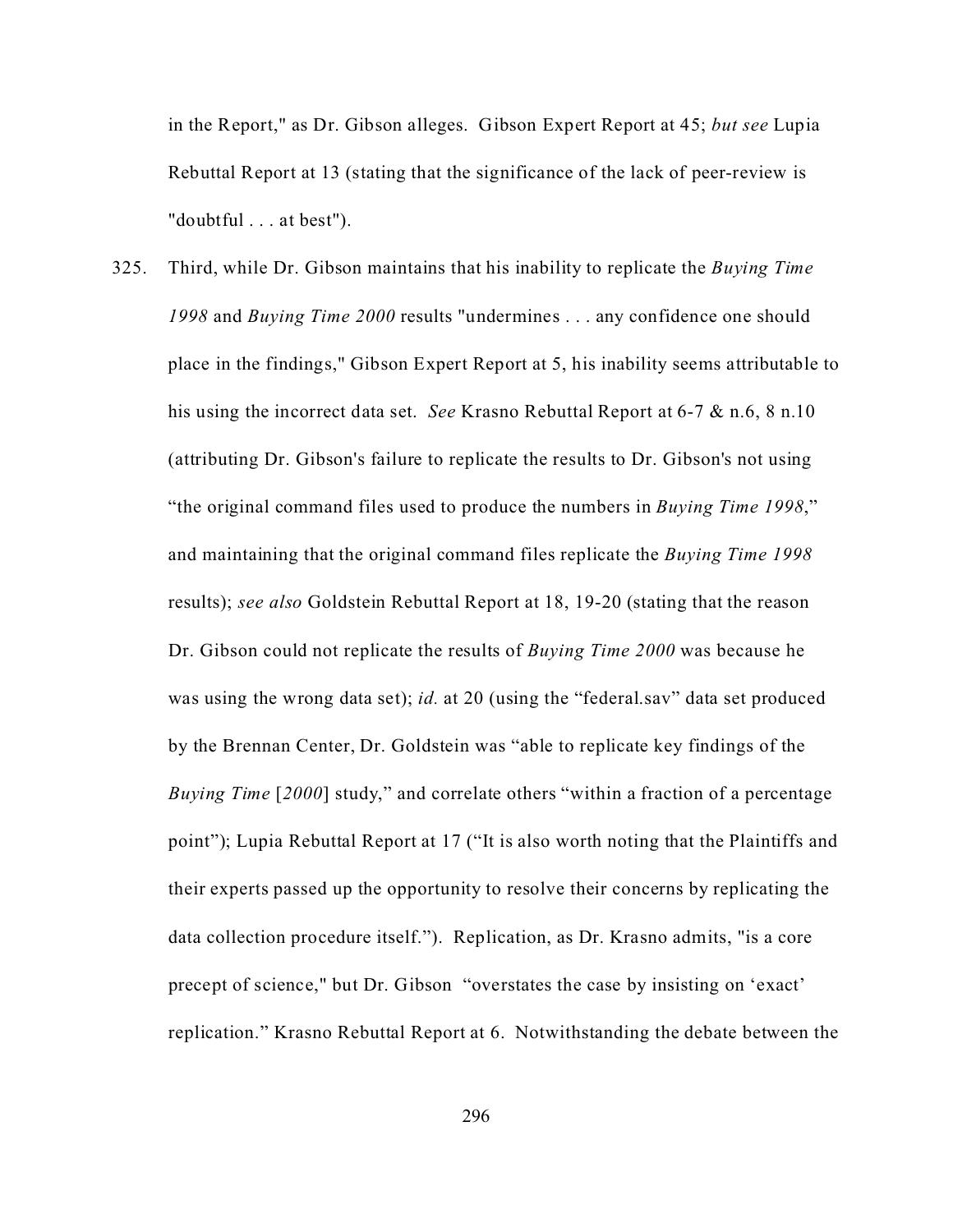in the Report," as Dr. Gibson alleges. Gibson Expert Report at 45; *but see* Lupia Rebuttal Report at 13 (stating that the significance of the lack of peer-review is "doubtful . . . at best").

325. Third, while Dr. Gibson maintains that his inability to replicate the *Buying Time 1998* and *Buying Time 2000* results "undermines . . . any confidence one should place in the findings," Gibson Expert Report at 5, his inability seems attributable to his using the incorrect data set. *See* Krasno Rebuttal Report at 6-7 & n.6, 8 n.10 (attributing Dr. Gibson's failure to replicate the results to Dr. Gibson's not using "the original command files used to produce the numbers in *Buying Time 1998*," and maintaining that the original command files replicate the *Buying Time 1998* results); *see also* Goldstein Rebuttal Report at 18, 19-20 (stating that the reason Dr. Gibson could not replicate the results of *Buying Time 2000* was because he was using the wrong data set); *id.* at 20 (using the "federal.sav" data set produced by the Brennan Center, Dr. Goldstein was "able to replicate key findings of the *Buying Time* [*2000*] study," and correlate others "within a fraction of a percentage point"); Lupia Rebuttal Report at 17 ("It is also worth noting that the Plaintiffs and their experts passed up the opportunity to resolve their concerns by replicating the data collection procedure itself."). Replication, as Dr. Krasno admits, "is a core precept of science," but Dr. Gibson "overstates the case by insisting on 'exact' replication." Krasno Rebuttal Report at 6. Notwithstanding the debate between the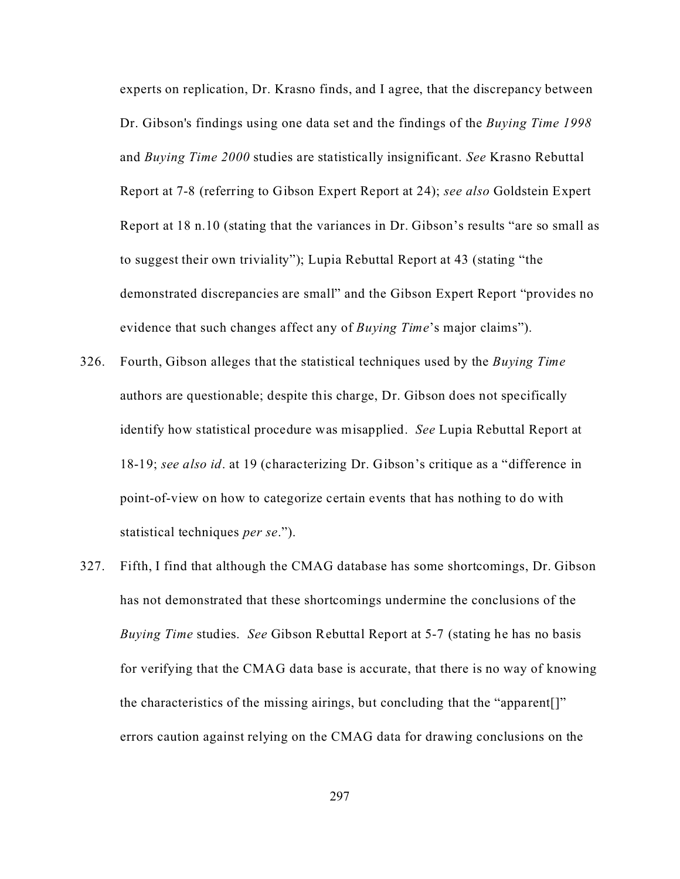experts on replication, Dr. Krasno finds, and I agree, that the discrepancy between Dr. Gibson's findings using one data set and the findings of the *Buying Time 1998* and *Buying Time 2000* studies are statistically insignificant. *See* Krasno Rebuttal Report at 7-8 (referring to Gibson Expert Report at 24); *see also* Goldstein Expert Report at 18 n.10 (stating that the variances in Dr. Gibson's results "are so small as to suggest their own triviality"); Lupia Rebuttal Report at 43 (stating "the demonstrated discrepancies are small" and the Gibson Expert Report "provides no evidence that such changes affect any of *Buying Time*'s major claims").

326. Fourth, Gibson alleges that the statistical techniques used by the *Buying Time* authors are questionable; despite this charge, Dr. Gibson does not specifically identify how statistical procedure was misapplied. *See* Lupia Rebuttal Report at 18-19; *see also id*. at 19 (characterizing Dr. Gibson's critique as a "difference in point-of-view on how to categorize certain events that has nothing to do with statistical techniques *per se*.").

327. Fifth, I find that although the CMAG database has some shortcomings, Dr. Gibson has not demonstrated that these shortcomings undermine the conclusions of the *Buying Time* studies. *See* Gibson Rebuttal Report at 5-7 (stating he has no basis for verifying that the CMAG data base is accurate, that there is no way of knowing the characteristics of the missing airings, but concluding that the "apparent[]" errors caution against relying on the CMAG data for drawing conclusions on the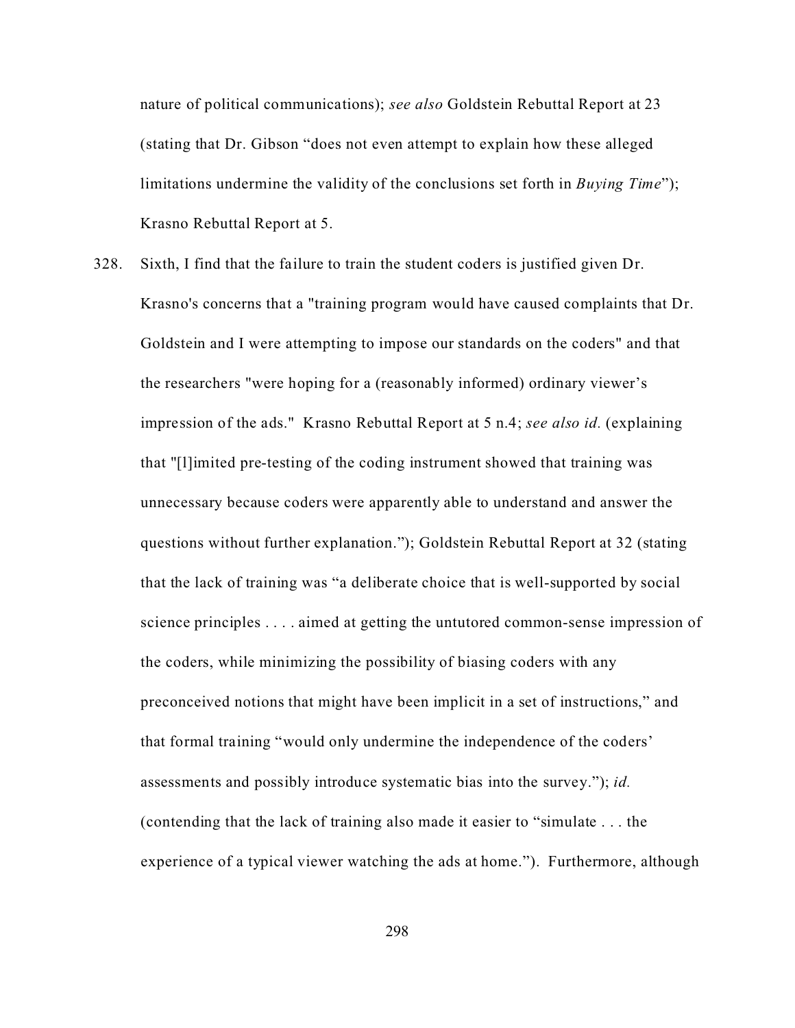nature of political communications); *see also* Goldstein Rebuttal Report at 23 (stating that Dr. Gibson "does not even attempt to explain how these alleged limitations undermine the validity of the conclusions set forth in *Buying Time*"); Krasno Rebuttal Report at 5.

328. Sixth, I find that the failure to train the student coders is justified given Dr. Krasno's concerns that a "training program would have caused complaints that Dr. Goldstein and I were attempting to impose our standards on the coders" and that the researchers "were hoping for a (reasonably informed) ordinary viewer's impression of the ads." Krasno Rebuttal Report at 5 n.4; *see also id.* (explaining that "[l]imited pre-testing of the coding instrument showed that training was unnecessary because coders were apparently able to understand and answer the questions without further explanation."); Goldstein Rebuttal Report at 32 (stating that the lack of training was "a deliberate choice that is well-supported by social science principles . . . . aimed at getting the untutored common-sense impression of the coders, while minimizing the possibility of biasing coders with any preconceived notions that might have been implicit in a set of instructions," and that formal training "would only undermine the independence of the coders' assessments and possibly introduce systematic bias into the survey."); *id.* (contending that the lack of training also made it easier to "simulate . . . the experience of a typical viewer watching the ads at home."). Furthermore, although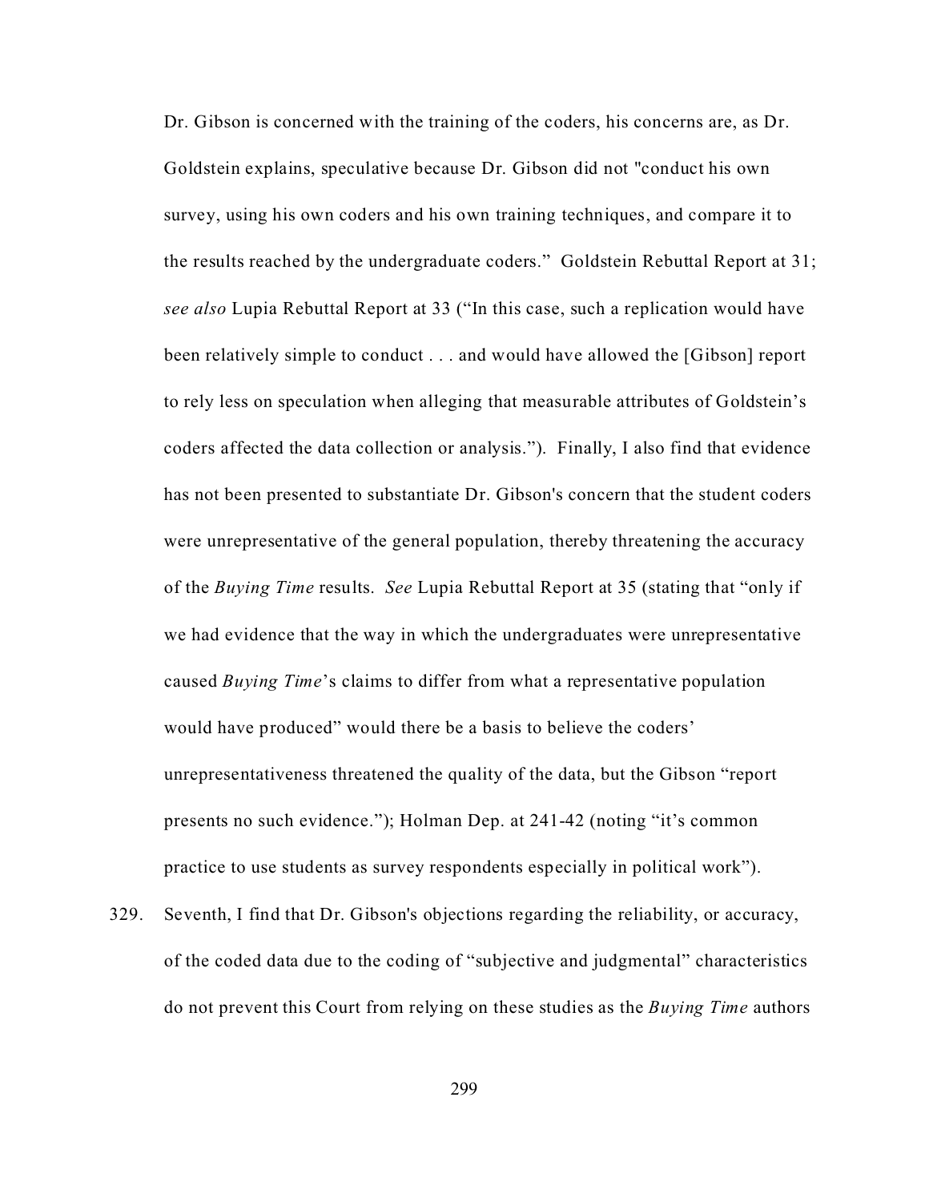Dr. Gibson is concerned with the training of the coders, his concerns are, as Dr. Goldstein explains, speculative because Dr. Gibson did not "conduct his own survey, using his own coders and his own training techniques, and compare it to the results reached by the undergraduate coders." Goldstein Rebuttal Report at 31; *see also* Lupia Rebuttal Report at 33 ("In this case, such a replication would have been relatively simple to conduct . . . and would have allowed the [Gibson] report to rely less on speculation when alleging that measurable attributes of Goldstein's coders affected the data collection or analysis."). Finally, I also find that evidence has not been presented to substantiate Dr. Gibson's concern that the student coders were unrepresentative of the general population, thereby threatening the accuracy of the *Buying Time* results. *See* Lupia Rebuttal Report at 35 (stating that "only if we had evidence that the way in which the undergraduates were unrepresentative caused *Buying Time*'s claims to differ from what a representative population would have produced" would there be a basis to believe the coders' unrepresentativeness threatened the quality of the data, but the Gibson "report presents no such evidence."); Holman Dep. at 241-42 (noting "it's common practice to use students as survey respondents especially in political work").

329. Seventh, I find that Dr. Gibson's objections regarding the reliability, or accuracy, of the coded data due to the coding of "subjective and judgmental" characteristics do not prevent this Court from relying on these studies as the *Buying Time* authors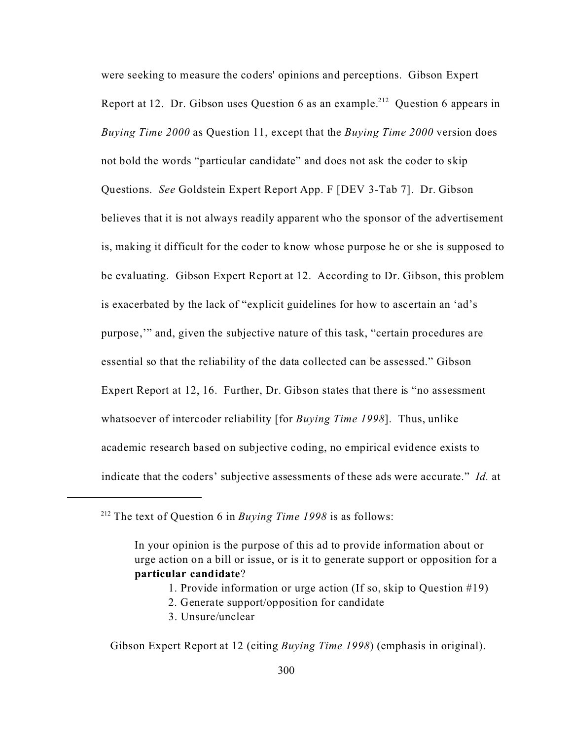were seeking to measure the coders' opinions and perceptions. Gibson Expert Report at 12. Dr. Gibson uses Question 6 as an example.[212] Question 6 appears in *Buying Time 2000* as Question 11, except that the *Buying Time 2000* version does not bold the words "particular candidate" and does not ask the coder to skip Questions. *See* Goldstein Expert Report App. F [DEV 3-Tab 7]. Dr. Gibson believes that it is not always readily apparent who the sponsor of the advertisement is, making it difficult for the coder to know whose purpose he or she is supposed to be evaluating. Gibson Expert Report at 12. According to Dr. Gibson, this problem is exacerbated by the lack of "explicit guidelines for how to ascertain an 'ad's purpose,'" and, given the subjective nature of this task, "certain procedures are essential so that the reliability of the data collected can be assessed." Gibson Expert Report at 12, 16. Further, Dr. Gibson states that there is "no assessment whatsoever of intercoder reliability [for *Buying Time 1998*]. Thus, unlike academic research based on subjective coding, no empirical evidence exists to indicate that the coders' subjective assessments of these ads were accurate." *Id.* at

---

[212] The text of Question 6 in *Buying Time 1998* is as follows:

> In your opinion is the purpose of this ad to provide information about or urge action on a bill or issue, or is it to generate support or opposition for a **particular candidate**?
>
> 1. Provide information or urge action (If so, skip to Question #19)
> 2. Generate support/opposition for candidate
> 3. Unsure/unclear

Gibson Expert Report at 12 (citing *Buying Time 1998*) (emphasis in original).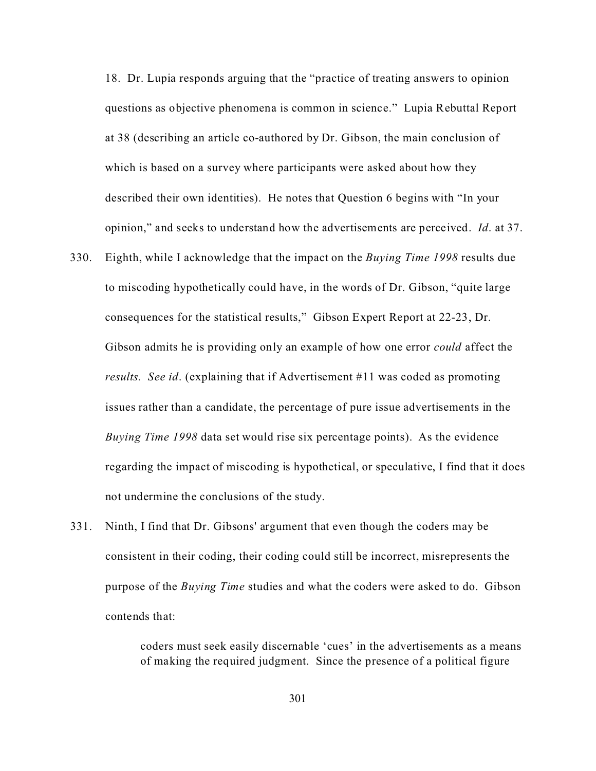18. Dr. Lupia responds arguing that the "practice of treating answers to opinion questions as objective phenomena is common in science." Lupia Rebuttal Report at 38 (describing an article co-authored by Dr. Gibson, the main conclusion of which is based on a survey where participants were asked about how they described their own identities). He notes that Question 6 begins with "In your opinion," and seeks to understand how the advertisements are perceived. *Id.* at 37.

330. Eighth, while I acknowledge that the impact on the *Buying Time 1998* results due to miscoding hypothetically could have, in the words of Dr. Gibson, "quite large consequences for the statistical results," Gibson Expert Report at 22-23, Dr. Gibson admits he is providing only an example of how one error *could* affect the *results. See id*. (explaining that if Advertisement #11 was coded as promoting issues rather than a candidate, the percentage of pure issue advertisements in the *Buying Time 1998* data set would rise six percentage points). As the evidence regarding the impact of miscoding is hypothetical, or speculative, I find that it does not undermine the conclusions of the study.

331. Ninth, I find that Dr. Gibsons' argument that even though the coders may be consistent in their coding, their coding could still be incorrect, misrepresents the purpose of the *Buying Time* studies and what the coders were asked to do. Gibson contends that:

> coders must seek easily discernable 'cues' in the advertisements as a means of making the required judgment. Since the presence of a political figure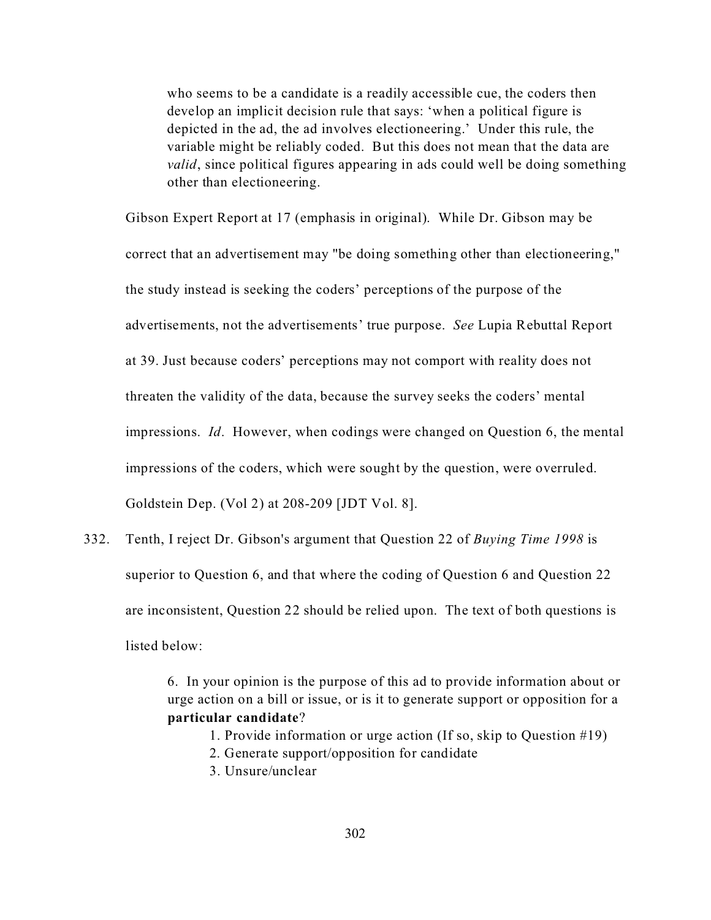> who seems to be a candidate is a readily accessible cue, the coders then develop an implicit decision rule that says: 'when a political figure is depicted in the ad, the ad involves electioneering.' Under this rule, the variable might be reliably coded. But this does not mean that the data are *valid*, since political figures appearing in ads could well be doing something other than electioneering.

Gibson Expert Report at 17 (emphasis in original). While Dr. Gibson may be correct that an advertisement may "be doing something other than electioneering," the study instead is seeking the coders' perceptions of the purpose of the advertisements, not the advertisements' true purpose. *See* Lupia Rebuttal Report at 39. Just because coders' perceptions may not comport with reality does not threaten the validity of the data, because the survey seeks the coders' mental impressions. *Id*. However, when codings were changed on Question 6, the mental impressions of the coders, which were sought by the question, were overruled. Goldstein Dep. (Vol 2) at 208-209 [JDT Vol. 8].

332. Tenth, I reject Dr. Gibson's argument that Question 22 of *Buying Time 1998* is superior to Question 6, and that where the coding of Question 6 and Question 22 are inconsistent, Question 22 should be relied upon. The text of both questions is listed below:

> 6. In your opinion is the purpose of this ad to provide information about or urge action on a bill or issue, or is it to generate support or opposition for a **particular candidate**?
>
> 1. Provide information or urge action (If so, skip to Question #19)
> 2. Generate support/opposition for candidate
> 3. Unsure/unclear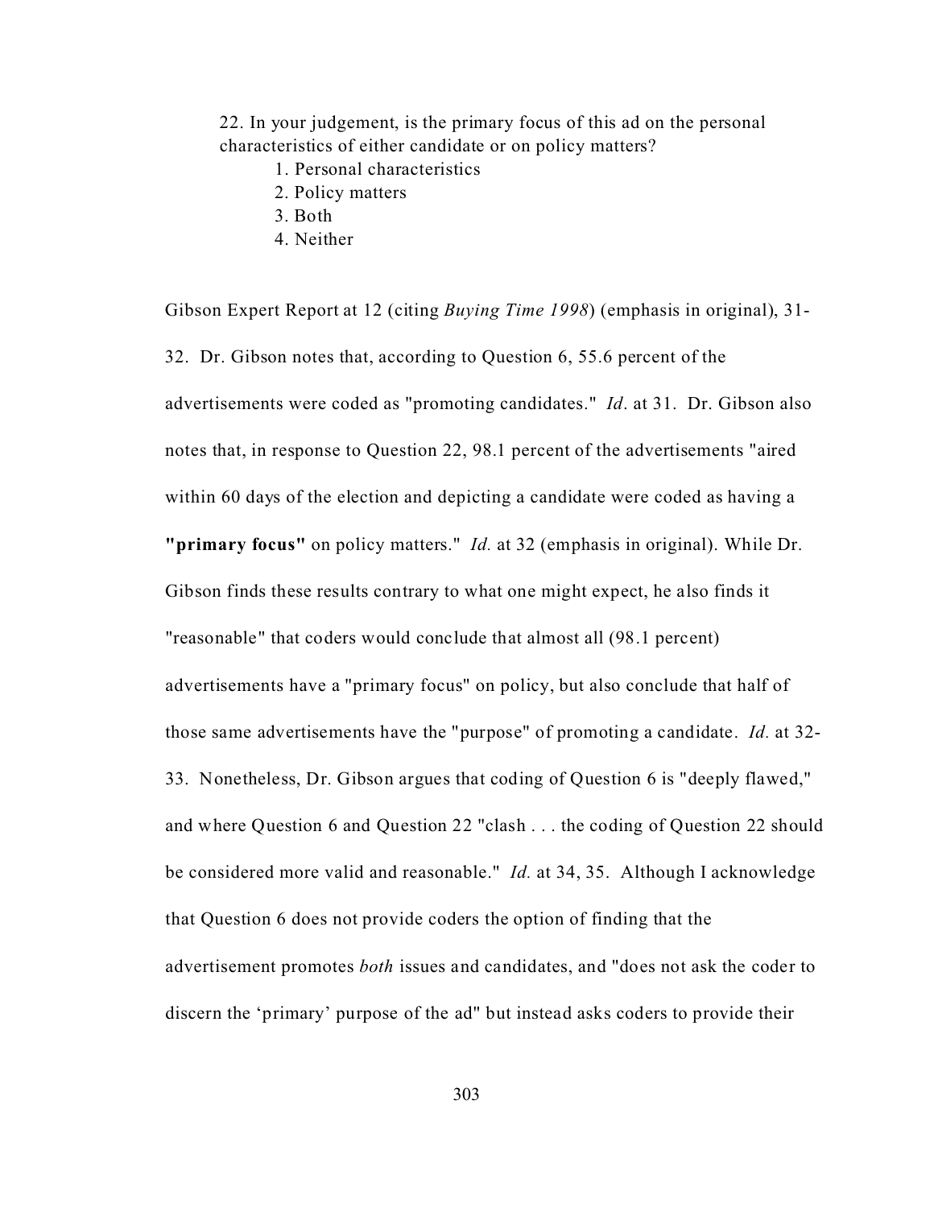22. In your judgement, is the primary focus of this ad on the personal characteristics of either candidate or on policy matters?

1. Personal characteristics
2. Policy matters
3. Both
4. Neither

Gibson Expert Report at 12 (citing *Buying Time 1998*) (emphasis in original), 31-32. Dr. Gibson notes that, according to Question 6, 55.6 percent of the advertisements were coded as "promoting candidates." *Id*. at 31. Dr. Gibson also notes that, in response to Question 22, 98.1 percent of the advertisements "aired within 60 days of the election and depicting a candidate were coded as having a **"primary focus"** on policy matters." *Id.* at 32 (emphasis in original). While Dr. Gibson finds these results contrary to what one might expect, he also finds it "reasonable" that coders would conclude that almost all (98.1 percent) advertisements have a "primary focus" on policy, but also conclude that half of those same advertisements have the "purpose" of promoting a candidate. *Id.* at 32-33. Nonetheless, Dr. Gibson argues that coding of Question 6 is "deeply flawed," and where Question 6 and Question 22 "clash . . . the coding of Question 22 should be considered more valid and reasonable." *Id.* at 34, 35. Although I acknowledge that Question 6 does not provide coders the option of finding that the advertisement promotes *both* issues and candidates, and "does not ask the coder to discern the 'primary' purpose of the ad" but instead asks coders to provide their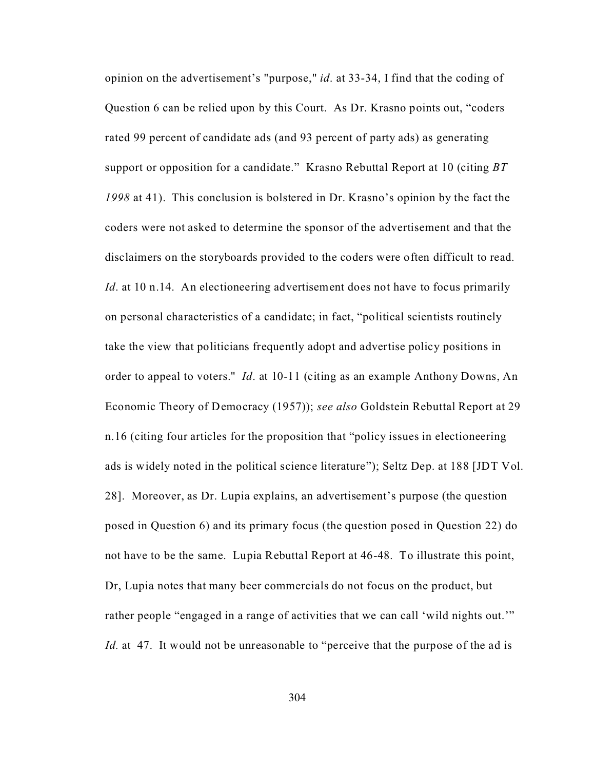opinion on the advertisement's "purpose," *id*. at 33-34, I find that the coding of Question 6 can be relied upon by this Court. As Dr. Krasno points out, "coders rated 99 percent of candidate ads (and 93 percent of party ads) as generating support or opposition for a candidate." Krasno Rebuttal Report at 10 (citing *BT 1998* at 41). This conclusion is bolstered in Dr. Krasno's opinion by the fact the coders were not asked to determine the sponsor of the advertisement and that the disclaimers on the storyboards provided to the coders were often difficult to read. *Id*. at 10 n.14. An electioneering advertisement does not have to focus primarily on personal characteristics of a candidate; in fact, "political scientists routinely take the view that politicians frequently adopt and advertise policy positions in order to appeal to voters." *Id*. at 10-11 (citing as an example Anthony Downs, An Economic Theory of Democracy (1957)); *see also* Goldstein Rebuttal Report at 29 n.16 (citing four articles for the proposition that "policy issues in electioneering ads is widely noted in the political science literature"); Seltz Dep. at 188 [JDT Vol. 28]. Moreover, as Dr. Lupia explains, an advertisement's purpose (the question posed in Question 6) and its primary focus (the question posed in Question 22) do not have to be the same. Lupia Rebuttal Report at 46-48. To illustrate this point, Dr, Lupia notes that many beer commercials do not focus on the product, but rather people "engaged in a range of activities that we can call 'wild nights out.'" *Id.* at 47. It would not be unreasonable to "perceive that the purpose of the ad is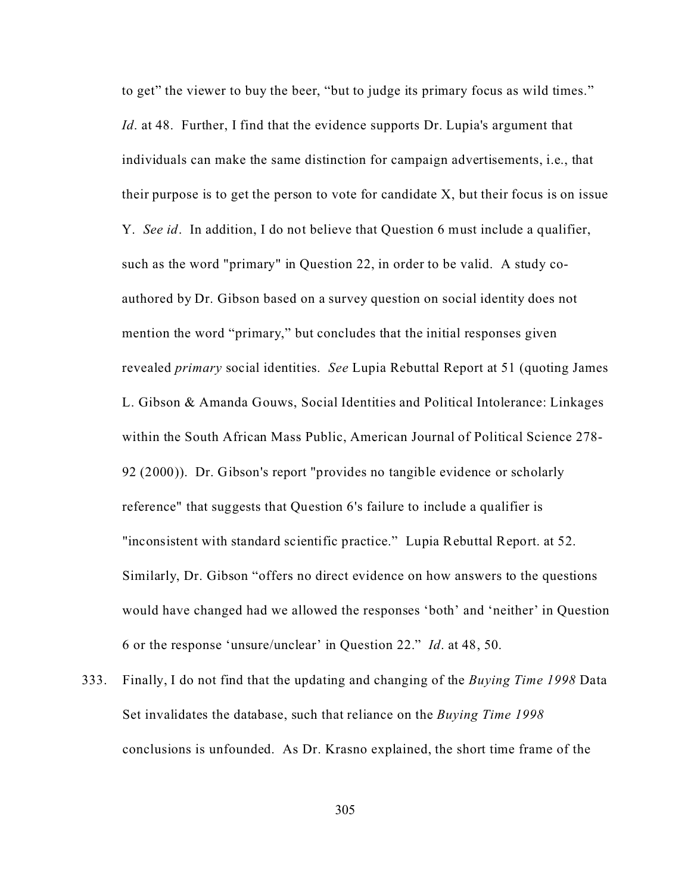to get" the viewer to buy the beer, "but to judge its primary focus as wild times." *Id*. at 48. Further, I find that the evidence supports Dr. Lupia's argument that individuals can make the same distinction for campaign advertisements, i.e., that their purpose is to get the person to vote for candidate X, but their focus is on issue Y. *See id*. In addition, I do not believe that Question 6 must include a qualifier, such as the word "primary" in Question 22, in order to be valid. A study co-authored by Dr. Gibson based on a survey question on social identity does not mention the word "primary," but concludes that the initial responses given revealed *primary* social identities. *See* Lupia Rebuttal Report at 51 (quoting James L. Gibson & Amanda Gouws, Social Identities and Political Intolerance: Linkages within the South African Mass Public, American Journal of Political Science 278-92 (2000)). Dr. Gibson's report "provides no tangible evidence or scholarly reference" that suggests that Question 6's failure to include a qualifier is "inconsistent with standard scientific practice." Lupia Rebuttal Report. at 52. Similarly, Dr. Gibson "offers no direct evidence on how answers to the questions would have changed had we allowed the responses 'both' and 'neither' in Question 6 or the response 'unsure/unclear' in Question 22." *Id*. at 48, 50.

333. Finally, I do not find that the updating and changing of the *Buying Time 1998* Data Set invalidates the database, such that reliance on the *Buying Time 1998* conclusions is unfounded. As Dr. Krasno explained, the short time frame of the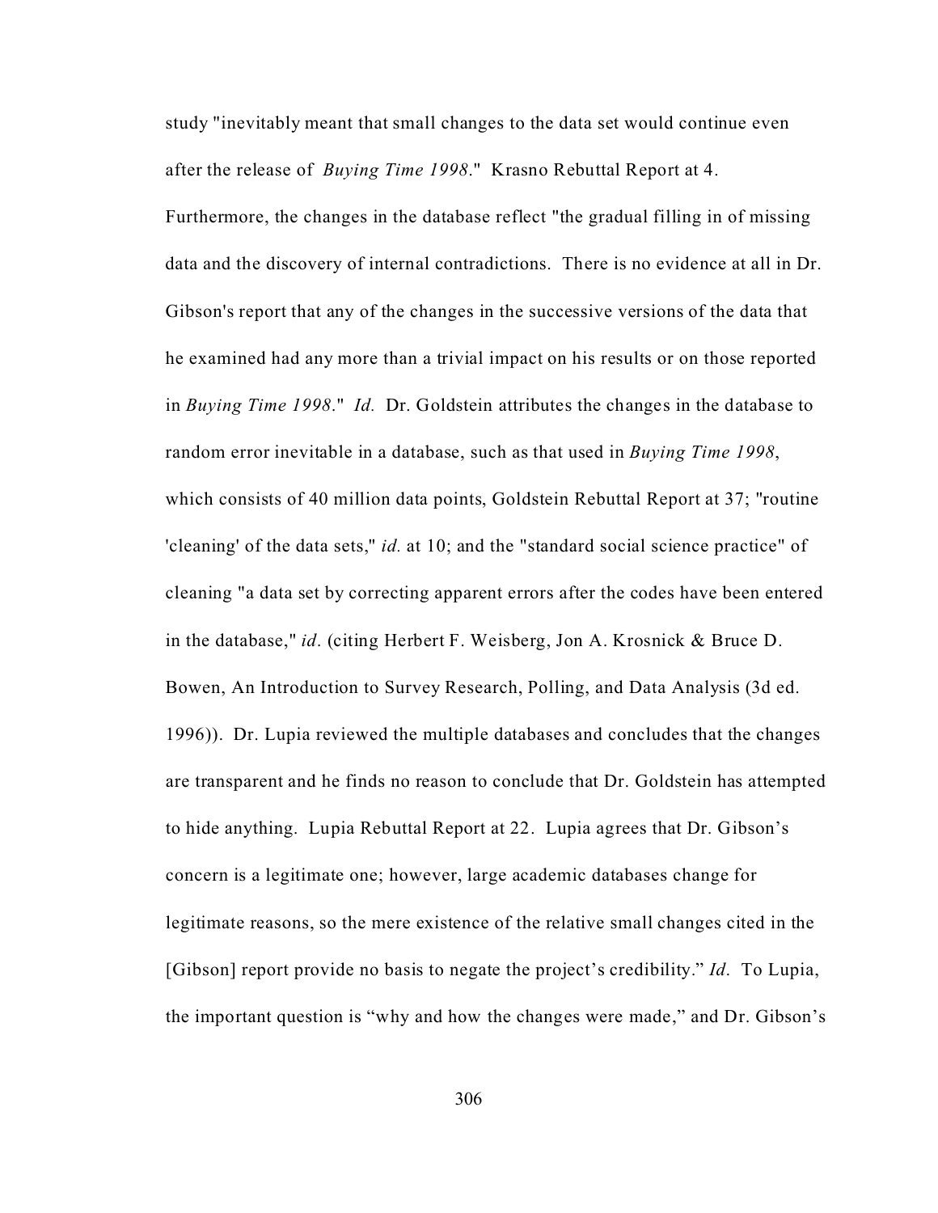study "inevitably meant that small changes to the data set would continue even after the release of *Buying Time 1998*." Krasno Rebuttal Report at 4. Furthermore, the changes in the database reflect "the gradual filling in of missing data and the discovery of internal contradictions. There is no evidence at all in Dr. Gibson's report that any of the changes in the successive versions of the data that he examined had any more than a trivial impact on his results or on those reported in *Buying Time 1998*." *Id.* Dr. Goldstein attributes the changes in the database to random error inevitable in a database, such as that used in *Buying Time 1998*, which consists of 40 million data points, Goldstein Rebuttal Report at 37; "routine 'cleaning' of the data sets," *id.* at 10; and the "standard social science practice" of cleaning "a data set by correcting apparent errors after the codes have been entered in the database," *id*. (citing Herbert F. Weisberg, Jon A. Krosnick & Bruce D. Bowen, An Introduction to Survey Research, Polling, and Data Analysis (3d ed. 1996)). Dr. Lupia reviewed the multiple databases and concludes that the changes are transparent and he finds no reason to conclude that Dr. Goldstein has attempted to hide anything. Lupia Rebuttal Report at 22. Lupia agrees that Dr. Gibson's concern is a legitimate one; however, large academic databases change for legitimate reasons, so the mere existence of the relative small changes cited in the [Gibson] report provide no basis to negate the project's credibility." *Id*. To Lupia, the important question is "why and how the changes were made," and Dr. Gibson's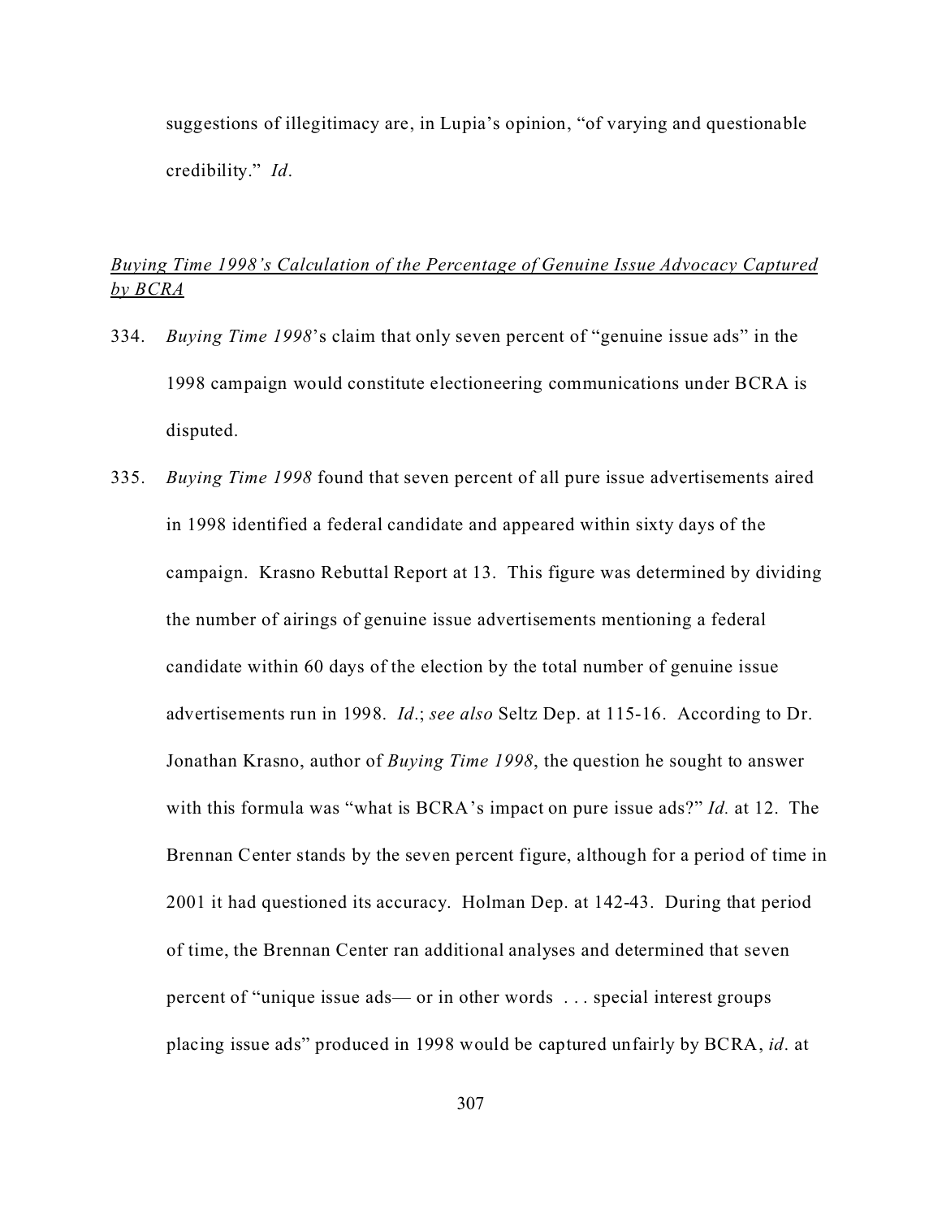suggestions of illegitimacy are, in Lupia's opinion, "of varying and questionable credibility." *Id*.

*Buying Time 1998's Calculation of the Percentage of Genuine Issue Advocacy Captured by BCRA*

334. *Buying Time 1998*'s claim that only seven percent of "genuine issue ads" in the 1998 campaign would constitute electioneering communications under BCRA is disputed.

335. *Buying Time 1998* found that seven percent of all pure issue advertisements aired in 1998 identified a federal candidate and appeared within sixty days of the campaign. Krasno Rebuttal Report at 13. This figure was determined by dividing the number of airings of genuine issue advertisements mentioning a federal candidate within 60 days of the election by the total number of genuine issue advertisements run in 1998. *Id*.; *see also* Seltz Dep. at 115-16. According to Dr. Jonathan Krasno, author of *Buying Time 1998*, the question he sought to answer with this formula was "what is BCRA's impact on pure issue ads?" *Id.* at 12. The Brennan Center stands by the seven percent figure, although for a period of time in 2001 it had questioned its accuracy. Holman Dep. at 142-43. During that period of time, the Brennan Center ran additional analyses and determined that seven percent of "unique issue ads— or in other words . . . special interest groups placing issue ads" produced in 1998 would be captured unfairly by BCRA, *id*. at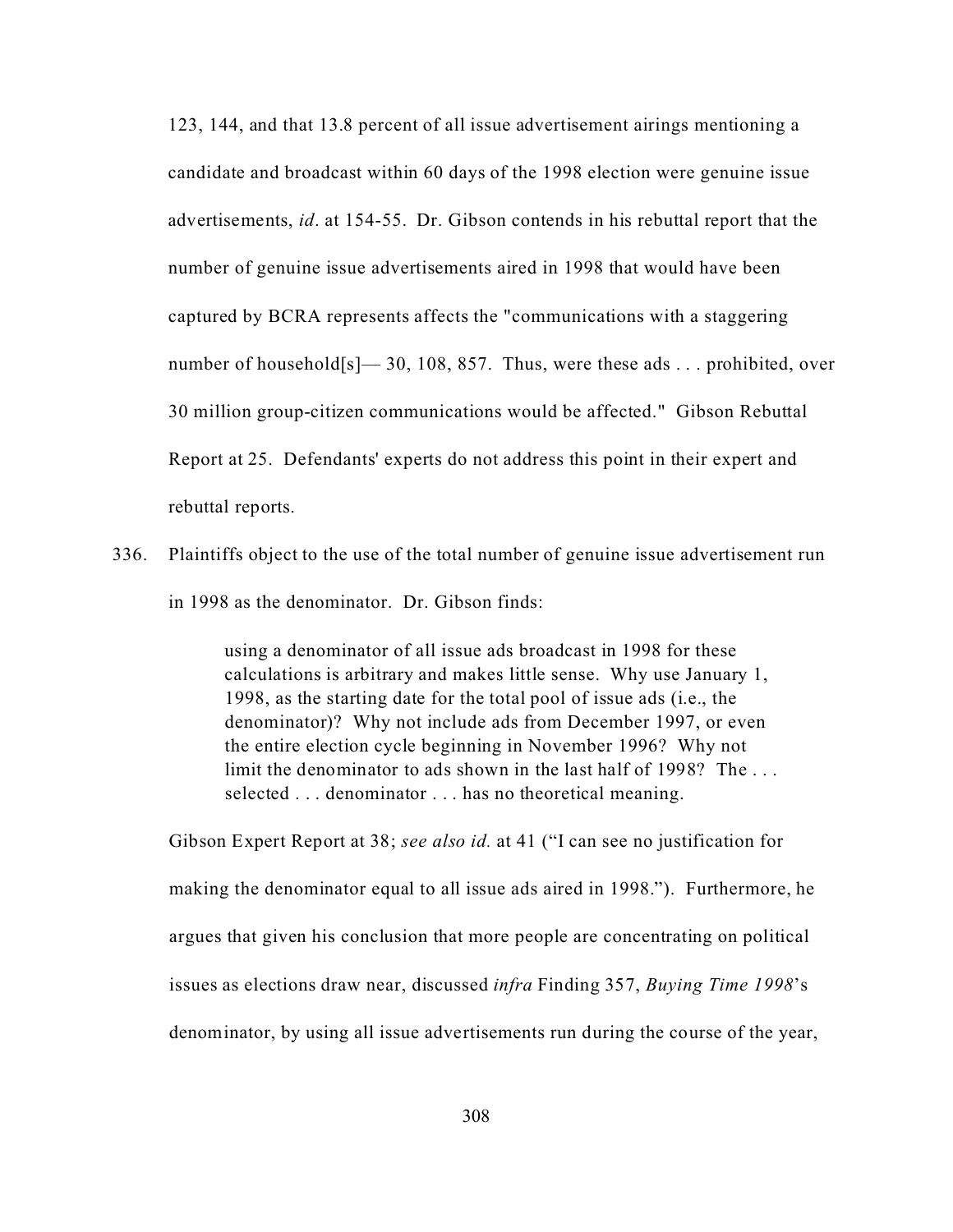123, 144, and that 13.8 percent of all issue advertisement airings mentioning a candidate and broadcast within 60 days of the 1998 election were genuine issue advertisements, *id*. at 154-55. Dr. Gibson contends in his rebuttal report that the number of genuine issue advertisements aired in 1998 that would have been captured by BCRA represents affects the "communications with a staggering number of household[s]— 30, 108, 857. Thus, were these ads . . . prohibited, over 30 million group-citizen communications would be affected." Gibson Rebuttal Report at 25. Defendants' experts do not address this point in their expert and rebuttal reports.

336. Plaintiffs object to the use of the total number of genuine issue advertisement run in 1998 as the denominator. Dr. Gibson finds:

> using a denominator of all issue ads broadcast in 1998 for these calculations is arbitrary and makes little sense. Why use January 1, 1998, as the starting date for the total pool of issue ads (i.e., the denominator)? Why not include ads from December 1997, or even the entire election cycle beginning in November 1996? Why not limit the denominator to ads shown in the last half of 1998? The . . . selected . . . denominator . . . has no theoretical meaning.

Gibson Expert Report at 38; *see also id.* at 41 ("I can see no justification for making the denominator equal to all issue ads aired in 1998."). Furthermore, he argues that given his conclusion that more people are concentrating on political issues as elections draw near, discussed *infra* Finding 357, *Buying Time 1998*'s denominator, by using all issue advertisements run during the course of the year,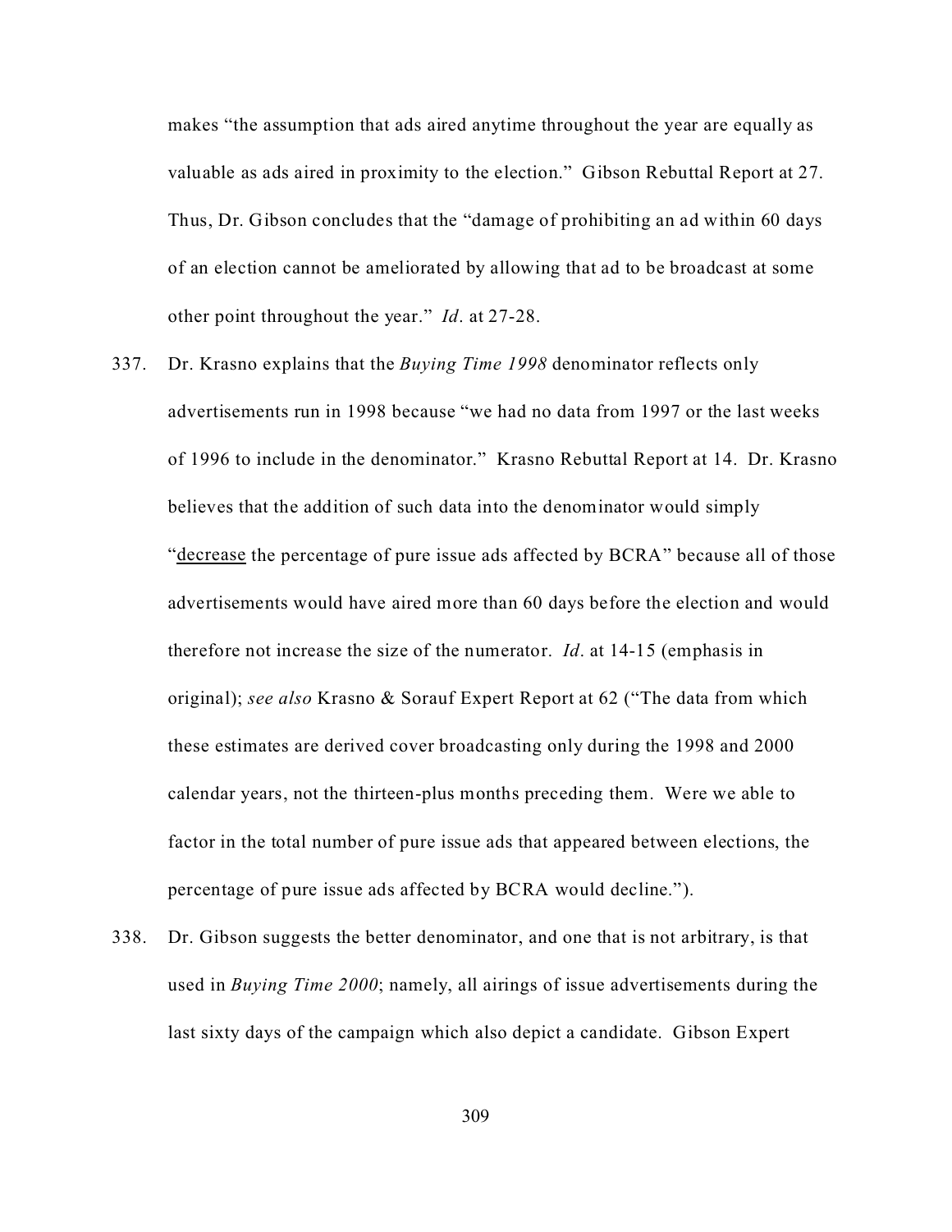makes "the assumption that ads aired anytime throughout the year are equally as valuable as ads aired in proximity to the election." Gibson Rebuttal Report at 27. Thus, Dr. Gibson concludes that the "damage of prohibiting an ad within 60 days of an election cannot be ameliorated by allowing that ad to be broadcast at some other point throughout the year." *Id*. at 27-28.

337. Dr. Krasno explains that the *Buying Time 1998* denominator reflects only advertisements run in 1998 because "we had no data from 1997 or the last weeks of 1996 to include in the denominator." Krasno Rebuttal Report at 14. Dr. Krasno believes that the addition of such data into the denominator would simply "<u>decrease</u> the percentage of pure issue ads affected by BCRA" because all of those advertisements would have aired more than 60 days before the election and would therefore not increase the size of the numerator. *Id*. at 14-15 (emphasis in original); *see also* Krasno & Sorauf Expert Report at 62 ("The data from which these estimates are derived cover broadcasting only during the 1998 and 2000 calendar years, not the thirteen-plus months preceding them. Were we able to factor in the total number of pure issue ads that appeared between elections, the percentage of pure issue ads affected by BCRA would decline.").

338. Dr. Gibson suggests the better denominator, and one that is not arbitrary, is that used in *Buying Time 2000*; namely, all airings of issue advertisements during the last sixty days of the campaign which also depict a candidate. Gibson Expert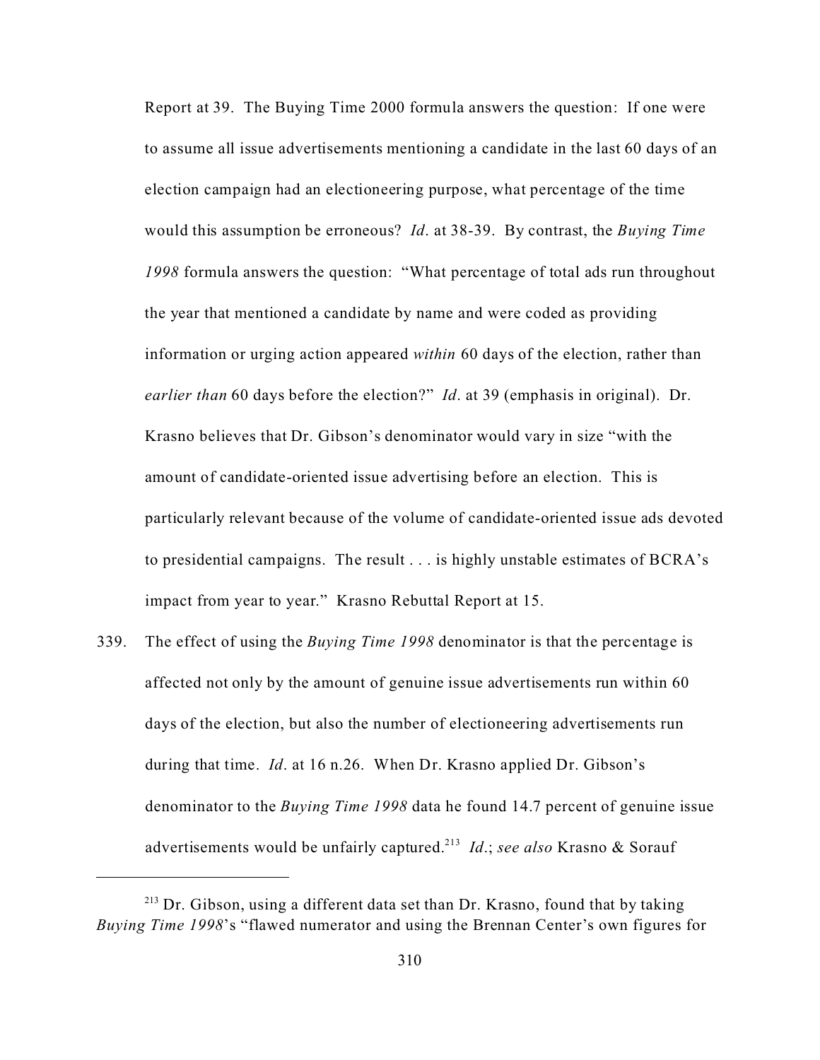Report at 39. The Buying Time 2000 formula answers the question: If one were to assume all issue advertisements mentioning a candidate in the last 60 days of an election campaign had an electioneering purpose, what percentage of the time would this assumption be erroneous? *Id*. at 38-39. By contrast, the *Buying Time 1998* formula answers the question: "What percentage of total ads run throughout the year that mentioned a candidate by name and were coded as providing information or urging action appeared *within* 60 days of the election, rather than *earlier than* 60 days before the election?" *Id*. at 39 (emphasis in original). Dr. Krasno believes that Dr. Gibson's denominator would vary in size "with the amount of candidate-oriented issue advertising before an election. This is particularly relevant because of the volume of candidate-oriented issue ads devoted to presidential campaigns. The result . . . is highly unstable estimates of BCRA's impact from year to year." Krasno Rebuttal Report at 15.

339. The effect of using the *Buying Time 1998* denominator is that the percentage is affected not only by the amount of genuine issue advertisements run within 60 days of the election, but also the number of electioneering advertisements run during that time. *Id*. at 16 n.26. When Dr. Krasno applied Dr. Gibson's denominator to the *Buying Time 1998* data he found 14.7 percent of genuine issue advertisements would be unfairly captured.[213] *Id*.; *see also* Krasno & Sorauf

---

[213] Dr. Gibson, using a different data set than Dr. Krasno, found that by taking *Buying Time 1998*'s "flawed numerator and using the Brennan Center's own figures for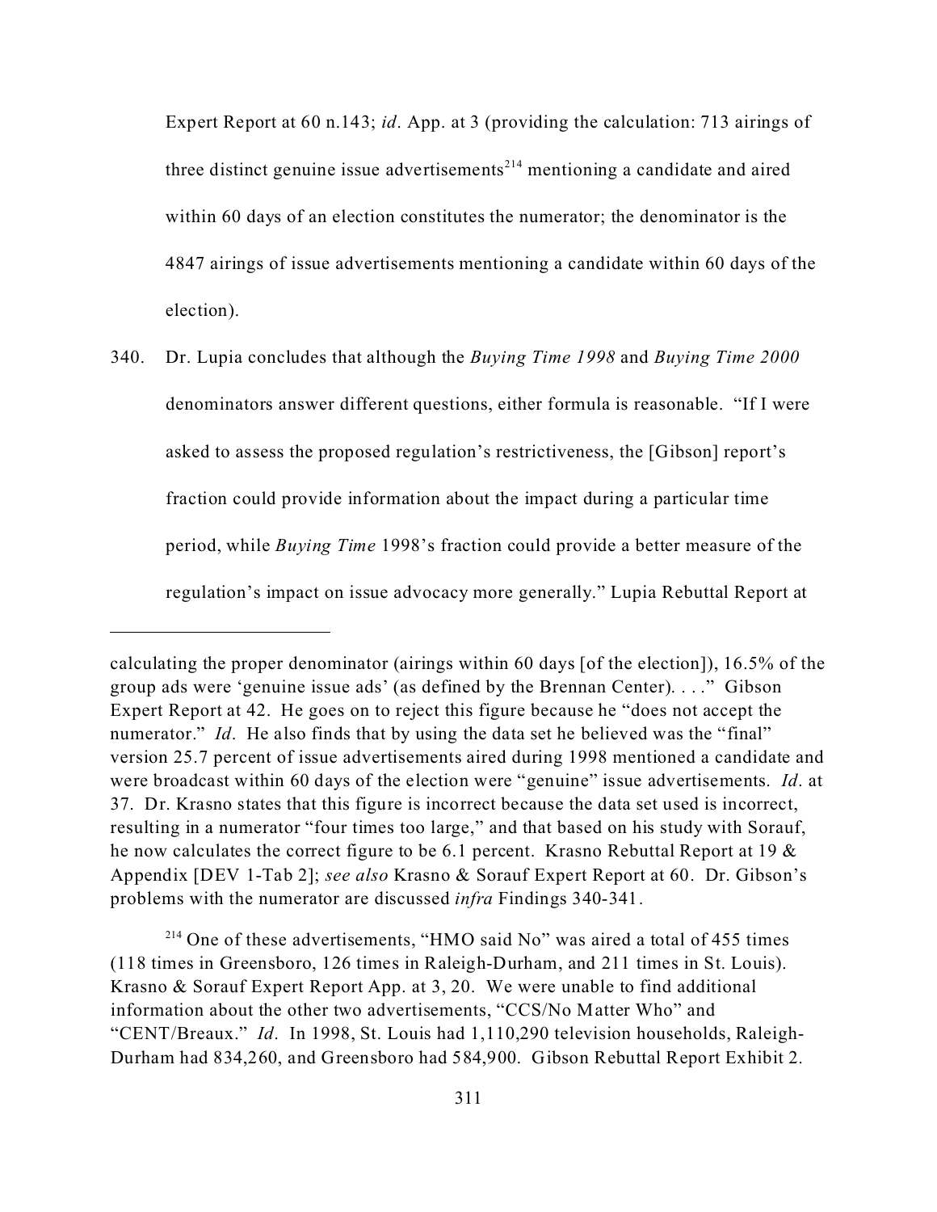Expert Report at 60 n.143; *id*. App. at 3 (providing the calculation: 713 airings of three distinct genuine issue advertisements[214] mentioning a candidate and aired within 60 days of an election constitutes the numerator; the denominator is the 4847 airings of issue advertisements mentioning a candidate within 60 days of the election).

340. Dr. Lupia concludes that although the *Buying Time 1998* and *Buying Time 2000* denominators answer different questions, either formula is reasonable. "If I were asked to assess the proposed regulation's restrictiveness, the [Gibson] report's fraction could provide information about the impact during a particular time period, while *Buying Time* 1998's fraction could provide a better measure of the regulation's impact on issue advocacy more generally." Lupia Rebuttal Report at

---

calculating the proper denominator (airings within 60 days [of the election]), 16.5% of the group ads were 'genuine issue ads' (as defined by the Brennan Center). . . ." Gibson Expert Report at 42. He goes on to reject this figure because he "does not accept the numerator." *Id*. He also finds that by using the data set he believed was the "final" version 25.7 percent of issue advertisements aired during 1998 mentioned a candidate and were broadcast within 60 days of the election were "genuine" issue advertisements. *Id*. at 37. Dr. Krasno states that this figure is incorrect because the data set used is incorrect, resulting in a numerator "four times too large," and that based on his study with Sorauf, he now calculates the correct figure to be 6.1 percent. Krasno Rebuttal Report at 19 & Appendix [DEV 1-Tab 2]; *see also* Krasno & Sorauf Expert Report at 60. Dr. Gibson's problems with the numerator are discussed *infra* Findings 340-341.

[214] One of these advertisements, "HMO said No" was aired a total of 455 times (118 times in Greensboro, 126 times in Raleigh-Durham, and 211 times in St. Louis). Krasno & Sorauf Expert Report App. at 3, 20. We were unable to find additional information about the other two advertisements, "CCS/No Matter Who" and "CENT/Breaux." *Id*. In 1998, St. Louis had 1,110,290 television households, Raleigh-Durham had 834,260, and Greensboro had 584,900. Gibson Rebuttal Report Exhibit 2.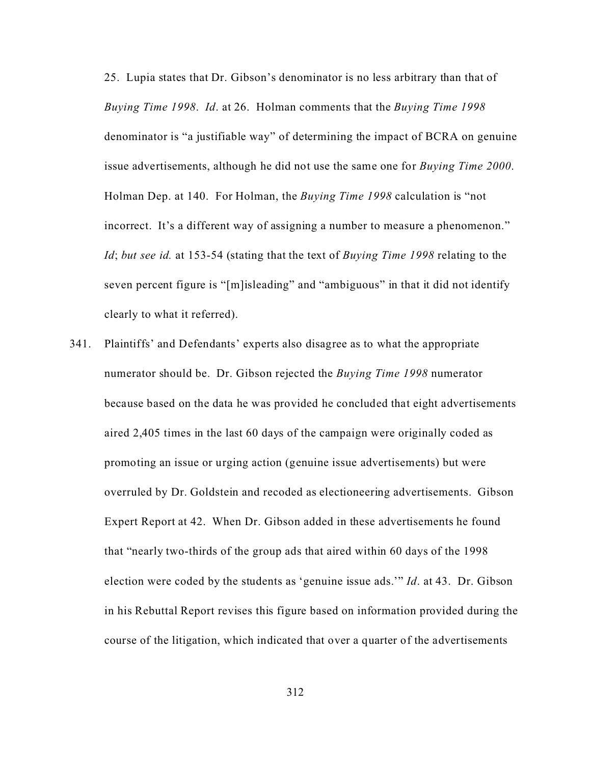25. Lupia states that Dr. Gibson's denominator is no less arbitrary than that of *Buying Time 1998*. *Id*. at 26. Holman comments that the *Buying Time 1998* denominator is "a justifiable way" of determining the impact of BCRA on genuine issue advertisements, although he did not use the same one for *Buying Time 2000*. Holman Dep. at 140. For Holman, the *Buying Time 1998* calculation is "not incorrect. It's a different way of assigning a number to measure a phenomenon." *Id*; *but see id.* at 153-54 (stating that the text of *Buying Time 1998* relating to the seven percent figure is "[m]isleading" and "ambiguous" in that it did not identify clearly to what it referred).

341. Plaintiffs' and Defendants' experts also disagree as to what the appropriate numerator should be. Dr. Gibson rejected the *Buying Time 1998* numerator because based on the data he was provided he concluded that eight advertisements aired 2,405 times in the last 60 days of the campaign were originally coded as promoting an issue or urging action (genuine issue advertisements) but were overruled by Dr. Goldstein and recoded as electioneering advertisements. Gibson Expert Report at 42. When Dr. Gibson added in these advertisements he found that "nearly two-thirds of the group ads that aired within 60 days of the 1998 election were coded by the students as 'genuine issue ads.'" *Id*. at 43. Dr. Gibson in his Rebuttal Report revises this figure based on information provided during the course of the litigation, which indicated that over a quarter of the advertisements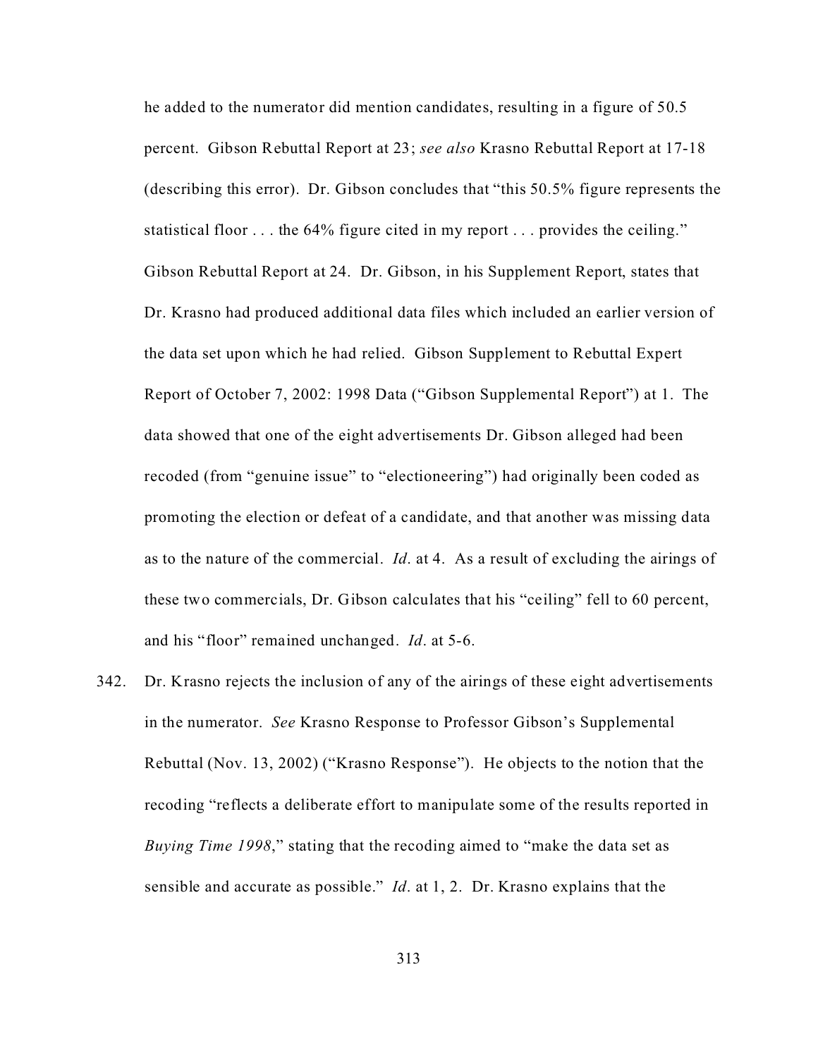he added to the numerator did mention candidates, resulting in a figure of 50.5 percent. Gibson Rebuttal Report at 23; *see also* Krasno Rebuttal Report at 17-18 (describing this error). Dr. Gibson concludes that "this 50.5% figure represents the statistical floor . . . the 64% figure cited in my report . . . provides the ceiling." Gibson Rebuttal Report at 24. Dr. Gibson, in his Supplement Report, states that Dr. Krasno had produced additional data files which included an earlier version of the data set upon which he had relied. Gibson Supplement to Rebuttal Expert Report of October 7, 2002: 1998 Data ("Gibson Supplemental Report") at 1. The data showed that one of the eight advertisements Dr. Gibson alleged had been recoded (from "genuine issue" to "electioneering") had originally been coded as promoting the election or defeat of a candidate, and that another was missing data as to the nature of the commercial. *Id*. at 4. As a result of excluding the airings of these two commercials, Dr. Gibson calculates that his "ceiling" fell to 60 percent, and his "floor" remained unchanged. *Id*. at 5-6.

342. Dr. Krasno rejects the inclusion of any of the airings of these eight advertisements in the numerator. *See* Krasno Response to Professor Gibson's Supplemental Rebuttal (Nov. 13, 2002) ("Krasno Response"). He objects to the notion that the recoding "reflects a deliberate effort to manipulate some of the results reported in *Buying Time 1998*," stating that the recoding aimed to "make the data set as sensible and accurate as possible." *Id*. at 1, 2. Dr. Krasno explains that the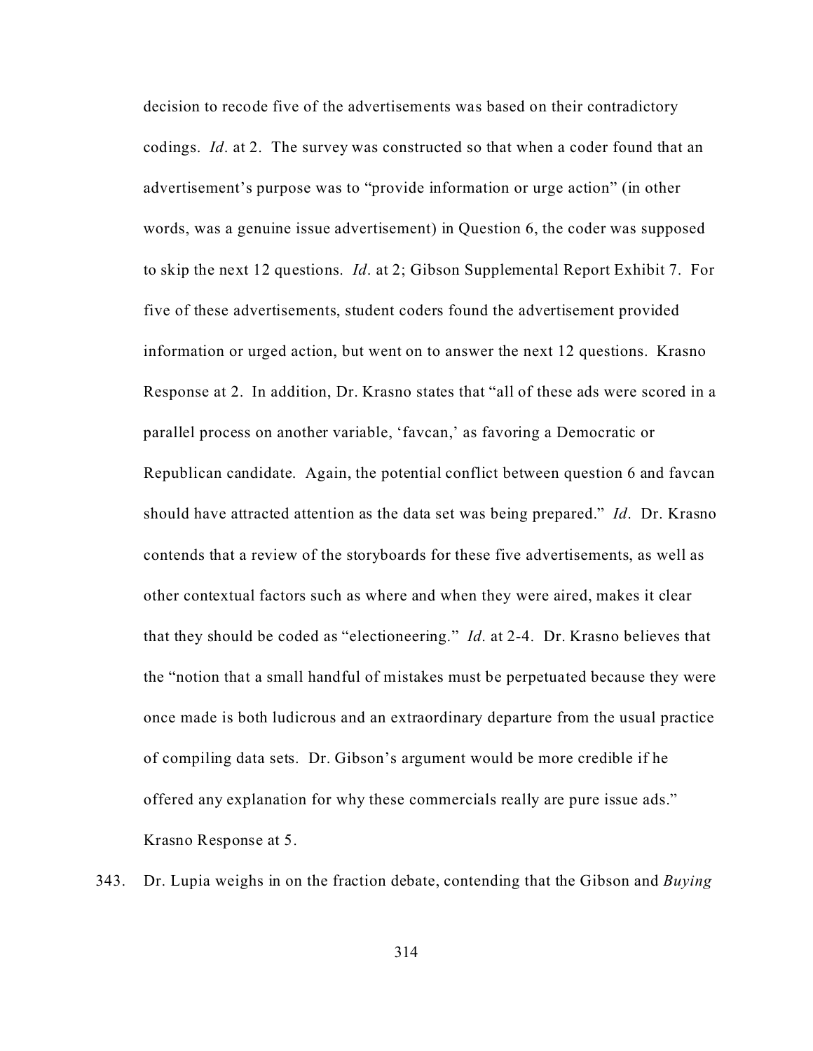decision to recode five of the advertisements was based on their contradictory codings. *Id*. at 2. The survey was constructed so that when a coder found that an advertisement's purpose was to "provide information or urge action" (in other words, was a genuine issue advertisement) in Question 6, the coder was supposed to skip the next 12 questions. *Id*. at 2; Gibson Supplemental Report Exhibit 7. For five of these advertisements, student coders found the advertisement provided information or urged action, but went on to answer the next 12 questions. Krasno Response at 2. In addition, Dr. Krasno states that "all of these ads were scored in a parallel process on another variable, 'favcan,' as favoring a Democratic or Republican candidate. Again, the potential conflict between question 6 and favcan should have attracted attention as the data set was being prepared." *Id*. Dr. Krasno contends that a review of the storyboards for these five advertisements, as well as other contextual factors such as where and when they were aired, makes it clear that they should be coded as "electioneering." *Id*. at 2-4. Dr. Krasno believes that the "notion that a small handful of mistakes must be perpetuated because they were once made is both ludicrous and an extraordinary departure from the usual practice of compiling data sets. Dr. Gibson's argument would be more credible if he offered any explanation for why these commercials really are pure issue ads." Krasno Response at 5.

343. Dr. Lupia weighs in on the fraction debate, contending that the Gibson and *Buying*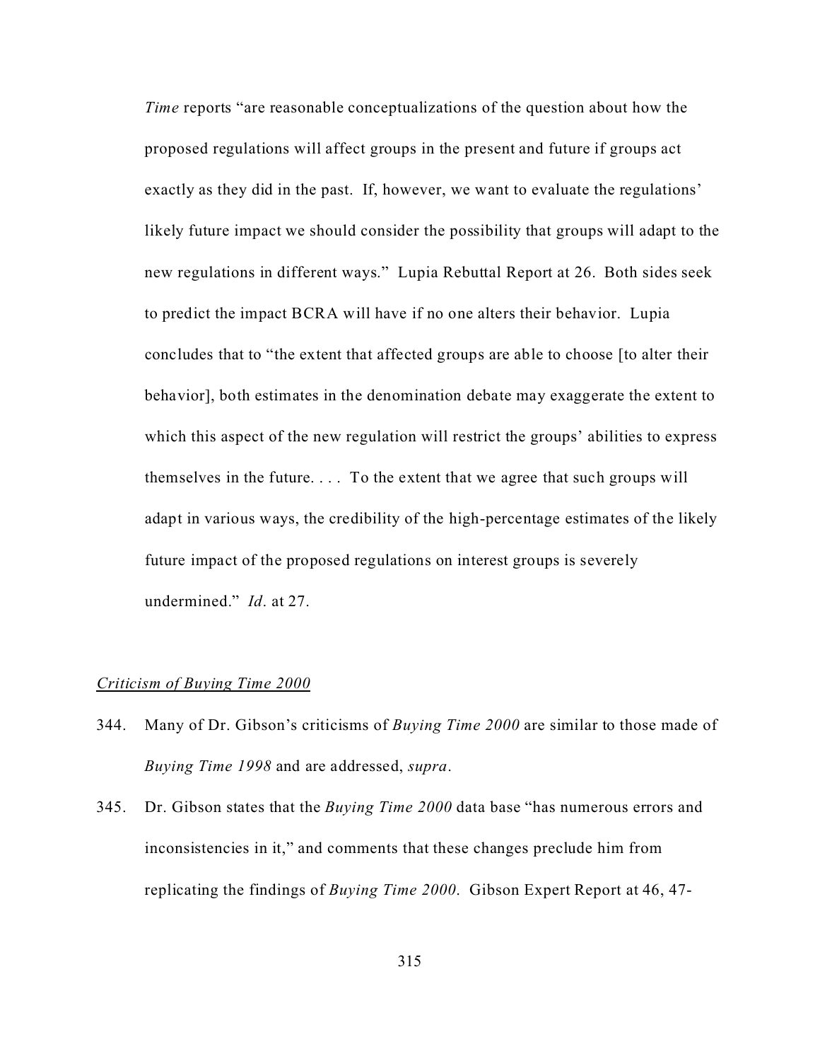*Time* reports "are reasonable conceptualizations of the question about how the proposed regulations will affect groups in the present and future if groups act exactly as they did in the past. If, however, we want to evaluate the regulations' likely future impact we should consider the possibility that groups will adapt to the new regulations in different ways." Lupia Rebuttal Report at 26. Both sides seek to predict the impact BCRA will have if no one alters their behavior. Lupia concludes that to "the extent that affected groups are able to choose [to alter their behavior], both estimates in the denomination debate may exaggerate the extent to which this aspect of the new regulation will restrict the groups' abilities to express themselves in the future. . . . To the extent that we agree that such groups will adapt in various ways, the credibility of the high-percentage estimates of the likely future impact of the proposed regulations on interest groups is severely undermined." *Id*. at 27.

<u>*Criticism of Buying Time 2000*</u>

344. Many of Dr. Gibson's criticisms of *Buying Time 2000* are similar to those made of *Buying Time 1998* and are addressed, *supra*.

345. Dr. Gibson states that the *Buying Time 2000* data base "has numerous errors and inconsistencies in it," and comments that these changes preclude him from replicating the findings of *Buying Time 2000*. Gibson Expert Report at 46, 47-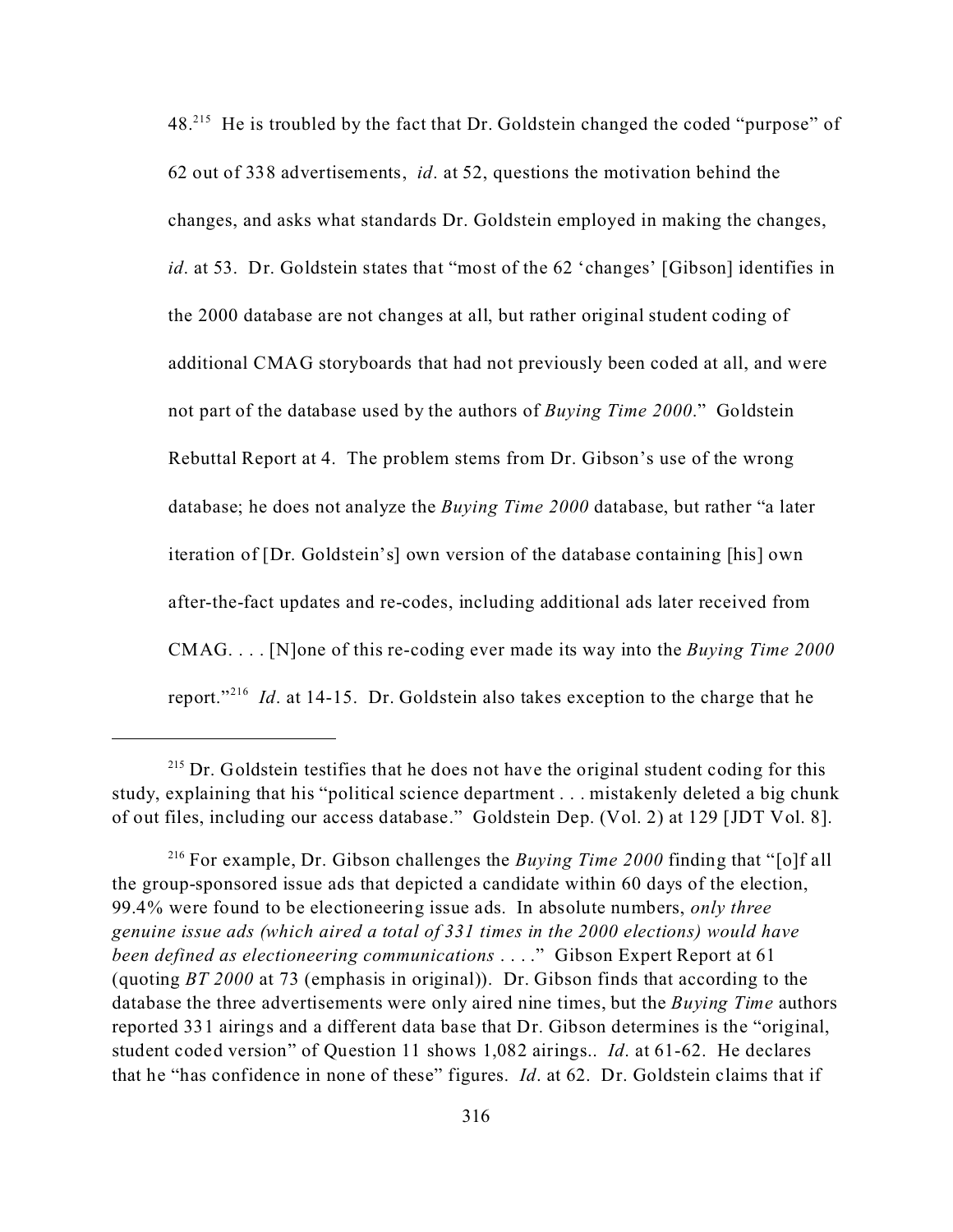48.[215] He is troubled by the fact that Dr. Goldstein changed the coded "purpose" of 62 out of 338 advertisements, *id*. at 52, questions the motivation behind the changes, and asks what standards Dr. Goldstein employed in making the changes, *id*. at 53. Dr. Goldstein states that "most of the 62 'changes' [Gibson] identifies in the 2000 database are not changes at all, but rather original student coding of additional CMAG storyboards that had not previously been coded at all, and were not part of the database used by the authors of *Buying Time 2000*." Goldstein Rebuttal Report at 4. The problem stems from Dr. Gibson's use of the wrong database; he does not analyze the *Buying Time 2000* database, but rather "a later iteration of [Dr. Goldstein's] own version of the database containing [his] own after-the-fact updates and re-codes, including additional ads later received from CMAG. . . . [N]one of this re-coding ever made its way into the *Buying Time 2000* report."[216] *Id*. at 14-15. Dr. Goldstein also takes exception to the charge that he

---

[215] Dr. Goldstein testifies that he does not have the original student coding for this study, explaining that his "political science department . . . mistakenly deleted a big chunk of out files, including our access database." Goldstein Dep. (Vol. 2) at 129 [JDT Vol. 8].

[216] For example, Dr. Gibson challenges the *Buying Time 2000* finding that "[o]f all the group-sponsored issue ads that depicted a candidate within 60 days of the election, 99.4% were found to be electioneering issue ads. In absolute numbers, *only three genuine issue ads (which aired a total of 331 times in the 2000 elections) would have been defined as electioneering communications* . . . ." Gibson Expert Report at 61 (quoting *BT 2000* at 73 (emphasis in original)). Dr. Gibson finds that according to the database the three advertisements were only aired nine times, but the *Buying Time* authors reported 331 airings and a different data base that Dr. Gibson determines is the "original, student coded version" of Question 11 shows 1,082 airings.. *Id*. at 61-62. He declares that he "has confidence in none of these" figures. *Id*. at 62. Dr. Goldstein claims that if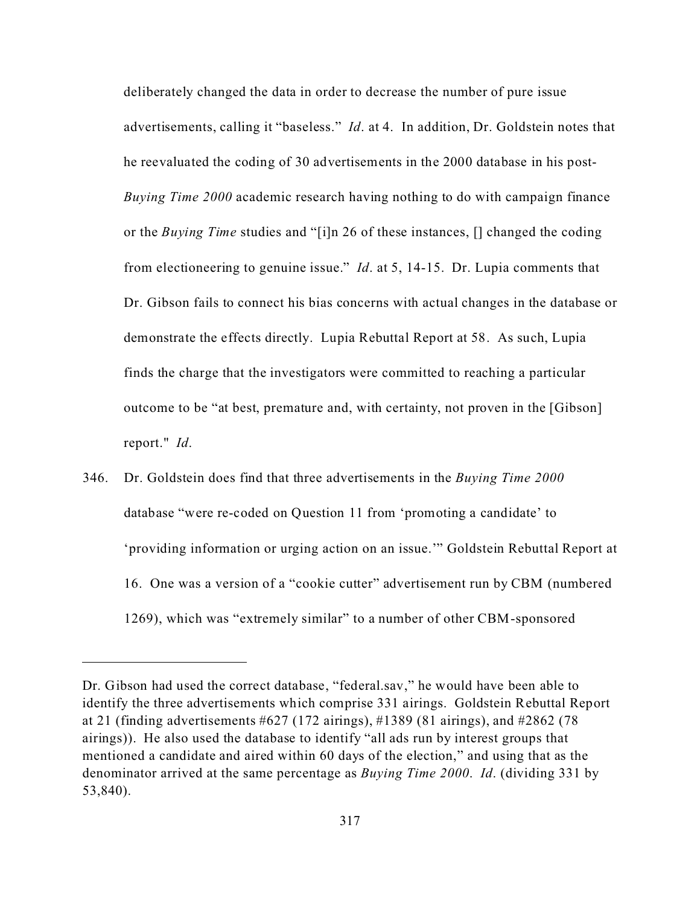deliberately changed the data in order to decrease the number of pure issue advertisements, calling it "baseless." *Id*. at 4. In addition, Dr. Goldstein notes that he reevaluated the coding of 30 advertisements in the 2000 database in his post-*Buying Time 2000* academic research having nothing to do with campaign finance or the *Buying Time* studies and "[i]n 26 of these instances, [] changed the coding from electioneering to genuine issue." *Id*. at 5, 14-15. Dr. Lupia comments that Dr. Gibson fails to connect his bias concerns with actual changes in the database or demonstrate the effects directly. Lupia Rebuttal Report at 58. As such, Lupia finds the charge that the investigators were committed to reaching a particular outcome to be "at best, premature and, with certainty, not proven in the [Gibson] report." *Id*.

346. Dr. Goldstein does find that three advertisements in the *Buying Time 2000* database "were re-coded on Question 11 from 'promoting a candidate' to 'providing information or urging action on an issue.'" Goldstein Rebuttal Report at 16. One was a version of a "cookie cutter" advertisement run by CBM (numbered 1269), which was "extremely similar" to a number of other CBM-sponsored

---

Dr. Gibson had used the correct database, "federal.sav," he would have been able to identify the three advertisements which comprise 331 airings. Goldstein Rebuttal Report at 21 (finding advertisements #627 (172 airings), #1389 (81 airings), and #2862 (78 airings)). He also used the database to identify "all ads run by interest groups that mentioned a candidate and aired within 60 days of the election," and using that as the denominator arrived at the same percentage as *Buying Time 2000*. *Id*. (dividing 331 by 53,840).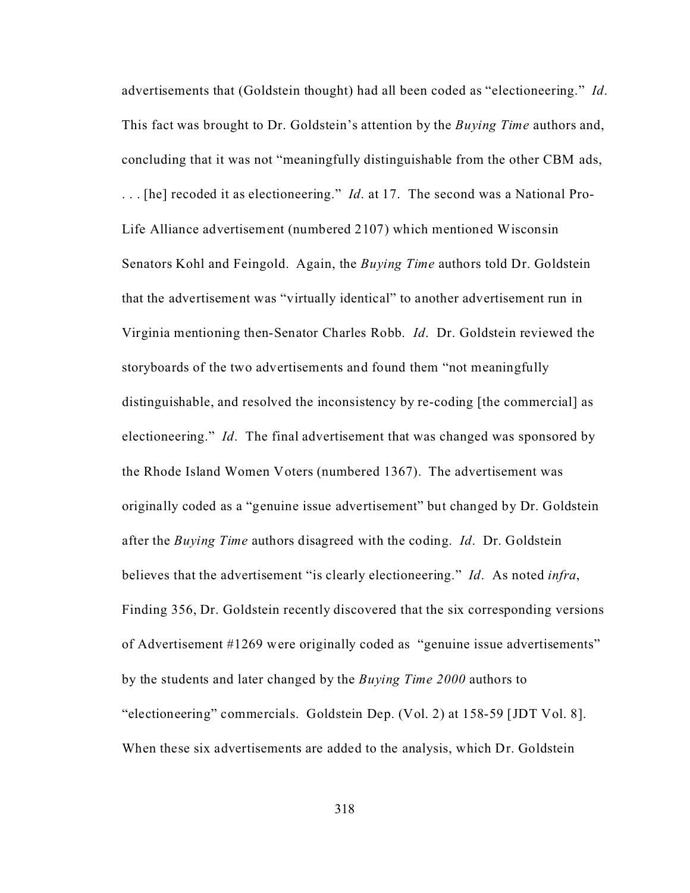advertisements that (Goldstein thought) had all been coded as "electioneering." *Id*. This fact was brought to Dr. Goldstein's attention by the *Buying Time* authors and, concluding that it was not "meaningfully distinguishable from the other CBM ads, . . . [he] recoded it as electioneering." *Id*. at 17. The second was a National Pro-Life Alliance advertisement (numbered 2107) which mentioned Wisconsin Senators Kohl and Feingold. Again, the *Buying Time* authors told Dr. Goldstein that the advertisement was "virtually identical" to another advertisement run in Virginia mentioning then-Senator Charles Robb. *Id*. Dr. Goldstein reviewed the storyboards of the two advertisements and found them "not meaningfully distinguishable, and resolved the inconsistency by re-coding [the commercial] as electioneering." *Id*. The final advertisement that was changed was sponsored by the Rhode Island Women Voters (numbered 1367). The advertisement was originally coded as a "genuine issue advertisement" but changed by Dr. Goldstein after the *Buying Time* authors disagreed with the coding. *Id*. Dr. Goldstein believes that the advertisement "is clearly electioneering." *Id*. As noted *infra*, Finding 356, Dr. Goldstein recently discovered that the six corresponding versions of Advertisement #1269 were originally coded as "genuine issue advertisements" by the students and later changed by the *Buying Time 2000* authors to "electioneering" commercials. Goldstein Dep. (Vol. 2) at 158-59 [JDT Vol. 8]. When these six advertisements are added to the analysis, which Dr. Goldstein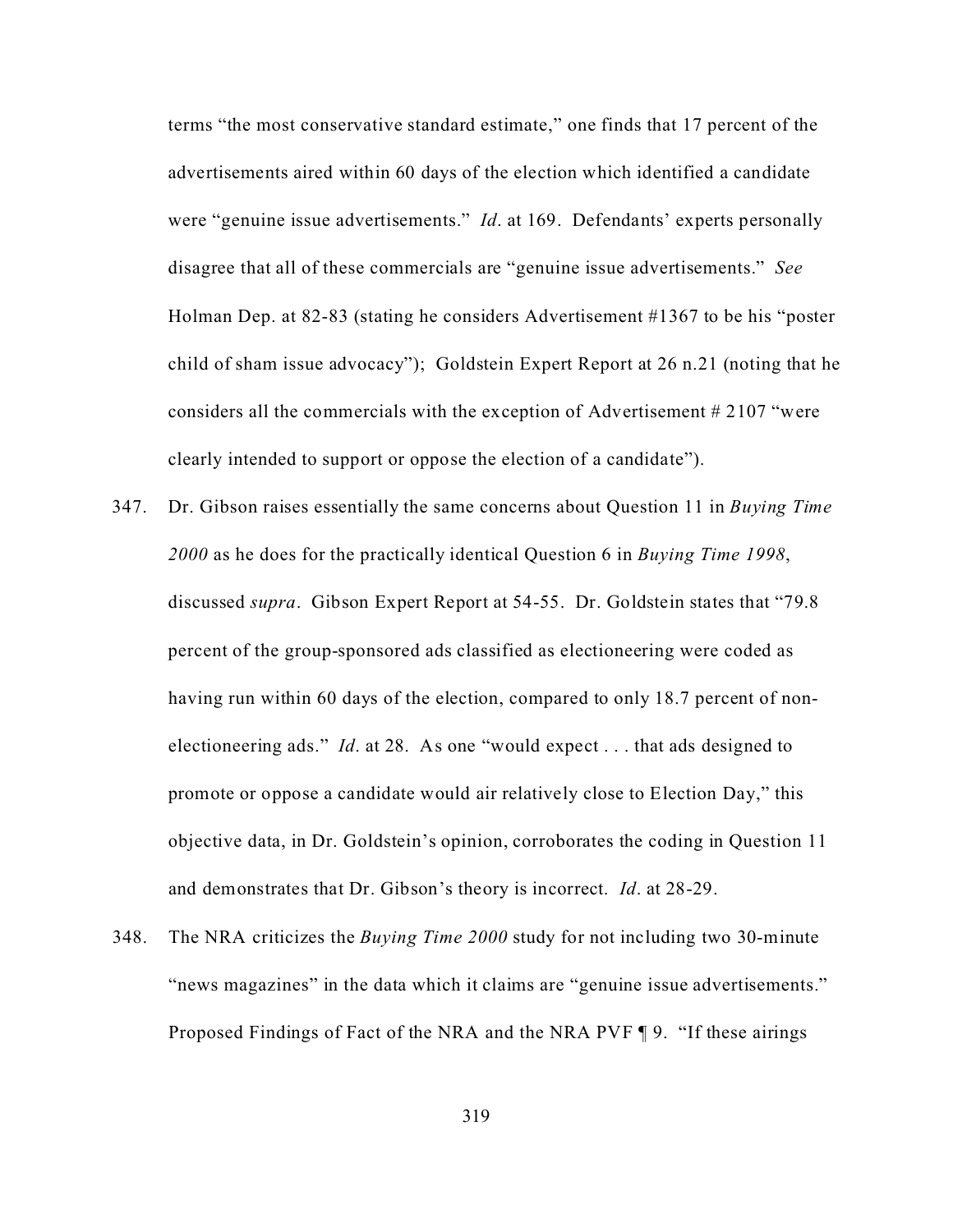terms "the most conservative standard estimate," one finds that 17 percent of the advertisements aired within 60 days of the election which identified a candidate were "genuine issue advertisements." *Id*. at 169. Defendants' experts personally disagree that all of these commercials are "genuine issue advertisements." *See* Holman Dep. at 82-83 (stating he considers Advertisement #1367 to be his "poster child of sham issue advocacy"); Goldstein Expert Report at 26 n.21 (noting that he considers all the commercials with the exception of Advertisement # 2107 "were clearly intended to support or oppose the election of a candidate").

347. Dr. Gibson raises essentially the same concerns about Question 11 in *Buying Time 2000* as he does for the practically identical Question 6 in *Buying Time 1998*, discussed *supra*. Gibson Expert Report at 54-55. Dr. Goldstein states that "79.8 percent of the group-sponsored ads classified as electioneering were coded as having run within 60 days of the election, compared to only 18.7 percent of non-electioneering ads." *Id*. at 28. As one "would expect . . . that ads designed to promote or oppose a candidate would air relatively close to Election Day," this objective data, in Dr. Goldstein's opinion, corroborates the coding in Question 11 and demonstrates that Dr. Gibson's theory is incorrect. *Id*. at 28-29.

348. The NRA criticizes the *Buying Time 2000* study for not including two 30-minute "news magazines" in the data which it claims are "genuine issue advertisements." Proposed Findings of Fact of the NRA and the NRA PVF ¶ 9. "If these airings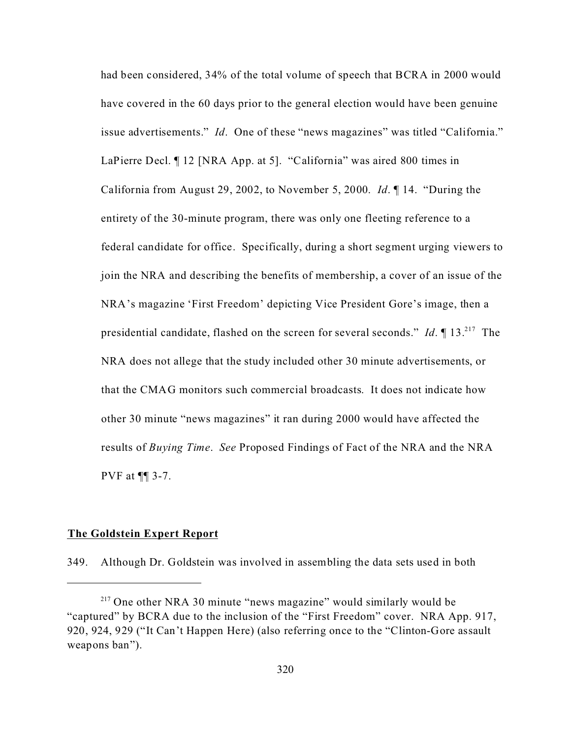had been considered, 34% of the total volume of speech that BCRA in 2000 would have covered in the 60 days prior to the general election would have been genuine issue advertisements." *Id*. One of these "news magazines" was titled "California." LaPierre Decl. ¶ 12 [NRA App. at 5]. "California" was aired 800 times in California from August 29, 2002, to November 5, 2000. *Id*. ¶ 14. "During the entirety of the 30-minute program, there was only one fleeting reference to a federal candidate for office. Specifically, during a short segment urging viewers to join the NRA and describing the benefits of membership, a cover of an issue of the NRA's magazine 'First Freedom' depicting Vice President Gore's image, then a presidential candidate, flashed on the screen for several seconds." *Id*. ¶ 13.[217] The NRA does not allege that the study included other 30 minute advertisements, or that the CMAG monitors such commercial broadcasts. It does not indicate how other 30 minute "news magazines" it ran during 2000 would have affected the results of *Buying Time*. *See* Proposed Findings of Fact of the NRA and the NRA PVF at ¶¶ 3-7.

**The Goldstein Expert Report**

349. Although Dr. Goldstein was involved in assembling the data sets used in both

---

[217] One other NRA 30 minute "news magazine" would similarly would be "captured" by BCRA due to the inclusion of the "First Freedom" cover. NRA App. 917, 920, 924, 929 ("It Can't Happen Here) (also referring once to the "Clinton-Gore assault weapons ban").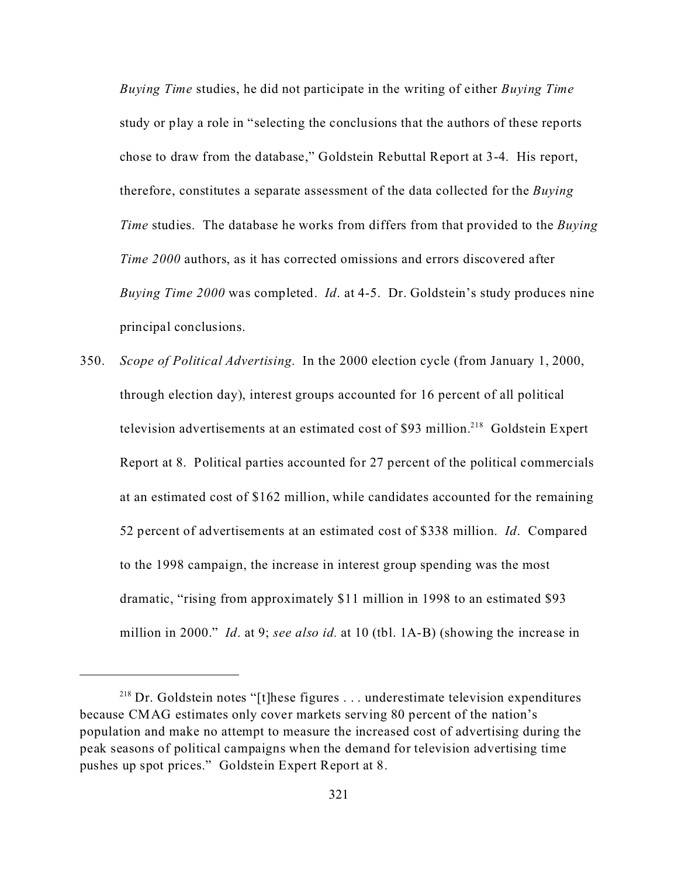*Buying Time* studies, he did not participate in the writing of either *Buying Time* study or play a role in "selecting the conclusions that the authors of these reports chose to draw from the database," Goldstein Rebuttal Report at 3-4. His report, therefore, constitutes a separate assessment of the data collected for the *Buying Time* studies. The database he works from differs from that provided to the *Buying Time 2000* authors, as it has corrected omissions and errors discovered after *Buying Time 2000* was completed. *Id*. at 4-5. Dr. Goldstein's study produces nine principal conclusions.

350. *Scope of Political Advertising*. In the 2000 election cycle (from January 1, 2000, through election day), interest groups accounted for 16 percent of all political television advertisements at an estimated cost of $93 million.[218] Goldstein Expert Report at 8. Political parties accounted for 27 percent of the political commercials at an estimated cost of $162 million, while candidates accounted for the remaining 52 percent of advertisements at an estimated cost of $338 million. *Id*. Compared to the 1998 campaign, the increase in interest group spending was the most dramatic, "rising from approximately $11 million in 1998 to an estimated $93 million in 2000." *Id*. at 9; *see also id.* at 10 (tbl. 1A-B) (showing the increase in

---

[218] Dr. Goldstein notes "[t]hese figures . . . underestimate television expenditures because CMAG estimates only cover markets serving 80 percent of the nation's population and make no attempt to measure the increased cost of advertising during the peak seasons of political campaigns when the demand for television advertising time pushes up spot prices." Goldstein Expert Report at 8.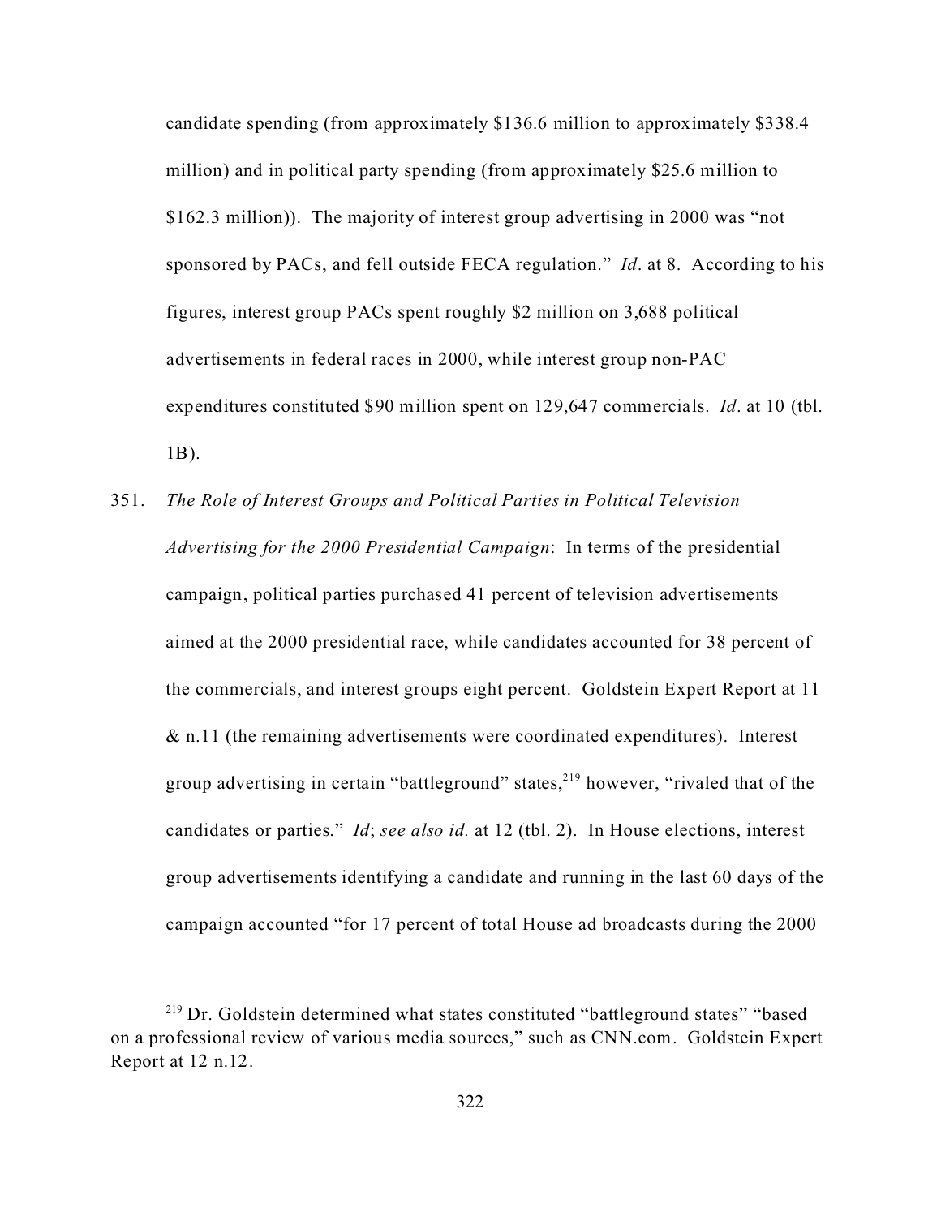candidate spending (from approximately $136.6 million to approximately $338.4 million) and in political party spending (from approximately $25.6 million to $162.3 million)). The majority of interest group advertising in 2000 was "not sponsored by PACs, and fell outside FECA regulation." *Id*. at 8. According to his figures, interest group PACs spent roughly $2 million on 3,688 political advertisements in federal races in 2000, while interest group non-PAC expenditures constituted $90 million spent on 129,647 commercials. *Id*. at 10 (tbl. 1B).

351. *The Role of Interest Groups and Political Parties in Political Television Advertising for the 2000 Presidential Campaign*: In terms of the presidential campaign, political parties purchased 41 percent of television advertisements aimed at the 2000 presidential race, while candidates accounted for 38 percent of the commercials, and interest groups eight percent. Goldstein Expert Report at 11 & n.11 (the remaining advertisements were coordinated expenditures). Interest group advertising in certain "battleground" states,[219] however, "rivaled that of the candidates or parties." *Id*; *see also id.* at 12 (tbl. 2). In House elections, interest group advertisements identifying a candidate and running in the last 60 days of the campaign accounted "for 17 percent of total House ad broadcasts during the 2000

---

[219] Dr. Goldstein determined what states constituted "battleground states" "based on a professional review of various media sources," such as CNN.com. Goldstein Expert Report at 12 n.12.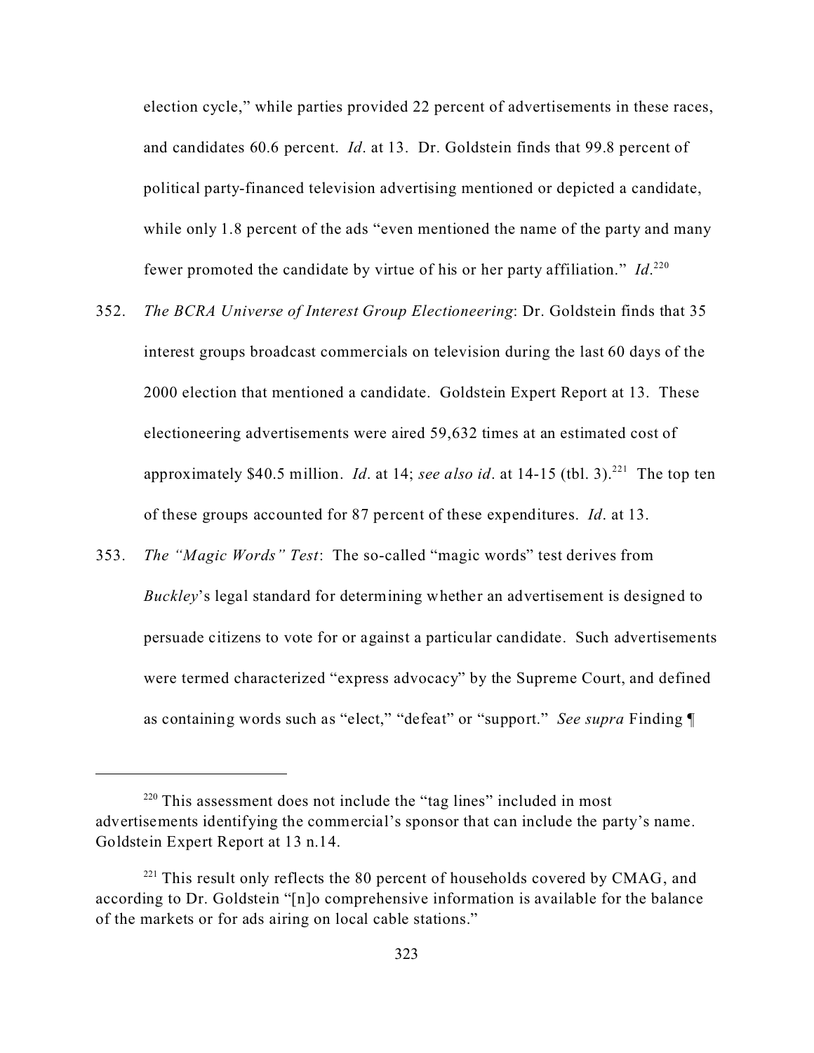election cycle," while parties provided 22 percent of advertisements in these races, and candidates 60.6 percent. *Id*. at 13. Dr. Goldstein finds that 99.8 percent of political party-financed television advertising mentioned or depicted a candidate, while only 1.8 percent of the ads "even mentioned the name of the party and many fewer promoted the candidate by virtue of his or her party affiliation." *Id*.[220]

352. *The BCRA Universe of Interest Group Electioneering*: Dr. Goldstein finds that 35 interest groups broadcast commercials on television during the last 60 days of the 2000 election that mentioned a candidate. Goldstein Expert Report at 13. These electioneering advertisements were aired 59,632 times at an estimated cost of approximately $40.5 million. *Id*. at 14; *see also id*. at 14-15 (tbl. 3).[221] The top ten of these groups accounted for 87 percent of these expenditures. *Id*. at 13.

353. *The "Magic Words" Test*: The so-called "magic words" test derives from *Buckley*'s legal standard for determining whether an advertisement is designed to persuade citizens to vote for or against a particular candidate. Such advertisements were termed characterized "express advocacy" by the Supreme Court, and defined as containing words such as "elect," "defeat" or "support." *See supra* Finding ¶

---

[220] This assessment does not include the "tag lines" included in most advertisements identifying the commercial's sponsor that can include the party's name. Goldstein Expert Report at 13 n.14.

[221] This result only reflects the 80 percent of households covered by CMAG, and according to Dr. Goldstein "[n]o comprehensive information is available for the balance of the markets or for ads airing on local cable stations."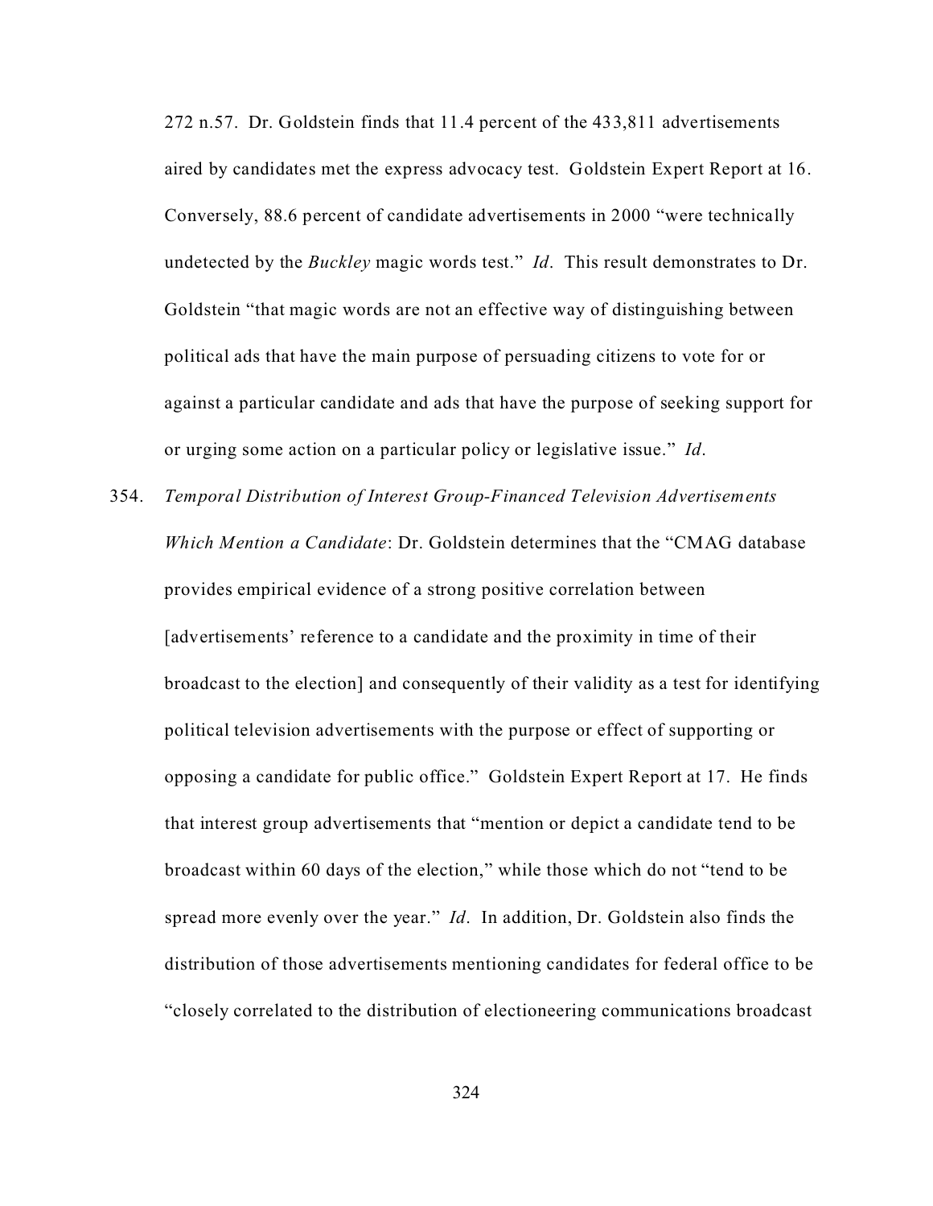272 n.57. Dr. Goldstein finds that 11.4 percent of the 433,811 advertisements aired by candidates met the express advocacy test. Goldstein Expert Report at 16. Conversely, 88.6 percent of candidate advertisements in 2000 "were technically undetected by the *Buckley* magic words test." *Id*. This result demonstrates to Dr. Goldstein "that magic words are not an effective way of distinguishing between political ads that have the main purpose of persuading citizens to vote for or against a particular candidate and ads that have the purpose of seeking support for or urging some action on a particular policy or legislative issue." *Id*.

354. *Temporal Distribution of Interest Group-Financed Television Advertisements Which Mention a Candidate*: Dr. Goldstein determines that the "CMAG database provides empirical evidence of a strong positive correlation between [advertisements' reference to a candidate and the proximity in time of their broadcast to the election] and consequently of their validity as a test for identifying political television advertisements with the purpose or effect of supporting or opposing a candidate for public office." Goldstein Expert Report at 17. He finds that interest group advertisements that "mention or depict a candidate tend to be broadcast within 60 days of the election," while those which do not "tend to be spread more evenly over the year." *Id*. In addition, Dr. Goldstein also finds the distribution of those advertisements mentioning candidates for federal office to be "closely correlated to the distribution of electioneering communications broadcast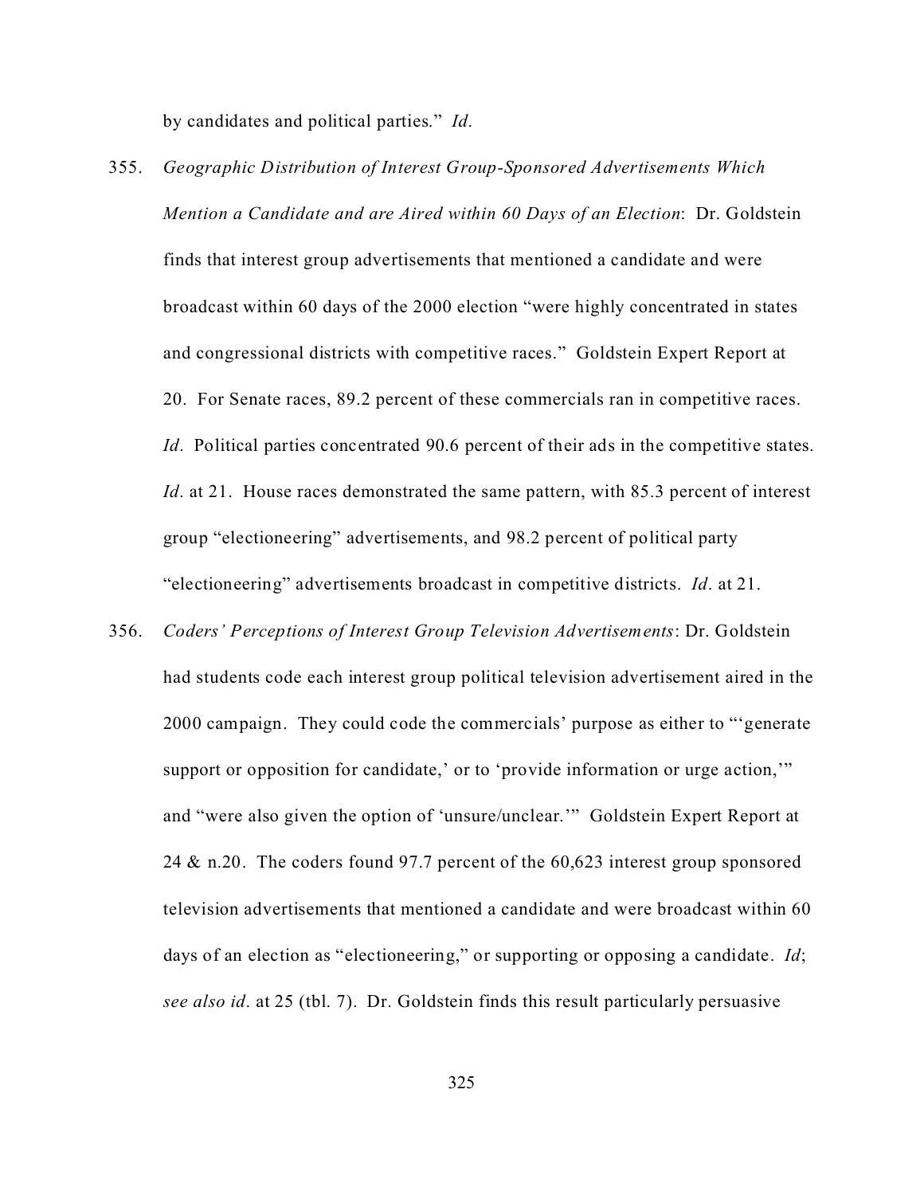by candidates and political parties." *Id*.

355. *Geographic Distribution of Interest Group-Sponsored Advertisements Which Mention a Candidate and are Aired within 60 Days of an Election*: Dr. Goldstein finds that interest group advertisements that mentioned a candidate and were broadcast within 60 days of the 2000 election "were highly concentrated in states and congressional districts with competitive races." Goldstein Expert Report at 20. For Senate races, 89.2 percent of these commercials ran in competitive races. *Id*. Political parties concentrated 90.6 percent of their ads in the competitive states. *Id*. at 21. House races demonstrated the same pattern, with 85.3 percent of interest group "electioneering" advertisements, and 98.2 percent of political party "electioneering" advertisements broadcast in competitive districts. *Id*. at 21.

356. *Coders' Perceptions of Interest Group Television Advertisements*: Dr. Goldstein had students code each interest group political television advertisement aired in the 2000 campaign. They could code the commercials' purpose as either to "'generate support or opposition for candidate,' or to 'provide information or urge action,'" and "were also given the option of 'unsure/unclear.'" Goldstein Expert Report at 24 & n.20. The coders found 97.7 percent of the 60,623 interest group sponsored television advertisements that mentioned a candidate and were broadcast within 60 days of an election as "electioneering," or supporting or opposing a candidate. *Id*; *see also id*. at 25 (tbl. 7). Dr. Goldstein finds this result particularly persuasive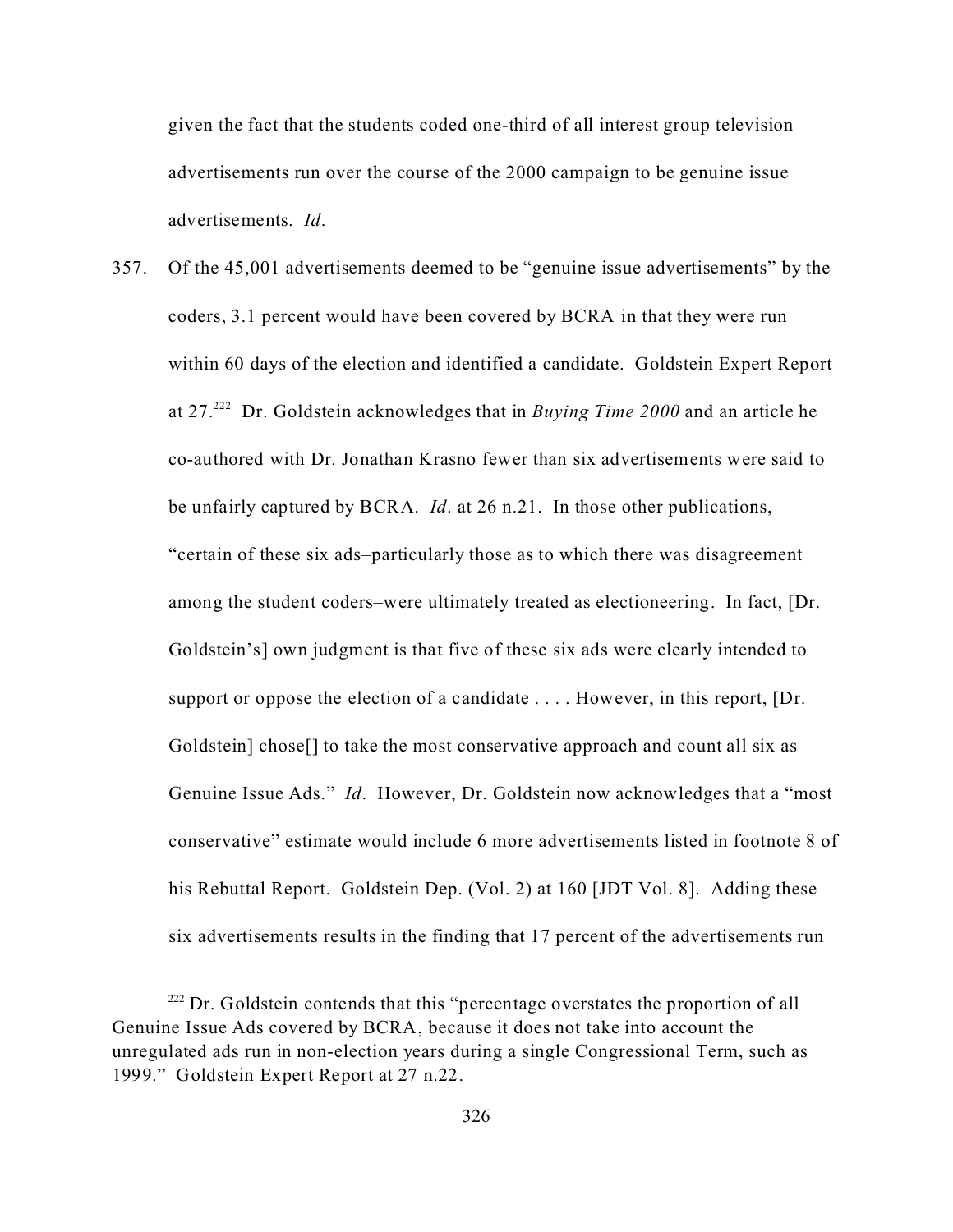given the fact that the students coded one-third of all interest group television advertisements run over the course of the 2000 campaign to be genuine issue advertisements. *Id*.

357. Of the 45,001 advertisements deemed to be "genuine issue advertisements" by the coders, 3.1 percent would have been covered by BCRA in that they were run within 60 days of the election and identified a candidate. Goldstein Expert Report at 27.[222] Dr. Goldstein acknowledges that in *Buying Time 2000* and an article he co-authored with Dr. Jonathan Krasno fewer than six advertisements were said to be unfairly captured by BCRA. *Id*. at 26 n.21. In those other publications, "certain of these six ads–particularly those as to which there was disagreement among the student coders–were ultimately treated as electioneering. In fact, [Dr. Goldstein's] own judgment is that five of these six ads were clearly intended to support or oppose the election of a candidate . . . . However, in this report, [Dr. Goldstein] chose[] to take the most conservative approach and count all six as Genuine Issue Ads." *Id*. However, Dr. Goldstein now acknowledges that a "most conservative" estimate would include 6 more advertisements listed in footnote 8 of his Rebuttal Report. Goldstein Dep. (Vol. 2) at 160 [JDT Vol. 8]. Adding these six advertisements results in the finding that 17 percent of the advertisements run

[222] Dr. Goldstein contends that this "percentage overstates the proportion of all Genuine Issue Ads covered by BCRA, because it does not take into account the unregulated ads run in non-election years during a single Congressional Term, such as 1999." Goldstein Expert Report at 27 n.22.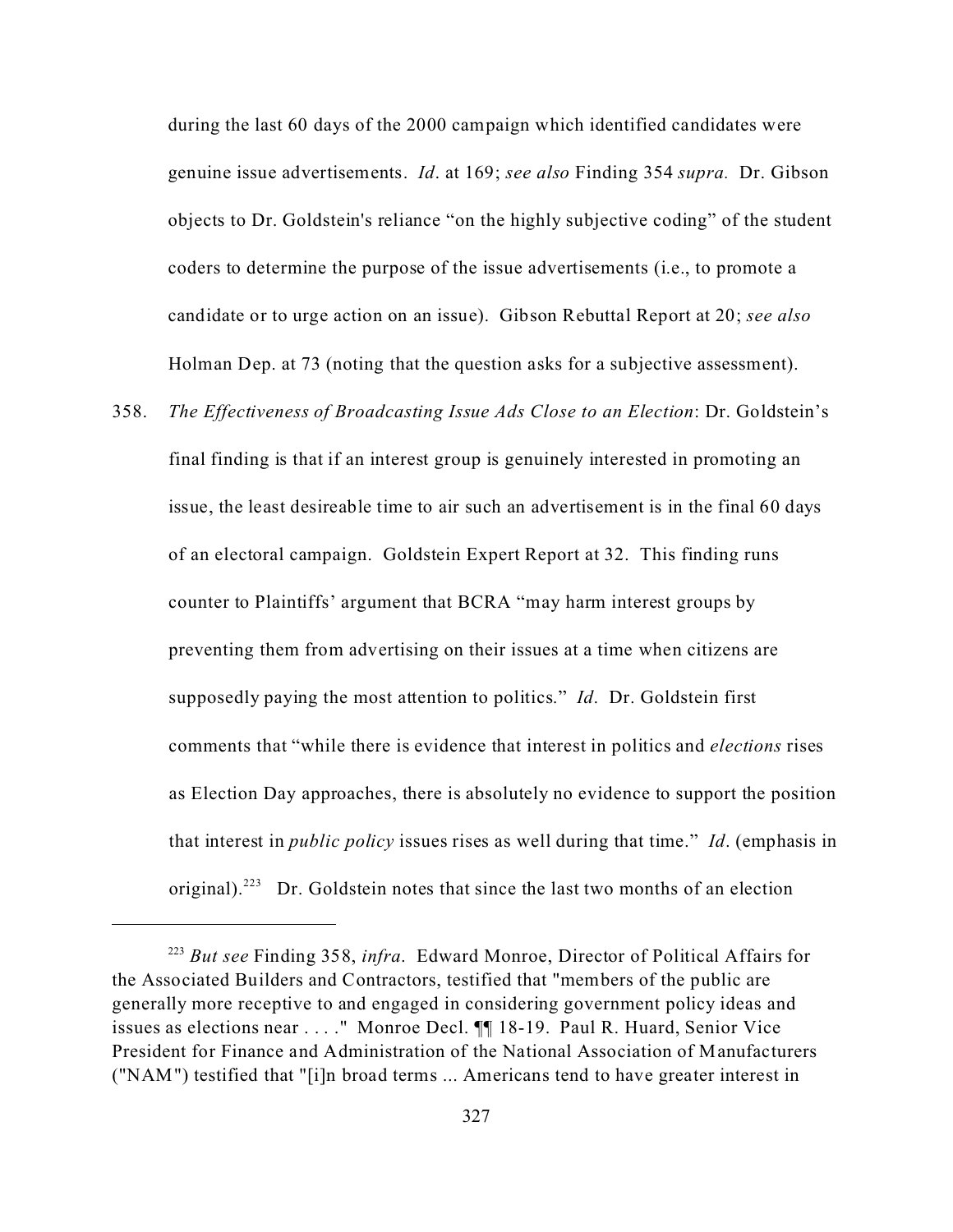during the last 60 days of the 2000 campaign which identified candidates were genuine issue advertisements. *Id*. at 169; *see also* Finding 354 *supra.* Dr. Gibson objects to Dr. Goldstein's reliance "on the highly subjective coding" of the student coders to determine the purpose of the issue advertisements (i.e., to promote a candidate or to urge action on an issue). Gibson Rebuttal Report at 20; *see also* Holman Dep. at 73 (noting that the question asks for a subjective assessment).

358. *The Effectiveness of Broadcasting Issue Ads Close to an Election*: Dr. Goldstein's final finding is that if an interest group is genuinely interested in promoting an issue, the least desireable time to air such an advertisement is in the final 60 days of an electoral campaign. Goldstein Expert Report at 32. This finding runs counter to Plaintiffs' argument that BCRA "may harm interest groups by preventing them from advertising on their issues at a time when citizens are supposedly paying the most attention to politics." *Id*. Dr. Goldstein first comments that "while there is evidence that interest in politics and *elections* rises as Election Day approaches, there is absolutely no evidence to support the position that interest in *public policy* issues rises as well during that time." *Id*. (emphasis in original).[223] Dr. Goldstein notes that since the last two months of an election

---

[223] *But see* Finding 358, *infra*. Edward Monroe, Director of Political Affairs for the Associated Builders and Contractors, testified that "members of the public are generally more receptive to and engaged in considering government policy ideas and issues as elections near . . . ." Monroe Decl. ¶¶ 18-19. Paul R. Huard, Senior Vice President for Finance and Administration of the National Association of Manufacturers ("NAM") testified that "[i]n broad terms ... Americans tend to have greater interest in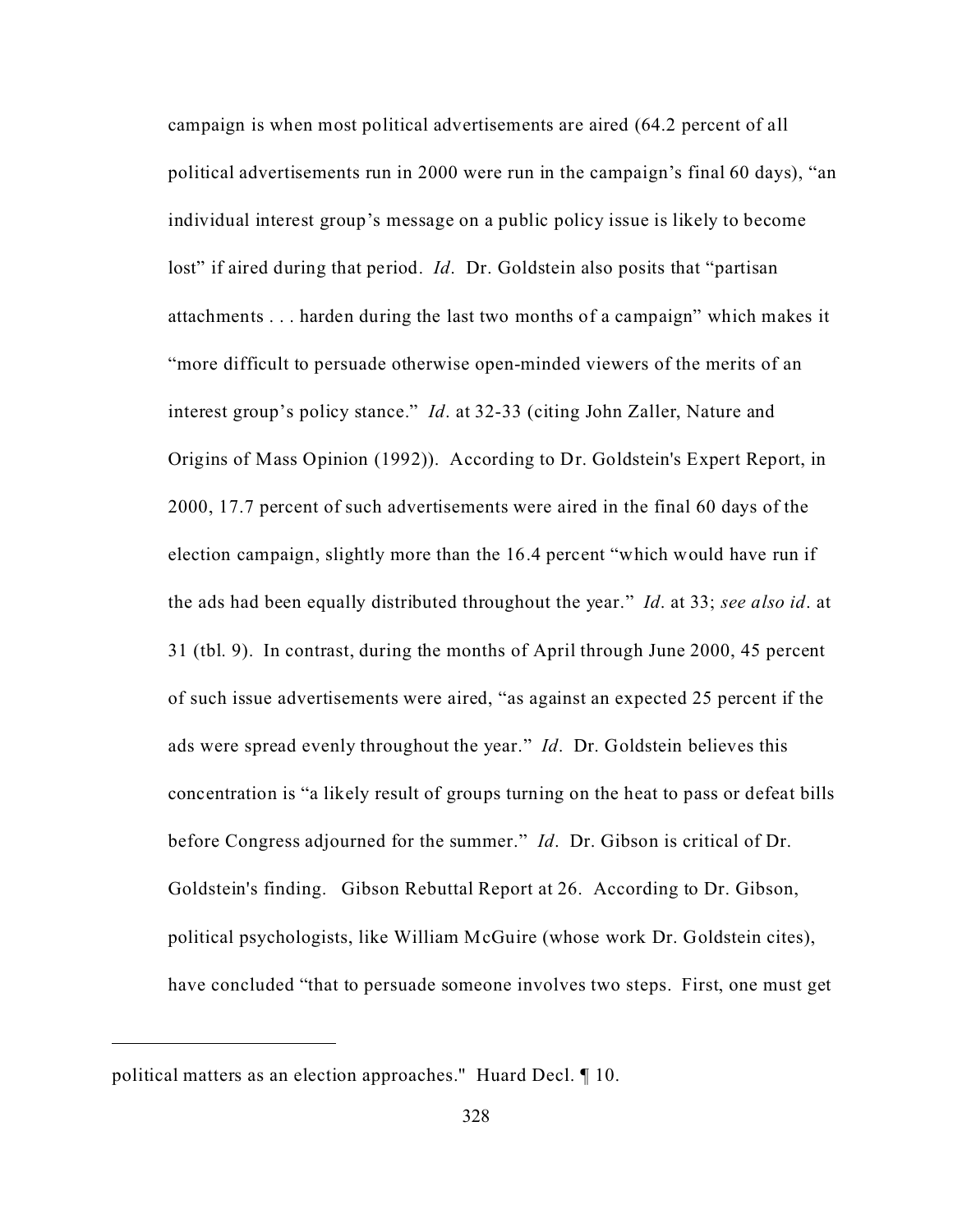campaign is when most political advertisements are aired (64.2 percent of all political advertisements run in 2000 were run in the campaign's final 60 days), "an individual interest group's message on a public policy issue is likely to become lost" if aired during that period. *Id*. Dr. Goldstein also posits that "partisan attachments . . . harden during the last two months of a campaign" which makes it "more difficult to persuade otherwise open-minded viewers of the merits of an interest group's policy stance." *Id*. at 32-33 (citing John Zaller, Nature and Origins of Mass Opinion (1992)). According to Dr. Goldstein's Expert Report, in 2000, 17.7 percent of such advertisements were aired in the final 60 days of the election campaign, slightly more than the 16.4 percent "which would have run if the ads had been equally distributed throughout the year." *Id*. at 33; *see also id*. at 31 (tbl. 9). In contrast, during the months of April through June 2000, 45 percent of such issue advertisements were aired, "as against an expected 25 percent if the ads were spread evenly throughout the year." *Id*. Dr. Goldstein believes this concentration is "a likely result of groups turning on the heat to pass or defeat bills before Congress adjourned for the summer." *Id*. Dr. Gibson is critical of Dr. Goldstein's finding. Gibson Rebuttal Report at 26. According to Dr. Gibson, political psychologists, like William McGuire (whose work Dr. Goldstein cites), have concluded "that to persuade someone involves two steps. First, one must get

---

political matters as an election approaches." Huard Decl. ¶ 10.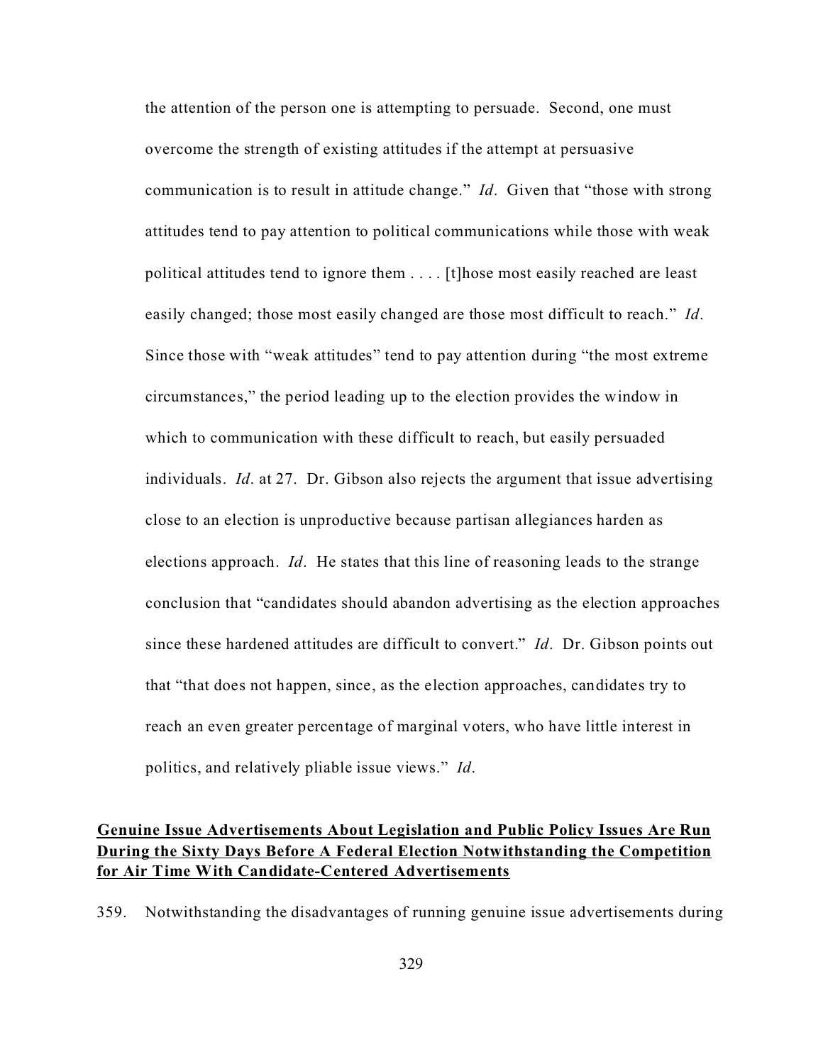the attention of the person one is attempting to persuade. Second, one must overcome the strength of existing attitudes if the attempt at persuasive communication is to result in attitude change." *Id*. Given that "those with strong attitudes tend to pay attention to political communications while those with weak political attitudes tend to ignore them . . . . [t]hose most easily reached are least easily changed; those most easily changed are those most difficult to reach." *Id*. Since those with "weak attitudes" tend to pay attention during "the most extreme circumstances," the period leading up to the election provides the window in which to communication with these difficult to reach, but easily persuaded individuals. *Id*. at 27. Dr. Gibson also rejects the argument that issue advertising close to an election is unproductive because partisan allegiances harden as elections approach. *Id*. He states that this line of reasoning leads to the strange conclusion that "candidates should abandon advertising as the election approaches since these hardened attitudes are difficult to convert." *Id*. Dr. Gibson points out that "that does not happen, since, as the election approaches, candidates try to reach an even greater percentage of marginal voters, who have little interest in politics, and relatively pliable issue views." *Id*.

**<u>Genuine Issue Advertisements About Legislation and Public Policy Issues Are Run During the Sixty Days Before A Federal Election Notwithstanding the Competition for Air Time With Candidate-Centered Advertisements</u>**

359. Notwithstanding the disadvantages of running genuine issue advertisements during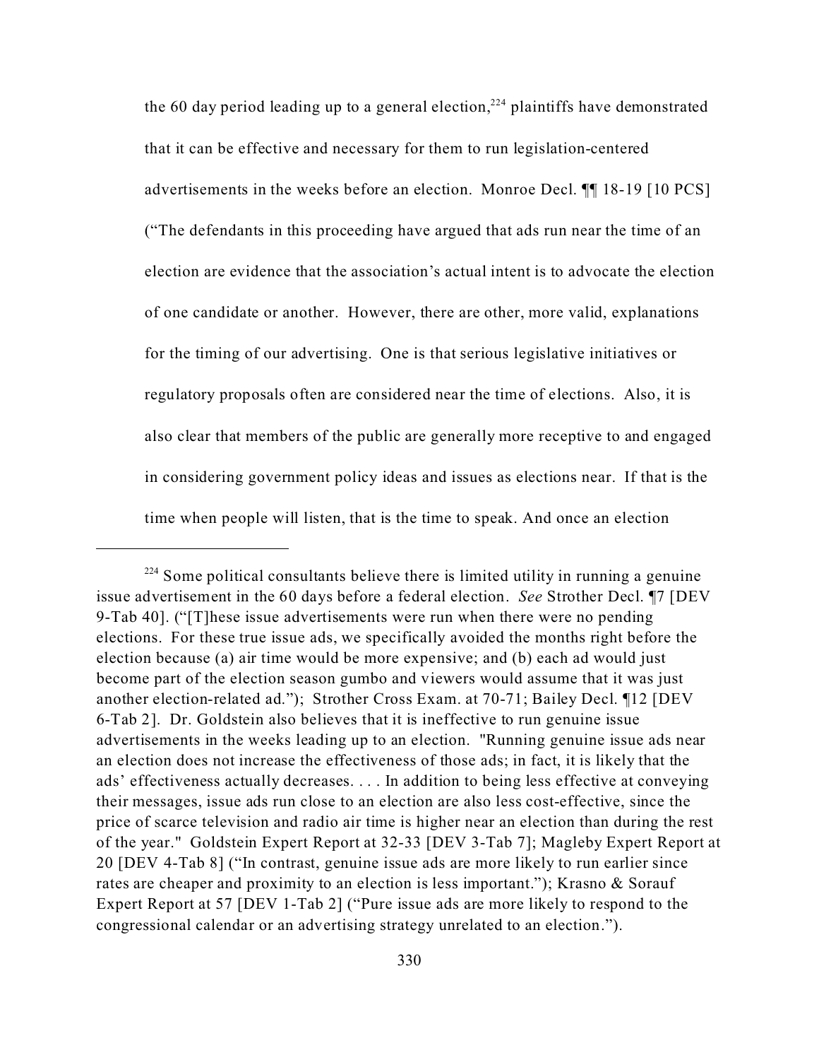the 60 day period leading up to a general election,[224] plaintiffs have demonstrated that it can be effective and necessary for them to run legislation-centered advertisements in the weeks before an election. Monroe Decl. ¶¶ 18-19 [10 PCS] ("The defendants in this proceeding have argued that ads run near the time of an election are evidence that the association's actual intent is to advocate the election of one candidate or another. However, there are other, more valid, explanations for the timing of our advertising. One is that serious legislative initiatives or regulatory proposals often are considered near the time of elections. Also, it is also clear that members of the public are generally more receptive to and engaged in considering government policy ideas and issues as elections near. If that is the time when people will listen, that is the time to speak. And once an election

---

[224] Some political consultants believe there is limited utility in running a genuine issue advertisement in the 60 days before a federal election. *See* Strother Decl. ¶7 [DEV 9-Tab 40]. ("[T]hese issue advertisements were run when there were no pending elections. For these true issue ads, we specifically avoided the months right before the election because (a) air time would be more expensive; and (b) each ad would just become part of the election season gumbo and viewers would assume that it was just another election-related ad."); Strother Cross Exam. at 70-71; Bailey Decl. ¶12 [DEV 6-Tab 2]. Dr. Goldstein also believes that it is ineffective to run genuine issue advertisements in the weeks leading up to an election. "Running genuine issue ads near an election does not increase the effectiveness of those ads; in fact, it is likely that the ads' effectiveness actually decreases. . . . In addition to being less effective at conveying their messages, issue ads run close to an election are also less cost-effective, since the price of scarce television and radio air time is higher near an election than during the rest of the year." Goldstein Expert Report at 32-33 [DEV 3-Tab 7]; Magleby Expert Report at 20 [DEV 4-Tab 8] ("In contrast, genuine issue ads are more likely to run earlier since rates are cheaper and proximity to an election is less important."); Krasno & Sorauf Expert Report at 57 [DEV 1-Tab 2] ("Pure issue ads are more likely to respond to the congressional calendar or an advertising strategy unrelated to an election.").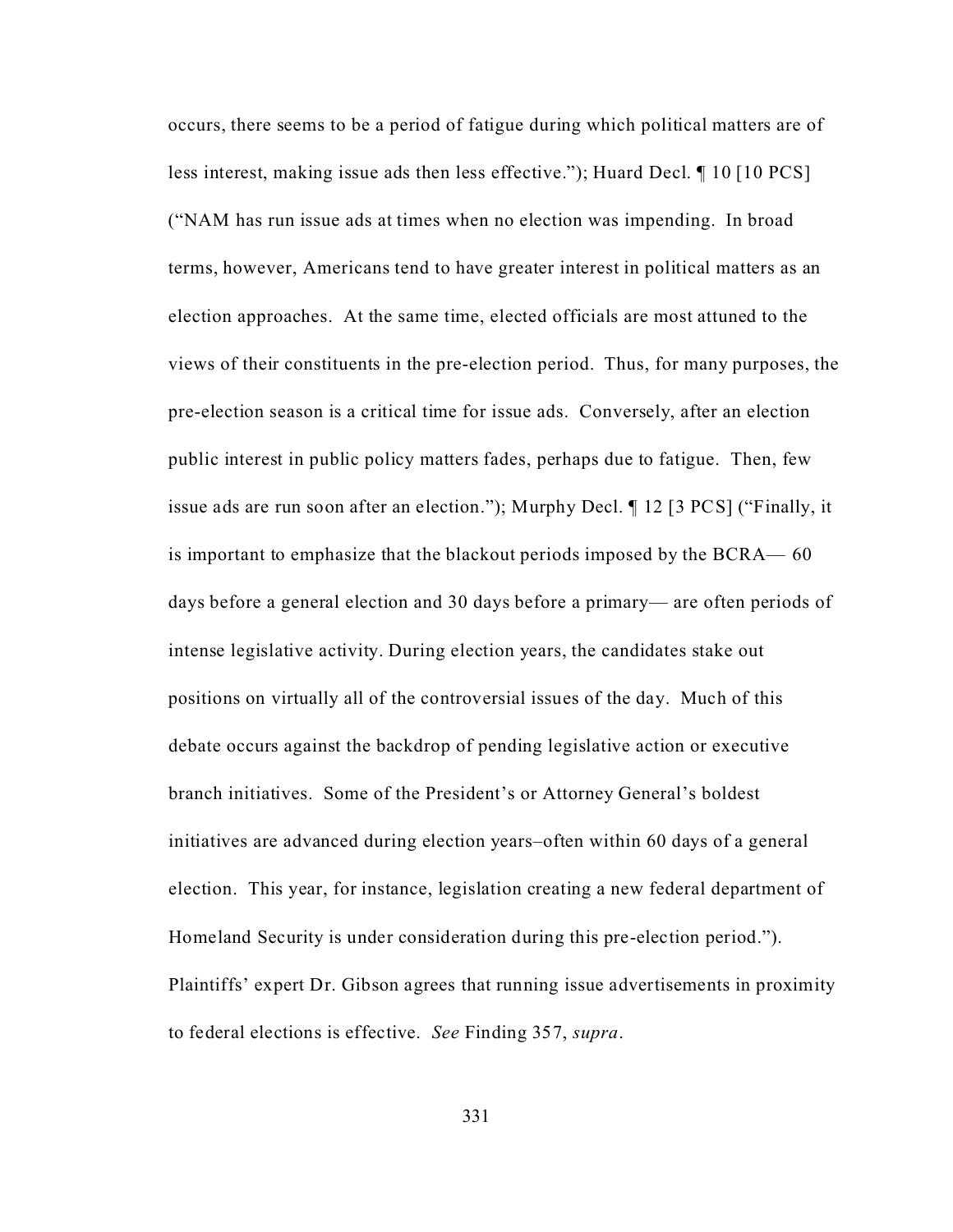occurs, there seems to be a period of fatigue during which political matters are of less interest, making issue ads then less effective."); Huard Decl. ¶ 10 [10 PCS] ("NAM has run issue ads at times when no election was impending. In broad terms, however, Americans tend to have greater interest in political matters as an election approaches. At the same time, elected officials are most attuned to the views of their constituents in the pre-election period. Thus, for many purposes, the pre-election season is a critical time for issue ads. Conversely, after an election public interest in public policy matters fades, perhaps due to fatigue. Then, few issue ads are run soon after an election."); Murphy Decl. ¶ 12 [3 PCS] ("Finally, it is important to emphasize that the blackout periods imposed by the BCRA— 60 days before a general election and 30 days before a primary— are often periods of intense legislative activity. During election years, the candidates stake out positions on virtually all of the controversial issues of the day. Much of this debate occurs against the backdrop of pending legislative action or executive branch initiatives. Some of the President's or Attorney General's boldest initiatives are advanced during election years–often within 60 days of a general election. This year, for instance, legislation creating a new federal department of Homeland Security is under consideration during this pre-election period."). Plaintiffs' expert Dr. Gibson agrees that running issue advertisements in proximity to federal elections is effective. *See* Finding 357, *supra*.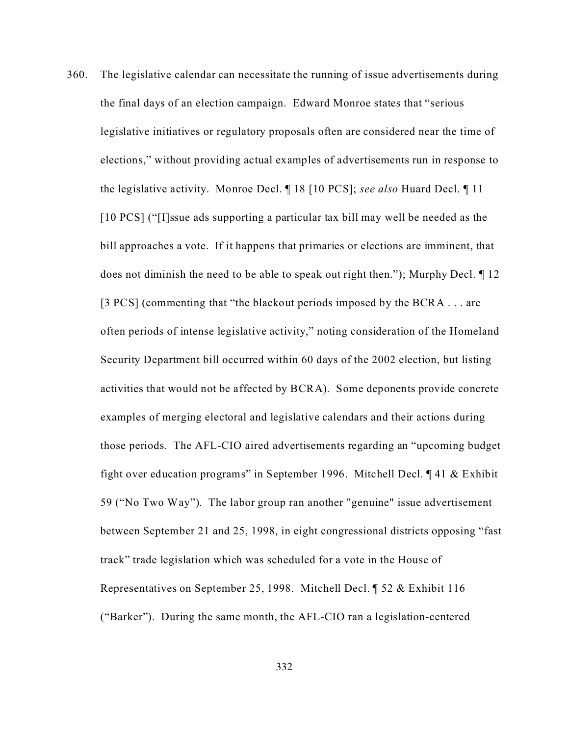360. The legislative calendar can necessitate the running of issue advertisements during the final days of an election campaign. Edward Monroe states that "serious legislative initiatives or regulatory proposals often are considered near the time of elections," without providing actual examples of advertisements run in response to the legislative activity. Monroe Decl. ¶ 18 [10 PCS]; *see also* Huard Decl. ¶ 11 [10 PCS] ("[I]ssue ads supporting a particular tax bill may well be needed as the bill approaches a vote. If it happens that primaries or elections are imminent, that does not diminish the need to be able to speak out right then."); Murphy Decl. ¶ 12 [3 PCS] (commenting that "the blackout periods imposed by the BCRA . . . are often periods of intense legislative activity," noting consideration of the Homeland Security Department bill occurred within 60 days of the 2002 election, but listing activities that would not be affected by BCRA). Some deponents provide concrete examples of merging electoral and legislative calendars and their actions during those periods. The AFL-CIO aired advertisements regarding an "upcoming budget fight over education programs" in September 1996. Mitchell Decl. ¶ 41 & Exhibit 59 ("No Two Way"). The labor group ran another "genuine" issue advertisement between September 21 and 25, 1998, in eight congressional districts opposing "fast track" trade legislation which was scheduled for a vote in the House of Representatives on September 25, 1998. Mitchell Decl. ¶ 52 & Exhibit 116 ("Barker"). During the same month, the AFL-CIO ran a legislation-centered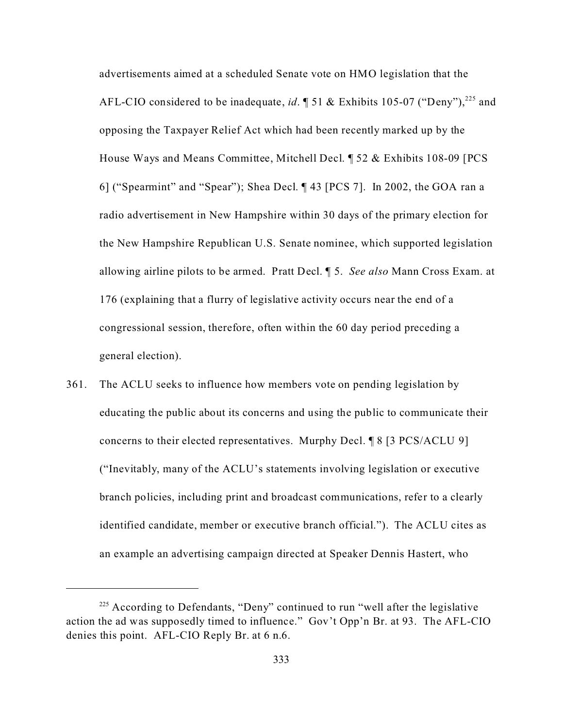advertisements aimed at a scheduled Senate vote on HMO legislation that the AFL-CIO considered to be inadequate, *id*. ¶ 51 & Exhibits 105-07 ("Deny"),[225] and opposing the Taxpayer Relief Act which had been recently marked up by the House Ways and Means Committee, Mitchell Decl. ¶ 52 & Exhibits 108-09 [PCS 6] ("Spearmint" and "Spear"); Shea Decl. ¶ 43 [PCS 7]. In 2002, the GOA ran a radio advertisement in New Hampshire within 30 days of the primary election for the New Hampshire Republican U.S. Senate nominee, which supported legislation allowing airline pilots to be armed. Pratt Decl. ¶ 5. *See also* Mann Cross Exam. at 176 (explaining that a flurry of legislative activity occurs near the end of a congressional session, therefore, often within the 60 day period preceding a general election).

361. The ACLU seeks to influence how members vote on pending legislation by educating the public about its concerns and using the public to communicate their concerns to their elected representatives. Murphy Decl. ¶ 8 [3 PCS/ACLU 9] ("Inevitably, many of the ACLU's statements involving legislation or executive branch policies, including print and broadcast communications, refer to a clearly identified candidate, member or executive branch official."). The ACLU cites as an example an advertising campaign directed at Speaker Dennis Hastert, who

---

[225] According to Defendants, "Deny" continued to run "well after the legislative action the ad was supposedly timed to influence." Gov't Opp'n Br. at 93. The AFL-CIO denies this point. AFL-CIO Reply Br. at 6 n.6.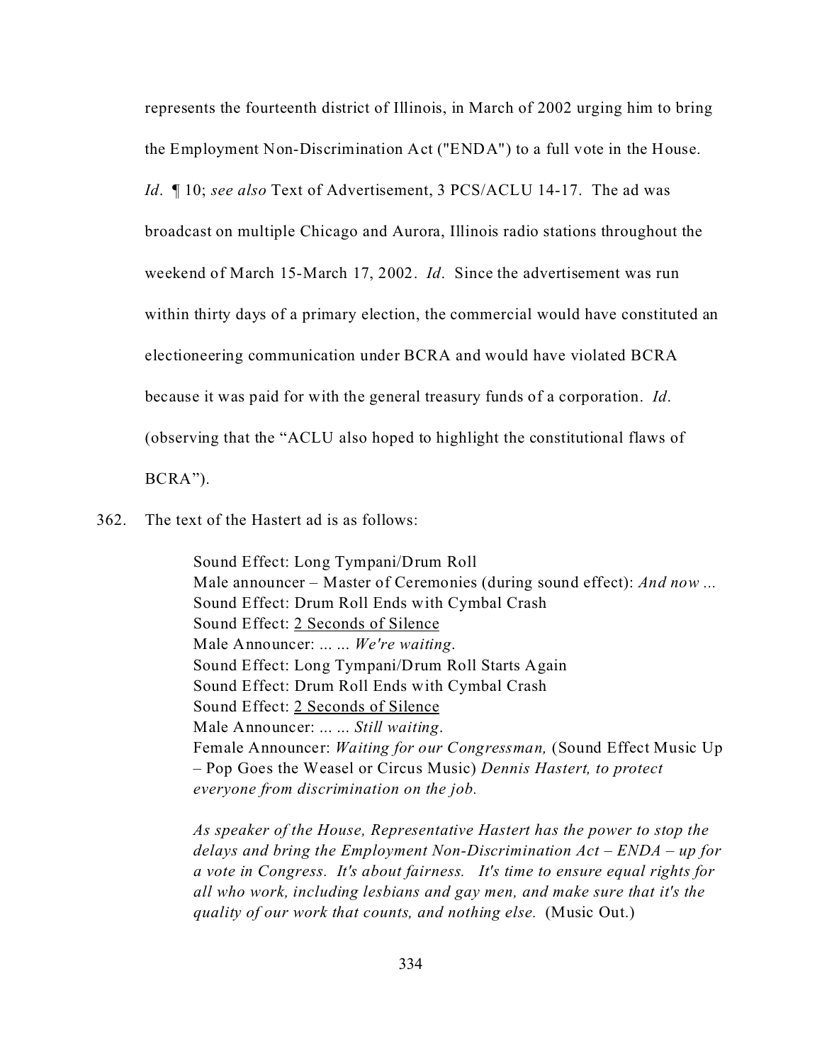represents the fourteenth district of Illinois, in March of 2002 urging him to bring the Employment Non-Discrimination Act ("ENDA") to a full vote in the House. *Id*. ¶ 10; *see also* Text of Advertisement, 3 PCS/ACLU 14-17. The ad was broadcast on multiple Chicago and Aurora, Illinois radio stations throughout the weekend of March 15-March 17, 2002. *Id*. Since the advertisement was run within thirty days of a primary election, the commercial would have constituted an electioneering communication under BCRA and would have violated BCRA because it was paid for with the general treasury funds of a corporation. *Id*. (observing that the "ACLU also hoped to highlight the constitutional flaws of BCRA").

362. The text of the Hastert ad is as follows:

> Sound Effect: Long Tympani/Drum Roll
> Male announcer – Master of Ceremonies (during sound effect): *And now ...*
> Sound Effect: Drum Roll Ends with Cymbal Crash
> Sound Effect: <u>2 Seconds of Silence</u>
> Male Announcer: ... ... *We're waiting*.
> Sound Effect: Long Tympani/Drum Roll Starts Again
> Sound Effect: Drum Roll Ends with Cymbal Crash
> Sound Effect: <u>2 Seconds of Silence</u>
> Male Announcer: ... ... *Still waiting*.
> Female Announcer: *Waiting for our Congressman,* (Sound Effect Music Up – Pop Goes the Weasel or Circus Music) *Dennis Hastert, to protect everyone from discrimination on the job.*
>
> *As speaker of the House, Representative Hastert has the power to stop the delays and bring the Employment Non-Discrimination Act – ENDA – up for a vote in Congress. It's about fairness. It's time to ensure equal rights for all who work, including lesbians and gay men, and make sure that it's the quality of our work that counts, and nothing else.* (Music Out.)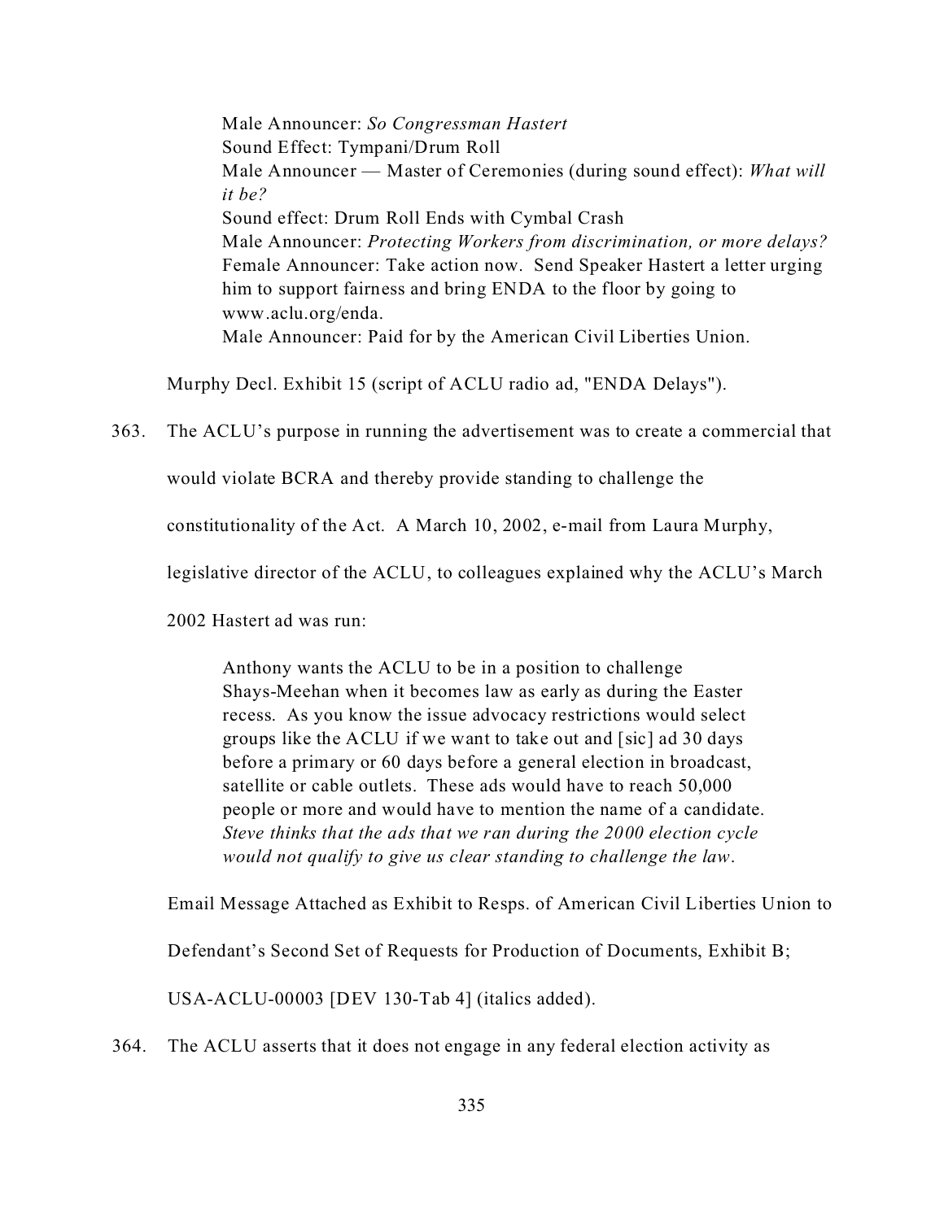> Male Announcer: *So Congressman Hastert*
> Sound Effect: Tympani/Drum Roll
> Male Announcer — Master of Ceremonies (during sound effect): *What will it be?*
> Sound effect: Drum Roll Ends with Cymbal Crash
> Male Announcer: *Protecting Workers from discrimination, or more delays?*
> Female Announcer: Take action now. Send Speaker Hastert a letter urging him to support fairness and bring ENDA to the floor by going to www.aclu.org/enda.
> Male Announcer: Paid for by the American Civil Liberties Union.

Murphy Decl. Exhibit 15 (script of ACLU radio ad, "ENDA Delays").

363. The ACLU's purpose in running the advertisement was to create a commercial that would violate BCRA and thereby provide standing to challenge the constitutionality of the Act. A March 10, 2002, e-mail from Laura Murphy, legislative director of the ACLU, to colleagues explained why the ACLU's March 2002 Hastert ad was run:

> Anthony wants the ACLU to be in a position to challenge Shays-Meehan when it becomes law as early as during the Easter recess. As you know the issue advocacy restrictions would select groups like the ACLU if we want to take out and [sic] ad 30 days before a primary or 60 days before a general election in broadcast, satellite or cable outlets. These ads would have to reach 50,000 people or more and would have to mention the name of a candidate. *Steve thinks that the ads that we ran during the 2000 election cycle would not qualify to give us clear standing to challenge the law*.

Email Message Attached as Exhibit to Resps. of American Civil Liberties Union to Defendant's Second Set of Requests for Production of Documents, Exhibit B; USA-ACLU-00003 [DEV 130-Tab 4] (italics added).

364. The ACLU asserts that it does not engage in any federal election activity as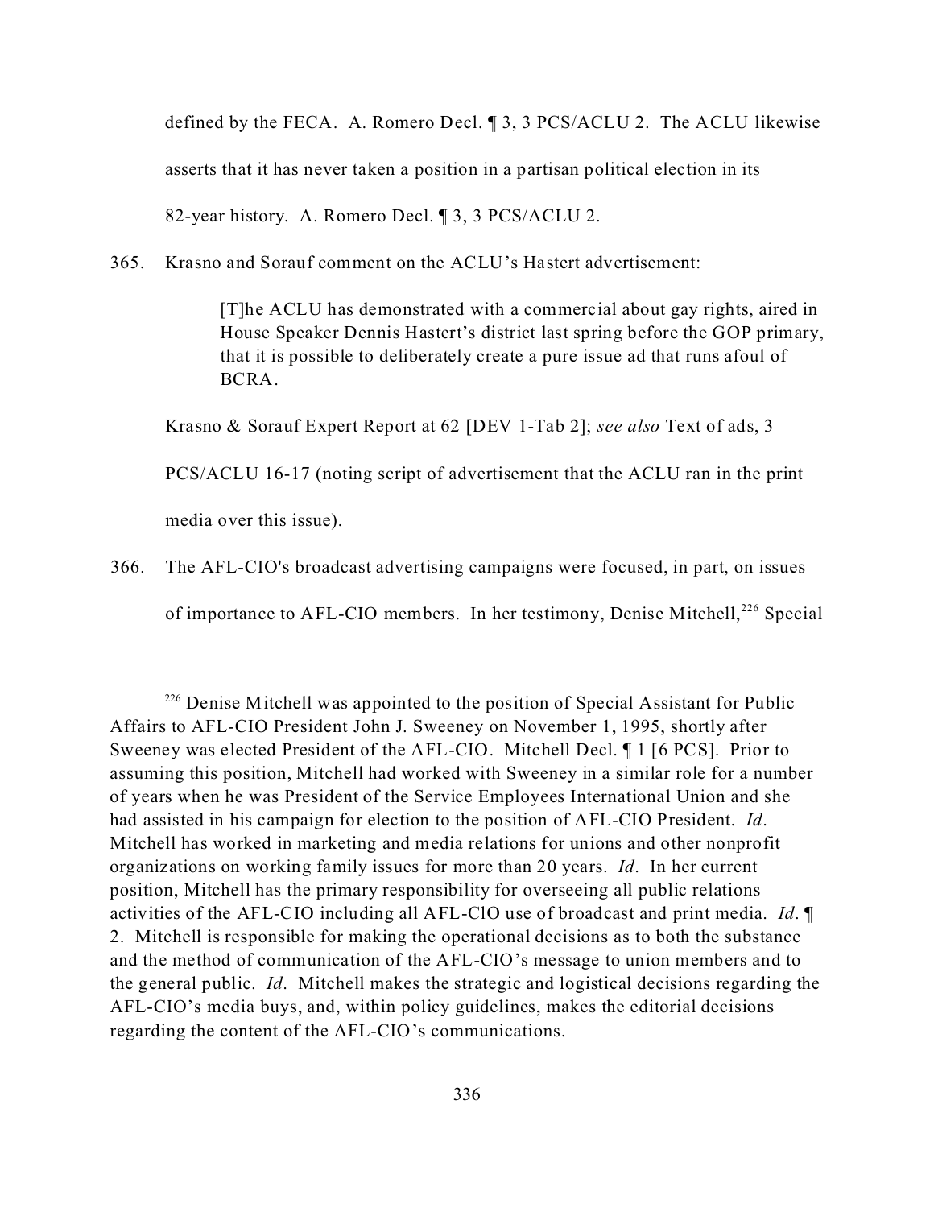defined by the FECA. A. Romero Decl. ¶ 3, 3 PCS/ACLU 2. The ACLU likewise asserts that it has never taken a position in a partisan political election in its 82-year history. A. Romero Decl. ¶ 3, 3 PCS/ACLU 2.

365. Krasno and Sorauf comment on the ACLU's Hastert advertisement:

> [T]he ACLU has demonstrated with a commercial about gay rights, aired in House Speaker Dennis Hastert's district last spring before the GOP primary, that it is possible to deliberately create a pure issue ad that runs afoul of BCRA.

Krasno & Sorauf Expert Report at 62 [DEV 1-Tab 2]; *see also* Text of ads, 3 PCS/ACLU 16-17 (noting script of advertisement that the ACLU ran in the print media over this issue).

366. The AFL-CIO's broadcast advertising campaigns were focused, in part, on issues of importance to AFL-CIO members. In her testimony, Denise Mitchell,[226] Special

---

[226] Denise Mitchell was appointed to the position of Special Assistant for Public Affairs to AFL-CIO President John J. Sweeney on November 1, 1995, shortly after Sweeney was elected President of the AFL-CIO. Mitchell Decl. ¶ 1 [6 PCS]. Prior to assuming this position, Mitchell had worked with Sweeney in a similar role for a number of years when he was President of the Service Employees International Union and she had assisted in his campaign for election to the position of AFL-CIO President. *Id*. Mitchell has worked in marketing and media relations for unions and other nonprofit organizations on working family issues for more than 20 years. *Id*. In her current position, Mitchell has the primary responsibility for overseeing all public relations activities of the AFL-CIO including all AFL-ClO use of broadcast and print media. *Id*. ¶ 2. Mitchell is responsible for making the operational decisions as to both the substance and the method of communication of the AFL-CIO's message to union members and to the general public. *Id*. Mitchell makes the strategic and logistical decisions regarding the AFL-CIO's media buys, and, within policy guidelines, makes the editorial decisions regarding the content of the AFL-CIO's communications.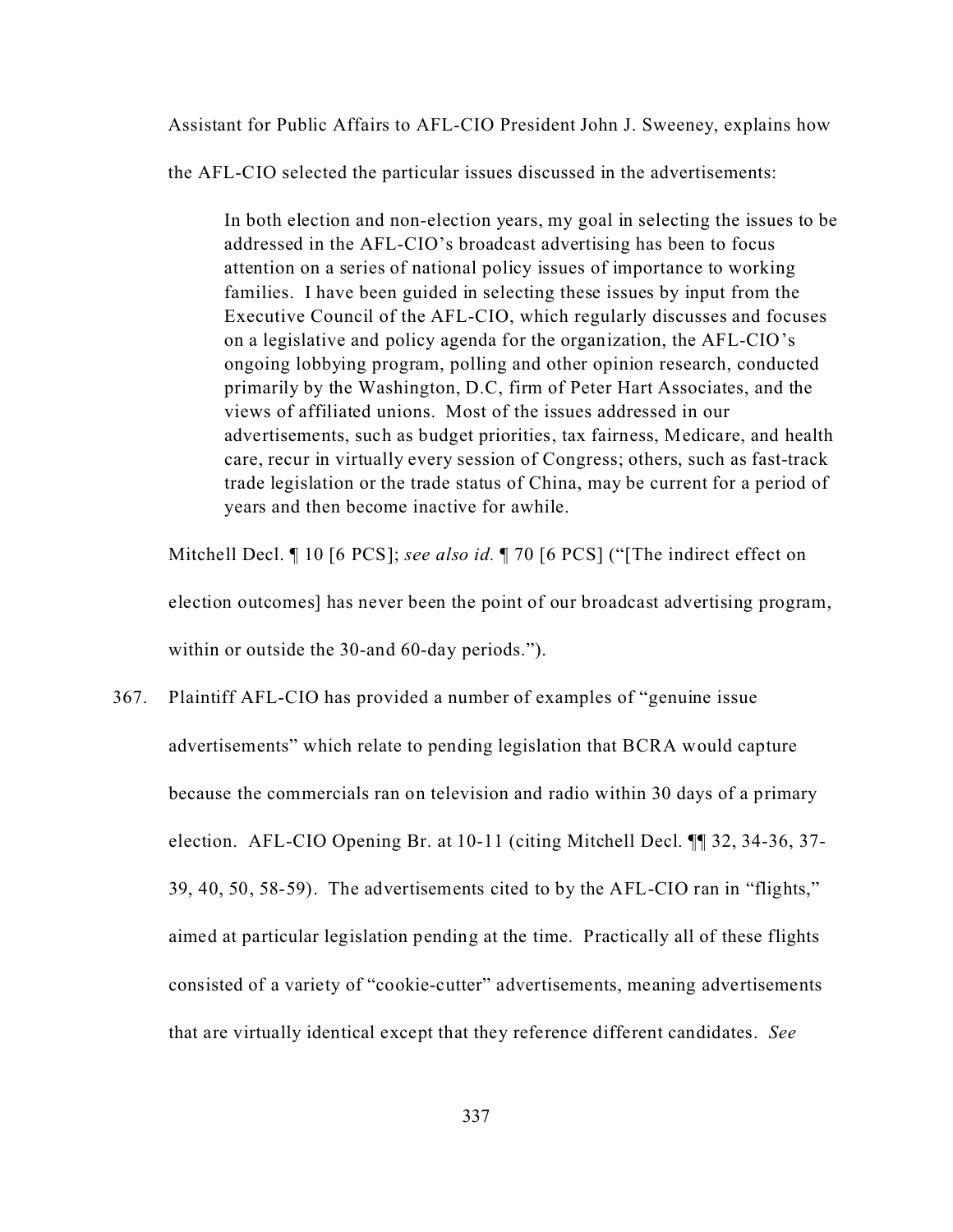Assistant for Public Affairs to AFL-CIO President John J. Sweeney, explains how the AFL-CIO selected the particular issues discussed in the advertisements:

> In both election and non-election years, my goal in selecting the issues to be addressed in the AFL-CIO's broadcast advertising has been to focus attention on a series of national policy issues of importance to working families. I have been guided in selecting these issues by input from the Executive Council of the AFL-CIO, which regularly discusses and focuses on a legislative and policy agenda for the organization, the AFL-CIO's ongoing lobbying program, polling and other opinion research, conducted primarily by the Washington, D.C, firm of Peter Hart Associates, and the views of affiliated unions. Most of the issues addressed in our advertisements, such as budget priorities, tax fairness, Medicare, and health care, recur in virtually every session of Congress; others, such as fast-track trade legislation or the trade status of China, may be current for a period of years and then become inactive for awhile.

Mitchell Decl. ¶ 10 [6 PCS]; *see also id.* ¶ 70 [6 PCS] ("[The indirect effect on election outcomes] has never been the point of our broadcast advertising program, within or outside the 30-and 60-day periods.").

367. Plaintiff AFL-CIO has provided a number of examples of "genuine issue advertisements" which relate to pending legislation that BCRA would capture because the commercials ran on television and radio within 30 days of a primary election. AFL-CIO Opening Br. at 10-11 (citing Mitchell Decl. ¶¶ 32, 34-36, 37-39, 40, 50, 58-59). The advertisements cited to by the AFL-CIO ran in "flights," aimed at particular legislation pending at the time. Practically all of these flights consisted of a variety of "cookie-cutter" advertisements, meaning advertisements that are virtually identical except that they reference different candidates. *See*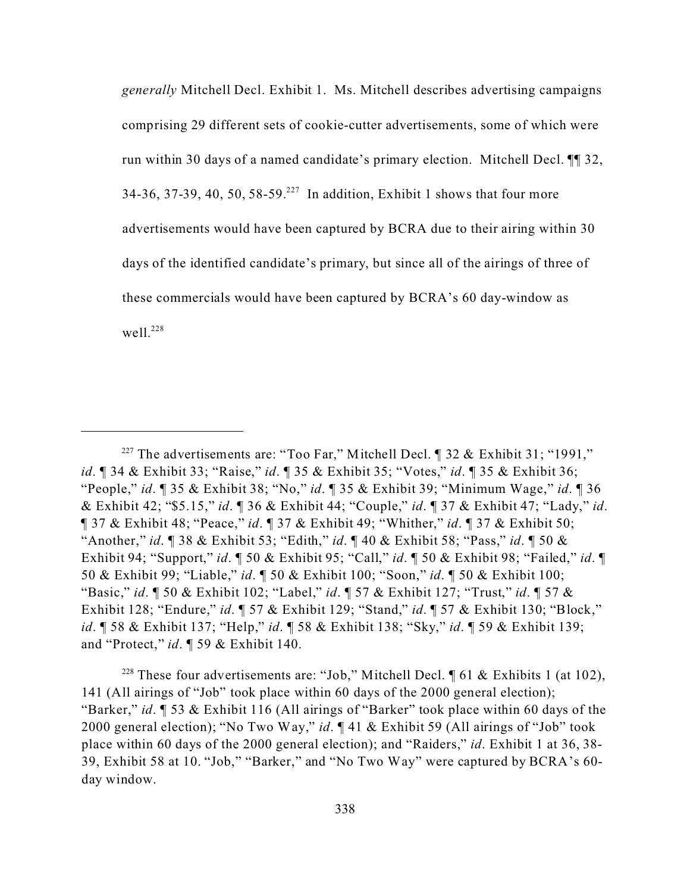*generally* Mitchell Decl. Exhibit 1. Ms. Mitchell describes advertising campaigns comprising 29 different sets of cookie-cutter advertisements, some of which were run within 30 days of a named candidate's primary election. Mitchell Decl. ¶¶ 32, 34-36, 37-39, 40, 50, 58-59.[227] In addition, Exhibit 1 shows that four more advertisements would have been captured by BCRA due to their airing within 30 days of the identified candidate's primary, but since all of the airings of three of these commercials would have been captured by BCRA's 60 day-window as well.[228]

---

[227] The advertisements are: "Too Far," Mitchell Decl. ¶ 32 & Exhibit 31; "1991," *id*. ¶ 34 & Exhibit 33; "Raise," *id*. ¶ 35 & Exhibit 35; "Votes," *id*. ¶ 35 & Exhibit 36; "People," *id*. ¶ 35 & Exhibit 38; "No," *id*. ¶ 35 & Exhibit 39; "Minimum Wage," *id*. ¶ 36 & Exhibit 42; "$5.15," *id*. ¶ 36 & Exhibit 44; "Couple," *id*. ¶ 37 & Exhibit 47; "Lady," *id*. ¶ 37 & Exhibit 48; "Peace," *id*. ¶ 37 & Exhibit 49; "Whither," *id*. ¶ 37 & Exhibit 50; "Another," *id*. ¶ 38 & Exhibit 53; "Edith," *id*. ¶ 40 & Exhibit 58; "Pass," *id*. ¶ 50 & Exhibit 94; "Support," *id*. ¶ 50 & Exhibit 95; "Call," *id*. ¶ 50 & Exhibit 98; "Failed," *id*. ¶ 50 & Exhibit 99; "Liable," *id*. ¶ 50 & Exhibit 100; "Soon," *id*. ¶ 50 & Exhibit 100; "Basic," *id*. ¶ 50 & Exhibit 102; "Label," *id*. ¶ 57 & Exhibit 127; "Trust," *id*. ¶ 57 & Exhibit 128; "Endure," *id*. ¶ 57 & Exhibit 129; "Stand," *id*. ¶ 57 & Exhibit 130; "Block," *id*. ¶ 58 & Exhibit 137; "Help," *id*. ¶ 58 & Exhibit 138; "Sky," *id*. ¶ 59 & Exhibit 139; and "Protect," *id*. ¶ 59 & Exhibit 140.

[228] These four advertisements are: "Job," Mitchell Decl. ¶ 61 & Exhibits 1 (at 102), 141 (All airings of "Job" took place within 60 days of the 2000 general election); "Barker," *id*. ¶ 53 & Exhibit 116 (All airings of "Barker" took place within 60 days of the 2000 general election); "No Two Way," *id*. ¶ 41 & Exhibit 59 (All airings of "Job" took place within 60 days of the 2000 general election); and "Raiders," *id*. Exhibit 1 at 36, 38-39, Exhibit 58 at 10. "Job," "Barker," and "No Two Way" were captured by BCRA's 60-day window.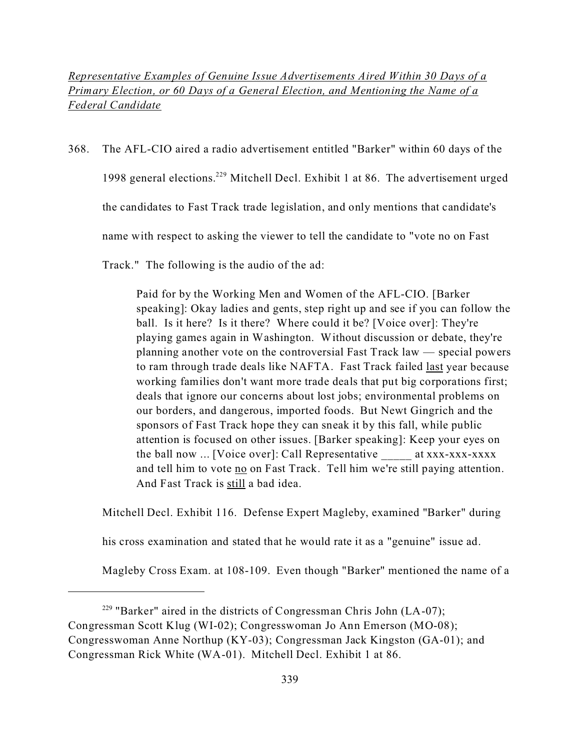*Representative Examples of Genuine Issue Advertisements Aired Within 30 Days of a Primary Election, or 60 Days of a General Election, and Mentioning the Name of a Federal Candidate*

368. The AFL-CIO aired a radio advertisement entitled "Barker" within 60 days of the 1998 general elections.[229] Mitchell Decl. Exhibit 1 at 86. The advertisement urged the candidates to Fast Track trade legislation, and only mentions that candidate's name with respect to asking the viewer to tell the candidate to "vote no on Fast Track." The following is the audio of the ad:

> Paid for by the Working Men and Women of the AFL-CIO. [Barker speaking]: Okay ladies and gents, step right up and see if you can follow the ball. Is it here? Is it there? Where could it be? [Voice over]: They're playing games again in Washington. Without discussion or debate, they're planning another vote on the controversial Fast Track law — special powers to ram through trade deals like NAFTA. Fast Track failed <u>last</u> year because working families don't want more trade deals that put big corporations first; deals that ignore our concerns about lost jobs; environmental problems on our borders, and dangerous, imported foods. But Newt Gingrich and the sponsors of Fast Track hope they can sneak it by this fall, while public attention is focused on other issues. [Barker speaking]: Keep your eyes on the ball now ... [Voice over]: Call Representative _____ at xxx-xxx-xxxx and tell him to vote <u>no</u> on Fast Track. Tell him we're still paying attention. And Fast Track is <u>still</u> a bad idea.

Mitchell Decl. Exhibit 116. Defense Expert Magleby, examined "Barker" during his cross examination and stated that he would rate it as a "genuine" issue ad. Magleby Cross Exam. at 108-109. Even though "Barker" mentioned the name of a

---

[229] "Barker" aired in the districts of Congressman Chris John (LA-07); Congressman Scott Klug (WI-02); Congresswoman Jo Ann Emerson (MO-08); Congresswoman Anne Northup (KY-03); Congressman Jack Kingston (GA-01); and Congressman Rick White (WA-01). Mitchell Decl. Exhibit 1 at 86.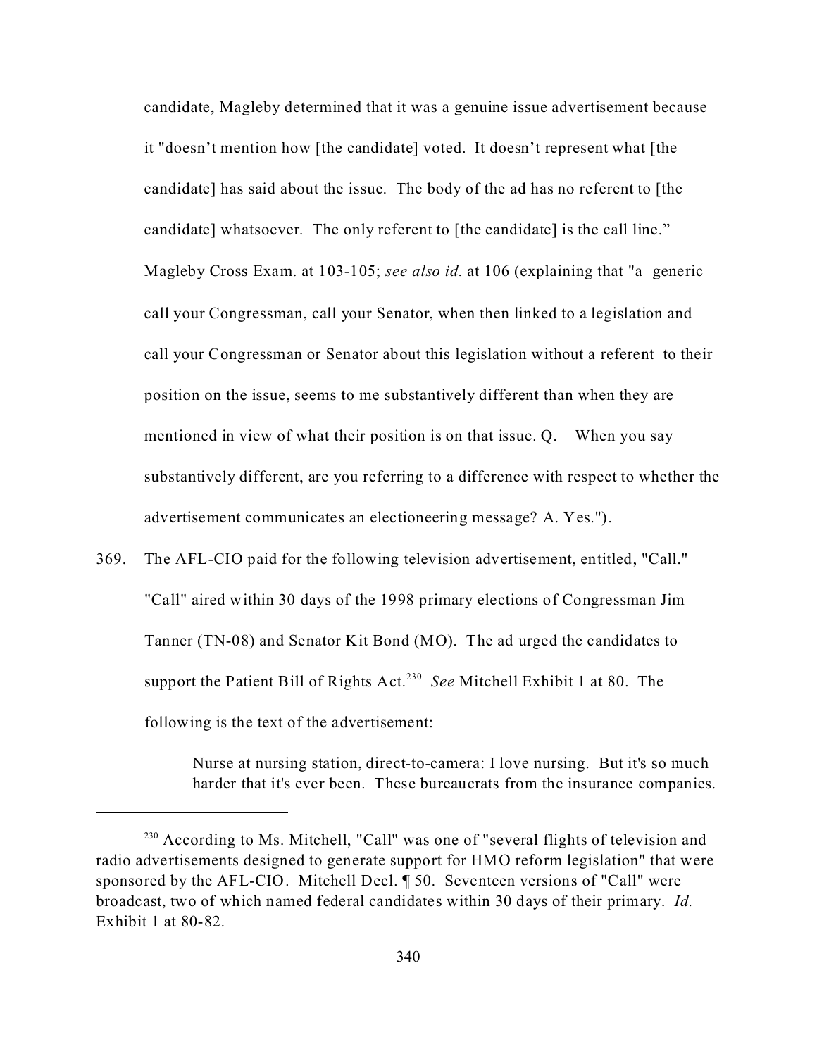candidate, Magleby determined that it was a genuine issue advertisement because it "doesn't mention how [the candidate] voted. It doesn't represent what [the candidate] has said about the issue. The body of the ad has no referent to [the candidate] whatsoever. The only referent to [the candidate] is the call line." Magleby Cross Exam. at 103-105; *see also id.* at 106 (explaining that "a generic call your Congressman, call your Senator, when then linked to a legislation and call your Congressman or Senator about this legislation without a referent to their position on the issue, seems to me substantively different than when they are mentioned in view of what their position is on that issue. Q. When you say substantively different, are you referring to a difference with respect to whether the advertisement communicates an electioneering message? A. Yes.").

369. The AFL-CIO paid for the following television advertisement, entitled, "Call." "Call" aired within 30 days of the 1998 primary elections of Congressman Jim Tanner (TN-08) and Senator Kit Bond (MO). The ad urged the candidates to support the Patient Bill of Rights Act.[230] *See* Mitchell Exhibit 1 at 80. The following is the text of the advertisement:

> Nurse at nursing station, direct-to-camera: I love nursing. But it's so much harder that it's ever been. These bureaucrats from the insurance companies.

---

[230] According to Ms. Mitchell, "Call" was one of "several flights of television and radio advertisements designed to generate support for HMO reform legislation" that were sponsored by the AFL-CIO. Mitchell Decl. ¶ 50. Seventeen versions of "Call" were broadcast, two of which named federal candidates within 30 days of their primary. *Id.* Exhibit 1 at 80-82.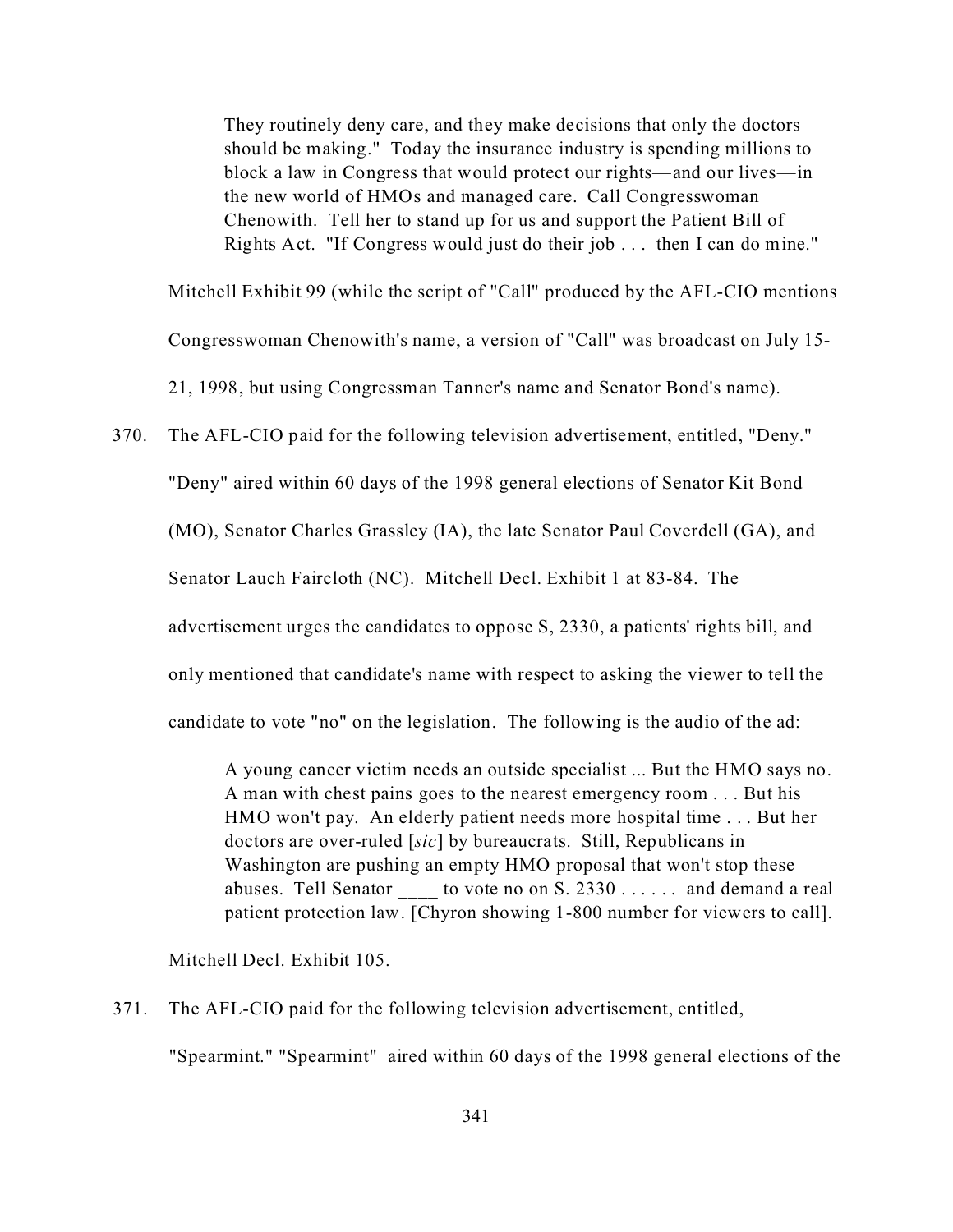> They routinely deny care, and they make decisions that only the doctors should be making." Today the insurance industry is spending millions to block a law in Congress that would protect our rights—and our lives—in the new world of HMOs and managed care. Call Congresswoman Chenowith. Tell her to stand up for us and support the Patient Bill of Rights Act. "If Congress would just do their job . . . then I can do mine."

Mitchell Exhibit 99 (while the script of "Call" produced by the AFL-CIO mentions Congresswoman Chenowith's name, a version of "Call" was broadcast on July 15-21, 1998, but using Congressman Tanner's name and Senator Bond's name).

370. The AFL-CIO paid for the following television advertisement, entitled, "Deny." "Deny" aired within 60 days of the 1998 general elections of Senator Kit Bond (MO), Senator Charles Grassley (IA), the late Senator Paul Coverdell (GA), and Senator Lauch Faircloth (NC). Mitchell Decl. Exhibit 1 at 83-84. The advertisement urges the candidates to oppose S, 2330, a patients' rights bill, and only mentioned that candidate's name with respect to asking the viewer to tell the candidate to vote "no" on the legislation. The following is the audio of the ad:

> A young cancer victim needs an outside specialist ... But the HMO says no. A man with chest pains goes to the nearest emergency room . . . But his HMO won't pay. An elderly patient needs more hospital time . . . But her doctors are over-ruled [*sic*] by bureaucrats. Still, Republicans in Washington are pushing an empty HMO proposal that won't stop these abuses. Tell Senator ____ to vote no on S. 2330 . . . . . . and demand a real patient protection law. [Chyron showing 1-800 number for viewers to call].

Mitchell Decl. Exhibit 105.

371. The AFL-CIO paid for the following television advertisement, entitled, "Spearmint." "Spearmint" aired within 60 days of the 1998 general elections of the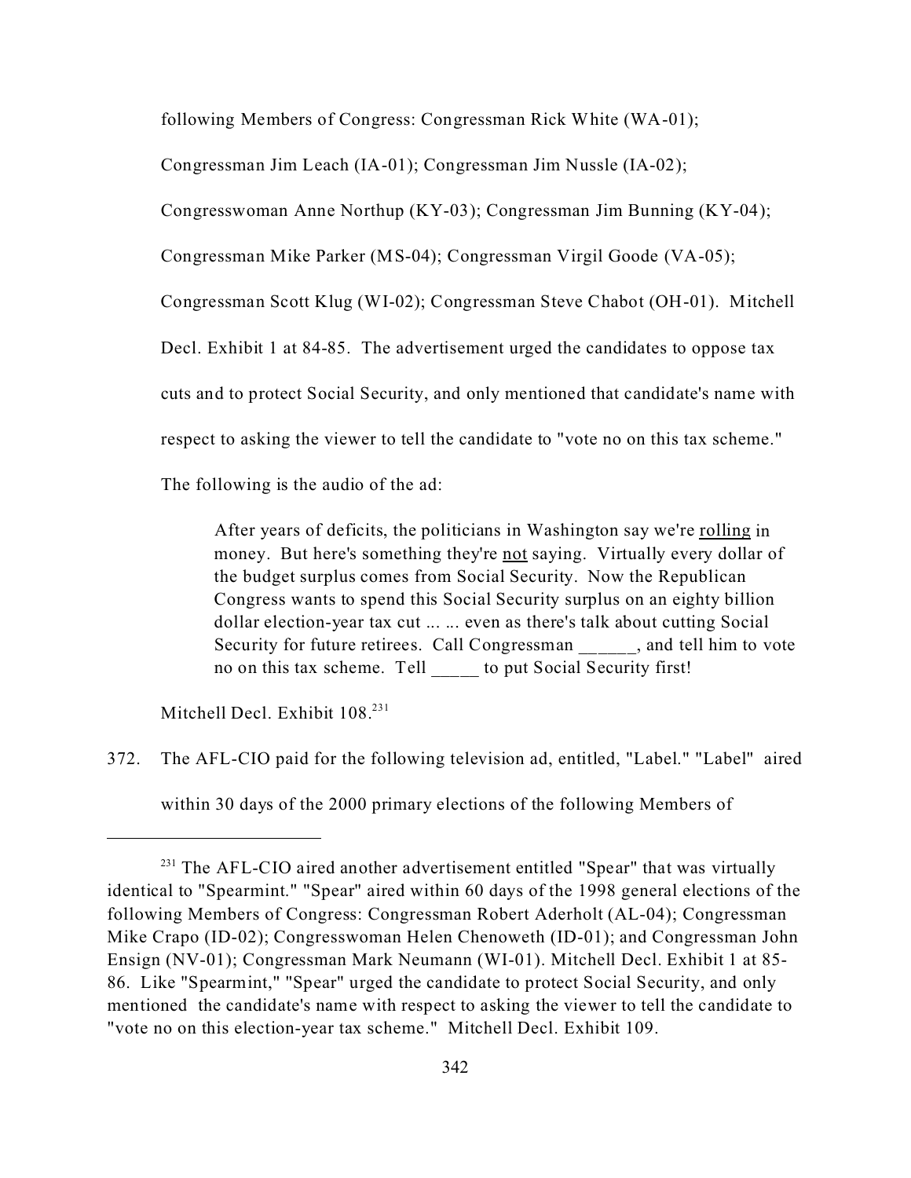following Members of Congress: Congressman Rick White (WA-01); Congressman Jim Leach (IA-01); Congressman Jim Nussle (IA-02); Congresswoman Anne Northup (KY-03); Congressman Jim Bunning (KY-04); Congressman Mike Parker (MS-04); Congressman Virgil Goode (VA-05); Congressman Scott Klug (WI-02); Congressman Steve Chabot (OH-01). Mitchell Decl. Exhibit 1 at 84-85. The advertisement urged the candidates to oppose tax cuts and to protect Social Security, and only mentioned that candidate's name with respect to asking the viewer to tell the candidate to "vote no on this tax scheme." The following is the audio of the ad:

> After years of deficits, the politicians in Washington say we're <u>rolling</u> in money. But here's something they're <u>not</u> saying. Virtually every dollar of the budget surplus comes from Social Security. Now the Republican Congress wants to spend this Social Security surplus on an eighty billion dollar election-year tax cut ... ... even as there's talk about cutting Social Security for future retirees. Call Congressman ______, and tell him to vote no on this tax scheme. Tell _____ to put Social Security first!

Mitchell Decl. Exhibit 108.[231]

372. The AFL-CIO paid for the following television ad, entitled, "Label." "Label" aired within 30 days of the 2000 primary elections of the following Members of

---

[231] The AFL-CIO aired another advertisement entitled "Spear" that was virtually identical to "Spearmint." "Spear" aired within 60 days of the 1998 general elections of the following Members of Congress: Congressman Robert Aderholt (AL-04); Congressman Mike Crapo (ID-02); Congresswoman Helen Chenoweth (ID-01); and Congressman John Ensign (NV-01); Congressman Mark Neumann (WI-01). Mitchell Decl. Exhibit 1 at 85-86. Like "Spearmint," "Spear" urged the candidate to protect Social Security, and only mentioned the candidate's name with respect to asking the viewer to tell the candidate to "vote no on this election-year tax scheme." Mitchell Decl. Exhibit 109.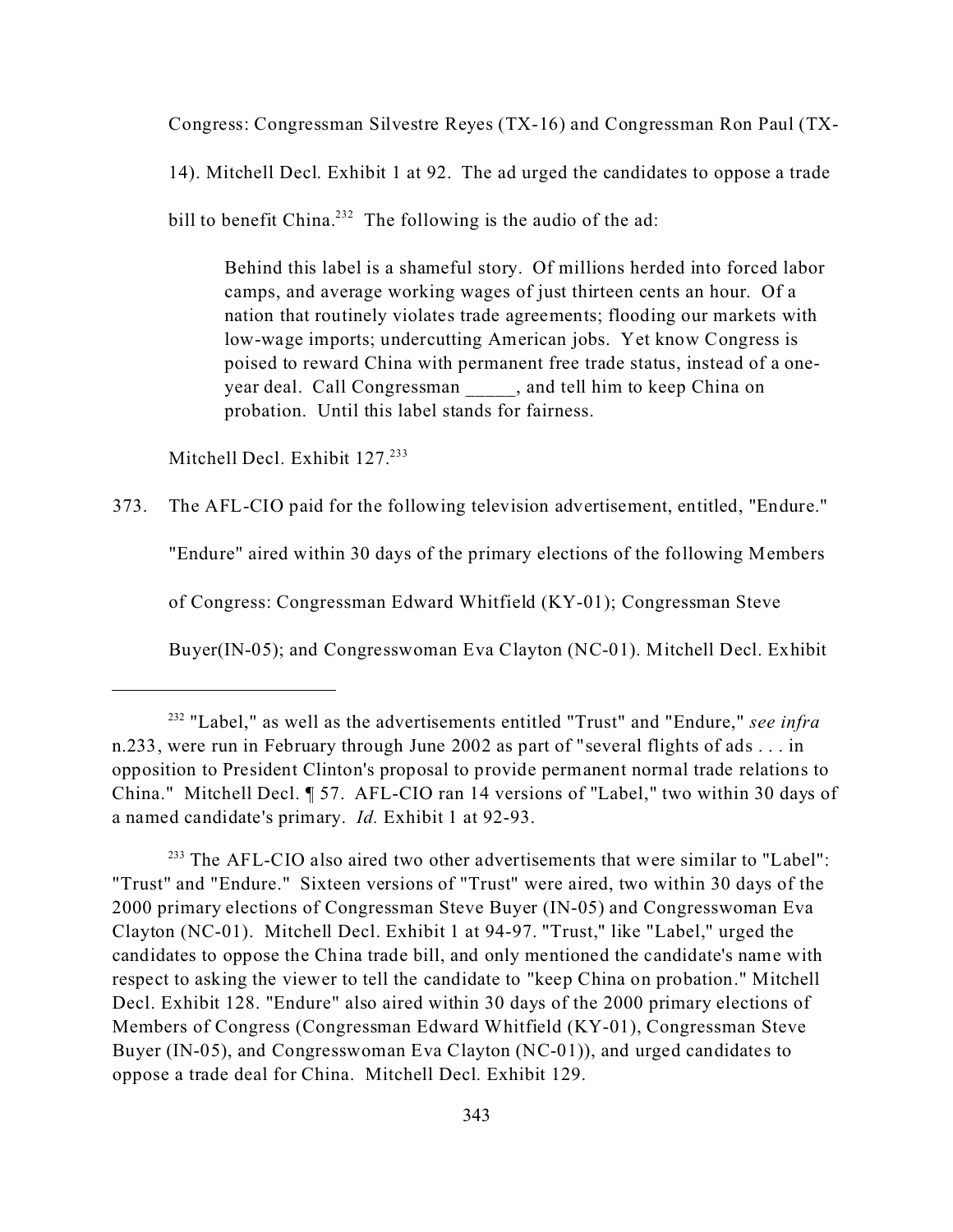Congress: Congressman Silvestre Reyes (TX-16) and Congressman Ron Paul (TX-14). Mitchell Decl. Exhibit 1 at 92. The ad urged the candidates to oppose a trade bill to benefit China.[232] The following is the audio of the ad:

> Behind this label is a shameful story. Of millions herded into forced labor camps, and average working wages of just thirteen cents an hour. Of a nation that routinely violates trade agreements; flooding our markets with low-wage imports; undercutting American jobs. Yet know Congress is poised to reward China with permanent free trade status, instead of a one-year deal. Call Congressman _____, and tell him to keep China on probation. Until this label stands for fairness.

Mitchell Decl. Exhibit 127.[233]

373. The AFL-CIO paid for the following television advertisement, entitled, "Endure." "Endure" aired within 30 days of the primary elections of the following Members of Congress: Congressman Edward Whitfield (KY-01); Congressman Steve Buyer(IN-05); and Congresswoman Eva Clayton (NC-01). Mitchell Decl. Exhibit

---

[232] "Label," as well as the advertisements entitled "Trust" and "Endure," *see infra* n.233, were run in February through June 2002 as part of "several flights of ads . . . in opposition to President Clinton's proposal to provide permanent normal trade relations to China." Mitchell Decl. ¶ 57. AFL-CIO ran 14 versions of "Label," two within 30 days of a named candidate's primary. *Id.* Exhibit 1 at 92-93.

[233] The AFL-CIO also aired two other advertisements that were similar to "Label": "Trust" and "Endure." Sixteen versions of "Trust" were aired, two within 30 days of the 2000 primary elections of Congressman Steve Buyer (IN-05) and Congresswoman Eva Clayton (NC-01). Mitchell Decl. Exhibit 1 at 94-97. "Trust," like "Label," urged the candidates to oppose the China trade bill, and only mentioned the candidate's name with respect to asking the viewer to tell the candidate to "keep China on probation." Mitchell Decl. Exhibit 128. "Endure" also aired within 30 days of the 2000 primary elections of Members of Congress (Congressman Edward Whitfield (KY-01), Congressman Steve Buyer (IN-05), and Congresswoman Eva Clayton (NC-01)), and urged candidates to oppose a trade deal for China. Mitchell Decl. Exhibit 129.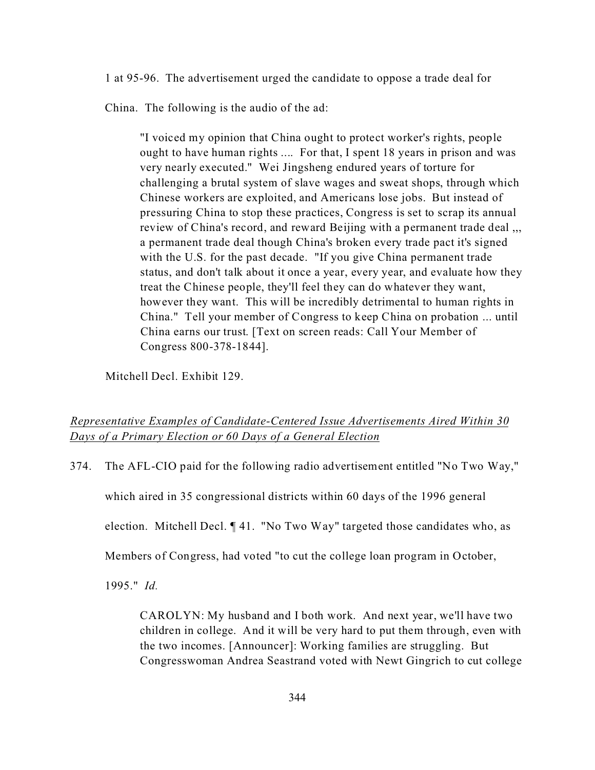1 at 95-96. The advertisement urged the candidate to oppose a trade deal for China. The following is the audio of the ad:

> "I voiced my opinion that China ought to protect worker's rights, people ought to have human rights .... For that, I spent 18 years in prison and was very nearly executed." Wei Jingsheng endured years of torture for challenging a brutal system of slave wages and sweat shops, through which Chinese workers are exploited, and Americans lose jobs. But instead of pressuring China to stop these practices, Congress is set to scrap its annual review of China's record, and reward Beijing with a permanent trade deal ,,, a permanent trade deal though China's broken every trade pact it's signed with the U.S. for the past decade. "If you give China permanent trade status, and don't talk about it once a year, every year, and evaluate how they treat the Chinese people, they'll feel they can do whatever they want, however they want. This will be incredibly detrimental to human rights in China." Tell your member of Congress to keep China on probation ... until China earns our trust. [Text on screen reads: Call Your Member of Congress 800-378-1844].

Mitchell Decl. Exhibit 129.

*Representative Examples of Candidate-Centered Issue Advertisements Aired Within 30 Days of a Primary Election or 60 Days of a General Election*

374. The AFL-CIO paid for the following radio advertisement entitled "No Two Way," which aired in 35 congressional districts within 60 days of the 1996 general election. Mitchell Decl. ¶ 41. "No Two Way" targeted those candidates who, as Members of Congress, had voted "to cut the college loan program in October, 1995." *Id.*

> CAROLYN: My husband and I both work. And next year, we'll have two children in college. And it will be very hard to put them through, even with the two incomes. [Announcer]: Working families are struggling. But Congresswoman Andrea Seastrand voted with Newt Gingrich to cut college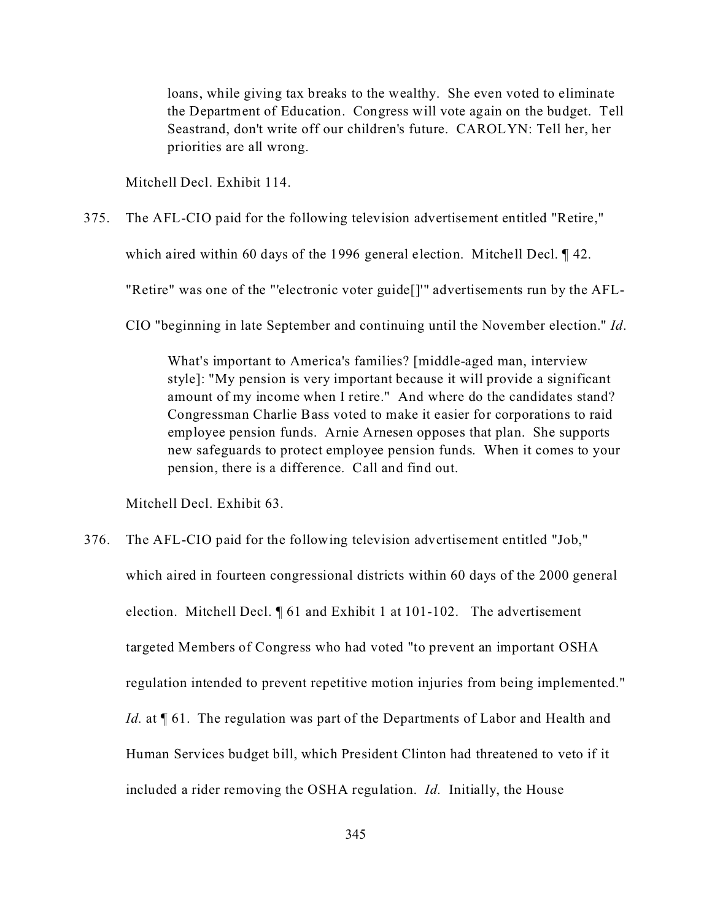> loans, while giving tax breaks to the wealthy. She even voted to eliminate the Department of Education. Congress will vote again on the budget. Tell Seastrand, don't write off our children's future. CAROLYN: Tell her, her priorities are all wrong.

Mitchell Decl. Exhibit 114.

375. The AFL-CIO paid for the following television advertisement entitled "Retire," which aired within 60 days of the 1996 general election. Mitchell Decl. ¶ 42. "Retire" was one of the "'electronic voter guide[]'" advertisements run by the AFL-CIO "beginning in late September and continuing until the November election." *Id*.

> What's important to America's families? [middle-aged man, interview style]: "My pension is very important because it will provide a significant amount of my income when I retire." And where do the candidates stand? Congressman Charlie Bass voted to make it easier for corporations to raid employee pension funds. Arnie Arnesen opposes that plan. She supports new safeguards to protect employee pension funds. When it comes to your pension, there is a difference. Call and find out.

Mitchell Decl. Exhibit 63.

376. The AFL-CIO paid for the following television advertisement entitled "Job," which aired in fourteen congressional districts within 60 days of the 2000 general election. Mitchell Decl. ¶ 61 and Exhibit 1 at 101-102. The advertisement targeted Members of Congress who had voted "to prevent an important OSHA regulation intended to prevent repetitive motion injuries from being implemented." *Id.* at ¶ 61. The regulation was part of the Departments of Labor and Health and Human Services budget bill, which President Clinton had threatened to veto if it included a rider removing the OSHA regulation. *Id.* Initially, the House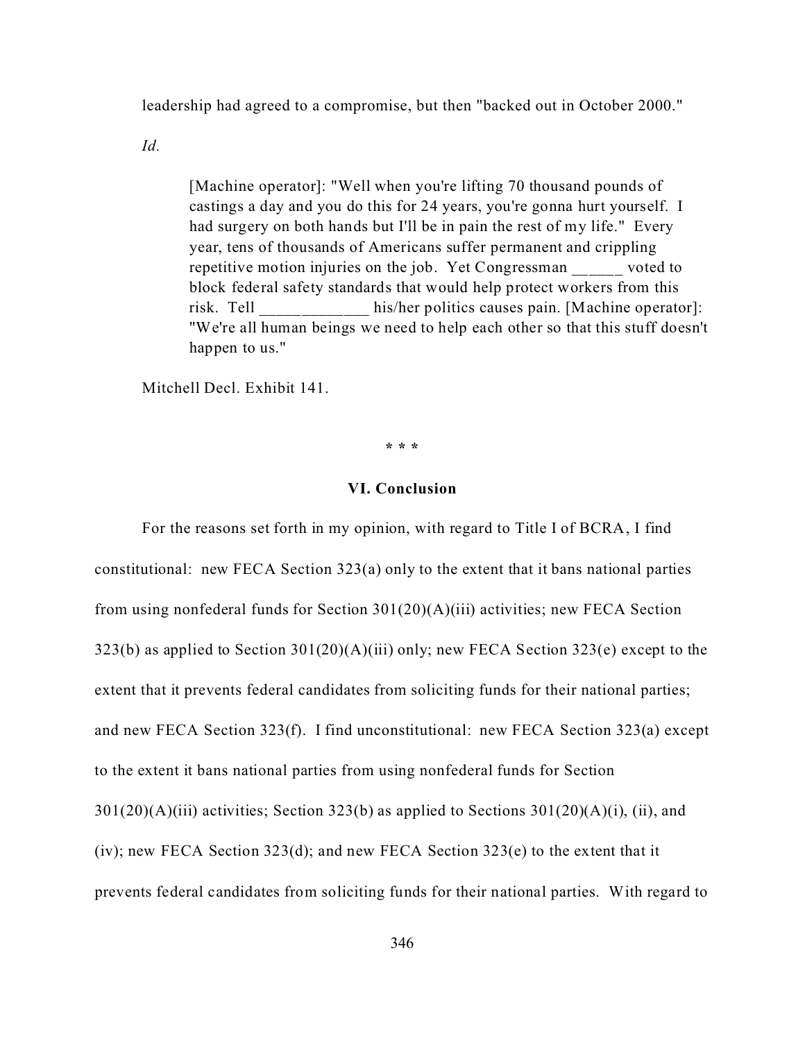leadership had agreed to a compromise, but then "backed out in October 2000."

*Id.*

> [Machine operator]: "Well when you're lifting 70 thousand pounds of castings a day and you do this for 24 years, you're gonna hurt yourself. I had surgery on both hands but I'll be in pain the rest of my life." Every year, tens of thousands of Americans suffer permanent and crippling repetitive motion injuries on the job. Yet Congressman ______ voted to block federal safety standards that would help protect workers from this risk. Tell _____________ his/her politics causes pain. [Machine operator]: "We're all human beings we need to help each other so that this stuff doesn't happen to us."

Mitchell Decl. Exhibit 141.

\* \* \*

## VI. Conclusion

For the reasons set forth in my opinion, with regard to Title I of BCRA, I find constitutional: new FECA Section 323(a) only to the extent that it bans national parties from using nonfederal funds for Section 301(20)(A)(iii) activities; new FECA Section 323(b) as applied to Section 301(20)(A)(iii) only; new FECA Section 323(e) except to the extent that it prevents federal candidates from soliciting funds for their national parties; and new FECA Section 323(f). I find unconstitutional: new FECA Section 323(a) except to the extent it bans national parties from using nonfederal funds for Section 301(20)(A)(iii) activities; Section 323(b) as applied to Sections 301(20)(A)(i), (ii), and (iv); new FECA Section 323(d); and new FECA Section 323(e) to the extent that it prevents federal candidates from soliciting funds for their national parties. With regard to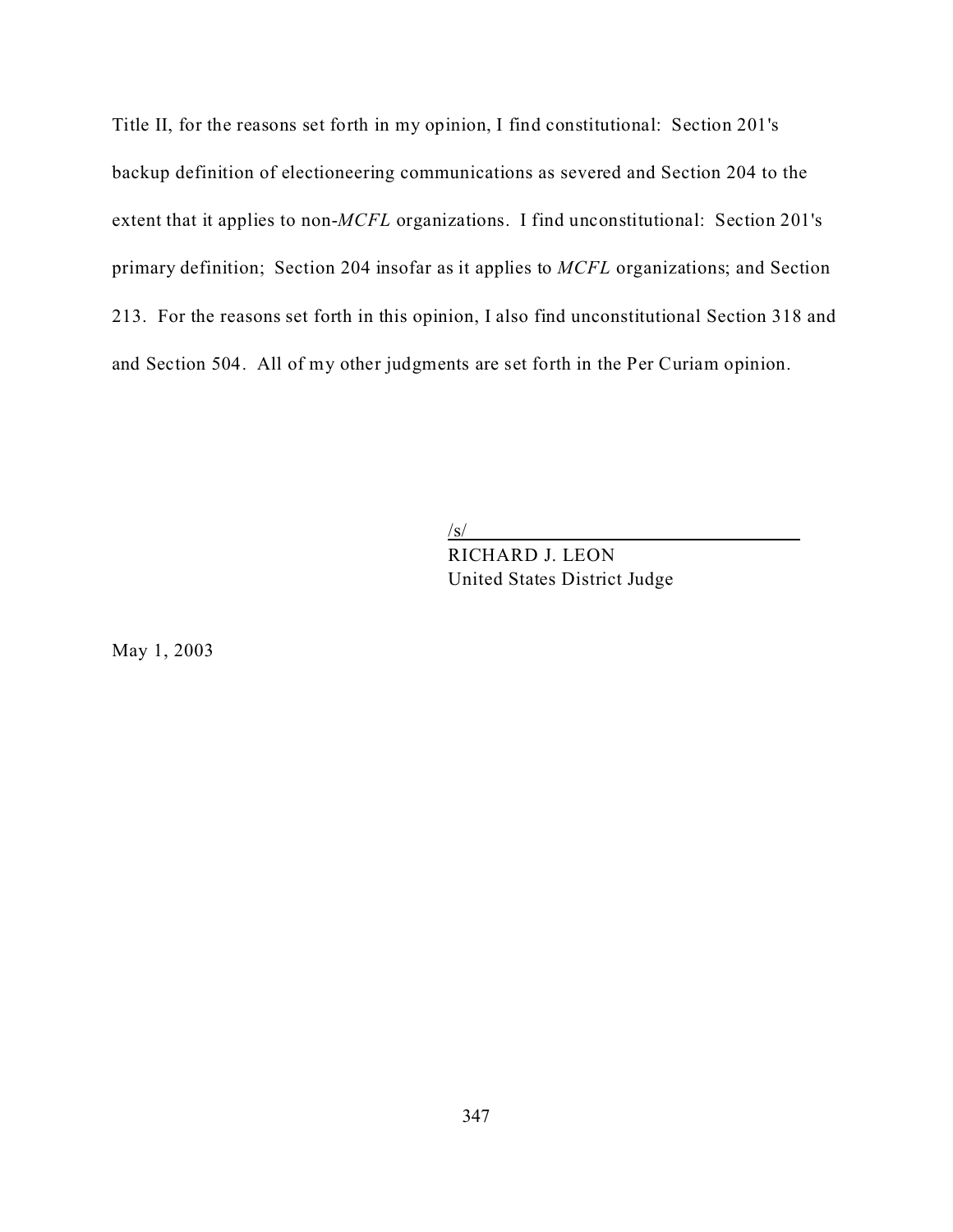Title II, for the reasons set forth in my opinion, I find constitutional: Section 201's backup definition of electioneering communications as severed and Section 204 to the extent that it applies to non-*MCFL* organizations. I find unconstitutional: Section 201's primary definition; Section 204 insofar as it applies to *MCFL* organizations; and Section 213. For the reasons set forth in this opinion, I also find unconstitutional Section 318 and and Section 504. All of my other judgments are set forth in the Per Curiam opinion.

/s/

RICHARD J. LEON
United States District Judge

May 1, 2003